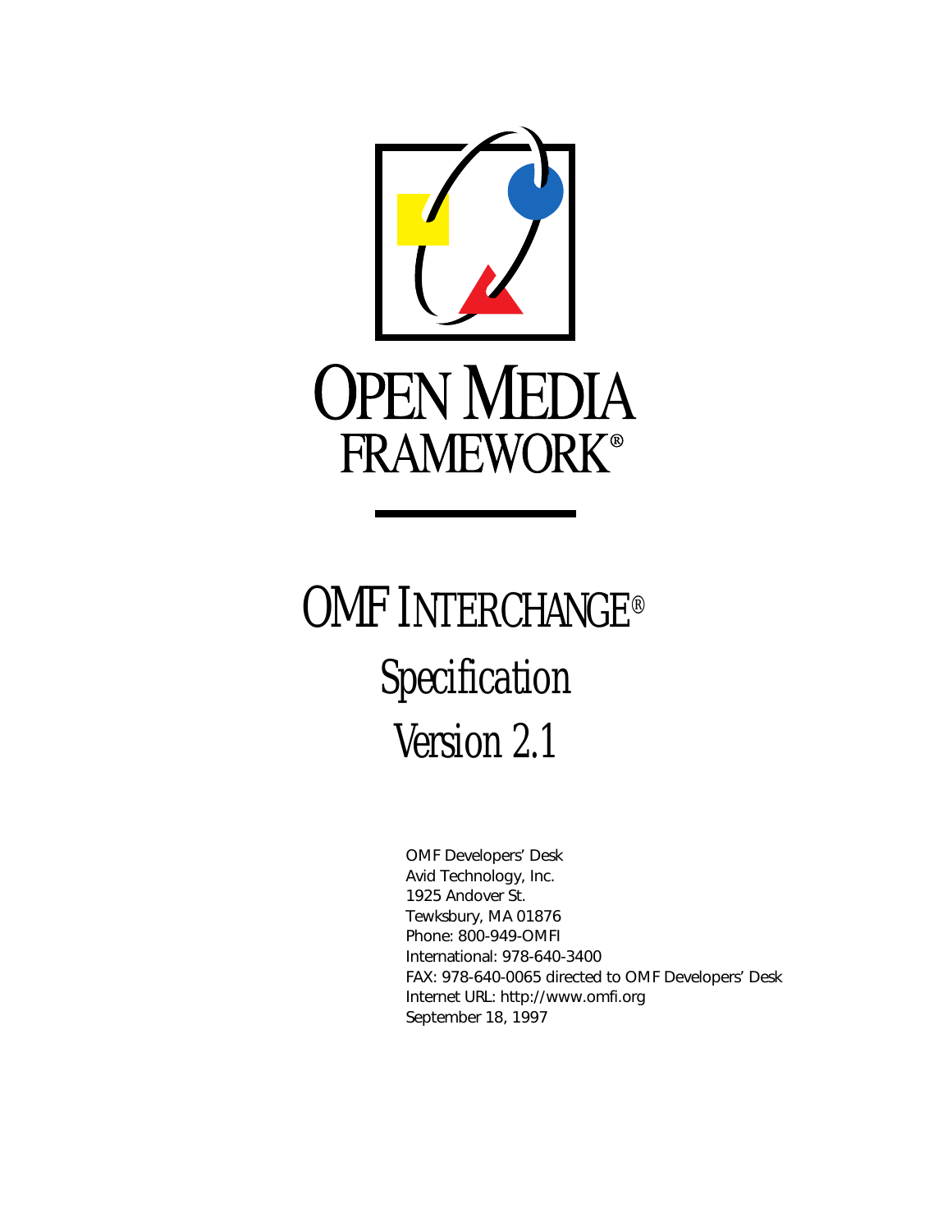# OPEN MEDIA FRAMEWORK®

# OMF INTERCHANGE®

## Specification

## Version 2.1

OMF Developers' Desk
Avid Technology, Inc.
1925 Andover St.
Tewksbury, MA 01876
Phone: 800-949-OMFI
International: 978-640-3400
FAX: 978-640-0065 directed to OMF Developers' Desk
Internet URL: http://www.omfi.org
September 18, 1997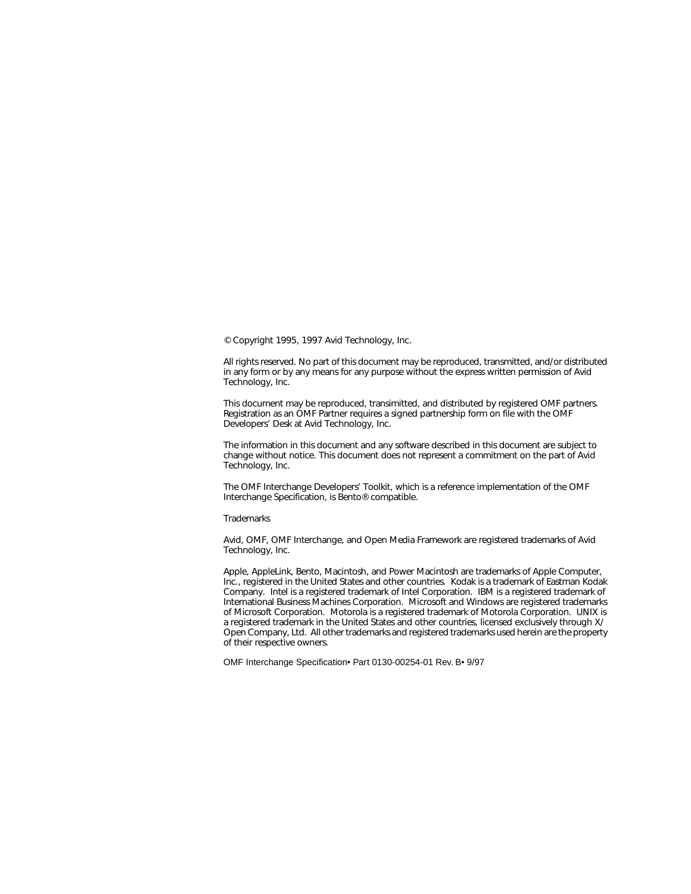© Copyright 1995, 1997 Avid Technology, Inc.

All rights reserved. No part of this document may be reproduced, transmitted, and/or distributed in any form or by any means for any purpose without the express written permission of Avid Technology, Inc.

This document may be reproduced, transimitted, and distributed by registered OMF partners. Registration as an OMF Partner requires a signed partnership form on file with the OMF Developers' Desk at Avid Technology, Inc.

The information in this document and any software described in this document are subject to change without notice. This document does not represent a commitment on the part of Avid Technology, Inc.

The OMF Interchange Developers' Toolkit, which is a reference implementation of the OMF Interchange Specification, is Bento® compatible.

Trademarks

Avid, OMF, OMF Interchange, and Open Media Framework are registered trademarks of Avid Technology, Inc.

Apple, AppleLink, Bento, Macintosh, and Power Macintosh are trademarks of Apple Computer, Inc., registered in the United States and other countries. Kodak is a trademark of Eastman Kodak Company. Intel is a registered trademark of Intel Corporation. IBM is a registered trademark of International Business Machines Corporation. Microsoft and Windows are registered trademarks of Microsoft Corporation. Motorola is a registered trademark of Motorola Corporation. UNIX is a registered trademark in the United States and other countries, licensed exclusively through X/Open Company, Ltd. All other trademarks and registered trademarks used herein are the property of their respective owners.

OMF Interchange Specification• Part 0130-00254-01 Rev. B• 9/97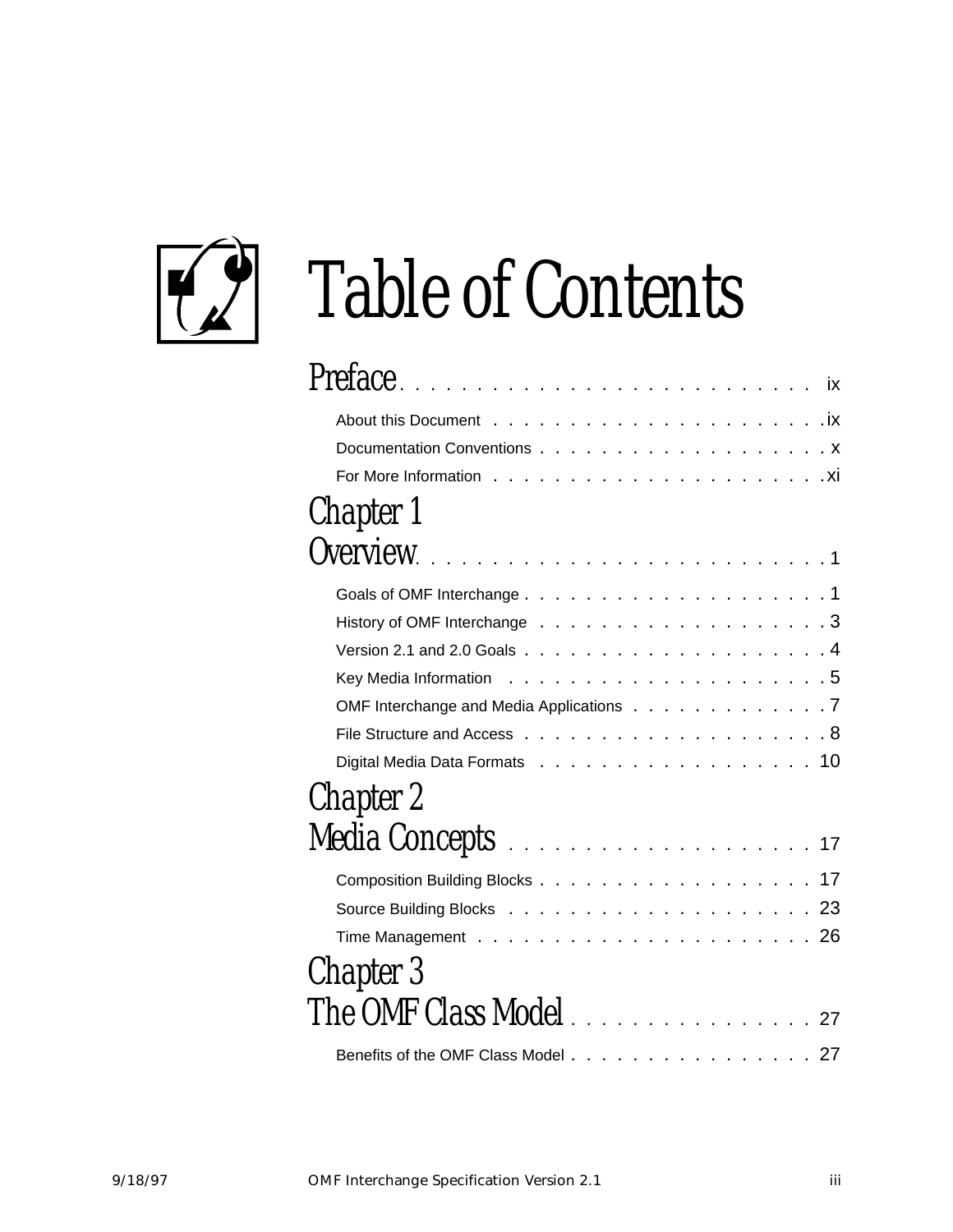# Table of Contents

## Preface . . . . . . . . . . . . . . . . . . . . . . . . . . ix

- About this Document . . . . . . . . . . . . . . . . . . . . . . ix
- Documentation Conventions . . . . . . . . . . . . . . . . . . . x
- For More Information . . . . . . . . . . . . . . . . . . . . . . xi

## Chapter 1 Overview . . . . . . . . . . . . . . . . . . . . . . . . . . 1

- Goals of OMF Interchange . . . . . . . . . . . . . . . . . . . . 1
- History of OMF Interchange . . . . . . . . . . . . . . . . . . . 3
- Version 2.1 and 2.0 Goals . . . . . . . . . . . . . . . . . . . . 4
- Key Media Information . . . . . . . . . . . . . . . . . . . . . 5
- OMF Interchange and Media Applications . . . . . . . . . . . . . 7
- File Structure and Access . . . . . . . . . . . . . . . . . . . . 8
- Digital Media Data Formats . . . . . . . . . . . . . . . . . . . 10

## Chapter 2 Media Concepts . . . . . . . . . . . . . . . . . . . . 17

- Composition Building Blocks . . . . . . . . . . . . . . . . . . . 17
- Source Building Blocks . . . . . . . . . . . . . . . . . . . . . 23
- Time Management . . . . . . . . . . . . . . . . . . . . . . . . 26

## Chapter 3 The OMF Class Model . . . . . . . . . . . . . . . . 27

- Benefits of the OMF Class Model . . . . . . . . . . . . . . . . 27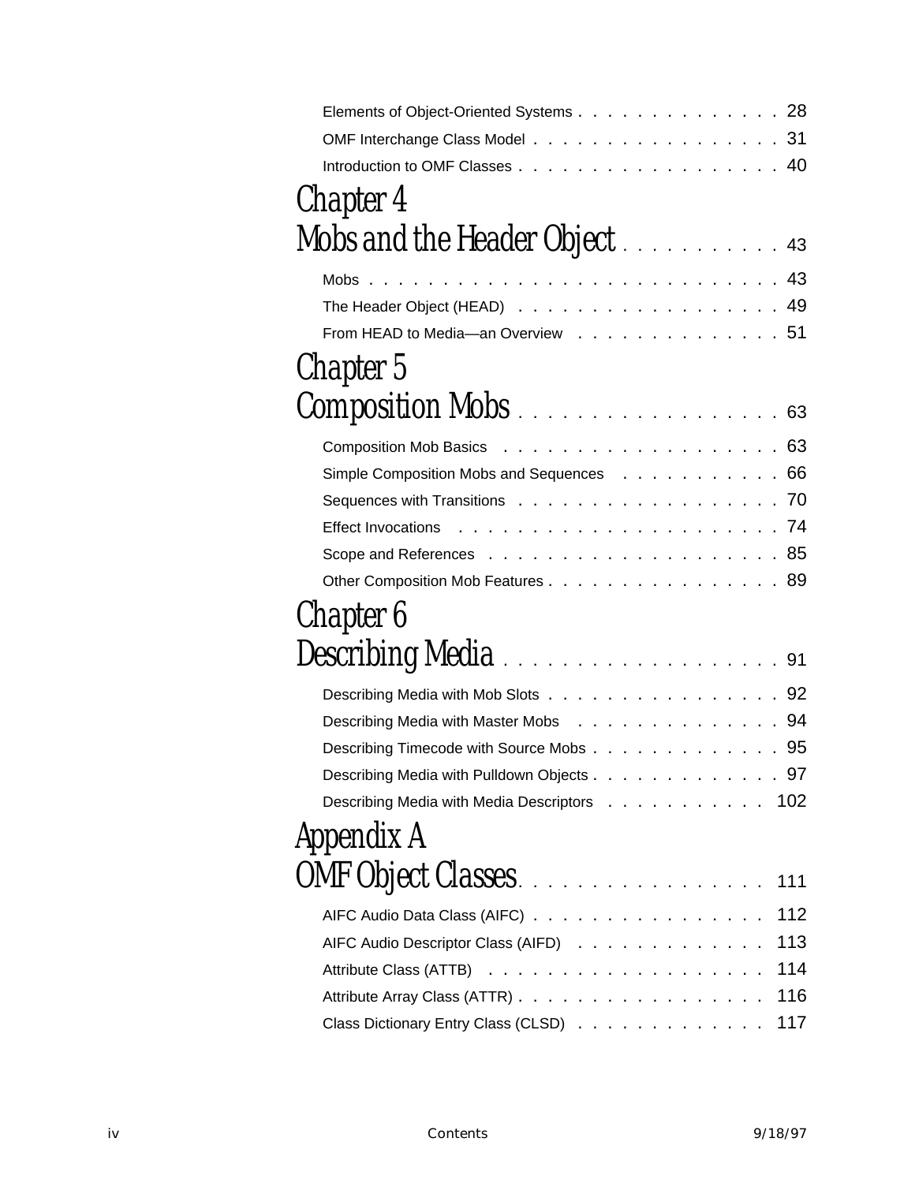Elements of Object-Oriented Systems . . . . . . . . . . . . . . 28

OMF Interchange Class Model . . . . . . . . . . . . . . . . . 31

Introduction to OMF Classes . . . . . . . . . . . . . . . . . . 40

# Chapter 4 Mobs and the Header Object . . . . . . . . . . . 43

Mobs . . . . . . . . . . . . . . . . . . . . . . . . . . . . 43

The Header Object (HEAD) . . . . . . . . . . . . . . . . . . 49

From HEAD to Media—an Overview . . . . . . . . . . . . . . 51

# Chapter 5 Composition Mobs . . . . . . . . . . . . . . . . . . 63

Composition Mob Basics . . . . . . . . . . . . . . . . . . . 63

Simple Composition Mobs and Sequences . . . . . . . . . . . 66

Sequences with Transitions . . . . . . . . . . . . . . . . . . 70

Effect Invocations . . . . . . . . . . . . . . . . . . . . . . 74

Scope and References . . . . . . . . . . . . . . . . . . . . 85

Other Composition Mob Features . . . . . . . . . . . . . . . . 89

# Chapter 6 Describing Media . . . . . . . . . . . . . . . . . . 91

Describing Media with Mob Slots . . . . . . . . . . . . . . . . 92

Describing Media with Master Mobs . . . . . . . . . . . . . . 94

Describing Timecode with Source Mobs . . . . . . . . . . . . . 95

Describing Media with Pulldown Objects . . . . . . . . . . . . . 97

Describing Media with Media Descriptors . . . . . . . . . . . 102

# Appendix A OMF Object Classes. . . . . . . . . . . . . . . . 111

AIFC Audio Data Class (AIFC) . . . . . . . . . . . . . . . . 112

AIFC Audio Descriptor Class (AIFD) . . . . . . . . . . . . . 113

Attribute Class (ATTB) . . . . . . . . . . . . . . . . . . . 114

Attribute Array Class (ATTR) . . . . . . . . . . . . . . . . . 116

Class Dictionary Entry Class (CLSD) . . . . . . . . . . . . . 117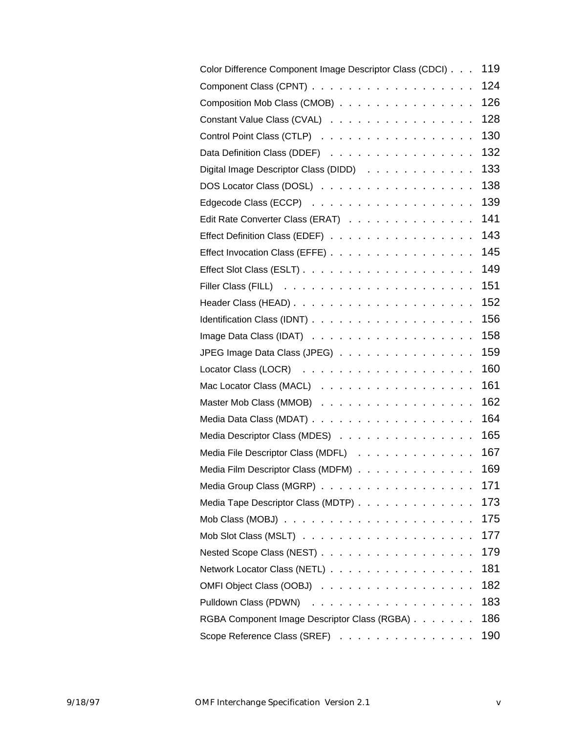Color Difference Component Image Descriptor Class (CDCI) . . . 119

Component Class (CPNT) . . . . . . . . . . . . . . . . . . 124

Composition Mob Class (CMOB) . . . . . . . . . . . . . . . 126

Constant Value Class (CVAL) . . . . . . . . . . . . . . . . 128

Control Point Class (CTLP) . . . . . . . . . . . . . . . . . 130

Data Definition Class (DDEF) . . . . . . . . . . . . . . . . 132

Digital Image Descriptor Class (DIDD) . . . . . . . . . . . . 133

DOS Locator Class (DOSL) . . . . . . . . . . . . . . . . . 138

Edgecode Class (ECCP) . . . . . . . . . . . . . . . . . . 139

Edit Rate Converter Class (ERAT) . . . . . . . . . . . . . . 141

Effect Definition Class (EDEF) . . . . . . . . . . . . . . . . 143

Effect Invocation Class (EFFE) . . . . . . . . . . . . . . . . 145

Effect Slot Class (ESLT) . . . . . . . . . . . . . . . . . . . 149

Filler Class (FILL) . . . . . . . . . . . . . . . . . . . . . 151

Header Class (HEAD) . . . . . . . . . . . . . . . . . . . . 152

Identification Class (IDNT) . . . . . . . . . . . . . . . . . . 156

Image Data Class (IDAT) . . . . . . . . . . . . . . . . . . 158

JPEG Image Data Class (JPEG) . . . . . . . . . . . . . . . 159

Locator Class (LOCR) . . . . . . . . . . . . . . . . . . . 160

Mac Locator Class (MACL) . . . . . . . . . . . . . . . . . 161

Master Mob Class (MMOB) . . . . . . . . . . . . . . . . . 162

Media Data Class (MDAT) . . . . . . . . . . . . . . . . . . 164

Media Descriptor Class (MDES) . . . . . . . . . . . . . . . 165

Media File Descriptor Class (MDFL) . . . . . . . . . . . . . 167

Media Film Descriptor Class (MDFM) . . . . . . . . . . . . . 169

Media Group Class (MGRP) . . . . . . . . . . . . . . . . . 171

Media Tape Descriptor Class (MDTP) . . . . . . . . . . . . . 173

Mob Class (MOBJ) . . . . . . . . . . . . . . . . . . . . . 175

Mob Slot Class (MSLT) . . . . . . . . . . . . . . . . . . . 177

Nested Scope Class (NEST) . . . . . . . . . . . . . . . . . 179

Network Locator Class (NETL) . . . . . . . . . . . . . . . . 181

OMFI Object Class (OOBJ) . . . . . . . . . . . . . . . . . 182

Pulldown Class (PDWN) . . . . . . . . . . . . . . . . . . 183

RGBA Component Image Descriptor Class (RGBA) . . . . . . . 186

Scope Reference Class (SREF) . . . . . . . . . . . . . . . 190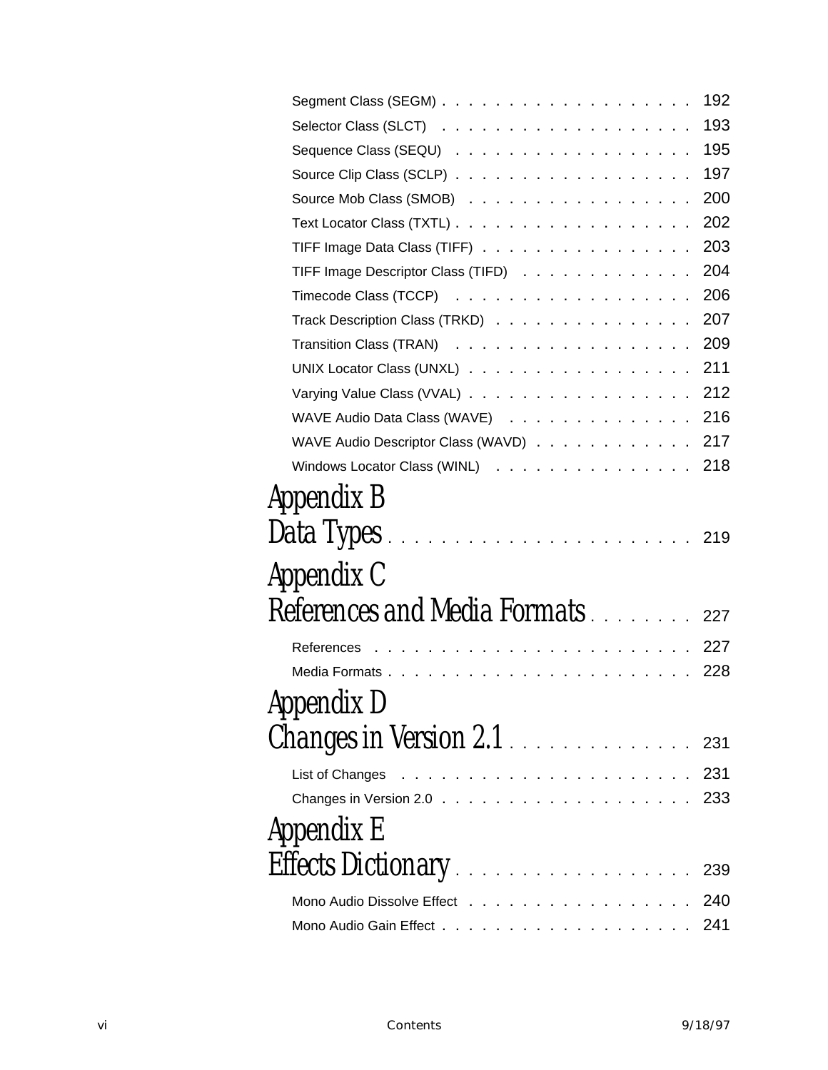Segment Class (SEGM) . . . . . . . . . . . . . . . . . . . 192
Selector Class (SLCT) . . . . . . . . . . . . . . . . . . . 193
Sequence Class (SEQU) . . . . . . . . . . . . . . . . . . . 195
Source Clip Class (SCLP) . . . . . . . . . . . . . . . . . . 197
Source Mob Class (SMOB) . . . . . . . . . . . . . . . . . . 200
Text Locator Class (TXTL) . . . . . . . . . . . . . . . . . 202
TIFF Image Data Class (TIFF) . . . . . . . . . . . . . . . . 203
TIFF Image Descriptor Class (TIFD) . . . . . . . . . . . . . 204
Timecode Class (TCCP) . . . . . . . . . . . . . . . . . . . 206
Track Description Class (TRKD) . . . . . . . . . . . . . . . 207
Transition Class (TRAN) . . . . . . . . . . . . . . . . . . 209
UNIX Locator Class (UNXL) . . . . . . . . . . . . . . . . . 211
Varying Value Class (VVAL) . . . . . . . . . . . . . . . . . 212
WAVE Audio Data Class (WAVE) . . . . . . . . . . . . . . . 216
WAVE Audio Descriptor Class (WAVD) . . . . . . . . . . . . 217
Windows Locator Class (WINL) . . . . . . . . . . . . . . . 218

# Appendix B
# Data Types . . . . . . . . . . . . . . . . . . . . . . 219

# Appendix C
# References and Media Formats . . . . . . . . 227

References . . . . . . . . . . . . . . . . . . . . . . . . 227
Media Formats . . . . . . . . . . . . . . . . . . . . . . . 228

# Appendix D
# Changes in Version 2.1 . . . . . . . . . . . . . . 231

List of Changes . . . . . . . . . . . . . . . . . . . . . . 231
Changes in Version 2.0 . . . . . . . . . . . . . . . . . . . 233

# Appendix E
# Effects Dictionary . . . . . . . . . . . . . . . . . 239

Mono Audio Dissolve Effect . . . . . . . . . . . . . . . . . 240
Mono Audio Gain Effect . . . . . . . . . . . . . . . . . . . 241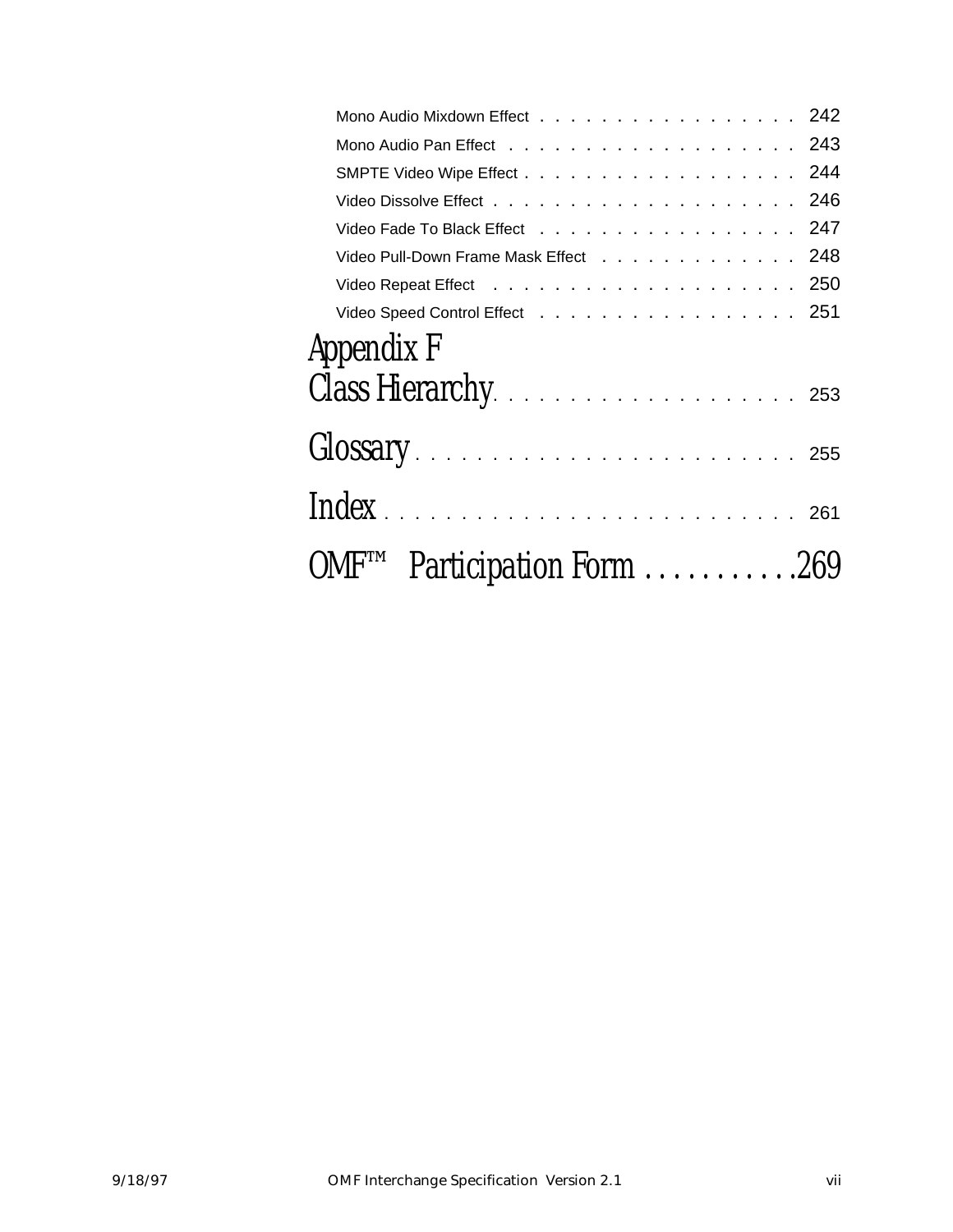Mono Audio Mixdown Effect . . . . . . . . . . . . . . . . . 242

Mono Audio Pan Effect . . . . . . . . . . . . . . . . . . . 243

SMPTE Video Wipe Effect . . . . . . . . . . . . . . . . . . 244

Video Dissolve Effect . . . . . . . . . . . . . . . . . . . 246

Video Fade To Black Effect . . . . . . . . . . . . . . . . . 247

Video Pull-Down Frame Mask Effect . . . . . . . . . . . . . 248

Video Repeat Effect . . . . . . . . . . . . . . . . . . . . 250

Video Speed Control Effect . . . . . . . . . . . . . . . . . 251

# Appendix F Class Hierarchy . . . . . . . . . . . . . . . . . . . . 253

# Glossary . . . . . . . . . . . . . . . . . . . . . . . . . 255

# Index . . . . . . . . . . . . . . . . . . . . . . . . . . . 261

# OMF™ Participation Form . . . . . . . . . . . 269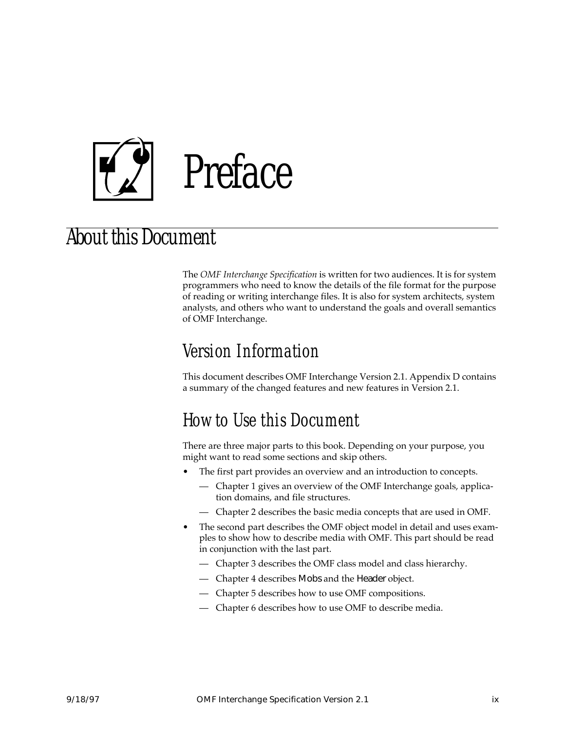# Preface

## About this Document

The *OMF Interchange Specification* is written for two audiences. It is for system programmers who need to know the details of the file format for the purpose of reading or writing interchange files. It is also for system architects, system analysts, and others who want to understand the goals and overall semantics of OMF Interchange.

### Version Information

This document describes OMF Interchange Version 2.1. Appendix D contains a summary of the changed features and new features in Version 2.1.

### How to Use this Document

There are three major parts to this book. Depending on your purpose, you might want to read some sections and skip others.

- The first part provides an overview and an introduction to concepts.
  - Chapter 1 gives an overview of the OMF Interchange goals, application domains, and file structures.
  - Chapter 2 describes the basic media concepts that are used in OMF.
- The second part describes the OMF object model in detail and uses examples to show how to describe media with OMF. This part should be read in conjunction with the last part.
  - Chapter 3 describes the OMF class model and class hierarchy.
  - Chapter 4 describes Mobs and the Header object.
  - Chapter 5 describes how to use OMF compositions.
  - Chapter 6 describes how to use OMF to describe media.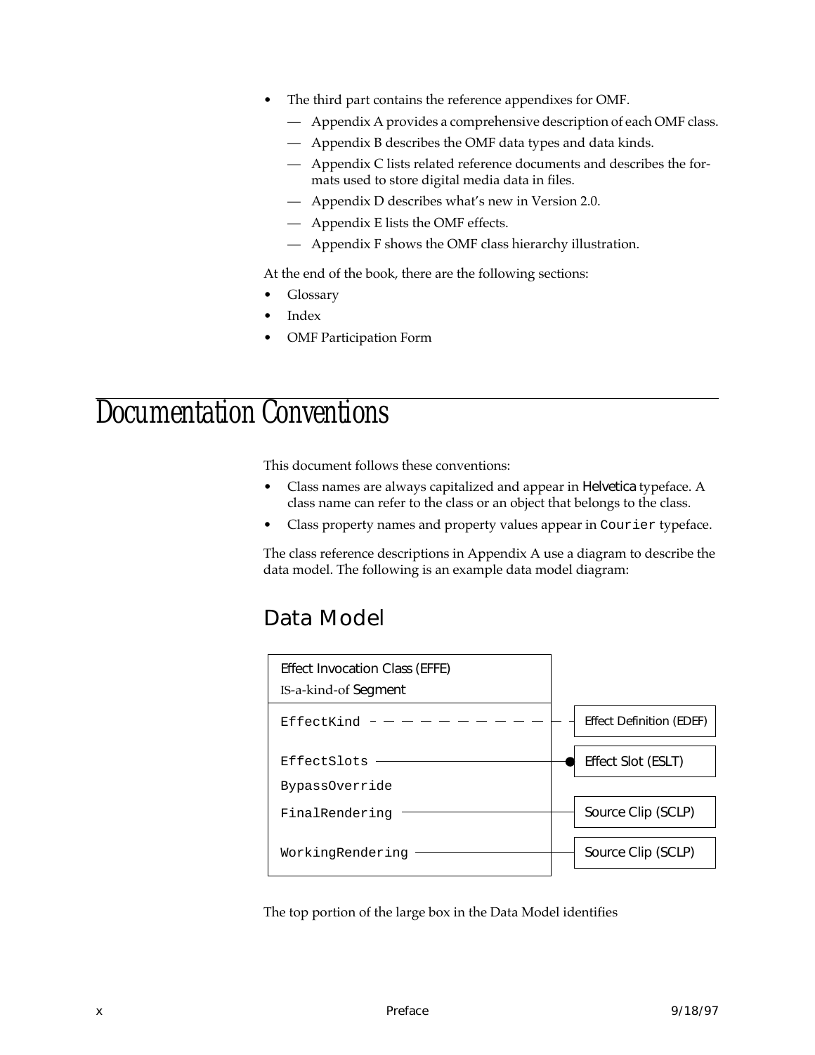- The third part contains the reference appendixes for OMF.
  - Appendix A provides a comprehensive description of each OMF class.
  - Appendix B describes the OMF data types and data kinds.
  - Appendix C lists related reference documents and describes the formats used to store digital media data in files.
  - Appendix D describes what's new in Version 2.0.
  - Appendix E lists the OMF effects.
  - Appendix F shows the OMF class hierarchy illustration.

At the end of the book, there are the following sections:

- Glossary
- Index
- OMF Participation Form

# Documentation Conventions

This document follows these conventions:

- Class names are always capitalized and appear in Helvetica typeface. A class name can refer to the class or an object that belongs to the class.
- Class property names and property values appear in `Courier` typeface.

The class reference descriptions in Appendix A use a diagram to describe the data model. The following is an example data model diagram:

## Data Model

```
Effect Invocation Class (EFFE)
IS-a-kind-of Segment
-------------------------------------------------------------
EffectKind  - - - - - - - - - - - - -  Effect Definition (EDEF)
EffectSlots ------------------------●  Effect Slot (ESLT)
BypassOverride
FinalRendering ----------------------  Source Clip (SCLP)
WorkingRendering --------------------  Source Clip (SCLP)
```

The top portion of the large box in the Data Model identifies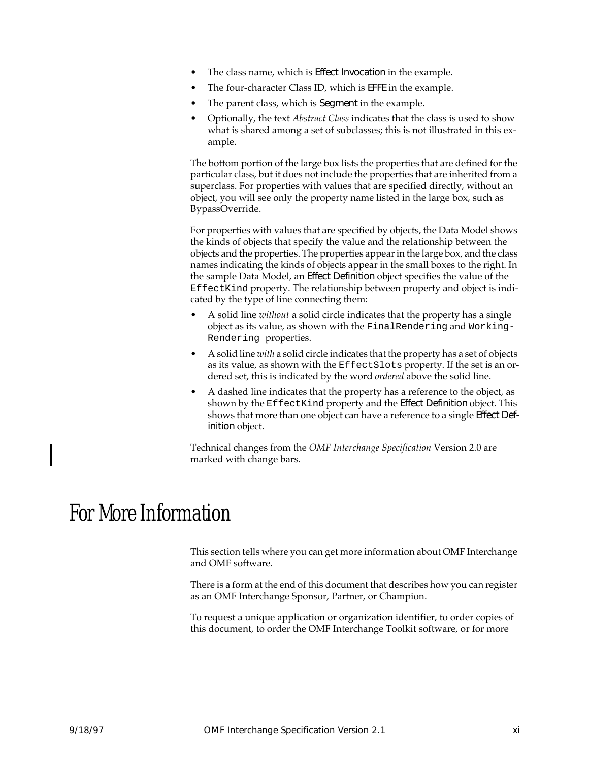- The class name, which is Effect Invocation in the example.
- The four-character Class ID, which is EFFE in the example.
- The parent class, which is Segment in the example.
- Optionally, the text *Abstract Class* indicates that the class is used to show what is shared among a set of subclasses; this is not illustrated in this example.

The bottom portion of the large box lists the properties that are defined for the particular class, but it does not include the properties that are inherited from a superclass. For properties with values that are specified directly, without an object, you will see only the property name listed in the large box, such as BypassOverride.

For properties with values that are specified by objects, the Data Model shows the kinds of objects that specify the value and the relationship between the objects and the properties. The properties appear in the large box, and the class names indicating the kinds of objects appear in the small boxes to the right. In the sample Data Model, an Effect Definition object specifies the value of the `EffectKind` property. The relationship between property and object is indicated by the type of line connecting them:

- A solid line *without* a solid circle indicates that the property has a single object as its value, as shown with the `FinalRendering` and `Working-Rendering` properties.
- A solid line *with* a solid circle indicates that the property has a set of objects as its value, as shown with the `EffectSlots` property. If the set is an ordered set, this is indicated by the word *ordered* above the solid line.
- A dashed line indicates that the property has a reference to the object, as shown by the `EffectKind` property and the Effect Definition object. This shows that more than one object can have a reference to a single Effect Definition object.

Technical changes from the *OMF Interchange Specification* Version 2.0 are marked with change bars.

# For More Information

This section tells where you can get more information about OMF Interchange and OMF software.

There is a form at the end of this document that describes how you can register as an OMF Interchange Sponsor, Partner, or Champion.

To request a unique application or organization identifier, to order copies of this document, to order the OMF Interchange Toolkit software, or for more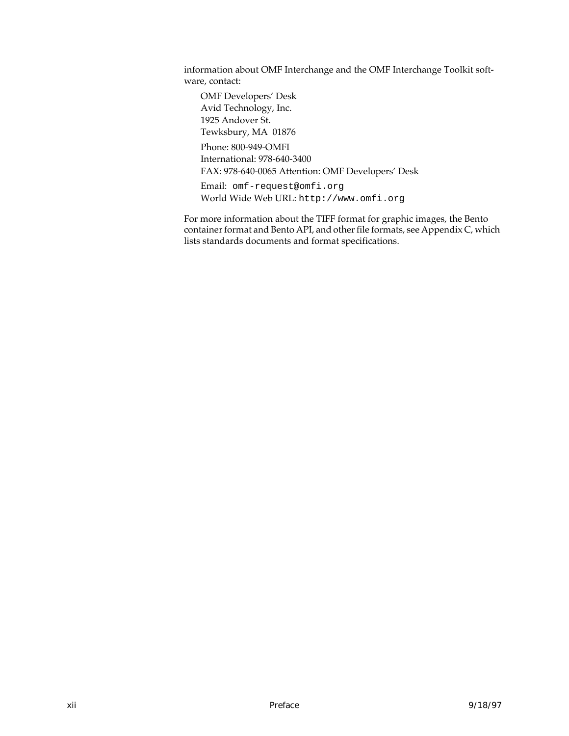information about OMF Interchange and the OMF Interchange Toolkit software, contact:

OMF Developers' Desk  
Avid Technology, Inc.  
1925 Andover St.  
Tewksbury, MA 01876

Phone: 800-949-OMFI  
International: 978-640-3400  
FAX: 978-640-0065 Attention: OMF Developers' Desk

Email: `omf-request@omfi.org`  
World Wide Web URL: `http://www.omfi.org`

For more information about the TIFF format for graphic images, the Bento container format and Bento API, and other file formats, see Appendix C, which lists standards documents and format specifications.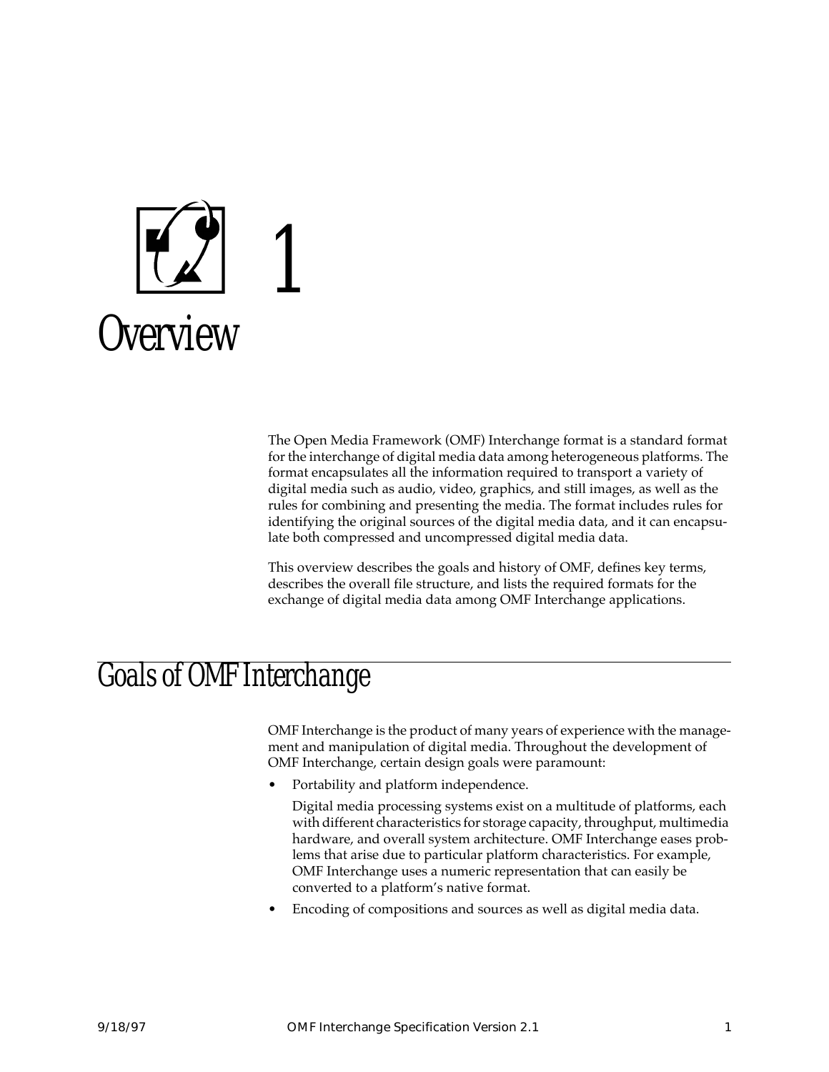# 1 Overview

The Open Media Framework (OMF) Interchange format is a standard format for the interchange of digital media data among heterogeneous platforms. The format encapsulates all the information required to transport a variety of digital media such as audio, video, graphics, and still images, as well as the rules for combining and presenting the media. The format includes rules for identifying the original sources of the digital media data, and it can encapsulate both compressed and uncompressed digital media data.

This overview describes the goals and history of OMF, defines key terms, describes the overall file structure, and lists the required formats for the exchange of digital media data among OMF Interchange applications.

## Goals of OMF Interchange

OMF Interchange is the product of many years of experience with the management and manipulation of digital media. Throughout the development of OMF Interchange, certain design goals were paramount:

- Portability and platform independence.

  Digital media processing systems exist on a multitude of platforms, each with different characteristics for storage capacity, throughput, multimedia hardware, and overall system architecture. OMF Interchange eases problems that arise due to particular platform characteristics. For example, OMF Interchange uses a numeric representation that can easily be converted to a platform's native format.

- Encoding of compositions and sources as well as digital media data.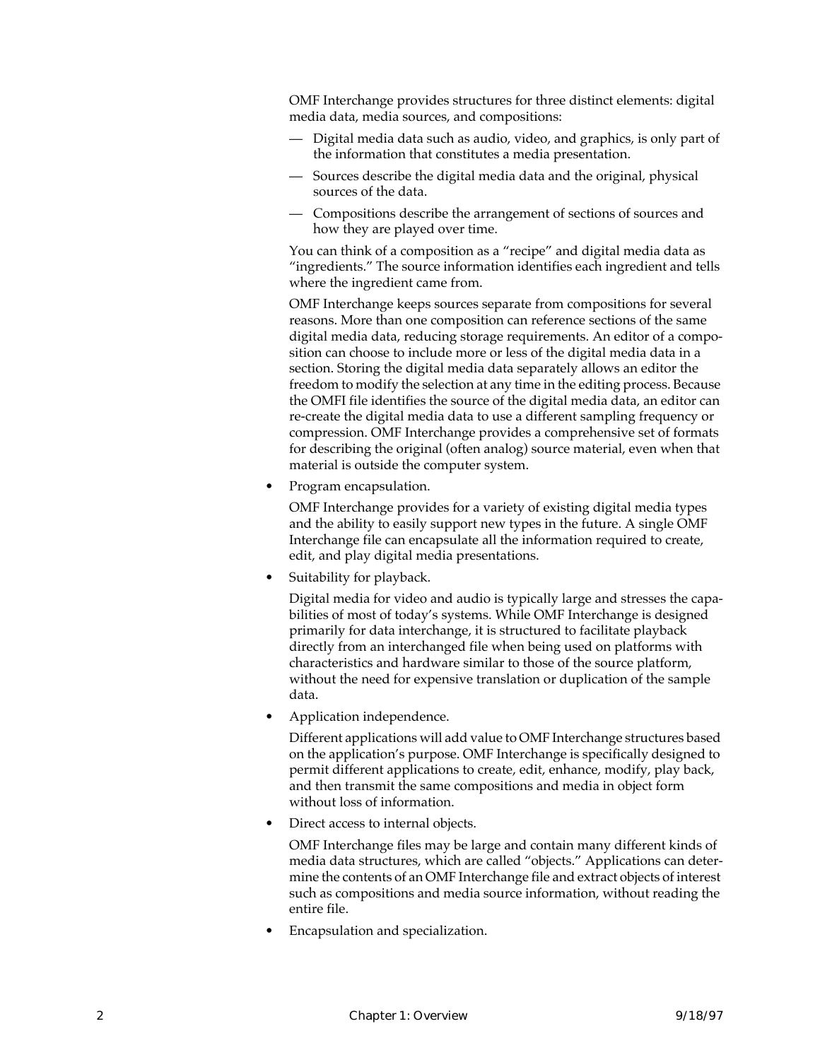OMF Interchange provides structures for three distinct elements: digital media data, media sources, and compositions:

- Digital media data such as audio, video, and graphics, is only part of the information that constitutes a media presentation.
- Sources describe the digital media data and the original, physical sources of the data.
- Compositions describe the arrangement of sections of sources and how they are played over time.

You can think of a composition as a "recipe" and digital media data as "ingredients." The source information identifies each ingredient and tells where the ingredient came from.

OMF Interchange keeps sources separate from compositions for several reasons. More than one composition can reference sections of the same digital media data, reducing storage requirements. An editor of a composition can choose to include more or less of the digital media data in a section. Storing the digital media data separately allows an editor the freedom to modify the selection at any time in the editing process. Because the OMFI file identifies the source of the digital media data, an editor can re-create the digital media data to use a different sampling frequency or compression. OMF Interchange provides a comprehensive set of formats for describing the original (often analog) source material, even when that material is outside the computer system.

- Program encapsulation.

  OMF Interchange provides for a variety of existing digital media types and the ability to easily support new types in the future. A single OMF Interchange file can encapsulate all the information required to create, edit, and play digital media presentations.

- Suitability for playback.

  Digital media for video and audio is typically large and stresses the capabilities of most of today's systems. While OMF Interchange is designed primarily for data interchange, it is structured to facilitate playback directly from an interchanged file when being used on platforms with characteristics and hardware similar to those of the source platform, without the need for expensive translation or duplication of the sample data.

- Application independence.

  Different applications will add value to OMF Interchange structures based on the application's purpose. OMF Interchange is specifically designed to permit different applications to create, edit, enhance, modify, play back, and then transmit the same compositions and media in object form without loss of information.

- Direct access to internal objects.

  OMF Interchange files may be large and contain many different kinds of media data structures, which are called "objects." Applications can determine the contents of an OMF Interchange file and extract objects of interest such as compositions and media source information, without reading the entire file.

- Encapsulation and specialization.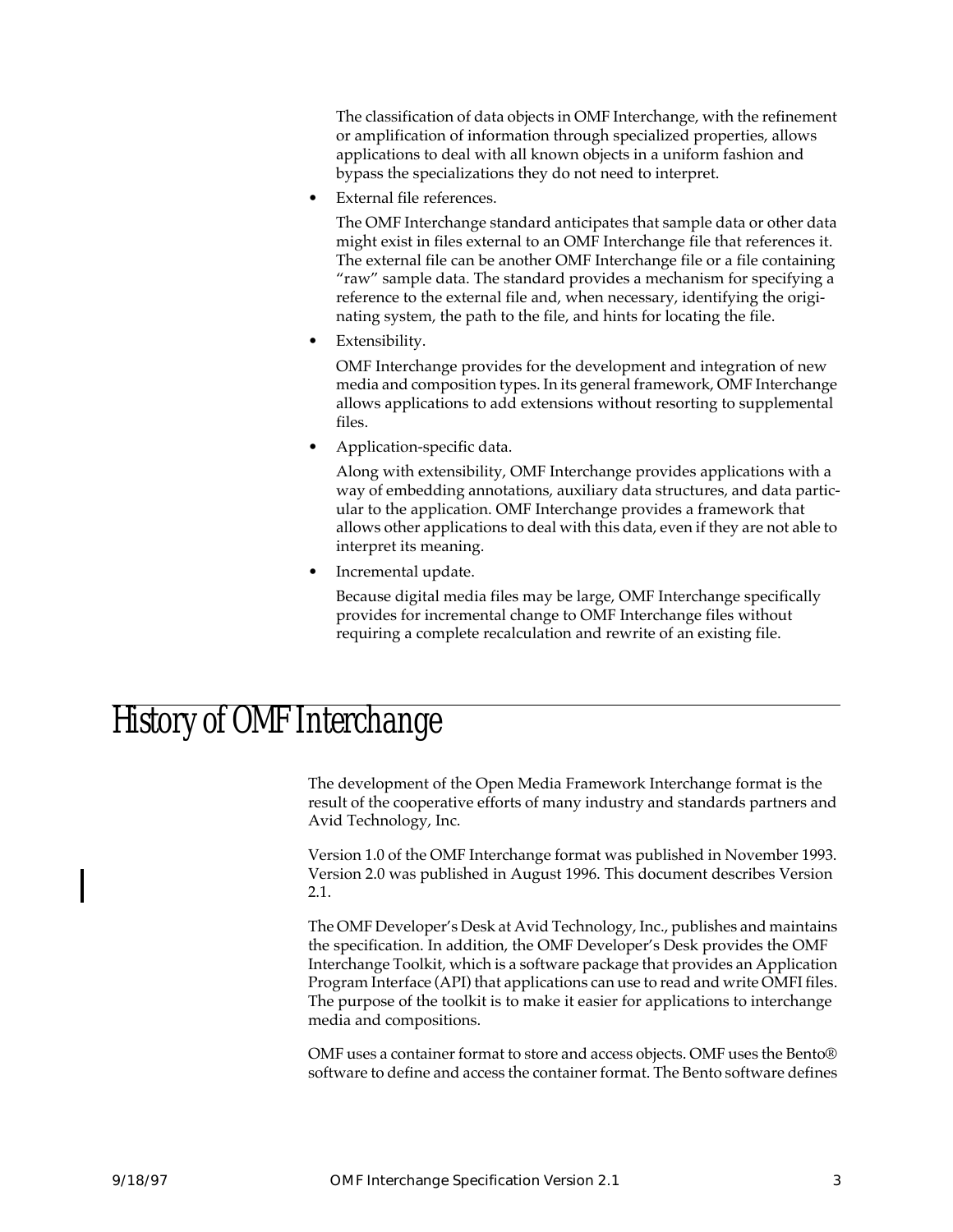The classification of data objects in OMF Interchange, with the refinement or amplification of information through specialized properties, allows applications to deal with all known objects in a uniform fashion and bypass the specializations they do not need to interpret.

- External file references.

  The OMF Interchange standard anticipates that sample data or other data might exist in files external to an OMF Interchange file that references it. The external file can be another OMF Interchange file or a file containing "raw" sample data. The standard provides a mechanism for specifying a reference to the external file and, when necessary, identifying the originating system, the path to the file, and hints for locating the file.

- Extensibility.

  OMF Interchange provides for the development and integration of new media and composition types. In its general framework, OMF Interchange allows applications to add extensions without resorting to supplemental files.

- Application-specific data.

  Along with extensibility, OMF Interchange provides applications with a way of embedding annotations, auxiliary data structures, and data particular to the application. OMF Interchange provides a framework that allows other applications to deal with this data, even if they are not able to interpret its meaning.

- Incremental update.

  Because digital media files may be large, OMF Interchange specifically provides for incremental change to OMF Interchange files without requiring a complete recalculation and rewrite of an existing file.

# History of OMF Interchange

The development of the Open Media Framework Interchange format is the result of the cooperative efforts of many industry and standards partners and Avid Technology, Inc.

Version 1.0 of the OMF Interchange format was published in November 1993. Version 2.0 was published in August 1996. This document describes Version 2.1.

The OMF Developer's Desk at Avid Technology, Inc., publishes and maintains the specification. In addition, the OMF Developer's Desk provides the OMF Interchange Toolkit, which is a software package that provides an Application Program Interface (API) that applications can use to read and write OMFI files. The purpose of the toolkit is to make it easier for applications to interchange media and compositions.

OMF uses a container format to store and access objects. OMF uses the Bento® software to define and access the container format. The Bento software defines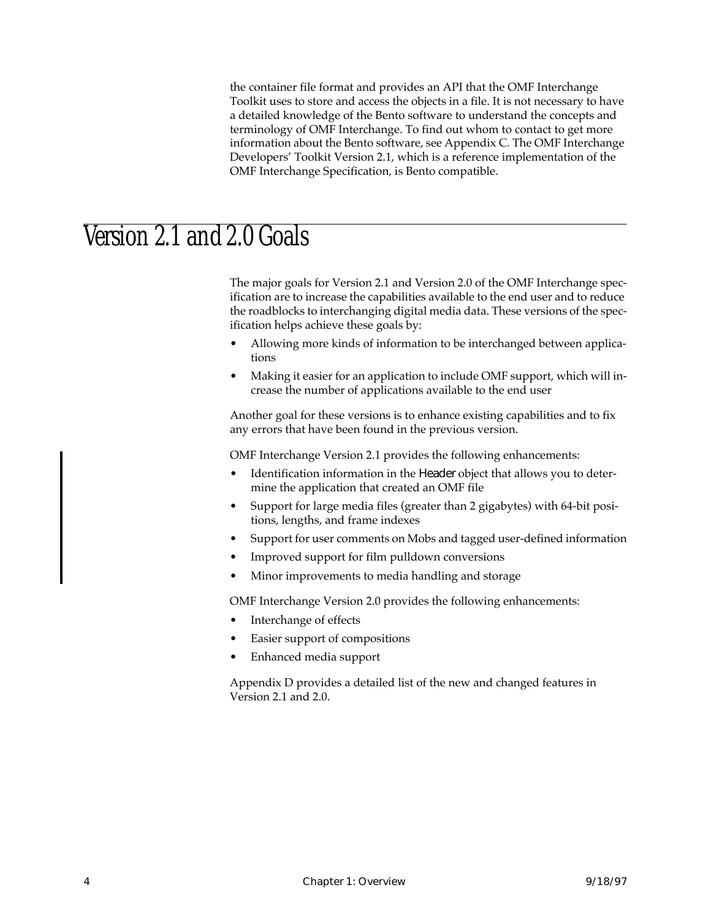the container file format and provides an API that the OMF Interchange Toolkit uses to store and access the objects in a file. It is not necessary to have a detailed knowledge of the Bento software to understand the concepts and terminology of OMF Interchange. To find out whom to contact to get more information about the Bento software, see Appendix C. The OMF Interchange Developers' Toolkit Version 2.1, which is a reference implementation of the OMF Interchange Specification, is Bento compatible.

# Version 2.1 and 2.0 Goals

The major goals for Version 2.1 and Version 2.0 of the OMF Interchange specification are to increase the capabilities available to the end user and to reduce the roadblocks to interchanging digital media data. These versions of the specification helps achieve these goals by:

- Allowing more kinds of information to be interchanged between applications
- Making it easier for an application to include OMF support, which will increase the number of applications available to the end user

Another goal for these versions is to enhance existing capabilities and to fix any errors that have been found in the previous version.

OMF Interchange Version 2.1 provides the following enhancements:

- Identification information in the Header object that allows you to determine the application that created an OMF file
- Support for large media files (greater than 2 gigabytes) with 64-bit positions, lengths, and frame indexes
- Support for user comments on Mobs and tagged user-defined information
- Improved support for film pulldown conversions
- Minor improvements to media handling and storage

OMF Interchange Version 2.0 provides the following enhancements:

- Interchange of effects
- Easier support of compositions
- Enhanced media support

Appendix D provides a detailed list of the new and changed features in Version 2.1 and 2.0.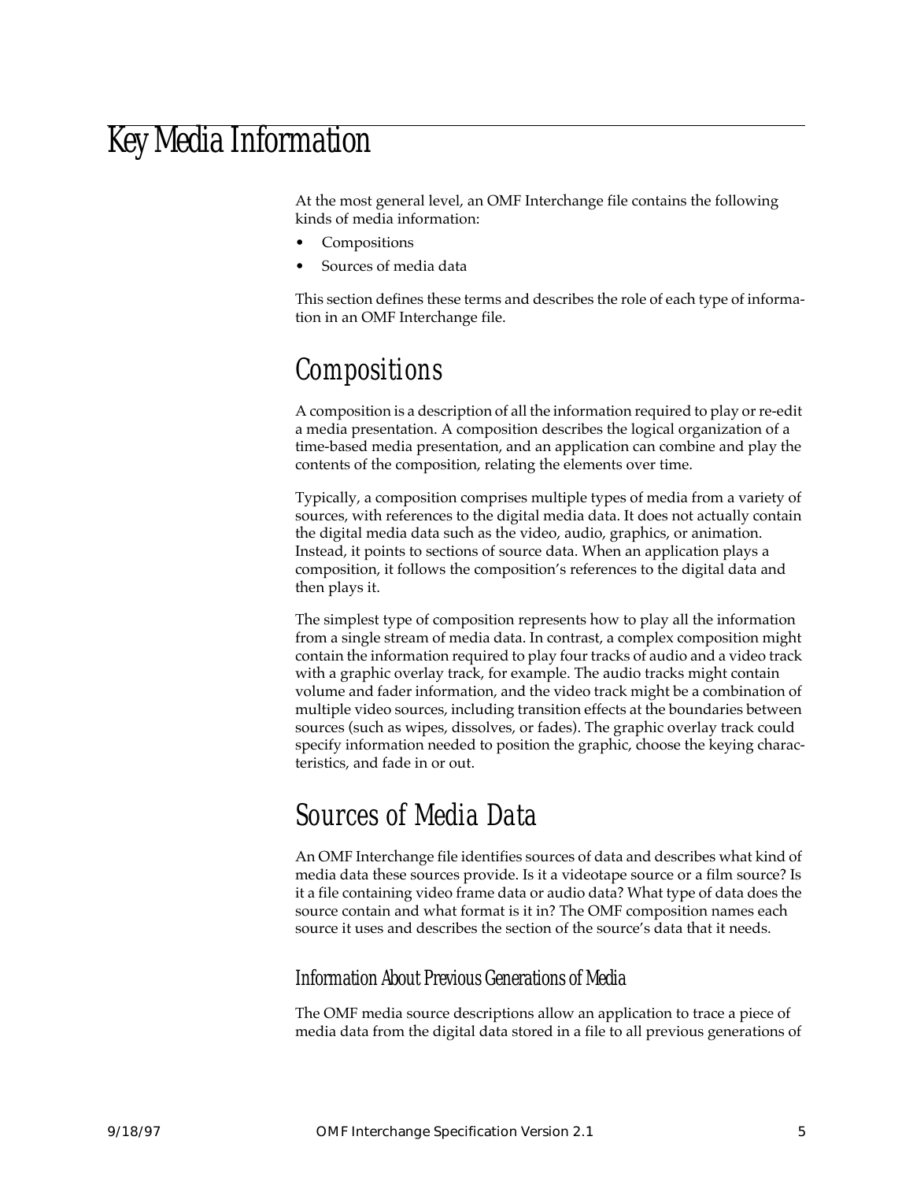# Key Media Information

At the most general level, an OMF Interchange file contains the following kinds of media information:

- Compositions
- Sources of media data

This section defines these terms and describes the role of each type of information in an OMF Interchange file.

## Compositions

A composition is a description of all the information required to play or re-edit a media presentation. A composition describes the logical organization of a time-based media presentation, and an application can combine and play the contents of the composition, relating the elements over time.

Typically, a composition comprises multiple types of media from a variety of sources, with references to the digital media data. It does not actually contain the digital media data such as the video, audio, graphics, or animation. Instead, it points to sections of source data. When an application plays a composition, it follows the composition's references to the digital data and then plays it.

The simplest type of composition represents how to play all the information from a single stream of media data. In contrast, a complex composition might contain the information required to play four tracks of audio and a video track with a graphic overlay track, for example. The audio tracks might contain volume and fader information, and the video track might be a combination of multiple video sources, including transition effects at the boundaries between sources (such as wipes, dissolves, or fades). The graphic overlay track could specify information needed to position the graphic, choose the keying characteristics, and fade in or out.

## Sources of Media Data

An OMF Interchange file identifies sources of data and describes what kind of media data these sources provide. Is it a videotape source or a film source? Is it a file containing video frame data or audio data? What type of data does the source contain and what format is it in? The OMF composition names each source it uses and describes the section of the source's data that it needs.

### Information About Previous Generations of Media

The OMF media source descriptions allow an application to trace a piece of media data from the digital data stored in a file to all previous generations of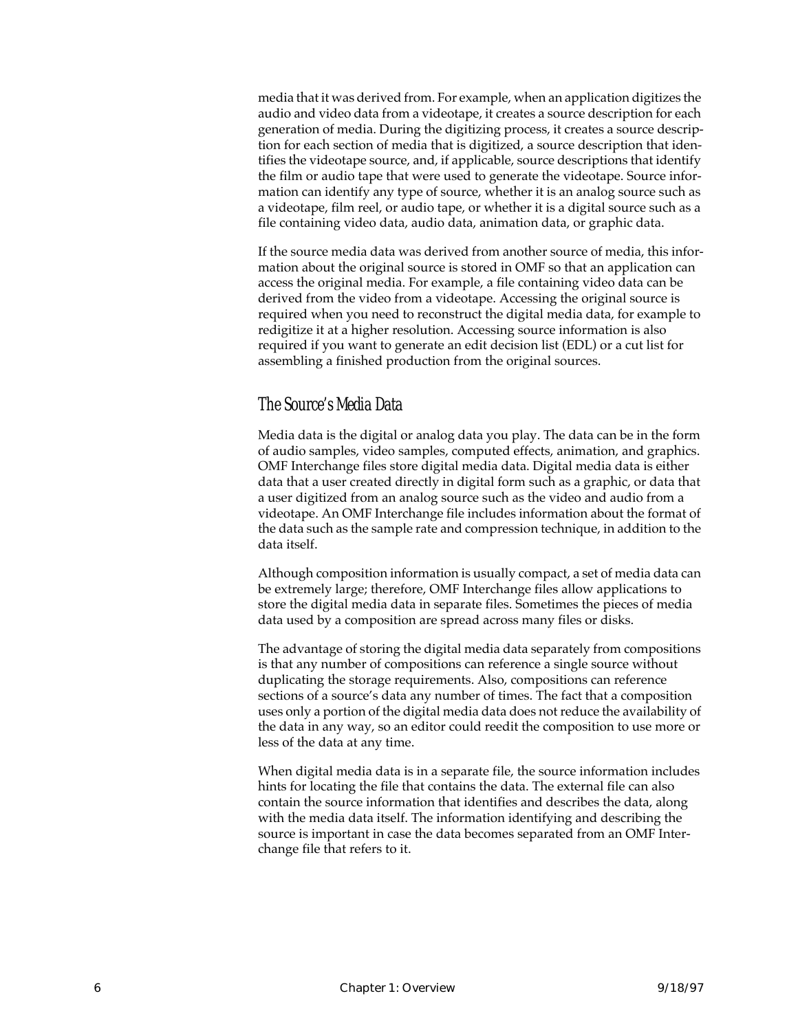media that it was derived from. For example, when an application digitizes the audio and video data from a videotape, it creates a source description for each generation of media. During the digitizing process, it creates a source description for each section of media that is digitized, a source description that identifies the videotape source, and, if applicable, source descriptions that identify the film or audio tape that were used to generate the videotape. Source information can identify any type of source, whether it is an analog source such as a videotape, film reel, or audio tape, or whether it is a digital source such as a file containing video data, audio data, animation data, or graphic data.

If the source media data was derived from another source of media, this information about the original source is stored in OMF so that an application can access the original media. For example, a file containing video data can be derived from the video from a videotape. Accessing the original source is required when you need to reconstruct the digital media data, for example to redigitize it at a higher resolution. Accessing source information is also required if you want to generate an edit decision list (EDL) or a cut list for assembling a finished production from the original sources.

## The Source's Media Data

Media data is the digital or analog data you play. The data can be in the form of audio samples, video samples, computed effects, animation, and graphics. OMF Interchange files store digital media data. Digital media data is either data that a user created directly in digital form such as a graphic, or data that a user digitized from an analog source such as the video and audio from a videotape. An OMF Interchange file includes information about the format of the data such as the sample rate and compression technique, in addition to the data itself.

Although composition information is usually compact, a set of media data can be extremely large; therefore, OMF Interchange files allow applications to store the digital media data in separate files. Sometimes the pieces of media data used by a composition are spread across many files or disks.

The advantage of storing the digital media data separately from compositions is that any number of compositions can reference a single source without duplicating the storage requirements. Also, compositions can reference sections of a source's data any number of times. The fact that a composition uses only a portion of the digital media data does not reduce the availability of the data in any way, so an editor could reedit the composition to use more or less of the data at any time.

When digital media data is in a separate file, the source information includes hints for locating the file that contains the data. The external file can also contain the source information that identifies and describes the data, along with the media data itself. The information identifying and describing the source is important in case the data becomes separated from an OMF Interchange file that refers to it.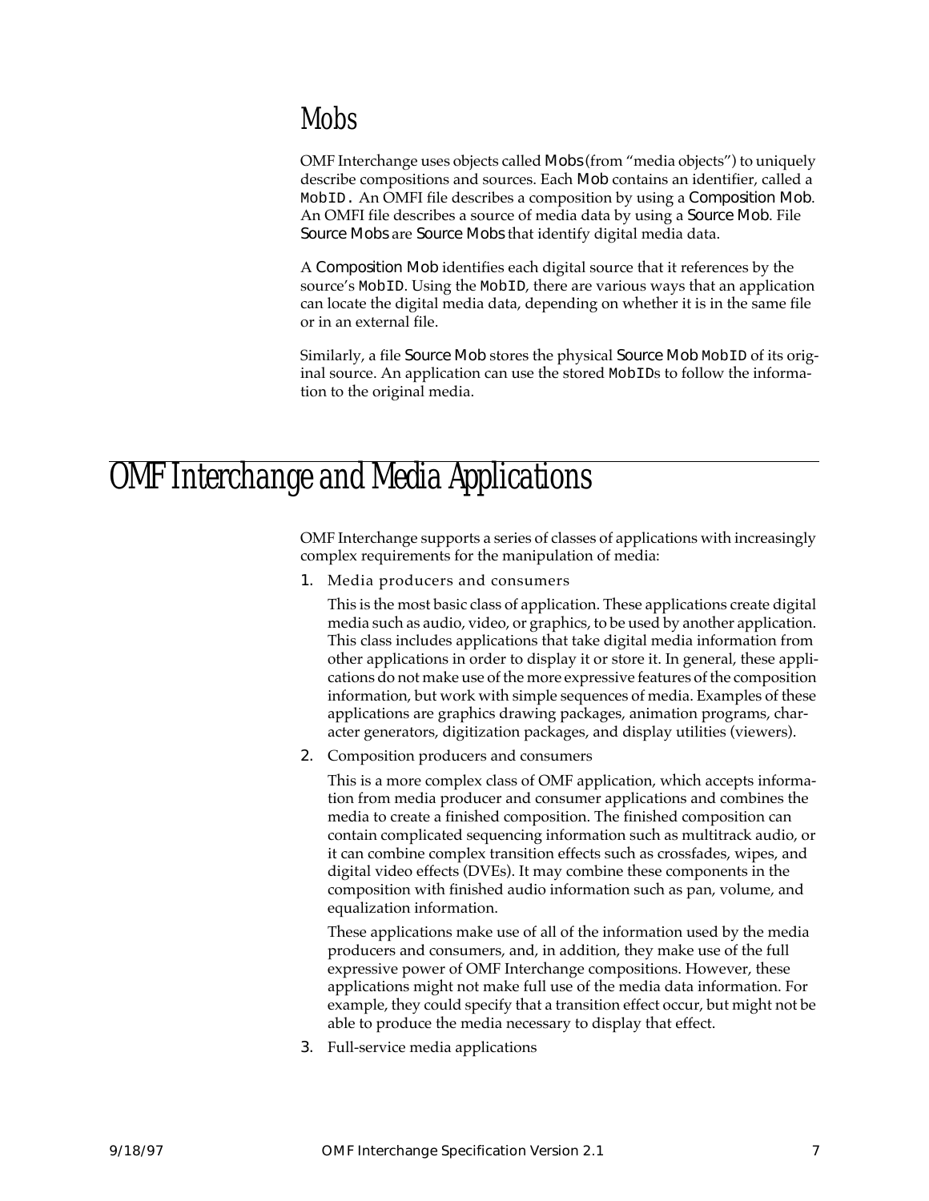## Mobs

OMF Interchange uses objects called Mobs (from “media objects”) to uniquely describe compositions and sources. Each Mob contains an identifier, called a `MobID`. An OMFI file describes a composition by using a Composition Mob. An OMFI file describes a source of media data by using a Source Mob. File Source Mobs are Source Mobs that identify digital media data.

A Composition Mob identifies each digital source that it references by the source’s `MobID`. Using the `MobID`, there are various ways that an application can locate the digital media data, depending on whether it is in the same file or in an external file.

Similarly, a file Source Mob stores the physical Source Mob `MobID` of its original source. An application can use the stored `MobID`s to follow the information to the original media.

# OMF Interchange and Media Applications

OMF Interchange supports a series of classes of applications with increasingly complex requirements for the manipulation of media:

1. Media producers and consumers

   This is the most basic class of application. These applications create digital media such as audio, video, or graphics, to be used by another application. This class includes applications that take digital media information from other applications in order to display it or store it. In general, these applications do not make use of the more expressive features of the composition information, but work with simple sequences of media. Examples of these applications are graphics drawing packages, animation programs, character generators, digitization packages, and display utilities (viewers).

2. Composition producers and consumers

   This is a more complex class of OMF application, which accepts information from media producer and consumer applications and combines the media to create a finished composition. The finished composition can contain complicated sequencing information such as multitrack audio, or it can combine complex transition effects such as crossfades, wipes, and digital video effects (DVEs). It may combine these components in the composition with finished audio information such as pan, volume, and equalization information.

   These applications make use of all of the information used by the media producers and consumers, and, in addition, they make use of the full expressive power of OMF Interchange compositions. However, these applications might not make full use of the media data information. For example, they could specify that a transition effect occur, but might not be able to produce the media necessary to display that effect.

3. Full-service media applications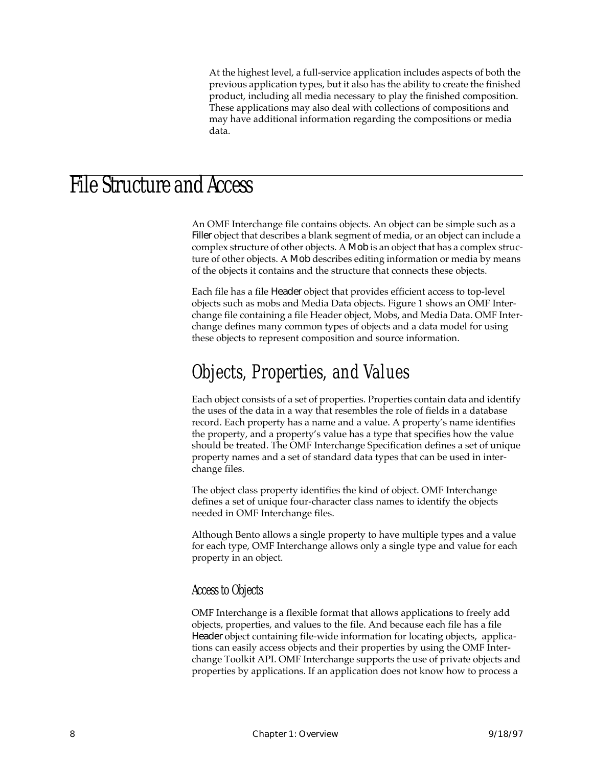At the highest level, a full-service application includes aspects of both the previous application types, but it also has the ability to create the finished product, including all media necessary to play the finished composition. These applications may also deal with collections of compositions and may have additional information regarding the compositions or media data.

# File Structure and Access

An OMF Interchange file contains objects. An object can be simple such as a Filler object that describes a blank segment of media, or an object can include a complex structure of other objects. A Mob is an object that has a complex structure of other objects. A Mob describes editing information or media by means of the objects it contains and the structure that connects these objects.

Each file has a file Header object that provides efficient access to top-level objects such as mobs and Media Data objects. Figure 1 shows an OMF Interchange file containing a file Header object, Mobs, and Media Data. OMF Interchange defines many common types of objects and a data model for using these objects to represent composition and source information.

## Objects, Properties, and Values

Each object consists of a set of properties. Properties contain data and identify the uses of the data in a way that resembles the role of fields in a database record. Each property has a name and a value. A property's name identifies the property, and a property's value has a type that specifies how the value should be treated. The OMF Interchange Specification defines a set of unique property names and a set of standard data types that can be used in interchange files.

The object class property identifies the kind of object. OMF Interchange defines a set of unique four-character class names to identify the objects needed in OMF Interchange files.

Although Bento allows a single property to have multiple types and a value for each type, OMF Interchange allows only a single type and value for each property in an object.

### Access to Objects

OMF Interchange is a flexible format that allows applications to freely add objects, properties, and values to the file. And because each file has a file Header object containing file-wide information for locating objects, applications can easily access objects and their properties by using the OMF Interchange Toolkit API. OMF Interchange supports the use of private objects and properties by applications. If an application does not know how to process a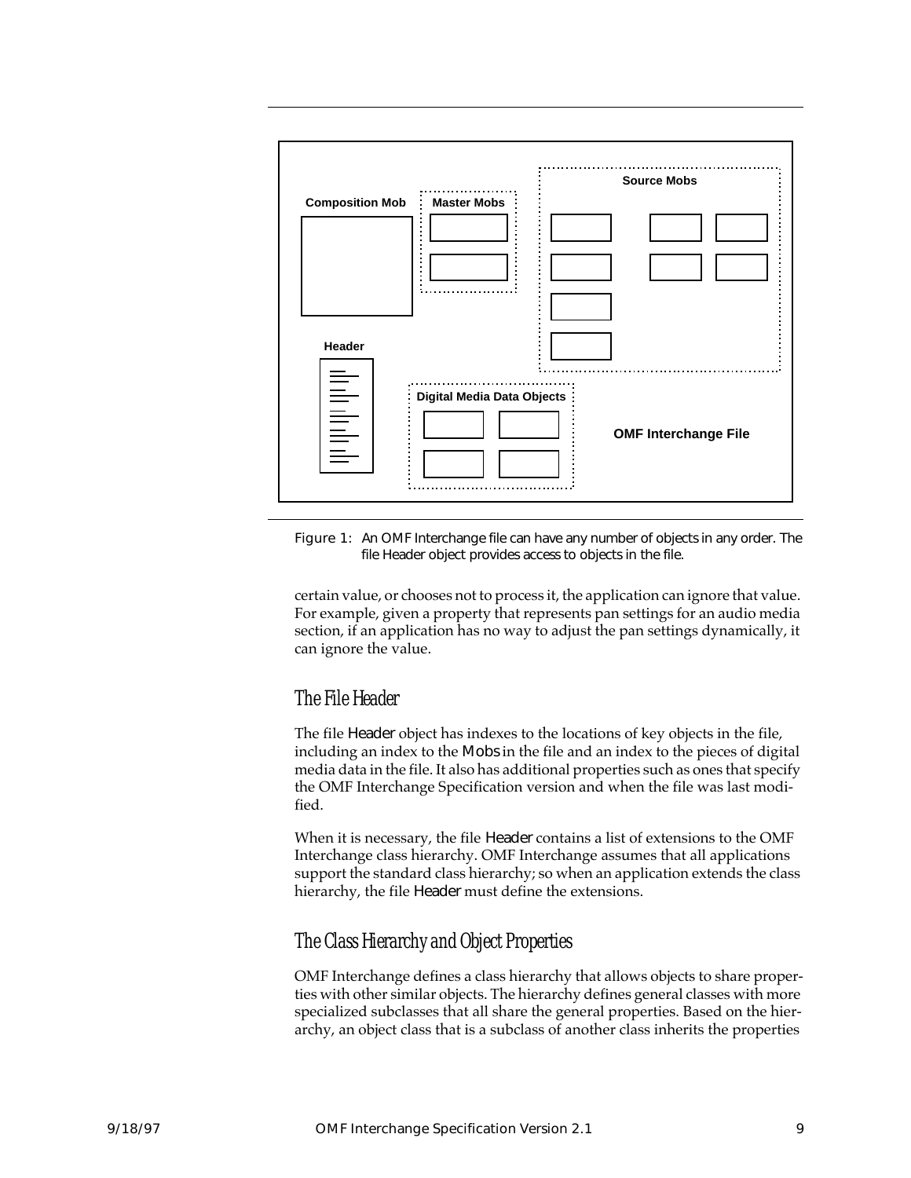Figure 1: An OMF Interchange file can have any number of objects in any order. The file Header object provides access to objects in the file.

certain value, or chooses not to process it, the application can ignore that value. For example, given a property that represents pan settings for an audio media section, if an application has no way to adjust the pan settings dynamically, it can ignore the value.

## The File Header

The file Header object has indexes to the locations of key objects in the file, including an index to the Mobs in the file and an index to the pieces of digital media data in the file. It also has additional properties such as ones that specify the OMF Interchange Specification version and when the file was last modified.

When it is necessary, the file Header contains a list of extensions to the OMF Interchange class hierarchy. OMF Interchange assumes that all applications support the standard class hierarchy; so when an application extends the class hierarchy, the file Header must define the extensions.

## The Class Hierarchy and Object Properties

OMF Interchange defines a class hierarchy that allows objects to share properties with other similar objects. The hierarchy defines general classes with more specialized subclasses that all share the general properties. Based on the hierarchy, an object class that is a subclass of another class inherits the properties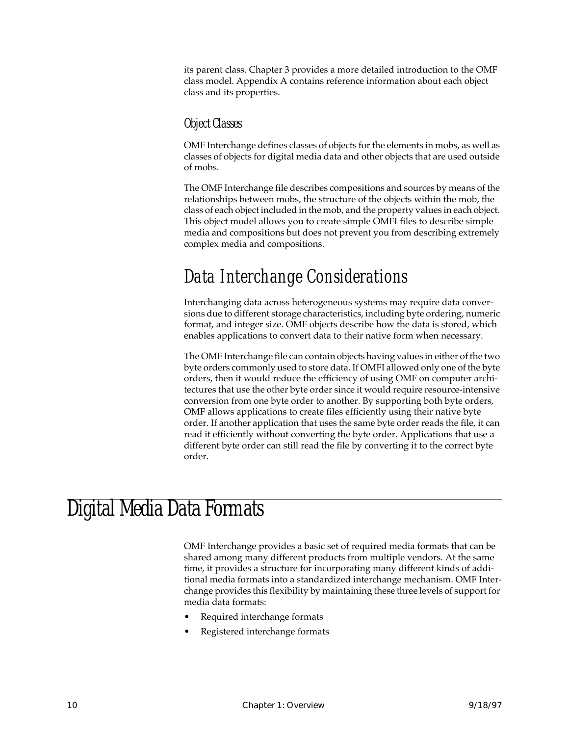its parent class. Chapter 3 provides a more detailed introduction to the OMF class model. Appendix A contains reference information about each object class and its properties.

### Object Classes

OMF Interchange defines classes of objects for the elements in mobs, as well as classes of objects for digital media data and other objects that are used outside of mobs.

The OMF Interchange file describes compositions and sources by means of the relationships between mobs, the structure of the objects within the mob, the class of each object included in the mob, and the property values in each object. This object model allows you to create simple OMFI files to describe simple media and compositions but does not prevent you from describing extremely complex media and compositions.

## Data Interchange Considerations

Interchanging data across heterogeneous systems may require data conversions due to different storage characteristics, including byte ordering, numeric format, and integer size. OMF objects describe how the data is stored, which enables applications to convert data to their native form when necessary.

The OMF Interchange file can contain objects having values in either of the two byte orders commonly used to store data. If OMFI allowed only one of the byte orders, then it would reduce the efficiency of using OMF on computer architectures that use the other byte order since it would require resource-intensive conversion from one byte order to another. By supporting both byte orders, OMF allows applications to create files efficiently using their native byte order. If another application that uses the same byte order reads the file, it can read it efficiently without converting the byte order. Applications that use a different byte order can still read the file by converting it to the correct byte order.

# Digital Media Data Formats

OMF Interchange provides a basic set of required media formats that can be shared among many different products from multiple vendors. At the same time, it provides a structure for incorporating many different kinds of additional media formats into a standardized interchange mechanism. OMF Interchange provides this flexibility by maintaining these three levels of support for media data formats:

- Required interchange formats
- Registered interchange formats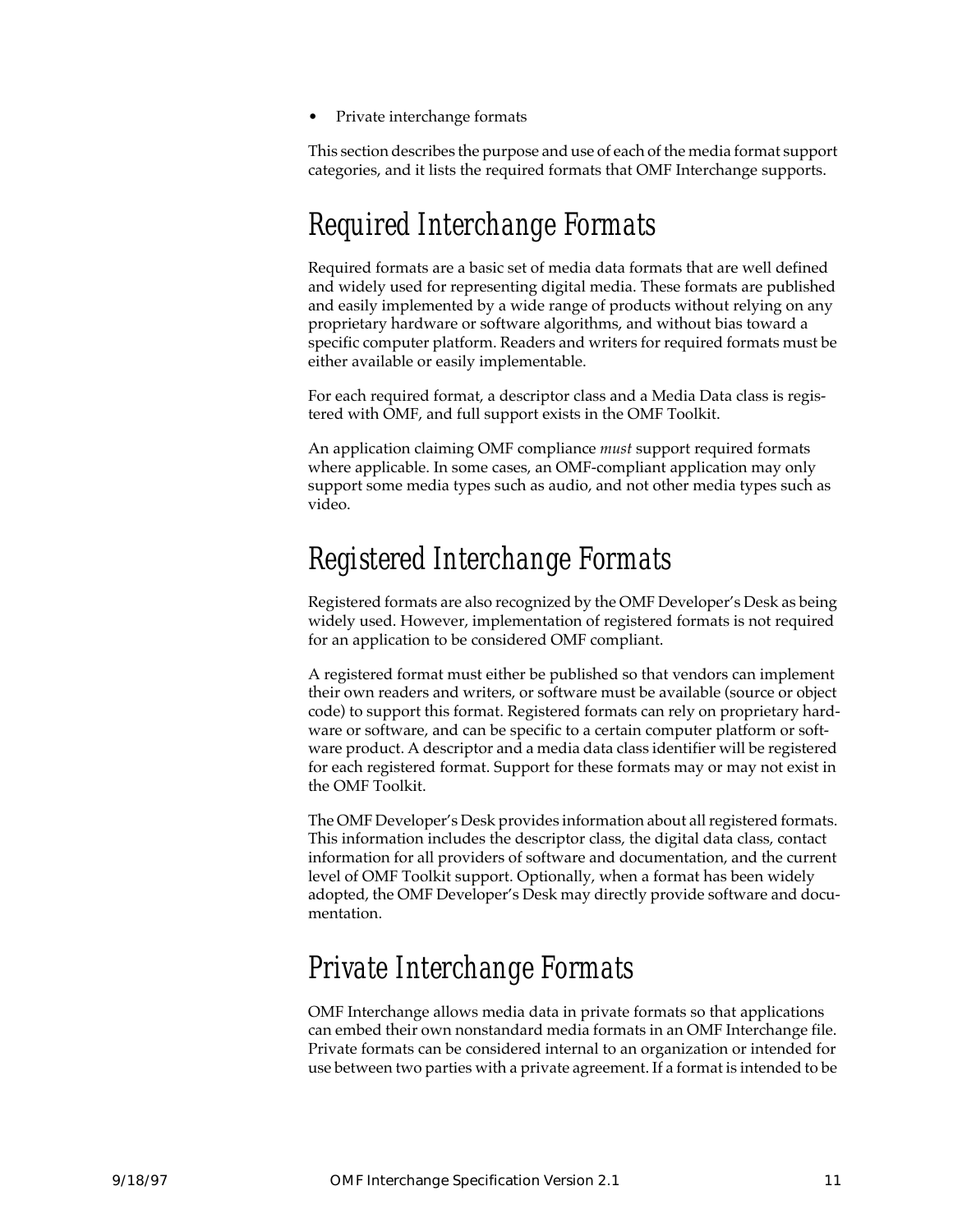- Private interchange formats

This section describes the purpose and use of each of the media format support categories, and it lists the required formats that OMF Interchange supports.

## Required Interchange Formats

Required formats are a basic set of media data formats that are well defined and widely used for representing digital media. These formats are published and easily implemented by a wide range of products without relying on any proprietary hardware or software algorithms, and without bias toward a specific computer platform. Readers and writers for required formats must be either available or easily implementable.

For each required format, a descriptor class and a Media Data class is registered with OMF, and full support exists in the OMF Toolkit.

An application claiming OMF compliance *must* support required formats where applicable. In some cases, an OMF-compliant application may only support some media types such as audio, and not other media types such as video.

## Registered Interchange Formats

Registered formats are also recognized by the OMF Developer's Desk as being widely used. However, implementation of registered formats is not required for an application to be considered OMF compliant.

A registered format must either be published so that vendors can implement their own readers and writers, or software must be available (source or object code) to support this format. Registered formats can rely on proprietary hardware or software, and can be specific to a certain computer platform or software product. A descriptor and a media data class identifier will be registered for each registered format. Support for these formats may or may not exist in the OMF Toolkit.

The OMF Developer's Desk provides information about all registered formats. This information includes the descriptor class, the digital data class, contact information for all providers of software and documentation, and the current level of OMF Toolkit support. Optionally, when a format has been widely adopted, the OMF Developer's Desk may directly provide software and documentation.

## Private Interchange Formats

OMF Interchange allows media data in private formats so that applications can embed their own nonstandard media formats in an OMF Interchange file. Private formats can be considered internal to an organization or intended for use between two parties with a private agreement. If a format is intended to be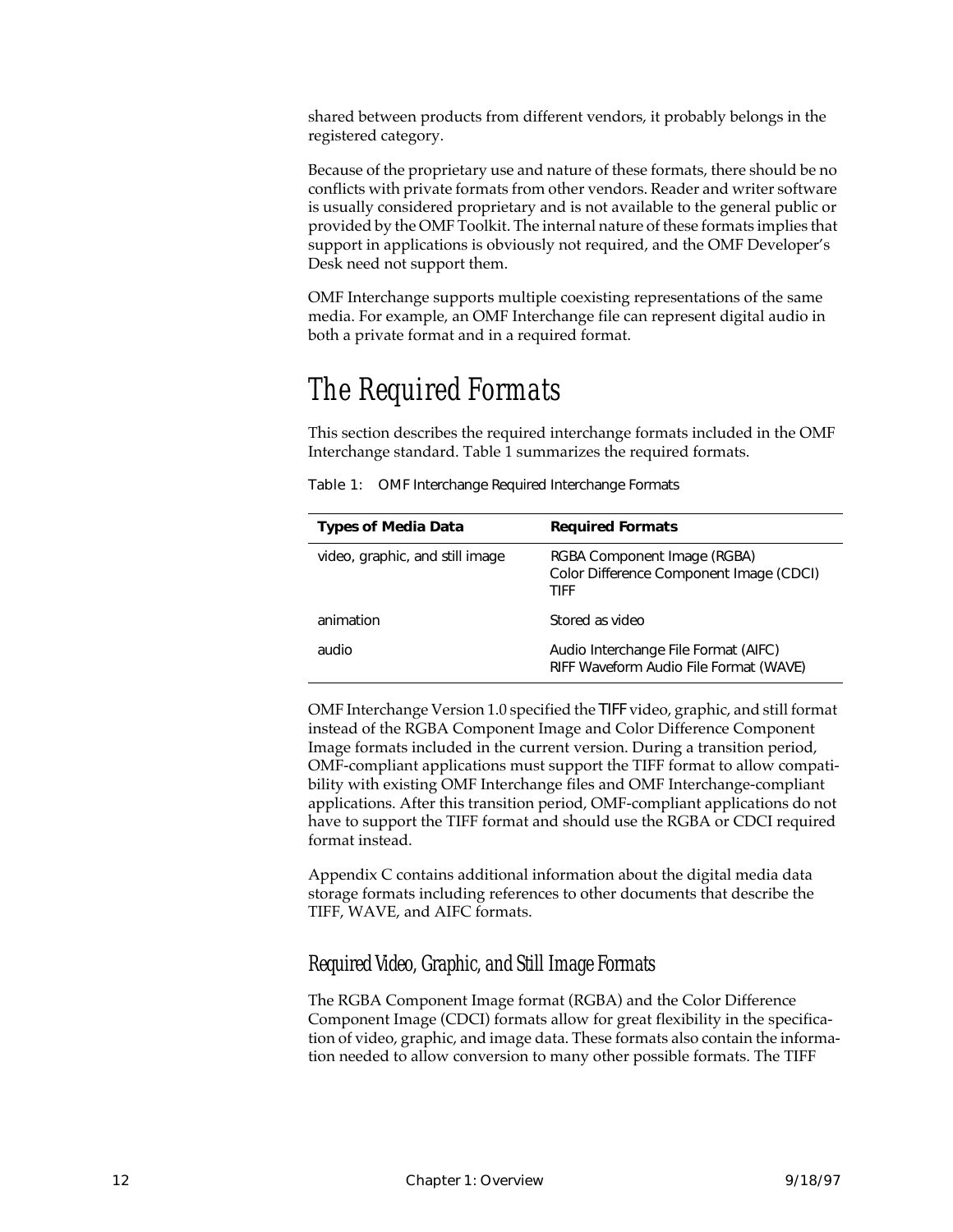shared between products from different vendors, it probably belongs in the registered category.

Because of the proprietary use and nature of these formats, there should be no conflicts with private formats from other vendors. Reader and writer software is usually considered proprietary and is not available to the general public or provided by the OMF Toolkit. The internal nature of these formats implies that support in applications is obviously not required, and the OMF Developer's Desk need not support them.

OMF Interchange supports multiple coexisting representations of the same media. For example, an OMF Interchange file can represent digital audio in both a private format and in a required format.

# The Required Formats

This section describes the required interchange formats included in the OMF Interchange standard. Table 1 summarizes the required formats.

Table 1: OMF Interchange Required Interchange Formats

| Types of Media Data | Required Formats |
|---|---|
| video, graphic, and still image | RGBA Component Image (RGBA)<br>Color Difference Component Image (CDCI)<br>TIFF |
| animation | Stored as video |
| audio | Audio Interchange File Format (AIFC)<br>RIFF Waveform Audio File Format (WAVE) |

OMF Interchange Version 1.0 specified the TIFF video, graphic, and still format instead of the RGBA Component Image and Color Difference Component Image formats included in the current version. During a transition period, OMF-compliant applications must support the TIFF format to allow compatibility with existing OMF Interchange files and OMF Interchange-compliant applications. After this transition period, OMF-compliant applications do not have to support the TIFF format and should use the RGBA or CDCI required format instead.

Appendix C contains additional information about the digital media data storage formats including references to other documents that describe the TIFF, WAVE, and AIFC formats.

## Required Video, Graphic, and Still Image Formats

The RGBA Component Image format (RGBA) and the Color Difference Component Image (CDCI) formats allow for great flexibility in the specification of video, graphic, and image data. These formats also contain the information needed to allow conversion to many other possible formats. The TIFF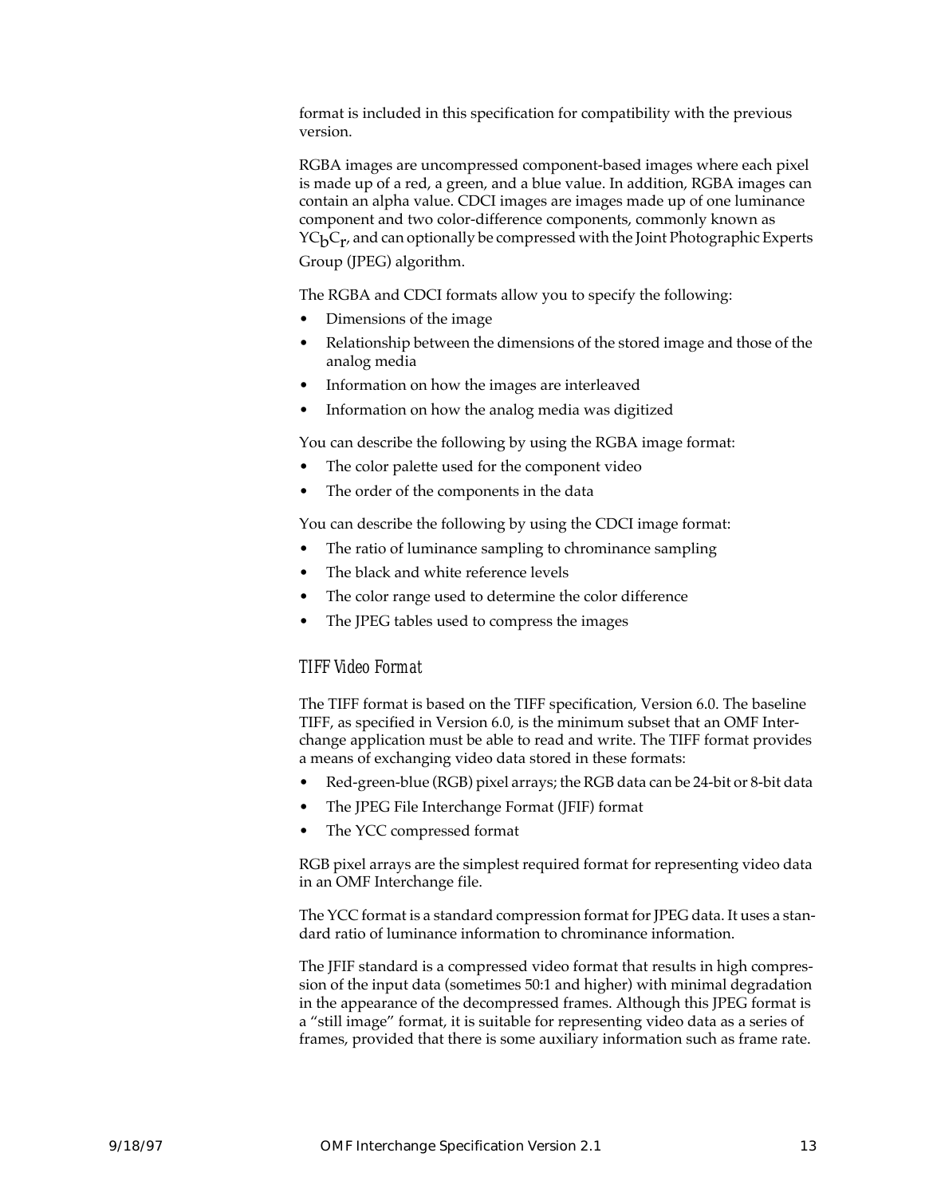format is included in this specification for compatibility with the previous version.

RGBA images are uncompressed component-based images where each pixel is made up of a red, a green, and a blue value. In addition, RGBA images can contain an alpha value. CDCI images are images made up of one luminance component and two color-difference components, commonly known as $YC_bC_r$, and can optionally be compressed with the Joint Photographic Experts Group (JPEG) algorithm.

The RGBA and CDCI formats allow you to specify the following:

- Dimensions of the image
- Relationship between the dimensions of the stored image and those of the analog media
- Information on how the images are interleaved
- Information on how the analog media was digitized

You can describe the following by using the RGBA image format:

- The color palette used for the component video
- The order of the components in the data

You can describe the following by using the CDCI image format:

- The ratio of luminance sampling to chrominance sampling
- The black and white reference levels
- The color range used to determine the color difference
- The JPEG tables used to compress the images

### *TIFF Video Format*

The TIFF format is based on the TIFF specification, Version 6.0. The baseline TIFF, as specified in Version 6.0, is the minimum subset that an OMF Interchange application must be able to read and write. The TIFF format provides a means of exchanging video data stored in these formats:

- Red-green-blue (RGB) pixel arrays; the RGB data can be 24-bit or 8-bit data
- The JPEG File Interchange Format (JFIF) format
- The YCC compressed format

RGB pixel arrays are the simplest required format for representing video data in an OMF Interchange file.

The YCC format is a standard compression format for JPEG data. It uses a standard ratio of luminance information to chrominance information.

The JFIF standard is a compressed video format that results in high compression of the input data (sometimes 50:1 and higher) with minimal degradation in the appearance of the decompressed frames. Although this JPEG format is a “still image” format, it is suitable for representing video data as a series of frames, provided that there is some auxiliary information such as frame rate.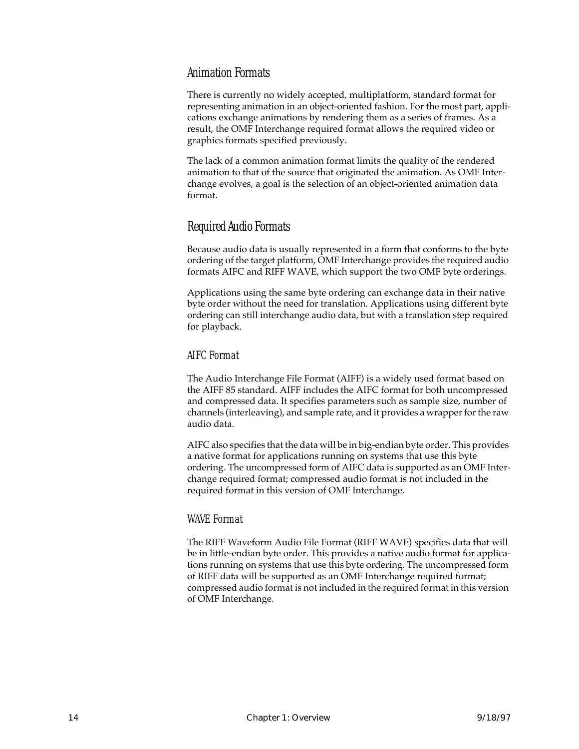## Animation Formats

There is currently no widely accepted, multiplatform, standard format for representing animation in an object-oriented fashion. For the most part, applications exchange animations by rendering them as a series of frames. As a result, the OMF Interchange required format allows the required video or graphics formats specified previously.

The lack of a common animation format limits the quality of the rendered animation to that of the source that originated the animation. As OMF Interchange evolves, a goal is the selection of an object-oriented animation data format.

## Required Audio Formats

Because audio data is usually represented in a form that conforms to the byte ordering of the target platform, OMF Interchange provides the required audio formats AIFC and RIFF WAVE, which support the two OMF byte orderings.

Applications using the same byte ordering can exchange data in their native byte order without the need for translation. Applications using different byte ordering can still interchange audio data, but with a translation step required for playback.

### AIFC Format

The Audio Interchange File Format (AIFF) is a widely used format based on the AIFF 85 standard. AIFF includes the AIFC format for both uncompressed and compressed data. It specifies parameters such as sample size, number of channels (interleaving), and sample rate, and it provides a wrapper for the raw audio data.

AIFC also specifies that the data will be in big-endian byte order. This provides a native format for applications running on systems that use this byte ordering. The uncompressed form of AIFC data is supported as an OMF Interchange required format; compressed audio format is not included in the required format in this version of OMF Interchange.

### WAVE Format

The RIFF Waveform Audio File Format (RIFF WAVE) specifies data that will be in little-endian byte order. This provides a native audio format for applications running on systems that use this byte ordering. The uncompressed form of RIFF data will be supported as an OMF Interchange required format; compressed audio format is not included in the required format in this version of OMF Interchange.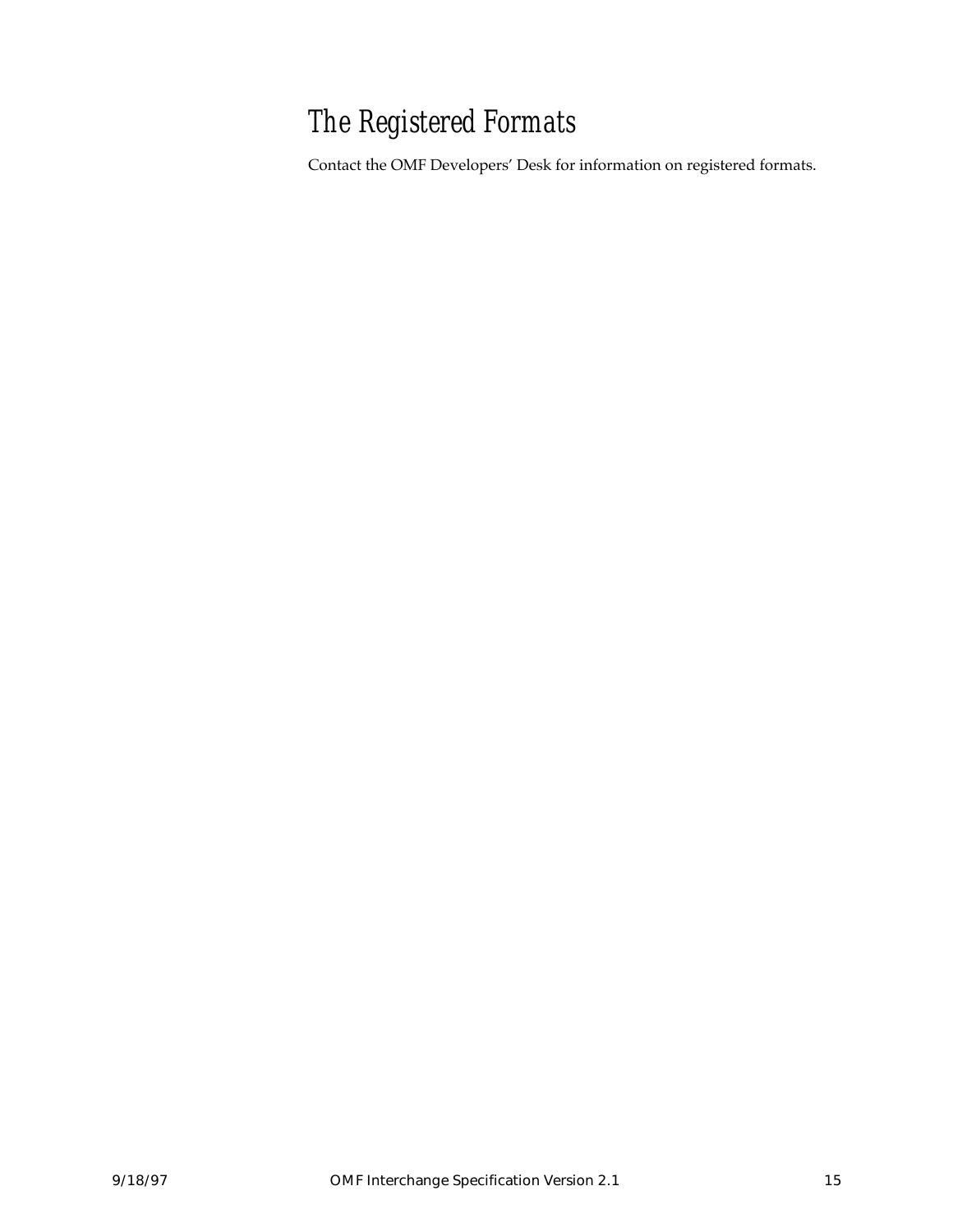## The Registered Formats

Contact the OMF Developers' Desk for information on registered formats.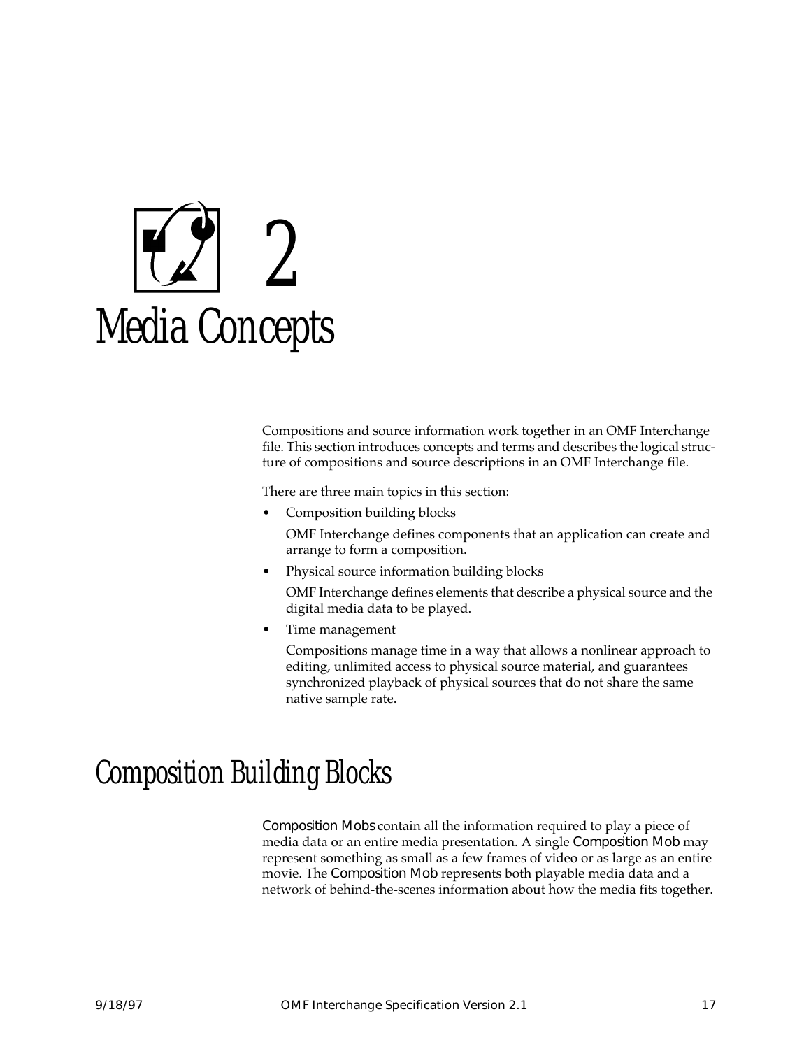# 2 Media Concepts

Compositions and source information work together in an OMF Interchange file. This section introduces concepts and terms and describes the logical structure of compositions and source descriptions in an OMF Interchange file.

There are three main topics in this section:

- Composition building blocks

  OMF Interchange defines components that an application can create and arrange to form a composition.

- Physical source information building blocks

  OMF Interchange defines elements that describe a physical source and the digital media data to be played.

- Time management

  Compositions manage time in a way that allows a nonlinear approach to editing, unlimited access to physical source material, and guarantees synchronized playback of physical sources that do not share the same native sample rate.

## Composition Building Blocks

Composition Mobs contain all the information required to play a piece of media data or an entire media presentation. A single Composition Mob may represent something as small as a few frames of video or as large as an entire movie. The Composition Mob represents both playable media data and a network of behind-the-scenes information about how the media fits together.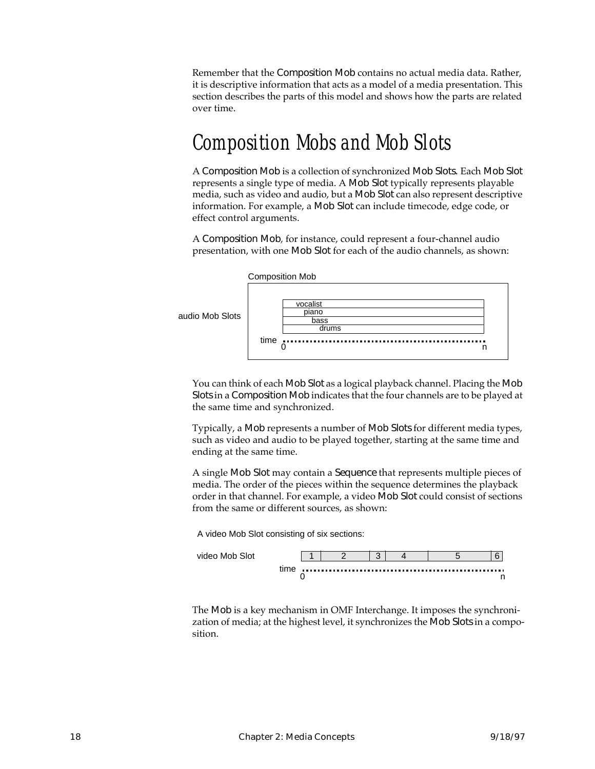Remember that the Composition Mob contains no actual media data. Rather, it is descriptive information that acts as a model of a media presentation. This section describes the parts of this model and shows how the parts are related over time.

# Composition Mobs and Mob Slots

A Composition Mob is a collection of synchronized Mob Slots. Each Mob Slot represents a single type of media. A Mob Slot typically represents playable media, such as video and audio, but a Mob Slot can also represent descriptive information. For example, a Mob Slot can include timecode, edge code, or effect control arguments.

A Composition Mob, for instance, could represent a four-channel audio presentation, with one Mob Slot for each of the audio channels, as shown:

Composition Mob

audio Mob Slots: vocalist, piano, bass, drums

time 0 ... n

You can think of each Mob Slot as a logical playback channel. Placing the Mob Slots in a Composition Mob indicates that the four channels are to be played at the same time and synchronized.

Typically, a Mob represents a number of Mob Slots for different media types, such as video and audio to be played together, starting at the same time and ending at the same time.

A single Mob Slot may contain a Sequence that represents multiple pieces of media. The order of the pieces within the sequence determines the playback order in that channel. For example, a video Mob Slot could consist of sections from the same or different sources, as shown:

A video Mob Slot consisting of six sections:

video Mob Slot: 1 | 2 | 3 | 4 | 5 | 6

time 0 ... n

The Mob is a key mechanism in OMF Interchange. It imposes the synchronization of media; at the highest level, it synchronizes the Mob Slots in a composition.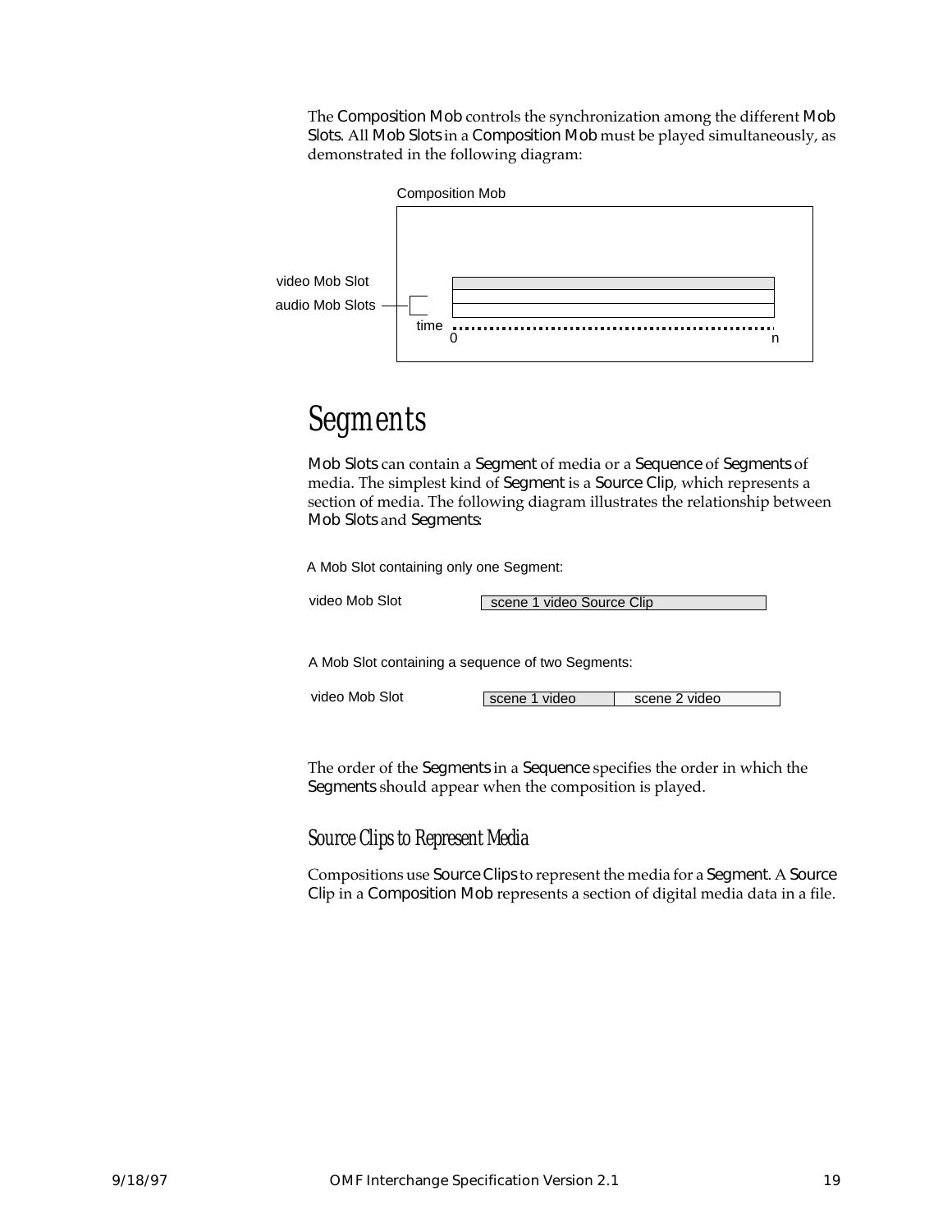The Composition Mob controls the synchronization among the different Mob Slots. All Mob Slots in a Composition Mob must be played simultaneously, as demonstrated in the following diagram:

Composition Mob

video Mob Slot

audio Mob Slots

time

0 n

# Segments

Mob Slots can contain a Segment of media or a Sequence of Segments of media. The simplest kind of Segment is a Source Clip, which represents a section of media. The following diagram illustrates the relationship between Mob Slots and Segments:

A Mob Slot containing only one Segment:

video Mob Slot — scene 1 video Source Clip

A Mob Slot containing a sequence of two Segments:

video Mob Slot — scene 1 video | scene 2 video

The order of the Segments in a Sequence specifies the order in which the Segments should appear when the composition is played.

## Source Clips to Represent Media

Compositions use Source Clips to represent the media for a Segment. A Source Clip in a Composition Mob represents a section of digital media data in a file.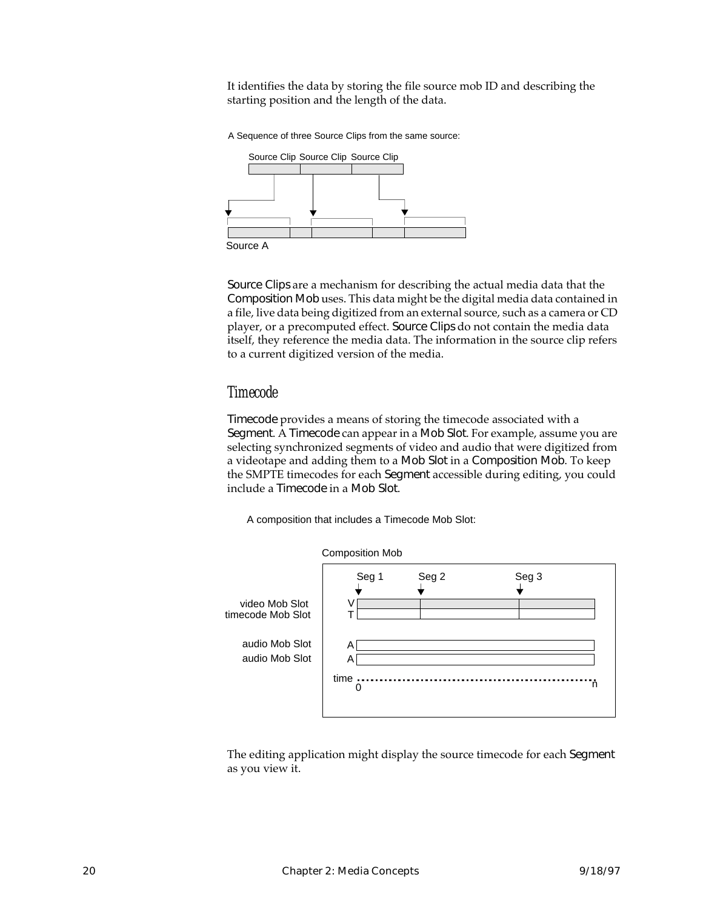It identifies the data by storing the file source mob ID and describing the starting position and the length of the data.

A Sequence of three Source Clips from the same source:

Source Clip Source Clip Source Clip

Source A

Source Clips are a mechanism for describing the actual media data that the Composition Mob uses. This data might be the digital media data contained in a file, live data being digitized from an external source, such as a camera or CD player, or a precomputed effect. Source Clips do not contain the media data itself, they reference the media data. The information in the source clip refers to a current digitized version of the media.

## Timecode

Timecode provides a means of storing the timecode associated with a Segment. A Timecode can appear in a Mob Slot. For example, assume you are selecting synchronized segments of video and audio that were digitized from a videotape and adding them to a Mob Slot in a Composition Mob. To keep the SMPTE timecodes for each Segment accessible during editing, you could include a Timecode in a Mob Slot.

A composition that includes a Timecode Mob Slot:

Composition Mob

Seg 1 Seg 2 Seg 3

video Mob Slot V
timecode Mob Slot T

audio Mob Slot A
audio Mob Slot A

time 0 ... n

The editing application might display the source timecode for each Segment as you view it.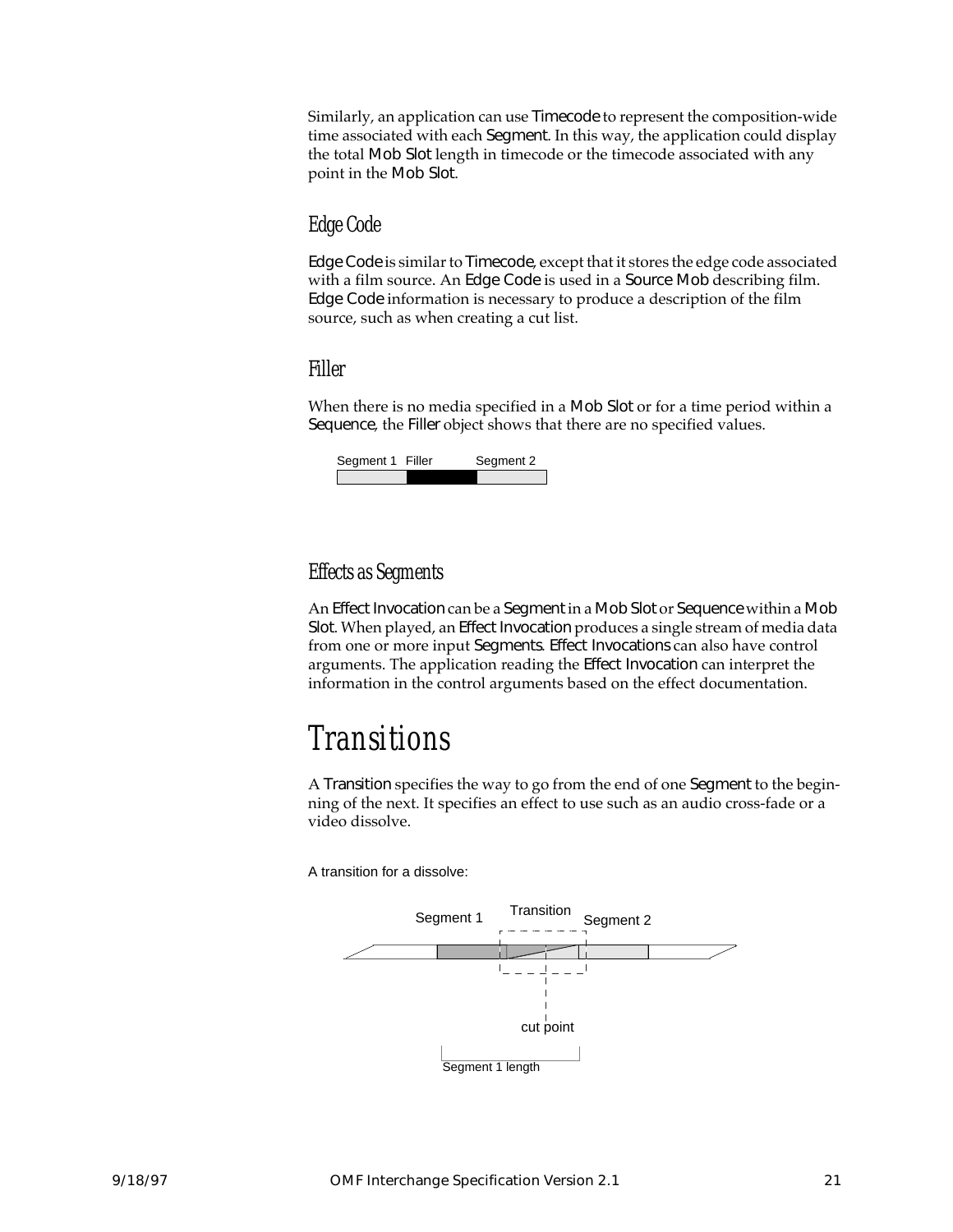Similarly, an application can use Timecode to represent the composition-wide time associated with each Segment. In this way, the application could display the total Mob Slot length in timecode or the timecode associated with any point in the Mob Slot.

### Edge Code

Edge Code is similar to Timecode, except that it stores the edge code associated with a film source. An Edge Code is used in a Source Mob describing film. Edge Code information is necessary to produce a description of the film source, such as when creating a cut list.

### Filler

When there is no media specified in a Mob Slot or for a time period within a Sequence, the Filler object shows that there are no specified values.

Segment 1 Filler Segment 2

### Effects as Segments

An Effect Invocation can be a Segment in a Mob Slot or Sequence within a Mob Slot. When played, an Effect Invocation produces a single stream of media data from one or more input Segments. Effect Invocations can also have control arguments. The application reading the Effect Invocation can interpret the information in the control arguments based on the effect documentation.

## Transitions

A Transition specifies the way to go from the end of one Segment to the beginning of the next. It specifies an effect to use such as an audio cross-fade or a video dissolve.

A transition for a dissolve:

Segment 1 Transition Segment 2

cut point

Segment 1 length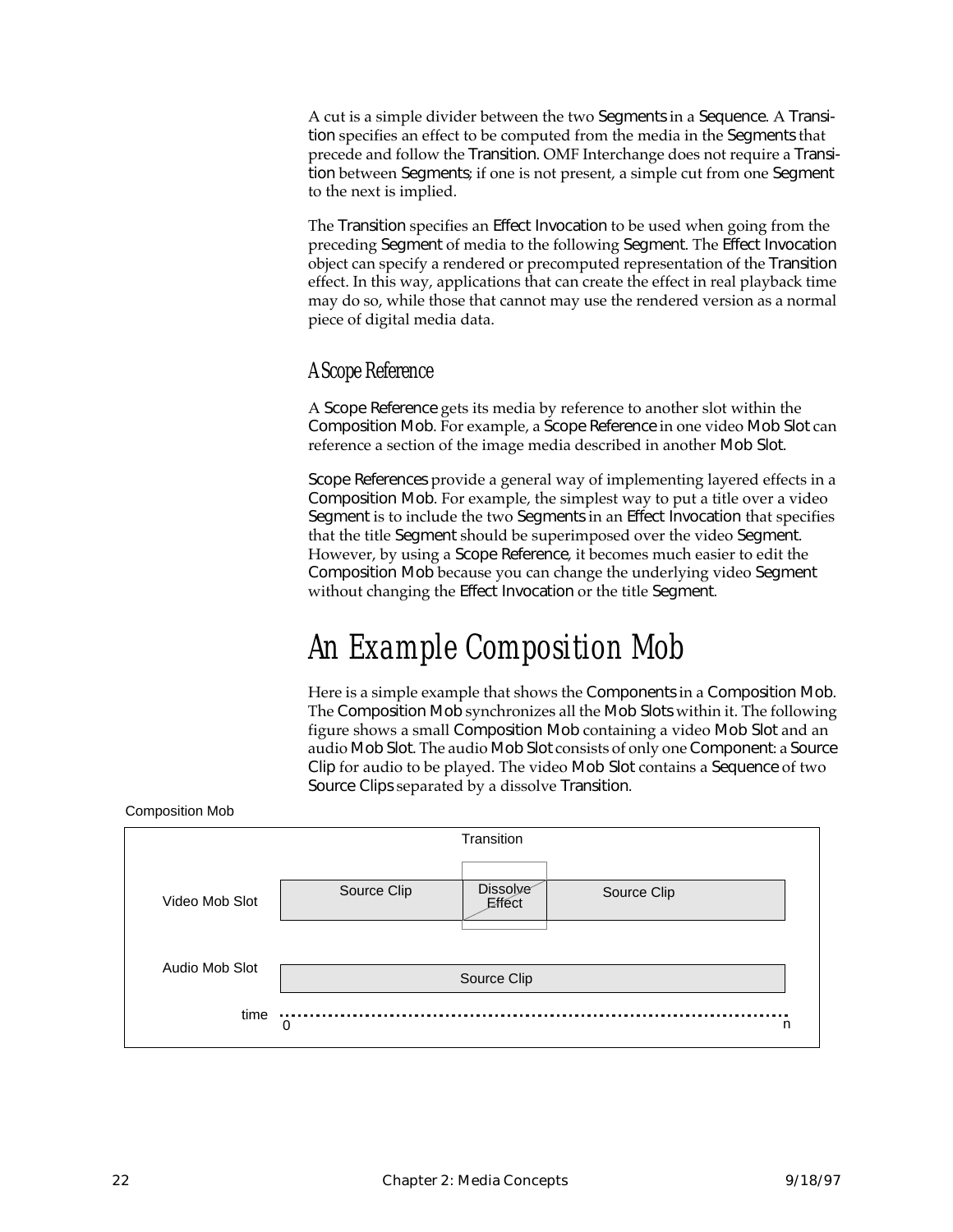A cut is a simple divider between the two Segments in a Sequence. A Transition specifies an effect to be computed from the media in the Segments that precede and follow the Transition. OMF Interchange does not require a Transition between Segments; if one is not present, a simple cut from one Segment to the next is implied.

The Transition specifies an Effect Invocation to be used when going from the preceding Segment of media to the following Segment. The Effect Invocation object can specify a rendered or precomputed representation of the Transition effect. In this way, applications that can create the effect in real playback time may do so, while those that cannot may use the rendered version as a normal piece of digital media data.

### A Scope Reference

A Scope Reference gets its media by reference to another slot within the Composition Mob. For example, a Scope Reference in one video Mob Slot can reference a section of the image media described in another Mob Slot.

Scope References provide a general way of implementing layered effects in a Composition Mob. For example, the simplest way to put a title over a video Segment is to include the two Segments in an Effect Invocation that specifies that the title Segment should be superimposed over the video Segment. However, by using a Scope Reference, it becomes much easier to edit the Composition Mob because you can change the underlying video Segment without changing the Effect Invocation or the title Segment.

## An Example Composition Mob

Here is a simple example that shows the Components in a Composition Mob. The Composition Mob synchronizes all the Mob Slots within it. The following figure shows a small Composition Mob containing a video Mob Slot and an audio Mob Slot. The audio Mob Slot consists of only one Component: a Source Clip for audio to be played. The video Mob Slot contains a Sequence of two Source Clips separated by a dissolve Transition.

Composition Mob

Transition

Video Mob Slot — Source Clip | Dissolve Effect | Source Clip

Audio Mob Slot — Source Clip

time 0 ........ n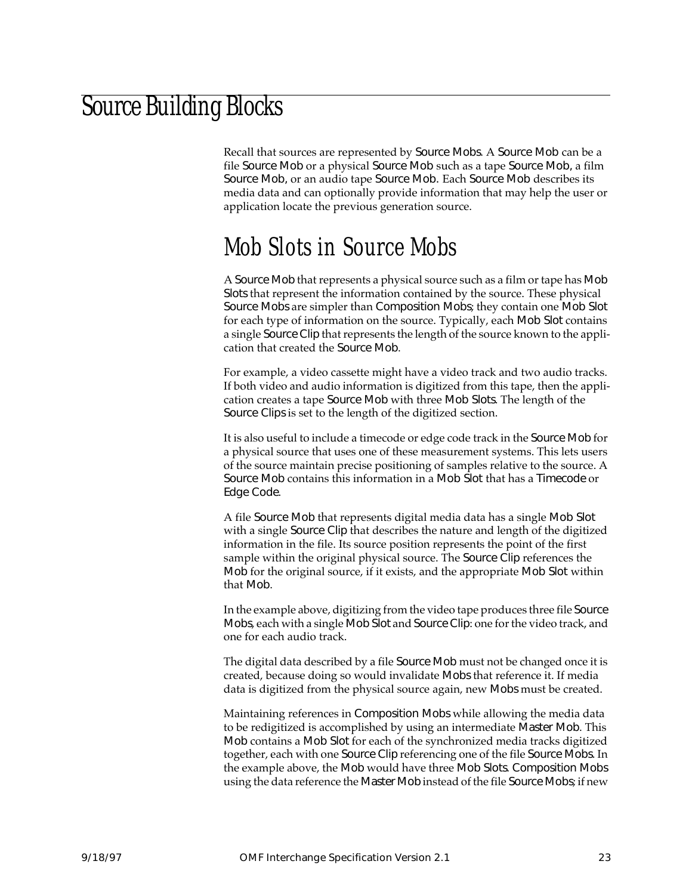# Source Building Blocks

Recall that sources are represented by Source Mobs. A Source Mob can be a file Source Mob or a physical Source Mob such as a tape Source Mob, a film Source Mob, or an audio tape Source Mob. Each Source Mob describes its media data and can optionally provide information that may help the user or application locate the previous generation source.

## Mob Slots in Source Mobs

A Source Mob that represents a physical source such as a film or tape has Mob Slots that represent the information contained by the source. These physical Source Mobs are simpler than Composition Mobs; they contain one Mob Slot for each type of information on the source. Typically, each Mob Slot contains a single Source Clip that represents the length of the source known to the application that created the Source Mob.

For example, a video cassette might have a video track and two audio tracks. If both video and audio information is digitized from this tape, then the application creates a tape Source Mob with three Mob Slots. The length of the Source Clips is set to the length of the digitized section.

It is also useful to include a timecode or edge code track in the Source Mob for a physical source that uses one of these measurement systems. This lets users of the source maintain precise positioning of samples relative to the source. A Source Mob contains this information in a Mob Slot that has a Timecode or Edge Code.

A file Source Mob that represents digital media data has a single Mob Slot with a single Source Clip that describes the nature and length of the digitized information in the file. Its source position represents the point of the first sample within the original physical source. The Source Clip references the Mob for the original source, if it exists, and the appropriate Mob Slot within that Mob.

In the example above, digitizing from the video tape produces three file Source Mobs, each with a single Mob Slot and Source Clip: one for the video track, and one for each audio track.

The digital data described by a file Source Mob must not be changed once it is created, because doing so would invalidate Mobs that reference it. If media data is digitized from the physical source again, new Mobs must be created.

Maintaining references in Composition Mobs while allowing the media data to be redigitized is accomplished by using an intermediate Master Mob. This Mob contains a Mob Slot for each of the synchronized media tracks digitized together, each with one Source Clip referencing one of the file Source Mobs. In the example above, the Mob would have three Mob Slots. Composition Mobs using the data reference the Master Mob instead of the file Source Mobs; if new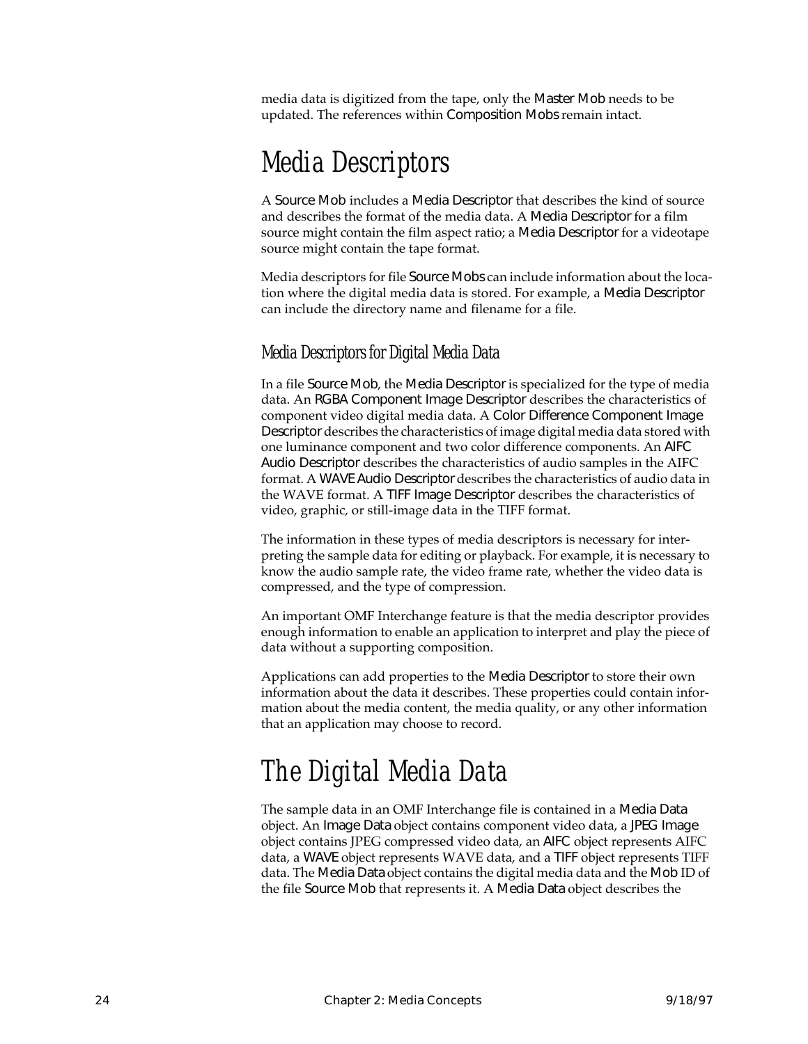media data is digitized from the tape, only the Master Mob needs to be updated. The references within Composition Mobs remain intact.

# Media Descriptors

A Source Mob includes a Media Descriptor that describes the kind of source and describes the format of the media data. A Media Descriptor for a film source might contain the film aspect ratio; a Media Descriptor for a videotape source might contain the tape format.

Media descriptors for file Source Mobs can include information about the location where the digital media data is stored. For example, a Media Descriptor can include the directory name and filename for a file.

## Media Descriptors for Digital Media Data

In a file Source Mob, the Media Descriptor is specialized for the type of media data. An RGBA Component Image Descriptor describes the characteristics of component video digital media data. A Color Difference Component Image Descriptor describes the characteristics of image digital media data stored with one luminance component and two color difference components. An AIFC Audio Descriptor describes the characteristics of audio samples in the AIFC format. A WAVE Audio Descriptor describes the characteristics of audio data in the WAVE format. A TIFF Image Descriptor describes the characteristics of video, graphic, or still-image data in the TIFF format.

The information in these types of media descriptors is necessary for interpreting the sample data for editing or playback. For example, it is necessary to know the audio sample rate, the video frame rate, whether the video data is compressed, and the type of compression.

An important OMF Interchange feature is that the media descriptor provides enough information to enable an application to interpret and play the piece of data without a supporting composition.

Applications can add properties to the Media Descriptor to store their own information about the data it describes. These properties could contain information about the media content, the media quality, or any other information that an application may choose to record.

# The Digital Media Data

The sample data in an OMF Interchange file is contained in a Media Data object. An Image Data object contains component video data, a JPEG Image object contains JPEG compressed video data, an AIFC object represents AIFC data, a WAVE object represents WAVE data, and a TIFF object represents TIFF data. The Media Data object contains the digital media data and the Mob ID of the file Source Mob that represents it. A Media Data object describes the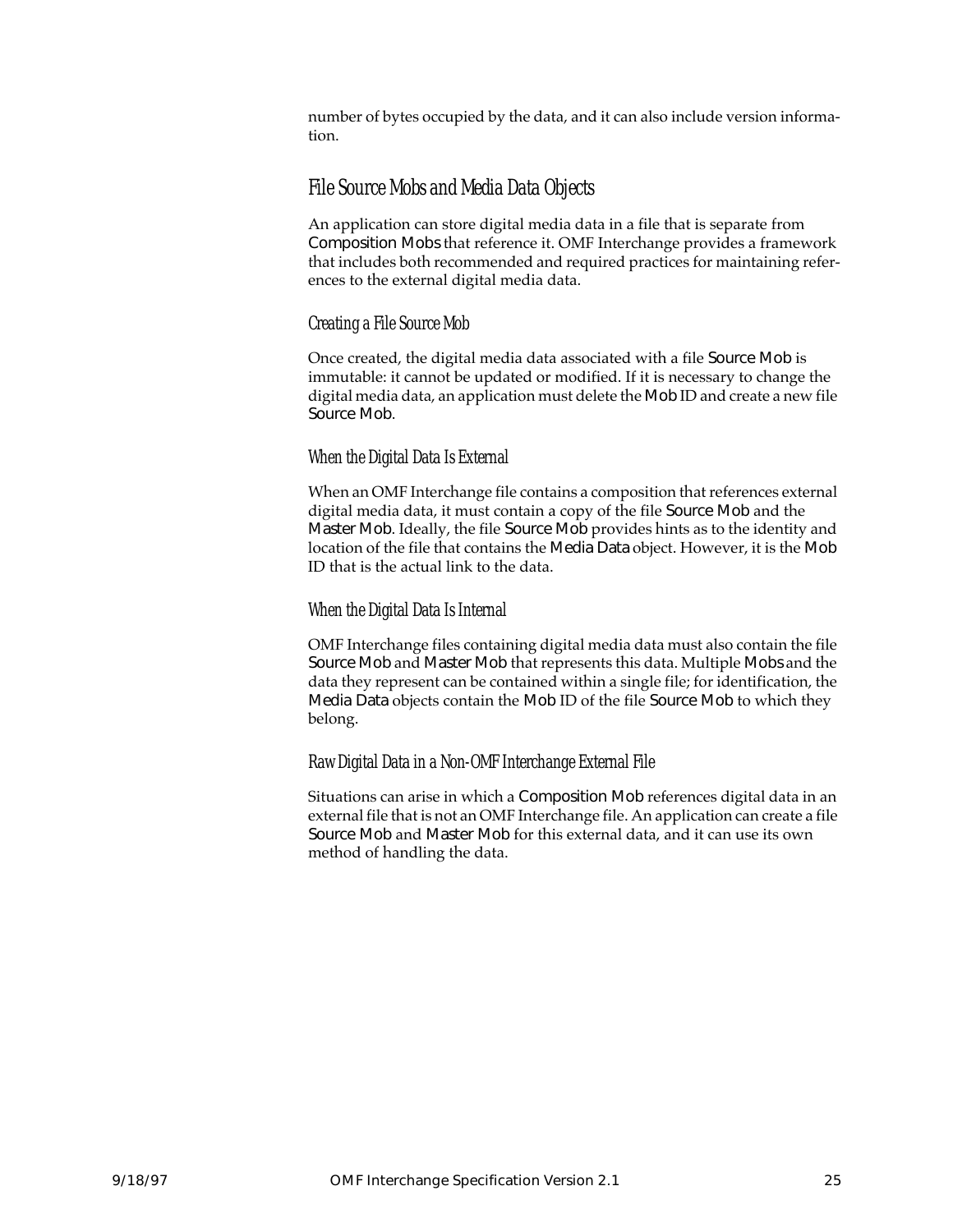number of bytes occupied by the data, and it can also include version information.

## File Source Mobs and Media Data Objects

An application can store digital media data in a file that is separate from Composition Mobs that reference it. OMF Interchange provides a framework that includes both recommended and required practices for maintaining references to the external digital media data.

### Creating a File Source Mob

Once created, the digital media data associated with a file Source Mob is immutable: it cannot be updated or modified. If it is necessary to change the digital media data, an application must delete the Mob ID and create a new file Source Mob.

### When the Digital Data Is External

When an OMF Interchange file contains a composition that references external digital media data, it must contain a copy of the file Source Mob and the Master Mob. Ideally, the file Source Mob provides hints as to the identity and location of the file that contains the Media Data object. However, it is the Mob ID that is the actual link to the data.

### When the Digital Data Is Internal

OMF Interchange files containing digital media data must also contain the file Source Mob and Master Mob that represents this data. Multiple Mobs and the data they represent can be contained within a single file; for identification, the Media Data objects contain the Mob ID of the file Source Mob to which they belong.

### Raw Digital Data in a Non-OMF Interchange External File

Situations can arise in which a Composition Mob references digital data in an external file that is not an OMF Interchange file. An application can create a file Source Mob and Master Mob for this external data, and it can use its own method of handling the data.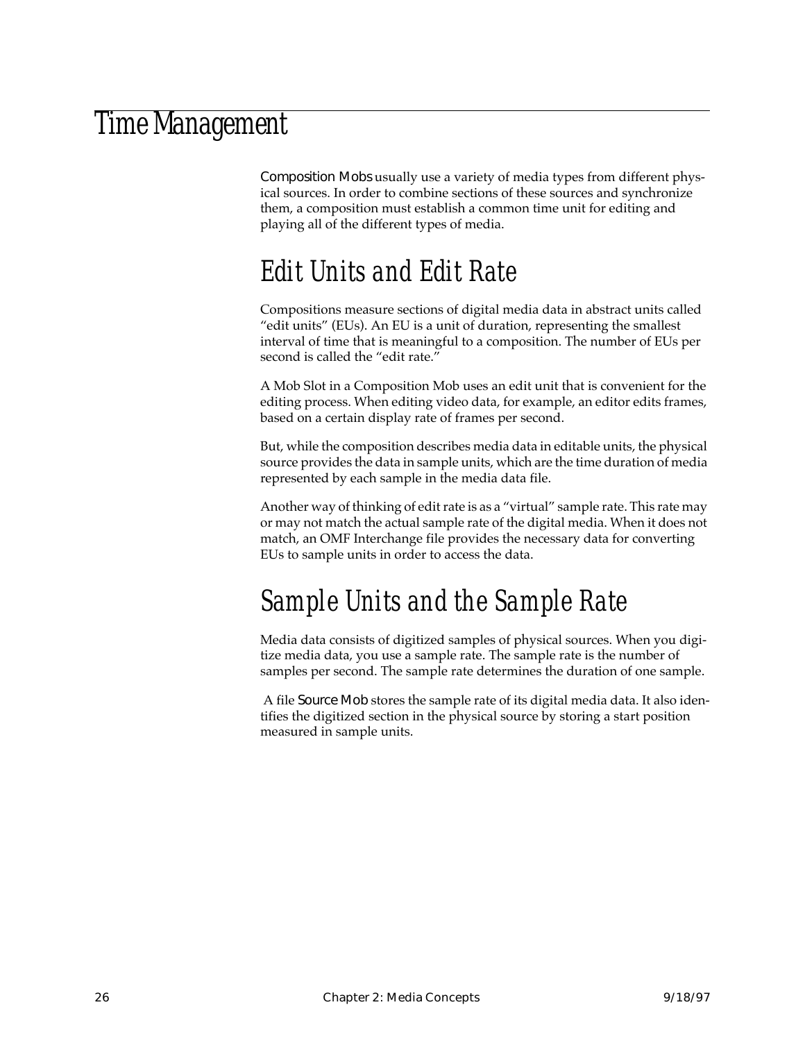# Time Management

Composition Mobs usually use a variety of media types from different physical sources. In order to combine sections of these sources and synchronize them, a composition must establish a common time unit for editing and playing all of the different types of media.

## Edit Units and Edit Rate

Compositions measure sections of digital media data in abstract units called "edit units" (EUs). An EU is a unit of duration, representing the smallest interval of time that is meaningful to a composition. The number of EUs per second is called the "edit rate."

A Mob Slot in a Composition Mob uses an edit unit that is convenient for the editing process. When editing video data, for example, an editor edits frames, based on a certain display rate of frames per second.

But, while the composition describes media data in editable units, the physical source provides the data in sample units, which are the time duration of media represented by each sample in the media data file.

Another way of thinking of edit rate is as a "virtual" sample rate. This rate may or may not match the actual sample rate of the digital media. When it does not match, an OMF Interchange file provides the necessary data for converting EUs to sample units in order to access the data.

## Sample Units and the Sample Rate

Media data consists of digitized samples of physical sources. When you digitize media data, you use a sample rate. The sample rate is the number of samples per second. The sample rate determines the duration of one sample.

A file Source Mob stores the sample rate of its digital media data. It also identifies the digitized section in the physical source by storing a start position measured in sample units.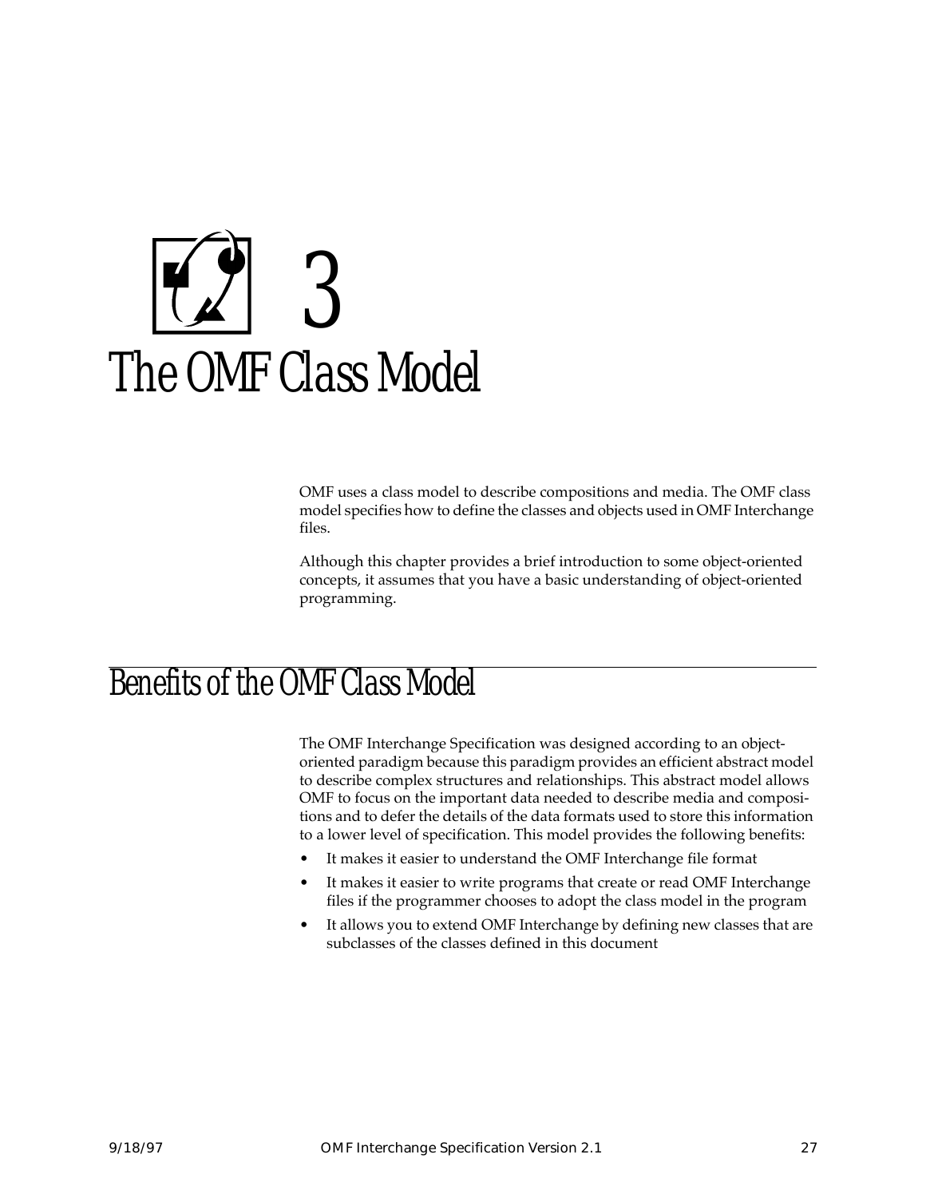# 3 The OMF Class Model

OMF uses a class model to describe compositions and media. The OMF class model specifies how to define the classes and objects used in OMF Interchange files.

Although this chapter provides a brief introduction to some object-oriented concepts, it assumes that you have a basic understanding of object-oriented programming.

## Benefits of the OMF Class Model

The OMF Interchange Specification was designed according to an object-oriented paradigm because this paradigm provides an efficient abstract model to describe complex structures and relationships. This abstract model allows OMF to focus on the important data needed to describe media and compositions and to defer the details of the data formats used to store this information to a lower level of specification. This model provides the following benefits:

- It makes it easier to understand the OMF Interchange file format
- It makes it easier to write programs that create or read OMF Interchange files if the programmer chooses to adopt the class model in the program
- It allows you to extend OMF Interchange by defining new classes that are subclasses of the classes defined in this document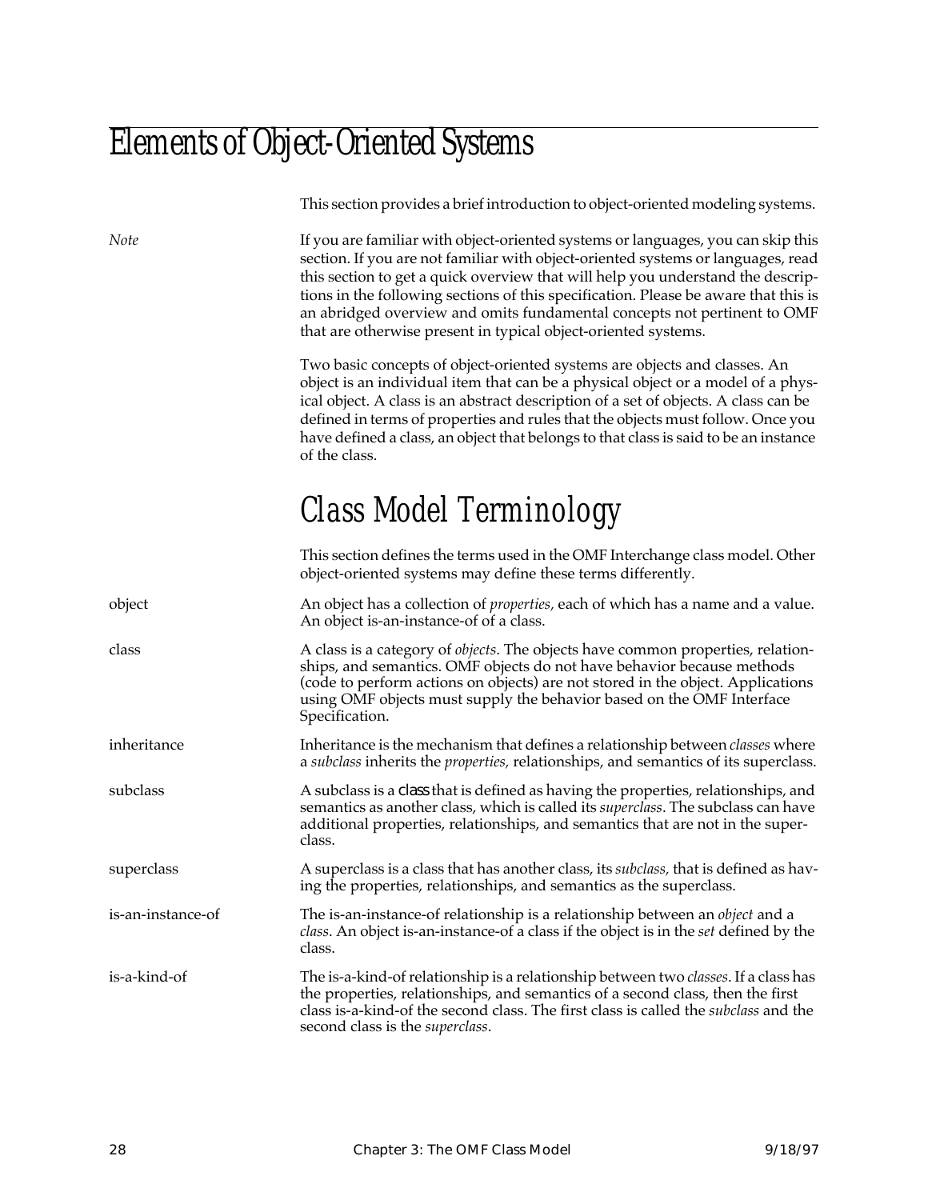# Elements of Object-Oriented Systems

This section provides a brief introduction to object-oriented modeling systems.

*Note* If you are familiar with object-oriented systems or languages, you can skip this section. If you are not familiar with object-oriented systems or languages, read this section to get a quick overview that will help you understand the descriptions in the following sections of this specification. Please be aware that this is an abridged overview and omits fundamental concepts not pertinent to OMF that are otherwise present in typical object-oriented systems.

Two basic concepts of object-oriented systems are objects and classes. An object is an individual item that can be a physical object or a model of a physical object. A class is an abstract description of a set of objects. A class can be defined in terms of properties and rules that the objects must follow. Once you have defined a class, an object that belongs to that class is said to be an instance of the class.

## Class Model Terminology

This section defines the terms used in the OMF Interchange class model. Other object-oriented systems may define these terms differently.

**object**
An object has a collection of *properties,* each of which has a name and a value. An object is-an-instance-of of a class.

**class**
A class is a category of *objects*. The objects have common properties, relationships, and semantics. OMF objects do not have behavior because methods (code to perform actions on objects) are not stored in the object. Applications using OMF objects must supply the behavior based on the OMF Interface Specification.

**inheritance**
Inheritance is the mechanism that defines a relationship between *classes* where a *subclass* inherits the *properties,* relationships, and semantics of its superclass.

**subclass**
A subclass is a class that is defined as having the properties, relationships, and semantics as another class, which is called its *superclass*. The subclass can have additional properties, relationships, and semantics that are not in the superclass.

**superclass**
A superclass is a class that has another class, its *subclass,* that is defined as having the properties, relationships, and semantics as the superclass.

**is-an-instance-of**
The is-an-instance-of relationship is a relationship between an *object* and a *class*. An object is-an-instance-of a class if the object is in the *set* defined by the class.

**is-a-kind-of**
The is-a-kind-of relationship is a relationship between two *classes*. If a class has the properties, relationships, and semantics of a second class, then the first class is-a-kind-of the second class. The first class is called the *subclass* and the second class is the *superclass*.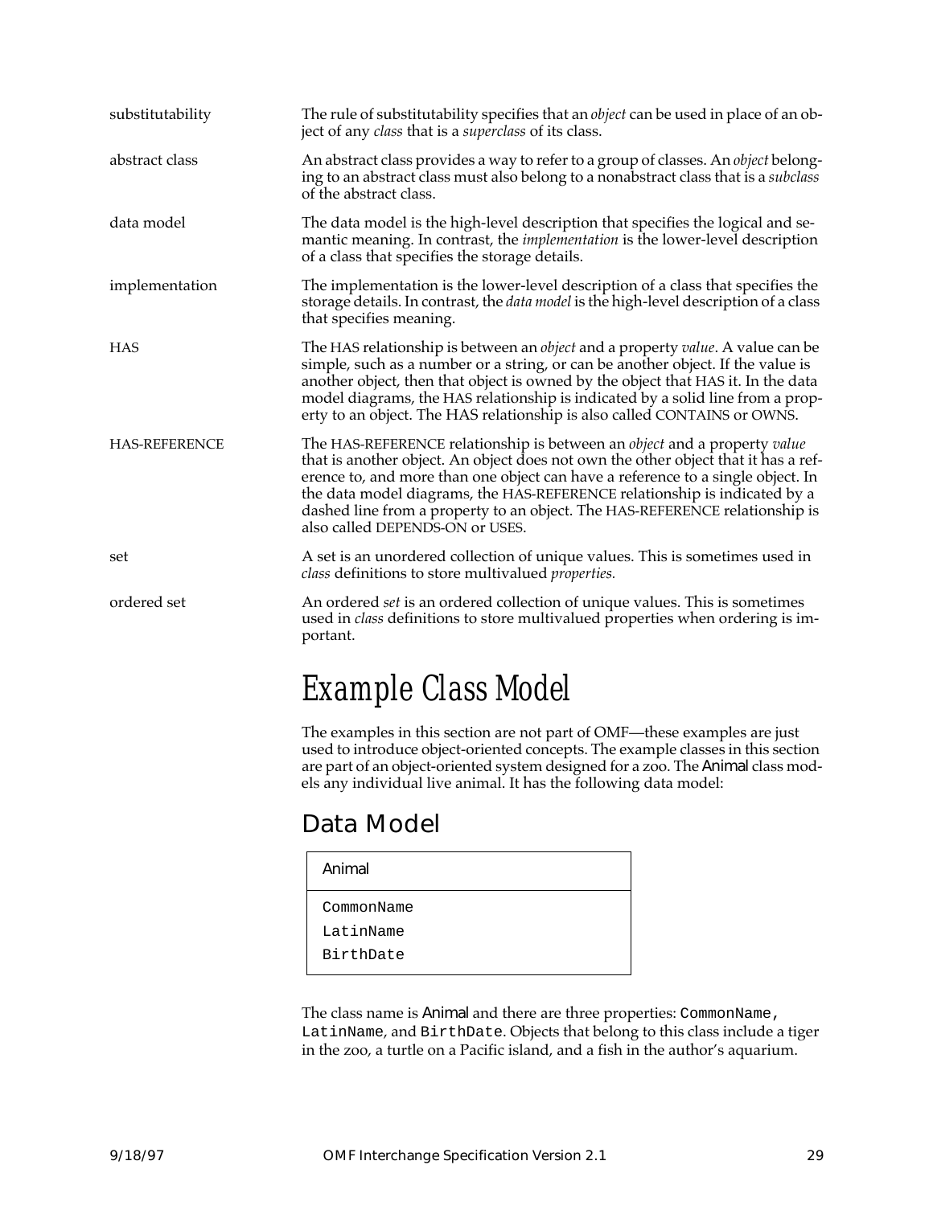substitutability — The rule of substitutability specifies that an *object* can be used in place of an object of any *class* that is a *superclass* of its class.

abstract class — An abstract class provides a way to refer to a group of classes. An *object* belonging to an abstract class must also belong to a nonabstract class that is a *subclass* of the abstract class.

data model — The data model is the high-level description that specifies the logical and semantic meaning. In contrast, the *implementation* is the lower-level description of a class that specifies the storage details.

implementation — The implementation is the lower-level description of a class that specifies the storage details. In contrast, the *data model* is the high-level description of a class that specifies meaning.

HAS — The HAS relationship is between an *object* and a property *value*. A value can be simple, such as a number or a string, or can be another object. If the value is another object, then that object is owned by the object that HAS it. In the data model diagrams, the HAS relationship is indicated by a solid line from a property to an object. The HAS relationship is also called CONTAINS or OWNS.

HAS-REFERENCE — The HAS-REFERENCE relationship is between an *object* and a property *value* that is another object. An object does not own the other object that it has a reference to, and more than one object can have a reference to a single object. In the data model diagrams, the HAS-REFERENCE relationship is indicated by a dashed line from a property to an object. The HAS-REFERENCE relationship is also called DEPENDS-ON or USES.

set — A set is an unordered collection of unique values. This is sometimes used in *class* definitions to store multivalued *properties.*

ordered set — An ordered *set* is an ordered collection of unique values. This is sometimes used in *class* definitions to store multivalued properties when ordering is important.

# Example Class Model

The examples in this section are not part of OMF—these examples are just used to introduce object-oriented concepts. The example classes in this section are part of an object-oriented system designed for a zoo. The Animal class models any individual live animal. It has the following data model:

## Data Model

| Animal |
|---|
| `CommonName`<br>`LatinName`<br>`BirthDate` |

The class name is Animal and there are three properties: `CommonName`, `LatinName`, and `BirthDate`. Objects that belong to this class include a tiger in the zoo, a turtle on a Pacific island, and a fish in the author's aquarium.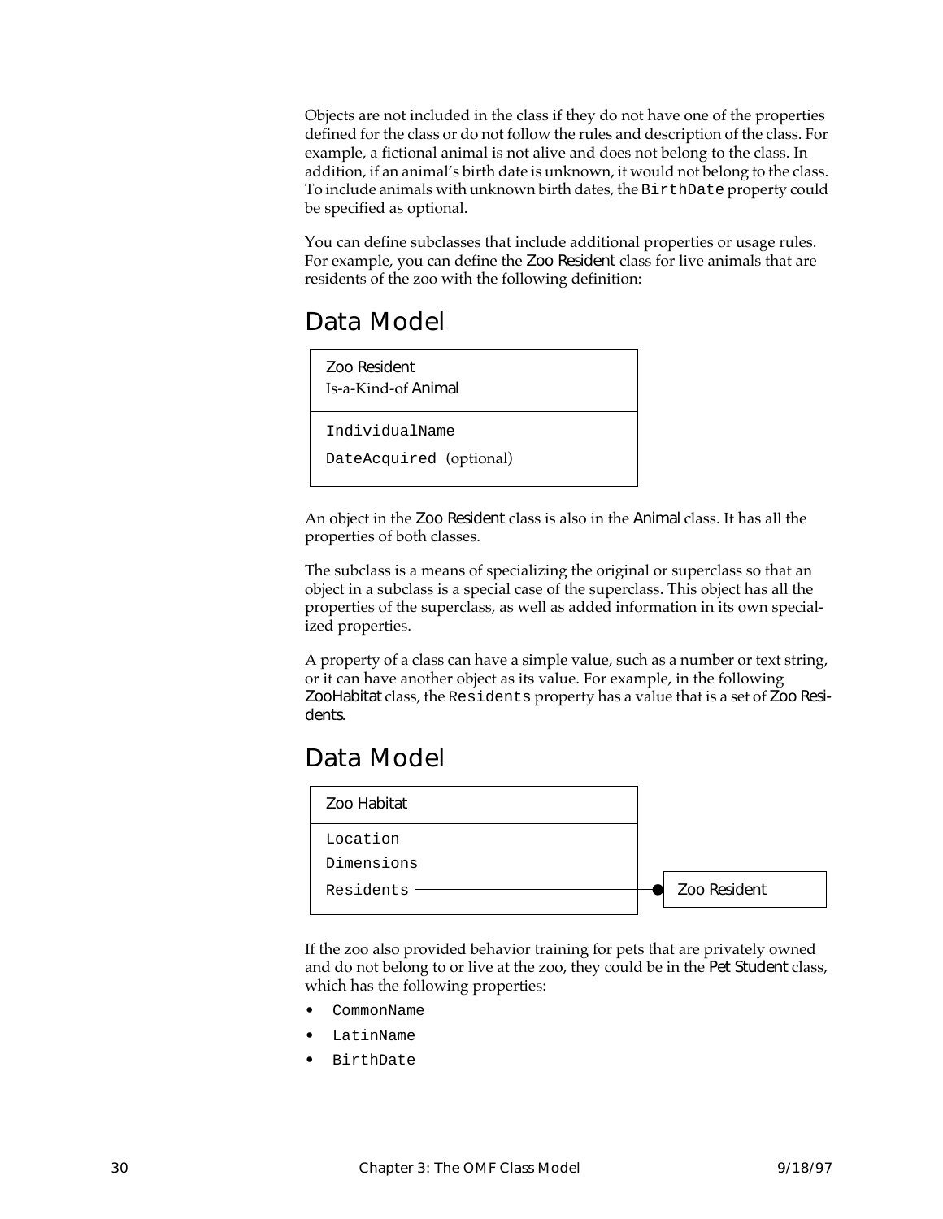Objects are not included in the class if they do not have one of the properties defined for the class or do not follow the rules and description of the class. For example, a fictional animal is not alive and does not belong to the class. In addition, if an animal's birth date is unknown, it would not belong to the class. To include animals with unknown birth dates, the `BirthDate` property could be specified as optional.

You can define subclasses that include additional properties or usage rules. For example, you can define the Zoo Resident class for live animals that are residents of the zoo with the following definition:

## Data Model

| Zoo Resident<br>Is-a-Kind-of Animal |
|---|
| `IndividualName`<br>`DateAcquired` (optional) |

An object in the Zoo Resident class is also in the Animal class. It has all the properties of both classes.

The subclass is a means of specializing the original or superclass so that an object in a subclass is a special case of the superclass. This object has all the properties of the superclass, as well as added information in its own specialized properties.

A property of a class can have a simple value, such as a number or text string, or it can have another object as its value. For example, in the following ZooHabitat class, the `Residents` property has a value that is a set of Zoo Residents.

## Data Model

| Zoo Habitat |
|---|
| `Location`<br>`Dimensions`<br>`Residents` ——● Zoo Resident |

If the zoo also provided behavior training for pets that are privately owned and do not belong to or live at the zoo, they could be in the Pet Student class, which has the following properties:

- `CommonName`
- `LatinName`
- `BirthDate`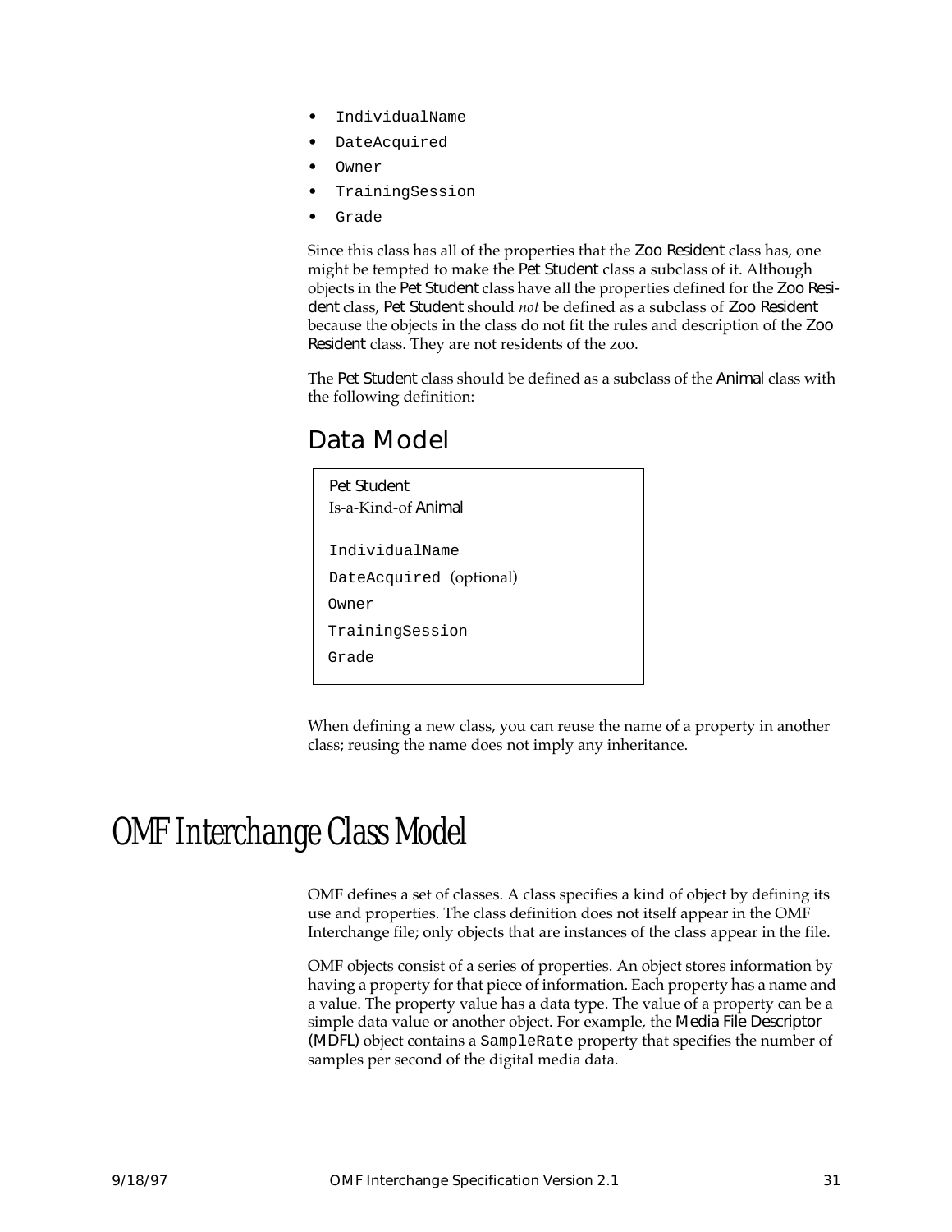- `IndividualName`
- `DateAcquired`
- `Owner`
- `TrainingSession`
- `Grade`

Since this class has all of the properties that the Zoo Resident class has, one might be tempted to make the Pet Student class a subclass of it. Although objects in the Pet Student class have all the properties defined for the Zoo Resident class, Pet Student should *not* be defined as a subclass of Zoo Resident because the objects in the class do not fit the rules and description of the Zoo Resident class. They are not residents of the zoo.

The Pet Student class should be defined as a subclass of the Animal class with the following definition:

## Data Model

| Pet Student<br>Is-a-Kind-of Animal |
|---|
| `IndividualName`<br>`DateAcquired` (optional)<br>`Owner`<br>`TrainingSession`<br>`Grade` |

When defining a new class, you can reuse the name of a property in another class; reusing the name does not imply any inheritance.

# OMF Interchange Class Model

OMF defines a set of classes. A class specifies a kind of object by defining its use and properties. The class definition does not itself appear in the OMF Interchange file; only objects that are instances of the class appear in the file.

OMF objects consist of a series of properties. An object stores information by having a property for that piece of information. Each property has a name and a value. The property value has a data type. The value of a property can be a simple data value or another object. For example, the Media File Descriptor (MDFL) object contains a `SampleRate` property that specifies the number of samples per second of the digital media data.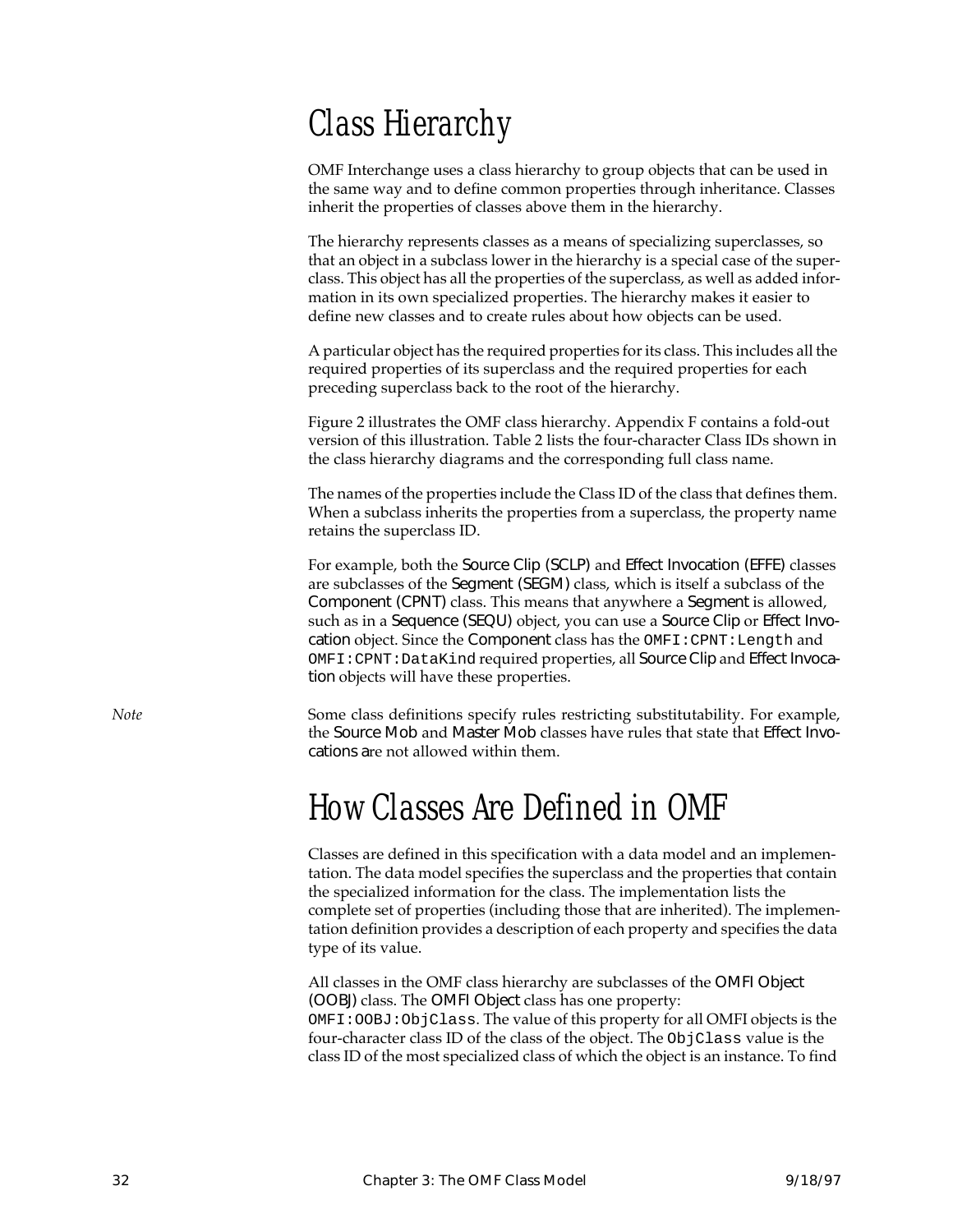# Class Hierarchy

OMF Interchange uses a class hierarchy to group objects that can be used in the same way and to define common properties through inheritance. Classes inherit the properties of classes above them in the hierarchy.

The hierarchy represents classes as a means of specializing superclasses, so that an object in a subclass lower in the hierarchy is a special case of the superclass. This object has all the properties of the superclass, as well as added information in its own specialized properties. The hierarchy makes it easier to define new classes and to create rules about how objects can be used.

A particular object has the required properties for its class. This includes all the required properties of its superclass and the required properties for each preceding superclass back to the root of the hierarchy.

Figure 2 illustrates the OMF class hierarchy. Appendix F contains a fold-out version of this illustration. Table 2 lists the four-character Class IDs shown in the class hierarchy diagrams and the corresponding full class name.

The names of the properties include the Class ID of the class that defines them. When a subclass inherits the properties from a superclass, the property name retains the superclass ID.

For example, both the Source Clip (SCLP) and Effect Invocation (EFFE) classes are subclasses of the Segment (SEGM) class, which is itself a subclass of the Component (CPNT) class. This means that anywhere a Segment is allowed, such as in a Sequence (SEQU) object, you can use a Source Clip or Effect Invocation object. Since the Component class has the `OMFI:CPNT:Length` and `OMFI:CPNT:DataKind` required properties, all Source Clip and Effect Invocation objects will have these properties.

*Note* Some class definitions specify rules restricting substitutability. For example, the Source Mob and Master Mob classes have rules that state that Effect Invocations are not allowed within them.

# How Classes Are Defined in OMF

Classes are defined in this specification with a data model and an implementation. The data model specifies the superclass and the properties that contain the specialized information for the class. The implementation lists the complete set of properties (including those that are inherited). The implementation definition provides a description of each property and specifies the data type of its value.

All classes in the OMF class hierarchy are subclasses of the OMFI Object (OOBJ) class. The OMFI Object class has one property: `OMFI:OOBJ:ObjClass`. The value of this property for all OMFI objects is the four-character class ID of the class of the object. The `ObjClass` value is the class ID of the most specialized class of which the object is an instance. To find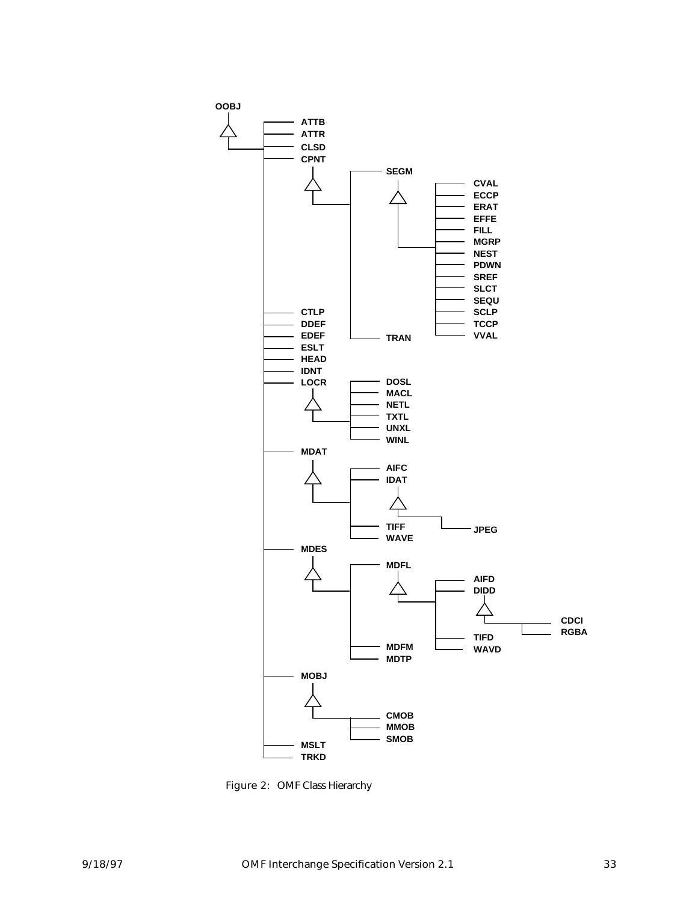- OOBJ
  - ATTB
  - ATTR
  - CLSD
  - CPNT
    - SEGM
      - CVAL
      - ECCP
      - ERAT
      - EFFE
      - FILL
      - MGRP
      - NEST
      - PDWN
      - SREF
      - SLCT
      - SEQU
      - SCLP
      - TCCP
      - VVAL
    - TRAN
  - CTLP
  - DDEF
  - EDEF
  - ESLT
  - HEAD
  - IDNT
  - LOCR
    - DOSL
    - MACL
    - NETL
    - TXTL
    - UNXL
    - WINL
  - MDAT
    - AIFC
    - IDAT
      - JPEG
    - TIFF
    - WAVE
  - MDES
    - MDFL
      - AIFD
      - DIDD
        - CDCI
        - RGBA
      - TIFD
      - WAVD
    - MDFM
    - MDTP
  - MOBJ
    - CMOB
    - MMOB
    - SMOB
  - MSLT
  - TRKD

Figure 2: OMF Class Hierarchy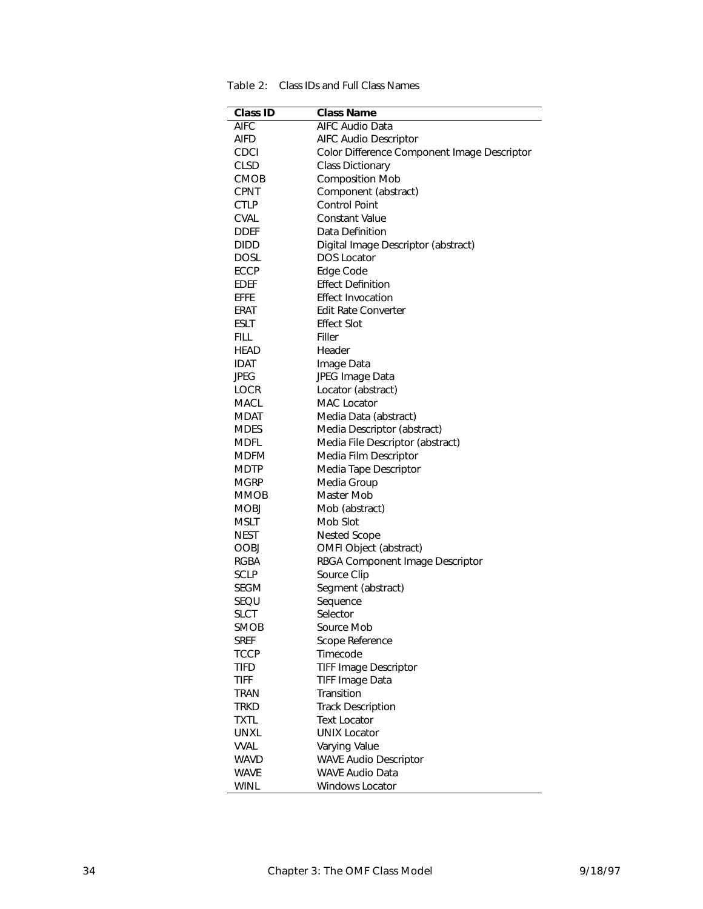Table 2: Class IDs and Full Class Names

| Class ID | Class Name |
|---|---|
| AIFC | AIFC Audio Data |
| AIFD | AIFC Audio Descriptor |
| CDCI | Color Difference Component Image Descriptor |
| CLSD | Class Dictionary |
| CMOB | Composition Mob |
| CPNT | Component (abstract) |
| CTLP | Control Point |
| CVAL | Constant Value |
| DDEF | Data Definition |
| DIDD | Digital Image Descriptor (abstract) |
| DOSL | DOS Locator |
| ECCP | Edge Code |
| EDEF | Effect Definition |
| EFFE | Effect Invocation |
| ERAT | Edit Rate Converter |
| ESLT | Effect Slot |
| FILL | Filler |
| HEAD | Header |
| IDAT | Image Data |
| JPEG | JPEG Image Data |
| LOCR | Locator (abstract) |
| MACL | MAC Locator |
| MDAT | Media Data (abstract) |
| MDES | Media Descriptor (abstract) |
| MDFL | Media File Descriptor (abstract) |
| MDFM | Media Film Descriptor |
| MDTP | Media Tape Descriptor |
| MGRP | Media Group |
| MMOB | Master Mob |
| MOBJ | Mob (abstract) |
| MSLT | Mob Slot |
| NEST | Nested Scope |
| OOBJ | OMFI Object (abstract) |
| RGBA | RBGA Component Image Descriptor |
| SCLP | Source Clip |
| SEGM | Segment (abstract) |
| SEQU | Sequence |
| SLCT | Selector |
| SMOB | Source Mob |
| SREF | Scope Reference |
| TCCP | Timecode |
| TIFD | TIFF Image Descriptor |
| TIFF | TIFF Image Data |
| TRAN | Transition |
| TRKD | Track Description |
| TXTL | Text Locator |
| UNXL | UNIX Locator |
| VVAL | Varying Value |
| WAVD | WAVE Audio Descriptor |
| WAVE | WAVE Audio Data |
| WINL | Windows Locator |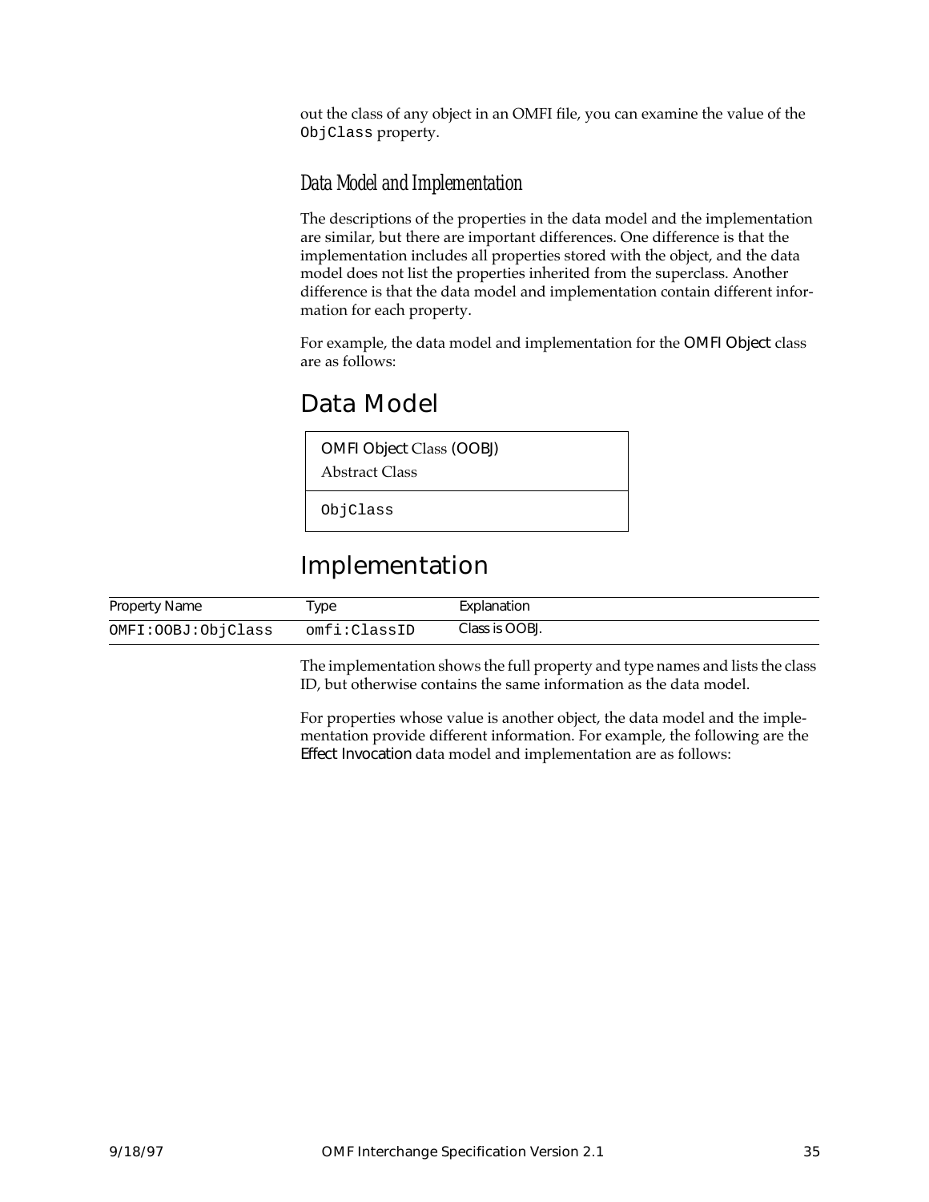out the class of any object in an OMFI file, you can examine the value of the `ObjClass` property.

### Data Model and Implementation

The descriptions of the properties in the data model and the implementation are similar, but there are important differences. One difference is that the implementation includes all properties stored with the object, and the data model does not list the properties inherited from the superclass. Another difference is that the data model and implementation contain different information for each property.

For example, the data model and implementation for the OMFI Object class are as follows:

## Data Model

| OMFI Object Class (OOBJ)<br>Abstract Class |
|---|
| `ObjClass` |

## Implementation

| Property Name | Type | Explanation |
|---|---|---|
| `OMFI:OOBJ:ObjClass` | `omfi:ClassID` | Class is OOBJ. |

The implementation shows the full property and type names and lists the class ID, but otherwise contains the same information as the data model.

For properties whose value is another object, the data model and the implementation provide different information. For example, the following are the Effect Invocation data model and implementation are as follows: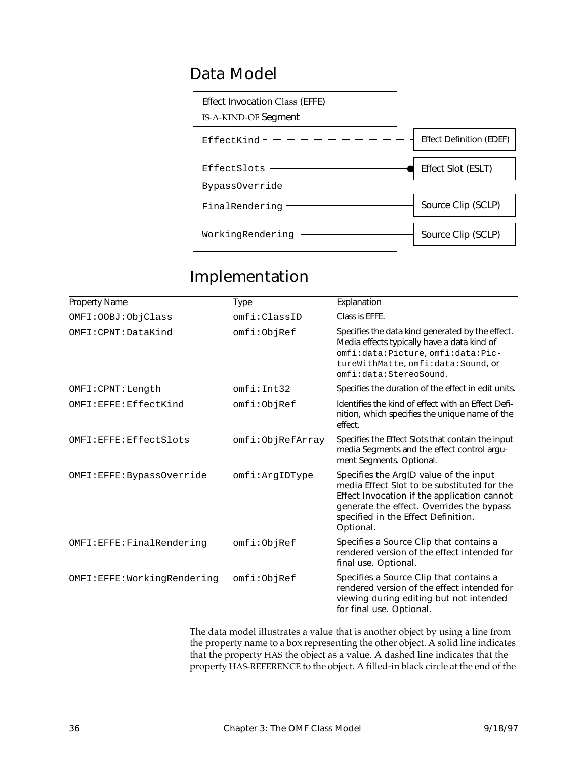## Data Model

Effect Invocation Class (EFFE)
IS-A-KIND-OF Segment

| Property | Relationship | Object |
|---|---|---|
| EffectKind | dashed line (HAS-REFERENCE) | Effect Definition (EDEF) |
| EffectSlots | solid line with filled circle | Effect Slot (ESLT) |
| BypassOverride | | |
| FinalRendering | solid line | Source Clip (SCLP) |
| WorkingRendering | solid line | Source Clip (SCLP) |

## Implementation

| Property Name | Type | Explanation |
|---|---|---|
| OMFI:OOBJ:ObjClass | omfi:ClassID | Class is EFFE. |
| OMFI:CPNT:DataKind | omfi:ObjRef | Specifies the data kind generated by the effect. Media effects typically have a data kind of omfi:data:Picture, omfi:data:PictureWithMatte, omfi:data:Sound, or omfi:data:StereoSound. |
| OMFI:CPNT:Length | omfi:Int32 | Specifies the duration of the effect in edit units. |
| OMFI:EFFE:EffectKind | omfi:ObjRef | Identifies the kind of effect with an Effect Definition, which specifies the unique name of the effect. |
| OMFI:EFFE:EffectSlots | omfi:ObjRefArray | Specifies the Effect Slots that contain the input media Segments and the effect control argument Segments. Optional. |
| OMFI:EFFE:BypassOverride | omfi:ArgIDType | Specifies the ArgID value of the input media Effect Slot to be substituted for the Effect Invocation if the application cannot generate the effect. Overrides the bypass specified in the Effect Definition. Optional. |
| OMFI:EFFE:FinalRendering | omfi:ObjRef | Specifies a Source Clip that contains a rendered version of the effect intended for final use. Optional. |
| OMFI:EFFE:WorkingRendering | omfi:ObjRef | Specifies a Source Clip that contains a rendered version of the effect intended for viewing during editing but not intended for final use. Optional. |

The data model illustrates a value that is another object by using a line from the property name to a box representing the other object. A solid line indicates that the property HAS the object as a value. A dashed line indicates that the property HAS-REFERENCE to the object. A filled-in black circle at the end of the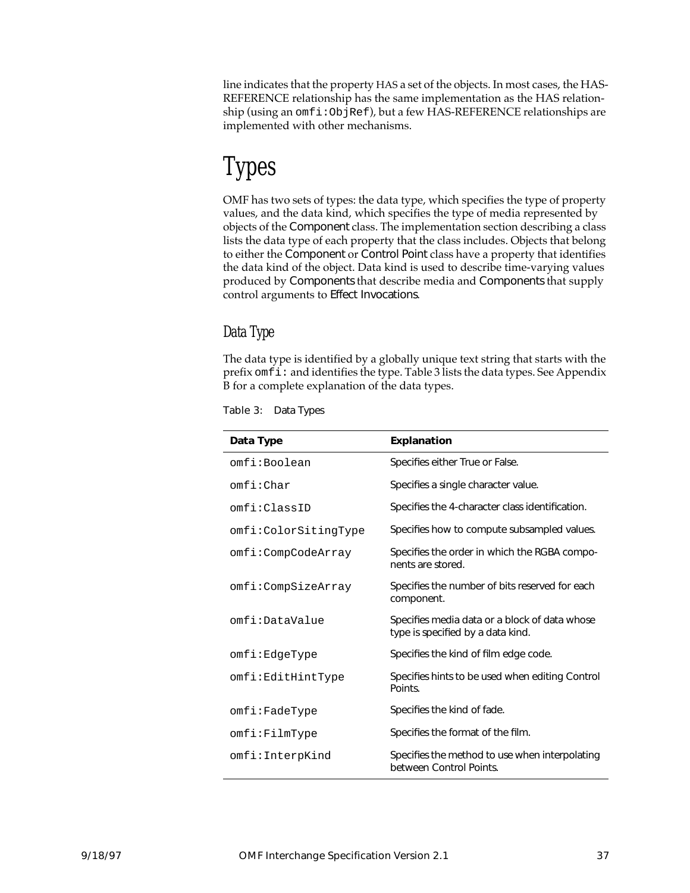line indicates that the property HAS a set of the objects. In most cases, the HAS-REFERENCE relationship has the same implementation as the HAS relationship (using an `omfi:ObjRef`), but a few HAS-REFERENCE relationships are implemented with other mechanisms.

# Types

OMF has two sets of types: the data type, which specifies the type of property values, and the data kind, which specifies the type of media represented by objects of the Component class. The implementation section describing a class lists the data type of each property that the class includes. Objects that belong to either the Component or Control Point class have a property that identifies the data kind of the object. Data kind is used to describe time-varying values produced by Components that describe media and Components that supply control arguments to Effect Invocations.

## Data Type

The data type is identified by a globally unique text string that starts with the prefix `omfi:` and identifies the type. Table 3 lists the data types. See Appendix B for a complete explanation of the data types.

Table 3: Data Types

| **Data Type** | **Explanation** |
|---|---|
| `omfi:Boolean` | Specifies either True or False. |
| `omfi:Char` | Specifies a single character value. |
| `omfi:ClassID` | Specifies the 4-character class identification. |
| `omfi:ColorSitingType` | Specifies how to compute subsampled values. |
| `omfi:CompCodeArray` | Specifies the order in which the RGBA components are stored. |
| `omfi:CompSizeArray` | Specifies the number of bits reserved for each component. |
| `omfi:DataValue` | Specifies media data or a block of data whose type is specified by a data kind. |
| `omfi:EdgeType` | Specifies the kind of film edge code. |
| `omfi:EditHintType` | Specifies hints to be used when editing Control Points. |
| `omfi:FadeType` | Specifies the kind of fade. |
| `omfi:FilmType` | Specifies the format of the film. |
| `omfi:InterpKind` | Specifies the method to use when interpolating between Control Points. |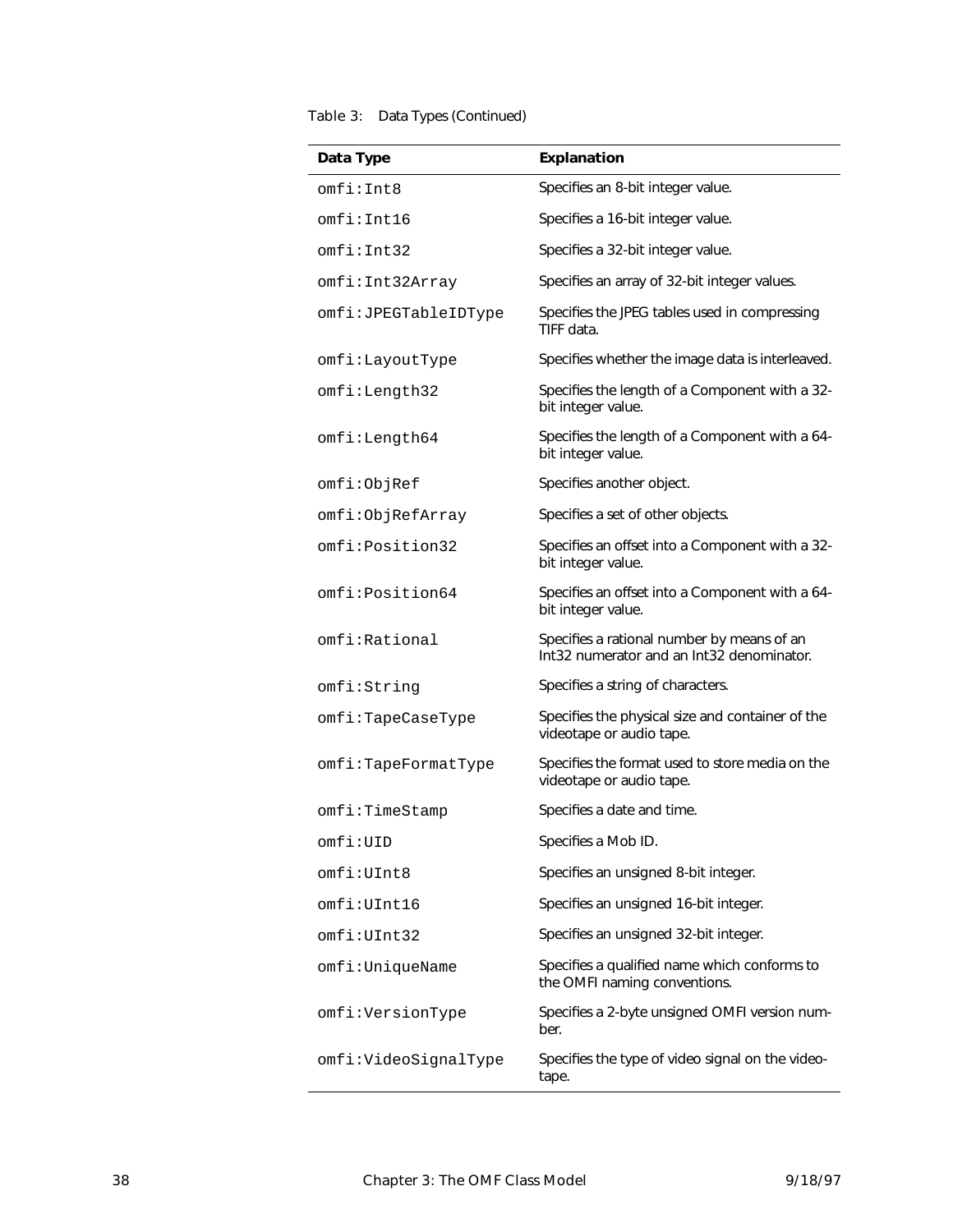Table 3: Data Types (Continued)

| Data Type | Explanation |
|---|---|
| omfi:Int8 | Specifies an 8-bit integer value. |
| omfi:Int16 | Specifies a 16-bit integer value. |
| omfi:Int32 | Specifies a 32-bit integer value. |
| omfi:Int32Array | Specifies an array of 32-bit integer values. |
| omfi:JPEGTableIDType | Specifies the JPEG tables used in compressing TIFF data. |
| omfi:LayoutType | Specifies whether the image data is interleaved. |
| omfi:Length32 | Specifies the length of a Component with a 32-bit integer value. |
| omfi:Length64 | Specifies the length of a Component with a 64-bit integer value. |
| omfi:ObjRef | Specifies another object. |
| omfi:ObjRefArray | Specifies a set of other objects. |
| omfi:Position32 | Specifies an offset into a Component with a 32-bit integer value. |
| omfi:Position64 | Specifies an offset into a Component with a 64-bit integer value. |
| omfi:Rational | Specifies a rational number by means of an Int32 numerator and an Int32 denominator. |
| omfi:String | Specifies a string of characters. |
| omfi:TapeCaseType | Specifies the physical size and container of the videotape or audio tape. |
| omfi:TapeFormatType | Specifies the format used to store media on the videotape or audio tape. |
| omfi:TimeStamp | Specifies a date and time. |
| omfi:UID | Specifies a Mob ID. |
| omfi:UInt8 | Specifies an unsigned 8-bit integer. |
| omfi:UInt16 | Specifies an unsigned 16-bit integer. |
| omfi:UInt32 | Specifies an unsigned 32-bit integer. |
| omfi:UniqueName | Specifies a qualified name which conforms to the OMFI naming conventions. |
| omfi:VersionType | Specifies a 2-byte unsigned OMFI version number. |
| omfi:VideoSignalType | Specifies the type of video signal on the videotape. |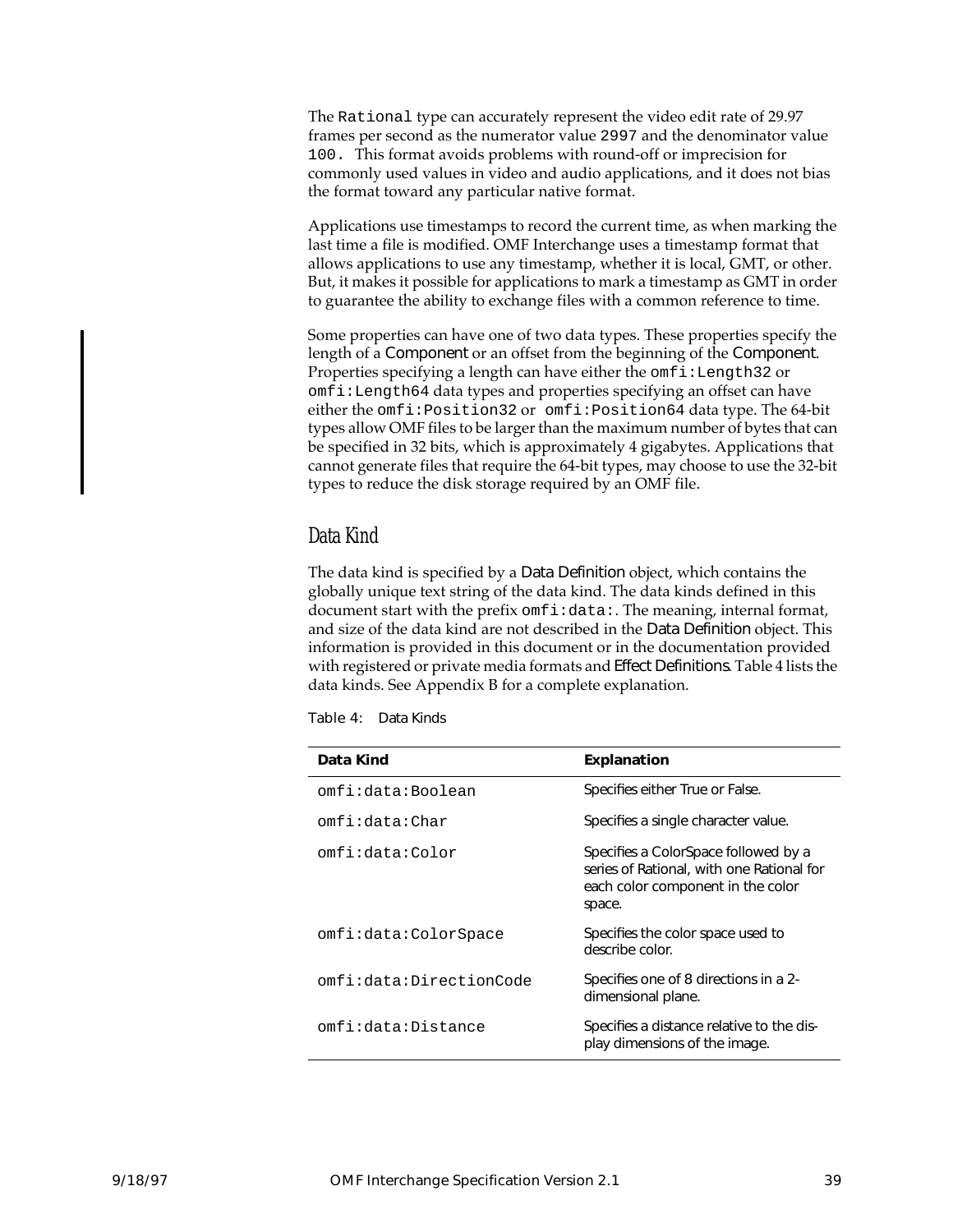The `Rational` type can accurately represent the video edit rate of 29.97 frames per second as the numerator value `2997` and the denominator value `100.` This format avoids problems with round-off or imprecision for commonly used values in video and audio applications, and it does not bias the format toward any particular native format.

Applications use timestamps to record the current time, as when marking the last time a file is modified. OMF Interchange uses a timestamp format that allows applications to use any timestamp, whether it is local, GMT, or other. But, it makes it possible for applications to mark a timestamp as GMT in order to guarantee the ability to exchange files with a common reference to time.

Some properties can have one of two data types. These properties specify the length of a Component or an offset from the beginning of the Component. Properties specifying a length can have either the `omfi:Length32` or `omfi:Length64` data types and properties specifying an offset can have either the `omfi:Position32` or `omfi:Position64` data type. The 64-bit types allow OMF files to be larger than the maximum number of bytes that can be specified in 32 bits, which is approximately 4 gigabytes. Applications that cannot generate files that require the 64-bit types, may choose to use the 32-bit types to reduce the disk storage required by an OMF file.

## Data Kind

The data kind is specified by a Data Definition object, which contains the globally unique text string of the data kind. The data kinds defined in this document start with the prefix `omfi:data:`. The meaning, internal format, and size of the data kind are not described in the Data Definition object. This information is provided in this document or in the documentation provided with registered or private media formats and Effect Definitions. Table 4 lists the data kinds. See Appendix B for a complete explanation.

Table 4: Data Kinds

| Data Kind | Explanation |
|---|---|
| `omfi:data:Boolean` | Specifies either True or False. |
| `omfi:data:Char` | Specifies a single character value. |
| `omfi:data:Color` | Specifies a ColorSpace followed by a series of Rational, with one Rational for each color component in the color space. |
| `omfi:data:ColorSpace` | Specifies the color space used to describe color. |
| `omfi:data:DirectionCode` | Specifies one of 8 directions in a 2-dimensional plane. |
| `omfi:data:Distance` | Specifies a distance relative to the display dimensions of the image. |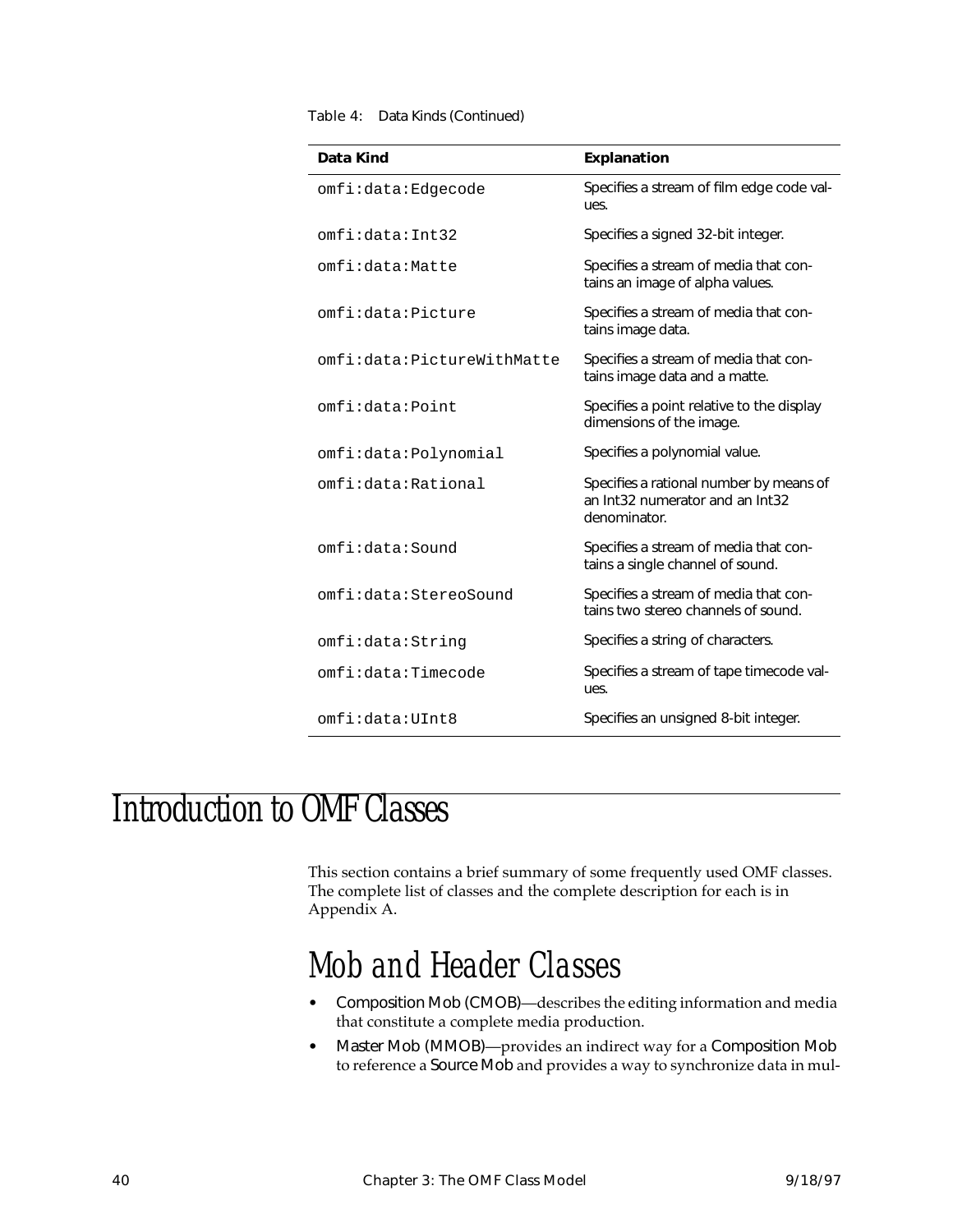Table 4: Data Kinds (Continued)

| Data Kind | Explanation |
|---|---|
| `omfi:data:Edgecode` | Specifies a stream of film edge code values. |
| `omfi:data:Int32` | Specifies a signed 32-bit integer. |
| `omfi:data:Matte` | Specifies a stream of media that contains an image of alpha values. |
| `omfi:data:Picture` | Specifies a stream of media that contains image data. |
| `omfi:data:PictureWithMatte` | Specifies a stream of media that contains image data and a matte. |
| `omfi:data:Point` | Specifies a point relative to the display dimensions of the image. |
| `omfi:data:Polynomial` | Specifies a polynomial value. |
| `omfi:data:Rational` | Specifies a rational number by means of an Int32 numerator and an Int32 denominator. |
| `omfi:data:Sound` | Specifies a stream of media that contains a single channel of sound. |
| `omfi:data:StereoSound` | Specifies a stream of media that contains two stereo channels of sound. |
| `omfi:data:String` | Specifies a string of characters. |
| `omfi:data:Timecode` | Specifies a stream of tape timecode values. |
| `omfi:data:UInt8` | Specifies an unsigned 8-bit integer. |

# Introduction to OMF Classes

This section contains a brief summary of some frequently used OMF classes. The complete list of classes and the complete description for each is in Appendix A.

## Mob and Header Classes

- Composition Mob (CMOB)—describes the editing information and media that constitute a complete media production.
- Master Mob (MMOB)—provides an indirect way for a Composition Mob to reference a Source Mob and provides a way to synchronize data in mul-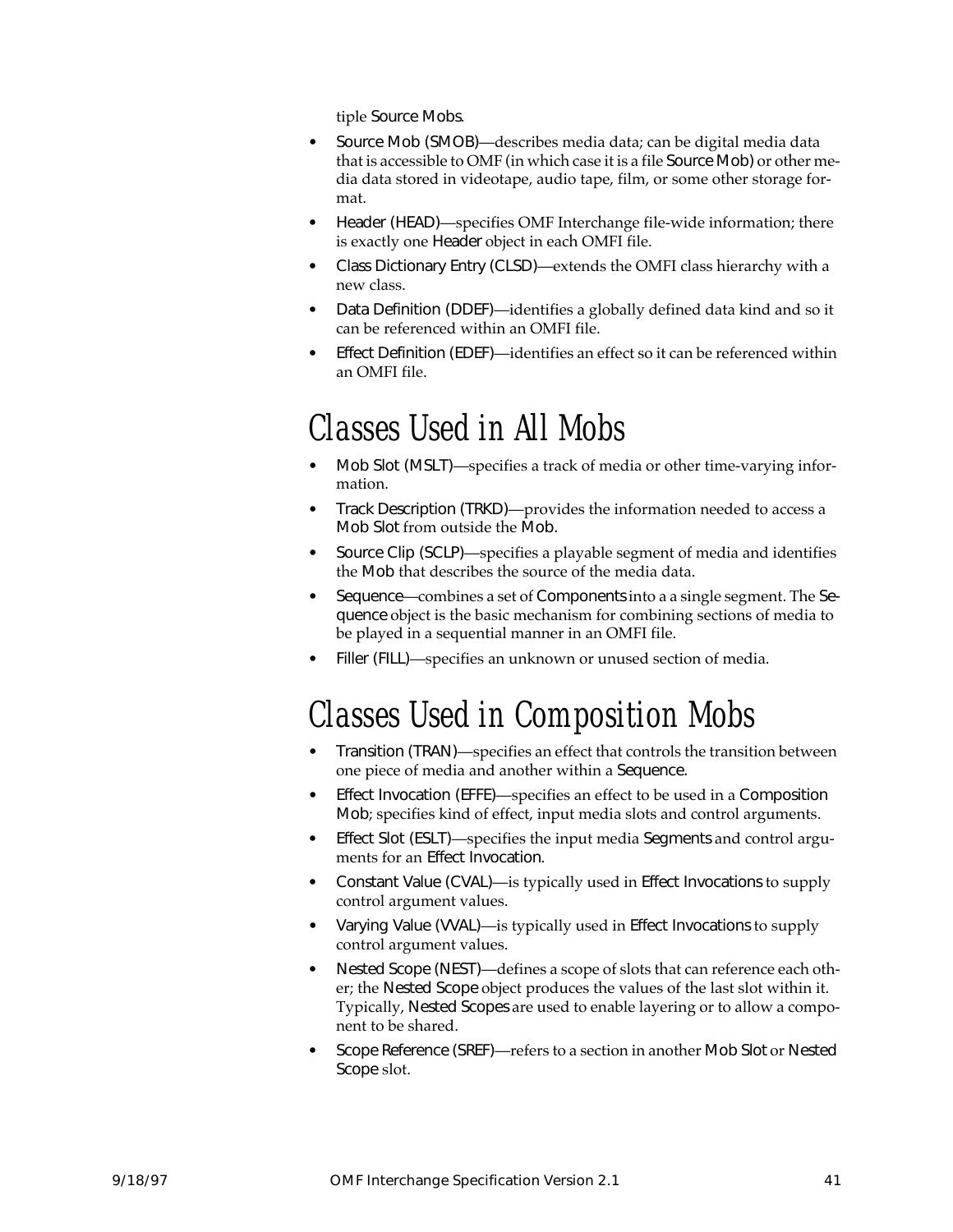tiple Source Mobs.

- Source Mob (SMOB)—describes media data; can be digital media data that is accessible to OMF (in which case it is a file Source Mob) or other media data stored in videotape, audio tape, film, or some other storage format.
- Header (HEAD)—specifies OMF Interchange file-wide information; there is exactly one Header object in each OMFI file.
- Class Dictionary Entry (CLSD)—extends the OMFI class hierarchy with a new class.
- Data Definition (DDEF)—identifies a globally defined data kind and so it can be referenced within an OMFI file.
- Effect Definition (EDEF)—identifies an effect so it can be referenced within an OMFI file.

# Classes Used in All Mobs

- Mob Slot (MSLT)—specifies a track of media or other time-varying information.
- Track Description (TRKD)—provides the information needed to access a Mob Slot from outside the Mob.
- Source Clip (SCLP)—specifies a playable segment of media and identifies the Mob that describes the source of the media data.
- Sequence—combines a set of Components into a a single segment. The Sequence object is the basic mechanism for combining sections of media to be played in a sequential manner in an OMFI file.
- Filler (FILL)—specifies an unknown or unused section of media.

# Classes Used in Composition Mobs

- Transition (TRAN)—specifies an effect that controls the transition between one piece of media and another within a Sequence.
- Effect Invocation (EFFE)—specifies an effect to be used in a Composition Mob; specifies kind of effect, input media slots and control arguments.
- Effect Slot (ESLT)—specifies the input media Segments and control arguments for an Effect Invocation.
- Constant Value (CVAL)—is typically used in Effect Invocations to supply control argument values.
- Varying Value (VVAL)—is typically used in Effect Invocations to supply control argument values.
- Nested Scope (NEST)—defines a scope of slots that can reference each other; the Nested Scope object produces the values of the last slot within it. Typically, Nested Scopes are used to enable layering or to allow a component to be shared.
- Scope Reference (SREF)—refers to a section in another Mob Slot or Nested Scope slot.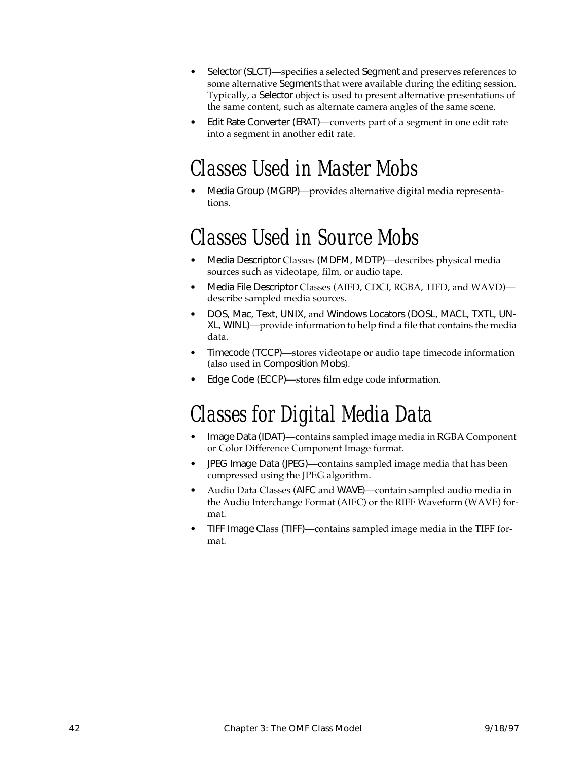- Selector (SLCT)—specifies a selected Segment and preserves references to some alternative Segments that were available during the editing session. Typically, a Selector object is used to present alternative presentations of the same content, such as alternate camera angles of the same scene.
- Edit Rate Converter (ERAT)—converts part of a segment in one edit rate into a segment in another edit rate.

# Classes Used in Master Mobs

- Media Group (MGRP)—provides alternative digital media representations.

# Classes Used in Source Mobs

- Media Descriptor Classes (MDFM, MDTP)—describes physical media sources such as videotape, film, or audio tape.
- Media File Descriptor Classes (AIFD, CDCI, RGBA, TIFD, and WAVD)—describe sampled media sources.
- DOS, Mac, Text, UNIX, and Windows Locators (DOSL, MACL, TXTL, UNXL, WINL)—provide information to help find a file that contains the media data.
- Timecode (TCCP)—stores videotape or audio tape timecode information (also used in Composition Mobs).
- Edge Code (ECCP)—stores film edge code information.

# Classes for Digital Media Data

- Image Data (IDAT)—contains sampled image media in RGBA Component or Color Difference Component Image format.
- JPEG Image Data (JPEG)—contains sampled image media that has been compressed using the JPEG algorithm.
- Audio Data Classes (AIFC and WAVE)—contain sampled audio media in the Audio Interchange Format (AIFC) or the RIFF Waveform (WAVE) format.
- TIFF Image Class (TIFF)—contains sampled image media in the TIFF format.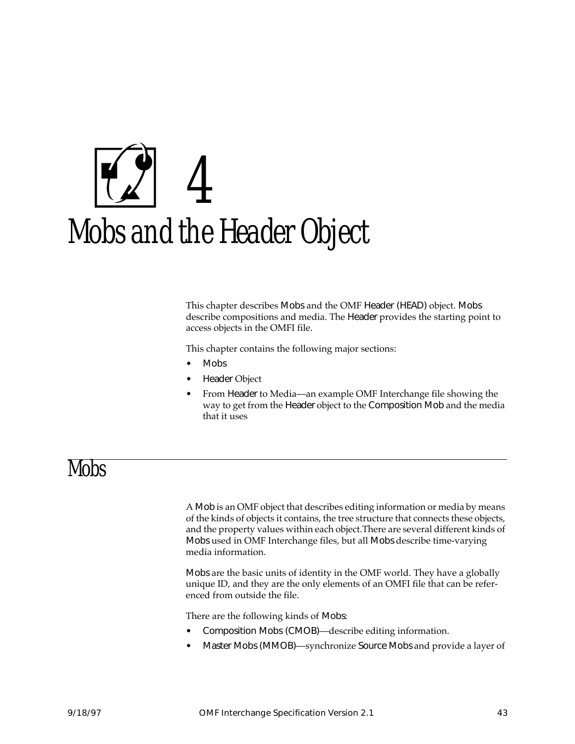# 4
# Mobs and the Header Object

This chapter describes Mobs and the OMF Header (HEAD) object. Mobs describe compositions and media. The Header provides the starting point to access objects in the OMFI file.

This chapter contains the following major sections:

- Mobs
- Header Object
- From Header to Media—an example OMF Interchange file showing the way to get from the Header object to the Composition Mob and the media that it uses

## Mobs

A Mob is an OMF object that describes editing information or media by means of the kinds of objects it contains, the tree structure that connects these objects, and the property values within each object.There are several different kinds of Mobs used in OMF Interchange files, but all Mobs describe time-varying media information.

Mobs are the basic units of identity in the OMF world. They have a globally unique ID, and they are the only elements of an OMFI file that can be referenced from outside the file.

There are the following kinds of Mobs:

- Composition Mobs (CMOB)—describe editing information.
- Master Mobs (MMOB)—synchronize Source Mobs and provide a layer of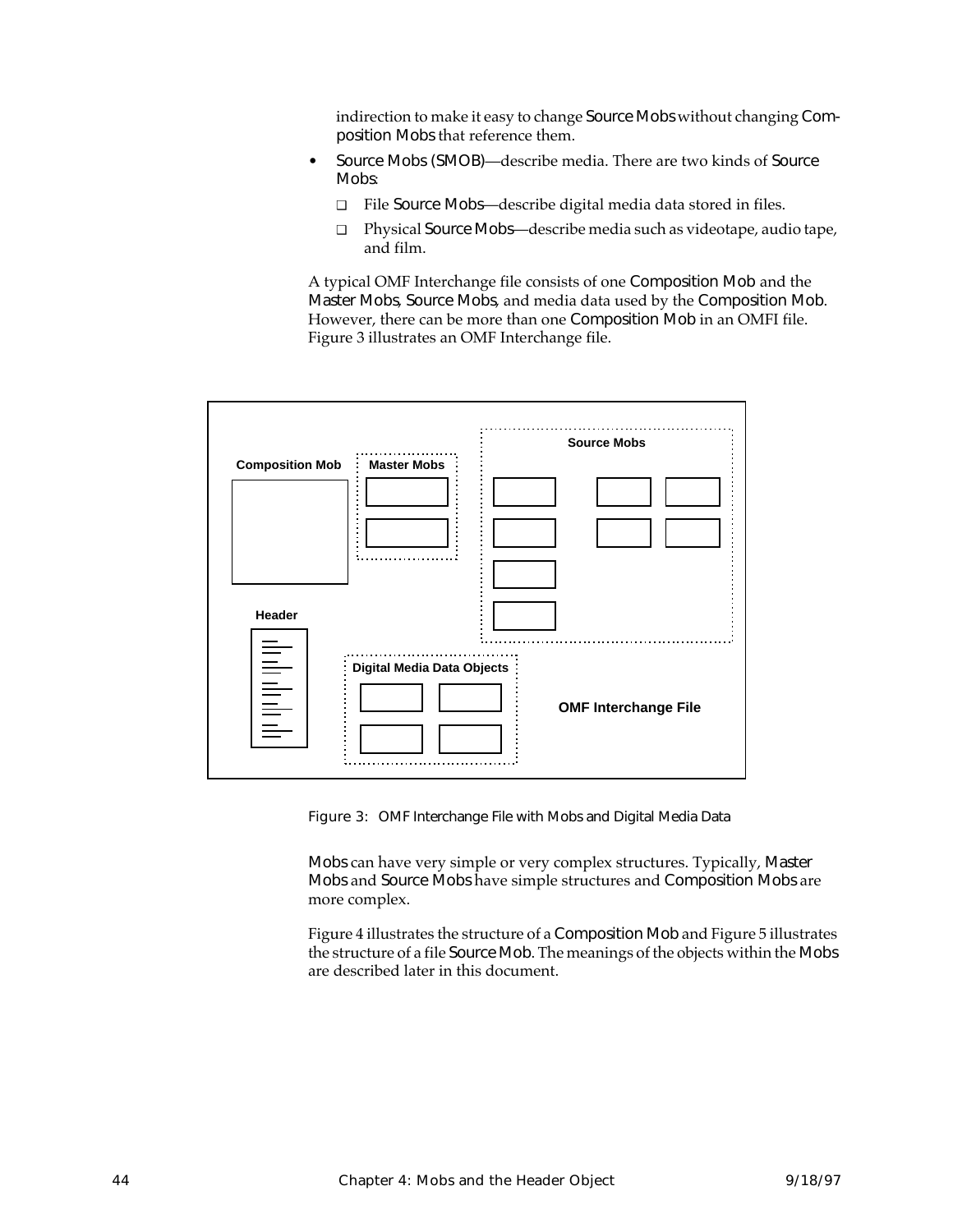indirection to make it easy to change Source Mobs without changing Composition Mobs that reference them.

- Source Mobs (SMOB)—describe media. There are two kinds of Source Mobs:
  - ❑ File Source Mobs—describe digital media data stored in files.
  - ❑ Physical Source Mobs—describe media such as videotape, audio tape, and film.

A typical OMF Interchange file consists of one Composition Mob and the Master Mobs, Source Mobs, and media data used by the Composition Mob. However, there can be more than one Composition Mob in an OMFI file. Figure 3 illustrates an OMF Interchange file.

Composition Mob | Master Mobs | Source Mobs | Header | Digital Media Data Objects | OMF Interchange File

Figure 3: OMF Interchange File with Mobs and Digital Media Data

Mobs can have very simple or very complex structures. Typically, Master Mobs and Source Mobs have simple structures and Composition Mobs are more complex.

Figure 4 illustrates the structure of a Composition Mob and Figure 5 illustrates the structure of a file Source Mob. The meanings of the objects within the Mobs are described later in this document.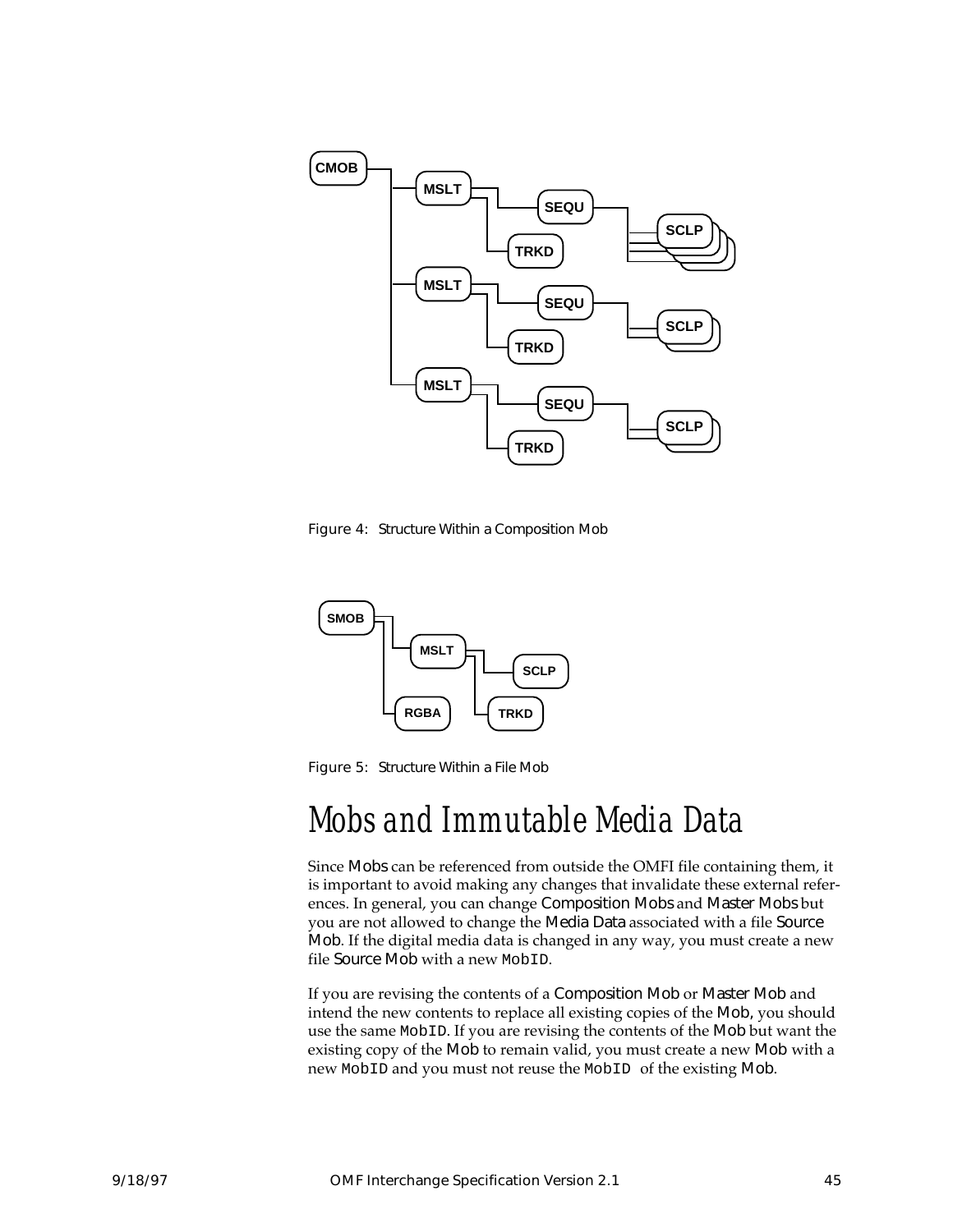Figure 4: Structure Within a Composition Mob

Figure 5: Structure Within a File Mob

# Mobs and Immutable Media Data

Since Mobs can be referenced from outside the OMFI file containing them, it is important to avoid making any changes that invalidate these external references. In general, you can change Composition Mobs and Master Mobs but you are not allowed to change the Media Data associated with a file Source Mob. If the digital media data is changed in any way, you must create a new file Source Mob with a new `MobID`.

If you are revising the contents of a Composition Mob or Master Mob and intend the new contents to replace all existing copies of the Mob, you should use the same `MobID`. If you are revising the contents of the Mob but want the existing copy of the Mob to remain valid, you must create a new Mob with a new `MobID` and you must not reuse the `MobID` of the existing Mob.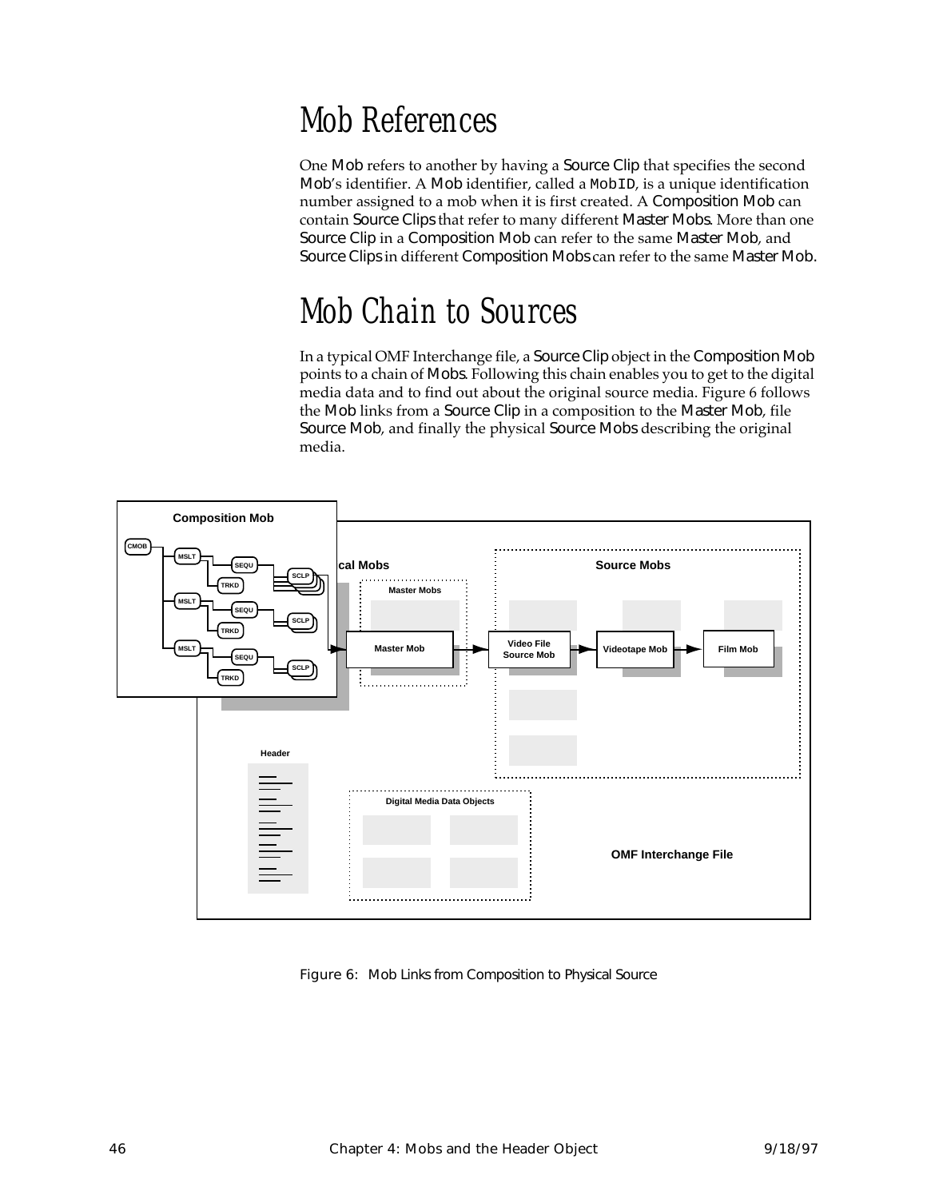# Mob References

One Mob refers to another by having a Source Clip that specifies the second Mob's identifier. A Mob identifier, called a `MobID`, is a unique identification number assigned to a mob when it is first created. A Composition Mob can contain Source Clips that refer to many different Master Mobs. More than one Source Clip in a Composition Mob can refer to the same Master Mob, and Source Clips in different Composition Mobs can refer to the same Master Mob.

# Mob Chain to Sources

In a typical OMF Interchange file, a Source Clip object in the Composition Mob points to a chain of Mobs. Following this chain enables you to get to the digital media data and to find out about the original source media. Figure 6 follows the Mob links from a Source Clip in a composition to the Master Mob, file Source Mob, and finally the physical Source Mobs describing the original media.

Figure 6: Mob Links from Composition to Physical Source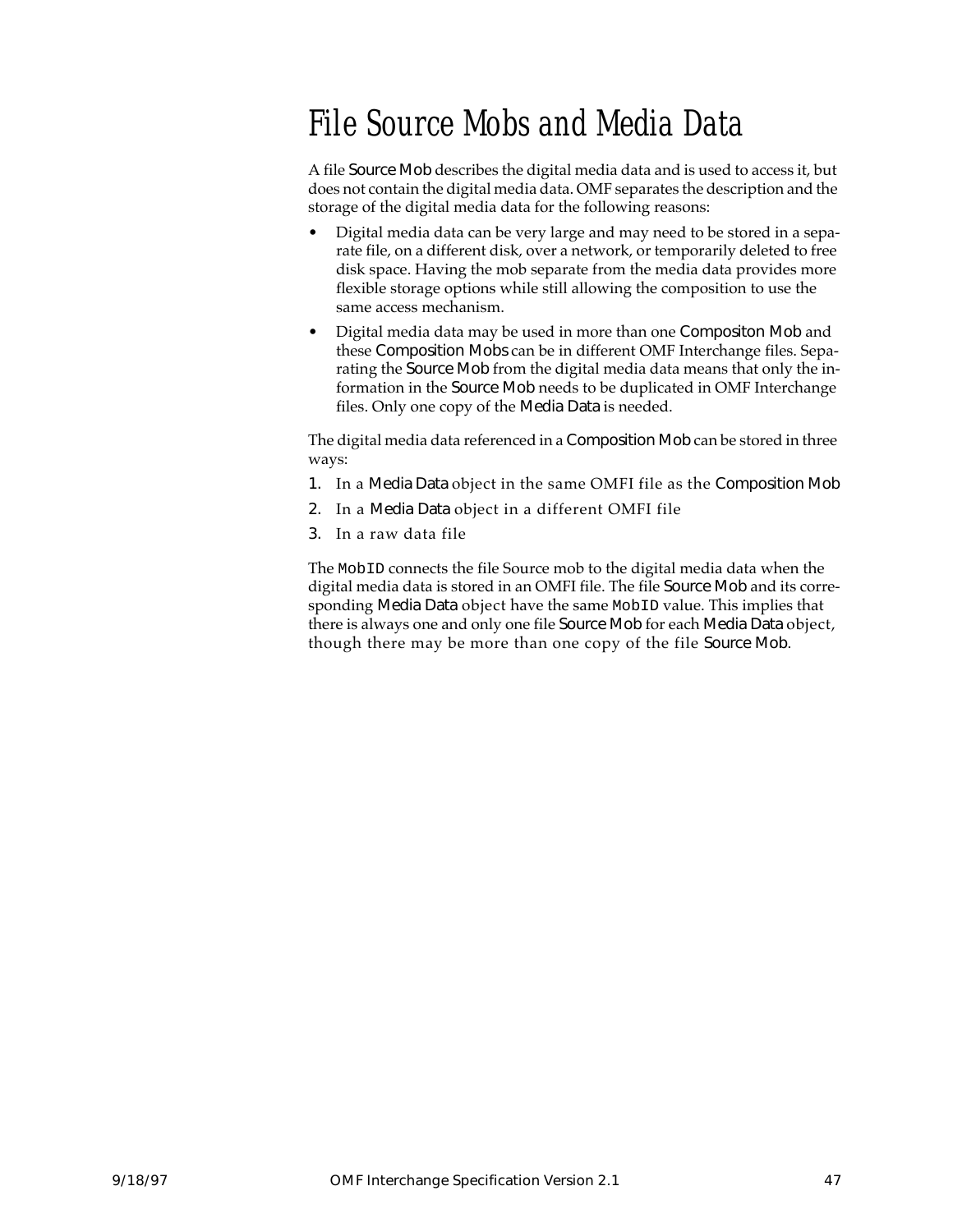# File Source Mobs and Media Data

A file Source Mob describes the digital media data and is used to access it, but does not contain the digital media data. OMF separates the description and the storage of the digital media data for the following reasons:

- Digital media data can be very large and may need to be stored in a separate file, on a different disk, over a network, or temporarily deleted to free disk space. Having the mob separate from the media data provides more flexible storage options while still allowing the composition to use the same access mechanism.
- Digital media data may be used in more than one Compositon Mob and these Composition Mobs can be in different OMF Interchange files. Separating the Source Mob from the digital media data means that only the information in the Source Mob needs to be duplicated in OMF Interchange files. Only one copy of the Media Data is needed.

The digital media data referenced in a Composition Mob can be stored in three ways:

1. In a Media Data object in the same OMFI file as the Composition Mob
2. In a Media Data object in a different OMFI file
3. In a raw data file

The `MobID` connects the file Source mob to the digital media data when the digital media data is stored in an OMFI file. The file Source Mob and its corresponding Media Data object have the same `MobID` value. This implies that there is always one and only one file Source Mob for each Media Data object, though there may be more than one copy of the file Source Mob.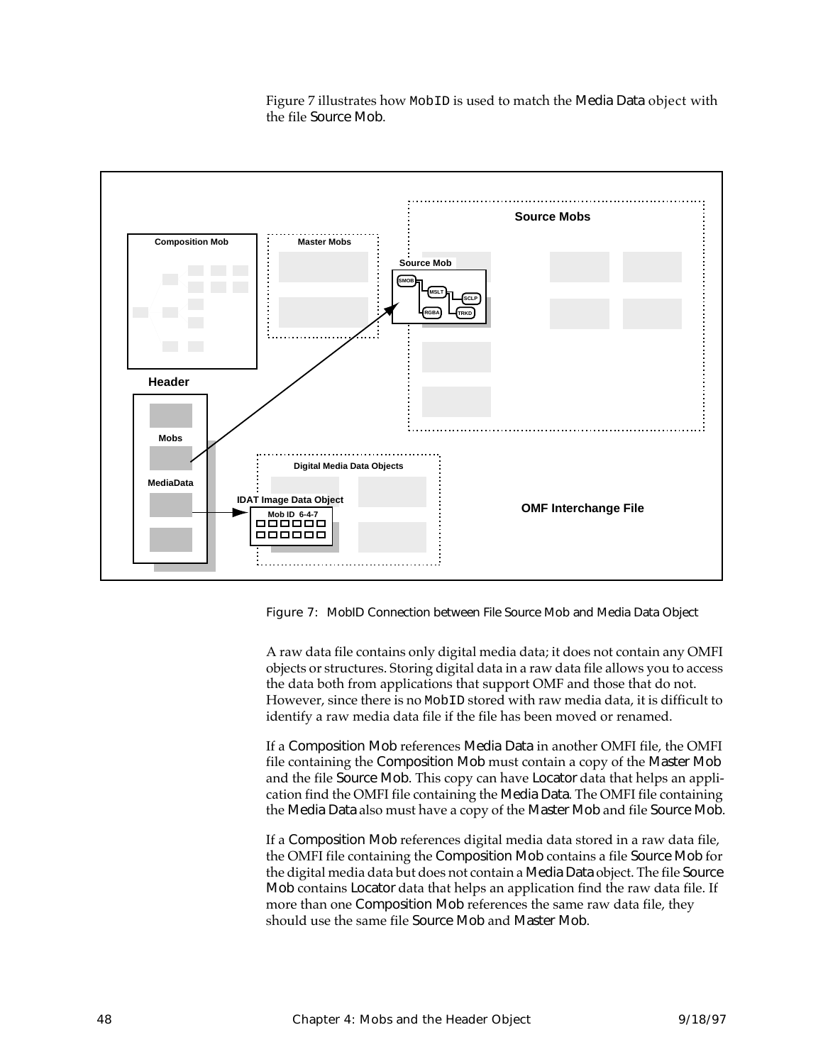Figure 7 illustrates how `MobID` is used to match the Media Data object with the file Source Mob.

Figure 7: MobID Connection between File Source Mob and Media Data Object

A raw data file contains only digital media data; it does not contain any OMFI objects or structures. Storing digital data in a raw data file allows you to access the data both from applications that support OMF and those that do not. However, since there is no `MobID` stored with raw media data, it is difficult to identify a raw media data file if the file has been moved or renamed.

If a Composition Mob references Media Data in another OMFI file, the OMFI file containing the Composition Mob must contain a copy of the Master Mob and the file Source Mob. This copy can have Locator data that helps an application find the OMFI file containing the Media Data. The OMFI file containing the Media Data also must have a copy of the Master Mob and file Source Mob.

If a Composition Mob references digital media data stored in a raw data file, the OMFI file containing the Composition Mob contains a file Source Mob for the digital media data but does not contain a Media Data object. The file Source Mob contains Locator data that helps an application find the raw data file. If more than one Composition Mob references the same raw data file, they should use the same file Source Mob and Master Mob.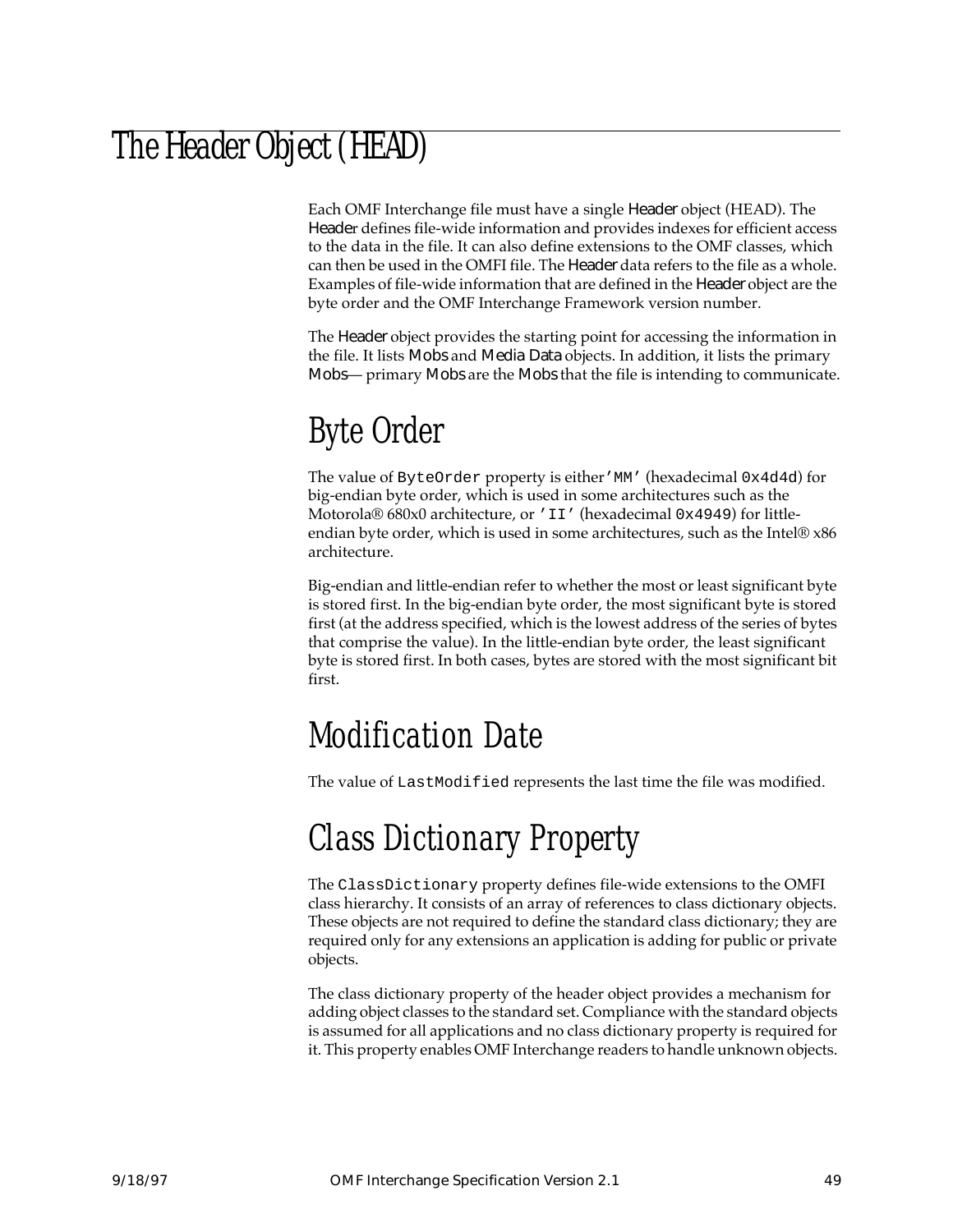# The Header Object (HEAD)

Each OMF Interchange file must have a single Header object (HEAD). The Header defines file-wide information and provides indexes for efficient access to the data in the file. It can also define extensions to the OMF classes, which can then be used in the OMFI file. The Header data refers to the file as a whole. Examples of file-wide information that are defined in the Header object are the byte order and the OMF Interchange Framework version number.

The Header object provides the starting point for accessing the information in the file. It lists Mobs and Media Data objects. In addition, it lists the primary Mobs— primary Mobs are the Mobs that the file is intending to communicate.

## Byte Order

The value of `ByteOrder` property is either `'MM'` (hexadecimal `0x4d4d`) for big-endian byte order, which is used in some architectures such as the Motorola® 680x0 architecture, or `'II'` (hexadecimal `0x4949`) for little-endian byte order, which is used in some architectures, such as the Intel® x86 architecture.

Big-endian and little-endian refer to whether the most or least significant byte is stored first. In the big-endian byte order, the most significant byte is stored first (at the address specified, which is the lowest address of the series of bytes that comprise the value). In the little-endian byte order, the least significant byte is stored first. In both cases, bytes are stored with the most significant bit first.

## Modification Date

The value of `LastModified` represents the last time the file was modified.

## Class Dictionary Property

The `ClassDictionary` property defines file-wide extensions to the OMFI class hierarchy. It consists of an array of references to class dictionary objects. These objects are not required to define the standard class dictionary; they are required only for any extensions an application is adding for public or private objects.

The class dictionary property of the header object provides a mechanism for adding object classes to the standard set. Compliance with the standard objects is assumed for all applications and no class dictionary property is required for it. This property enables OMF Interchange readers to handle unknown objects.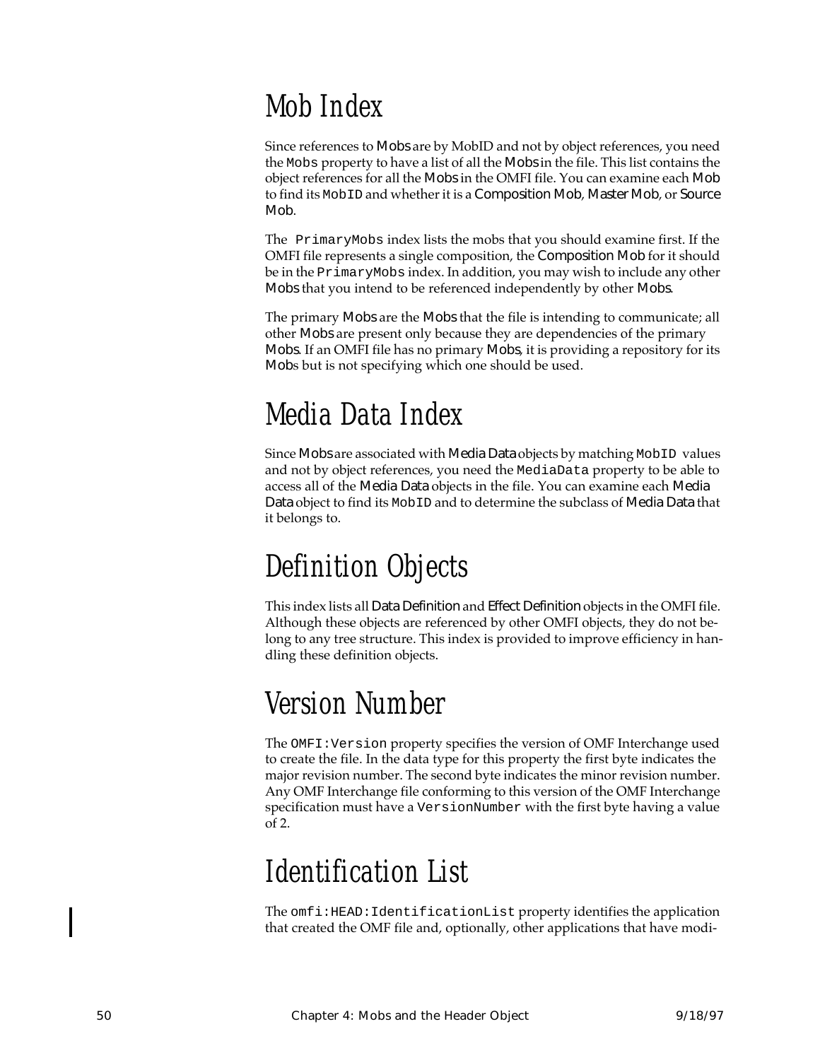# Mob Index

Since references to Mobs are by MobID and not by object references, you need the `Mobs` property to have a list of all the Mobs in the file. This list contains the object references for all the Mobs in the OMFI file. You can examine each Mob to find its `MobID` and whether it is a Composition Mob, Master Mob, or Source Mob.

The `PrimaryMobs` index lists the mobs that you should examine first. If the OMFI file represents a single composition, the Composition Mob for it should be in the `PrimaryMobs` index. In addition, you may wish to include any other Mobs that you intend to be referenced independently by other Mobs.

The primary Mobs are the Mobs that the file is intending to communicate; all other Mobs are present only because they are dependencies of the primary Mobs. If an OMFI file has no primary Mobs, it is providing a repository for its Mobs but is not specifying which one should be used.

# Media Data Index

Since Mobs are associated with Media Data objects by matching `MobID` values and not by object references, you need the `MediaData` property to be able to access all of the Media Data objects in the file. You can examine each Media Data object to find its `MobID` and to determine the subclass of Media Data that it belongs to.

# Definition Objects

This index lists all Data Definition and Effect Definition objects in the OMFI file. Although these objects are referenced by other OMFI objects, they do not belong to any tree structure. This index is provided to improve efficiency in handling these definition objects.

# Version Number

The `OMFI:Version` property specifies the version of OMF Interchange used to create the file. In the data type for this property the first byte indicates the major revision number. The second byte indicates the minor revision number. Any OMF Interchange file conforming to this version of the OMF Interchange specification must have a `VersionNumber` with the first byte having a value of 2.

# Identification List

The `omfi:HEAD:IdentificationList` property identifies the application that created the OMF file and, optionally, other applications that have modi-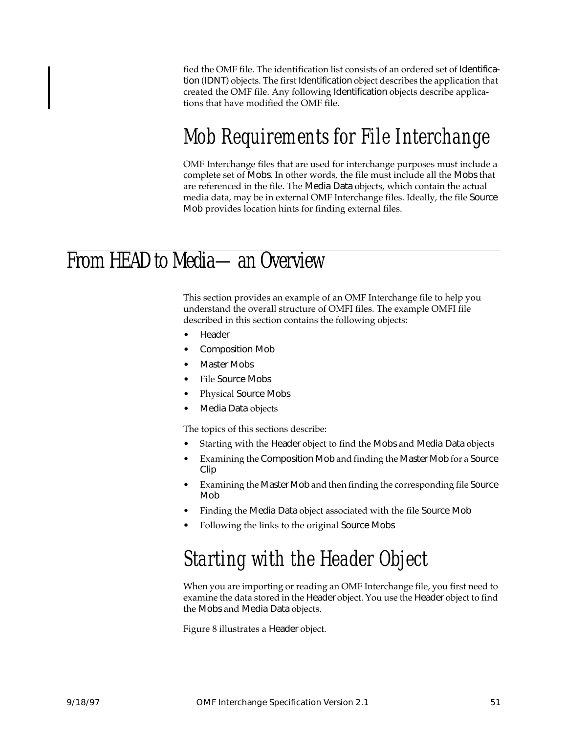fied the OMF file. The identification list consists of an ordered set of Identification (IDNT) objects. The first Identification object describes the application that created the OMF file. Any following Identification objects describe applications that have modified the OMF file.

## Mob Requirements for File Interchange

OMF Interchange files that are used for interchange purposes must include a complete set of Mobs. In other words, the file must include all the Mobs that are referenced in the file. The Media Data objects, which contain the actual media data, may be in external OMF Interchange files. Ideally, the file Source Mob provides location hints for finding external files.

# From HEAD to Media—an Overview

This section provides an example of an OMF Interchange file to help you understand the overall structure of OMFI files. The example OMFI file described in this section contains the following objects:

- Header
- Composition Mob
- Master Mobs
- File Source Mobs
- Physical Source Mobs
- Media Data objects

The topics of this sections describe:

- Starting with the Header object to find the Mobs and Media Data objects
- Examining the Composition Mob and finding the Master Mob for a Source Clip
- Examining the Master Mob and then finding the corresponding file Source Mob
- Finding the Media Data object associated with the file Source Mob
- Following the links to the original Source Mobs

## Starting with the Header Object

When you are importing or reading an OMF Interchange file, you first need to examine the data stored in the Header object. You use the Header object to find the Mobs and Media Data objects.

Figure 8 illustrates a Header object.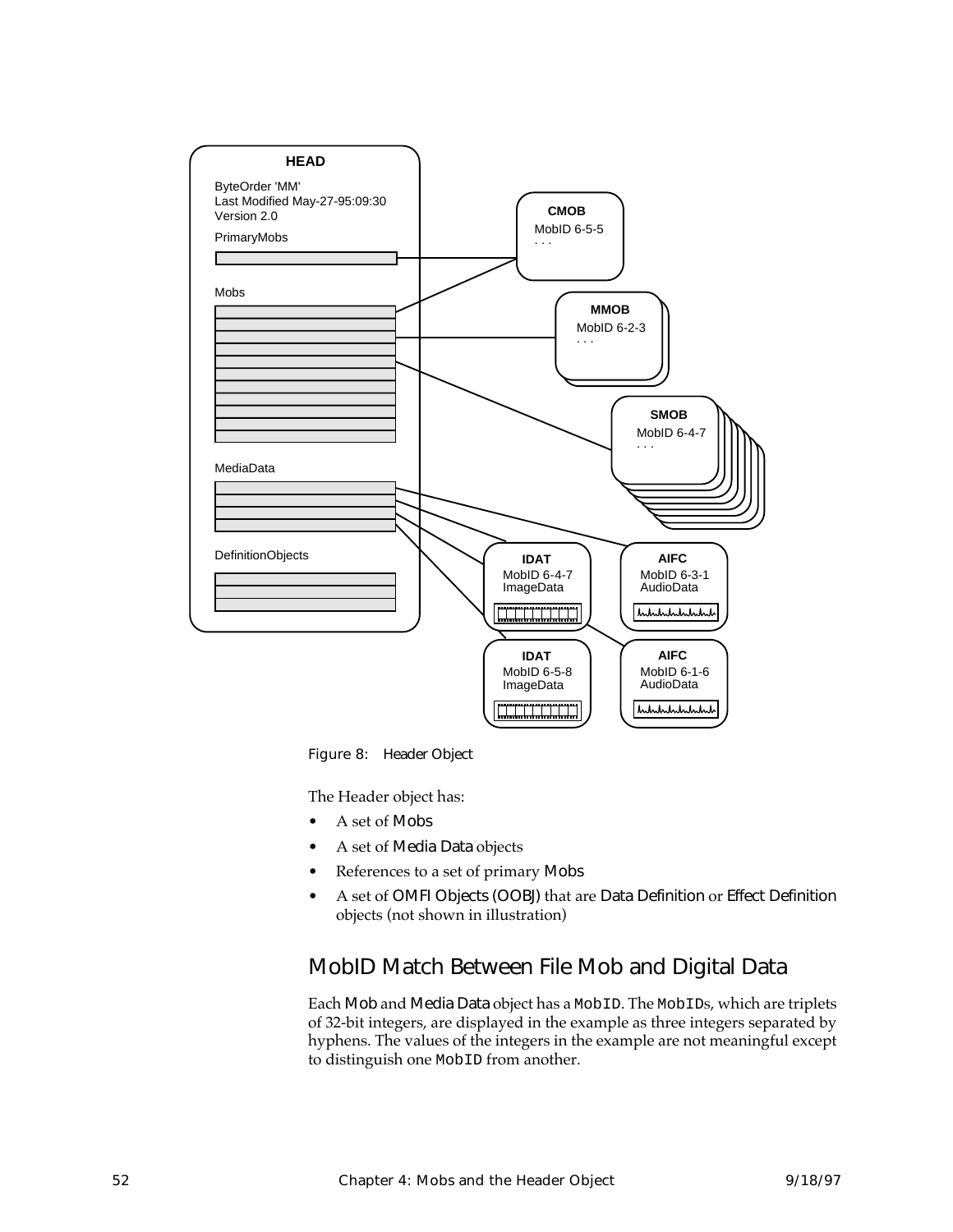Figure 8: Header Object

The Header object has:

- A set of Mobs
- A set of Media Data objects
- References to a set of primary Mobs
- A set of OMFI Objects (OOBJ) that are Data Definition or Effect Definition objects (not shown in illustration)

## MobID Match Between File Mob and Digital Data

Each Mob and Media Data object has a `MobID`. The `MobID`s, which are triplets of 32-bit integers, are displayed in the example as three integers separated by hyphens. The values of the integers in the example are not meaningful except to distinguish one `MobID` from another.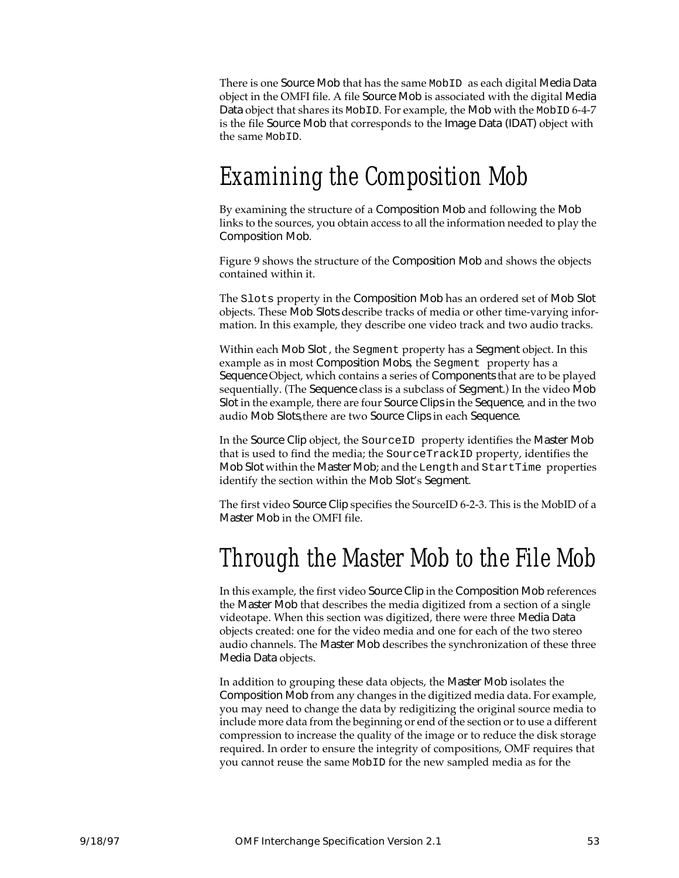There is one Source Mob that has the same `MobID` as each digital Media Data object in the OMFI file. A file Source Mob is associated with the digital Media Data object that shares its `MobID`. For example, the Mob with the `MobID` 6-4-7 is the file Source Mob that corresponds to the Image Data (IDAT) object with the same `MobID`.

# Examining the Composition Mob

By examining the structure of a Composition Mob and following the Mob links to the sources, you obtain access to all the information needed to play the Composition Mob.

Figure 9 shows the structure of the Composition Mob and shows the objects contained within it.

The `Slots` property in the Composition Mob has an ordered set of Mob Slot objects. These Mob Slots describe tracks of media or other time-varying information. In this example, they describe one video track and two audio tracks.

Within each Mob Slot , the `Segment` property has a Segment object. In this example as in most Composition Mobs, the `Segment` property has a Sequence Object, which contains a series of Components that are to be played sequentially. (The Sequence class is a subclass of Segment.) In the video Mob Slot in the example, there are four Source Clips in the Sequence, and in the two audio Mob Slots, there are two Source Clips in each Sequence.

In the Source Clip object, the `SourceID` property identifies the Master Mob that is used to find the media; the `SourceTrackID` property, identifies the Mob Slot within the Master Mob; and the `Length` and `StartTime` properties identify the section within the Mob Slot's Segment.

The first video Source Clip specifies the SourceID 6-2-3. This is the MobID of a Master Mob in the OMFI file.

# Through the Master Mob to the File Mob

In this example, the first video Source Clip in the Composition Mob references the Master Mob that describes the media digitized from a section of a single videotape. When this section was digitized, there were three Media Data objects created: one for the video media and one for each of the two stereo audio channels. The Master Mob describes the synchronization of these three Media Data objects.

In addition to grouping these data objects, the Master Mob isolates the Composition Mob from any changes in the digitized media data. For example, you may need to change the data by redigitizing the original source media to include more data from the beginning or end of the section or to use a different compression to increase the quality of the image or to reduce the disk storage required. In order to ensure the integrity of compositions, OMF requires that you cannot reuse the same `MobID` for the new sampled media as for the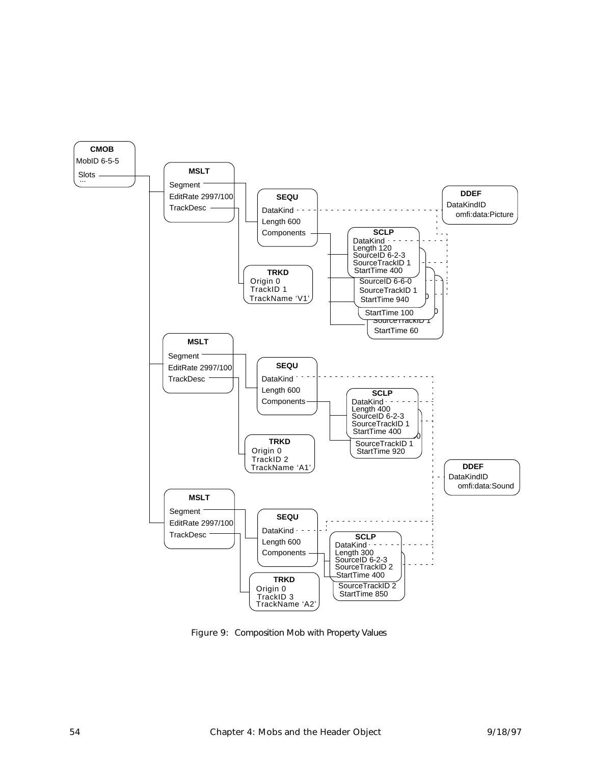**CMOB**
MobID 6-5-5
Slots
...

**MSLT**
Segment
EditRate 2997/100
TrackDesc

**SEQU**
DataKind
Length 600
Components

**DDEF**
DataKindID
omfi:data:Picture

**SCLP**
DataKind
Length 120
SourceID 6-2-3
SourceTrackID 1
StartTime 400

SourceID 6-6-0
SourceTrackID 1
StartTime 940

StartTime 100

SourceTrackID 1
StartTime 60

**TRKD**
Origin 0
TrackID 1
TrackName 'V1'

**MSLT**
Segment
EditRate 2997/100
TrackDesc

**SEQU**
DataKind
Length 600
Components

**SCLP**
DataKind
Length 400
SourceID 6-2-3
SourceTrackID 1
StartTime 400

SourceTrackID 1
StartTime 920

**TRKD**
Origin 0
TrackID 2
TrackName 'A1'

**DDEF**
DataKindID
omfi:data:Sound

**MSLT**
Segment
EditRate 2997/100
TrackDesc

**SEQU**
DataKind
Length 600
Components

**SCLP**
DataKind
Length 300
SourceID 6-2-3
SourceTrackID 2
StartTime 400

SourceTrackID 2
StartTime 850

**TRKD**
Origin 0
TrackID 3
TrackName 'A2'

Figure 9: Composition Mob with Property Values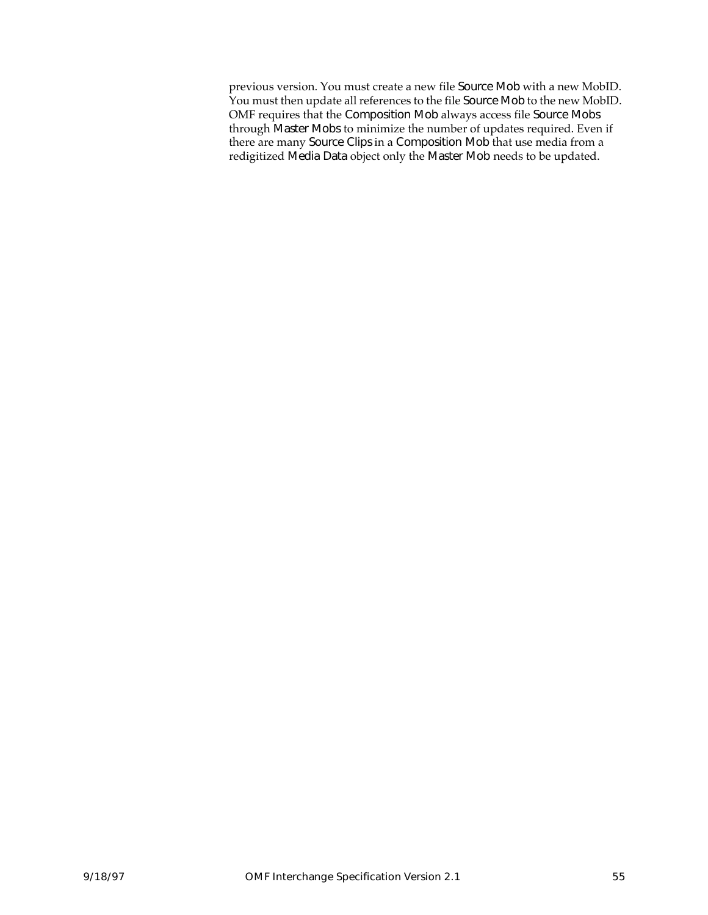previous version. You must create a new file Source Mob with a new MobID. You must then update all references to the file Source Mob to the new MobID. OMF requires that the Composition Mob always access file Source Mobs through Master Mobs to minimize the number of updates required. Even if there are many Source Clips in a Composition Mob that use media from a redigitized Media Data object only the Master Mob needs to be updated.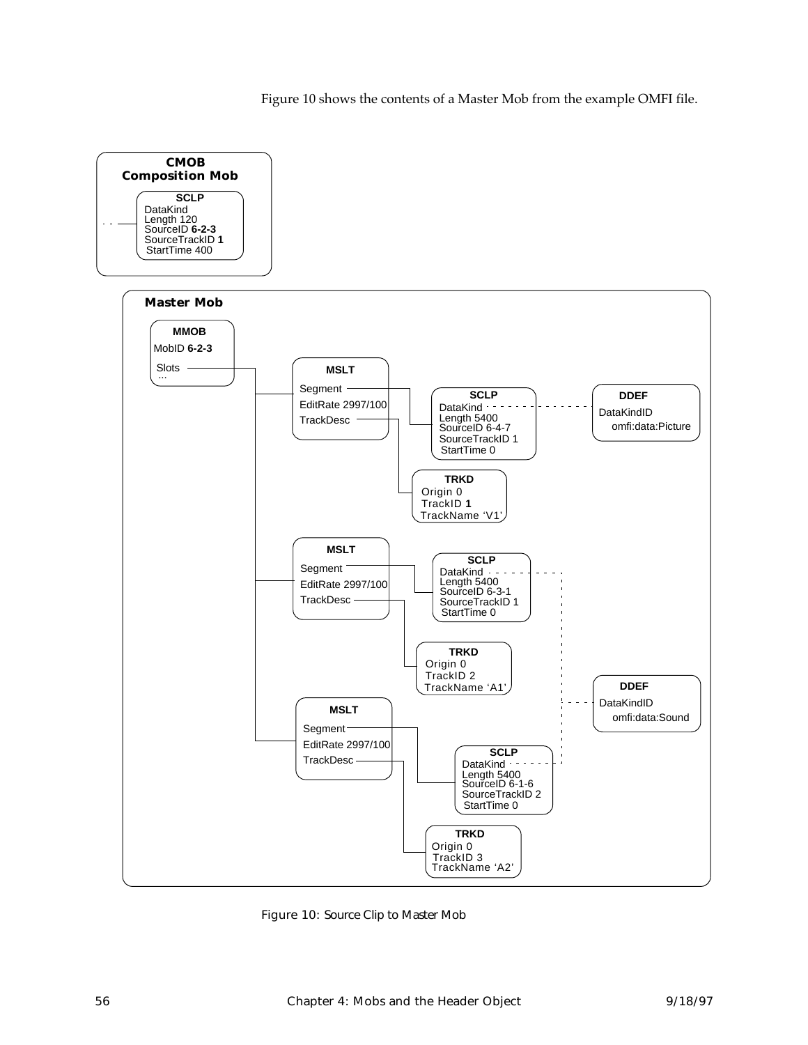Figure 10 shows the contents of a Master Mob from the example OMFI file.

```
CMOB
Composition Mob
  SCLP
  DataKind
  Length 120
  SourceID 6-2-3
  SourceTrackID 1
  StartTime 400

Master Mob
  MMOB
  MobID 6-2-3
  Slots
  ...

    MSLT
    Segment        -> SCLP
                      DataKind        -> DDEF
                      Length 5400        DataKindID
                      SourceID 6-4-7       omfi:data:Picture
                      SourceTrackID 1
                      StartTime 0
    EditRate 2997/100
    TrackDesc      -> TRKD
                      Origin 0
                      TrackID 1
                      TrackName 'V1'

    MSLT
    Segment        -> SCLP
                      DataKind        -> DDEF
                      Length 5400        DataKindID
                      SourceID 6-3-1       omfi:data:Sound
                      SourceTrackID 1
                      StartTime 0
    EditRate 2997/100
    TrackDesc      -> TRKD
                      Origin 0
                      TrackID 2
                      TrackName 'A1'

    MSLT
    Segment        -> SCLP
                      DataKind        -> DDEF (omfi:data:Sound)
                      Length 5400
                      SourceID 6-1-6
                      SourceTrackID 2
                      StartTime 0
    EditRate 2997/100
    TrackDesc      -> TRKD
                      Origin 0
                      TrackID 3
                      TrackName 'A2'
```

Figure 10: Source Clip to Master Mob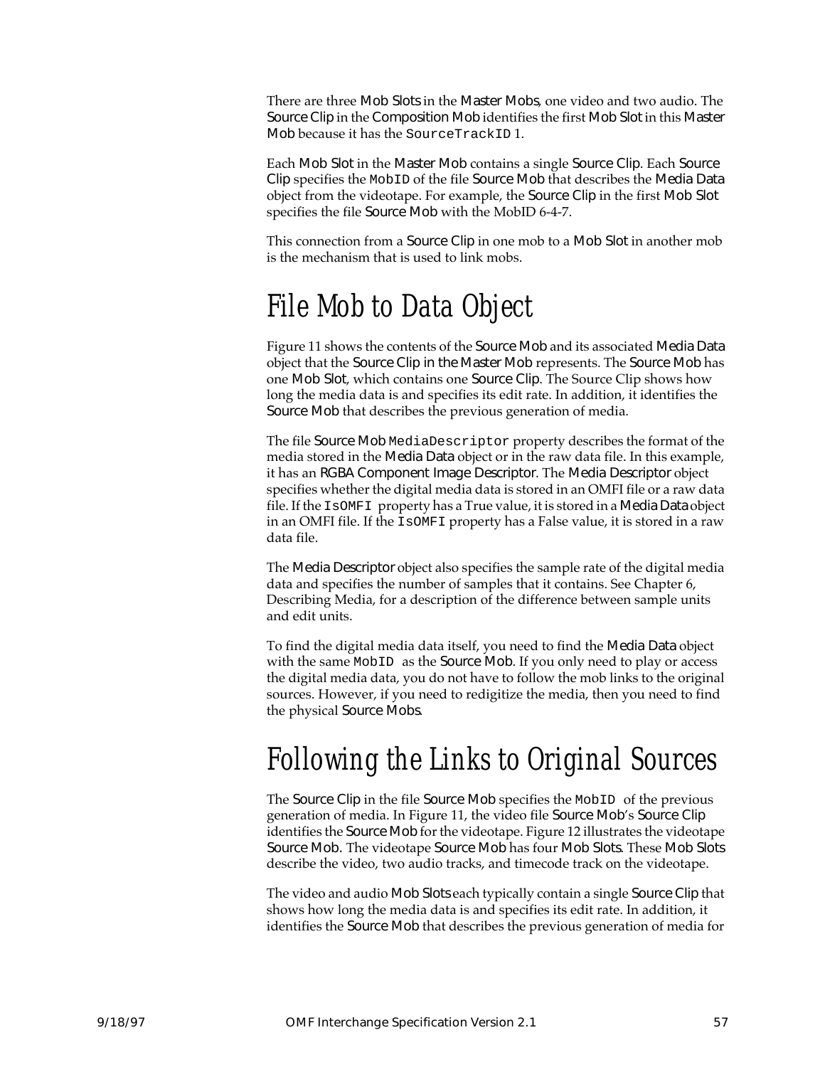There are three Mob Slots in the Master Mobs, one video and two audio. The Source Clip in the Composition Mob identifies the first Mob Slot in this Master Mob because it has the `SourceTrackID` 1.

Each Mob Slot in the Master Mob contains a single Source Clip. Each Source Clip specifies the `MobID` of the file Source Mob that describes the Media Data object from the videotape. For example, the Source Clip in the first Mob Slot specifies the file Source Mob with the MobID 6-4-7.

This connection from a Source Clip in one mob to a Mob Slot in another mob is the mechanism that is used to link mobs.

# File Mob to Data Object

Figure 11 shows the contents of the Source Mob and its associated Media Data object that the Source Clip in the Master Mob represents. The Source Mob has one Mob Slot, which contains one Source Clip. The Source Clip shows how long the media data is and specifies its edit rate. In addition, it identifies the Source Mob that describes the previous generation of media.

The file Source Mob `MediaDescriptor` property describes the format of the media stored in the Media Data object or in the raw data file. In this example, it has an RGBA Component Image Descriptor. The Media Descriptor object specifies whether the digital media data is stored in an OMFI file or a raw data file. If the `IsOMFI` property has a True value, it is stored in a Media Data object in an OMFI file. If the `IsOMFI` property has a False value, it is stored in a raw data file.

The Media Descriptor object also specifies the sample rate of the digital media data and specifies the number of samples that it contains. See Chapter 6, Describing Media, for a description of the difference between sample units and edit units.

To find the digital media data itself, you need to find the Media Data object with the same `MobID` as the Source Mob. If you only need to play or access the digital media data, you do not have to follow the mob links to the original sources. However, if you need to redigitize the media, then you need to find the physical Source Mobs.

# Following the Links to Original Sources

The Source Clip in the file Source Mob specifies the `MobID` of the previous generation of media. In Figure 11, the video file Source Mob's Source Clip identifies the Source Mob for the videotape. Figure 12 illustrates the videotape Source Mob. The videotape Source Mob has four Mob Slots. These Mob Slots describe the video, two audio tracks, and timecode track on the videotape.

The video and audio Mob Slots each typically contain a single Source Clip that shows how long the media data is and specifies its edit rate. In addition, it identifies the Source Mob that describes the previous generation of media for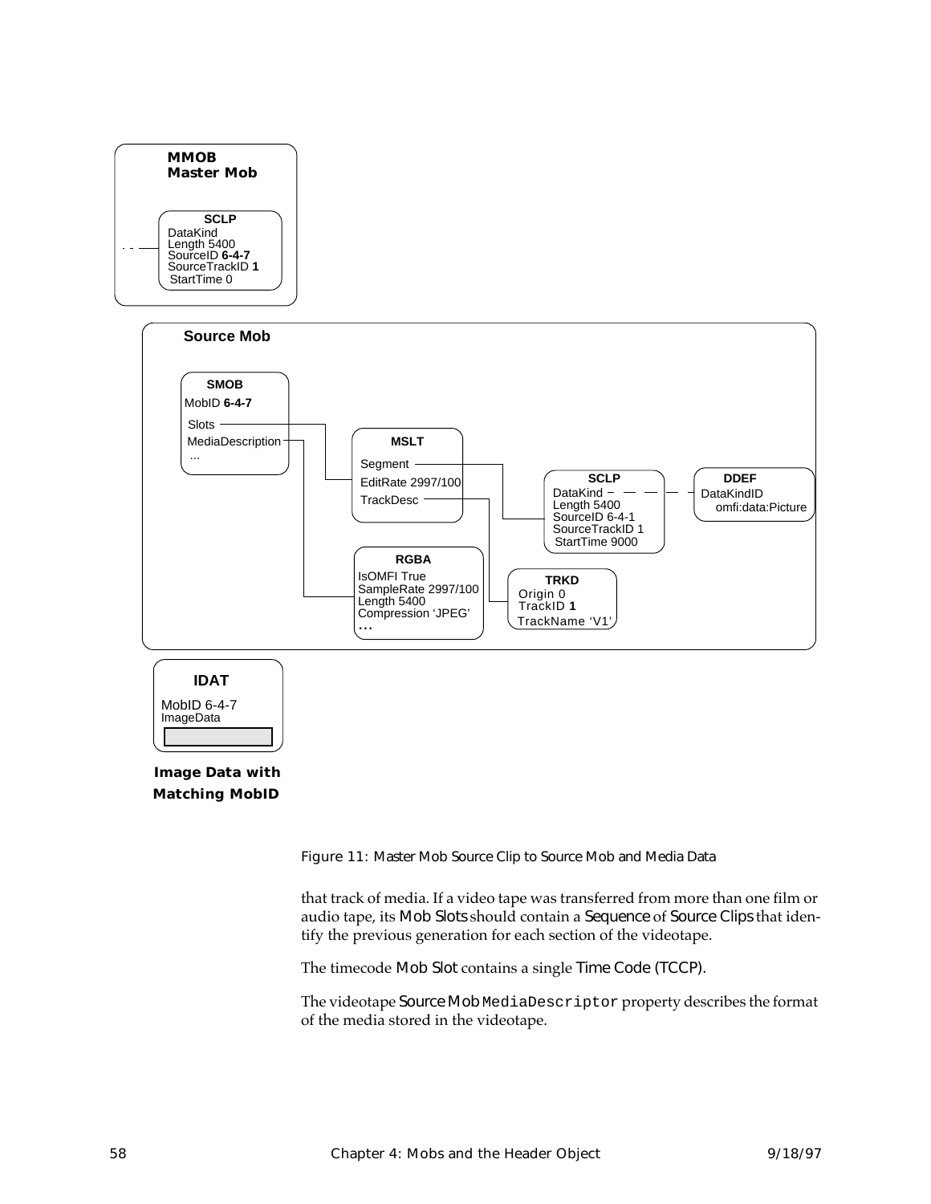MMOB
Master Mob

SCLP
DataKind
Length 5400
SourceID **6-4-7**
SourceTrackID **1**
StartTime 0

Source Mob

SMOB
MobID **6-4-7**
Slots
MediaDescription
...

MSLT
Segment
EditRate 2997/100
TrackDesc

SCLP
DataKind
Length 5400
SourceID 6-4-1
SourceTrackID 1
StartTime 9000

DDEF
DataKindID
omfi:data:Picture

RGBA
IsOMFI True
SampleRate 2997/100
Length 5400
Compression 'JPEG'
...

TRKD
Origin 0
TrackID **1**
TrackName 'V1'

IDAT
MobID 6-4-7
ImageData

**Image Data with Matching MobID**

Figure 11: Master Mob Source Clip to Source Mob and Media Data

that track of media. If a video tape was transferred from more than one film or audio tape, its Mob Slots should contain a Sequence of Source Clips that identify the previous generation for each section of the videotape.

The timecode Mob Slot contains a single Time Code (TCCP).

The videotape Source Mob `MediaDescriptor` property describes the format of the media stored in the videotape.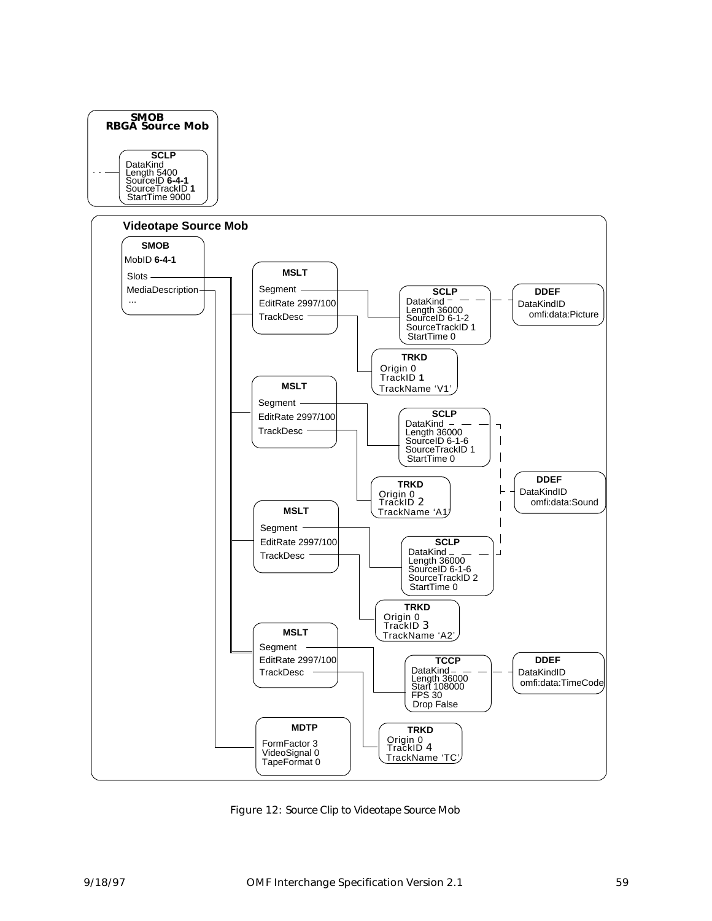**SMOB**
**RBGA Source Mob**

**SCLP**
DataKind
Length 5400
SourceID **6-4-1**
SourceTrackID **1**
StartTime 9000

**Videotape Source Mob**

**SMOB**
MobID **6-4-1**
Slots
MediaDescription
...

**MSLT**
Segment
EditRate 2997/100
TrackDesc

**SCLP**
DataKind
Length 36000
SourceID 6-1-2
SourceTrackID 1
StartTime 0

**DDEF**
DataKindID
omfi:data:Picture

**TRKD**
Origin 0
TrackID **1**
TrackName ‘V1’

**MSLT**
Segment
EditRate 2997/100
TrackDesc

**SCLP**
DataKind
Length 36000
SourceID 6-1-6
SourceTrackID 1
StartTime 0

**DDEF**
DataKindID
omfi:data:Sound

**TRKD**
Origin 0
TrackID 2
TrackName ‘A1’

**MSLT**
Segment
EditRate 2997/100
TrackDesc

**SCLP**
DataKind
Length 36000
SourceID 6-1-6
SourceTrackID 2
StartTime 0

**TRKD**
Origin 0
TrackID 3
TrackName ‘A2’

**MSLT**
Segment
EditRate 2997/100
TrackDesc

**TCCP**
DataKind
Length 36000
Start 108000
FPS 30
Drop False

**DDEF**
DataKindID
omfi:data:TimeCode

**MDTP**
FormFactor 3
VideoSignal 0
TapeFormat 0

**TRKD**
Origin 0
TrackID 4
TrackName ‘TC’

Figure 12: Source Clip to Videotape Source Mob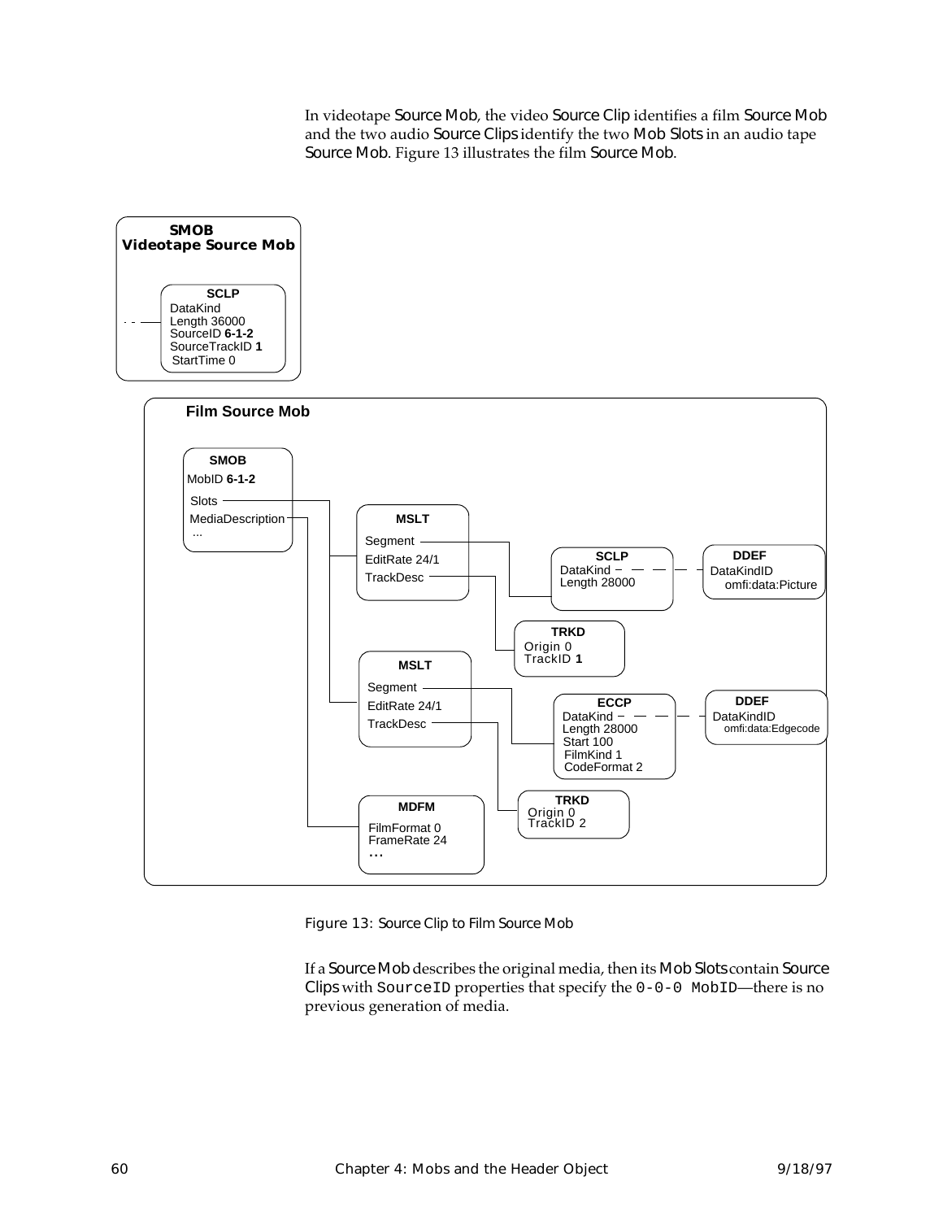In videotape Source Mob, the video Source Clip identifies a film Source Mob and the two audio Source Clips identify the two Mob Slots in an audio tape Source Mob. Figure 13 illustrates the film Source Mob.

Figure 13: Source Clip to Film Source Mob

If a Source Mob describes the original media, then its Mob Slots contain Source Clips with `SourceID` properties that specify the `0-0-0 MobID`—there is no previous generation of media.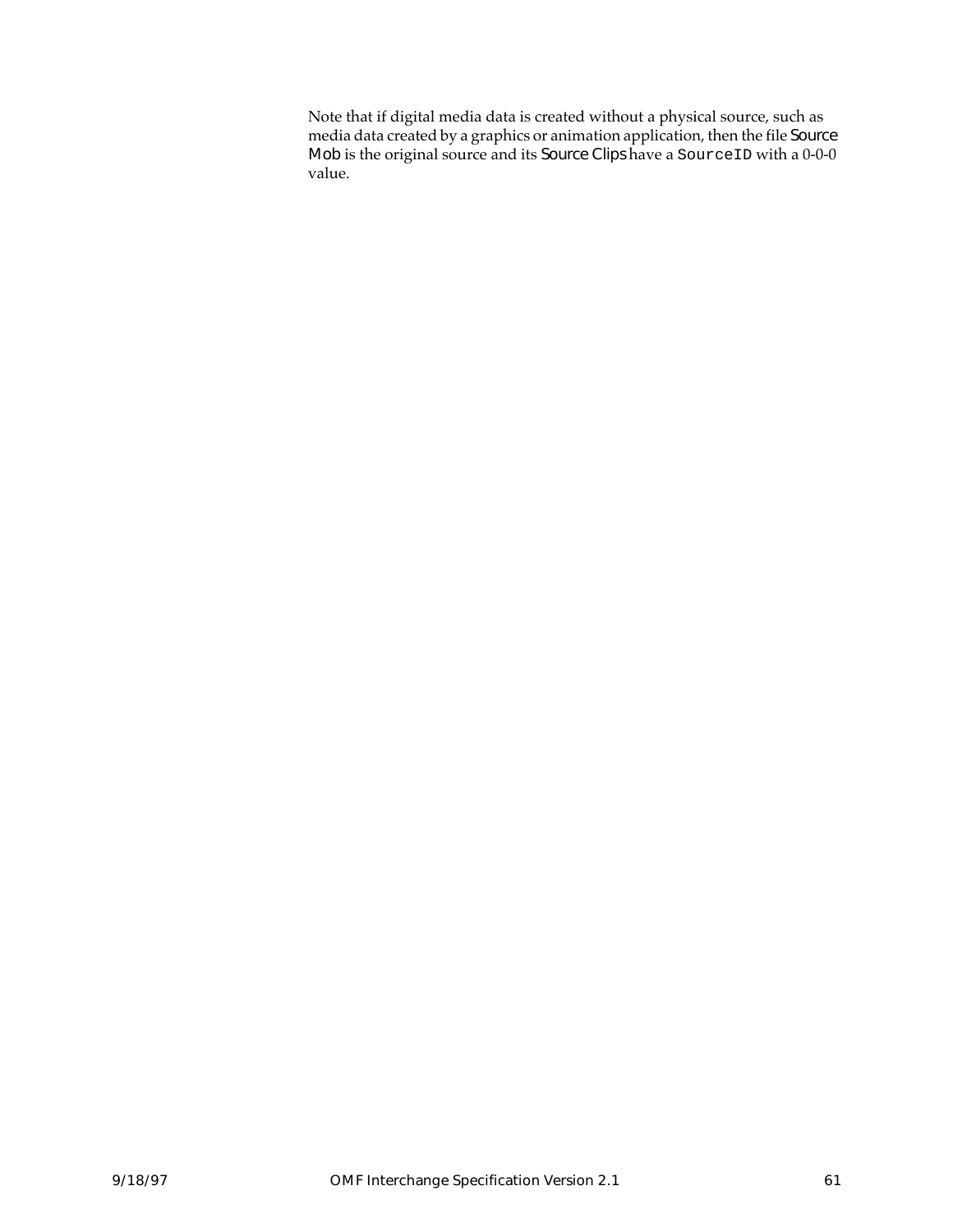Note that if digital media data is created without a physical source, such as media data created by a graphics or animation application, then the file Source Mob is the original source and its Source Clips have a `SourceID` with a 0-0-0 value.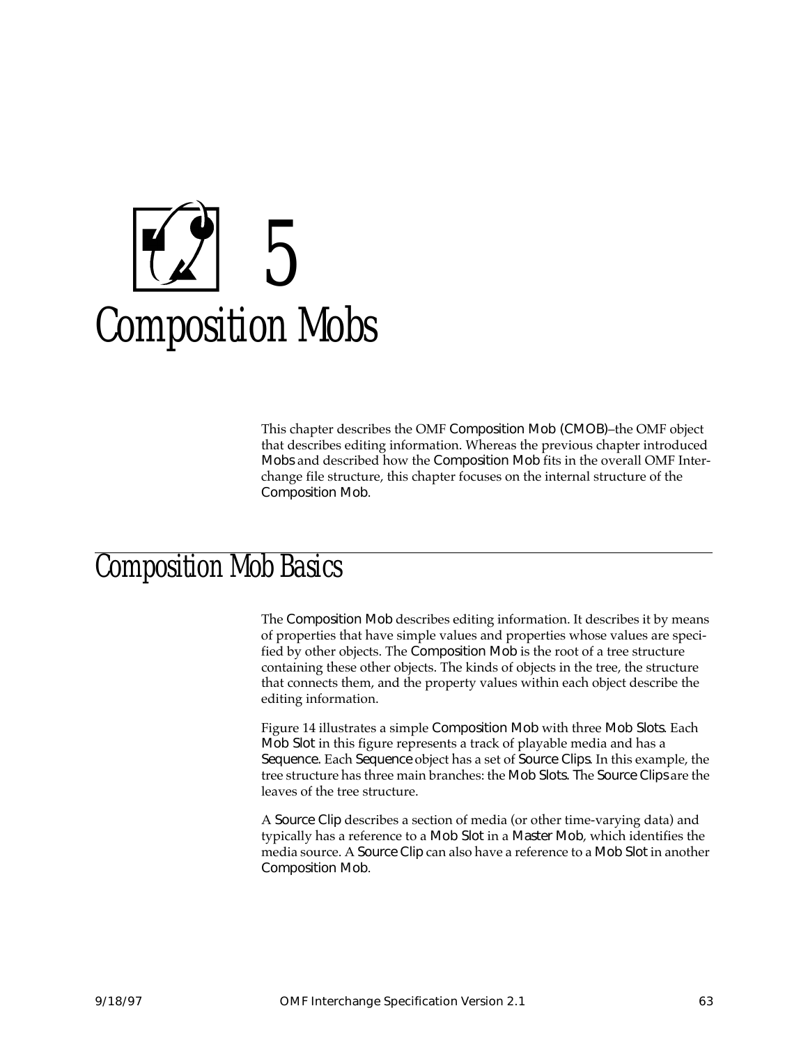# 5 Composition Mobs

This chapter describes the OMF Composition Mob (CMOB)–the OMF object that describes editing information. Whereas the previous chapter introduced Mobs and described how the Composition Mob fits in the overall OMF Interchange file structure, this chapter focuses on the internal structure of the Composition Mob.

## Composition Mob Basics

The Composition Mob describes editing information. It describes it by means of properties that have simple values and properties whose values are specified by other objects. The Composition Mob is the root of a tree structure containing these other objects. The kinds of objects in the tree, the structure that connects them, and the property values within each object describe the editing information.

Figure 14 illustrates a simple Composition Mob with three Mob Slots. Each Mob Slot in this figure represents a track of playable media and has a Sequence. Each Sequence object has a set of Source Clips. In this example, the tree structure has three main branches: the Mob Slots. The Source Clips are the leaves of the tree structure.

A Source Clip describes a section of media (or other time-varying data) and typically has a reference to a Mob Slot in a Master Mob, which identifies the media source. A Source Clip can also have a reference to a Mob Slot in another Composition Mob.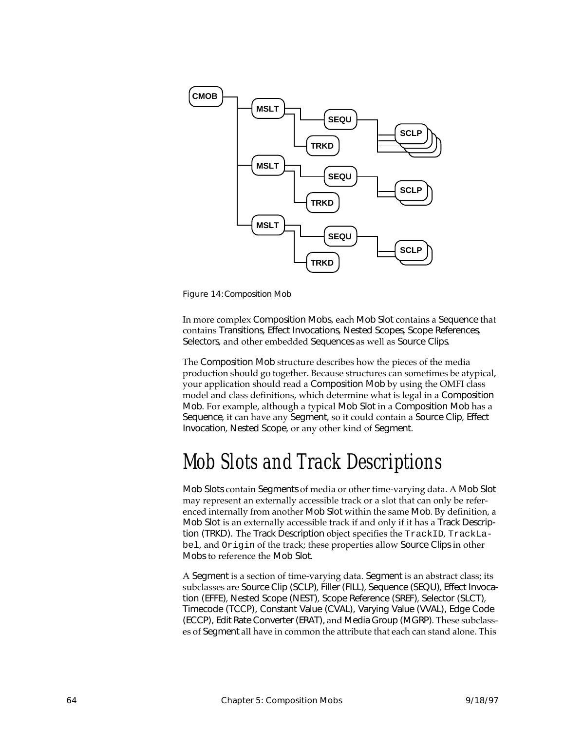Figure 14: Composition Mob

In more complex Composition Mobs, each Mob Slot contains a Sequence that contains Transitions, Effect Invocations, Nested Scopes, Scope References, Selectors, and other embedded Sequences as well as Source Clips.

The Composition Mob structure describes how the pieces of the media production should go together. Because structures can sometimes be atypical, your application should read a Composition Mob by using the OMFI class model and class definitions, which determine what is legal in a Composition Mob. For example, although a typical Mob Slot in a Composition Mob has a Sequence, it can have any Segment, so it could contain a Source Clip, Effect Invocation, Nested Scope, or any other kind of Segment.

# Mob Slots and Track Descriptions

Mob Slots contain Segments of media or other time-varying data. A Mob Slot may represent an externally accessible track or a slot that can only be referenced internally from another Mob Slot within the same Mob. By definition, a Mob Slot is an externally accessible track if and only if it has a Track Description (TRKD). The Track Description object specifies the `TrackID`, `TrackLabel`, and `Origin` of the track; these properties allow Source Clips in other Mobs to reference the Mob Slot.

A Segment is a section of time-varying data. Segment is an abstract class; its subclasses are Source Clip (SCLP), Filler (FILL), Sequence (SEQU), Effect Invocation (EFFE), Nested Scope (NEST), Scope Reference (SREF), Selector (SLCT), Timecode (TCCP), Constant Value (CVAL), Varying Value (VVAL), Edge Code (ECCP), Edit Rate Converter (ERAT), and Media Group (MGRP). These subclasses of Segment all have in common the attribute that each can stand alone. This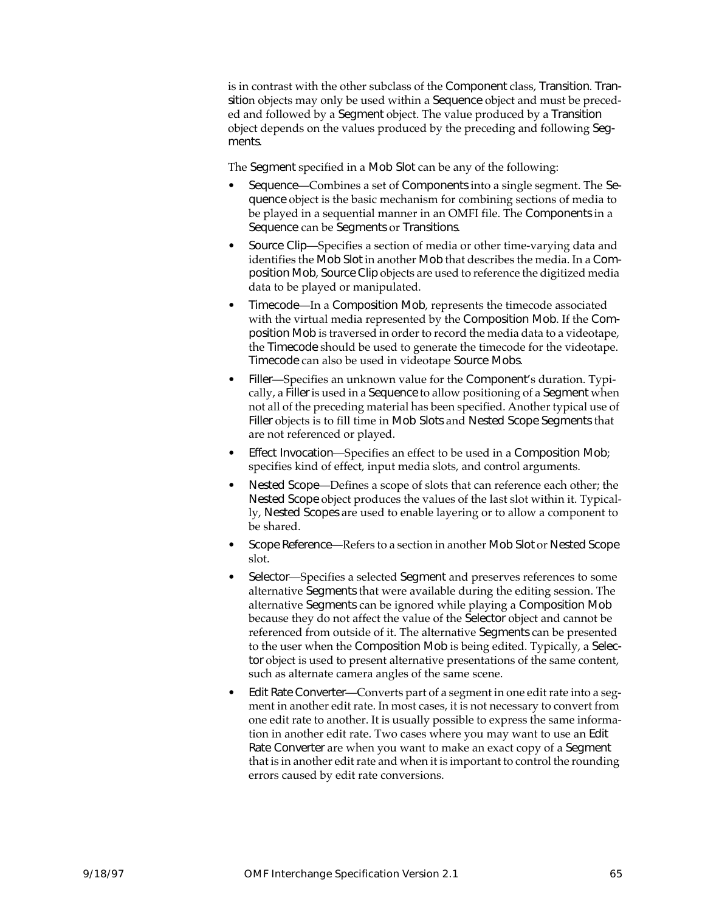is in contrast with the other subclass of the Component class, Transition. Transition objects may only be used within a Sequence object and must be preceded and followed by a Segment object. The value produced by a Transition object depends on the values produced by the preceding and following Segments.

The Segment specified in a Mob Slot can be any of the following:

- Sequence—Combines a set of Components into a single segment. The Sequence object is the basic mechanism for combining sections of media to be played in a sequential manner in an OMFI file. The Components in a Sequence can be Segments or Transitions.
- Source Clip—Specifies a section of media or other time-varying data and identifies the Mob Slot in another Mob that describes the media. In a Composition Mob, Source Clip objects are used to reference the digitized media data to be played or manipulated.
- Timecode—In a Composition Mob, represents the timecode associated with the virtual media represented by the Composition Mob. If the Composition Mob is traversed in order to record the media data to a videotape, the Timecode should be used to generate the timecode for the videotape. Timecode can also be used in videotape Source Mobs.
- Filler—Specifies an unknown value for the Component's duration. Typically, a Filler is used in a Sequence to allow positioning of a Segment when not all of the preceding material has been specified. Another typical use of Filler objects is to fill time in Mob Slots and Nested Scope Segments that are not referenced or played.
- Effect Invocation—Specifies an effect to be used in a Composition Mob; specifies kind of effect, input media slots, and control arguments.
- Nested Scope—Defines a scope of slots that can reference each other; the Nested Scope object produces the values of the last slot within it. Typically, Nested Scopes are used to enable layering or to allow a component to be shared.
- Scope Reference—Refers to a section in another Mob Slot or Nested Scope slot.
- Selector—Specifies a selected Segment and preserves references to some alternative Segments that were available during the editing session. The alternative Segments can be ignored while playing a Composition Mob because they do not affect the value of the Selector object and cannot be referenced from outside of it. The alternative Segments can be presented to the user when the Composition Mob is being edited. Typically, a Selector object is used to present alternative presentations of the same content, such as alternate camera angles of the same scene.
- Edit Rate Converter—Converts part of a segment in one edit rate into a segment in another edit rate. In most cases, it is not necessary to convert from one edit rate to another. It is usually possible to express the same information in another edit rate. Two cases where you may want to use an Edit Rate Converter are when you want to make an exact copy of a Segment that is in another edit rate and when it is important to control the rounding errors caused by edit rate conversions.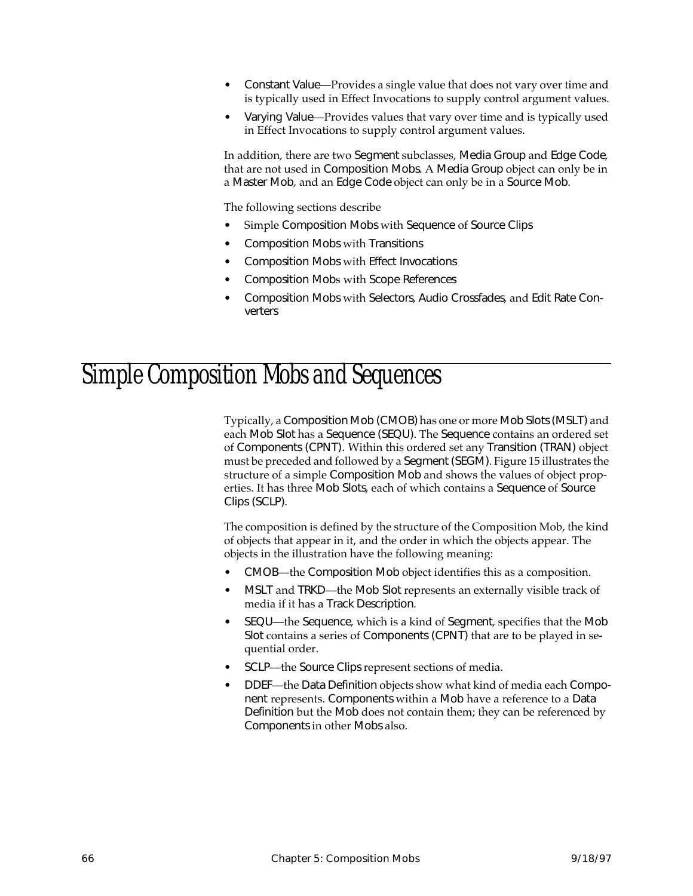- Constant Value—Provides a single value that does not vary over time and is typically used in Effect Invocations to supply control argument values.
- Varying Value—Provides values that vary over time and is typically used in Effect Invocations to supply control argument values.

In addition, there are two Segment subclasses, Media Group and Edge Code, that are not used in Composition Mobs. A Media Group object can only be in a Master Mob, and an Edge Code object can only be in a Source Mob.

The following sections describe

- Simple Composition Mobs with Sequence of Source Clips
- Composition Mobs with Transitions
- Composition Mobs with Effect Invocations
- Composition Mobs with Scope References
- Composition Mobs with Selectors, Audio Crossfades, and Edit Rate Converters

# Simple Composition Mobs and Sequences

Typically, a Composition Mob (CMOB) has one or more Mob Slots (MSLT) and each Mob Slot has a Sequence (SEQU). The Sequence contains an ordered set of Components (CPNT). Within this ordered set any Transition (TRAN) object must be preceded and followed by a Segment (SEGM). Figure 15 illustrates the structure of a simple Composition Mob and shows the values of object properties. It has three Mob Slots, each of which contains a Sequence of Source Clips (SCLP).

The composition is defined by the structure of the Composition Mob, the kind of objects that appear in it, and the order in which the objects appear. The objects in the illustration have the following meaning:

- CMOB—the Composition Mob object identifies this as a composition.
- MSLT and TRKD—the Mob Slot represents an externally visible track of media if it has a Track Description.
- SEQU—the Sequence, which is a kind of Segment, specifies that the Mob Slot contains a series of Components (CPNT) that are to be played in sequential order.
- SCLP—the Source Clips represent sections of media.
- DDEF—the Data Definition objects show what kind of media each Component represents. Components within a Mob have a reference to a Data Definition but the Mob does not contain them; they can be referenced by Components in other Mobs also.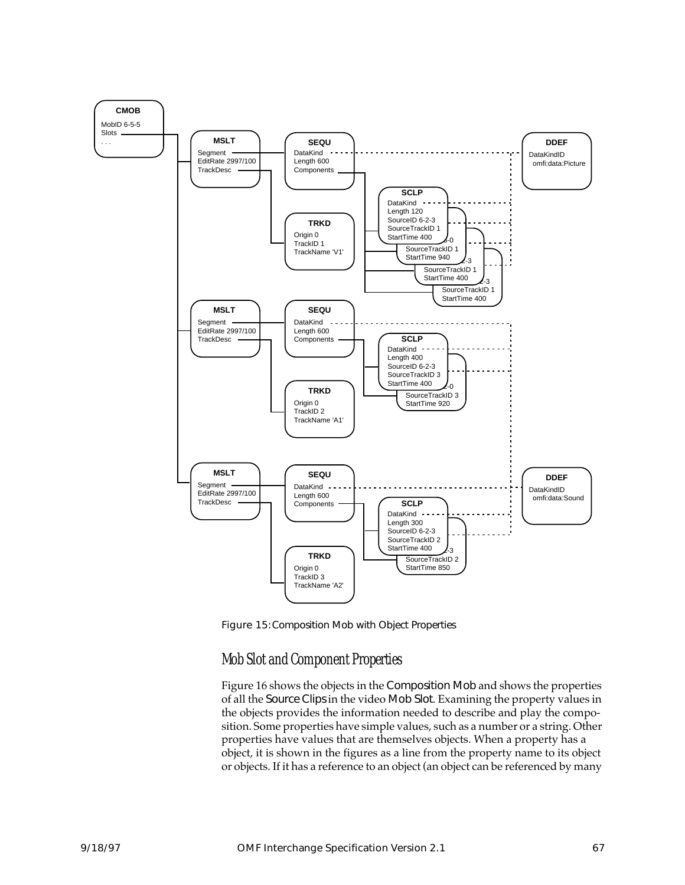Figure 15: Composition Mob with Object Properties

## Mob Slot and Component Properties

Figure 16 shows the objects in the Composition Mob and shows the properties of all the Source Clips in the video Mob Slot. Examining the property values in the objects provides the information needed to describe and play the composition. Some properties have simple values, such as a number or a string. Other properties have values that are themselves objects. When a property has a object, it is shown in the figures as a line from the property name to its object or objects. If it has a reference to an object (an object can be referenced by many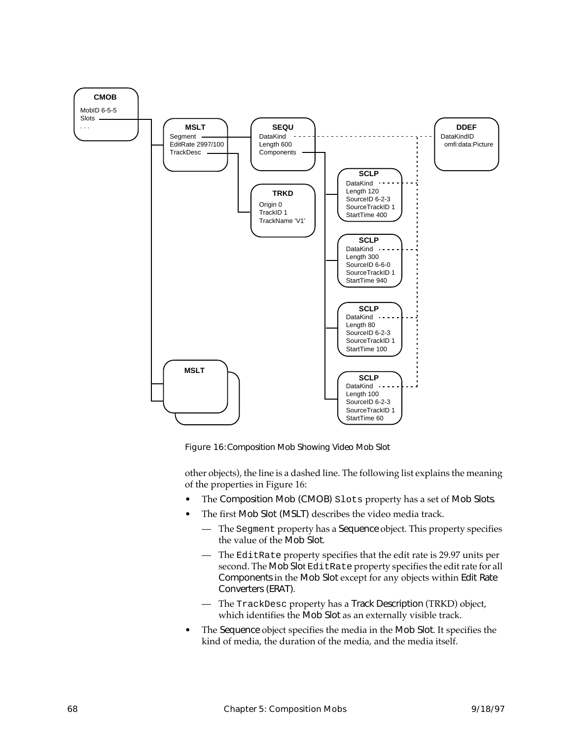Figure 16: Composition Mob Showing Video Mob Slot

other objects), the line is a dashed line. The following list explains the meaning of the properties in Figure 16:

- The Composition Mob (CMOB) `Slots` property has a set of Mob Slots.
- The first Mob Slot (MSLT) describes the video media track.
  - The `Segment` property has a Sequence object. This property specifies the value of the Mob Slot.
  - The `EditRate` property specifies that the edit rate is 29.97 units per second. The Mob Slot `EditRate` property specifies the edit rate for all Components in the Mob Slot except for any objects within Edit Rate Converters (ERAT).
  - The `TrackDesc` property has a Track Description (TRKD) object, which identifies the Mob Slot as an externally visible track.
- The Sequence object specifies the media in the Mob Slot. It specifies the kind of media, the duration of the media, and the media itself.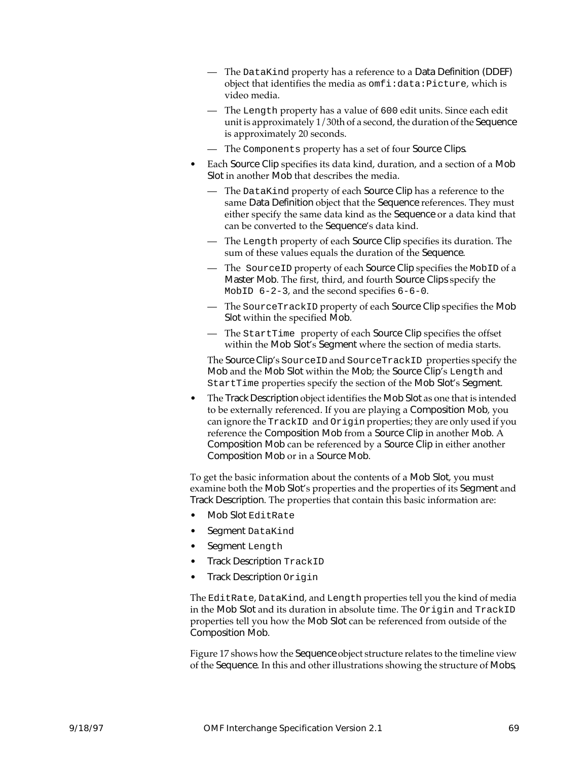- The `DataKind` property has a reference to a Data Definition (DDEF) object that identifies the media as `omfi:data:Picture`, which is video media.
  - The `Length` property has a value of `600` edit units. Since each edit unit is approximately 1/30th of a second, the duration of the Sequence is approximately 20 seconds.
  - The `Components` property has a set of four Source Clips.
- Each Source Clip specifies its data kind, duration, and a section of a Mob Slot in another Mob that describes the media.
  - The `DataKind` property of each Source Clip has a reference to the same Data Definition object that the Sequence references. They must either specify the same data kind as the Sequence or a data kind that can be converted to the Sequence's data kind.
  - The `Length` property of each Source Clip specifies its duration. The sum of these values equals the duration of the Sequence.
  - The `SourceID` property of each Source Clip specifies the `MobID` of a Master Mob. The first, third, and fourth Source Clips specify the `MobID 6-2-3`, and the second specifies `6-6-0`.
  - The `SourceTrackID` property of each Source Clip specifies the Mob Slot within the specified Mob.
  - The `StartTime` property of each Source Clip specifies the offset within the Mob Slot's Segment where the section of media starts.

  The Source Clip's `SourceID` and `SourceTrackID` properties specify the Mob and the Mob Slot within the Mob; the Source Clip's `Length` and `StartTime` properties specify the section of the Mob Slot's Segment.
- The Track Description object identifies the Mob Slot as one that is intended to be externally referenced. If you are playing a Composition Mob, you can ignore the `TrackID` and `Origin` properties; they are only used if you reference the Composition Mob from a Source Clip in another Mob. A Composition Mob can be referenced by a Source Clip in either another Composition Mob or in a Source Mob.

To get the basic information about the contents of a Mob Slot, you must examine both the Mob Slot's properties and the properties of its Segment and Track Description. The properties that contain this basic information are:

- Mob Slot `EditRate`
- Segment `DataKind`
- Segment `Length`
- Track Description `TrackID`
- Track Description `Origin`

The `EditRate`, `DataKind`, and `Length` properties tell you the kind of media in the Mob Slot and its duration in absolute time. The `Origin` and `TrackID` properties tell you how the Mob Slot can be referenced from outside of the Composition Mob.

Figure 17 shows how the Sequence object structure relates to the timeline view of the Sequence. In this and other illustrations showing the structure of Mobs,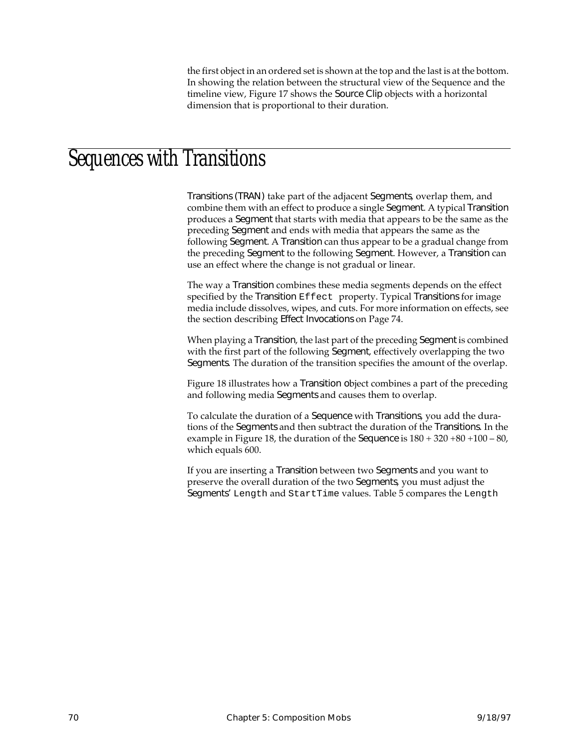the first object in an ordered set is shown at the top and the last is at the bottom. In showing the relation between the structural view of the Sequence and the timeline view, Figure 17 shows the Source Clip objects with a horizontal dimension that is proportional to their duration.

# Sequences with Transitions

Transitions (TRAN) take part of the adjacent Segments, overlap them, and combine them with an effect to produce a single Segment. A typical Transition produces a Segment that starts with media that appears to be the same as the preceding Segment and ends with media that appears the same as the following Segment. A Transition can thus appear to be a gradual change from the preceding Segment to the following Segment. However, a Transition can use an effect where the change is not gradual or linear.

The way a Transition combines these media segments depends on the effect specified by the Transition `Effect` property. Typical Transitions for image media include dissolves, wipes, and cuts. For more information on effects, see the section describing Effect Invocations on Page 74.

When playing a Transition, the last part of the preceding Segment is combined with the first part of the following Segment, effectively overlapping the two Segments. The duration of the transition specifies the amount of the overlap.

Figure 18 illustrates how a Transition object combines a part of the preceding and following media Segments and causes them to overlap.

To calculate the duration of a Sequence with Transitions, you add the durations of the Segments and then subtract the duration of the Transitions. In the example in Figure 18, the duration of the Sequence is 180 + 320 +80 +100 – 80, which equals 600.

If you are inserting a Transition between two Segments and you want to preserve the overall duration of the two Segments, you must adjust the Segments' `Length` and `StartTime` values. Table 5 compares the `Length`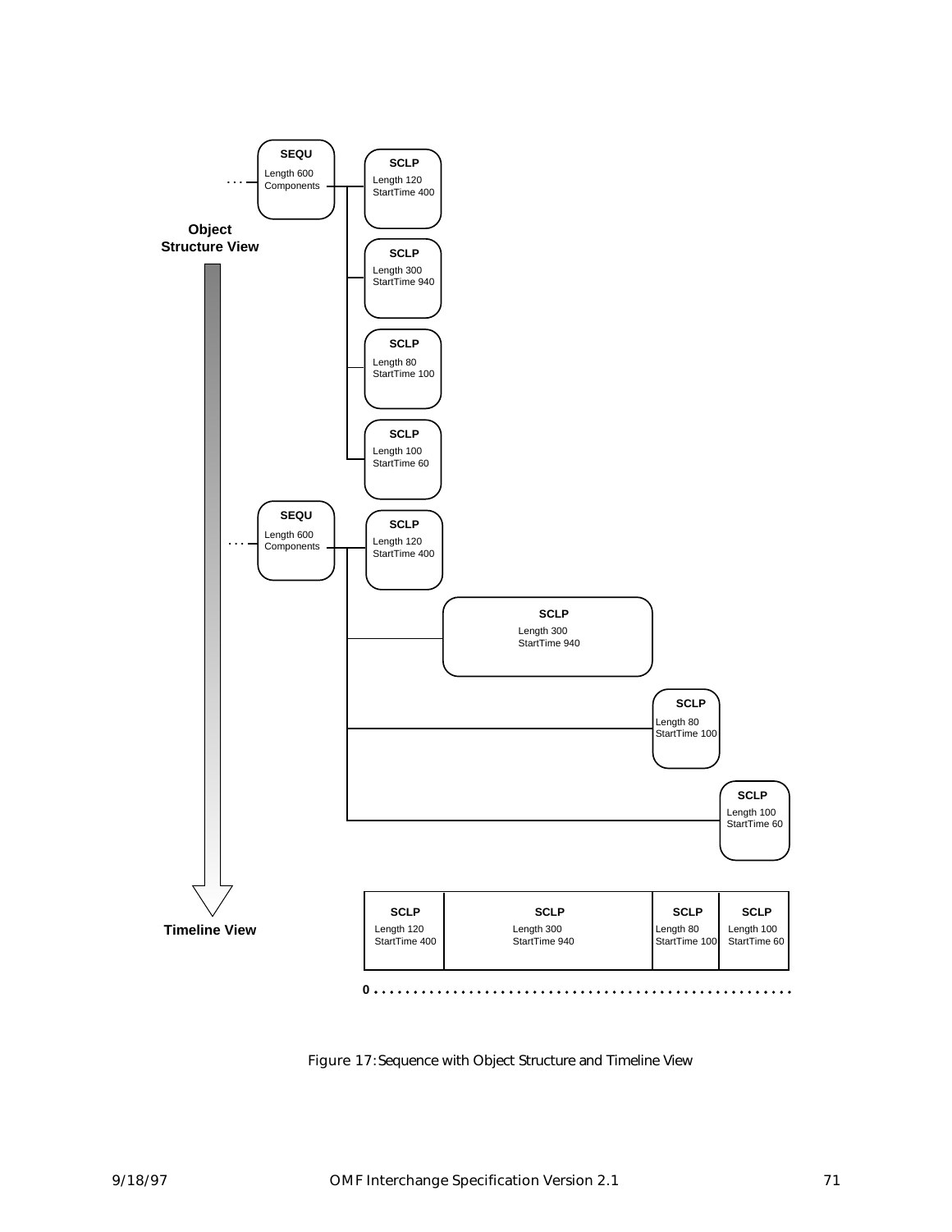SEQU
Length 600
Components

SCLP
Length 120
StartTime 400

SCLP
Length 300
StartTime 940

SCLP
Length 80
StartTime 100

SCLP
Length 100
StartTime 60

**Object Structure View**

SEQU
Length 600
Components

SCLP
Length 120
StartTime 400

SCLP
Length 300
StartTime 940

SCLP
Length 80
StartTime 100

SCLP
Length 100
StartTime 60

**Timeline View**

| SCLP<br>Length 120<br>StartTime 400 | SCLP<br>Length 300<br>StartTime 940 | SCLP<br>Length 80<br>StartTime 100 | SCLP<br>Length 100<br>StartTime 60 |
|---|---|---|---|

0 . . . . . . . . . . . . . . . . . . . . . . . . . . . . . . . . . . . . . . . . . . . . . . . . . . .

Figure 17: Sequence with Object Structure and Timeline View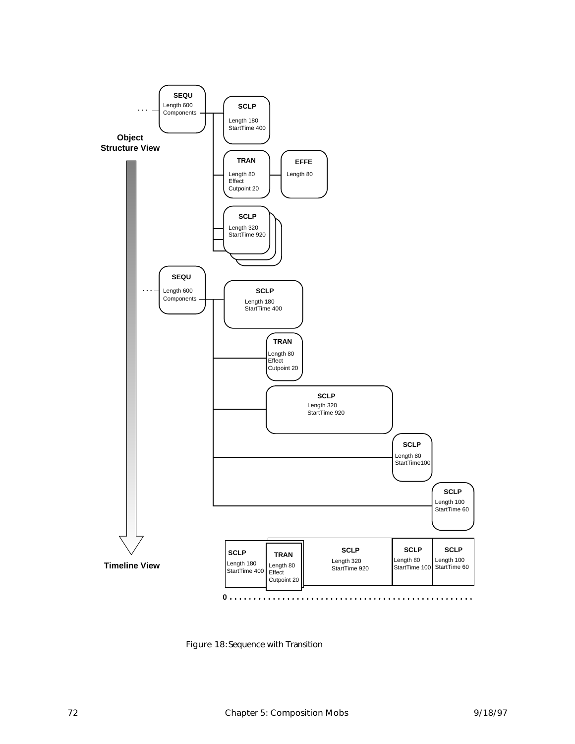Object Structure View

SEQU
Length 600
Components

SCLP
Length 180
StartTime 400

TRAN
Length 80
Effect
Cutpoint 20

EFFE
Length 80

SCLP
Length 320
StartTime 920

SEQU
Length 600
Components

SCLP
Length 180
StartTime 400

TRAN
Length 80
Effect
Cutpoint 20

SCLP
Length 320
StartTime 920

SCLP
Length 80
StartTime100

SCLP
Length 100
StartTime 60

Timeline View

| SCLP | TRAN | SCLP | SCLP | SCLP |
|---|---|---|---|---|
| Length 180 StartTime 400 | Length 80 Effect Cutpoint 20 | Length 320 StartTime 920 | Length 80 StartTime 100 | Length 100 StartTime 60 |

0

Figure 18: Sequence with Transition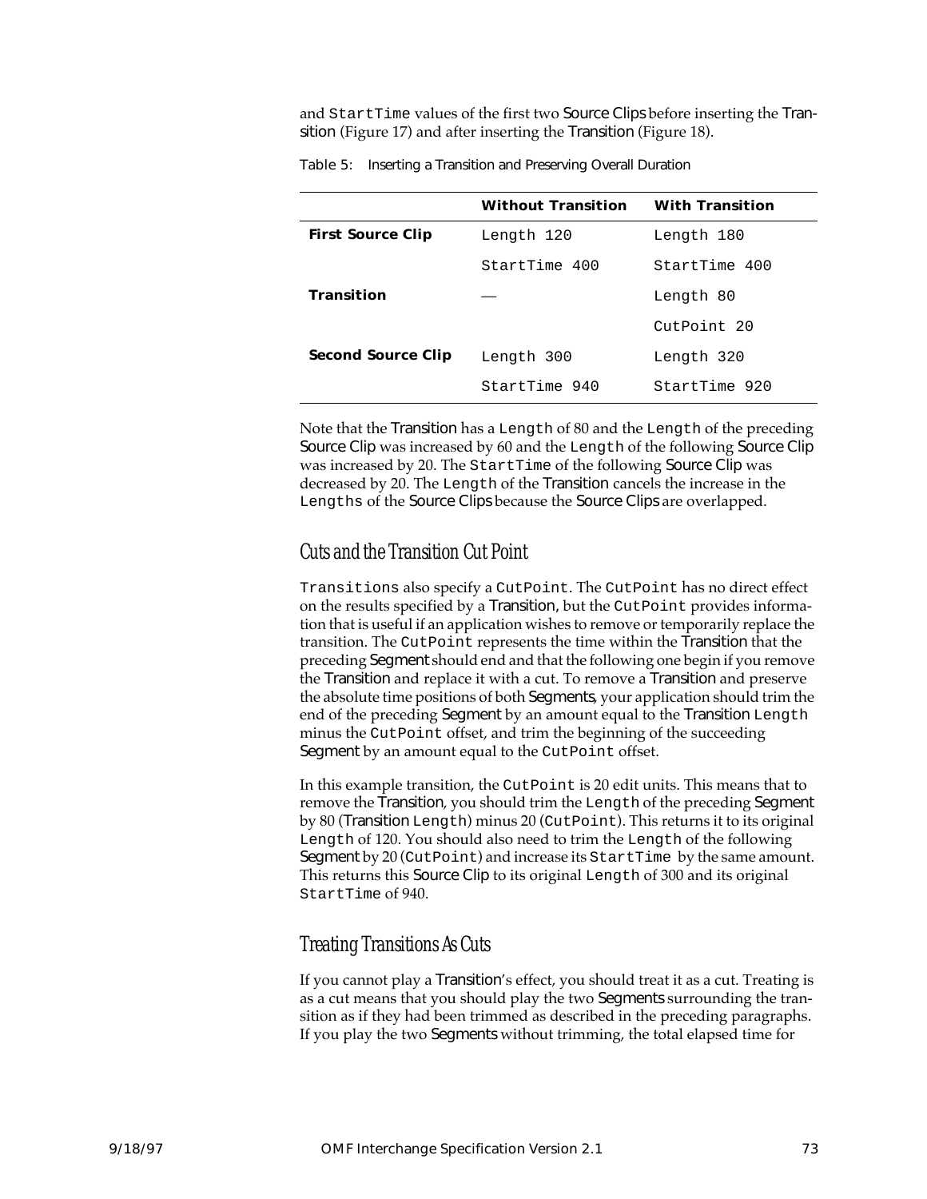and StartTime values of the first two Source Clips before inserting the Transition (Figure 17) and after inserting the Transition (Figure 18).

Table 5: Inserting a Transition and Preserving Overall Duration

| | Without Transition | With Transition |
|---|---|---|
| **First Source Clip** | Length 120 | Length 180 |
| | StartTime 400 | StartTime 400 |
| **Transition** | — | Length 80 |
| | | CutPoint 20 |
| **Second Source Clip** | Length 300 | Length 320 |
| | StartTime 940 | StartTime 920 |

Note that the Transition has a Length of 80 and the Length of the preceding Source Clip was increased by 60 and the Length of the following Source Clip was increased by 20. The StartTime of the following Source Clip was decreased by 20. The Length of the Transition cancels the increase in the Lengths of the Source Clips because the Source Clips are overlapped.

## Cuts and the Transition Cut Point

Transitions also specify a CutPoint. The CutPoint has no direct effect on the results specified by a Transition, but the CutPoint provides information that is useful if an application wishes to remove or temporarily replace the transition. The CutPoint represents the time within the Transition that the preceding Segment should end and that the following one begin if you remove the Transition and replace it with a cut. To remove a Transition and preserve the absolute time positions of both Segments, your application should trim the end of the preceding Segment by an amount equal to the Transition Length minus the CutPoint offset, and trim the beginning of the succeeding Segment by an amount equal to the CutPoint offset.

In this example transition, the CutPoint is 20 edit units. This means that to remove the Transition, you should trim the Length of the preceding Segment by 80 (Transition Length) minus 20 (CutPoint). This returns it to its original Length of 120. You should also need to trim the Length of the following Segment by 20 (CutPoint) and increase its StartTime by the same amount. This returns this Source Clip to its original Length of 300 and its original StartTime of 940.

## Treating Transitions As Cuts

If you cannot play a Transition's effect, you should treat it as a cut. Treating is as a cut means that you should play the two Segments surrounding the transition as if they had been trimmed as described in the preceding paragraphs. If you play the two Segments without trimming, the total elapsed time for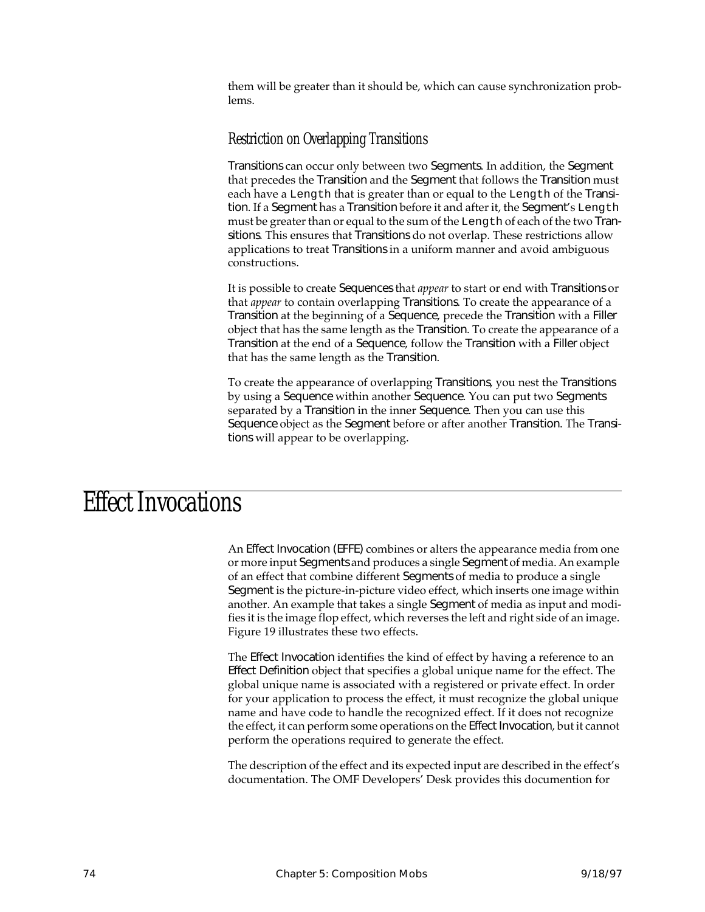them will be greater than it should be, which can cause synchronization problems.

### Restriction on Overlapping Transitions

Transitions can occur only between two Segments. In addition, the Segment that precedes the Transition and the Segment that follows the Transition must each have a `Length` that is greater than or equal to the `Length` of the Transition. If a Segment has a Transition before it and after it, the Segment's `Length` must be greater than or equal to the sum of the `Length` of each of the two Transitions. This ensures that Transitions do not overlap. These restrictions allow applications to treat Transitions in a uniform manner and avoid ambiguous constructions.

It is possible to create Sequences that *appear* to start or end with Transitions or that *appear* to contain overlapping Transitions. To create the appearance of a Transition at the beginning of a Sequence, precede the Transition with a Filler object that has the same length as the Transition. To create the appearance of a Transition at the end of a Sequence, follow the Transition with a Filler object that has the same length as the Transition.

To create the appearance of overlapping Transitions, you nest the Transitions by using a Sequence within another Sequence. You can put two Segments separated by a Transition in the inner Sequence. Then you can use this Sequence object as the Segment before or after another Transition. The Transitions will appear to be overlapping.

## Effect Invocations

An Effect Invocation (EFFE) combines or alters the appearance media from one or more input Segments and produces a single Segment of media. An example of an effect that combine different Segments of media to produce a single Segment is the picture-in-picture video effect, which inserts one image within another. An example that takes a single Segment of media as input and modifies it is the image flop effect, which reverses the left and right side of an image. Figure 19 illustrates these two effects.

The Effect Invocation identifies the kind of effect by having a reference to an Effect Definition object that specifies a global unique name for the effect. The global unique name is associated with a registered or private effect. In order for your application to process the effect, it must recognize the global unique name and have code to handle the recognized effect. If it does not recognize the effect, it can perform some operations on the Effect Invocation, but it cannot perform the operations required to generate the effect.

The description of the effect and its expected input are described in the effect's documentation. The OMF Developers' Desk provides this documention for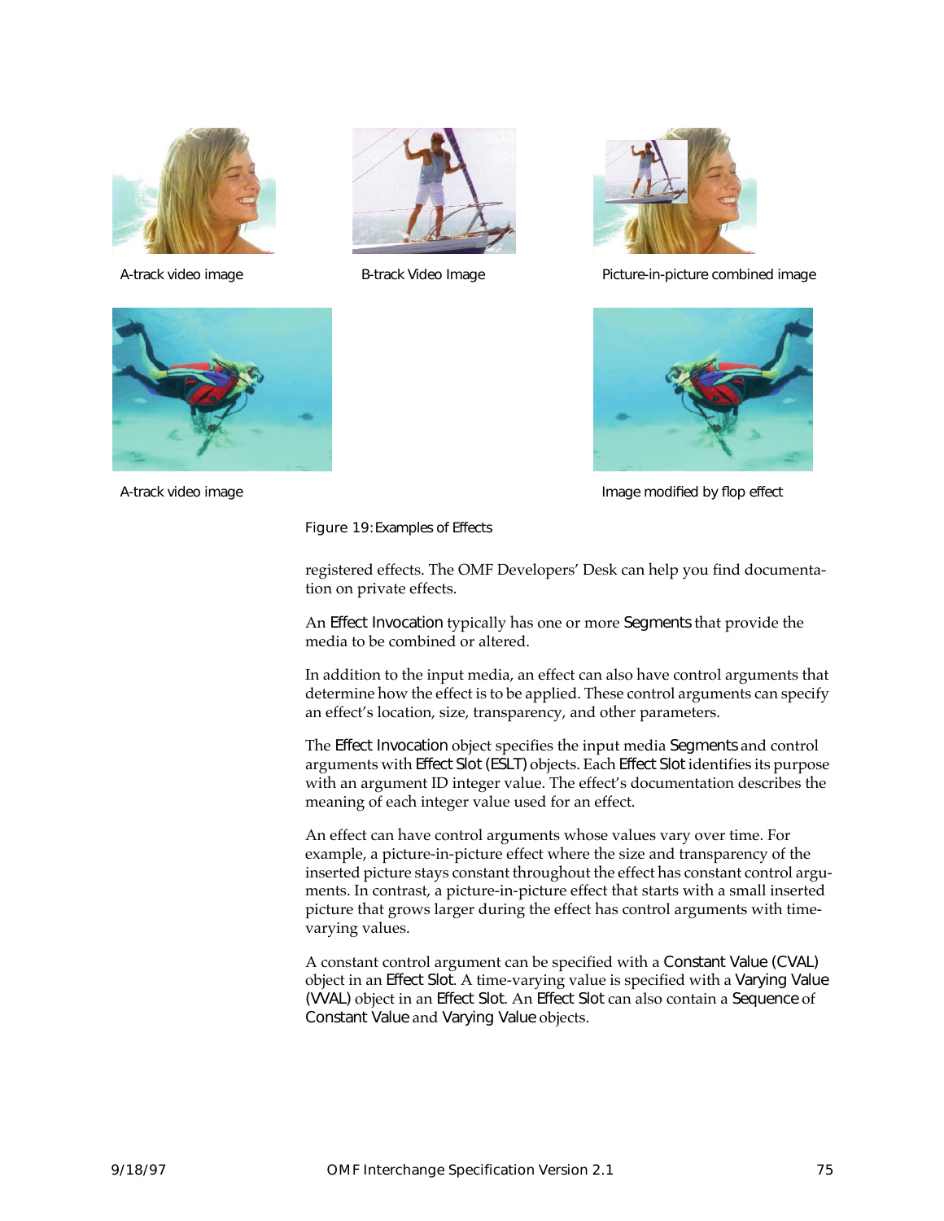A-track video image

B-track Video Image

Picture-in-picture combined image

A-track video image

Image modified by flop effect

Figure 19: Examples of Effects

registered effects. The OMF Developers' Desk can help you find documentation on private effects.

An Effect Invocation typically has one or more Segments that provide the media to be combined or altered.

In addition to the input media, an effect can also have control arguments that determine how the effect is to be applied. These control arguments can specify an effect's location, size, transparency, and other parameters.

The Effect Invocation object specifies the input media Segments and control arguments with Effect Slot (ESLT) objects. Each Effect Slot identifies its purpose with an argument ID integer value. The effect's documentation describes the meaning of each integer value used for an effect.

An effect can have control arguments whose values vary over time. For example, a picture-in-picture effect where the size and transparency of the inserted picture stays constant throughout the effect has constant control arguments. In contrast, a picture-in-picture effect that starts with a small inserted picture that grows larger during the effect has control arguments with time-varying values.

A constant control argument can be specified with a Constant Value (CVAL) object in an Effect Slot. A time-varying value is specified with a Varying Value (VVAL) object in an Effect Slot. An Effect Slot can also contain a Sequence of Constant Value and Varying Value objects.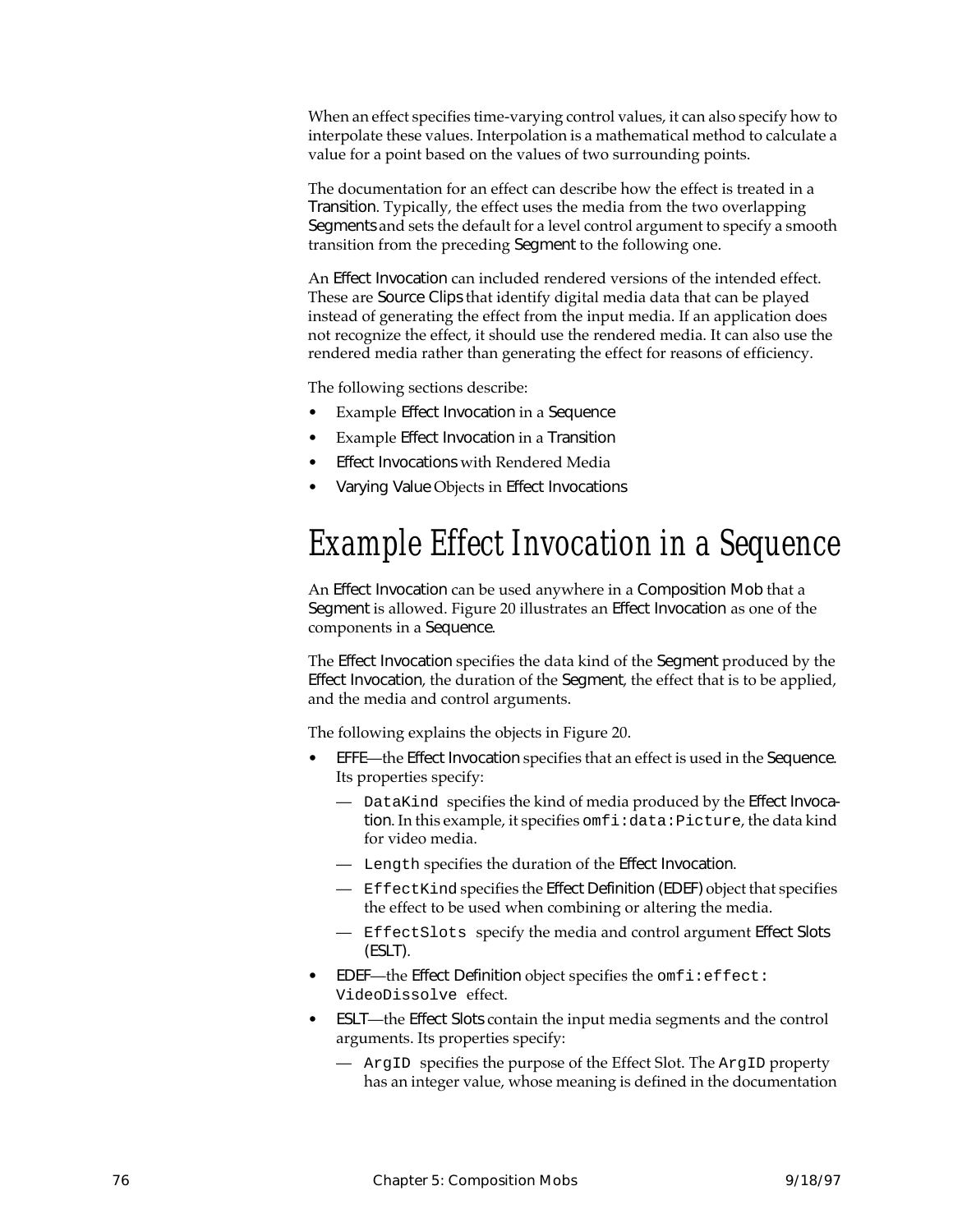When an effect specifies time-varying control values, it can also specify how to interpolate these values. Interpolation is a mathematical method to calculate a value for a point based on the values of two surrounding points.

The documentation for an effect can describe how the effect is treated in a Transition. Typically, the effect uses the media from the two overlapping Segments and sets the default for a level control argument to specify a smooth transition from the preceding Segment to the following one.

An Effect Invocation can included rendered versions of the intended effect. These are Source Clips that identify digital media data that can be played instead of generating the effect from the input media. If an application does not recognize the effect, it should use the rendered media. It can also use the rendered media rather than generating the effect for reasons of efficiency.

The following sections describe:

- Example Effect Invocation in a Sequence
- Example Effect Invocation in a Transition
- Effect Invocations with Rendered Media
- Varying Value Objects in Effect Invocations

# Example Effect Invocation in a Sequence

An Effect Invocation can be used anywhere in a Composition Mob that a Segment is allowed. Figure 20 illustrates an Effect Invocation as one of the components in a Sequence.

The Effect Invocation specifies the data kind of the Segment produced by the Effect Invocation, the duration of the Segment, the effect that is to be applied, and the media and control arguments.

The following explains the objects in Figure 20.

- EFFE—the Effect Invocation specifies that an effect is used in the Sequence. Its properties specify:
  - — `DataKind` specifies the kind of media produced by the Effect Invocation. In this example, it specifies `omfi:data:Picture`, the data kind for video media.
  - — `Length` specifies the duration of the Effect Invocation.
  - — `EffectKind` specifies the Effect Definition (EDEF) object that specifies the effect to be used when combining or altering the media.
  - — `EffectSlots` specify the media and control argument Effect Slots (ESLT).
- EDEF—the Effect Definition object specifies the `omfi:effect:VideoDissolve` effect.
- ESLT—the Effect Slots contain the input media segments and the control arguments. Its properties specify:
  - — `ArgID` specifies the purpose of the Effect Slot. The `ArgID` property has an integer value, whose meaning is defined in the documentation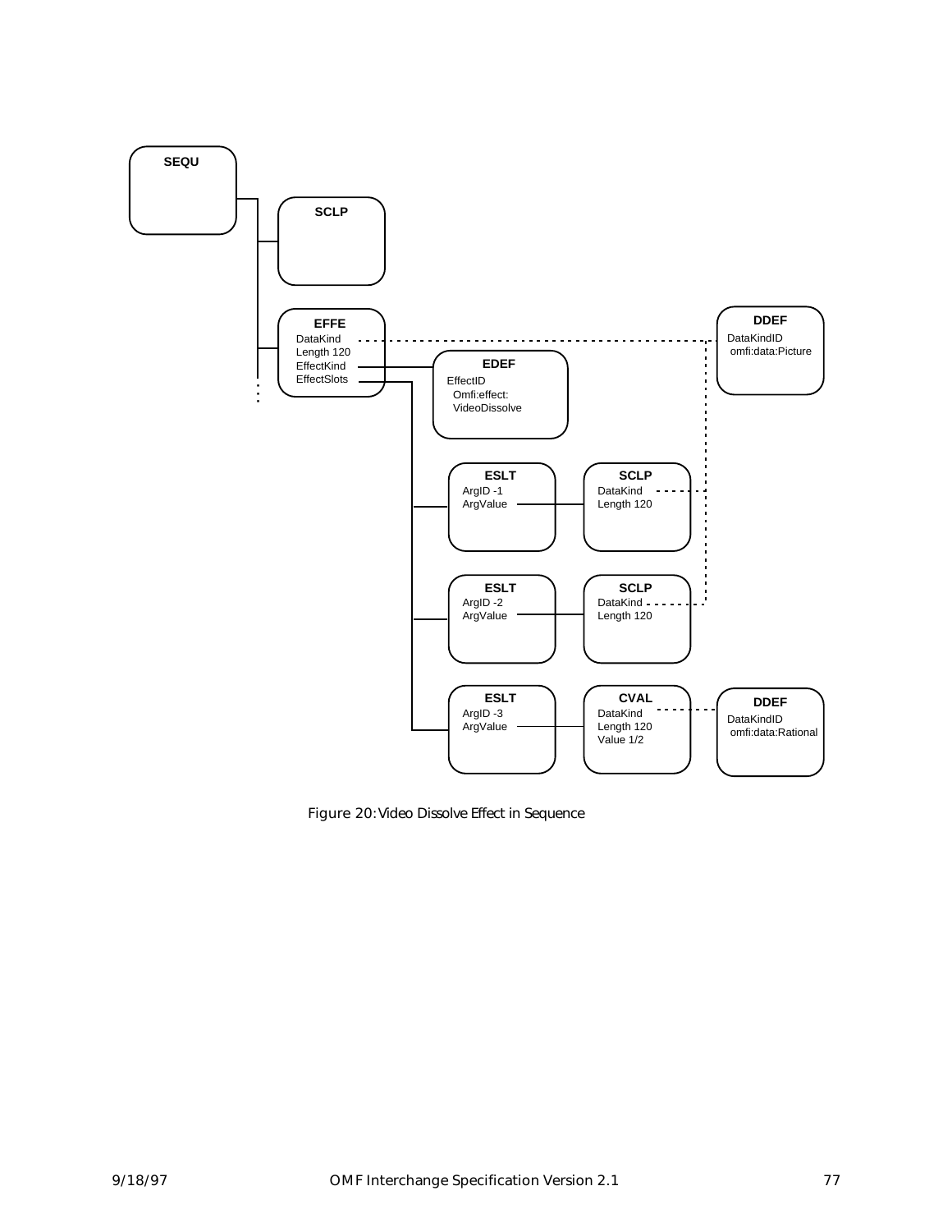SEQU

SCLP

EFFE
DataKind
Length 120
EffectKind
EffectSlots

EDEF
EffectID
Omfi:effect:
VideoDissolve

DDEF
DataKindID
omfi:data:Picture

ESLT
ArgID -1
ArgValue

SCLP
DataKind
Length 120

ESLT
ArgID -2
ArgValue

SCLP
DataKind
Length 120

ESLT
ArgID -3
ArgValue

CVAL
DataKind
Length 120
Value 1/2

DDEF
DataKindID
omfi:data:Rational

Figure 20: Video Dissolve Effect in Sequence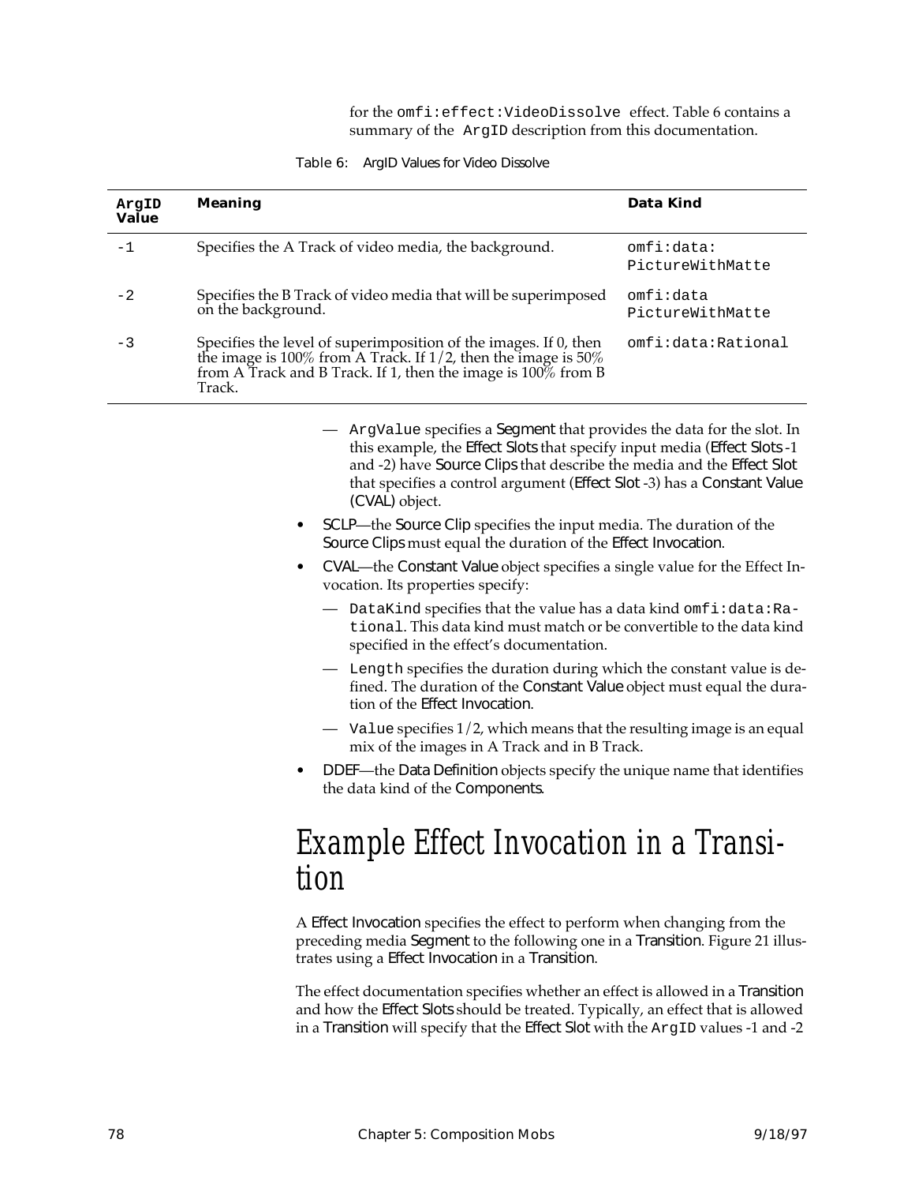for the `omfi:effect:VideoDissolve` effect. Table 6 contains a summary of the `ArgID` description from this documentation.

Table 6: ArgID Values for Video Dissolve

| **ArgID Value** | **Meaning** | **Data Kind** |
|---|---|---|
| -1 | Specifies the A Track of video media, the background. | omfi:data: PictureWithMatte |
| -2 | Specifies the B Track of video media that will be superimposed on the background. | omfi:data PictureWithMatte |
| -3 | Specifies the level of superimposition of the images. If 0, then the image is 100% from A Track. If 1/2, then the image is 50% from A Track and B Track. If 1, then the image is 100% from B Track. | omfi:data:Rational |

— `ArgValue` specifies a Segment that provides the data for the slot. In this example, the Effect Slots that specify input media (Effect Slots -1 and -2) have Source Clips that describe the media and the Effect Slot that specifies a control argument (Effect Slot -3) has a Constant Value (CVAL) object.

- SCLP—the Source Clip specifies the input media. The duration of the Source Clips must equal the duration of the Effect Invocation.
- CVAL—the Constant Value object specifies a single value for the Effect Invocation. Its properties specify:
  - — `DataKind` specifies that the value has a data kind `omfi:data:Rational`. This data kind must match or be convertible to the data kind specified in the effect's documentation.
  - — `Length` specifies the duration during which the constant value is defined. The duration of the Constant Value object must equal the duration of the Effect Invocation.
  - — `Value` specifies 1/2, which means that the resulting image is an equal mix of the images in A Track and in B Track.
- DDEF—the Data Definition objects specify the unique name that identifies the data kind of the Components.

# Example Effect Invocation in a Transition

A Effect Invocation specifies the effect to perform when changing from the preceding media Segment to the following one in a Transition. Figure 21 illustrates using a Effect Invocation in a Transition.

The effect documentation specifies whether an effect is allowed in a Transition and how the Effect Slots should be treated. Typically, an effect that is allowed in a Transition will specify that the Effect Slot with the `ArgID` values -1 and -2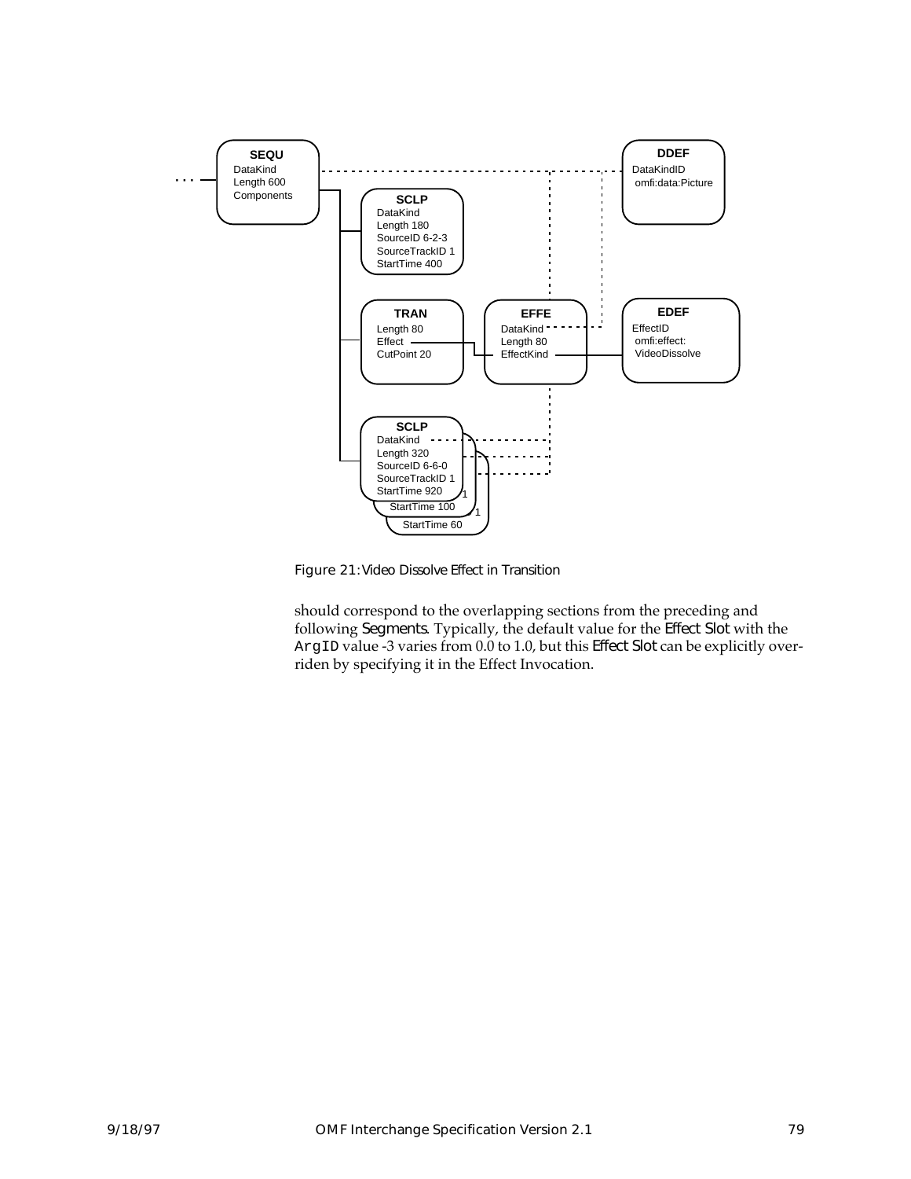SEQU
DataKind
Length 600
Components

SCLP
DataKind
Length 180
SourceID 6-2-3
SourceTrackID 1
StartTime 400

TRAN
Length 80
Effect
CutPoint 20

EFFE
DataKind
Length 80
EffectKind

DDEF
DataKindID
omfi:data:Picture

EDEF
EffectID
omfi:effect:
VideoDissolve

SCLP
DataKind
Length 320
SourceID 6-6-0
SourceTrackID 1
StartTime 920

StartTime 100

StartTime 60

Figure 21: Video Dissolve Effect in Transition

should correspond to the overlapping sections from the preceding and following *Segments*. Typically, the default value for the *Effect Slot* with the `ArgID` value -3 varies from 0.0 to 1.0, but this *Effect Slot* can be explicitly overriden by specifying it in the Effect Invocation.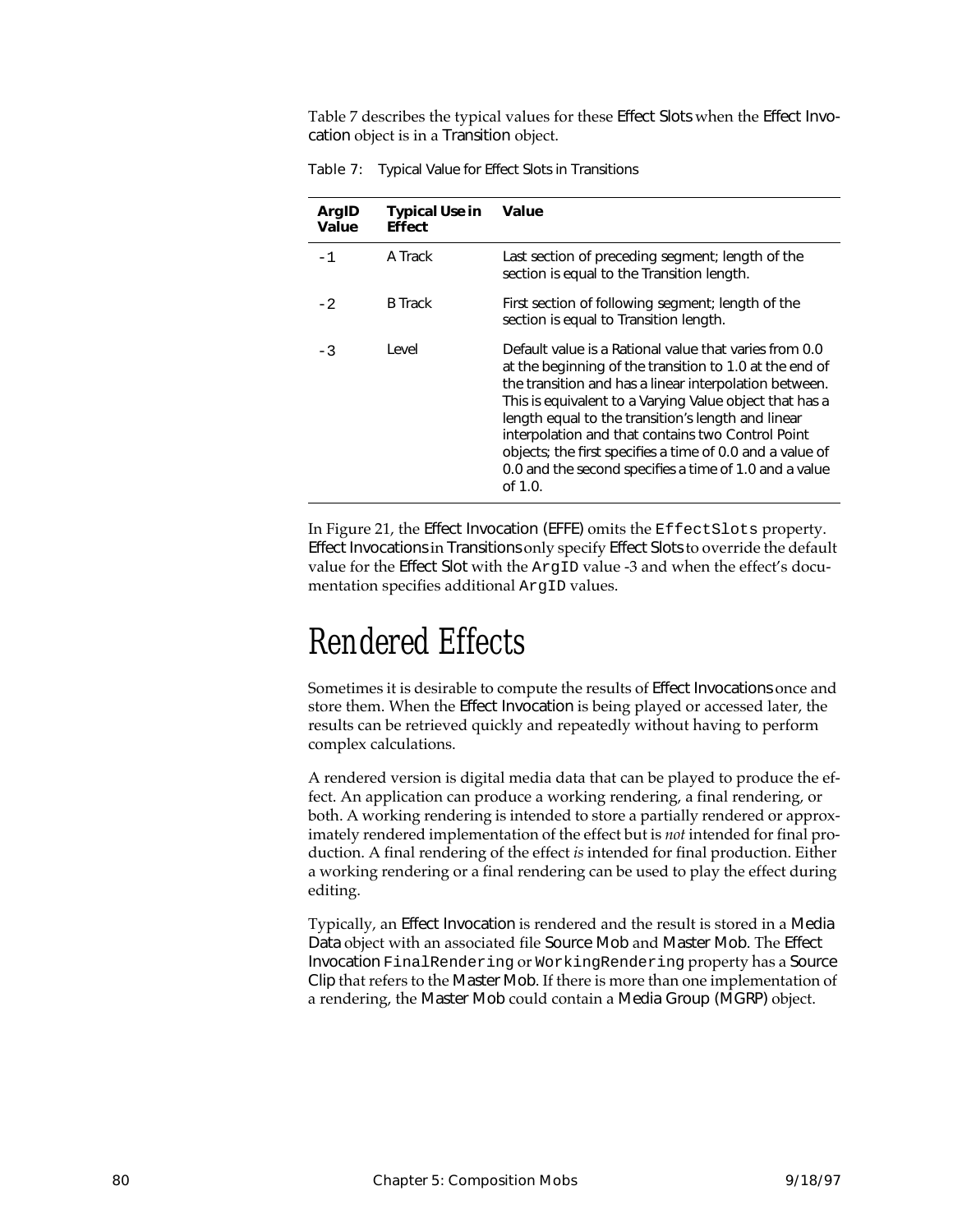Table 7 describes the typical values for these Effect Slots when the Effect Invocation object is in a Transition object.

Table 7: Typical Value for Effect Slots in Transitions

| ArgID Value | Typical Use in Effect | Value |
|---|---|---|
| -1 | A Track | Last section of preceding segment; length of the section is equal to the Transition length. |
| -2 | B Track | First section of following segment; length of the section is equal to Transition length. |
| -3 | Level | Default value is a Rational value that varies from 0.0 at the beginning of the transition to 1.0 at the end of the transition and has a linear interpolation between. This is equivalent to a Varying Value object that has a length equal to the transition's length and linear interpolation and that contains two Control Point objects; the first specifies a time of 0.0 and a value of 0.0 and the second specifies a time of 1.0 and a value of 1.0. |

In Figure 21, the Effect Invocation (EFFE) omits the `EffectSlots` property. Effect Invocations in Transitions only specify Effect Slots to override the default value for the Effect Slot with the `ArgID` value -3 and when the effect's documentation specifies additional `ArgID` values.

# Rendered Effects

Sometimes it is desirable to compute the results of Effect Invocations once and store them. When the Effect Invocation is being played or accessed later, the results can be retrieved quickly and repeatedly without having to perform complex calculations.

A rendered version is digital media data that can be played to produce the effect. An application can produce a working rendering, a final rendering, or both. A working rendering is intended to store a partially rendered or approximately rendered implementation of the effect but is *not* intended for final production. A final rendering of the effect *is* intended for final production. Either a working rendering or a final rendering can be used to play the effect during editing.

Typically, an Effect Invocation is rendered and the result is stored in a Media Data object with an associated file Source Mob and Master Mob. The Effect Invocation `FinalRendering` or `WorkingRendering` property has a Source Clip that refers to the Master Mob. If there is more than one implementation of a rendering, the Master Mob could contain a Media Group (MGRP) object.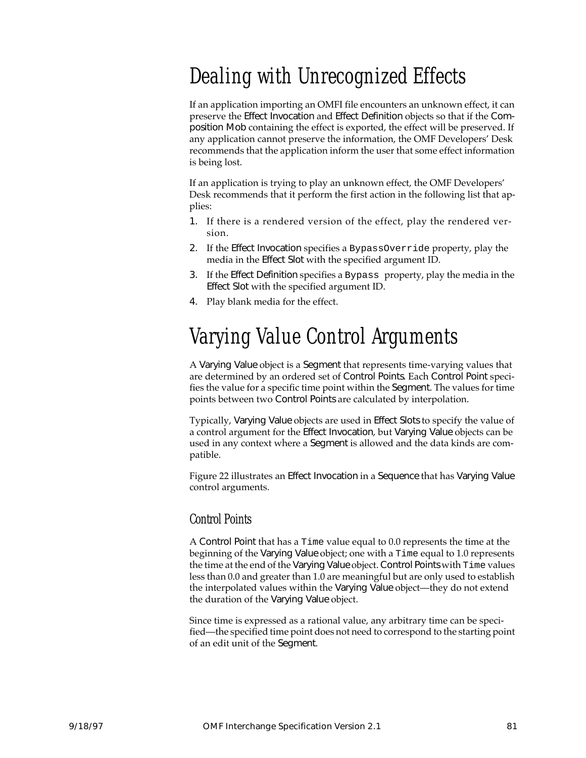# Dealing with Unrecognized Effects

If an application importing an OMFI file encounters an unknown effect, it can preserve the Effect Invocation and Effect Definition objects so that if the Composition Mob containing the effect is exported, the effect will be preserved. If any application cannot preserve the information, the OMF Developers' Desk recommends that the application inform the user that some effect information is being lost.

If an application is trying to play an unknown effect, the OMF Developers' Desk recommends that it perform the first action in the following list that applies:

1. If there is a rendered version of the effect, play the rendered version.
2. If the Effect Invocation specifies a `BypassOverride` property, play the media in the Effect Slot with the specified argument ID.
3. If the Effect Definition specifies a `Bypass` property, play the media in the Effect Slot with the specified argument ID.
4. Play blank media for the effect.

# Varying Value Control Arguments

A Varying Value object is a Segment that represents time-varying values that are determined by an ordered set of Control Points. Each Control Point specifies the value for a specific time point within the Segment. The values for time points between two Control Points are calculated by interpolation.

Typically, Varying Value objects are used in Effect Slots to specify the value of a control argument for the Effect Invocation, but Varying Value objects can be used in any context where a Segment is allowed and the data kinds are compatible.

Figure 22 illustrates an Effect Invocation in a Sequence that has Varying Value control arguments.

## Control Points

A Control Point that has a `Time` value equal to 0.0 represents the time at the beginning of the Varying Value object; one with a `Time` equal to 1.0 represents the time at the end of the Varying Value object. Control Points with `Time` values less than 0.0 and greater than 1.0 are meaningful but are only used to establish the interpolated values within the Varying Value object—they do not extend the duration of the Varying Value object.

Since time is expressed as a rational value, any arbitrary time can be specified—the specified time point does not need to correspond to the starting point of an edit unit of the Segment.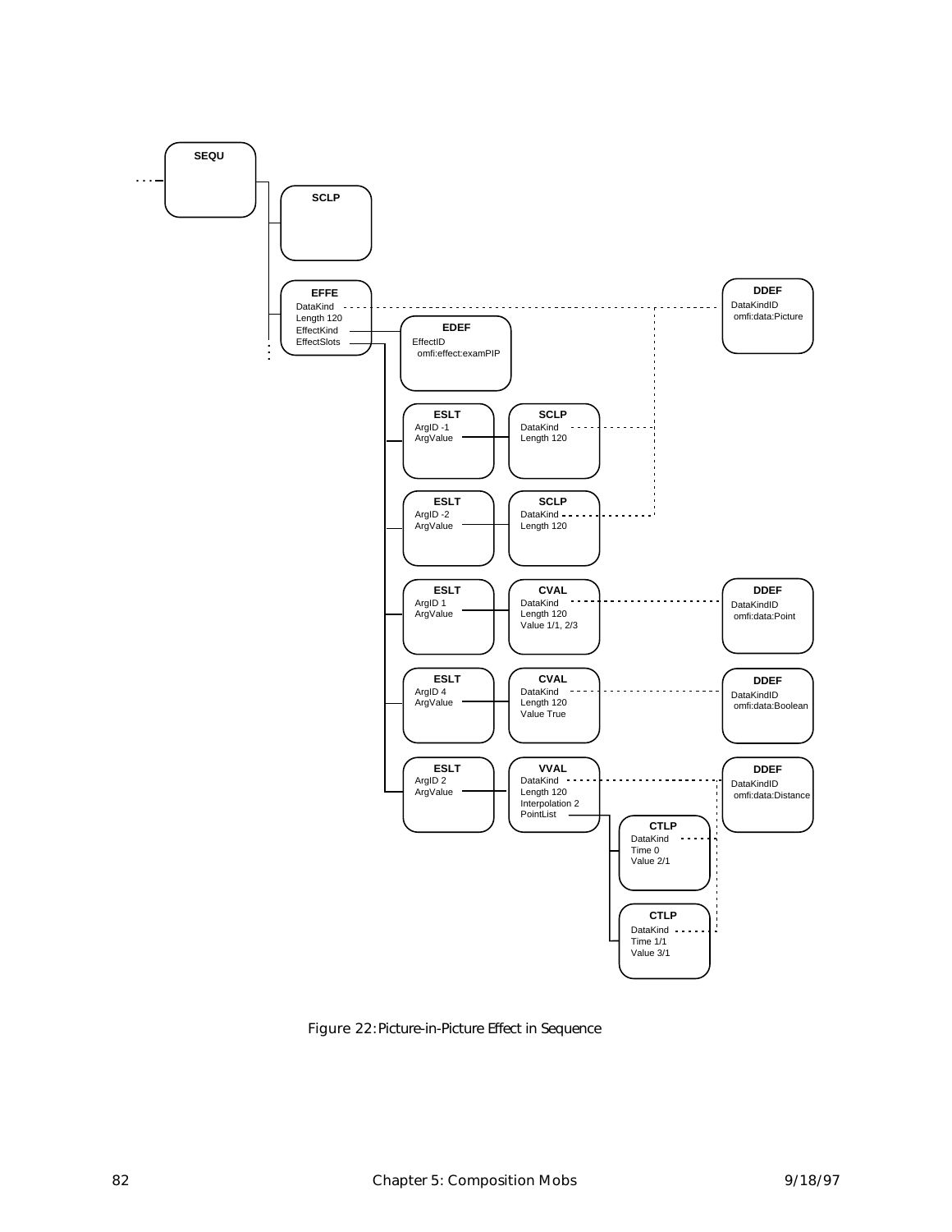```
SEQU
├── SCLP
└── EFFE
      DataKind ............................ DDEF
                                              DataKindID
                                              omfi:data:Picture
      Length 120
      EffectKind ── EDEF
                      EffectID
                      omfi:effect:examPIP
      EffectSlots
        ├── ESLT                    SCLP
        │     ArgID -1                DataKind ........ (DDEF omfi:data:Picture)
        │     ArgValue ──────────     Length 120
        ├── ESLT                    SCLP
        │     ArgID -2                DataKind ........ (DDEF omfi:data:Picture)
        │     ArgValue ──────────     Length 120
        ├── ESLT                    CVAL
        │     ArgID 1                 DataKind ........ DDEF
        │     ArgValue ──────────     Length 120          DataKindID
        │                             Value 1/1, 2/3      omfi:data:Point
        ├── ESLT                    CVAL
        │     ArgID 4                 DataKind ........ DDEF
        │     ArgValue ──────────     Length 120          DataKindID
        │                             Value True          omfi:data:Boolean
        └── ESLT                    VVAL
              ArgID 2                 DataKind ........ DDEF
              ArgValue ──────────     Length 120          DataKindID
                                      Interpolation 2     omfi:data:Distance
                                      PointList
                                        ├── CTLP
                                        │     DataKind ........ (DDEF omfi:data:Distance)
                                        │     Time 0
                                        │     Value 2/1
                                        └── CTLP
                                              DataKind ........ (DDEF omfi:data:Distance)
                                              Time 1/1
                                              Value 3/1
```

Figure 22: Picture-in-Picture Effect in Sequence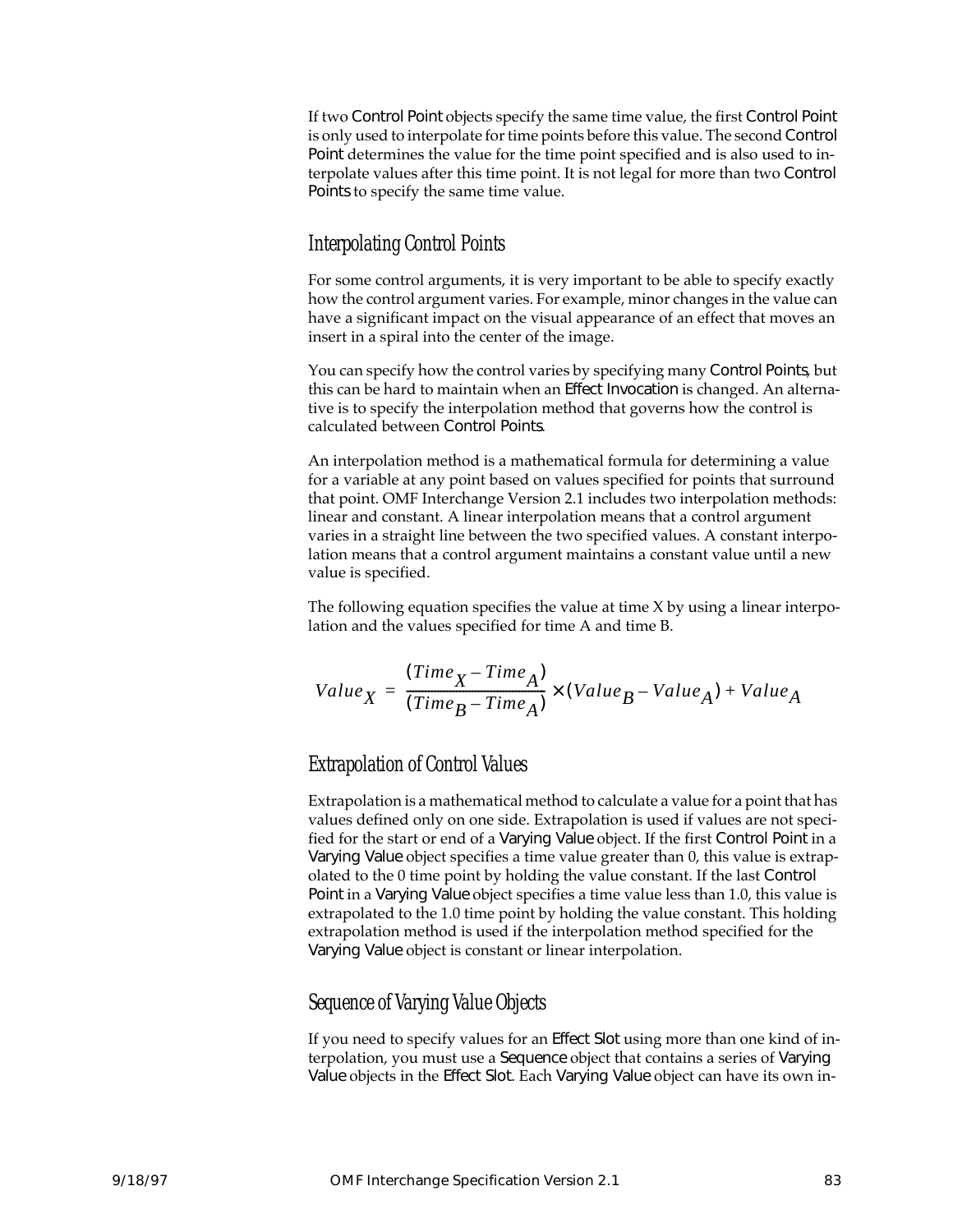If two Control Point objects specify the same time value, the first Control Point is only used to interpolate for time points before this value. The second Control Point determines the value for the time point specified and is also used to interpolate values after this time point. It is not legal for more than two Control Points to specify the same time value.

### Interpolating Control Points

For some control arguments, it is very important to be able to specify exactly how the control argument varies. For example, minor changes in the value can have a significant impact on the visual appearance of an effect that moves an insert in a spiral into the center of the image.

You can specify how the control varies by specifying many Control Points, but this can be hard to maintain when an Effect Invocation is changed. An alternative is to specify the interpolation method that governs how the control is calculated between Control Points.

An interpolation method is a mathematical formula for determining a value for a variable at any point based on values specified for points that surround that point. OMF Interchange Version 2.1 includes two interpolation methods: linear and constant. A linear interpolation means that a control argument varies in a straight line between the two specified values. A constant interpolation means that a control argument maintains a constant value until a new value is specified.

The following equation specifies the value at time X by using a linear interpolation and the values specified for time A and time B.

$$Value_X = \frac{(Time_X - Time_A)}{(Time_B - Time_A)} \times (Value_B - Value_A) + Value_A$$

### Extrapolation of Control Values

Extrapolation is a mathematical method to calculate a value for a point that has values defined only on one side. Extrapolation is used if values are not specified for the start or end of a Varying Value object. If the first Control Point in a Varying Value object specifies a time value greater than 0, this value is extrapolated to the 0 time point by holding the value constant. If the last Control Point in a Varying Value object specifies a time value less than 1.0, this value is extrapolated to the 1.0 time point by holding the value constant. This holding extrapolation method is used if the interpolation method specified for the Varying Value object is constant or linear interpolation.

### Sequence of Varying Value Objects

If you need to specify values for an Effect Slot using more than one kind of interpolation, you must use a Sequence object that contains a series of Varying Value objects in the Effect Slot. Each Varying Value object can have its own in-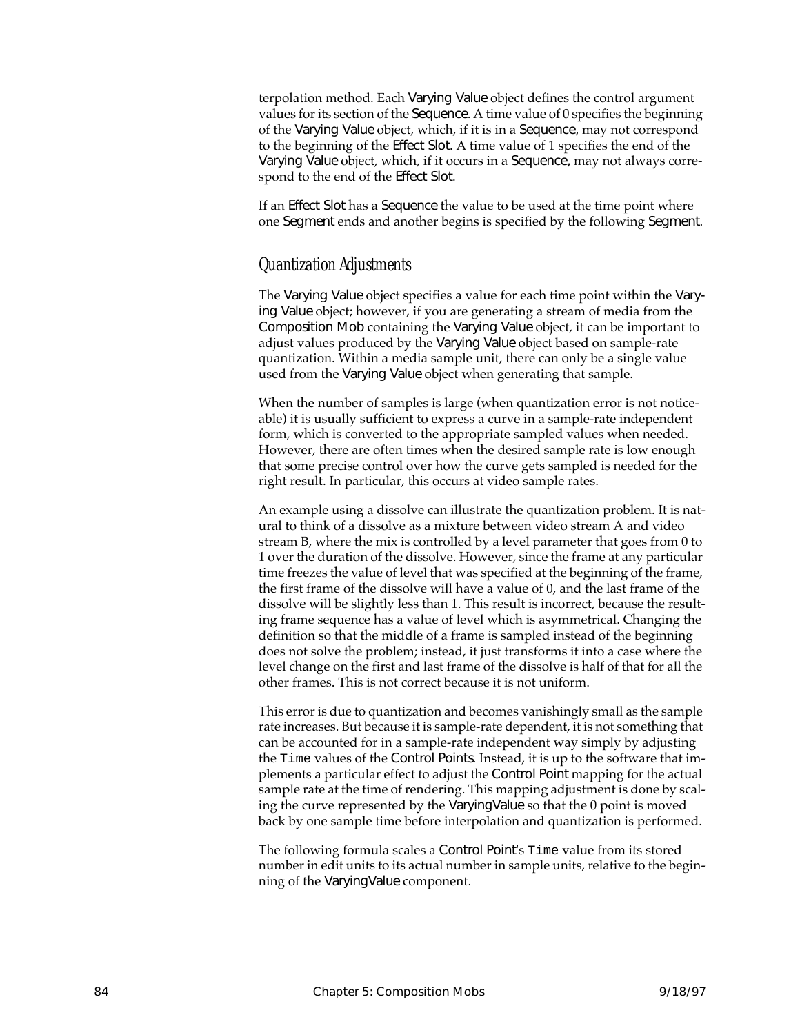terpolation method. Each Varying Value object defines the control argument values for its section of the Sequence. A time value of 0 specifies the beginning of the Varying Value object, which, if it is in a Sequence, may not correspond to the beginning of the Effect Slot. A time value of 1 specifies the end of the Varying Value object, which, if it occurs in a Sequence, may not always correspond to the end of the Effect Slot.

If an Effect Slot has a Sequence the value to be used at the time point where one Segment ends and another begins is specified by the following Segment.

## Quantization Adjustments

The Varying Value object specifies a value for each time point within the Varying Value object; however, if you are generating a stream of media from the Composition Mob containing the Varying Value object, it can be important to adjust values produced by the Varying Value object based on sample-rate quantization. Within a media sample unit, there can only be a single value used from the Varying Value object when generating that sample.

When the number of samples is large (when quantization error is not noticeable) it is usually sufficient to express a curve in a sample-rate independent form, which is converted to the appropriate sampled values when needed. However, there are often times when the desired sample rate is low enough that some precise control over how the curve gets sampled is needed for the right result. In particular, this occurs at video sample rates.

An example using a dissolve can illustrate the quantization problem. It is natural to think of a dissolve as a mixture between video stream A and video stream B, where the mix is controlled by a level parameter that goes from 0 to 1 over the duration of the dissolve. However, since the frame at any particular time freezes the value of level that was specified at the beginning of the frame, the first frame of the dissolve will have a value of 0, and the last frame of the dissolve will be slightly less than 1. This result is incorrect, because the resulting frame sequence has a value of level which is asymmetrical. Changing the definition so that the middle of a frame is sampled instead of the beginning does not solve the problem; instead, it just transforms it into a case where the level change on the first and last frame of the dissolve is half of that for all the other frames. This is not correct because it is not uniform.

This error is due to quantization and becomes vanishingly small as the sample rate increases. But because it is sample-rate dependent, it is not something that can be accounted for in a sample-rate independent way simply by adjusting the `Time` values of the Control Points. Instead, it is up to the software that implements a particular effect to adjust the Control Point mapping for the actual sample rate at the time of rendering. This mapping adjustment is done by scaling the curve represented by the VaryingValue so that the 0 point is moved back by one sample time before interpolation and quantization is performed.

The following formula scales a Control Point's `Time` value from its stored number in edit units to its actual number in sample units, relative to the beginning of the VaryingValue component.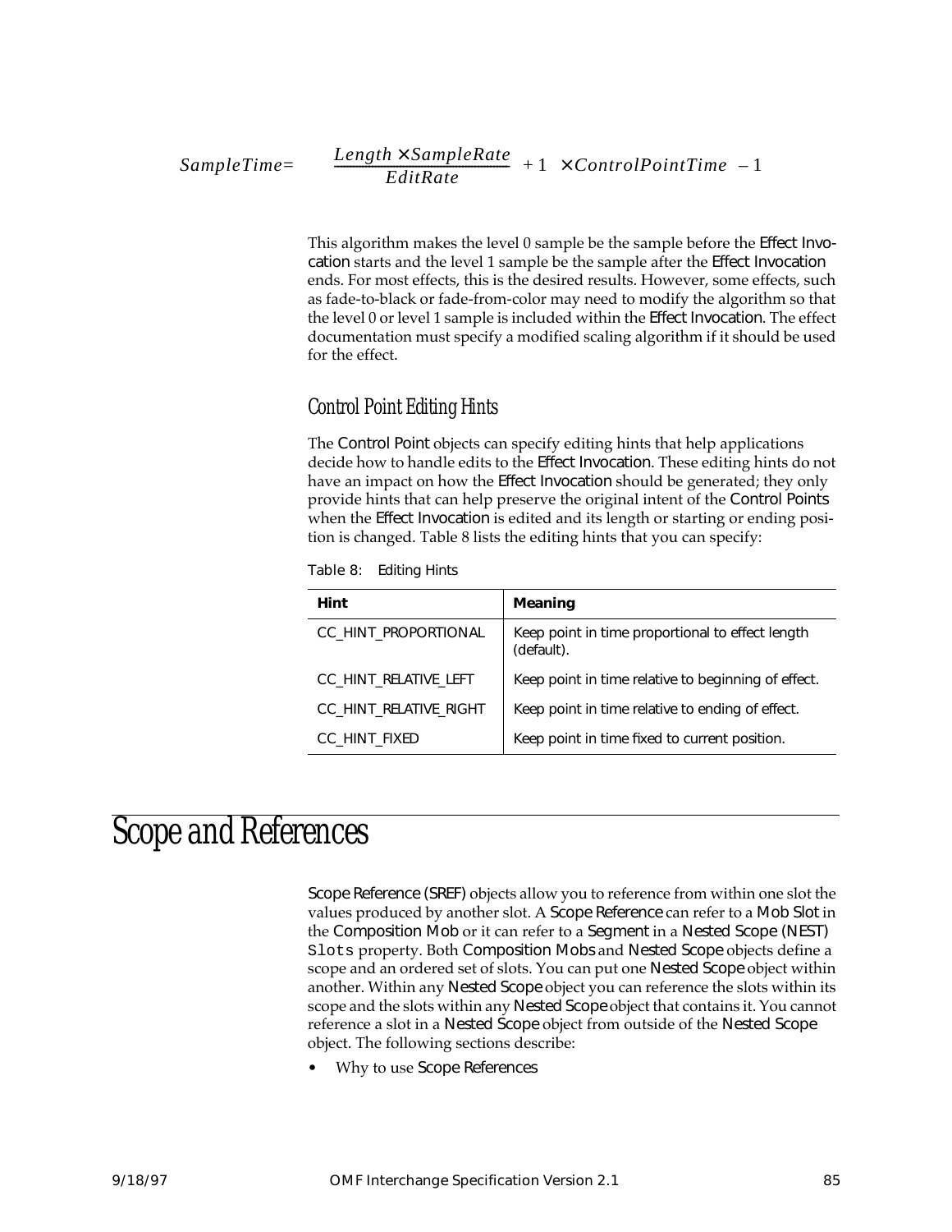$$SampleTime = \left( \left( \frac{Length \times SampleRate}{EditRate} \right) + 1 \right) \times ControlPointTime - 1$$

This algorithm makes the level 0 sample be the sample before the Effect Invocation starts and the level 1 sample be the sample after the Effect Invocation ends. For most effects, this is the desired results. However, some effects, such as fade-to-black or fade-from-color may need to modify the algorithm so that the level 0 or level 1 sample is included within the Effect Invocation. The effect documentation must specify a modified scaling algorithm if it should be used for the effect.

### Control Point Editing Hints

The Control Point objects can specify editing hints that help applications decide how to handle edits to the Effect Invocation. These editing hints do not have an impact on how the Effect Invocation should be generated; they only provide hints that can help preserve the original intent of the Control Points when the Effect Invocation is edited and its length or starting or ending position is changed. Table 8 lists the editing hints that you can specify:

Table 8: Editing Hints

| Hint | Meaning |
|---|---|
| CC_HINT_PROPORTIONAL | Keep point in time proportional to effect length (default). |
| CC_HINT_RELATIVE_LEFT | Keep point in time relative to beginning of effect. |
| CC_HINT_RELATIVE_RIGHT | Keep point in time relative to ending of effect. |
| CC_HINT_FIXED | Keep point in time fixed to current position. |

# Scope and References

Scope Reference (SREF) objects allow you to reference from within one slot the values produced by another slot. A Scope Reference can refer to a Mob Slot in the Composition Mob or it can refer to a Segment in a Nested Scope (NEST) `Slots` property. Both Composition Mobs and Nested Scope objects define a scope and an ordered set of slots. You can put one Nested Scope object within another. Within any Nested Scope object you can reference the slots within its scope and the slots within any Nested Scope object that contains it. You cannot reference a slot in a Nested Scope object from outside of the Nested Scope object. The following sections describe:

- Why to use Scope References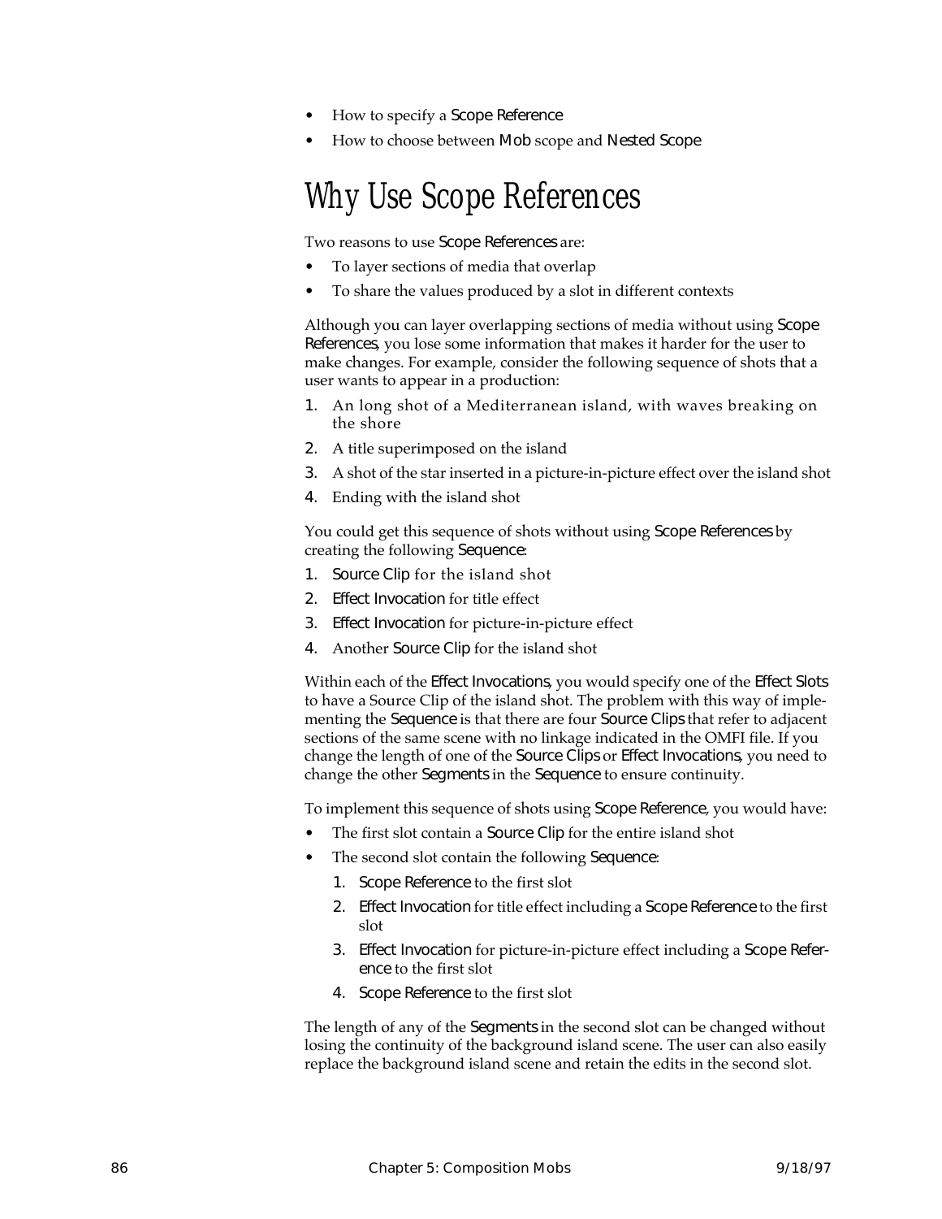- How to specify a Scope Reference
- How to choose between Mob scope and Nested Scope

# Why Use Scope References

Two reasons to use Scope References are:

- To layer sections of media that overlap
- To share the values produced by a slot in different contexts

Although you can layer overlapping sections of media without using Scope References, you lose some information that makes it harder for the user to make changes. For example, consider the following sequence of shots that a user wants to appear in a production:

1. An long shot of a Mediterranean island, with waves breaking on the shore
2. A title superimposed on the island
3. A shot of the star inserted in a picture-in-picture effect over the island shot
4. Ending with the island shot

You could get this sequence of shots without using Scope References by creating the following Sequence:

1. Source Clip for the island shot
2. Effect Invocation for title effect
3. Effect Invocation for picture-in-picture effect
4. Another Source Clip for the island shot

Within each of the Effect Invocations, you would specify one of the Effect Slots to have a Source Clip of the island shot. The problem with this way of implementing the Sequence is that there are four Source Clips that refer to adjacent sections of the same scene with no linkage indicated in the OMFI file. If you change the length of one of the Source Clips or Effect Invocations, you need to change the other Segments in the Sequence to ensure continuity.

To implement this sequence of shots using Scope Reference, you would have:

- The first slot contain a Source Clip for the entire island shot
- The second slot contain the following Sequence:
  1. Scope Reference to the first slot
  2. Effect Invocation for title effect including a Scope Reference to the first slot
  3. Effect Invocation for picture-in-picture effect including a Scope Reference to the first slot
  4. Scope Reference to the first slot

The length of any of the Segments in the second slot can be changed without losing the continuity of the background island scene. The user can also easily replace the background island scene and retain the edits in the second slot.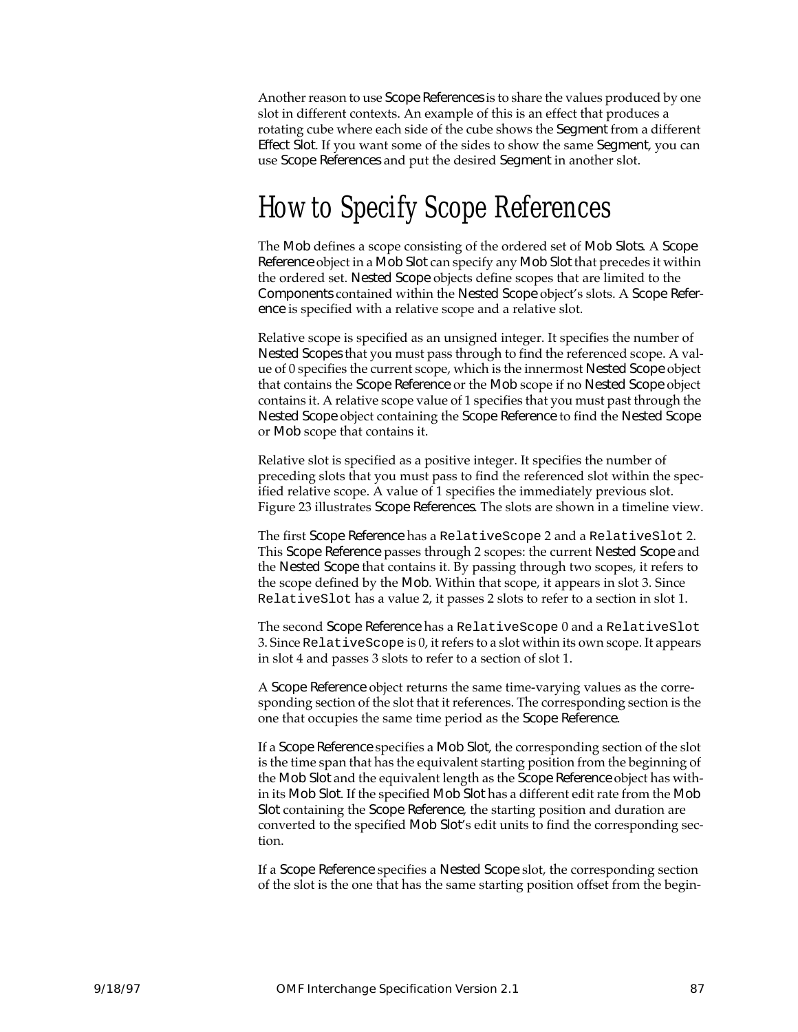Another reason to use Scope References is to share the values produced by one slot in different contexts. An example of this is an effect that produces a rotating cube where each side of the cube shows the Segment from a different Effect Slot. If you want some of the sides to show the same Segment, you can use Scope References and put the desired Segment in another slot.

# How to Specify Scope References

The Mob defines a scope consisting of the ordered set of Mob Slots. A Scope Reference object in a Mob Slot can specify any Mob Slot that precedes it within the ordered set. Nested Scope objects define scopes that are limited to the Components contained within the Nested Scope object's slots. A Scope Reference is specified with a relative scope and a relative slot.

Relative scope is specified as an unsigned integer. It specifies the number of Nested Scopes that you must pass through to find the referenced scope. A value of 0 specifies the current scope, which is the innermost Nested Scope object that contains the Scope Reference or the Mob scope if no Nested Scope object contains it. A relative scope value of 1 specifies that you must past through the Nested Scope object containing the Scope Reference to find the Nested Scope or Mob scope that contains it.

Relative slot is specified as a positive integer. It specifies the number of preceding slots that you must pass to find the referenced slot within the specified relative scope. A value of 1 specifies the immediately previous slot. Figure 23 illustrates Scope References. The slots are shown in a timeline view.

The first Scope Reference has a `RelativeScope` 2 and a `RelativeSlot` 2. This Scope Reference passes through 2 scopes: the current Nested Scope and the Nested Scope that contains it. By passing through two scopes, it refers to the scope defined by the Mob. Within that scope, it appears in slot 3. Since `RelativeSlot` has a value 2, it passes 2 slots to refer to a section in slot 1.

The second Scope Reference has a `RelativeScope` 0 and a `RelativeSlot` 3. Since `RelativeScope` is 0, it refers to a slot within its own scope. It appears in slot 4 and passes 3 slots to refer to a section of slot 1.

A Scope Reference object returns the same time-varying values as the corresponding section of the slot that it references. The corresponding section is the one that occupies the same time period as the Scope Reference.

If a Scope Reference specifies a Mob Slot, the corresponding section of the slot is the time span that has the equivalent starting position from the beginning of the Mob Slot and the equivalent length as the Scope Reference object has within its Mob Slot. If the specified Mob Slot has a different edit rate from the Mob Slot containing the Scope Reference, the starting position and duration are converted to the specified Mob Slot's edit units to find the corresponding section.

If a Scope Reference specifies a Nested Scope slot, the corresponding section of the slot is the one that has the same starting position offset from the begin-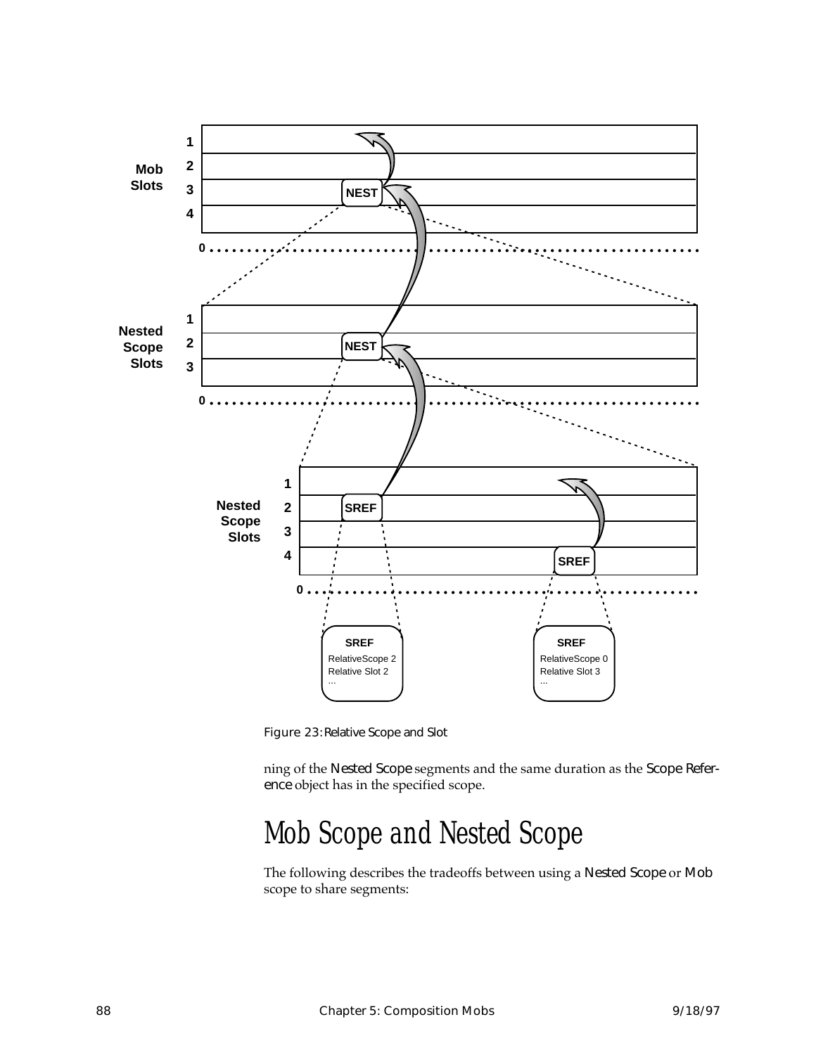Figure 23: Relative Scope and Slot

ning of the Nested Scope segments and the same duration as the Scope Reference object has in the specified scope.

# Mob Scope and Nested Scope

The following describes the tradeoffs between using a Nested Scope or Mob scope to share segments: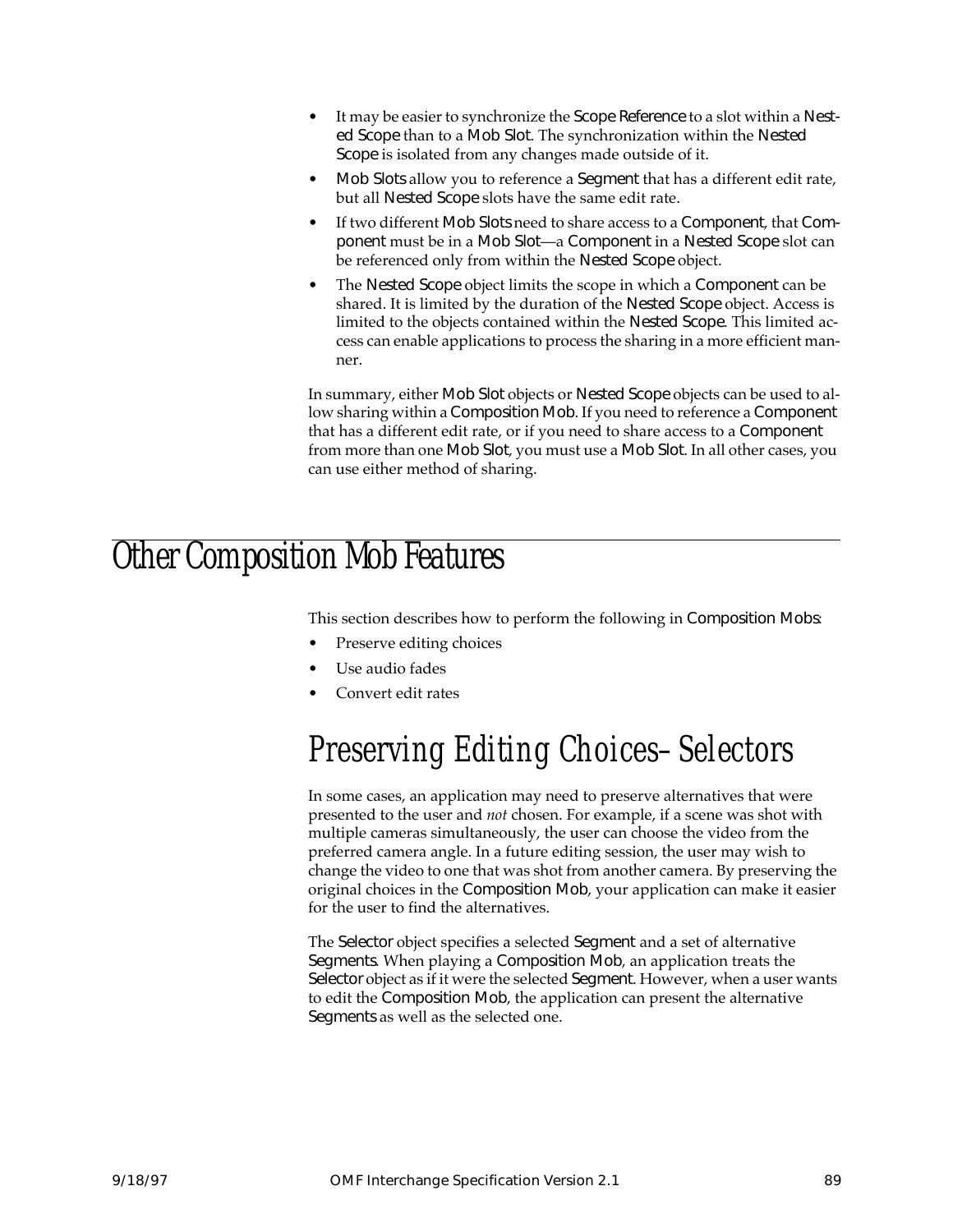- It may be easier to synchronize the Scope Reference to a slot within a Nested Scope than to a Mob Slot. The synchronization within the Nested Scope is isolated from any changes made outside of it.
- Mob Slots allow you to reference a Segment that has a different edit rate, but all Nested Scope slots have the same edit rate.
- If two different Mob Slots need to share access to a Component, that Component must be in a Mob Slot—a Component in a Nested Scope slot can be referenced only from within the Nested Scope object.
- The Nested Scope object limits the scope in which a Component can be shared. It is limited by the duration of the Nested Scope object. Access is limited to the objects contained within the Nested Scope. This limited access can enable applications to process the sharing in a more efficient manner.

In summary, either Mob Slot objects or Nested Scope objects can be used to allow sharing within a Composition Mob. If you need to reference a Component that has a different edit rate, or if you need to share access to a Component from more than one Mob Slot, you must use a Mob Slot. In all other cases, you can use either method of sharing.

# Other Composition Mob Features

This section describes how to perform the following in Composition Mobs:

- Preserve editing choices
- Use audio fades
- Convert edit rates

## Preserving Editing Choices–Selectors

In some cases, an application may need to preserve alternatives that were presented to the user and *not* chosen. For example, if a scene was shot with multiple cameras simultaneously, the user can choose the video from the preferred camera angle. In a future editing session, the user may wish to change the video to one that was shot from another camera. By preserving the original choices in the Composition Mob, your application can make it easier for the user to find the alternatives.

The Selector object specifies a selected Segment and a set of alternative Segments. When playing a Composition Mob, an application treats the Selector object as if it were the selected Segment. However, when a user wants to edit the Composition Mob, the application can present the alternative Segments as well as the selected one.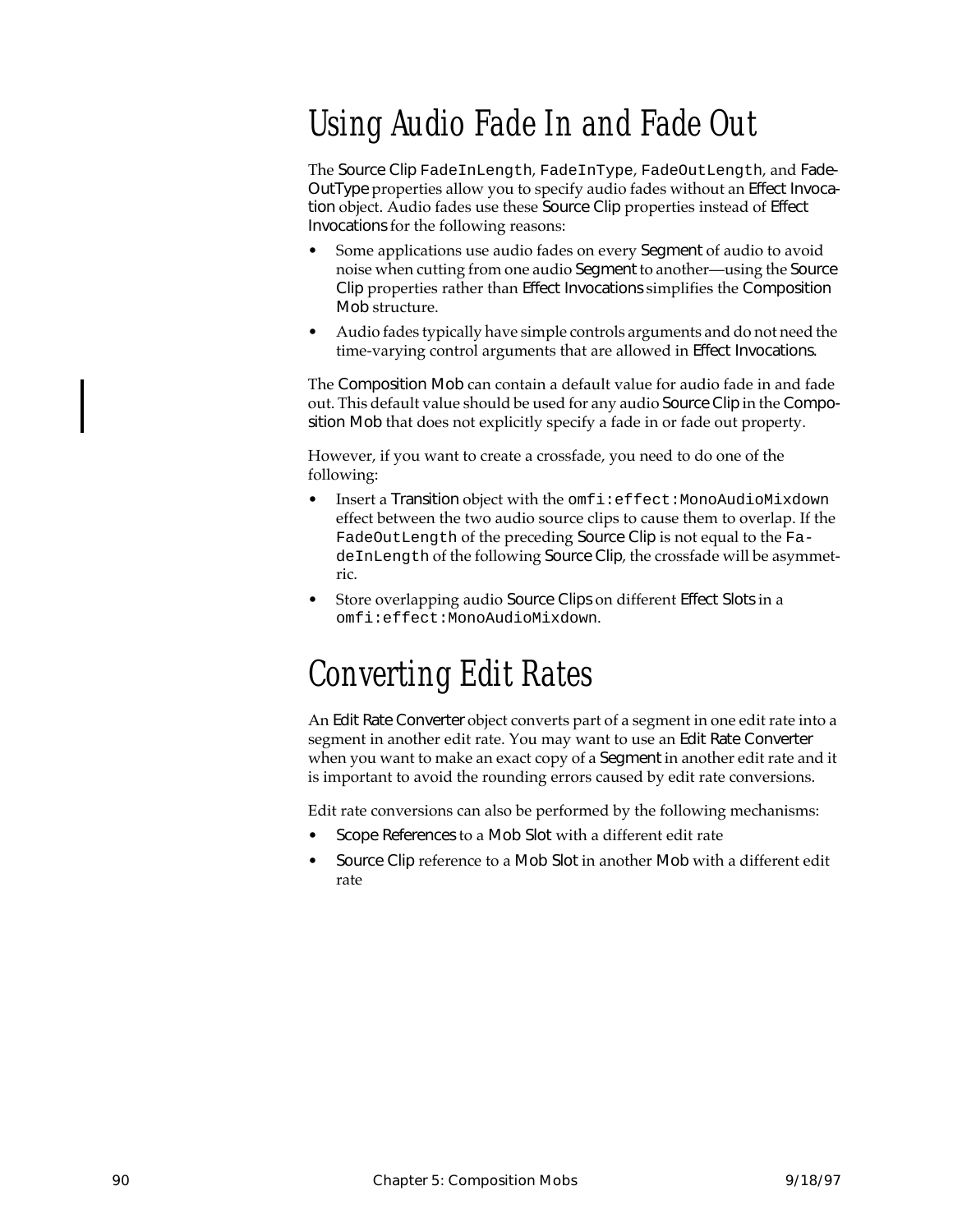# Using Audio Fade In and Fade Out

The Source Clip `FadeInLength`, `FadeInType`, `FadeOutLength`, and FadeOutType properties allow you to specify audio fades without an Effect Invocation object. Audio fades use these Source Clip properties instead of Effect Invocations for the following reasons:

- Some applications use audio fades on every Segment of audio to avoid noise when cutting from one audio Segment to another—using the Source Clip properties rather than Effect Invocations simplifies the Composition Mob structure.
- Audio fades typically have simple controls arguments and do not need the time-varying control arguments that are allowed in Effect Invocations.

The Composition Mob can contain a default value for audio fade in and fade out. This default value should be used for any audio Source Clip in the Composition Mob that does not explicitly specify a fade in or fade out property.

However, if you want to create a crossfade, you need to do one of the following:

- Insert a Transition object with the `omfi:effect:MonoAudioMixdown` effect between the two audio source clips to cause them to overlap. If the `FadeOutLength` of the preceding Source Clip is not equal to the `FadeInLength` of the following Source Clip, the crossfade will be asymmetric.
- Store overlapping audio Source Clips on different Effect Slots in a `omfi:effect:MonoAudioMixdown`.

# Converting Edit Rates

An Edit Rate Converter object converts part of a segment in one edit rate into a segment in another edit rate. You may want to use an Edit Rate Converter when you want to make an exact copy of a Segment in another edit rate and it is important to avoid the rounding errors caused by edit rate conversions.

Edit rate conversions can also be performed by the following mechanisms:

- Scope References to a Mob Slot with a different edit rate
- Source Clip reference to a Mob Slot in another Mob with a different edit rate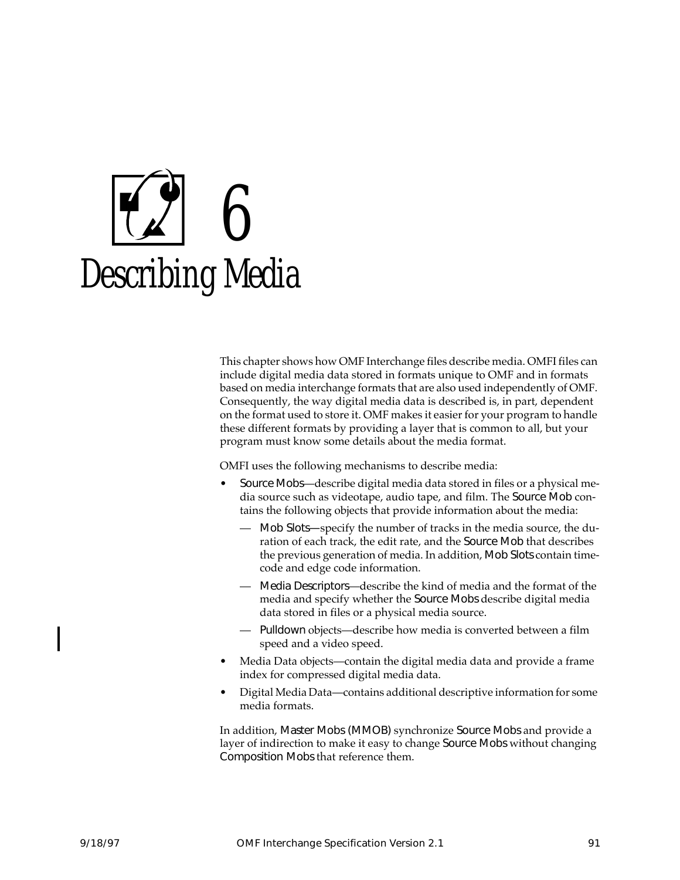# 6 Describing Media

This chapter shows how OMF Interchange files describe media. OMFI files can include digital media data stored in formats unique to OMF and in formats based on media interchange formats that are also used independently of OMF. Consequently, the way digital media data is described is, in part, dependent on the format used to store it. OMF makes it easier for your program to handle these different formats by providing a layer that is common to all, but your program must know some details about the media format.

OMFI uses the following mechanisms to describe media:

- Source Mobs—describe digital media data stored in files or a physical media source such as videotape, audio tape, and film. The Source Mob contains the following objects that provide information about the media:
  - Mob Slots—specify the number of tracks in the media source, the duration of each track, the edit rate, and the Source Mob that describes the previous generation of media. In addition, Mob Slots contain timecode and edge code information.
  - Media Descriptors—describe the kind of media and the format of the media and specify whether the Source Mobs describe digital media data stored in files or a physical media source.
  - Pulldown objects—describe how media is converted between a film speed and a video speed.
- Media Data objects—contain the digital media data and provide a frame index for compressed digital media data.
- Digital Media Data—contains additional descriptive information for some media formats.

In addition, Master Mobs (MMOB) synchronize Source Mobs and provide a layer of indirection to make it easy to change Source Mobs without changing Composition Mobs that reference them.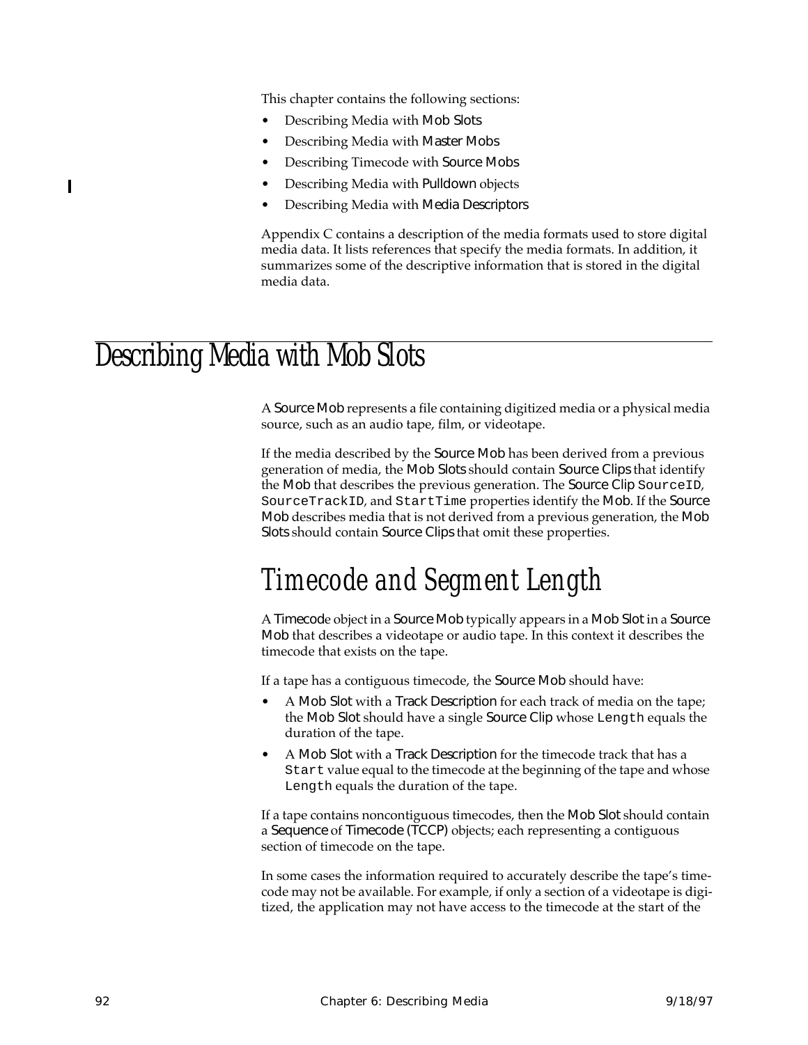This chapter contains the following sections:

- Describing Media with Mob Slots
- Describing Media with Master Mobs
- Describing Timecode with Source Mobs
- Describing Media with Pulldown objects
- Describing Media with Media Descriptors

Appendix C contains a description of the media formats used to store digital media data. It lists references that specify the media formats. In addition, it summarizes some of the descriptive information that is stored in the digital media data.

# Describing Media with Mob Slots

A Source Mob represents a file containing digitized media or a physical media source, such as an audio tape, film, or videotape.

If the media described by the Source Mob has been derived from a previous generation of media, the Mob Slots should contain Source Clips that identify the Mob that describes the previous generation. The Source Clip `SourceID`, `SourceTrackID`, and `StartTime` properties identify the Mob. If the Source Mob describes media that is not derived from a previous generation, the Mob Slots should contain Source Clips that omit these properties.

## Timecode and Segment Length

A Timecode object in a Source Mob typically appears in a Mob Slot in a Source Mob that describes a videotape or audio tape. In this context it describes the timecode that exists on the tape.

If a tape has a contiguous timecode, the Source Mob should have:

- A Mob Slot with a Track Description for each track of media on the tape; the Mob Slot should have a single Source Clip whose `Length` equals the duration of the tape.
- A Mob Slot with a Track Description for the timecode track that has a `Start` value equal to the timecode at the beginning of the tape and whose `Length` equals the duration of the tape.

If a tape contains noncontiguous timecodes, then the Mob Slot should contain a Sequence of Timecode (TCCP) objects; each representing a contiguous section of timecode on the tape.

In some cases the information required to accurately describe the tape's timecode may not be available. For example, if only a section of a videotape is digitized, the application may not have access to the timecode at the start of the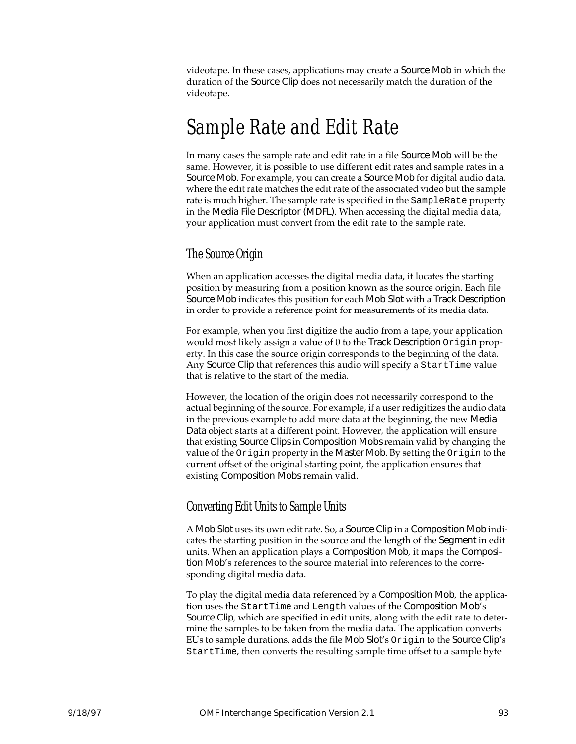videotape. In these cases, applications may create a Source Mob in which the duration of the Source Clip does not necessarily match the duration of the videotape.

# Sample Rate and Edit Rate

In many cases the sample rate and edit rate in a file Source Mob will be the same. However, it is possible to use different edit rates and sample rates in a Source Mob. For example, you can create a Source Mob for digital audio data, where the edit rate matches the edit rate of the associated video but the sample rate is much higher. The sample rate is specified in the `SampleRate` property in the Media File Descriptor (MDFL). When accessing the digital media data, your application must convert from the edit rate to the sample rate.

## The Source Origin

When an application accesses the digital media data, it locates the starting position by measuring from a position known as the source origin. Each file Source Mob indicates this position for each Mob Slot with a Track Description in order to provide a reference point for measurements of its media data.

For example, when you first digitize the audio from a tape, your application would most likely assign a value of 0 to the Track Description `Origin` property. In this case the source origin corresponds to the beginning of the data. Any Source Clip that references this audio will specify a `StartTime` value that is relative to the start of the media.

However, the location of the origin does not necessarily correspond to the actual beginning of the source. For example, if a user redigitizes the audio data in the previous example to add more data at the beginning, the new Media Data object starts at a different point. However, the application will ensure that existing Source Clips in Composition Mobs remain valid by changing the value of the `Origin` property in the Master Mob. By setting the `Origin` to the current offset of the original starting point, the application ensures that existing Composition Mobs remain valid.

## Converting Edit Units to Sample Units

A Mob Slot uses its own edit rate. So, a Source Clip in a Composition Mob indicates the starting position in the source and the length of the Segment in edit units. When an application plays a Composition Mob, it maps the Composition Mob's references to the source material into references to the corresponding digital media data.

To play the digital media data referenced by a Composition Mob, the application uses the `StartTime` and `Length` values of the Composition Mob's Source Clip, which are specified in edit units, along with the edit rate to determine the samples to be taken from the media data. The application converts EUs to sample durations, adds the file Mob Slot's `Origin` to the Source Clip's `StartTime`, then converts the resulting sample time offset to a sample byte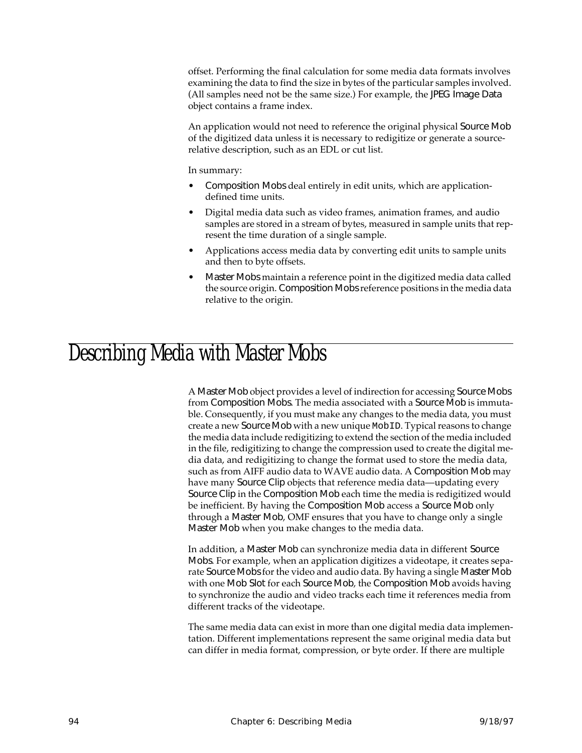offset. Performing the final calculation for some media data formats involves examining the data to find the size in bytes of the particular samples involved. (All samples need not be the same size.) For example, the JPEG Image Data object contains a frame index.

An application would not need to reference the original physical Source Mob of the digitized data unless it is necessary to redigitize or generate a source-relative description, such as an EDL or cut list.

In summary:

- Composition Mobs deal entirely in edit units, which are application-defined time units.
- Digital media data such as video frames, animation frames, and audio samples are stored in a stream of bytes, measured in sample units that represent the time duration of a single sample.
- Applications access media data by converting edit units to sample units and then to byte offsets.
- Master Mobs maintain a reference point in the digitized media data called the source origin. Composition Mobs reference positions in the media data relative to the origin.

# Describing Media with Master Mobs

A Master Mob object provides a level of indirection for accessing Source Mobs from Composition Mobs. The media associated with a Source Mob is immutable. Consequently, if you must make any changes to the media data, you must create a new Source Mob with a new unique `MobID`. Typical reasons to change the media data include redigitizing to extend the section of the media included in the file, redigitizing to change the compression used to create the digital media data, and redigitizing to change the format used to store the media data, such as from AIFF audio data to WAVE audio data. A Composition Mob may have many Source Clip objects that reference media data—updating every Source Clip in the Composition Mob each time the media is redigitized would be inefficient. By having the Composition Mob access a Source Mob only through a Master Mob, OMF ensures that you have to change only a single Master Mob when you make changes to the media data.

In addition, a Master Mob can synchronize media data in different Source Mobs. For example, when an application digitizes a videotape, it creates separate Source Mobs for the video and audio data. By having a single Master Mob with one Mob Slot for each Source Mob, the Composition Mob avoids having to synchronize the audio and video tracks each time it references media from different tracks of the videotape.

The same media data can exist in more than one digital media data implementation. Different implementations represent the same original media data but can differ in media format, compression, or byte order. If there are multiple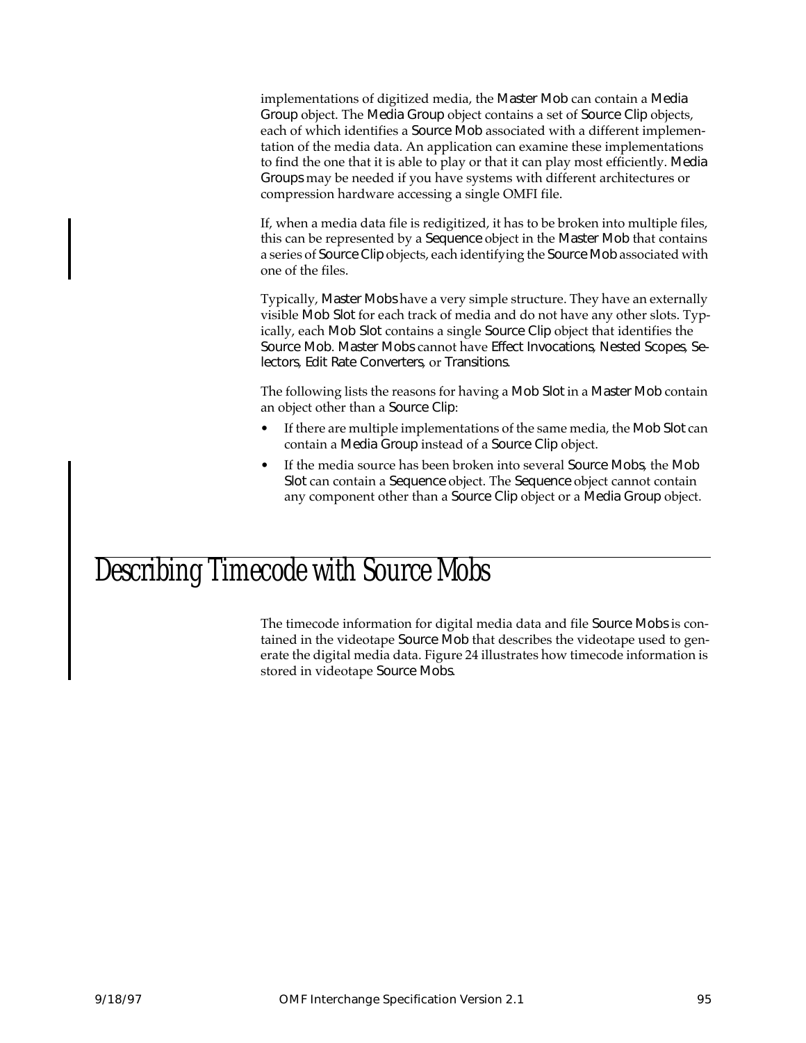implementations of digitized media, the Master Mob can contain a Media Group object. The Media Group object contains a set of Source Clip objects, each of which identifies a Source Mob associated with a different implementation of the media data. An application can examine these implementations to find the one that it is able to play or that it can play most efficiently. Media Groups may be needed if you have systems with different architectures or compression hardware accessing a single OMFI file.

If, when a media data file is redigitized, it has to be broken into multiple files, this can be represented by a Sequence object in the Master Mob that contains a series of Source Clip objects, each identifying the Source Mob associated with one of the files.

Typically, Master Mobs have a very simple structure. They have an externally visible Mob Slot for each track of media and do not have any other slots. Typically, each Mob Slot contains a single Source Clip object that identifies the Source Mob. Master Mobs cannot have Effect Invocations, Nested Scopes, Selectors, Edit Rate Converters, or Transitions.

The following lists the reasons for having a Mob Slot in a Master Mob contain an object other than a Source Clip:

- If there are multiple implementations of the same media, the Mob Slot can contain a Media Group instead of a Source Clip object.
- If the media source has been broken into several Source Mobs, the Mob Slot can contain a Sequence object. The Sequence object cannot contain any component other than a Source Clip object or a Media Group object.

# Describing Timecode with Source Mobs

The timecode information for digital media data and file Source Mobs is contained in the videotape Source Mob that describes the videotape used to generate the digital media data. Figure 24 illustrates how timecode information is stored in videotape Source Mobs.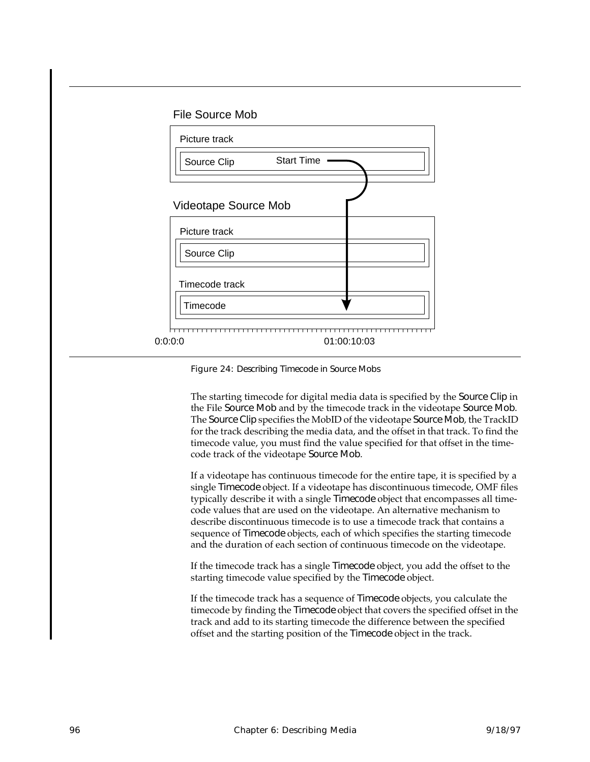Figure 24: Describing Timecode in Source Mobs

The starting timecode for digital media data is specified by the Source Clip in the File Source Mob and by the timecode track in the videotape Source Mob. The Source Clip specifies the MobID of the videotape Source Mob, the TrackID for the track describing the media data, and the offset in that track. To find the timecode value, you must find the value specified for that offset in the timecode track of the videotape Source Mob.

If a videotape has continuous timecode for the entire tape, it is specified by a single Timecode object. If a videotape has discontinuous timecode, OMF files typically describe it with a single Timecode object that encompasses all timecode values that are used on the videotape. An alternative mechanism to describe discontinuous timecode is to use a timecode track that contains a sequence of Timecode objects, each of which specifies the starting timecode and the duration of each section of continuous timecode on the videotape.

If the timecode track has a single Timecode object, you add the offset to the starting timecode value specified by the Timecode object.

If the timecode track has a sequence of Timecode objects, you calculate the timecode by finding the Timecode object that covers the specified offset in the track and add to its starting timecode the difference between the specified offset and the starting position of the Timecode object in the track.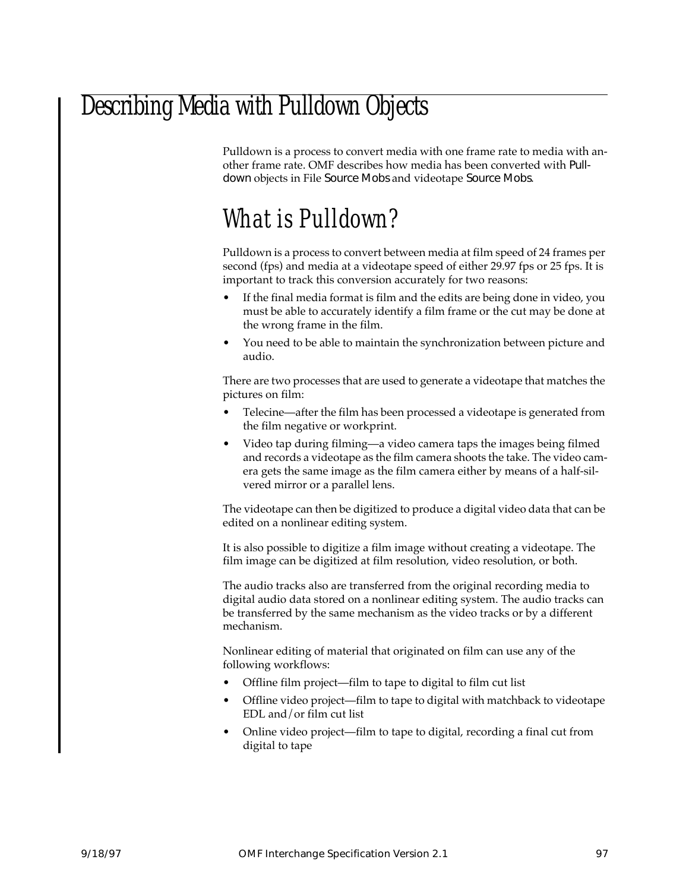# Describing Media with Pulldown Objects

Pulldown is a process to convert media with one frame rate to media with another frame rate. OMF describes how media has been converted with Pulldown objects in File Source Mobs and videotape Source Mobs.

## What is Pulldown?

Pulldown is a process to convert between media at film speed of 24 frames per second (fps) and media at a videotape speed of either 29.97 fps or 25 fps. It is important to track this conversion accurately for two reasons:

- If the final media format is film and the edits are being done in video, you must be able to accurately identify a film frame or the cut may be done at the wrong frame in the film.
- You need to be able to maintain the synchronization between picture and audio.

There are two processes that are used to generate a videotape that matches the pictures on film:

- Telecine—after the film has been processed a videotape is generated from the film negative or workprint.
- Video tap during filming—a video camera taps the images being filmed and records a videotape as the film camera shoots the take. The video camera gets the same image as the film camera either by means of a half-silvered mirror or a parallel lens.

The videotape can then be digitized to produce a digital video data that can be edited on a nonlinear editing system.

It is also possible to digitize a film image without creating a videotape. The film image can be digitized at film resolution, video resolution, or both.

The audio tracks also are transferred from the original recording media to digital audio data stored on a nonlinear editing system. The audio tracks can be transferred by the same mechanism as the video tracks or by a different mechanism.

Nonlinear editing of material that originated on film can use any of the following workflows:

- Offline film project—film to tape to digital to film cut list
- Offline video project—film to tape to digital with matchback to videotape EDL and/or film cut list
- Online video project—film to tape to digital, recording a final cut from digital to tape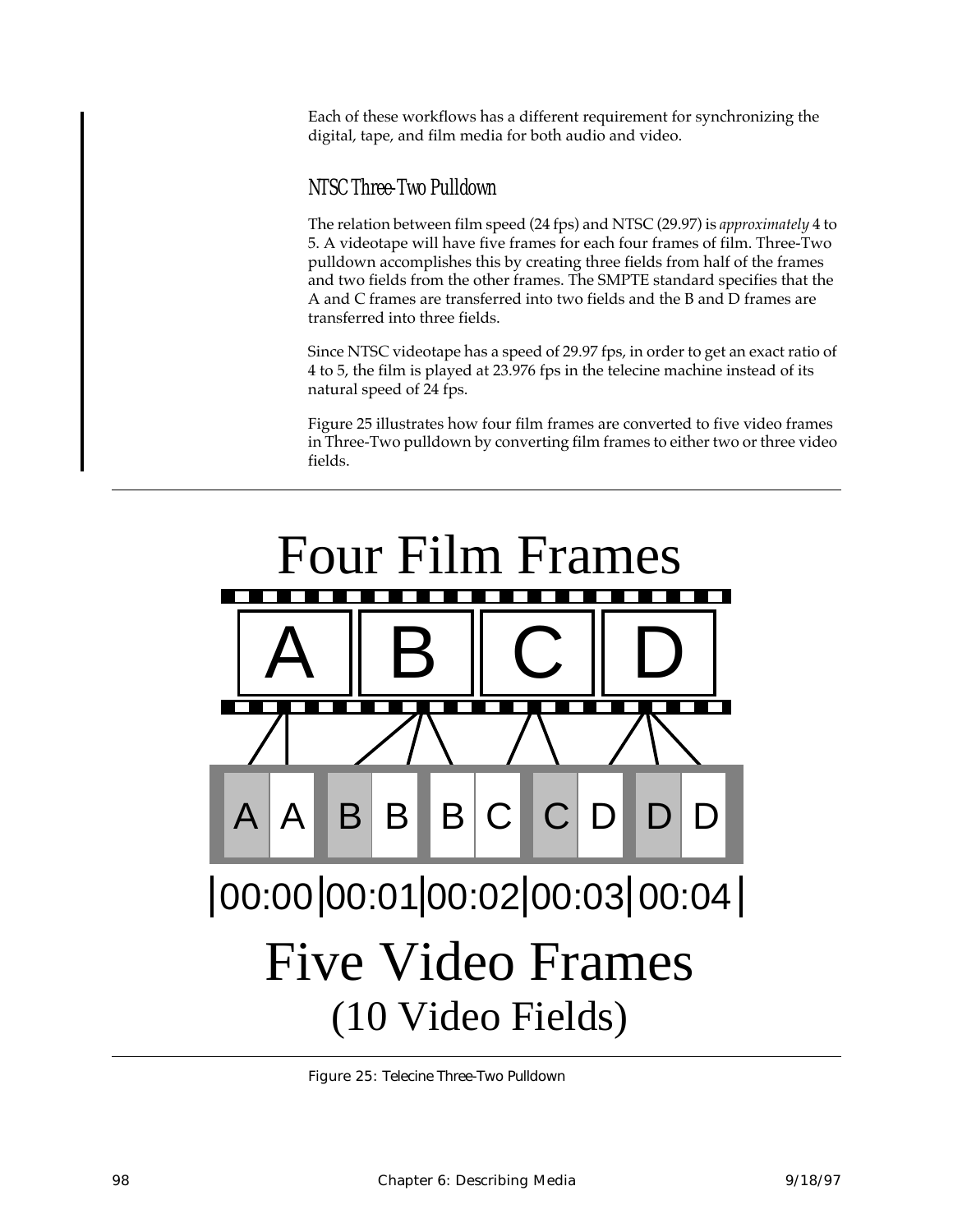Each of these workflows has a different requirement for synchronizing the digital, tape, and film media for both audio and video.

### NTSC Three-Two Pulldown

The relation between film speed (24 fps) and NTSC (29.97) is *approximately* 4 to 5. A videotape will have five frames for each four frames of film. Three-Two pulldown accomplishes this by creating three fields from half of the frames and two fields from the other frames. The SMPTE standard specifies that the A and C frames are transferred into two fields and the B and D frames are transferred into three fields.

Since NTSC videotape has a speed of 29.97 fps, in order to get an exact ratio of 4 to 5, the film is played at 23.976 fps in the telecine machine instead of its natural speed of 24 fps.

Figure 25 illustrates how four film frames are converted to five video frames in Three-Two pulldown by converting film frames to either two or three video fields.

Four Film Frames

A B C D

A A B B B C C D D D

|00:00|00:01|00:02|00:03|00:04|

Five Video Frames
(10 Video Fields)

Figure 25: Telecine Three-Two Pulldown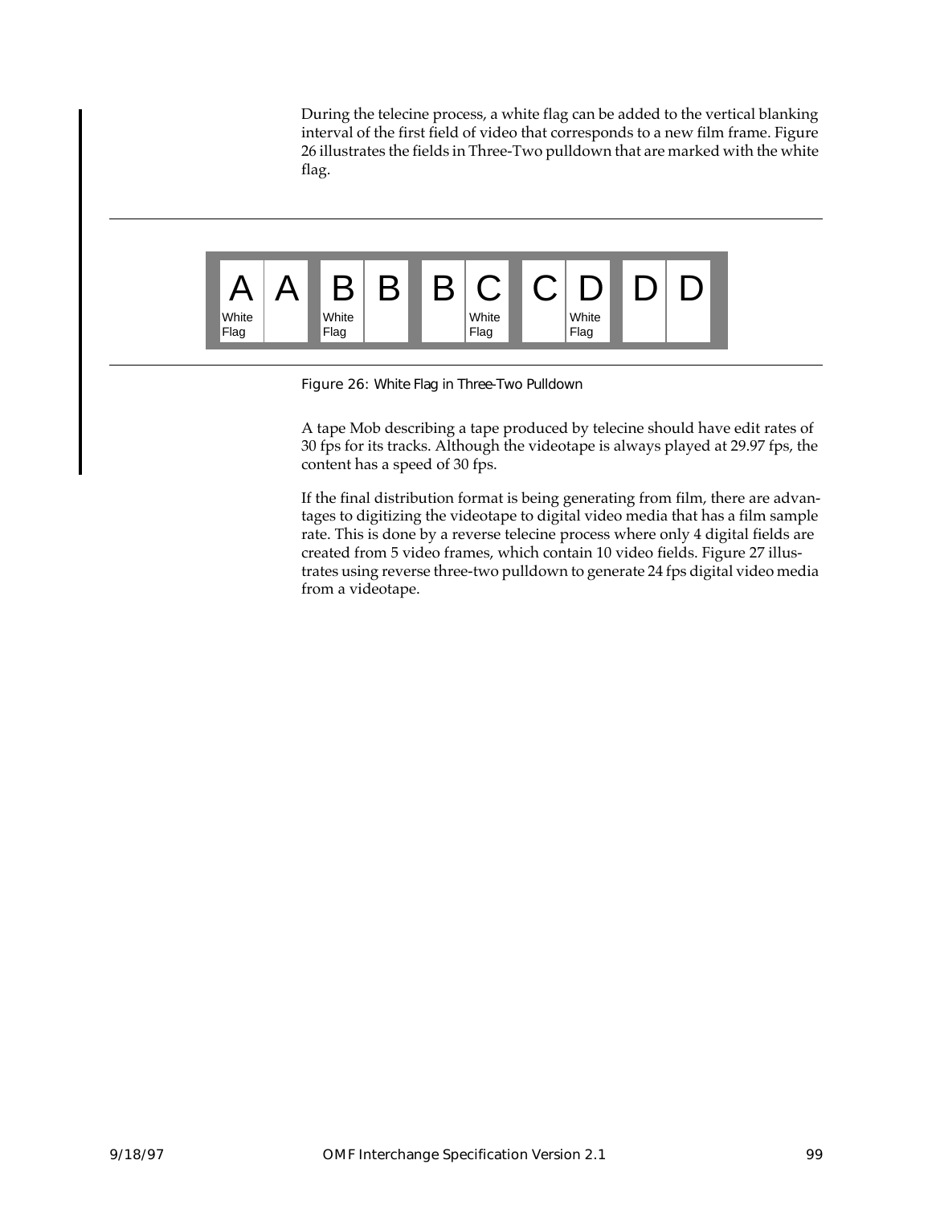During the telecine process, a white flag can be added to the vertical blanking interval of the first field of video that corresponds to a new film frame. Figure 26 illustrates the fields in Three-Two pulldown that are marked with the white flag.

| A<br>White Flag | A | B<br>White Flag | B | B | C<br>White Flag | C | D<br>White Flag | D | D |
|---|---|---|---|---|---|---|---|---|---|

Figure 26: White Flag in Three-Two Pulldown

A tape Mob describing a tape produced by telecine should have edit rates of 30 fps for its tracks. Although the videotape is always played at 29.97 fps, the content has a speed of 30 fps.

If the final distribution format is being generating from film, there are advantages to digitizing the videotape to digital video media that has a film sample rate. This is done by a reverse telecine process where only 4 digital fields are created from 5 video frames, which contain 10 video fields. Figure 27 illustrates using reverse three-two pulldown to generate 24 fps digital video media from a videotape.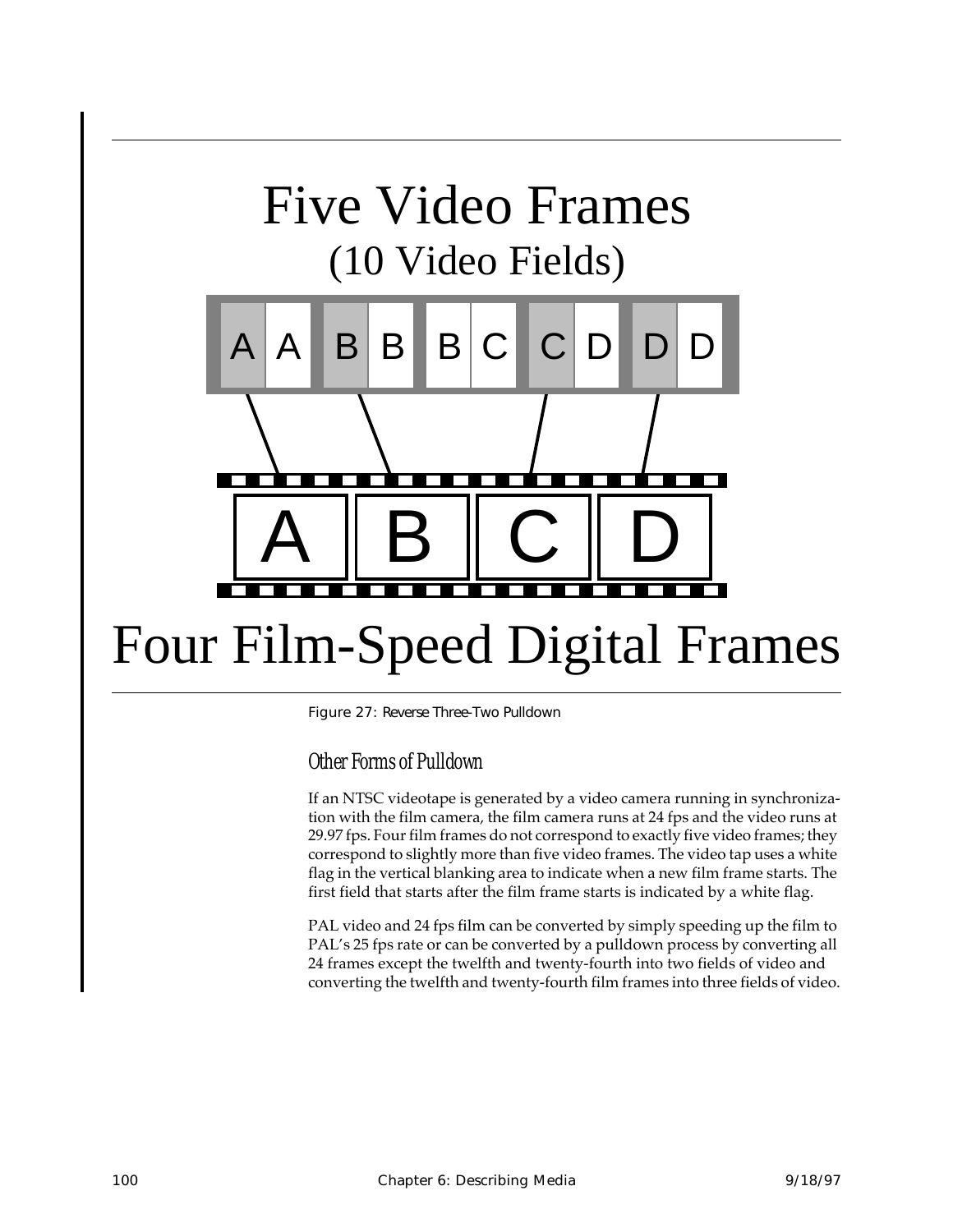Five Video Frames
(10 Video Fields)

A A B B B C C D D D

A B C D

Four Film-Speed Digital Frames

Figure 27: Reverse Three-Two Pulldown

### Other Forms of Pulldown

If an NTSC videotape is generated by a video camera running in synchronization with the film camera, the film camera runs at 24 fps and the video runs at 29.97 fps. Four film frames do not correspond to exactly five video frames; they correspond to slightly more than five video frames. The video tap uses a white flag in the vertical blanking area to indicate when a new film frame starts. The first field that starts after the film frame starts is indicated by a white flag.

PAL video and 24 fps film can be converted by simply speeding up the film to PAL's 25 fps rate or can be converted by a pulldown process by converting all 24 frames except the twelfth and twenty-fourth into two fields of video and converting the twelfth and twenty-fourth film frames into three fields of video.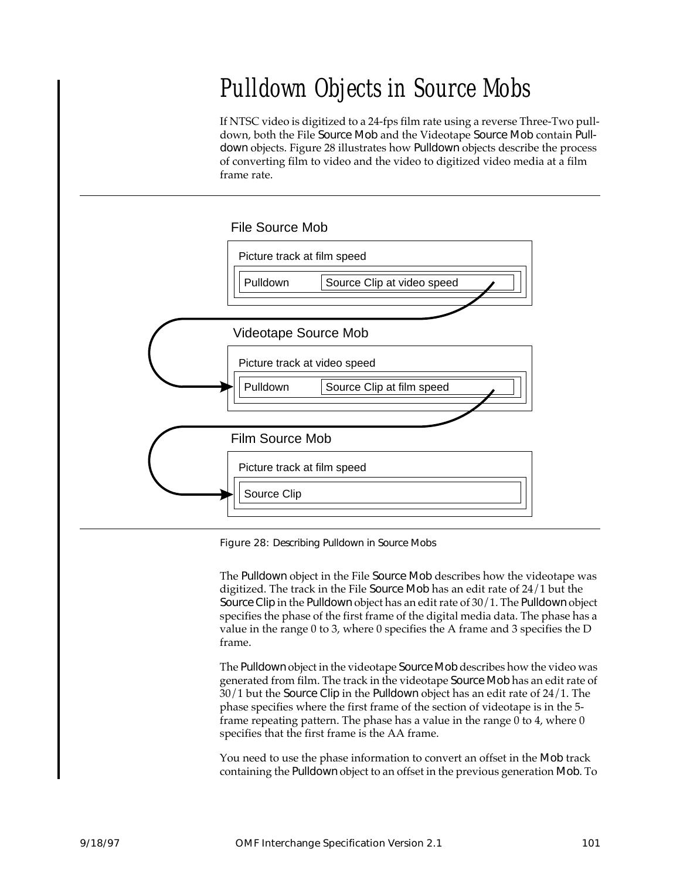# Pulldown Objects in Source Mobs

If NTSC video is digitized to a 24-fps film rate using a reverse Three-Two pulldown, both the File Source Mob and the Videotape Source Mob contain Pulldown objects. Figure 28 illustrates how Pulldown objects describe the process of converting film to video and the video to digitized video media at a film frame rate.

File Source Mob

Picture track at film speed

Pulldown | Source Clip at video speed

Videotape Source Mob

Picture track at video speed

Pulldown | Source Clip at film speed

Film Source Mob

Picture track at film speed

Source Clip

Figure 28: Describing Pulldown in Source Mobs

The Pulldown object in the File Source Mob describes how the videotape was digitized. The track in the File Source Mob has an edit rate of 24/1 but the Source Clip in the Pulldown object has an edit rate of 30/1. The Pulldown object specifies the phase of the first frame of the digital media data. The phase has a value in the range 0 to 3, where 0 specifies the A frame and 3 specifies the D frame.

The Pulldown object in the videotape Source Mob describes how the video was generated from film. The track in the videotape Source Mob has an edit rate of 30/1 but the Source Clip in the Pulldown object has an edit rate of 24/1. The phase specifies where the first frame of the section of videotape is in the 5-frame repeating pattern. The phase has a value in the range 0 to 4, where 0 specifies that the first frame is the AA frame.

You need to use the phase information to convert an offset in the Mob track containing the Pulldown object to an offset in the previous generation Mob. To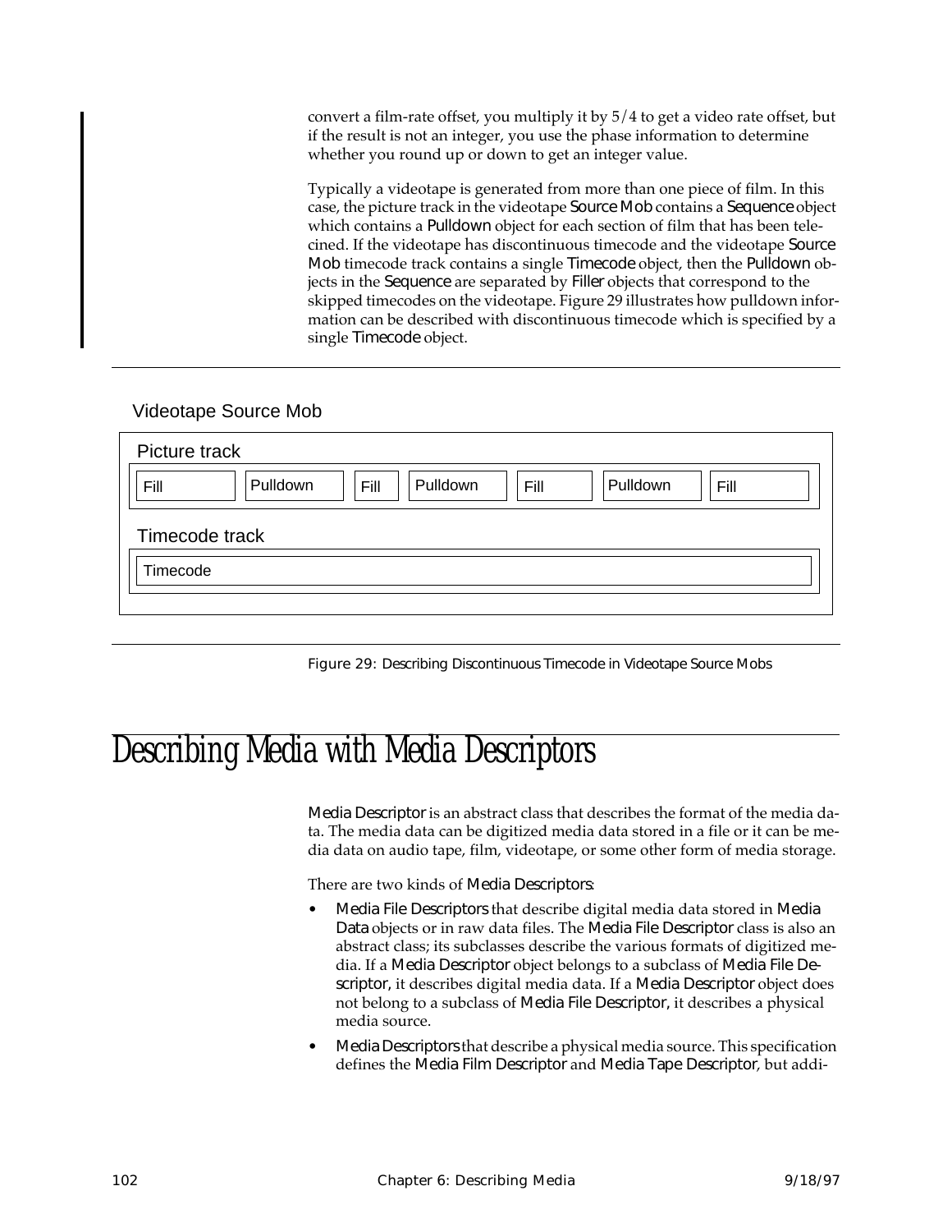convert a film-rate offset, you multiply it by 5/4 to get a video rate offset, but if the result is not an integer, you use the phase information to determine whether you round up or down to get an integer value.

Typically a videotape is generated from more than one piece of film. In this case, the picture track in the videotape Source Mob contains a Sequence object which contains a Pulldown object for each section of film that has been telecined. If the videotape has discontinuous timecode and the videotape Source Mob timecode track contains a single Timecode object, then the Pulldown objects in the Sequence are separated by Filler objects that correspond to the skipped timecodes on the videotape. Figure 29 illustrates how pulldown information can be described with discontinuous timecode which is specified by a single Timecode object.

Videotape Source Mob

Picture track

| Fill | Pulldown | Fill | Pulldown | Fill | Pulldown | Fill |
|---|---|---|---|---|---|---|

Timecode track

| Timecode |
|---|

Figure 29: Describing Discontinuous Timecode in Videotape Source Mobs

# Describing Media with Media Descriptors

Media Descriptor is an abstract class that describes the format of the media data. The media data can be digitized media data stored in a file or it can be media data on audio tape, film, videotape, or some other form of media storage.

There are two kinds of Media Descriptors:

- Media File Descriptors that describe digital media data stored in Media Data objects or in raw data files. The Media File Descriptor class is also an abstract class; its subclasses describe the various formats of digitized media. If a Media Descriptor object belongs to a subclass of Media File Descriptor, it describes digital media data. If a Media Descriptor object does not belong to a subclass of Media File Descriptor, it describes a physical media source.
- Media Descriptors that describe a physical media source. This specification defines the Media Film Descriptor and Media Tape Descriptor, but addi-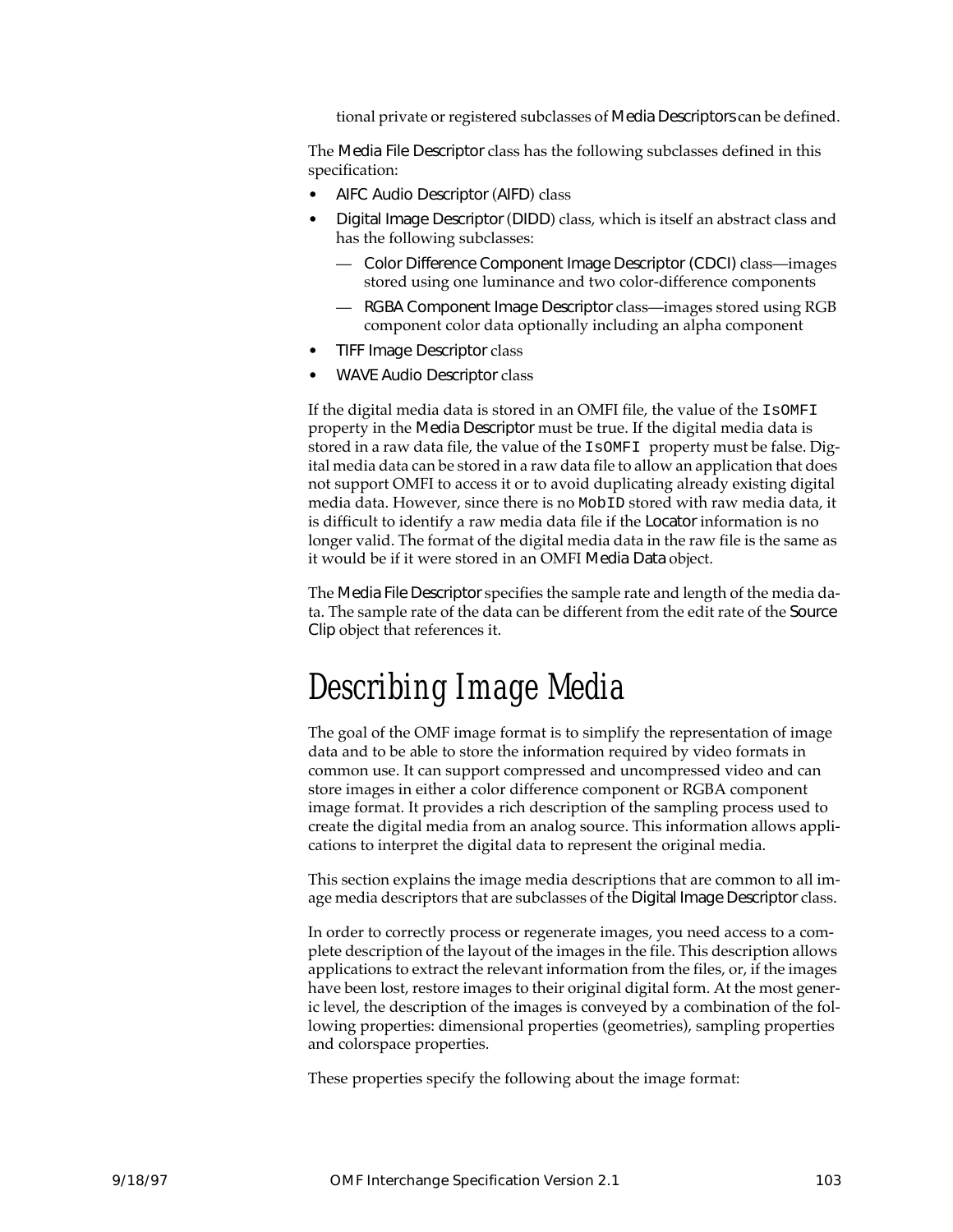tional private or registered subclasses of Media Descriptors can be defined.

The Media File Descriptor class has the following subclasses defined in this specification:

- AIFC Audio Descriptor (AIFD) class
- Digital Image Descriptor (DIDD) class, which is itself an abstract class and has the following subclasses:
  - Color Difference Component Image Descriptor (CDCI) class—images stored using one luminance and two color-difference components
  - RGBA Component Image Descriptor class—images stored using RGB component color data optionally including an alpha component
- TIFF Image Descriptor class
- WAVE Audio Descriptor class

If the digital media data is stored in an OMFI file, the value of the `IsOMFI` property in the Media Descriptor must be true. If the digital media data is stored in a raw data file, the value of the `IsOMFI` property must be false. Digital media data can be stored in a raw data file to allow an application that does not support OMFI to access it or to avoid duplicating already existing digital media data. However, since there is no `MobID` stored with raw media data, it is difficult to identify a raw media data file if the Locator information is no longer valid. The format of the digital media data in the raw file is the same as it would be if it were stored in an OMFI Media Data object.

The Media File Descriptor specifies the sample rate and length of the media data. The sample rate of the data can be different from the edit rate of the Source Clip object that references it.

# Describing Image Media

The goal of the OMF image format is to simplify the representation of image data and to be able to store the information required by video formats in common use. It can support compressed and uncompressed video and can store images in either a color difference component or RGBA component image format. It provides a rich description of the sampling process used to create the digital media from an analog source. This information allows applications to interpret the digital data to represent the original media.

This section explains the image media descriptions that are common to all image media descriptors that are subclasses of the Digital Image Descriptor class.

In order to correctly process or regenerate images, you need access to a complete description of the layout of the images in the file. This description allows applications to extract the relevant information from the files, or, if the images have been lost, restore images to their original digital form. At the most generic level, the description of the images is conveyed by a combination of the following properties: dimensional properties (geometries), sampling properties and colorspace properties.

These properties specify the following about the image format: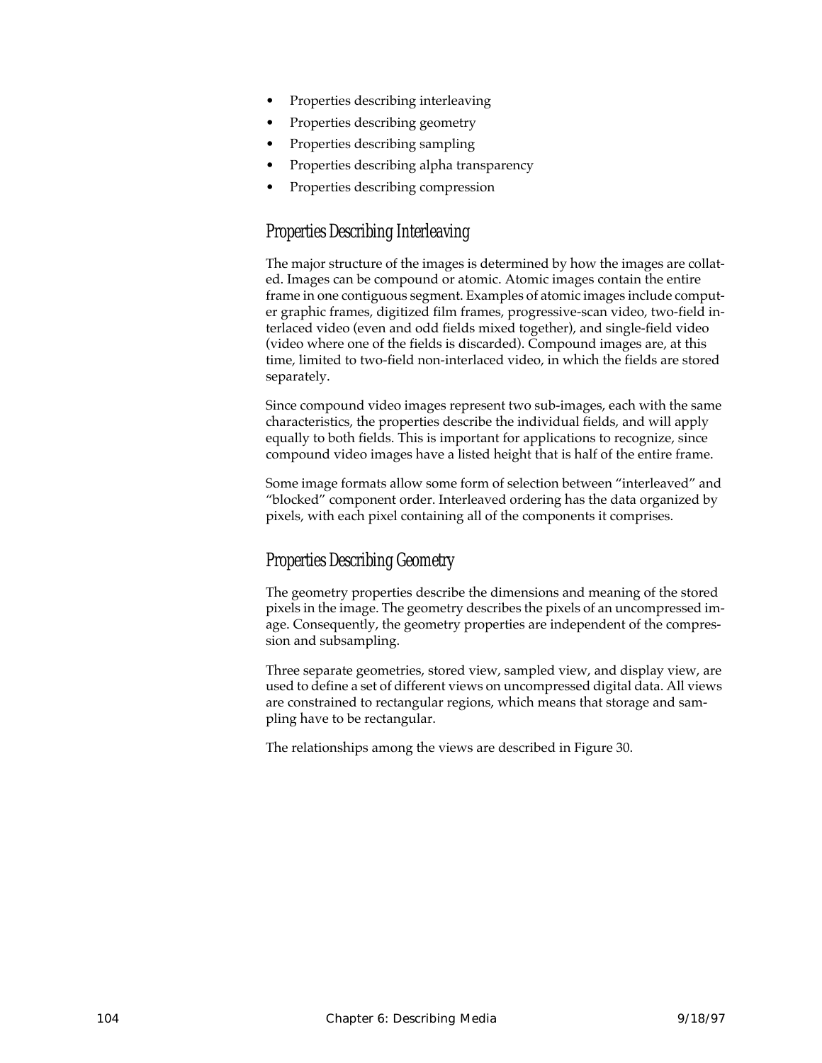- Properties describing interleaving
- Properties describing geometry
- Properties describing sampling
- Properties describing alpha transparency
- Properties describing compression

### Properties Describing Interleaving

The major structure of the images is determined by how the images are collated. Images can be compound or atomic. Atomic images contain the entire frame in one contiguous segment. Examples of atomic images include computer graphic frames, digitized film frames, progressive-scan video, two-field interlaced video (even and odd fields mixed together), and single-field video (video where one of the fields is discarded). Compound images are, at this time, limited to two-field non-interlaced video, in which the fields are stored separately.

Since compound video images represent two sub-images, each with the same characteristics, the properties describe the individual fields, and will apply equally to both fields. This is important for applications to recognize, since compound video images have a listed height that is half of the entire frame.

Some image formats allow some form of selection between "interleaved" and "blocked" component order. Interleaved ordering has the data organized by pixels, with each pixel containing all of the components it comprises.

### Properties Describing Geometry

The geometry properties describe the dimensions and meaning of the stored pixels in the image. The geometry describes the pixels of an uncompressed image. Consequently, the geometry properties are independent of the compression and subsampling.

Three separate geometries, stored view, sampled view, and display view, are used to define a set of different views on uncompressed digital data. All views are constrained to rectangular regions, which means that storage and sampling have to be rectangular.

The relationships among the views are described in Figure 30.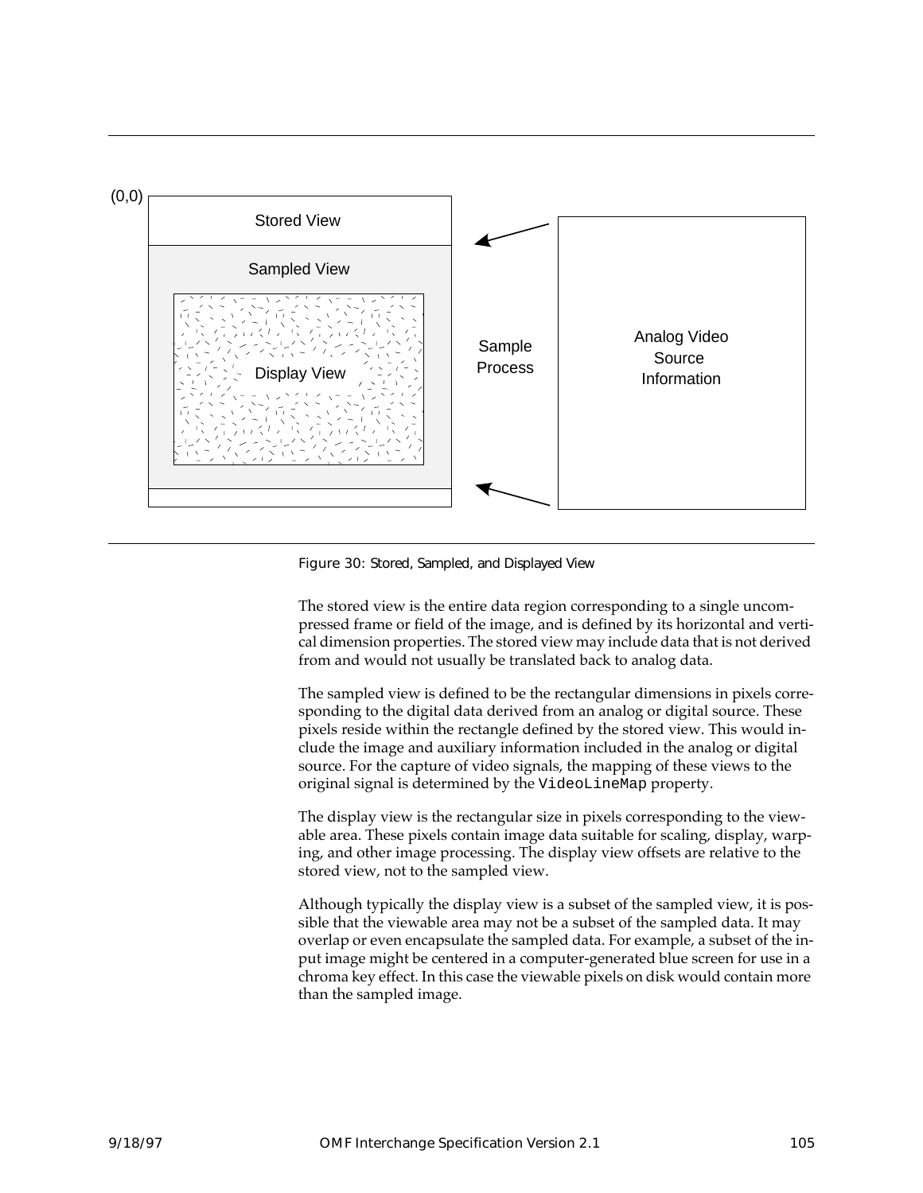(0,0)

Stored View

Sampled View

Display View

Sample Process

Analog Video Source Information

Figure 30: Stored, Sampled, and Displayed View

The stored view is the entire data region corresponding to a single uncompressed frame or field of the image, and is defined by its horizontal and vertical dimension properties. The stored view may include data that is not derived from and would not usually be translated back to analog data.

The sampled view is defined to be the rectangular dimensions in pixels corresponding to the digital data derived from an analog or digital source. These pixels reside within the rectangle defined by the stored view. This would include the image and auxiliary information included in the analog or digital source. For the capture of video signals, the mapping of these views to the original signal is determined by the `VideoLineMap` property.

The display view is the rectangular size in pixels corresponding to the viewable area. These pixels contain image data suitable for scaling, display, warping, and other image processing. The display view offsets are relative to the stored view, not to the sampled view.

Although typically the display view is a subset of the sampled view, it is possible that the viewable area may not be a subset of the sampled data. It may overlap or even encapsulate the sampled data. For example, a subset of the input image might be centered in a computer-generated blue screen for use in a chroma key effect. In this case the viewable pixels on disk would contain more than the sampled image.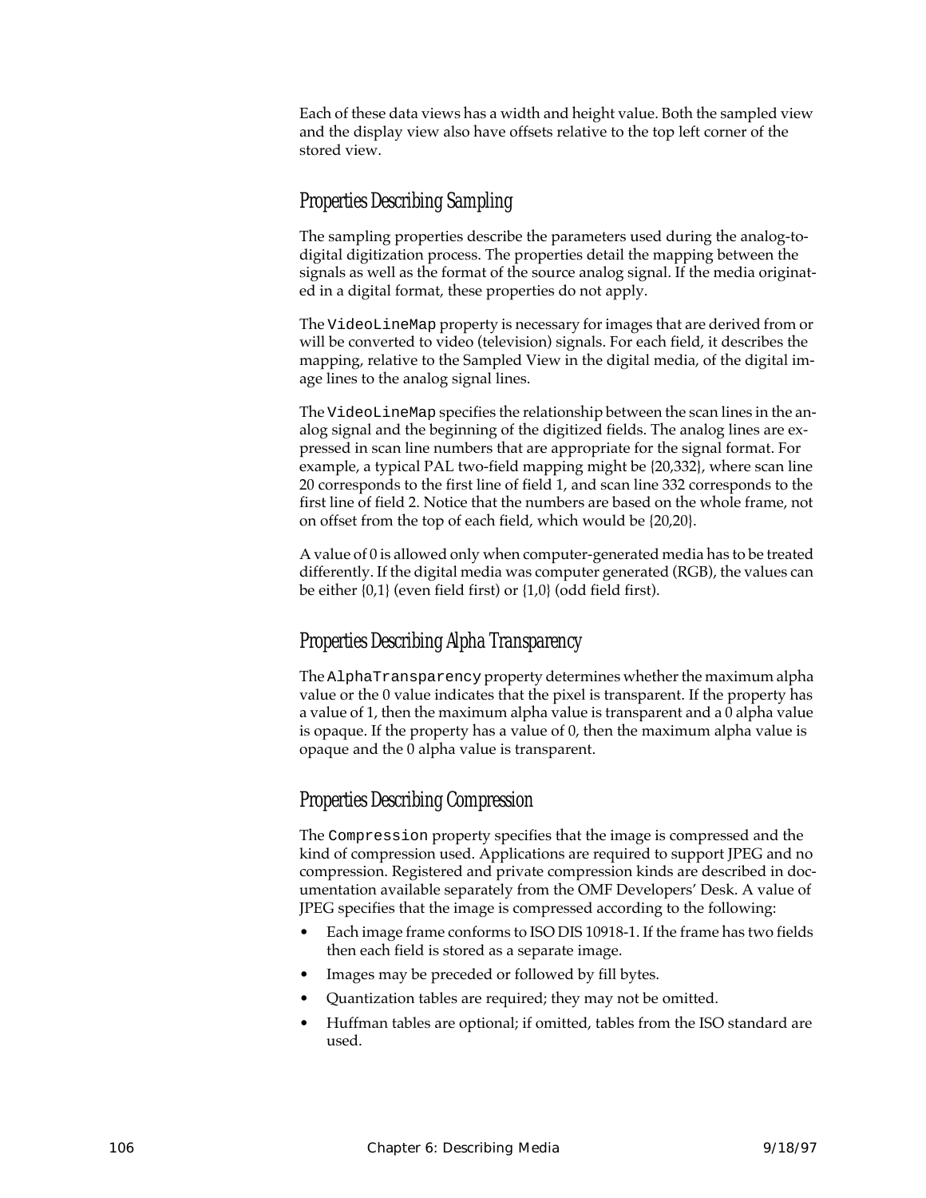Each of these data views has a width and height value. Both the sampled view and the display view also have offsets relative to the top left corner of the stored view.

## Properties Describing Sampling

The sampling properties describe the parameters used during the analog-to-digital digitization process. The properties detail the mapping between the signals as well as the format of the source analog signal. If the media originated in a digital format, these properties do not apply.

The `VideoLineMap` property is necessary for images that are derived from or will be converted to video (television) signals. For each field, it describes the mapping, relative to the Sampled View in the digital media, of the digital image lines to the analog signal lines.

The `VideoLineMap` specifies the relationship between the scan lines in the analog signal and the beginning of the digitized fields. The analog lines are expressed in scan line numbers that are appropriate for the signal format. For example, a typical PAL two-field mapping might be {20,332}, where scan line 20 corresponds to the first line of field 1, and scan line 332 corresponds to the first line of field 2. Notice that the numbers are based on the whole frame, not on offset from the top of each field, which would be {20,20}.

A value of 0 is allowed only when computer-generated media has to be treated differently. If the digital media was computer generated (RGB), the values can be either {0,1} (even field first) or {1,0} (odd field first).

## Properties Describing Alpha Transparency

The `AlphaTransparency` property determines whether the maximum alpha value or the 0 value indicates that the pixel is transparent. If the property has a value of 1, then the maximum alpha value is transparent and a 0 alpha value is opaque. If the property has a value of 0, then the maximum alpha value is opaque and the 0 alpha value is transparent.

## Properties Describing Compression

The `Compression` property specifies that the image is compressed and the kind of compression used. Applications are required to support JPEG and no compression. Registered and private compression kinds are described in documentation available separately from the OMF Developers' Desk. A value of JPEG specifies that the image is compressed according to the following:

- Each image frame conforms to ISO DIS 10918-1. If the frame has two fields then each field is stored as a separate image.
- Images may be preceded or followed by fill bytes.
- Quantization tables are required; they may not be omitted.
- Huffman tables are optional; if omitted, tables from the ISO standard are used.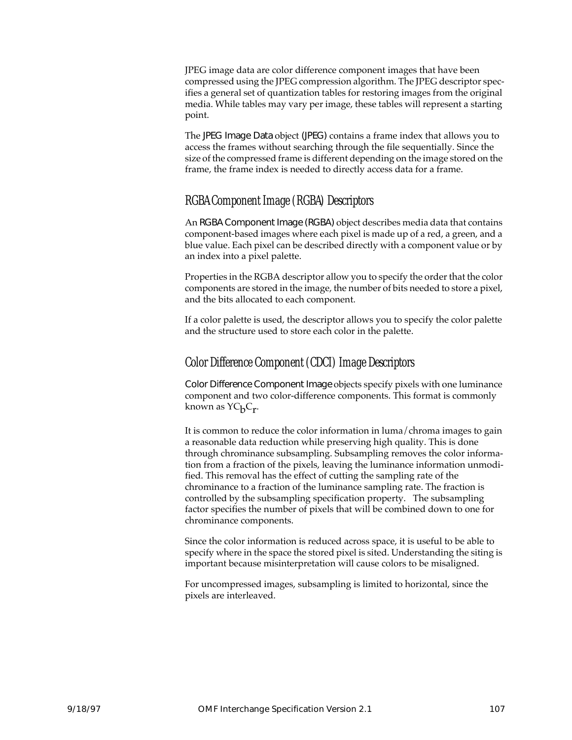JPEG image data are color difference component images that have been compressed using the JPEG compression algorithm. The JPEG descriptor specifies a general set of quantization tables for restoring images from the original media. While tables may vary per image, these tables will represent a starting point.

The JPEG Image Data object (JPEG) contains a frame index that allows you to access the frames without searching through the file sequentially. Since the size of the compressed frame is different depending on the image stored on the frame, the frame index is needed to directly access data for a frame.

## RGBA Component Image (RGBA) Descriptors

An RGBA Component Image (RGBA) object describes media data that contains component-based images where each pixel is made up of a red, a green, and a blue value. Each pixel can be described directly with a component value or by an index into a pixel palette.

Properties in the RGBA descriptor allow you to specify the order that the color components are stored in the image, the number of bits needed to store a pixel, and the bits allocated to each component.

If a color palette is used, the descriptor allows you to specify the color palette and the structure used to store each color in the palette.

## Color Difference Component (CDCI) Image Descriptors

Color Difference Component Image objects specify pixels with one luminance component and two color-difference components. This format is commonly known as $YC_bC_r$.

It is common to reduce the color information in luma/chroma images to gain a reasonable data reduction while preserving high quality. This is done through chrominance subsampling. Subsampling removes the color information from a fraction of the pixels, leaving the luminance information unmodified. This removal has the effect of cutting the sampling rate of the chrominance to a fraction of the luminance sampling rate. The fraction is controlled by the subsampling specification property. The subsampling factor specifies the number of pixels that will be combined down to one for chrominance components.

Since the color information is reduced across space, it is useful to be able to specify where in the space the stored pixel is sited. Understanding the siting is important because misinterpretation will cause colors to be misaligned.

For uncompressed images, subsampling is limited to horizontal, since the pixels are interleaved.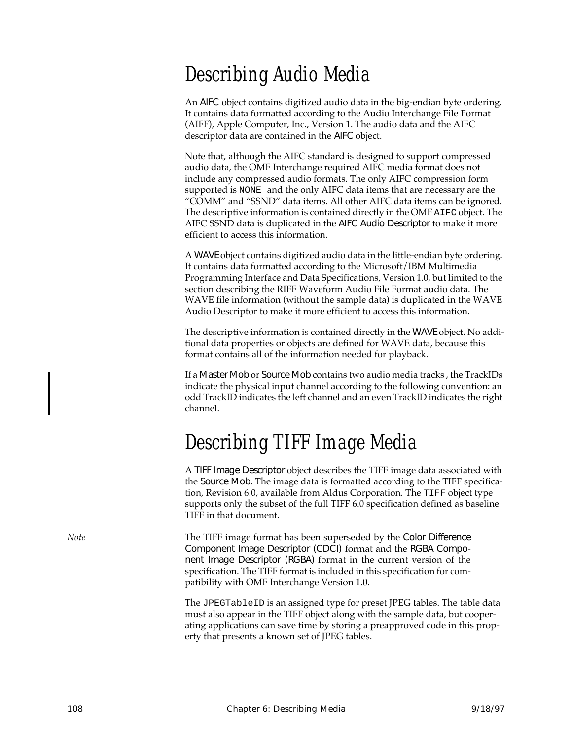# Describing Audio Media

An AIFC object contains digitized audio data in the big-endian byte ordering. It contains data formatted according to the Audio Interchange File Format (AIFF), Apple Computer, Inc., Version 1. The audio data and the AIFC descriptor data are contained in the AIFC object.

Note that, although the AIFC standard is designed to support compressed audio data, the OMF Interchange required AIFC media format does not include any compressed audio formats. The only AIFC compression form supported is `NONE` and the only AIFC data items that are necessary are the "COMM" and "SSND" data items. All other AIFC data items can be ignored. The descriptive information is contained directly in the OMF `AIFC` object. The AIFC SSND data is duplicated in the AIFC Audio Descriptor to make it more efficient to access this information.

A WAVE object contains digitized audio data in the little-endian byte ordering. It contains data formatted according to the Microsoft/IBM Multimedia Programming Interface and Data Specifications, Version 1.0, but limited to the section describing the RIFF Waveform Audio File Format audio data. The WAVE file information (without the sample data) is duplicated in the WAVE Audio Descriptor to make it more efficient to access this information.

The descriptive information is contained directly in the WAVE object. No additional data properties or objects are defined for WAVE data, because this format contains all of the information needed for playback.

If a Master Mob or Source Mob contains two audio media tracks , the TrackIDs indicate the physical input channel according to the following convention: an odd TrackID indicates the left channel and an even TrackID indicates the right channel.

# Describing TIFF Image Media

A TIFF Image Descriptor object describes the TIFF image data associated with the Source Mob. The image data is formatted according to the TIFF specification, Revision 6.0, available from Aldus Corporation. The `TIFF` object type supports only the subset of the full TIFF 6.0 specification defined as baseline TIFF in that document.

*Note* The TIFF image format has been superseded by the Color Difference Component Image Descriptor (CDCI) format and the RGBA Component Image Descriptor (RGBA) format in the current version of the specification. The TIFF format is included in this specification for compatibility with OMF Interchange Version 1.0.

The `JPEGTableID` is an assigned type for preset JPEG tables. The table data must also appear in the TIFF object along with the sample data, but cooperating applications can save time by storing a preapproved code in this property that presents a known set of JPEG tables.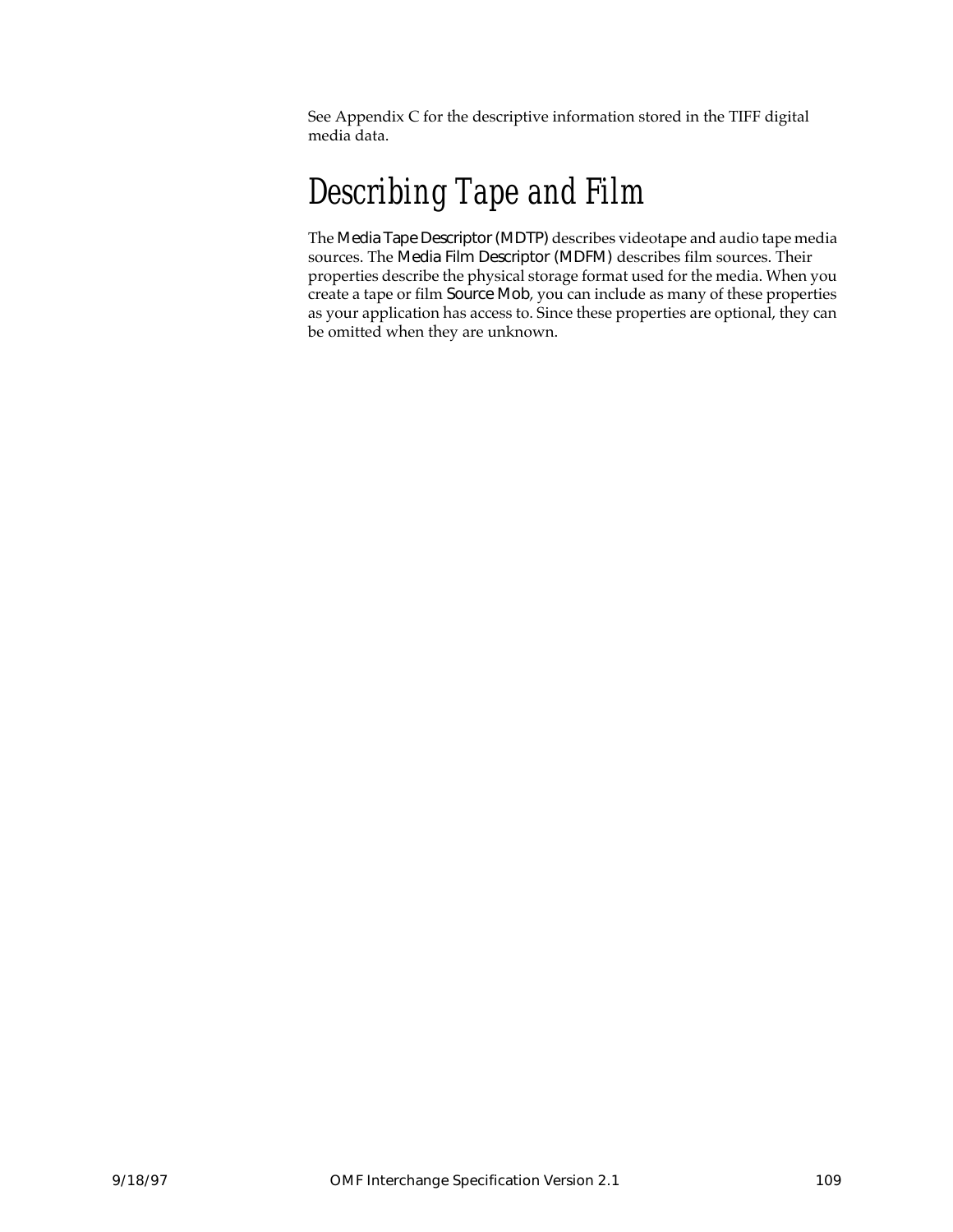See Appendix C for the descriptive information stored in the TIFF digital media data.

## Describing Tape and Film

The Media Tape Descriptor (MDTP) describes videotape and audio tape media sources. The Media Film Descriptor (MDFM) describes film sources. Their properties describe the physical storage format used for the media. When you create a tape or film Source Mob, you can include as many of these properties as your application has access to. Since these properties are optional, they can be omitted when they are unknown.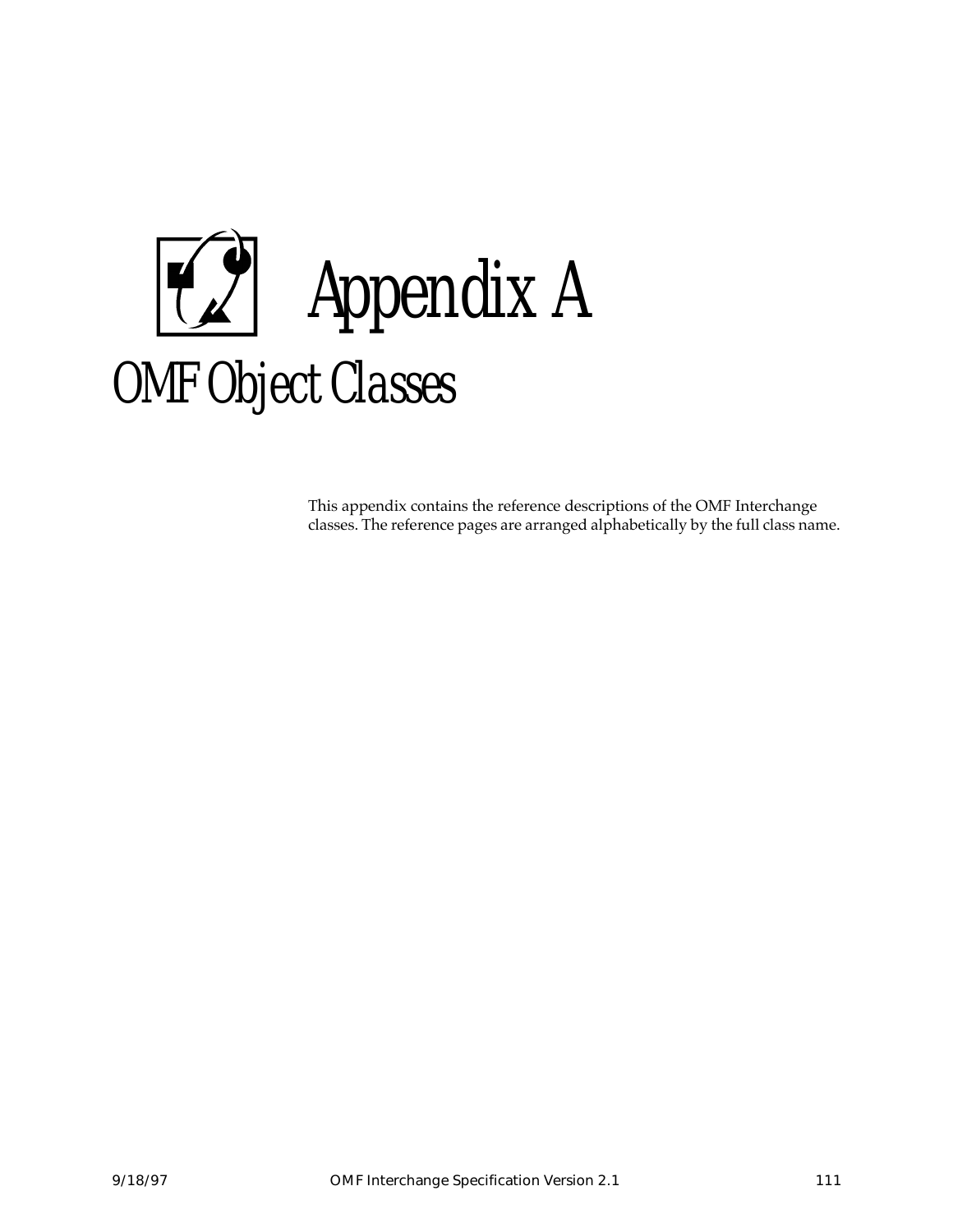# Appendix A

## OMF Object Classes

This appendix contains the reference descriptions of the OMF Interchange classes. The reference pages are arranged alphabetically by the full class name.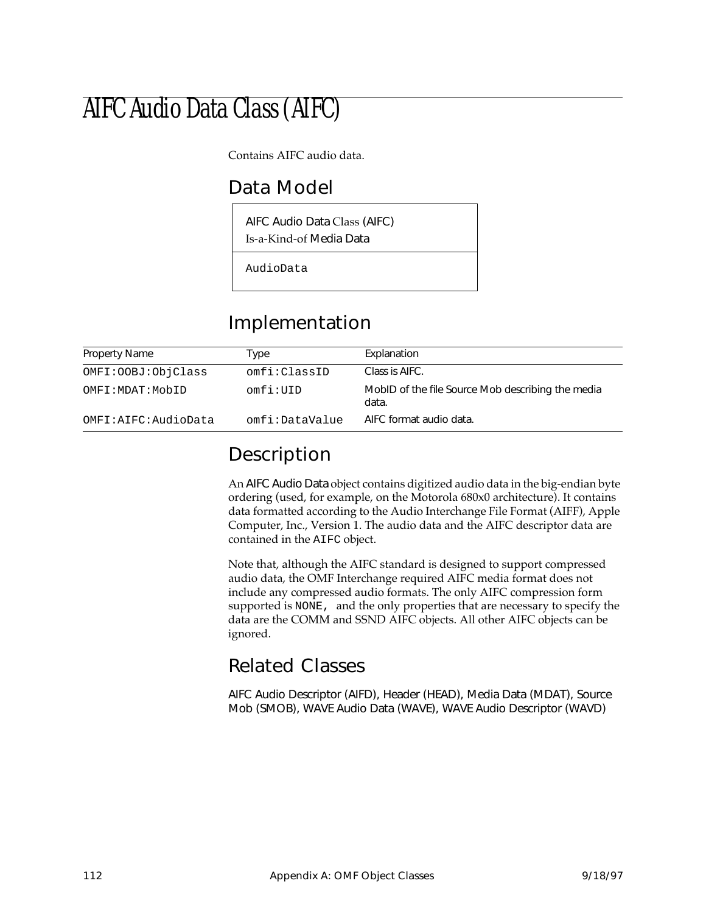# AIFC Audio Data Class (AIFC)

Contains AIFC audio data.

## Data Model

| AIFC Audio Data Class (AIFC)<br>Is-a-Kind-of Media Data |
|---|
| AudioData |

## Implementation

| Property Name | Type | Explanation |
|---|---|---|
| OMFI:OOBJ:ObjClass | omfi:ClassID | Class is AIFC. |
| OMFI:MDAT:MobID | omfi:UID | MobID of the file Source Mob describing the media data. |
| OMFI:AIFC:AudioData | omfi:DataValue | AIFC format audio data. |

## Description

An AIFC Audio Data object contains digitized audio data in the big-endian byte ordering (used, for example, on the Motorola 680x0 architecture). It contains data formatted according to the Audio Interchange File Format (AIFF), Apple Computer, Inc., Version 1. The audio data and the AIFC descriptor data are contained in the `AIFC` object.

Note that, although the AIFC standard is designed to support compressed audio data, the OMF Interchange required AIFC media format does not include any compressed audio formats. The only AIFC compression form supported is `NONE,` and the only properties that are necessary to specify the data are the COMM and SSND AIFC objects. All other AIFC objects can be ignored.

## Related Classes

AIFC Audio Descriptor (AIFD), Header (HEAD), Media Data (MDAT), Source Mob (SMOB), WAVE Audio Data (WAVE), WAVE Audio Descriptor (WAVD)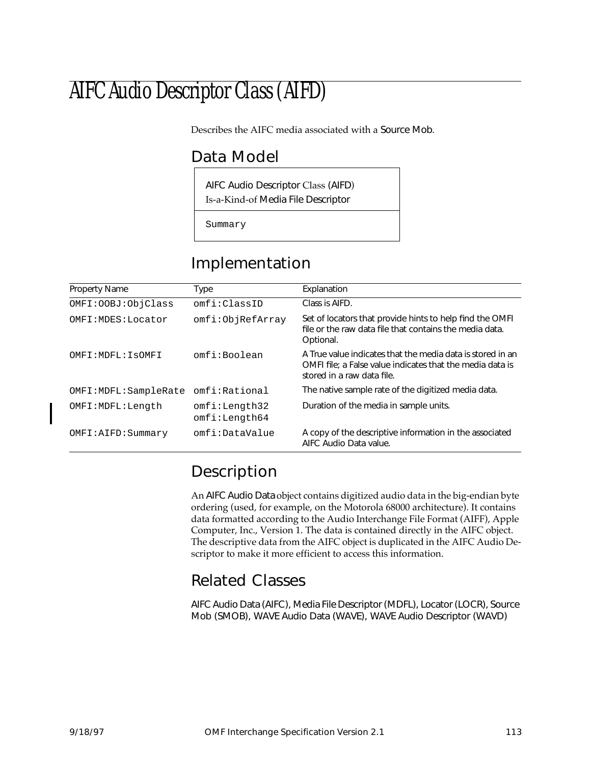# AIFC Audio Descriptor Class (AIFD)

Describes the AIFC media associated with a Source Mob.

## Data Model

| AIFC Audio Descriptor Class (AIFD)<br>Is-a-Kind-of Media File Descriptor |
|---|
| Summary |

## Implementation

| Property Name | Type | Explanation |
|---|---|---|
| OMFI:OOBJ:ObjClass | omfi:ClassID | Class is AIFD. |
| OMFI:MDES:Locator | omfi:ObjRefArray | Set of locators that provide hints to help find the OMFI file or the raw data file that contains the media data. Optional. |
| OMFI:MDFL:IsOMFI | omfi:Boolean | A True value indicates that the media data is stored in an OMFI file; a False value indicates that the media data is stored in a raw data file. |
| OMFI:MDFL:SampleRate | omfi:Rational | The native sample rate of the digitized media data. |
| OMFI:MDFL:Length | omfi:Length32<br>omfi:Length64 | Duration of the media in sample units. |
| OMFI:AIFD:Summary | omfi:DataValue | A copy of the descriptive information in the associated AIFC Audio Data value. |

## Description

An AIFC Audio Data object contains digitized audio data in the big-endian byte ordering (used, for example, on the Motorola 68000 architecture). It contains data formatted according to the Audio Interchange File Format (AIFF), Apple Computer, Inc., Version 1. The data is contained directly in the AIFC object. The descriptive data from the AIFC object is duplicated in the AIFC Audio Descriptor to make it more efficient to access this information.

## Related Classes

AIFC Audio Data (AIFC), Media File Descriptor (MDFL), Locator (LOCR), Source Mob (SMOB), WAVE Audio Data (WAVE), WAVE Audio Descriptor (WAVD)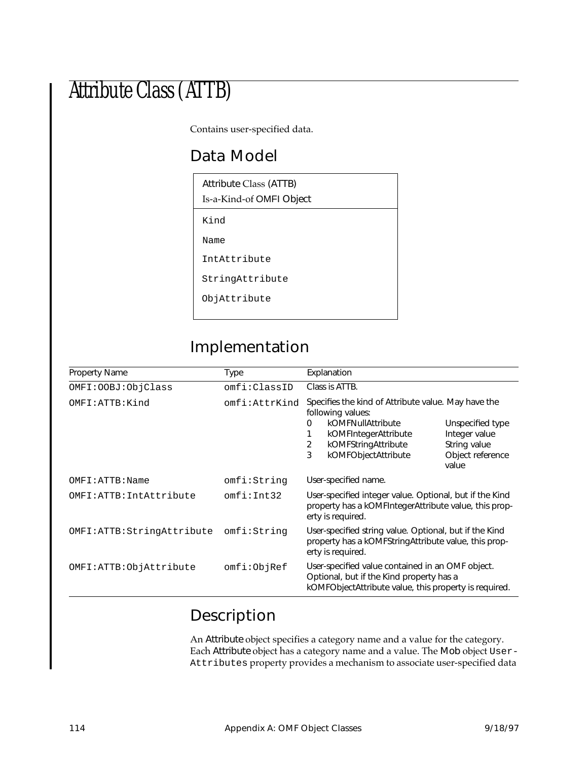# Attribute Class (ATTB)

Contains user-specified data.

## Data Model

| Attribute Class (ATTB)<br>Is-a-Kind-of OMFI Object |
|---|
| Kind<br>Name<br>IntAttribute<br>StringAttribute<br>ObjAttribute |

## Implementation

| Property Name | Type | Explanation |
|---|---|---|
| OMFI:OOBJ:ObjClass | omfi:ClassID | Class is ATTB. |
| OMFI:ATTB:Kind | omfi:AttrKind | Specifies the kind of Attribute value. May have the following values:<br>0 kOMFNullAttribute Unspecified type<br>1 kOMFIntegerAttribute Integer value<br>2 kOMFStringAttribute String value<br>3 kOMFObjectAttribute Object reference value |
| OMFI:ATTB:Name | omfi:String | User-specified name. |
| OMFI:ATTB:IntAttribute | omfi:Int32 | User-specified integer value. Optional, but if the Kind property has a kOMFIntegerAttribute value, this property is required. |
| OMFI:ATTB:StringAttribute | omfi:String | User-specified string value. Optional, but if the Kind property has a kOMFStringAttribute value, this property is required. |
| OMFI:ATTB:ObjAttribute | omfi:ObjRef | User-specified value contained in an OMF object. Optional, but if the Kind property has a kOMFObjectAttribute value, this property is required. |

## Description

An Attribute object specifies a category name and a value for the category. Each Attribute object has a category name and a value. The Mob object User-Attributes property provides a mechanism to associate user-specified data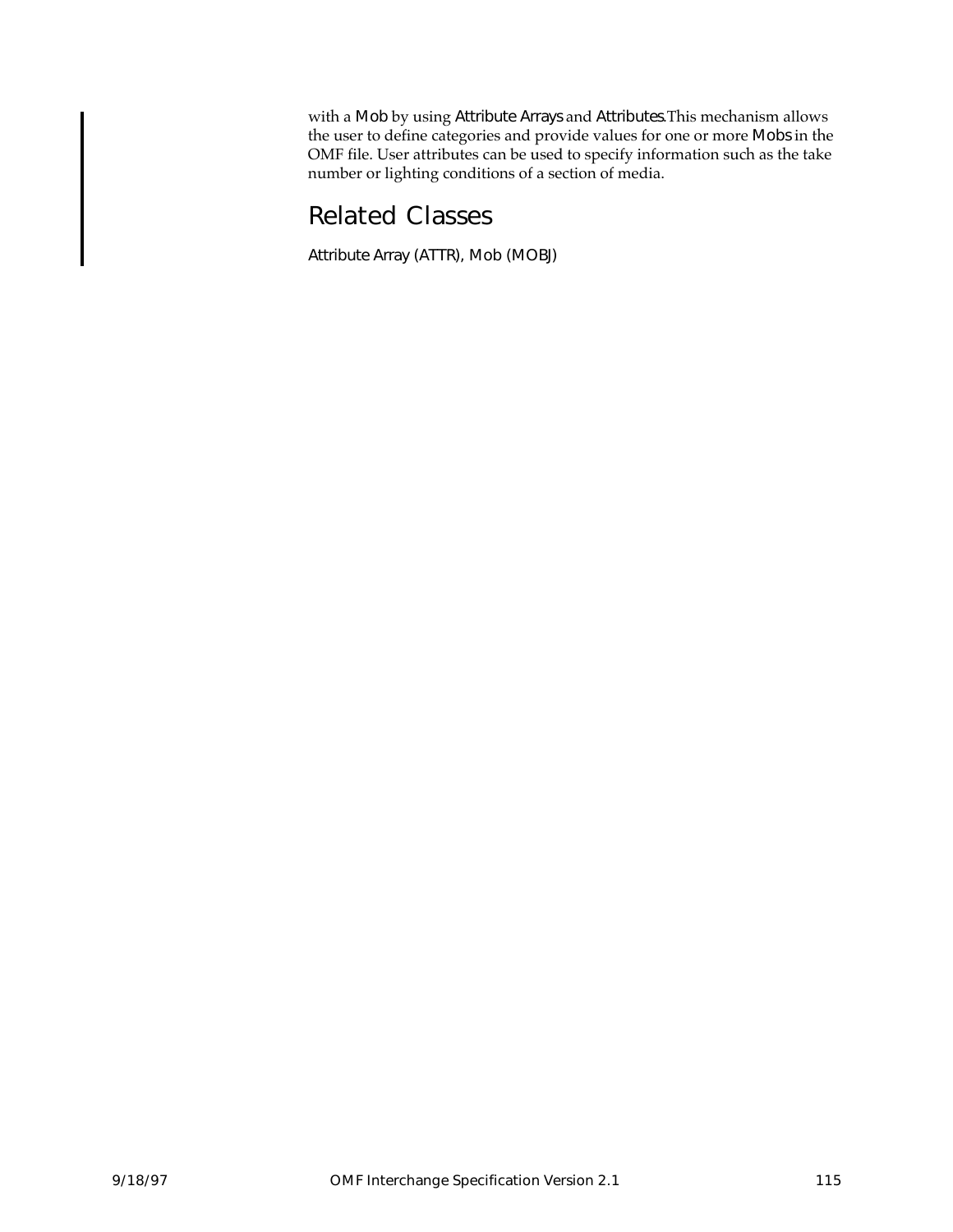with a Mob by using Attribute Arrays and Attributes.This mechanism allows the user to define categories and provide values for one or more Mobs in the OMF file. User attributes can be used to specify information such as the take number or lighting conditions of a section of media.

## Related Classes

Attribute Array (ATTR), Mob (MOBJ)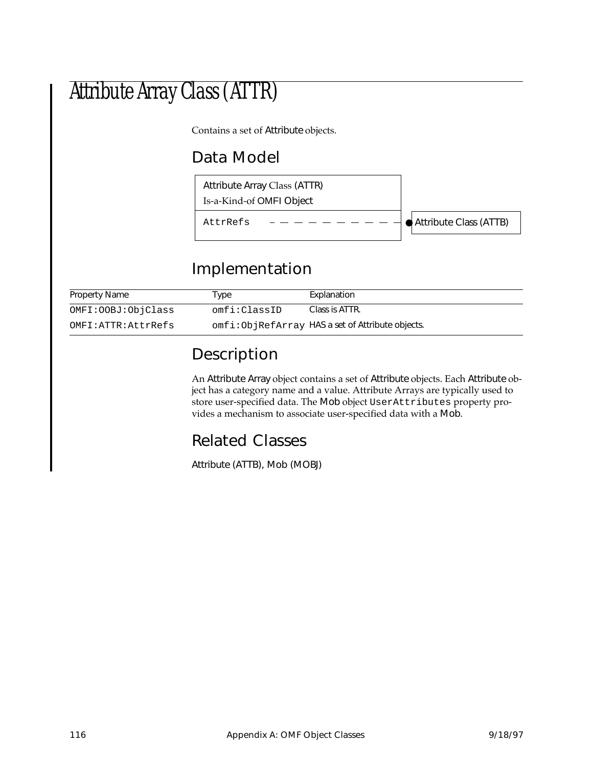# Attribute Array Class (ATTR)

Contains a set of Attribute objects.

## Data Model

Attribute Array Class (ATTR)
Is-a-Kind-of OMFI Object

AttrRefs — — — — — — — — — ● Attribute Class (ATTB)

## Implementation

| Property Name | Type | Explanation |
|---|---|---|
| `OMFI:OOBJ:ObjClass` | `omfi:ClassID` | Class is ATTR. |
| `OMFI:ATTR:AttrRefs` | `omfi:ObjRefArray` | HAS a set of Attribute objects. |

## Description

An Attribute Array object contains a set of Attribute objects. Each Attribute object has a category name and a value. Attribute Arrays are typically used to store user-specified data. The Mob object `UserAttributes` property provides a mechanism to associate user-specified data with a Mob.

## Related Classes

Attribute (ATTB), Mob (MOBJ)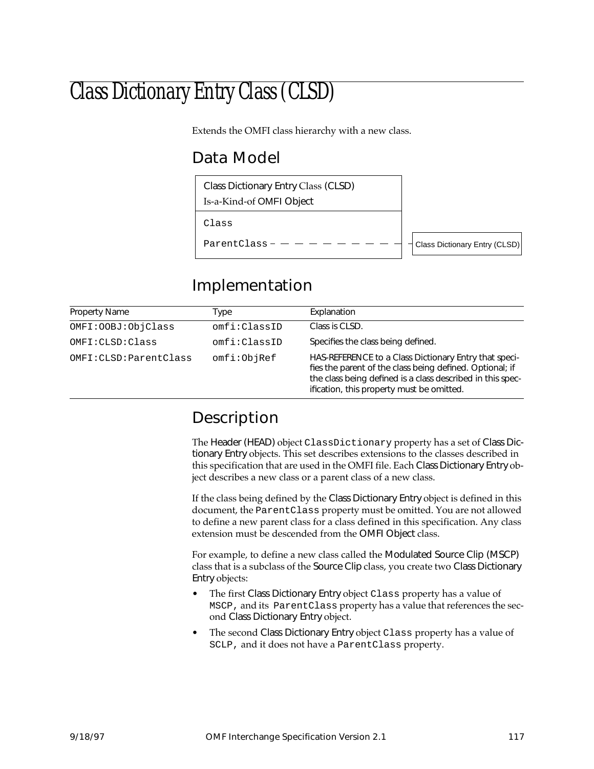# Class Dictionary Entry Class (CLSD)

Extends the OMFI class hierarchy with a new class.

## Data Model

Class Dictionary Entry Class (CLSD)
Is-a-Kind-of OMFI Object

Class

ParentClass — — — — — — — — — Class Dictionary Entry (CLSD)

## Implementation

| Property Name | Type | Explanation |
|---|---|---|
| OMFI:OOBJ:ObjClass | omfi:ClassID | Class is CLSD. |
| OMFI:CLSD:Class | omfi:ClassID | Specifies the class being defined. |
| OMFI:CLSD:ParentClass | omfi:ObjRef | HAS-REFERENCE to a Class Dictionary Entry that specifies the parent of the class being defined. Optional; if the class being defined is a class described in this specification, this property must be omitted. |

## Description

The Header (HEAD) object `ClassDictionary` property has a set of Class Dictionary Entry objects. This set describes extensions to the classes described in this specification that are used in the OMFI file. Each Class Dictionary Entry object describes a new class or a parent class of a new class.

If the class being defined by the Class Dictionary Entry object is defined in this document, the `ParentClass` property must be omitted. You are not allowed to define a new parent class for a class defined in this specification. Any class extension must be descended from the OMFI Object class.

For example, to define a new class called the Modulated Source Clip (MSCP) class that is a subclass of the Source Clip class, you create two Class Dictionary Entry objects:

- The first Class Dictionary Entry object `Class` property has a value of `MSCP`, and its `ParentClass` property has a value that references the second Class Dictionary Entry object.
- The second Class Dictionary Entry object `Class` property has a value of `SCLP`, and it does not have a `ParentClass` property.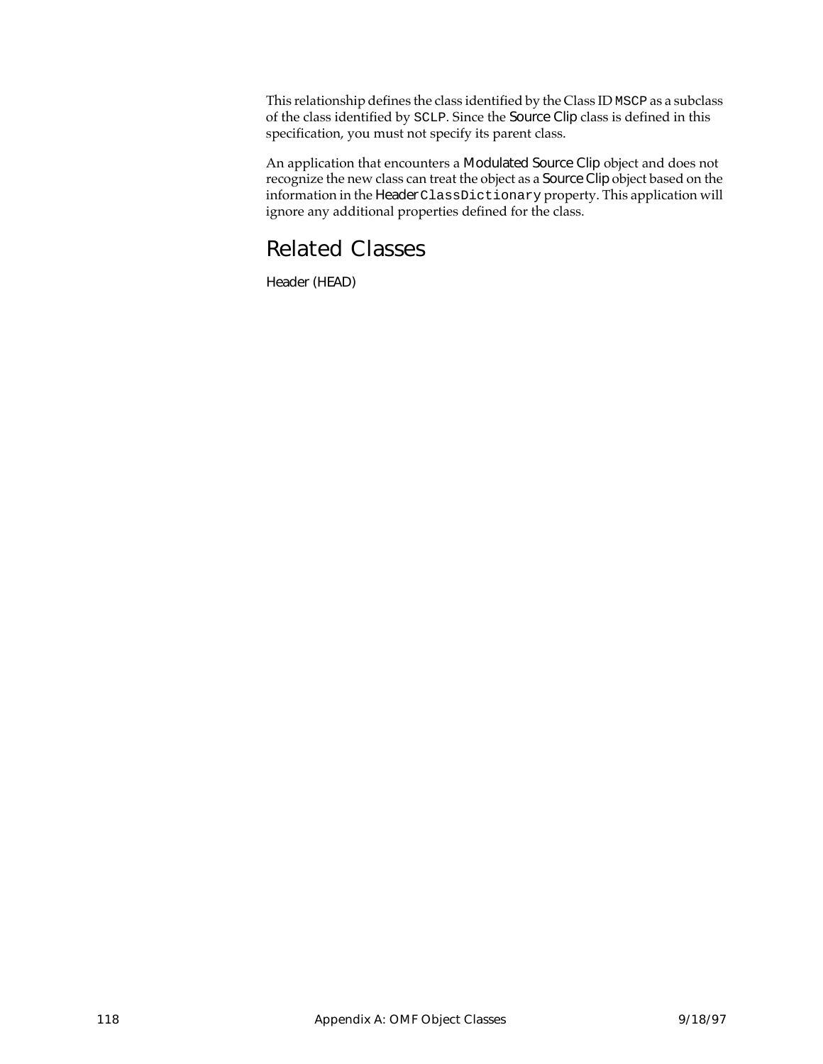This relationship defines the class identified by the Class ID `MSCP` as a subclass of the class identified by `SCLP`. Since the Source Clip class is defined in this specification, you must not specify its parent class.

An application that encounters a Modulated Source Clip object and does not recognize the new class can treat the object as a Source Clip object based on the information in the Header `ClassDictionary` property. This application will ignore any additional properties defined for the class.

## Related Classes

Header (HEAD)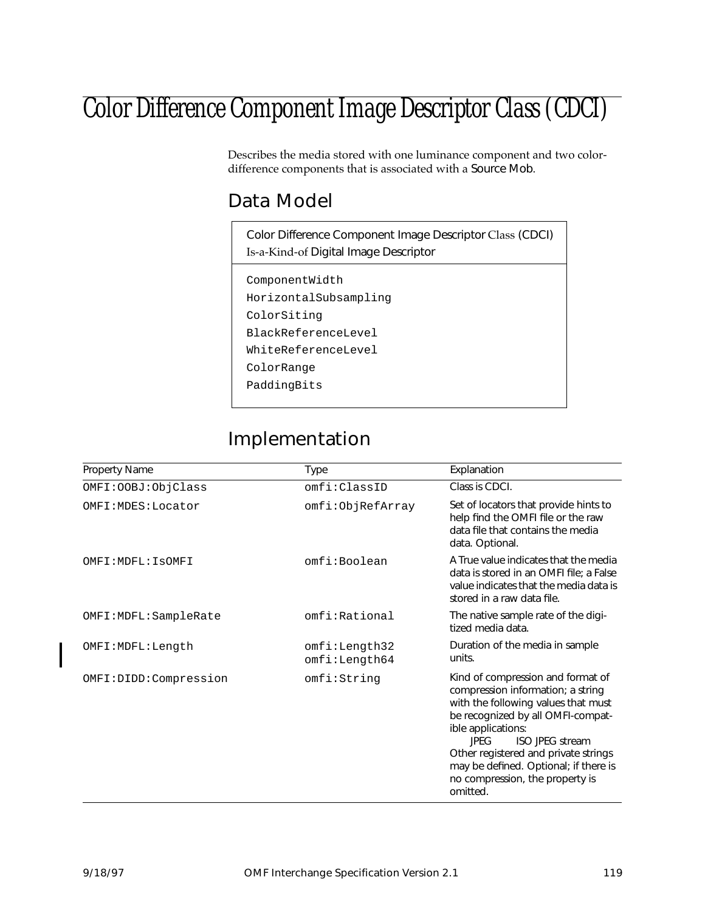# Color Difference Component Image Descriptor Class (CDCI)

Describes the media stored with one luminance component and two color-difference components that is associated with a Source Mob.

## Data Model

| Color Difference Component Image Descriptor Class (CDCI) Is-a-Kind-of Digital Image Descriptor |
|---|
| ComponentWidth<br>HorizontalSubsampling<br>ColorSiting<br>BlackReferenceLevel<br>WhiteReferenceLevel<br>ColorRange<br>PaddingBits |

## Implementation

| Property Name | Type | Explanation |
|---|---|---|
| OMFI:OOBJ:ObjClass | omfi:ClassID | Class is CDCI. |
| OMFI:MDES:Locator | omfi:ObjRefArray | Set of locators that provide hints to help find the OMFI file or the raw data file that contains the media data. Optional. |
| OMFI:MDFL:IsOMFI | omfi:Boolean | A True value indicates that the media data is stored in an OMFI file; a False value indicates that the media data is stored in a raw data file. |
| OMFI:MDFL:SampleRate | omfi:Rational | The native sample rate of the digitized media data. |
| OMFI:MDFL:Length | omfi:Length32<br>omfi:Length64 | Duration of the media in sample units. |
| OMFI:DIDD:Compression | omfi:String | Kind of compression and format of compression information; a string with the following values that must be recognized by all OMFI-compatible applications:<br>JPEG ISO JPEG stream<br>Other registered and private strings may be defined. Optional; if there is no compression, the property is omitted. |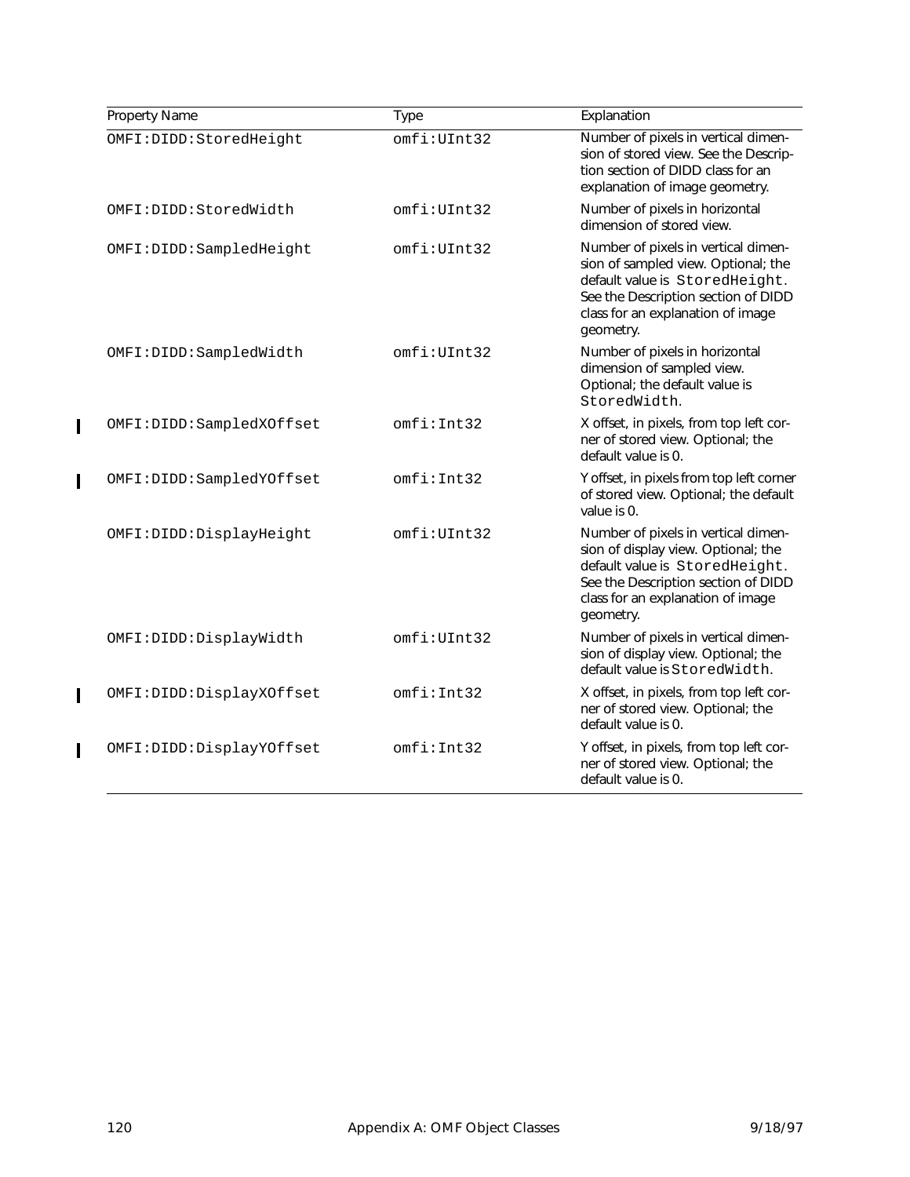| Property Name | Type | Explanation |
|---|---|---|
| OMFI:DIDD:StoredHeight | omfi:UInt32 | Number of pixels in vertical dimension of stored view. See the Description section of DIDD class for an explanation of image geometry. |
| OMFI:DIDD:StoredWidth | omfi:UInt32 | Number of pixels in horizontal dimension of stored view. |
| OMFI:DIDD:SampledHeight | omfi:UInt32 | Number of pixels in vertical dimension of sampled view. Optional; the default value is StoredHeight. See the Description section of DIDD class for an explanation of image geometry. |
| OMFI:DIDD:SampledWidth | omfi:UInt32 | Number of pixels in horizontal dimension of sampled view. Optional; the default value is StoredWidth. |
| OMFI:DIDD:SampledXOffset | omfi:Int32 | X offset, in pixels, from top left corner of stored view. Optional; the default value is 0. |
| OMFI:DIDD:SampledYOffset | omfi:Int32 | Y offset, in pixels from top left corner of stored view. Optional; the default value is 0. |
| OMFI:DIDD:DisplayHeight | omfi:UInt32 | Number of pixels in vertical dimension of display view. Optional; the default value is StoredHeight. See the Description section of DIDD class for an explanation of image geometry. |
| OMFI:DIDD:DisplayWidth | omfi:UInt32 | Number of pixels in vertical dimension of display view. Optional; the default value is StoredWidth. |
| OMFI:DIDD:DisplayXOffset | omfi:Int32 | X offset, in pixels, from top left corner of stored view. Optional; the default value is 0. |
| OMFI:DIDD:DisplayYOffset | omfi:Int32 | Y offset, in pixels, from top left corner of stored view. Optional; the default value is 0. |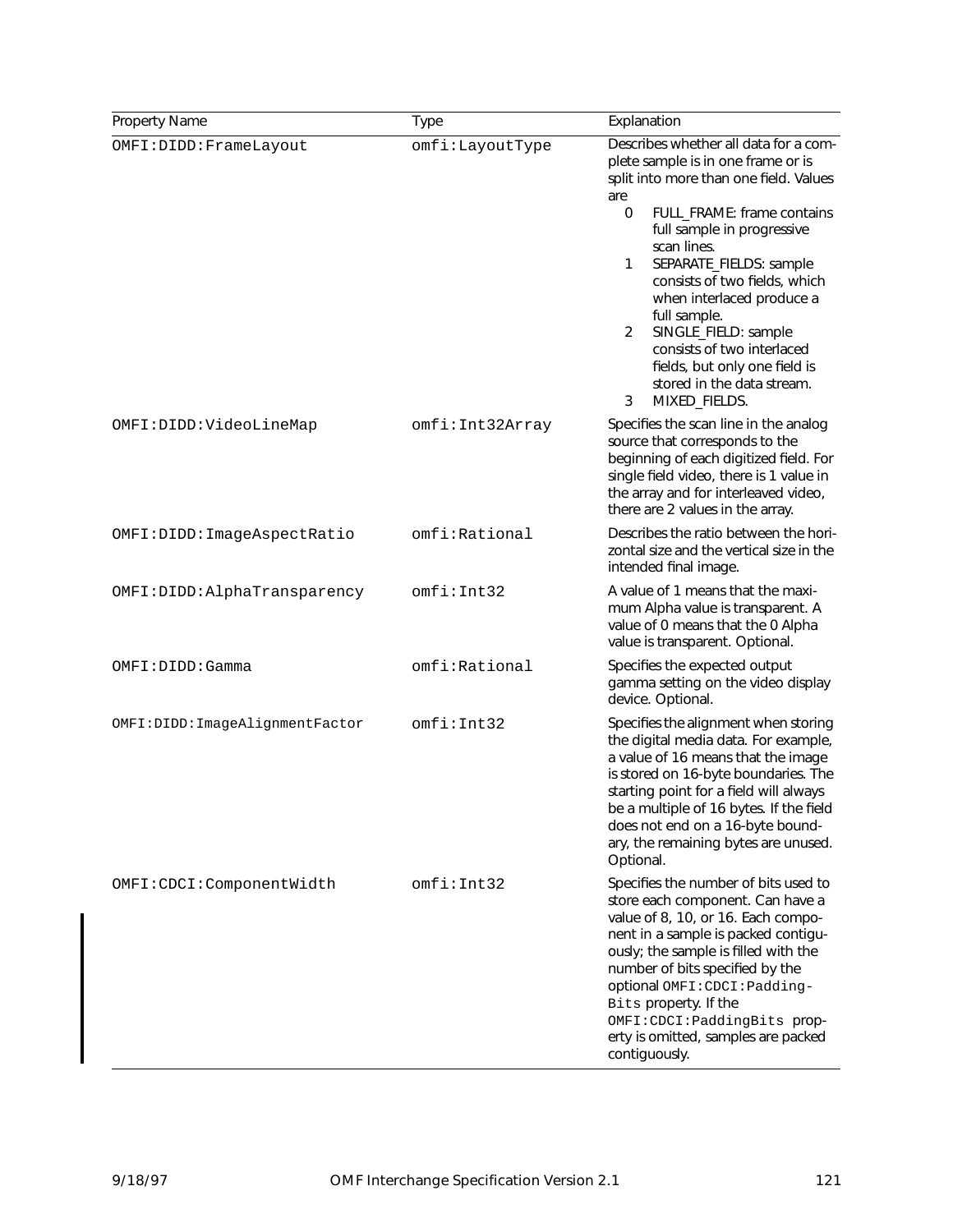| Property Name | Type | Explanation |
|---|---|---|
| OMFI:DIDD:FrameLayout | omfi:LayoutType | Describes whether all data for a complete sample is in one frame or is split into more than one field. Values are<br>0 FULL_FRAME: frame contains full sample in progressive scan lines.<br>1 SEPARATE_FIELDS: sample consists of two fields, which when interlaced produce a full sample.<br>2 SINGLE_FIELD: sample consists of two interlaced fields, but only one field is stored in the data stream.<br>3 MIXED_FIELDS. |
| OMFI:DIDD:VideoLineMap | omfi:Int32Array | Specifies the scan line in the analog source that corresponds to the beginning of each digitized field. For single field video, there is 1 value in the array and for interleaved video, there are 2 values in the array. |
| OMFI:DIDD:ImageAspectRatio | omfi:Rational | Describes the ratio between the horizontal size and the vertical size in the intended final image. |
| OMFI:DIDD:AlphaTransparency | omfi:Int32 | A value of 1 means that the maximum Alpha value is transparent. A value of 0 means that the 0 Alpha value is transparent. Optional. |
| OMFI:DIDD:Gamma | omfi:Rational | Specifies the expected output gamma setting on the video display device. Optional. |
| OMFI:DIDD:ImageAlignmentFactor | omfi:Int32 | Specifies the alignment when storing the digital media data. For example, a value of 16 means that the image is stored on 16-byte boundaries. The starting point for a field will always be a multiple of 16 bytes. If the field does not end on a 16-byte boundary, the remaining bytes are unused. Optional. |
| OMFI:CDCI:ComponentWidth | omfi:Int32 | Specifies the number of bits used to store each component. Can have a value of 8, 10, or 16. Each component in a sample is packed contiguously; the sample is filled with the number of bits specified by the optional OMFI:CDCI:PaddingBits property. If the OMFI:CDCI:PaddingBits property is omitted, samples are packed contiguously. |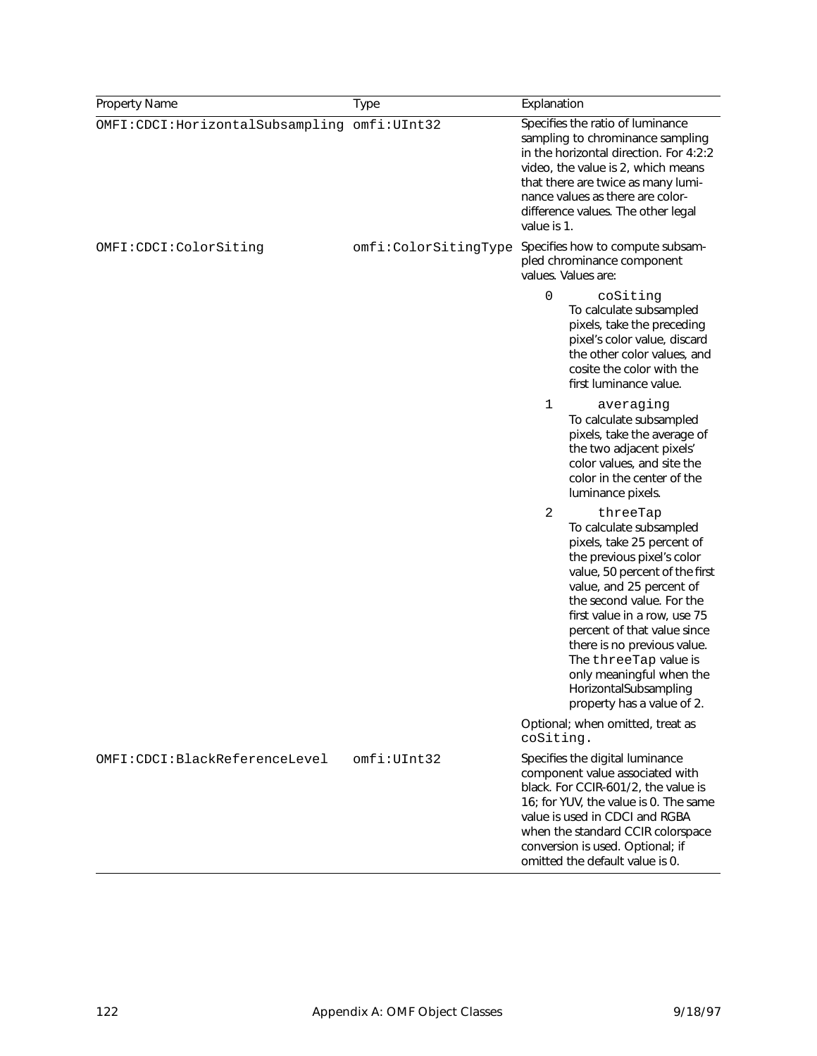| Property Name | Type | Explanation |
| --- | --- | --- |
| OMFI:CDCI:HorizontalSubsampling | omfi:UInt32 | Specifies the ratio of luminance sampling to chrominance sampling in the horizontal direction. For 4:2:2 video, the value is 2, which means that there are twice as many luminance values as there are color-difference values. The other legal value is 1. |
| OMFI:CDCI:ColorSiting | omfi:ColorSitingType | Specifies how to compute subsampled chrominance component values. Values are:<br><br>0 `coSiting` To calculate subsampled pixels, take the preceding pixel's color value, discard the other color values, and cosite the color with the first luminance value.<br><br>1 `averaging` To calculate subsampled pixels, take the average of the two adjacent pixels' color values, and site the color in the center of the luminance pixels.<br><br>2 `threeTap` To calculate subsampled pixels, take 25 percent of the previous pixel's color value, 50 percent of the first value, and 25 percent of the second value. For the first value in a row, use 75 percent of that value since there is no previous value. The `threeTap` value is only meaningful when the HorizontalSubsampling property has a value of 2.<br><br>Optional; when omitted, treat as `coSiting`. |
| OMFI:CDCI:BlackReferenceLevel | omfi:UInt32 | Specifies the digital luminance component value associated with black. For CCIR-601/2, the value is 16; for YUV, the value is 0. The same value is used in CDCI and RGBA when the standard CCIR colorspace conversion is used. Optional; if omitted the default value is 0. |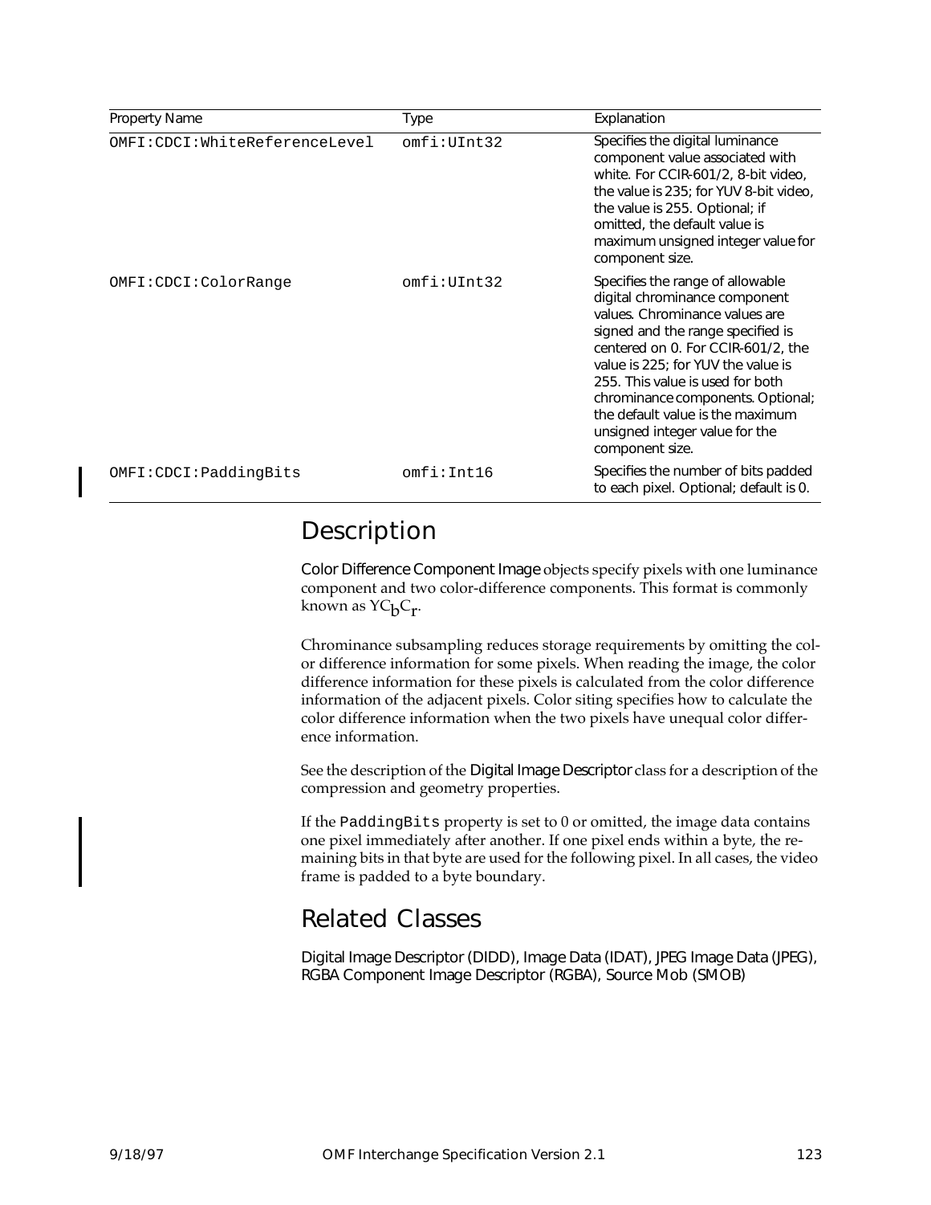| Property Name | Type | Explanation |
|---|---|---|
| OMFI:CDCI:WhiteReferenceLevel | omfi:UInt32 | Specifies the digital luminance component value associated with white. For CCIR-601/2, 8-bit video, the value is 235; for YUV 8-bit video, the value is 255. Optional; if omitted, the default value is maximum unsigned integer value for component size. |
| OMFI:CDCI:ColorRange | omfi:UInt32 | Specifies the range of allowable digital chrominance component values. Chrominance values are signed and the range specified is centered on 0. For CCIR-601/2, the value is 225; for YUV the value is 255. This value is used for both chrominance components. Optional; the default value is the maximum unsigned integer value for the component size. |
| OMFI:CDCI:PaddingBits | omfi:Int16 | Specifies the number of bits padded to each pixel. Optional; default is 0. |

## Description

Color Difference Component Image objects specify pixels with one luminance component and two color-difference components. This format is commonly known as $YC_bC_r$.

Chrominance subsampling reduces storage requirements by omitting the color difference information for some pixels. When reading the image, the color difference information for these pixels is calculated from the color difference information of the adjacent pixels. Color siting specifies how to calculate the color difference information when the two pixels have unequal color difference information.

See the description of the Digital Image Descriptor class for a description of the compression and geometry properties.

If the `PaddingBits` property is set to 0 or omitted, the image data contains one pixel immediately after another. If one pixel ends within a byte, the remaining bits in that byte are used for the following pixel. In all cases, the video frame is padded to a byte boundary.

## Related Classes

Digital Image Descriptor (DIDD), Image Data (IDAT), JPEG Image Data (JPEG), RGBA Component Image Descriptor (RGBA), Source Mob (SMOB)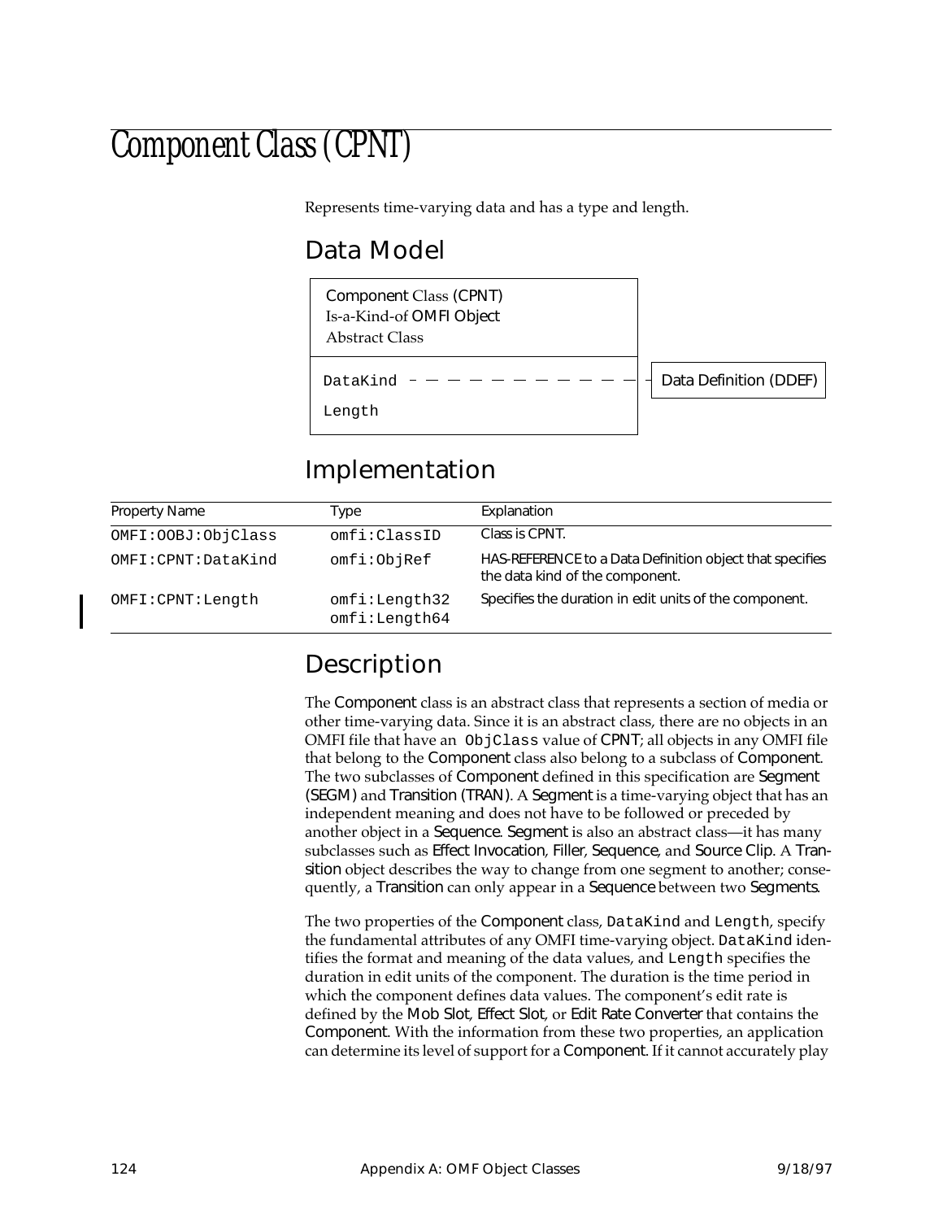# Component Class (CPNT)

Represents time-varying data and has a type and length.

## Data Model

| Component Class (CPNT)<br>Is-a-Kind-of OMFI Object<br>Abstract Class | |
|---|---|
| DataKind | Data Definition (DDEF) |
| Length | |

## Implementation

| Property Name | Type | Explanation |
|---|---|---|
| OMFI:OOBJ:ObjClass | omfi:ClassID | Class is CPNT. |
| OMFI:CPNT:DataKind | omfi:ObjRef | HAS-REFERENCE to a Data Definition object that specifies the data kind of the component. |
| OMFI:CPNT:Length | omfi:Length32<br>omfi:Length64 | Specifies the duration in edit units of the component. |

## Description

The Component class is an abstract class that represents a section of media or other time-varying data. Since it is an abstract class, there are no objects in an OMFI file that have an ObjClass value of CPNT; all objects in any OMFI file that belong to the Component class also belong to a subclass of Component. The two subclasses of Component defined in this specification are Segment (SEGM) and Transition (TRAN). A Segment is a time-varying object that has an independent meaning and does not have to be followed or preceded by another object in a Sequence. Segment is also an abstract class—it has many subclasses such as Effect Invocation, Filler, Sequence, and Source Clip. A Transition object describes the way to change from one segment to another; consequently, a Transition can only appear in a Sequence between two Segments.

The two properties of the Component class, DataKind and Length, specify the fundamental attributes of any OMFI time-varying object. DataKind identifies the format and meaning of the data values, and Length specifies the duration in edit units of the component. The duration is the time period in which the component defines data values. The component's edit rate is defined by the Mob Slot, Effect Slot, or Edit Rate Converter that contains the Component. With the information from these two properties, an application can determine its level of support for a Component. If it cannot accurately play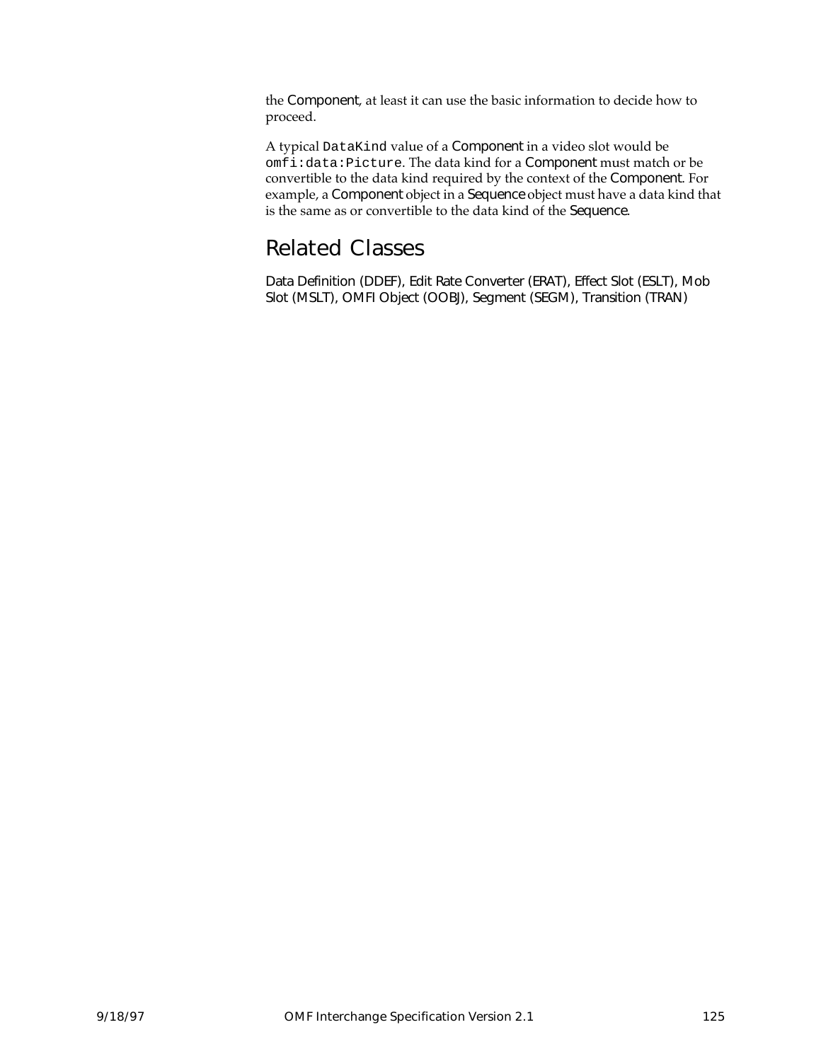the Component, at least it can use the basic information to decide how to proceed.

A typical `DataKind` value of a Component in a video slot would be `omfi:data:Picture`. The data kind for a Component must match or be convertible to the data kind required by the context of the Component. For example, a Component object in a Sequence object must have a data kind that is the same as or convertible to the data kind of the Sequence.

## Related Classes

Data Definition (DDEF), Edit Rate Converter (ERAT), Effect Slot (ESLT), Mob Slot (MSLT), OMFI Object (OOBJ), Segment (SEGM), Transition (TRAN)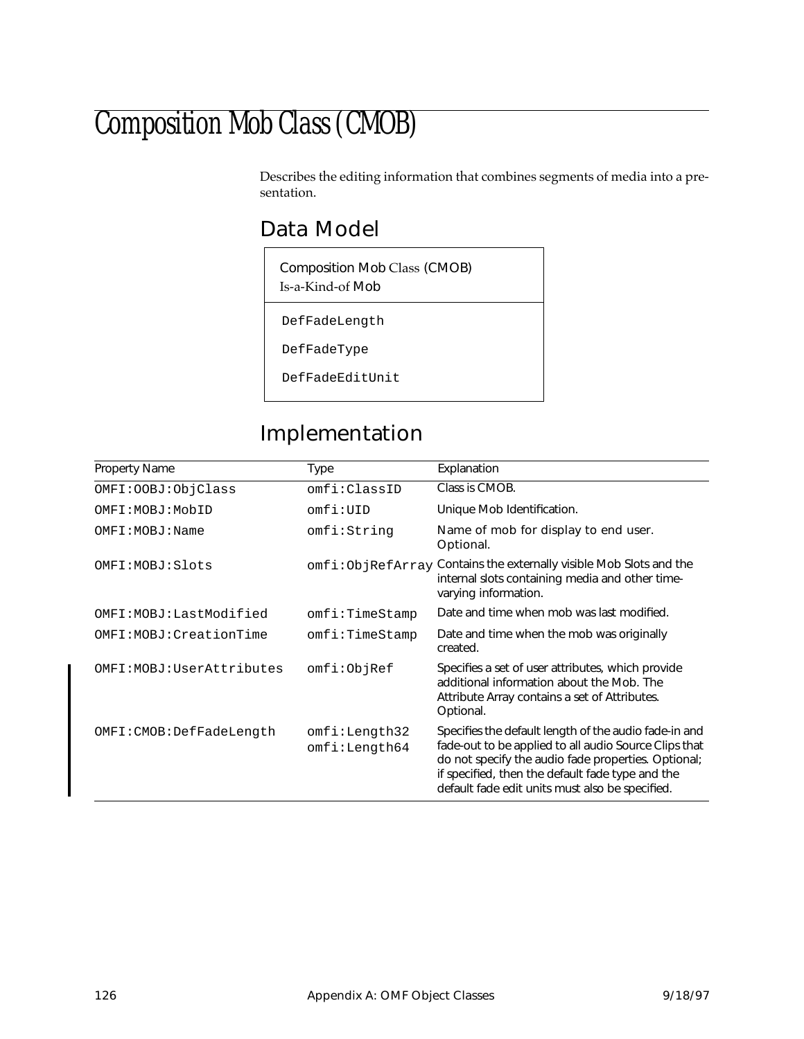# Composition Mob Class (CMOB)

Describes the editing information that combines segments of media into a presentation.

## Data Model

| Composition Mob Class (CMOB)<br>Is-a-Kind-of Mob |
|---|
| DefFadeLength<br>DefFadeType<br>DefFadeEditUnit |

## Implementation

| Property Name | Type | Explanation |
|---|---|---|
| OMFI:OOBJ:ObjClass | omfi:ClassID | Class is CMOB. |
| OMFI:MOBJ:MobID | omfi:UID | Unique Mob Identification. |
| OMFI:MOBJ:Name | omfi:String | Name of mob for display to end user. Optional. |
| OMFI:MOBJ:Slots | omfi:ObjRefArray | Contains the externally visible Mob Slots and the internal slots containing media and other time-varying information. |
| OMFI:MOBJ:LastModified | omfi:TimeStamp | Date and time when mob was last modified. |
| OMFI:MOBJ:CreationTime | omfi:TimeStamp | Date and time when the mob was originally created. |
| OMFI:MOBJ:UserAttributes | omfi:ObjRef | Specifies a set of user attributes, which provide additional information about the Mob. The Attribute Array contains a set of Attributes. Optional. |
| OMFI:CMOB:DefFadeLength | omfi:Length32<br>omfi:Length64 | Specifies the default length of the audio fade-in and fade-out to be applied to all audio Source Clips that do not specify the audio fade properties. Optional; if specified, then the default fade type and the default fade edit units must also be specified. |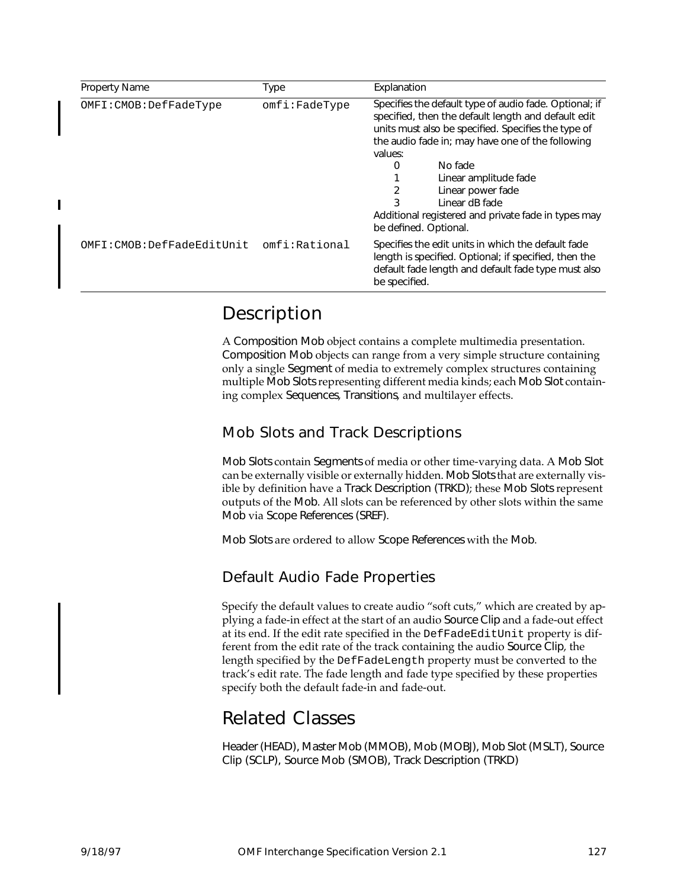| Property Name | Type | Explanation |
| --- | --- | --- |
| OMFI:CMOB:DefFadeType | omfi:FadeType | Specifies the default type of audio fade. Optional; if specified, then the default length and default edit units must also be specified. Specifies the type of the audio fade in; may have one of the following values:<br>0 No fade<br>1 Linear amplitude fade<br>2 Linear power fade<br>3 Linear dB fade<br>Additional registered and private fade in types may be defined. Optional. |
| OMFI:CMOB:DefFadeEditUnit | omfi:Rational | Specifies the edit units in which the default fade length is specified. Optional; if specified, then the default fade length and default fade type must also be specified. |

# Description

A Composition Mob object contains a complete multimedia presentation. Composition Mob objects can range from a very simple structure containing only a single Segment of media to extremely complex structures containing multiple Mob Slots representing different media kinds; each Mob Slot containing complex Sequences, Transitions, and multilayer effects.

## Mob Slots and Track Descriptions

Mob Slots contain Segments of media or other time-varying data. A Mob Slot can be externally visible or externally hidden. Mob Slots that are externally visible by definition have a Track Description (TRKD); these Mob Slots represent outputs of the Mob. All slots can be referenced by other slots within the same Mob via Scope References (SREF).

Mob Slots are ordered to allow Scope References with the Mob.

## Default Audio Fade Properties

Specify the default values to create audio "soft cuts," which are created by applying a fade-in effect at the start of an audio Source Clip and a fade-out effect at its end. If the edit rate specified in the `DefFadeEditUnit` property is different from the edit rate of the track containing the audio Source Clip, the length specified by the `DefFadeLength` property must be converted to the track's edit rate. The fade length and fade type specified by these properties specify both the default fade-in and fade-out.

# Related Classes

Header (HEAD), Master Mob (MMOB), Mob (MOBJ), Mob Slot (MSLT), Source Clip (SCLP), Source Mob (SMOB), Track Description (TRKD)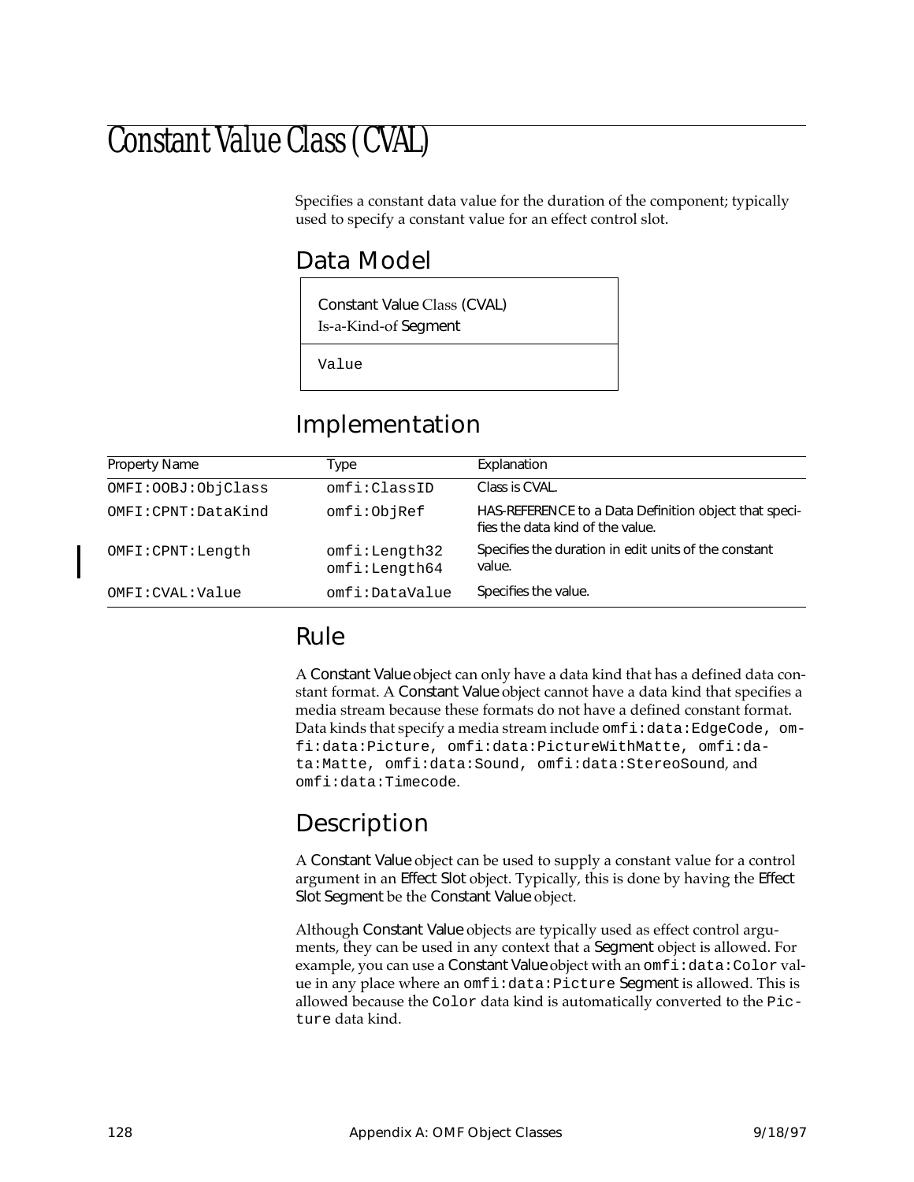# Constant Value Class (CVAL)

Specifies a constant data value for the duration of the component; typically used to specify a constant value for an effect control slot.

## Data Model

| Constant Value Class (CVAL) Is-a-Kind-of Segment |
|---|
| Value |

## Implementation

| Property Name | Type | Explanation |
|---|---|---|
| OMFI:OOBJ:ObjClass | omfi:ClassID | Class is CVAL. |
| OMFI:CPNT:DataKind | omfi:ObjRef | HAS-REFERENCE to a Data Definition object that specifies the data kind of the value. |
| OMFI:CPNT:Length | omfi:Length32 omfi:Length64 | Specifies the duration in edit units of the constant value. |
| OMFI:CVAL:Value | omfi:DataValue | Specifies the value. |

## Rule

A Constant Value object can only have a data kind that has a defined data constant format. A Constant Value object cannot have a data kind that specifies a media stream because these formats do not have a defined constant format. Data kinds that specify a media stream include `omfi:data:EdgeCode`, `omfi:data:Picture`, `omfi:data:PictureWithMatte`, `omfi:data:Matte`, `omfi:data:Sound`, `omfi:data:StereoSound`, and `omfi:data:Timecode`.

## Description

A Constant Value object can be used to supply a constant value for a control argument in an Effect Slot object. Typically, this is done by having the Effect Slot Segment be the Constant Value object.

Although Constant Value objects are typically used as effect control arguments, they can be used in any context that a Segment object is allowed. For example, you can use a Constant Value object with an `omfi:data:Color` value in any place where an `omfi:data:Picture` Segment is allowed. This is allowed because the `Color` data kind is automatically converted to the `Picture` data kind.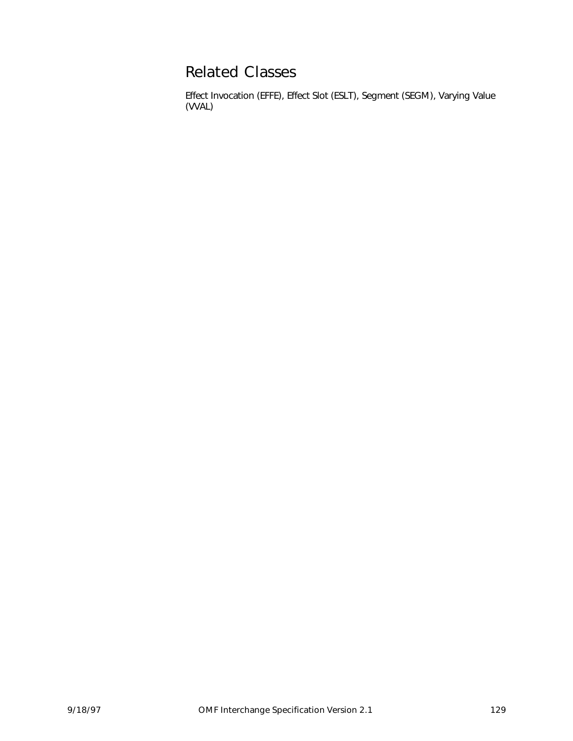## Related Classes

Effect Invocation (EFFE), Effect Slot (ESLT), Segment (SEGM), Varying Value (VVAL)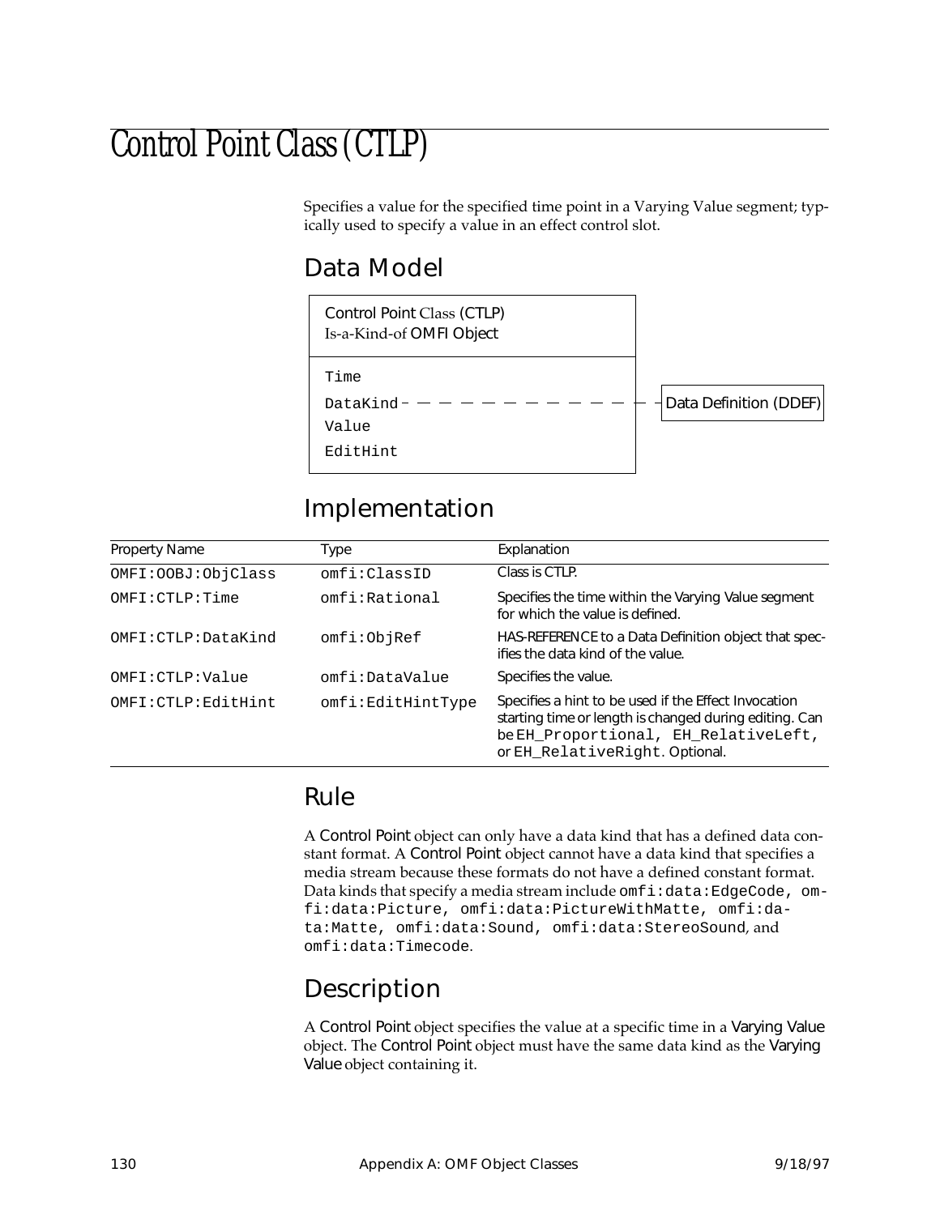# Control Point Class (CTLP)

Specifies a value for the specified time point in a Varying Value segment; typically used to specify a value in an effect control slot.

## Data Model

```
Control Point Class (CTLP)
Is-a-Kind-of OMFI Object

Time
DataKind - - - - - - - - - - - - Data Definition (DDEF)
Value
EditHint
```

## Implementation

| Property Name | Type | Explanation |
|---|---|---|
| OMFI:OOBJ:ObjClass | omfi:ClassID | Class is CTLP. |
| OMFI:CTLP:Time | omfi:Rational | Specifies the time within the Varying Value segment for which the value is defined. |
| OMFI:CTLP:DataKind | omfi:ObjRef | HAS-REFERENCE to a Data Definition object that specifies the data kind of the value. |
| OMFI:CTLP:Value | omfi:DataValue | Specifies the value. |
| OMFI:CTLP:EditHint | omfi:EditHintType | Specifies a hint to be used if the Effect Invocation starting time or length is changed during editing. Can be EH_Proportional, EH_RelativeLeft, or EH_RelativeRight. Optional. |

## Rule

A Control Point object can only have a data kind that has a defined data constant format. A Control Point object cannot have a data kind that specifies a media stream because these formats do not have a defined constant format. Data kinds that specify a media stream include omfi:data:EdgeCode, omfi:data:Picture, omfi:data:PictureWithMatte, omfi:data:Matte, omfi:data:Sound, omfi:data:StereoSound, and omfi:data:Timecode.

## Description

A Control Point object specifies the value at a specific time in a Varying Value object. The Control Point object must have the same data kind as the Varying Value object containing it.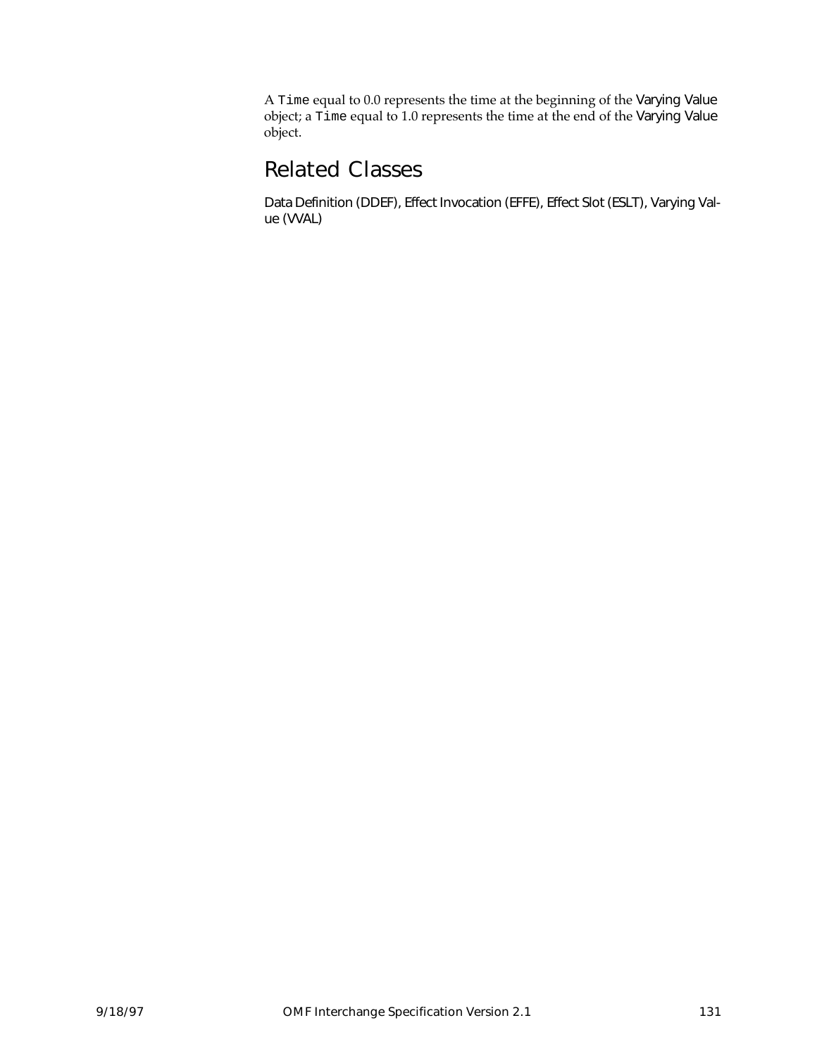A `Time` equal to 0.0 represents the time at the beginning of the Varying Value object; a `Time` equal to 1.0 represents the time at the end of the Varying Value object.

## Related Classes

Data Definition (DDEF), Effect Invocation (EFFE), Effect Slot (ESLT), Varying Value (VVAL)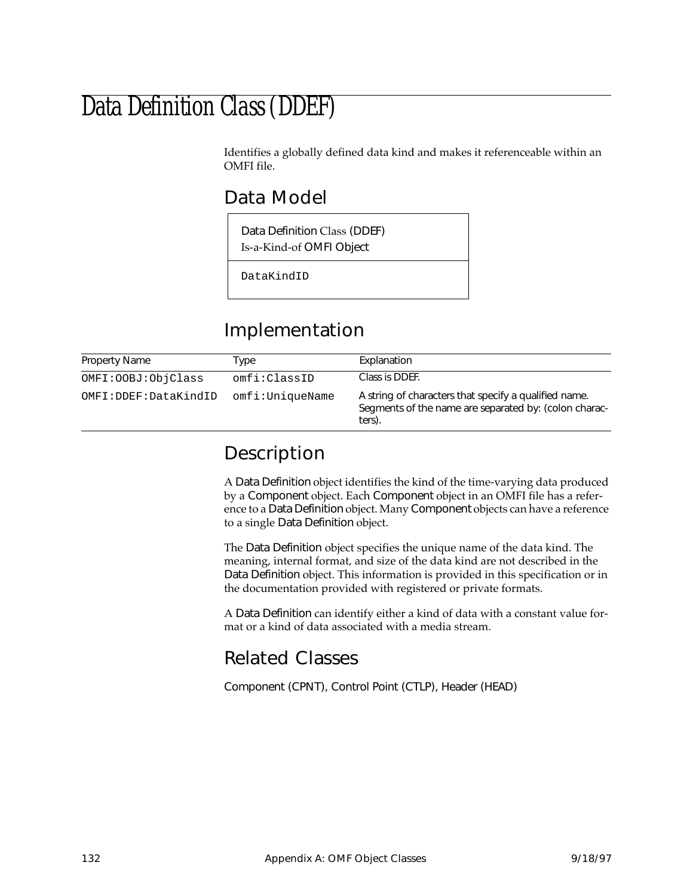# Data Definition Class (DDEF)

Identifies a globally defined data kind and makes it referenceable within an OMFI file.

## Data Model

| Data Definition Class (DDEF)<br>Is-a-Kind-of OMFI Object |
|---|
| DataKindID |

## Implementation

| Property Name | Type | Explanation |
|---|---|---|
| OMFI:OOBJ:ObjClass | omfi:ClassID | Class is DDEF. |
| OMFI:DDEF:DataKindID | omfi:UniqueName | A string of characters that specify a qualified name. Segments of the name are separated by: (colon characters). |

## Description

A Data Definition object identifies the kind of the time-varying data produced by a Component object. Each Component object in an OMFI file has a reference to a Data Definition object. Many Component objects can have a reference to a single Data Definition object.

The Data Definition object specifies the unique name of the data kind. The meaning, internal format, and size of the data kind are not described in the Data Definition object. This information is provided in this specification or in the documentation provided with registered or private formats.

A Data Definition can identify either a kind of data with a constant value format or a kind of data associated with a media stream.

## Related Classes

Component (CPNT), Control Point (CTLP), Header (HEAD)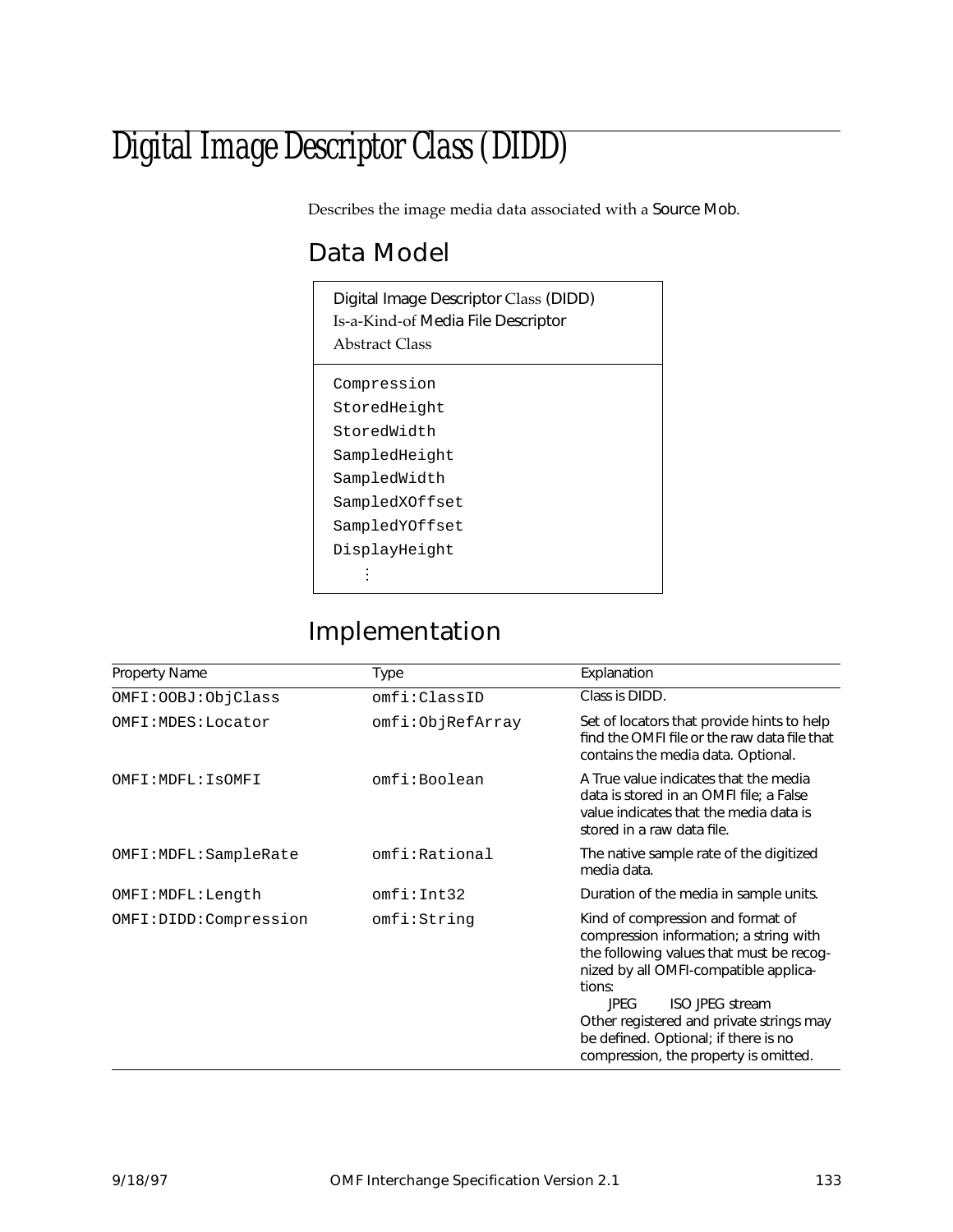# Digital Image Descriptor Class (DIDD)

Describes the image media data associated with a Source Mob.

## Data Model

```
Digital Image Descriptor Class (DIDD)
Is-a-Kind-of Media File Descriptor
Abstract Class

Compression
StoredHeight
StoredWidth
SampledHeight
SampledWidth
SampledXOffset
SampledYOffset
DisplayHeight
    ⋮
```

## Implementation

| Property Name | Type | Explanation |
|---|---|---|
| OMFI:OOBJ:ObjClass | omfi:ClassID | Class is DIDD. |
| OMFI:MDES:Locator | omfi:ObjRefArray | Set of locators that provide hints to help find the OMFI file or the raw data file that contains the media data. Optional. |
| OMFI:MDFL:IsOMFI | omfi:Boolean | A True value indicates that the media data is stored in an OMFI file; a False value indicates that the media data is stored in a raw data file. |
| OMFI:MDFL:SampleRate | omfi:Rational | The native sample rate of the digitized media data. |
| OMFI:MDFL:Length | omfi:Int32 | Duration of the media in sample units. |
| OMFI:DIDD:Compression | omfi:String | Kind of compression and format of compression information; a string with the following values that must be recognized by all OMFI-compatible applications:<br>JPEG ISO JPEG stream<br>Other registered and private strings may be defined. Optional; if there is no compression, the property is omitted. |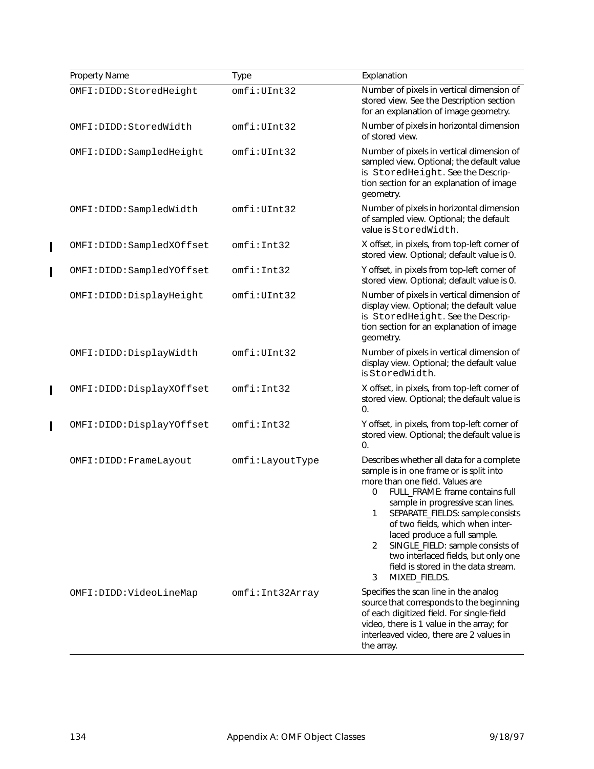| Property Name | Type | Explanation |
| --- | --- | --- |
| OMFI:DIDD:StoredHeight | omfi:UInt32 | Number of pixels in vertical dimension of stored view. See the Description section for an explanation of image geometry. |
| OMFI:DIDD:StoredWidth | omfi:UInt32 | Number of pixels in horizontal dimension of stored view. |
| OMFI:DIDD:SampledHeight | omfi:UInt32 | Number of pixels in vertical dimension of sampled view. Optional; the default value is StoredHeight. See the Description section for an explanation of image geometry. |
| OMFI:DIDD:SampledWidth | omfi:UInt32 | Number of pixels in horizontal dimension of sampled view. Optional; the default value is StoredWidth. |
| OMFI:DIDD:SampledXOffset | omfi:Int32 | X offset, in pixels, from top-left corner of stored view. Optional; default value is 0. |
| OMFI:DIDD:SampledYOffset | omfi:Int32 | Y offset, in pixels from top-left corner of stored view. Optional; default value is 0. |
| OMFI:DIDD:DisplayHeight | omfi:UInt32 | Number of pixels in vertical dimension of display view. Optional; the default value is StoredHeight. See the Description section for an explanation of image geometry. |
| OMFI:DIDD:DisplayWidth | omfi:UInt32 | Number of pixels in vertical dimension of display view. Optional; the default value is StoredWidth. |
| OMFI:DIDD:DisplayXOffset | omfi:Int32 | X offset, in pixels, from top-left corner of stored view. Optional; the default value is 0. |
| OMFI:DIDD:DisplayYOffset | omfi:Int32 | Y offset, in pixels, from top-left corner of stored view. Optional; the default value is 0. |
| OMFI:DIDD:FrameLayout | omfi:LayoutType | Describes whether all data for a complete sample is in one frame or is split into more than one field. Values are<br>0 FULL_FRAME: frame contains full sample in progressive scan lines.<br>1 SEPARATE_FIELDS: sample consists of two fields, which when interlaced produce a full sample.<br>2 SINGLE_FIELD: sample consists of two interlaced fields, but only one field is stored in the data stream.<br>3 MIXED_FIELDS. |
| OMFI:DIDD:VideoLineMap | omfi:Int32Array | Specifies the scan line in the analog source that corresponds to the beginning of each digitized field. For single-field video, there is 1 value in the array; for interleaved video, there are 2 values in the array. |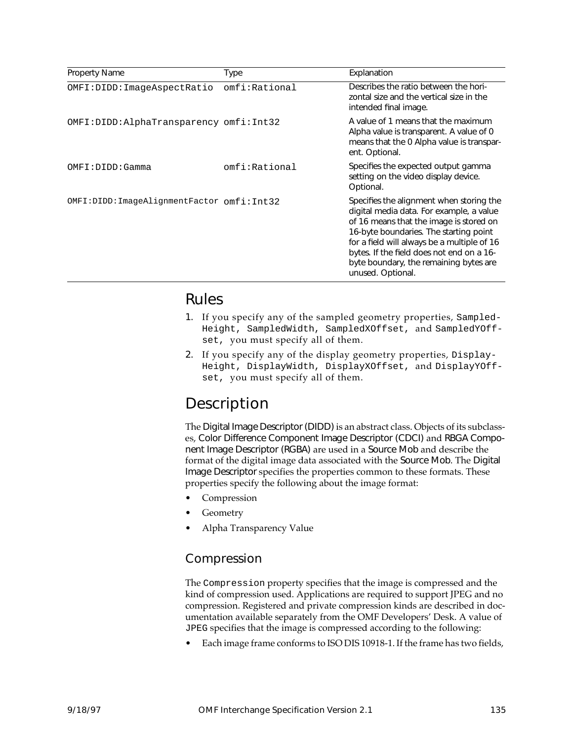| Property Name | Type | Explanation |
|---|---|---|
| OMFI:DIDD:ImageAspectRatio | omfi:Rational | Describes the ratio between the horizontal size and the vertical size in the intended final image. |
| OMFI:DIDD:AlphaTransparency | omfi:Int32 | A value of 1 means that the maximum Alpha value is transparent. A value of 0 means that the 0 Alpha value is transparent. Optional. |
| OMFI:DIDD:Gamma | omfi:Rational | Specifies the expected output gamma setting on the video display device. Optional. |
| OMFI:DIDD:ImageAlignmentFactor | omfi:Int32 | Specifies the alignment when storing the digital media data. For example, a value of 16 means that the image is stored on 16-byte boundaries. The starting point for a field will always be a multiple of 16 bytes. If the field does not end on a 16-byte boundary, the remaining bytes are unused. Optional. |

## Rules

1. If you specify any of the sampled geometry properties, `SampledHeight`, `SampledWidth`, `SampledXOffset`, and `SampledYOffset`, you must specify all of them.
2. If you specify any of the display geometry properties, `DisplayHeight`, `DisplayWidth`, `DisplayXOffset`, and `DisplayYOffset`, you must specify all of them.

## Description

The Digital Image Descriptor (DIDD) is an abstract class. Objects of its subclasses, Color Difference Component Image Descriptor (CDCI) and RBGA Component Image Descriptor (RGBA) are used in a Source Mob and describe the format of the digital image data associated with the Source Mob. The Digital Image Descriptor specifies the properties common to these formats. These properties specify the following about the image format:

- Compression
- Geometry
- Alpha Transparency Value

### Compression

The `Compression` property specifies that the image is compressed and the kind of compression used. Applications are required to support JPEG and no compression. Registered and private compression kinds are described in documentation available separately from the OMF Developers' Desk. A value of `JPEG` specifies that the image is compressed according to the following:

- Each image frame conforms to ISO DIS 10918-1. If the frame has two fields,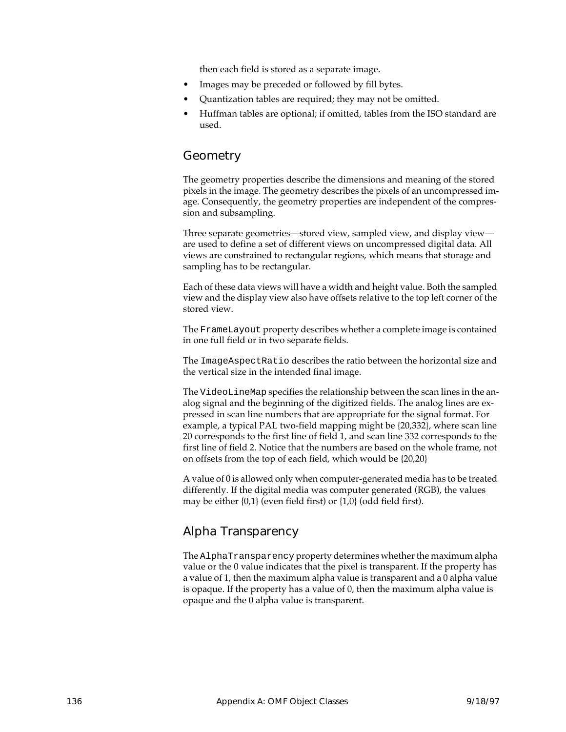then each field is stored as a separate image.

- Images may be preceded or followed by fill bytes.
- Quantization tables are required; they may not be omitted.
- Huffman tables are optional; if omitted, tables from the ISO standard are used.

## Geometry

The geometry properties describe the dimensions and meaning of the stored pixels in the image. The geometry describes the pixels of an uncompressed image. Consequently, the geometry properties are independent of the compression and subsampling.

Three separate geometries—stored view, sampled view, and display view—are used to define a set of different views on uncompressed digital data. All views are constrained to rectangular regions, which means that storage and sampling has to be rectangular.

Each of these data views will have a width and height value. Both the sampled view and the display view also have offsets relative to the top left corner of the stored view.

The `FrameLayout` property describes whether a complete image is contained in one full field or in two separate fields.

The `ImageAspectRatio` describes the ratio between the horizontal size and the vertical size in the intended final image.

The `VideoLineMap` specifies the relationship between the scan lines in the analog signal and the beginning of the digitized fields. The analog lines are expressed in scan line numbers that are appropriate for the signal format. For example, a typical PAL two-field mapping might be {20,332}, where scan line 20 corresponds to the first line of field 1, and scan line 332 corresponds to the first line of field 2. Notice that the numbers are based on the whole frame, not on offsets from the top of each field, which would be {20,20}

A value of 0 is allowed only when computer-generated media has to be treated differently. If the digital media was computer generated (RGB), the values may be either {0,1} (even field first) or {1,0} (odd field first).

## Alpha Transparency

The `AlphaTransparency` property determines whether the maximum alpha value or the 0 value indicates that the pixel is transparent. If the property has a value of 1, then the maximum alpha value is transparent and a 0 alpha value is opaque. If the property has a value of 0, then the maximum alpha value is opaque and the 0 alpha value is transparent.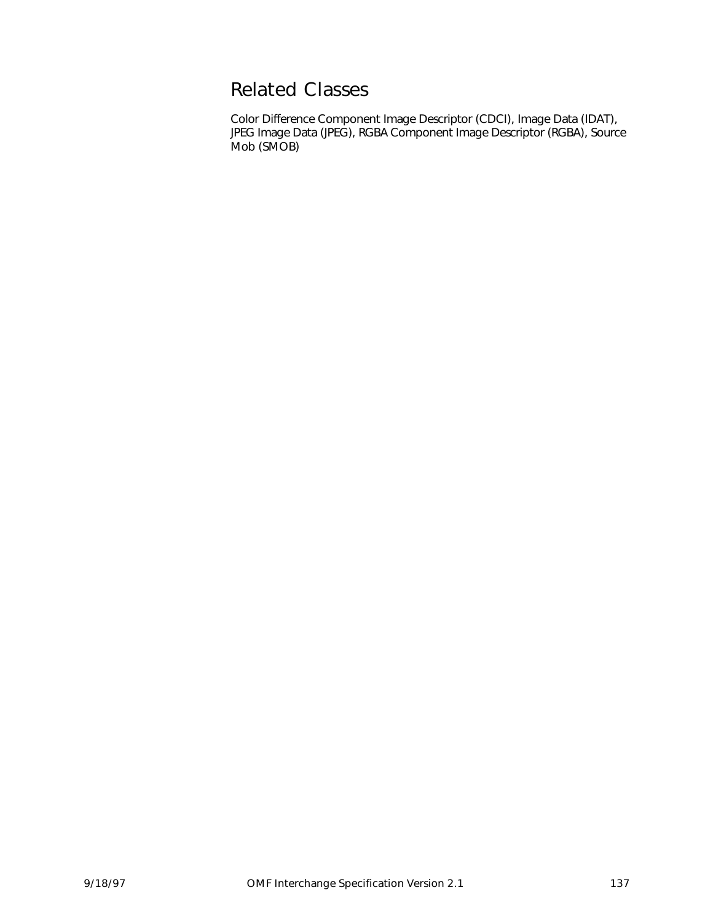## Related Classes

Color Difference Component Image Descriptor (CDCI), Image Data (IDAT), JPEG Image Data (JPEG), RGBA Component Image Descriptor (RGBA), Source Mob (SMOB)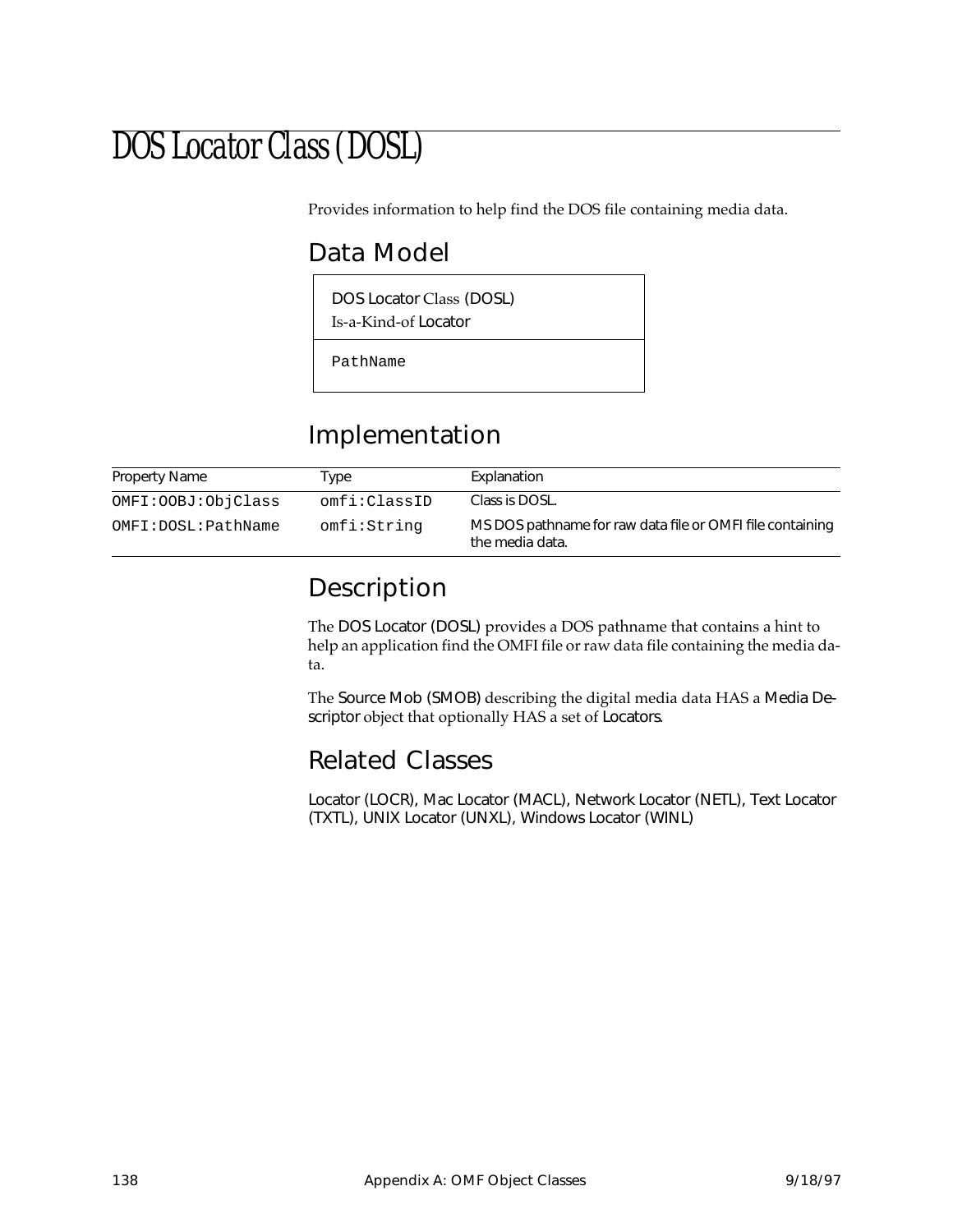# DOS Locator Class (DOSL)

Provides information to help find the DOS file containing media data.

## Data Model

| DOS Locator Class (DOSL)<br>Is-a-Kind-of Locator |
|---|
| `PathName` |

## Implementation

| Property Name | Type | Explanation |
|---|---|---|
| `OMFI:OOBJ:ObjClass` | `omfi:ClassID` | Class is DOSL. |
| `OMFI:DOSL:PathName` | `omfi:String` | MS DOS pathname for raw data file or OMFI file containing the media data. |

## Description

The DOS Locator (DOSL) provides a DOS pathname that contains a hint to help an application find the OMFI file or raw data file containing the media data.

The Source Mob (SMOB) describing the digital media data HAS a Media Descriptor object that optionally HAS a set of Locators.

## Related Classes

Locator (LOCR), Mac Locator (MACL), Network Locator (NETL), Text Locator (TXTL), UNIX Locator (UNXL), Windows Locator (WINL)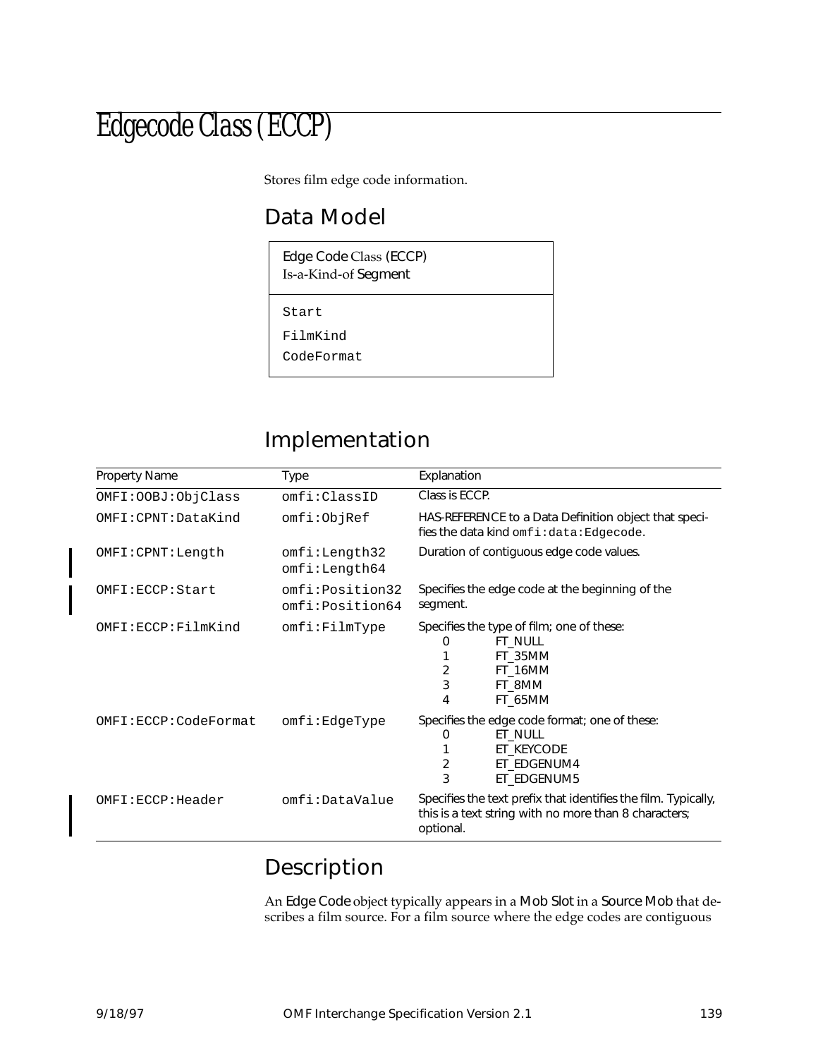# Edgecode Class (ECCP)

Stores film edge code information.

## Data Model

| Edge Code Class (ECCP) Is-a-Kind-of Segment |
|---|
| Start<br>FilmKind<br>CodeFormat |

## Implementation

| Property Name | Type | Explanation |
|---|---|---|
| OMFI:OOBJ:ObjClass | omfi:ClassID | Class is ECCP. |
| OMFI:CPNT:DataKind | omfi:ObjRef | HAS-REFERENCE to a Data Definition object that specifies the data kind `omfi:data:Edgecode`. |
| OMFI:CPNT:Length | omfi:Length32<br>omfi:Length64 | Duration of contiguous edge code values. |
| OMFI:ECCP:Start | omfi:Position32<br>omfi:Position64 | Specifies the edge code at the beginning of the segment. |
| OMFI:ECCP:FilmKind | omfi:FilmType | Specifies the type of film; one of these:<br>0 FT_NULL<br>1 FT_35MM<br>2 FT_16MM<br>3 FT_8MM<br>4 FT_65MM |
| OMFI:ECCP:CodeFormat | omfi:EdgeType | Specifies the edge code format; one of these:<br>0 ET_NULL<br>1 ET_KEYCODE<br>2 ET_EDGENUM4<br>3 ET_EDGENUM5 |
| OMFI:ECCP:Header | omfi:DataValue | Specifies the text prefix that identifies the film. Typically, this is a text string with no more than 8 characters; optional. |

## Description

An Edge Code object typically appears in a Mob Slot in a Source Mob that describes a film source. For a film source where the edge codes are contiguous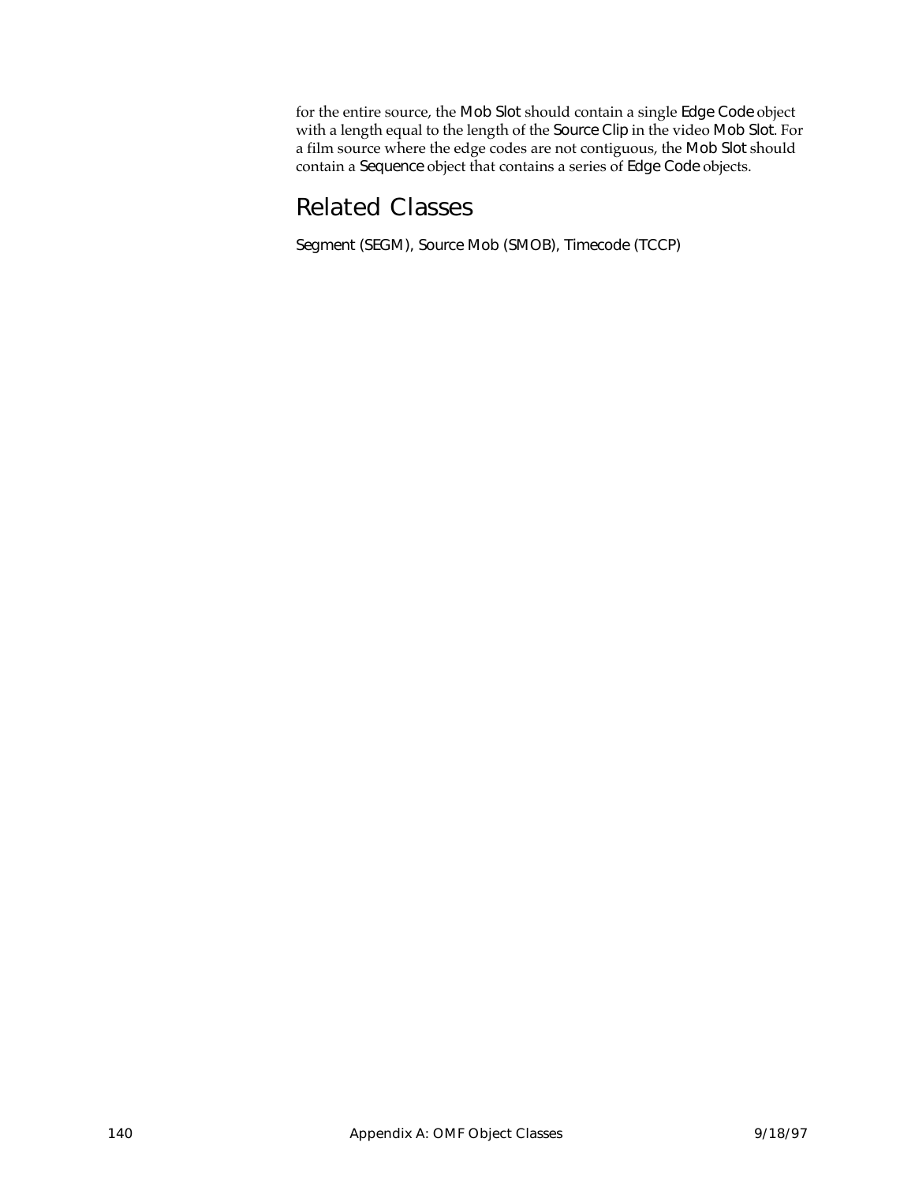for the entire source, the Mob Slot should contain a single Edge Code object with a length equal to the length of the Source Clip in the video Mob Slot. For a film source where the edge codes are not contiguous, the Mob Slot should contain a Sequence object that contains a series of Edge Code objects.

## Related Classes

Segment (SEGM), Source Mob (SMOB), Timecode (TCCP)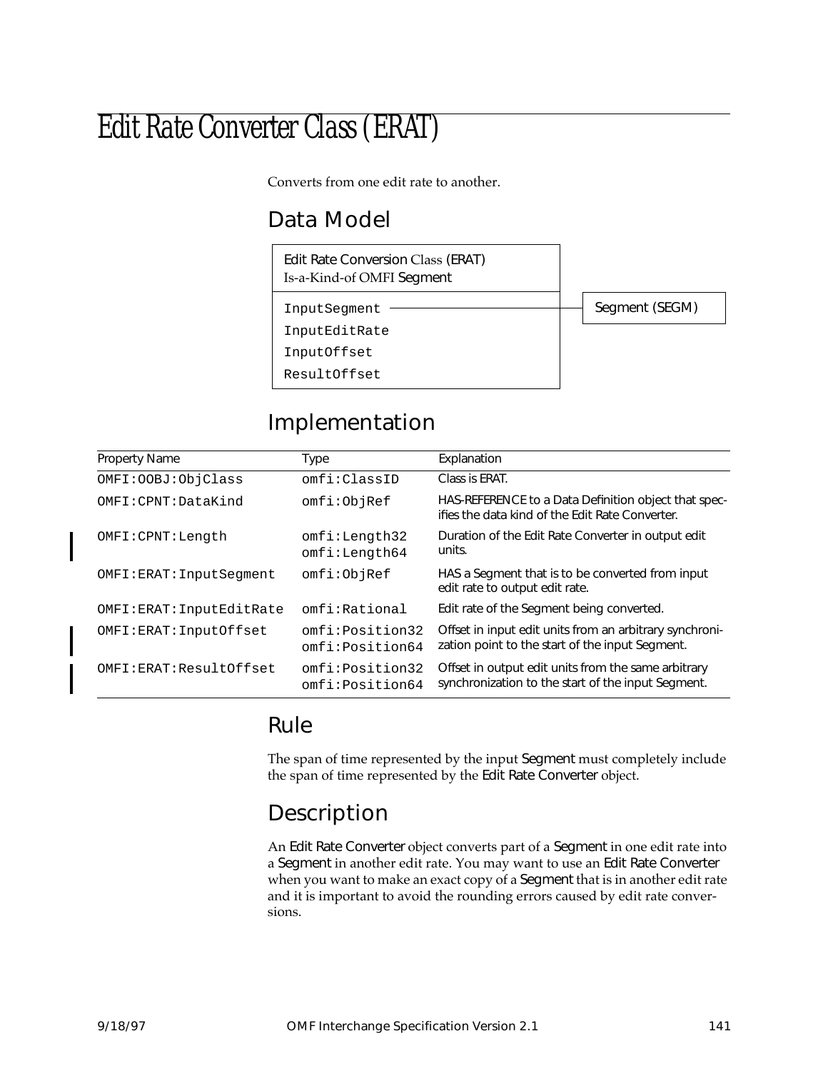# Edit Rate Converter Class (ERAT)

Converts from one edit rate to another.

## Data Model

| Edit Rate Conversion Class (ERAT) Is-a-Kind-of OMFI Segment | |
|---|---|
| InputSegment | Segment (SEGM) |
| InputEditRate | |
| InputOffset | |
| ResultOffset | |

## Implementation

| Property Name | Type | Explanation |
|---|---|---|
| OMFI:OOBJ:ObjClass | omfi:ClassID | Class is ERAT. |
| OMFI:CPNT:DataKind | omfi:ObjRef | HAS-REFERENCE to a Data Definition object that specifies the data kind of the Edit Rate Converter. |
| OMFI:CPNT:Length | omfi:Length32 omfi:Length64 | Duration of the Edit Rate Converter in output edit units. |
| OMFI:ERAT:InputSegment | omfi:ObjRef | HAS a Segment that is to be converted from input edit rate to output edit rate. |
| OMFI:ERAT:InputEditRate | omfi:Rational | Edit rate of the Segment being converted. |
| OMFI:ERAT:InputOffset | omfi:Position32 omfi:Position64 | Offset in input edit units from an arbitrary synchronization point to the start of the input Segment. |
| OMFI:ERAT:ResultOffset | omfi:Position32 omfi:Position64 | Offset in output edit units from the same arbitrary synchronization to the start of the input Segment. |

## Rule

The span of time represented by the input Segment must completely include the span of time represented by the Edit Rate Converter object.

## Description

An Edit Rate Converter object converts part of a Segment in one edit rate into a Segment in another edit rate. You may want to use an Edit Rate Converter when you want to make an exact copy of a Segment that is in another edit rate and it is important to avoid the rounding errors caused by edit rate conversions.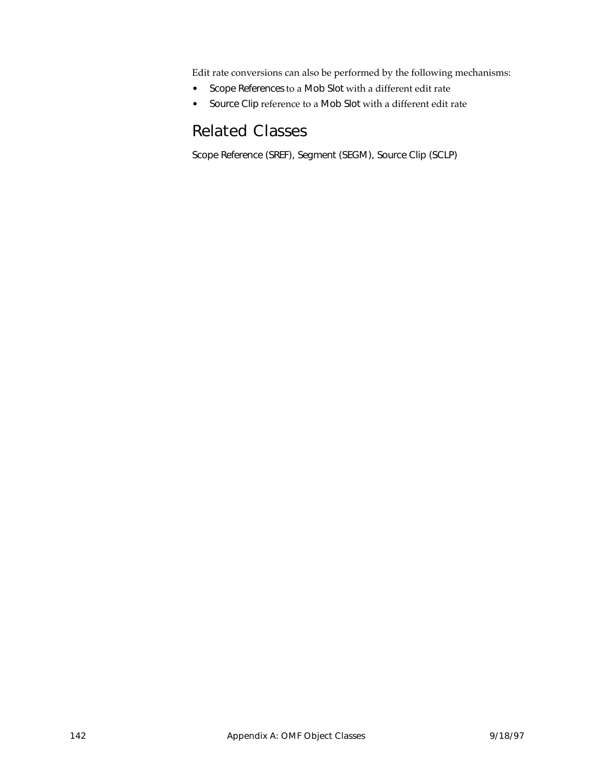Edit rate conversions can also be performed by the following mechanisms:

- Scope References to a Mob Slot with a different edit rate
- Source Clip reference to a Mob Slot with a different edit rate

## Related Classes

Scope Reference (SREF), Segment (SEGM), Source Clip (SCLP)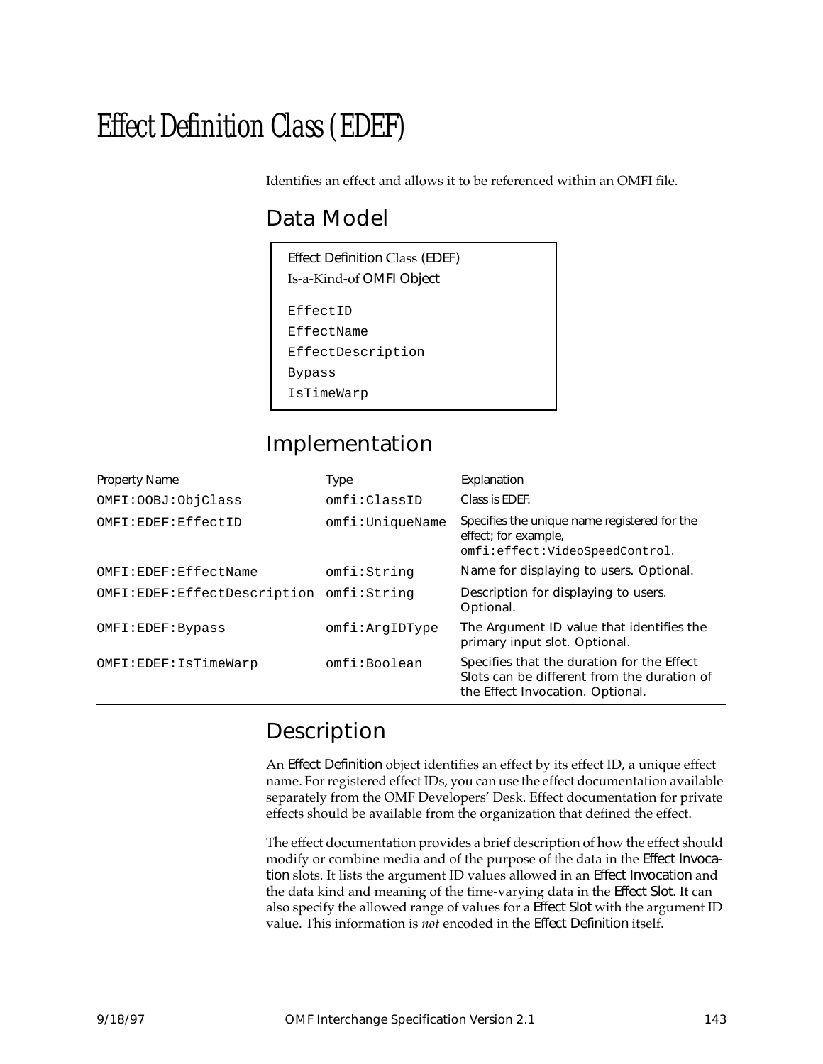# Effect Definition Class (EDEF)

Identifies an effect and allows it to be referenced within an OMFI file.

## Data Model

| Effect Definition Class (EDEF)<br>Is-a-Kind-of OMFI Object |
|---|
| EffectID<br>EffectName<br>EffectDescription<br>Bypass<br>IsTimeWarp |

## Implementation

| Property Name | Type | Explanation |
|---|---|---|
| OMFI:OOBJ:ObjClass | omfi:ClassID | Class is EDEF. |
| OMFI:EDEF:EffectID | omfi:UniqueName | Specifies the unique name registered for the effect; for example, omfi:effect:VideoSpeedControl. |
| OMFI:EDEF:EffectName | omfi:String | Name for displaying to users. Optional. |
| OMFI:EDEF:EffectDescription | omfi:String | Description for displaying to users. Optional. |
| OMFI:EDEF:Bypass | omfi:ArgIDType | The Argument ID value that identifies the primary input slot. Optional. |
| OMFI:EDEF:IsTimeWarp | omfi:Boolean | Specifies that the duration for the Effect Slots can be different from the duration of the Effect Invocation. Optional. |

## Description

An Effect Definition object identifies an effect by its effect ID, a unique effect name. For registered effect IDs, you can use the effect documentation available separately from the OMF Developers' Desk. Effect documentation for private effects should be available from the organization that defined the effect.

The effect documentation provides a brief description of how the effect should modify or combine media and of the purpose of the data in the Effect Invocation slots. It lists the argument ID values allowed in an Effect Invocation and the data kind and meaning of the time-varying data in the Effect Slot. It can also specify the allowed range of values for a Effect Slot with the argument ID value. This information is *not* encoded in the Effect Definition itself.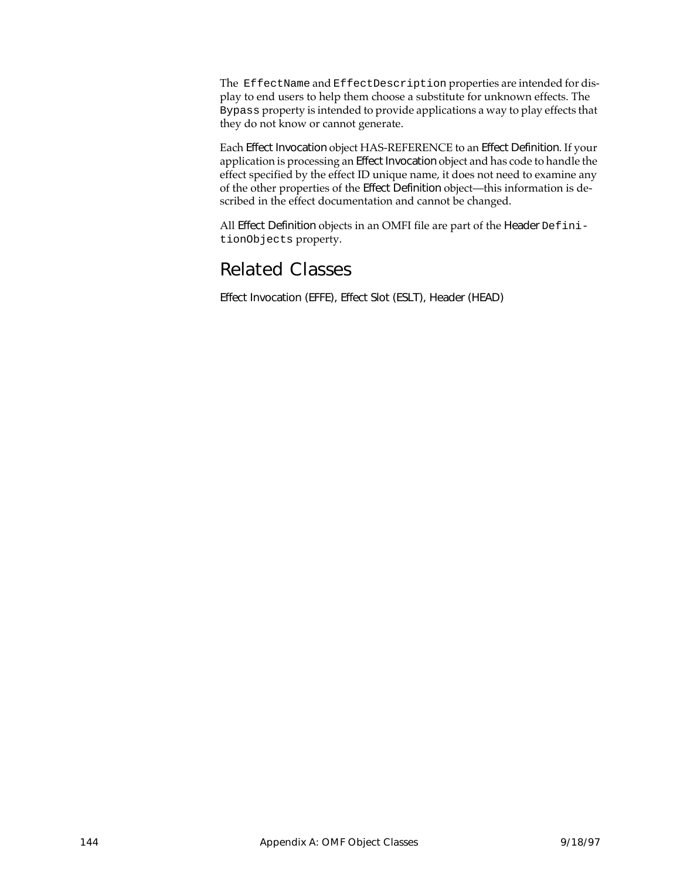The `EffectName` and `EffectDescription` properties are intended for display to end users to help them choose a substitute for unknown effects. The `Bypass` property is intended to provide applications a way to play effects that they do not know or cannot generate.

Each Effect Invocation object HAS-REFERENCE to an Effect Definition. If your application is processing an Effect Invocation object and has code to handle the effect specified by the effect ID unique name, it does not need to examine any of the other properties of the Effect Definition object—this information is described in the effect documentation and cannot be changed.

All Effect Definition objects in an OMFI file are part of the Header `DefinitionObjects` property.

## Related Classes

Effect Invocation (EFFE), Effect Slot (ESLT), Header (HEAD)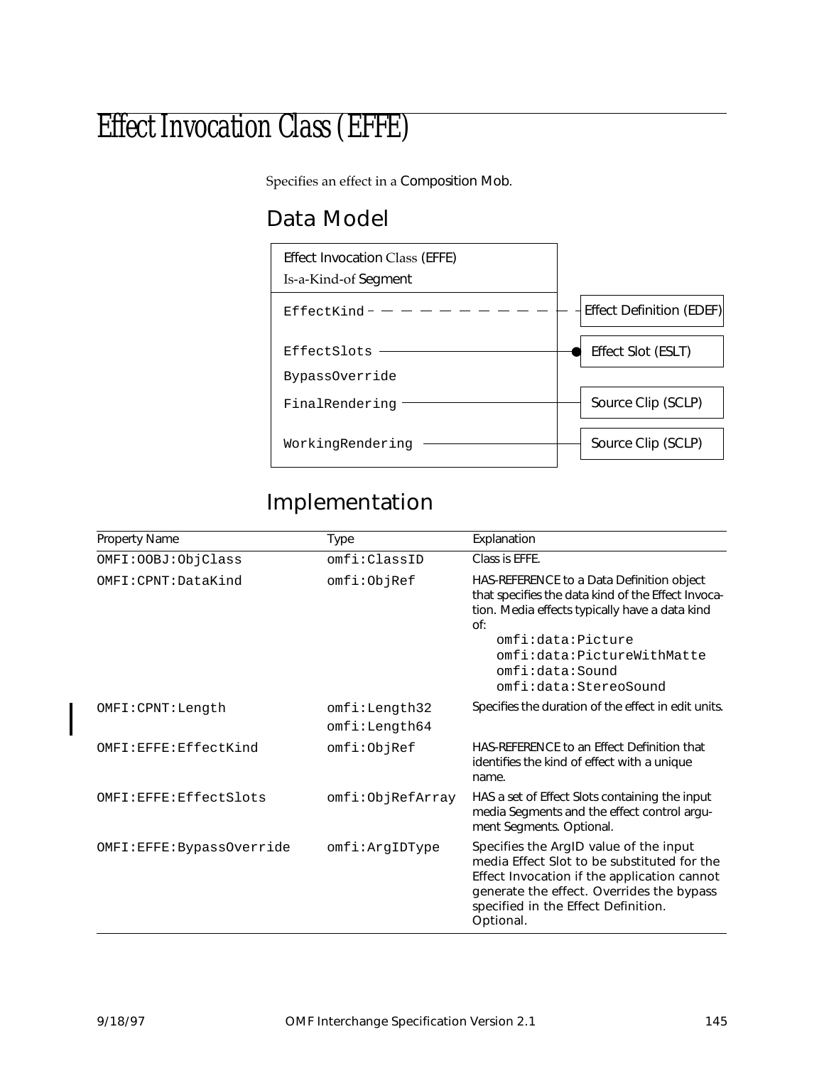# Effect Invocation Class (EFFE)

Specifies an effect in a Composition Mob.

## Data Model

Effect Invocation Class (EFFE)
Is-a-Kind-of Segment

- EffectKind → Effect Definition (EDEF)
- EffectSlots → Effect Slot (ESLT)
- BypassOverride
- FinalRendering → Source Clip (SCLP)
- WorkingRendering → Source Clip (SCLP)

## Implementation

| Property Name | Type | Explanation |
|---|---|---|
| OMFI:OOBJ:ObjClass | omfi:ClassID | Class is EFFE. |
| OMFI:CPNT:DataKind | omfi:ObjRef | HAS-REFERENCE to a Data Definition object that specifies the data kind of the Effect Invocation. Media effects typically have a data kind of: omfi:data:Picture omfi:data:PictureWithMatte omfi:data:Sound omfi:data:StereoSound |
| OMFI:CPNT:Length | omfi:Length32 omfi:Length64 | Specifies the duration of the effect in edit units. |
| OMFI:EFFE:EffectKind | omfi:ObjRef | HAS-REFERENCE to an Effect Definition that identifies the kind of effect with a unique name. |
| OMFI:EFFE:EffectSlots | omfi:ObjRefArray | HAS a set of Effect Slots containing the input media Segments and the effect control argument Segments. Optional. |
| OMFI:EFFE:BypassOverride | omfi:ArgIDType | Specifies the ArgID value of the input media Effect Slot to be substituted for the Effect Invocation if the application cannot generate the effect. Overrides the bypass specified in the Effect Definition. Optional. |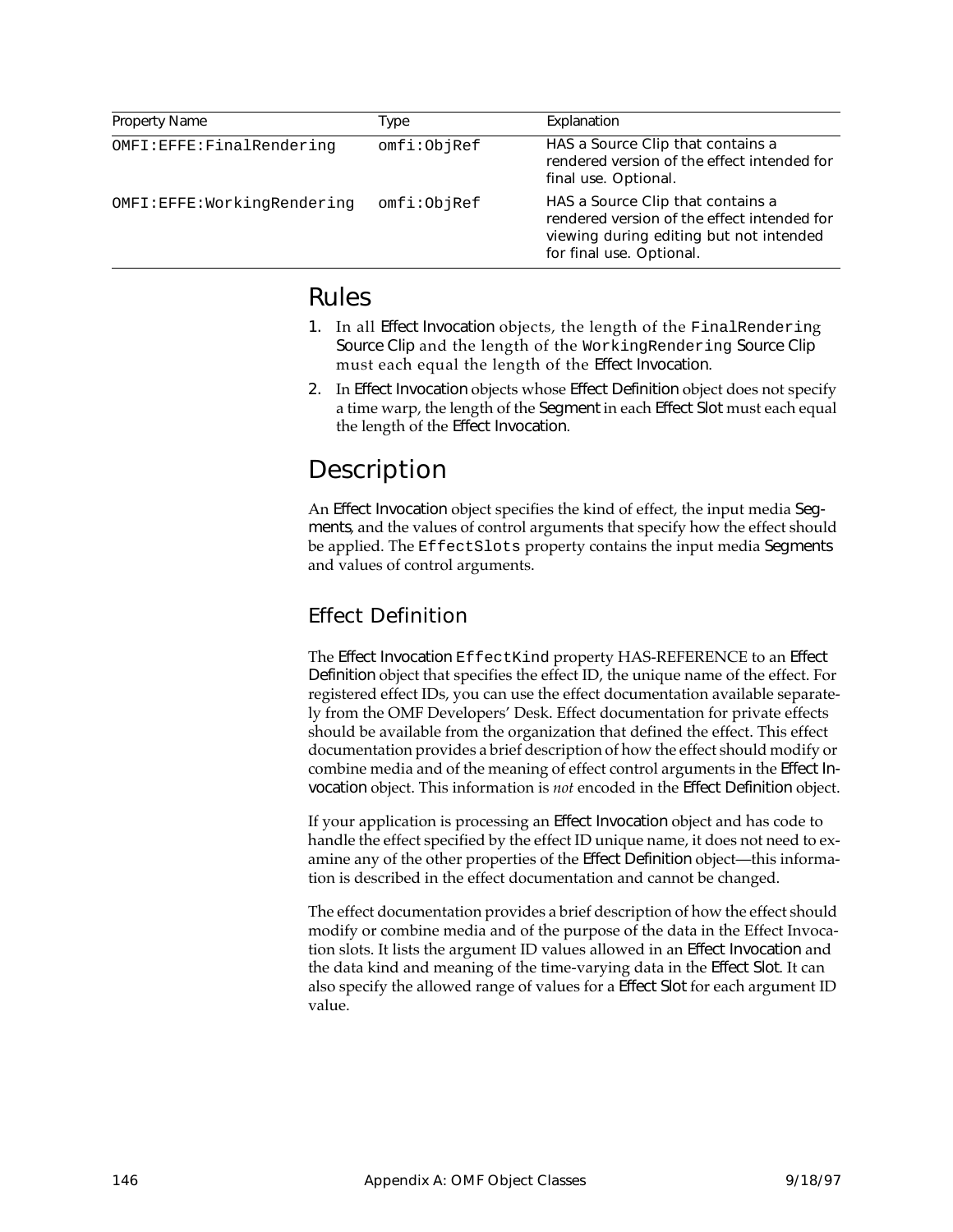| Property Name | Type | Explanation |
| --- | --- | --- |
| OMFI:EFFE:FinalRendering | omfi:ObjRef | HAS a Source Clip that contains a rendered version of the effect intended for final use. Optional. |
| OMFI:EFFE:WorkingRendering | omfi:ObjRef | HAS a Source Clip that contains a rendered version of the effect intended for viewing during editing but not intended for final use. Optional. |

## Rules

1. In all Effect Invocation objects, the length of the `FinalRendering` Source Clip and the length of the `WorkingRendering` Source Clip must each equal the length of the Effect Invocation.
2. In Effect Invocation objects whose Effect Definition object does not specify a time warp, the length of the Segment in each Effect Slot must each equal the length of the Effect Invocation.

## Description

An Effect Invocation object specifies the kind of effect, the input media Segments, and the values of control arguments that specify how the effect should be applied. The `EffectSlots` property contains the input media Segments and values of control arguments.

### Effect Definition

The Effect Invocation `EffectKind` property HAS-REFERENCE to an Effect Definition object that specifies the effect ID, the unique name of the effect. For registered effect IDs, you can use the effect documentation available separately from the OMF Developers' Desk. Effect documentation for private effects should be available from the organization that defined the effect. This effect documentation provides a brief description of how the effect should modify or combine media and of the meaning of effect control arguments in the Effect Invocation object. This information is *not* encoded in the Effect Definition object.

If your application is processing an Effect Invocation object and has code to handle the effect specified by the effect ID unique name, it does not need to examine any of the other properties of the Effect Definition object—this information is described in the effect documentation and cannot be changed.

The effect documentation provides a brief description of how the effect should modify or combine media and of the purpose of the data in the Effect Invocation slots. It lists the argument ID values allowed in an Effect Invocation and the data kind and meaning of the time-varying data in the Effect Slot. It can also specify the allowed range of values for a Effect Slot for each argument ID value.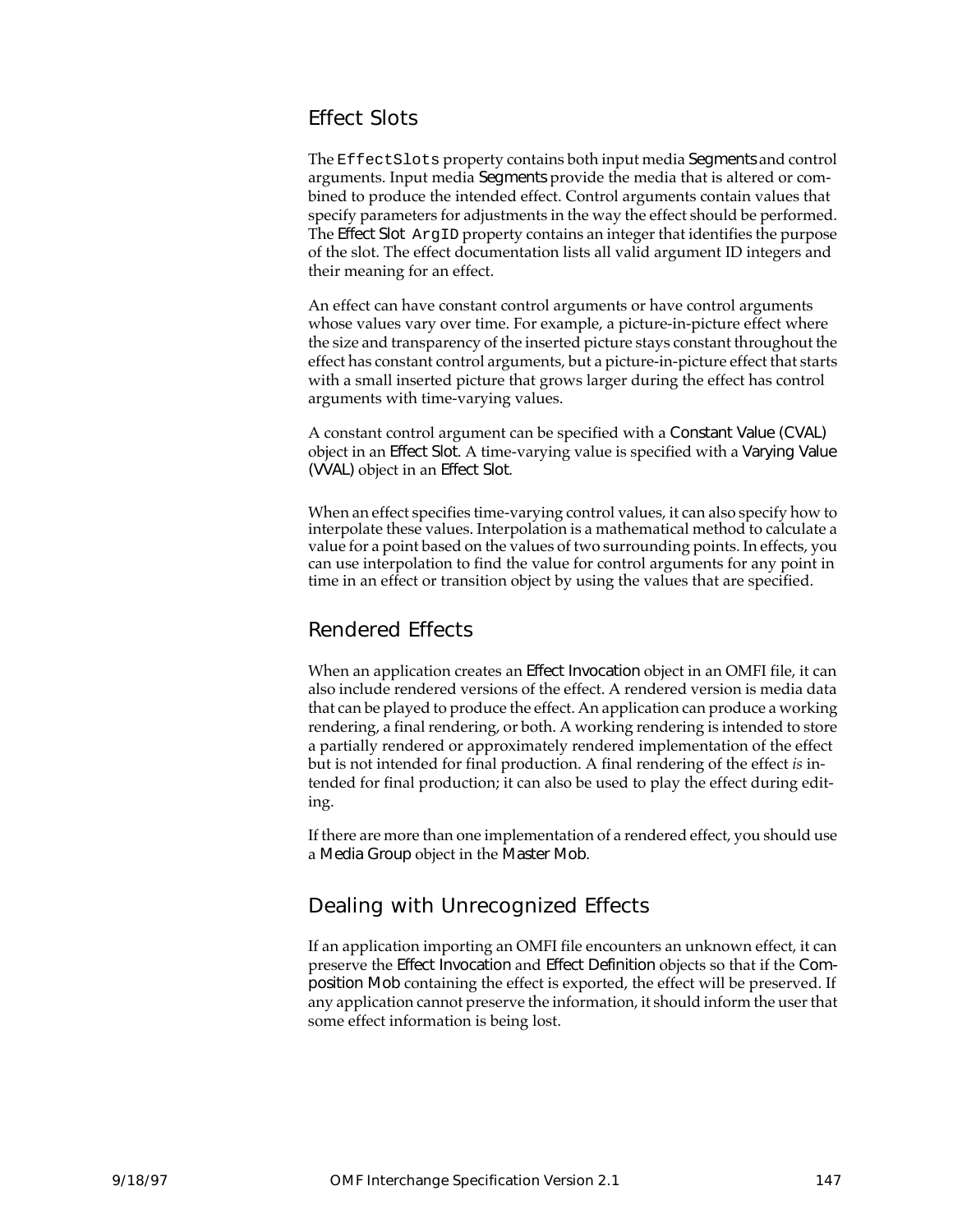## Effect Slots

The `EffectSlots` property contains both input media Segments and control arguments. Input media Segments provide the media that is altered or combined to produce the intended effect. Control arguments contain values that specify parameters for adjustments in the way the effect should be performed. The Effect Slot `ArgID` property contains an integer that identifies the purpose of the slot. The effect documentation lists all valid argument ID integers and their meaning for an effect.

An effect can have constant control arguments or have control arguments whose values vary over time. For example, a picture-in-picture effect where the size and transparency of the inserted picture stays constant throughout the effect has constant control arguments, but a picture-in-picture effect that starts with a small inserted picture that grows larger during the effect has control arguments with time-varying values.

A constant control argument can be specified with a Constant Value (CVAL) object in an Effect Slot. A time-varying value is specified with a Varying Value (VVAL) object in an Effect Slot.

When an effect specifies time-varying control values, it can also specify how to interpolate these values. Interpolation is a mathematical method to calculate a value for a point based on the values of two surrounding points. In effects, you can use interpolation to find the value for control arguments for any point in time in an effect or transition object by using the values that are specified.

## Rendered Effects

When an application creates an Effect Invocation object in an OMFI file, it can also include rendered versions of the effect. A rendered version is media data that can be played to produce the effect. An application can produce a working rendering, a final rendering, or both. A working rendering is intended to store a partially rendered or approximately rendered implementation of the effect but is not intended for final production. A final rendering of the effect *is* intended for final production; it can also be used to play the effect during editing.

If there are more than one implementation of a rendered effect, you should use a Media Group object in the Master Mob.

## Dealing with Unrecognized Effects

If an application importing an OMFI file encounters an unknown effect, it can preserve the Effect Invocation and Effect Definition objects so that if the Composition Mob containing the effect is exported, the effect will be preserved. If any application cannot preserve the information, it should inform the user that some effect information is being lost.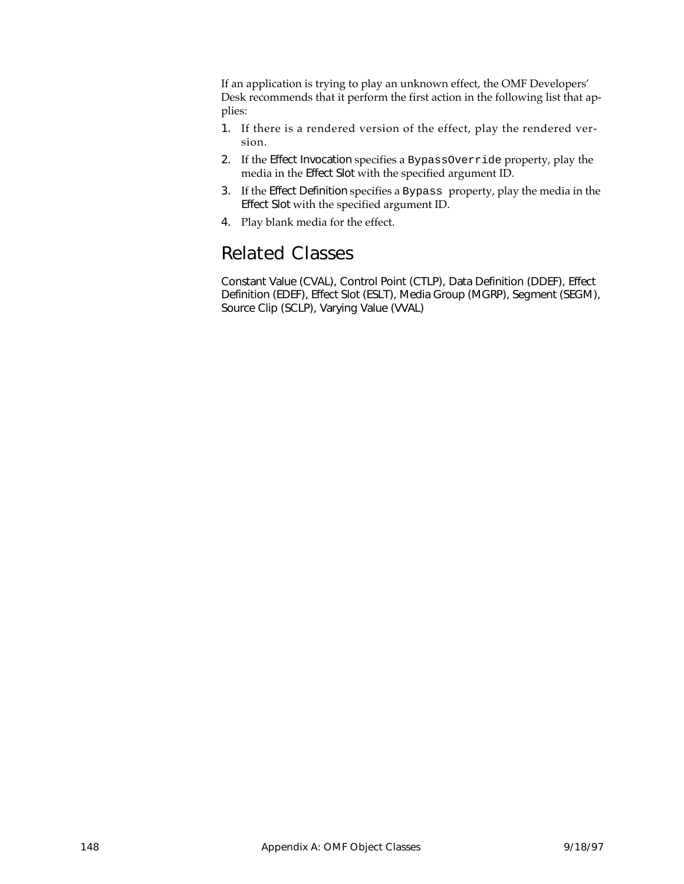If an application is trying to play an unknown effect, the OMF Developers' Desk recommends that it perform the first action in the following list that applies:

1. If there is a rendered version of the effect, play the rendered version.
2. If the Effect Invocation specifies a `BypassOverride` property, play the media in the Effect Slot with the specified argument ID.
3. If the Effect Definition specifies a `Bypass` property, play the media in the Effect Slot with the specified argument ID.
4. Play blank media for the effect.

## Related Classes

Constant Value (CVAL), Control Point (CTLP), Data Definition (DDEF), Effect Definition (EDEF), Effect Slot (ESLT), Media Group (MGRP), Segment (SEGM), Source Clip (SCLP), Varying Value (VVAL)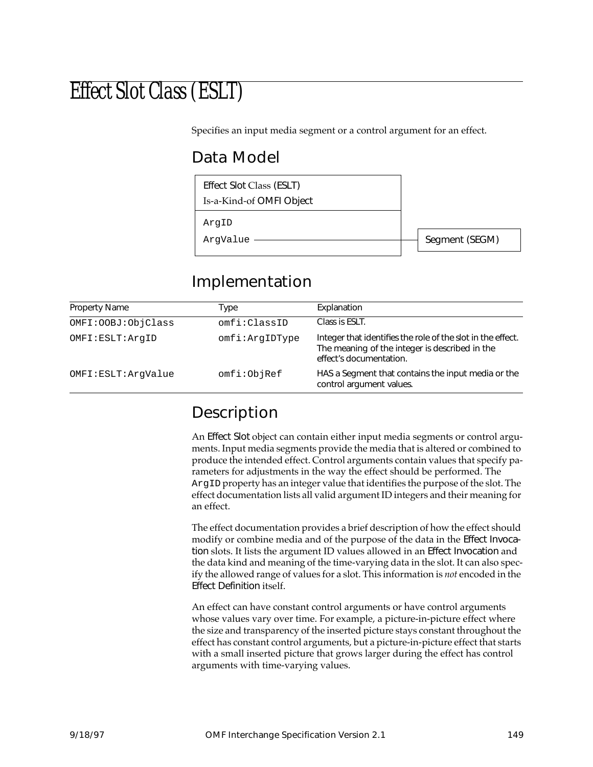# Effect Slot Class (ESLT)

Specifies an input media segment or a control argument for an effect.

## Data Model

| Effect Slot Class (ESLT)<br>Is-a-Kind-of OMFI Object | |
|---|---|
| ArgID | |
| ArgValue | → Segment (SEGM) |

## Implementation

| Property Name | Type | Explanation |
|---|---|---|
| OMFI:OOBJ:ObjClass | omfi:ClassID | Class is ESLT. |
| OMFI:ESLT:ArgID | omfi:ArgIDType | Integer that identifies the role of the slot in the effect. The meaning of the integer is described in the effect's documentation. |
| OMFI:ESLT:ArgValue | omfi:ObjRef | HAS a Segment that contains the input media or the control argument values. |

## Description

An Effect Slot object can contain either input media segments or control arguments. Input media segments provide the media that is altered or combined to produce the intended effect. Control arguments contain values that specify parameters for adjustments in the way the effect should be performed. The `ArgID` property has an integer value that identifies the purpose of the slot. The effect documentation lists all valid argument ID integers and their meaning for an effect.

The effect documentation provides a brief description of how the effect should modify or combine media and of the purpose of the data in the Effect Invocation slots. It lists the argument ID values allowed in an Effect Invocation and the data kind and meaning of the time-varying data in the slot. It can also specify the allowed range of values for a slot. This information is *not* encoded in the Effect Definition itself.

An effect can have constant control arguments or have control arguments whose values vary over time. For example, a picture-in-picture effect where the size and transparency of the inserted picture stays constant throughout the effect has constant control arguments, but a picture-in-picture effect that starts with a small inserted picture that grows larger during the effect has control arguments with time-varying values.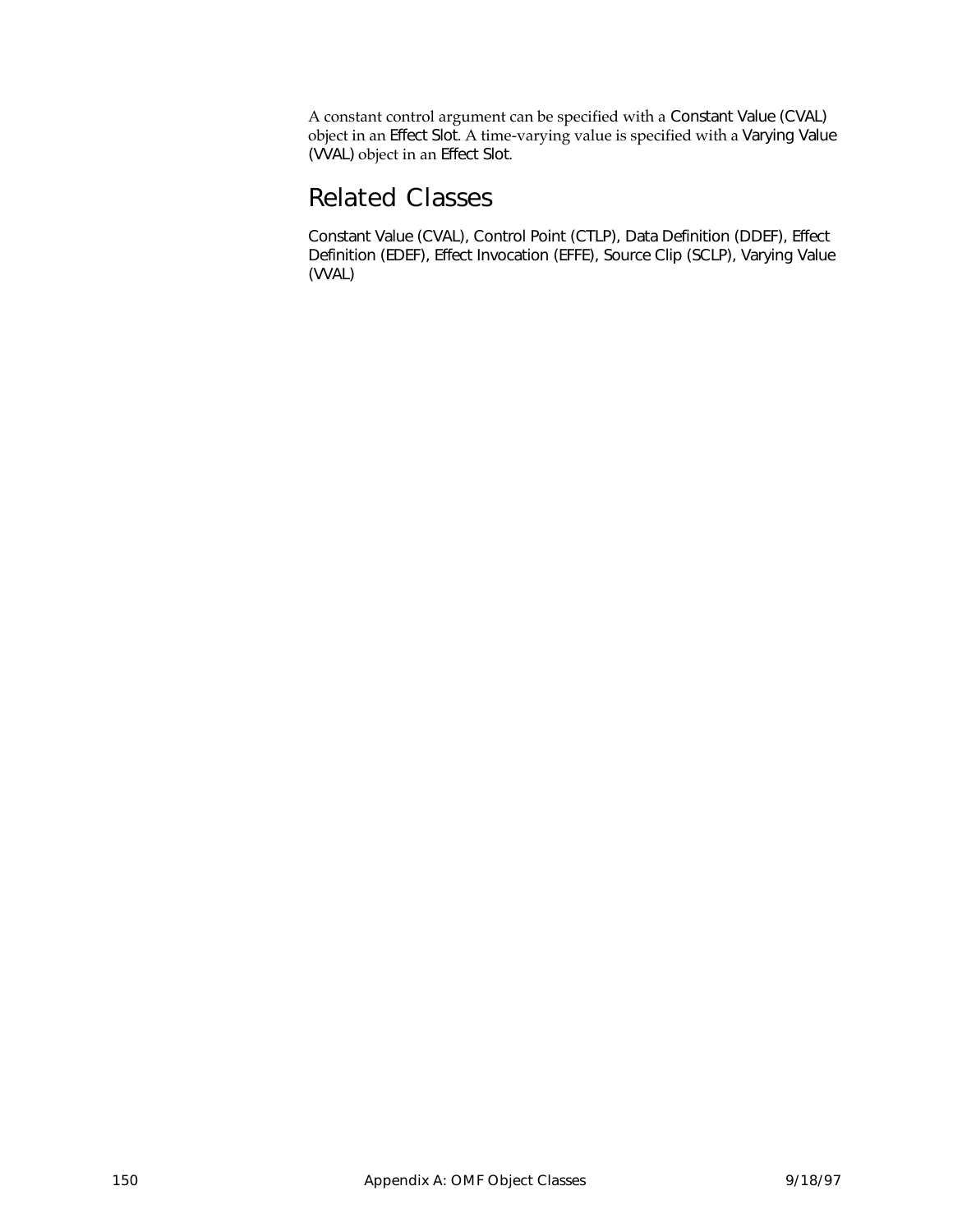A constant control argument can be specified with a Constant Value (CVAL) object in an Effect Slot. A time-varying value is specified with a Varying Value (VVAL) object in an Effect Slot.

## Related Classes

Constant Value (CVAL), Control Point (CTLP), Data Definition (DDEF), Effect Definition (EDEF), Effect Invocation (EFFE), Source Clip (SCLP), Varying Value (VVAL)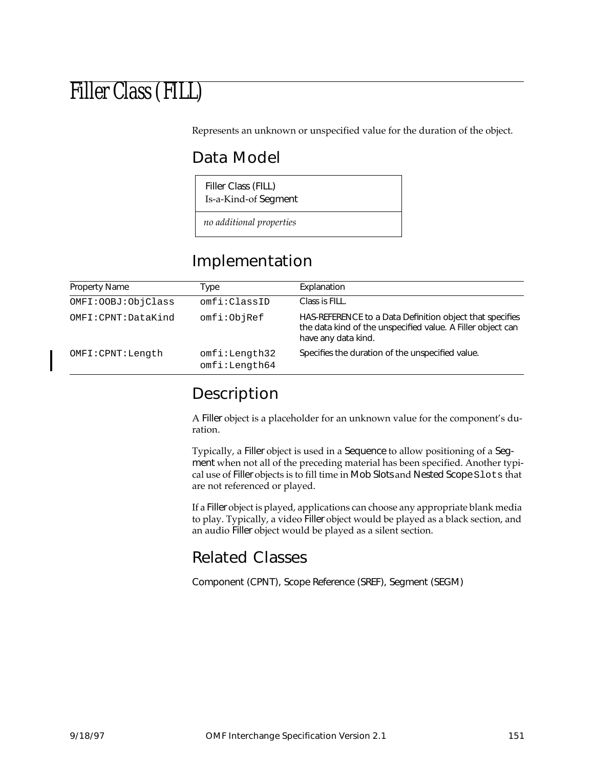# Filler Class (FILL)

Represents an unknown or unspecified value for the duration of the object.

## Data Model

| Filler Class (FILL)<br>Is-a-Kind-of Segment |
|---|
| *no additional properties* |

## Implementation

| Property Name | Type | Explanation |
|---|---|---|
| OMFI:OOBJ:ObjClass | omfi:ClassID | Class is FILL. |
| OMFI:CPNT:DataKind | omfi:ObjRef | HAS-REFERENCE to a Data Definition object that specifies the data kind of the unspecified value. A Filler object can have any data kind. |
| OMFI:CPNT:Length | omfi:Length32<br>omfi:Length64 | Specifies the duration of the unspecified value. |

## Description

A Filler object is a placeholder for an unknown value for the component's duration.

Typically, a Filler object is used in a Sequence to allow positioning of a Segment when not all of the preceding material has been specified. Another typical use of Filler objects is to fill time in Mob Slots and Nested Scope Slots that are not referenced or played.

If a Filler object is played, applications can choose any appropriate blank media to play. Typically, a video Filler object would be played as a black section, and an audio Filler object would be played as a silent section.

## Related Classes

Component (CPNT), Scope Reference (SREF), Segment (SEGM)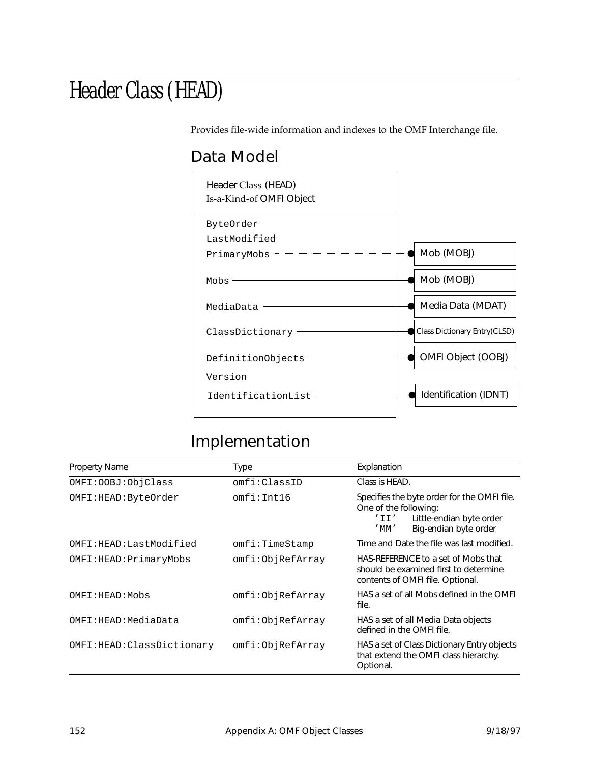# Header Class (HEAD)

Provides file-wide information and indexes to the OMF Interchange file.

## Data Model

Header Class (HEAD)
Is-a-Kind-of OMFI Object

| Property | Reference |
|---|---|
| ByteOrder | |
| LastModified | |
| PrimaryMobs | Mob (MOBJ) |
| Mobs | Mob (MOBJ) |
| MediaData | Media Data (MDAT) |
| ClassDictionary | Class Dictionary Entry(CLSD) |
| DefinitionObjects | OMFI Object (OOBJ) |
| Version | |
| IdentificationList | Identification (IDNT) |

## Implementation

| Property Name | Type | Explanation |
|---|---|---|
| OMFI:OOBJ:ObjClass | omfi:ClassID | Class is HEAD. |
| OMFI:HEAD:ByteOrder | omfi:Int16 | Specifies the byte order for the OMFI file. One of the following: 'II' Little-endian byte order; 'MM' Big-endian byte order |
| OMFI:HEAD:LastModified | omfi:TimeStamp | Time and Date the file was last modified. |
| OMFI:HEAD:PrimaryMobs | omfi:ObjRefArray | HAS-REFERENCE to a set of Mobs that should be examined first to determine contents of OMFI file. Optional. |
| OMFI:HEAD:Mobs | omfi:ObjRefArray | HAS a set of all Mobs defined in the OMFI file. |
| OMFI:HEAD:MediaData | omfi:ObjRefArray | HAS a set of all Media Data objects defined in the OMFI file. |
| OMFI:HEAD:ClassDictionary | omfi:ObjRefArray | HAS a set of Class Dictionary Entry objects that extend the OMFI class hierarchy. Optional. |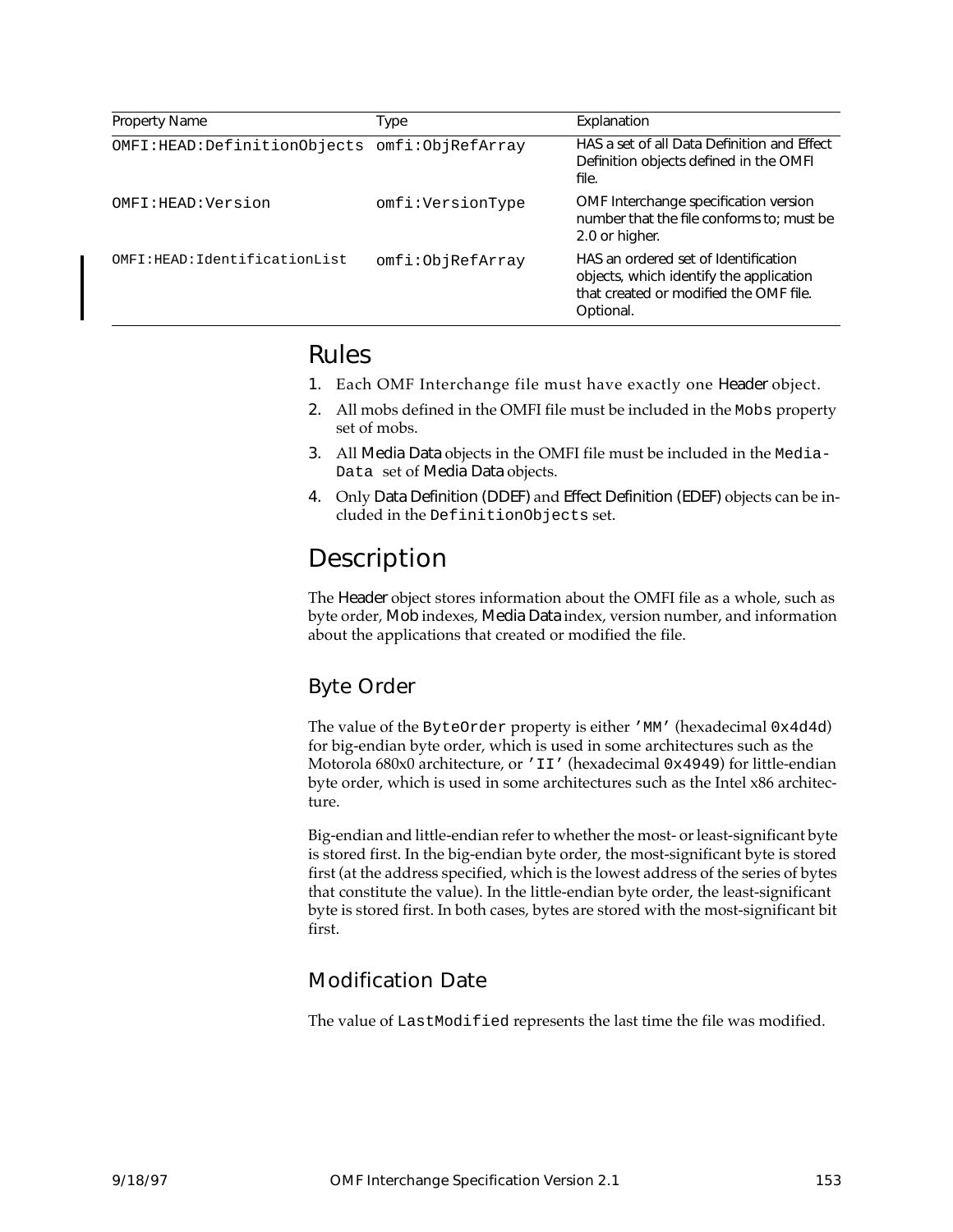| Property Name | Type | Explanation |
|---|---|---|
| OMFI:HEAD:DefinitionObjects | omfi:ObjRefArray | HAS a set of all Data Definition and Effect Definition objects defined in the OMFI file. |
| OMFI:HEAD:Version | omfi:VersionType | OMF Interchange specification version number that the file conforms to; must be 2.0 or higher. |
| OMFI:HEAD:IdentificationList | omfi:ObjRefArray | HAS an ordered set of Identification objects, which identify the application that created or modified the OMF file. Optional. |

## Rules

1. Each OMF Interchange file must have exactly one Header object.
2. All mobs defined in the OMFI file must be included in the `Mobs` property set of mobs.
3. All Media Data objects in the OMFI file must be included in the `MediaData` set of Media Data objects.
4. Only Data Definition (DDEF) and Effect Definition (EDEF) objects can be included in the `DefinitionObjects` set.

## Description

The Header object stores information about the OMFI file as a whole, such as byte order, Mob indexes, Media Data index, version number, and information about the applications that created or modified the file.

### Byte Order

The value of the `ByteOrder` property is either `'MM'` (hexadecimal `0x4d4d`) for big-endian byte order, which is used in some architectures such as the Motorola 680x0 architecture, or `'II'` (hexadecimal `0x4949`) for little-endian byte order, which is used in some architectures such as the Intel x86 architecture.

Big-endian and little-endian refer to whether the most- or least-significant byte is stored first. In the big-endian byte order, the most-significant byte is stored first (at the address specified, which is the lowest address of the series of bytes that constitute the value). In the little-endian byte order, the least-significant byte is stored first. In both cases, bytes are stored with the most-significant bit first.

### Modification Date

The value of `LastModified` represents the last time the file was modified.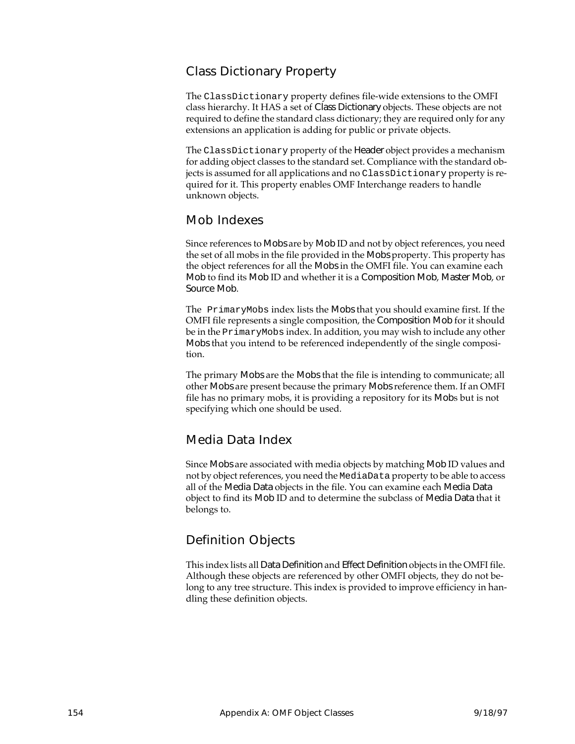## Class Dictionary Property

The `ClassDictionary` property defines file-wide extensions to the OMFI class hierarchy. It HAS a set of Class Dictionary objects. These objects are not required to define the standard class dictionary; they are required only for any extensions an application is adding for public or private objects.

The `ClassDictionary` property of the Header object provides a mechanism for adding object classes to the standard set. Compliance with the standard objects is assumed for all applications and no `ClassDictionary` property is required for it. This property enables OMF Interchange readers to handle unknown objects.

## Mob Indexes

Since references to Mobs are by Mob ID and not by object references, you need the set of all mobs in the file provided in the Mobs property. This property has the object references for all the Mobs in the OMFI file. You can examine each Mob to find its Mob ID and whether it is a Composition Mob, Master Mob, or Source Mob.

The `PrimaryMobs` index lists the Mobs that you should examine first. If the OMFI file represents a single composition, the Composition Mob for it should be in the `PrimaryMobs` index. In addition, you may wish to include any other Mobs that you intend to be referenced independently of the single composition.

The primary Mobs are the Mobs that the file is intending to communicate; all other Mobs are present because the primary Mobs reference them. If an OMFI file has no primary mobs, it is providing a repository for its Mobs but is not specifying which one should be used.

## Media Data Index

Since Mobs are associated with media objects by matching Mob ID values and not by object references, you need the `MediaData` property to be able to access all of the Media Data objects in the file. You can examine each Media Data object to find its Mob ID and to determine the subclass of Media Data that it belongs to.

## Definition Objects

This index lists all Data Definition and Effect Definition objects in the OMFI file. Although these objects are referenced by other OMFI objects, they do not belong to any tree structure. This index is provided to improve efficiency in handling these definition objects.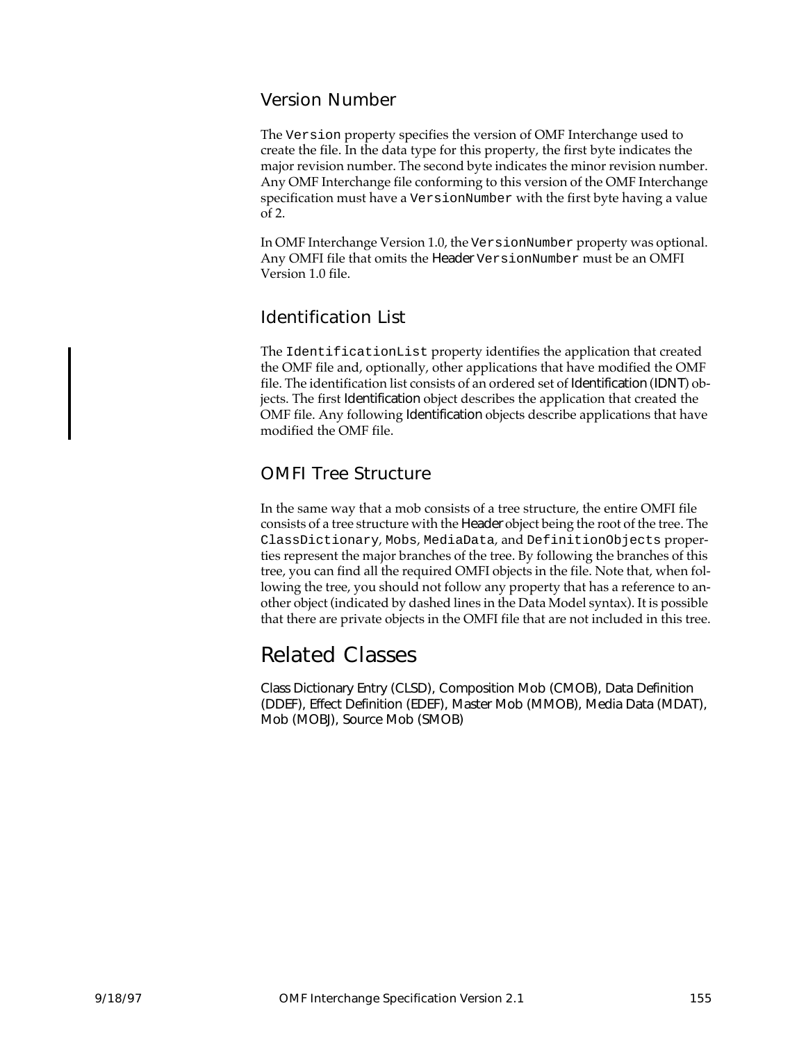### Version Number

The `Version` property specifies the version of OMF Interchange used to create the file. In the data type for this property, the first byte indicates the major revision number. The second byte indicates the minor revision number. Any OMF Interchange file conforming to this version of the OMF Interchange specification must have a `VersionNumber` with the first byte having a value of 2.

In OMF Interchange Version 1.0, the `VersionNumber` property was optional. Any OMFI file that omits the Header `VersionNumber` must be an OMFI Version 1.0 file.

### Identification List

The `IdentificationList` property identifies the application that created the OMF file and, optionally, other applications that have modified the OMF file. The identification list consists of an ordered set of Identification (IDNT) objects. The first Identification object describes the application that created the OMF file. Any following Identification objects describe applications that have modified the OMF file.

### OMFI Tree Structure

In the same way that a mob consists of a tree structure, the entire OMFI file consists of a tree structure with the Header object being the root of the tree. The `ClassDictionary`, `Mobs`, `MediaData`, and `DefinitionObjects` properties represent the major branches of the tree. By following the branches of this tree, you can find all the required OMFI objects in the file. Note that, when following the tree, you should not follow any property that has a reference to another object (indicated by dashed lines in the Data Model syntax). It is possible that there are private objects in the OMFI file that are not included in this tree.

## Related Classes

Class Dictionary Entry (CLSD), Composition Mob (CMOB), Data Definition (DDEF), Effect Definition (EDEF), Master Mob (MMOB), Media Data (MDAT), Mob (MOBJ), Source Mob (SMOB)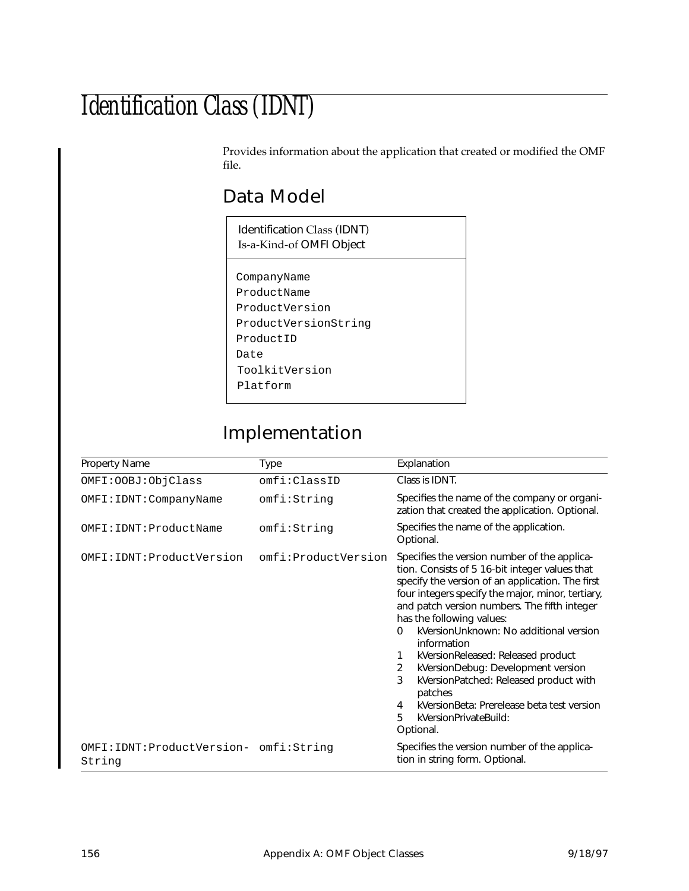# Identification Class (IDNT)

Provides information about the application that created or modified the OMF file.

## Data Model

| Identification Class (IDNT) Is-a-Kind-of OMFI Object |
|---|
| CompanyName<br>ProductName<br>ProductVersion<br>ProductVersionString<br>ProductID<br>Date<br>ToolkitVersion<br>Platform |

## Implementation

| Property Name | Type | Explanation |
|---|---|---|
| OMFI:OOBJ:ObjClass | omfi:ClassID | Class is IDNT. |
| OMFI:IDNT:CompanyName | omfi:String | Specifies the name of the company or organization that created the application. Optional. |
| OMFI:IDNT:ProductName | omfi:String | Specifies the name of the application. Optional. |
| OMFI:IDNT:ProductVersion | omfi:ProductVersion | Specifies the version number of the application. Consists of 5 16-bit integer values that specify the version of an application. The first four integers specify the major, minor, tertiary, and patch version numbers. The fifth integer has the following values:<br>0 kVersionUnknown: No additional version information<br>1 kVersionReleased: Released product<br>2 kVersionDebug: Development version<br>3 kVersionPatched: Released product with patches<br>4 kVersionBeta: Prerelease beta test version<br>5 kVersionPrivateBuild:<br>Optional. |
| OMFI:IDNT:ProductVersion-String | omfi:String | Specifies the version number of the application in string form. Optional. |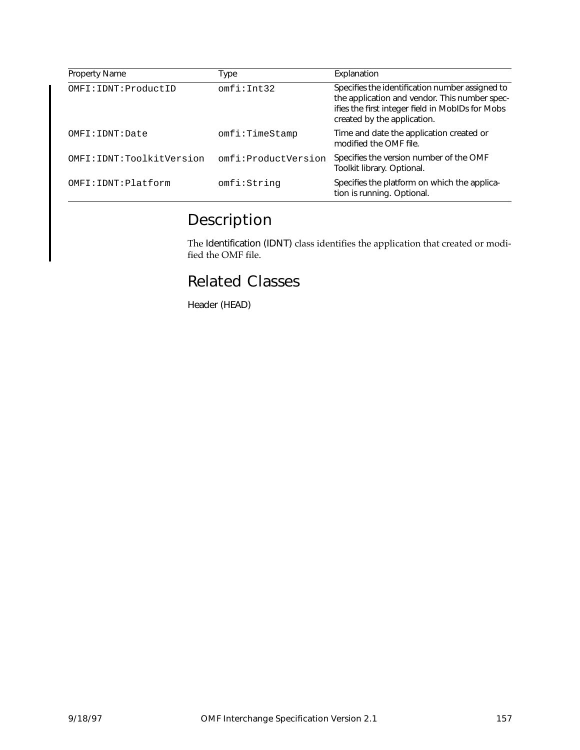| Property Name | Type | Explanation |
| --- | --- | --- |
| OMFI:IDNT:ProductID | omfi:Int32 | Specifies the identification number assigned to the application and vendor. This number specifies the first integer field in MobIDs for Mobs created by the application. |
| OMFI:IDNT:Date | omfi:TimeStamp | Time and date the application created or modified the OMF file. |
| OMFI:IDNT:ToolkitVersion | omfi:ProductVersion | Specifies the version number of the OMF Toolkit library. Optional. |
| OMFI:IDNT:Platform | omfi:String | Specifies the platform on which the application is running. Optional. |

## Description

The Identification (IDNT) class identifies the application that created or modified the OMF file.

## Related Classes

Header (HEAD)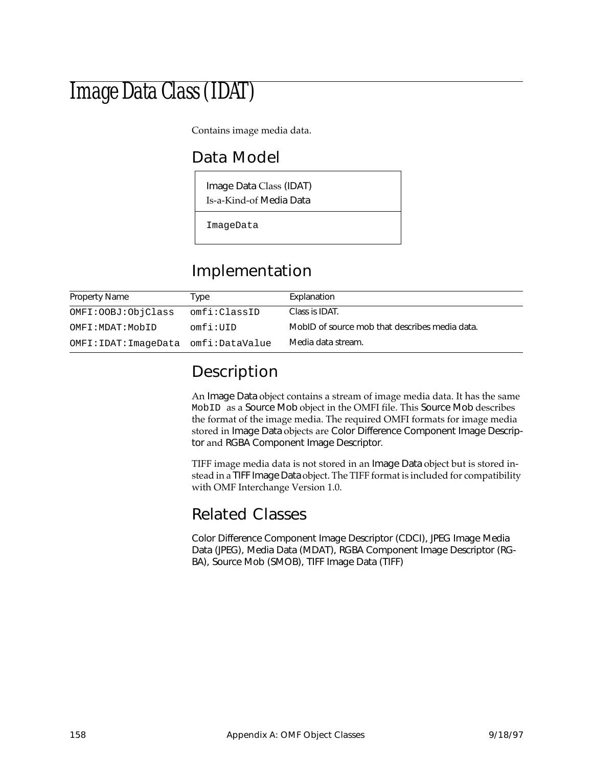# Image Data Class (IDAT)

Contains image media data.

## Data Model

| Image Data Class (IDAT)<br>Is-a-Kind-of Media Data |
|---|
| ImageData |

## Implementation

| Property Name | Type | Explanation |
|---|---|---|
| OMFI:OOBJ:ObjClass | omfi:ClassID | Class is IDAT. |
| OMFI:MDAT:MobID | omfi:UID | MobID of source mob that describes media data. |
| OMFI:IDAT:ImageData | omfi:DataValue | Media data stream. |

## Description

An Image Data object contains a stream of image media data. It has the same `MobID` as a Source Mob object in the OMFI file. This Source Mob describes the format of the image media. The required OMFI formats for image media stored in Image Data objects are Color Difference Component Image Descriptor and RGBA Component Image Descriptor.

TIFF image media data is not stored in an Image Data object but is stored instead in a TIFF Image Data object. The TIFF format is included for compatibility with OMF Interchange Version 1.0.

## Related Classes

Color Difference Component Image Descriptor (CDCI), JPEG Image Media Data (JPEG), Media Data (MDAT), RGBA Component Image Descriptor (RGBA), Source Mob (SMOB), TIFF Image Data (TIFF)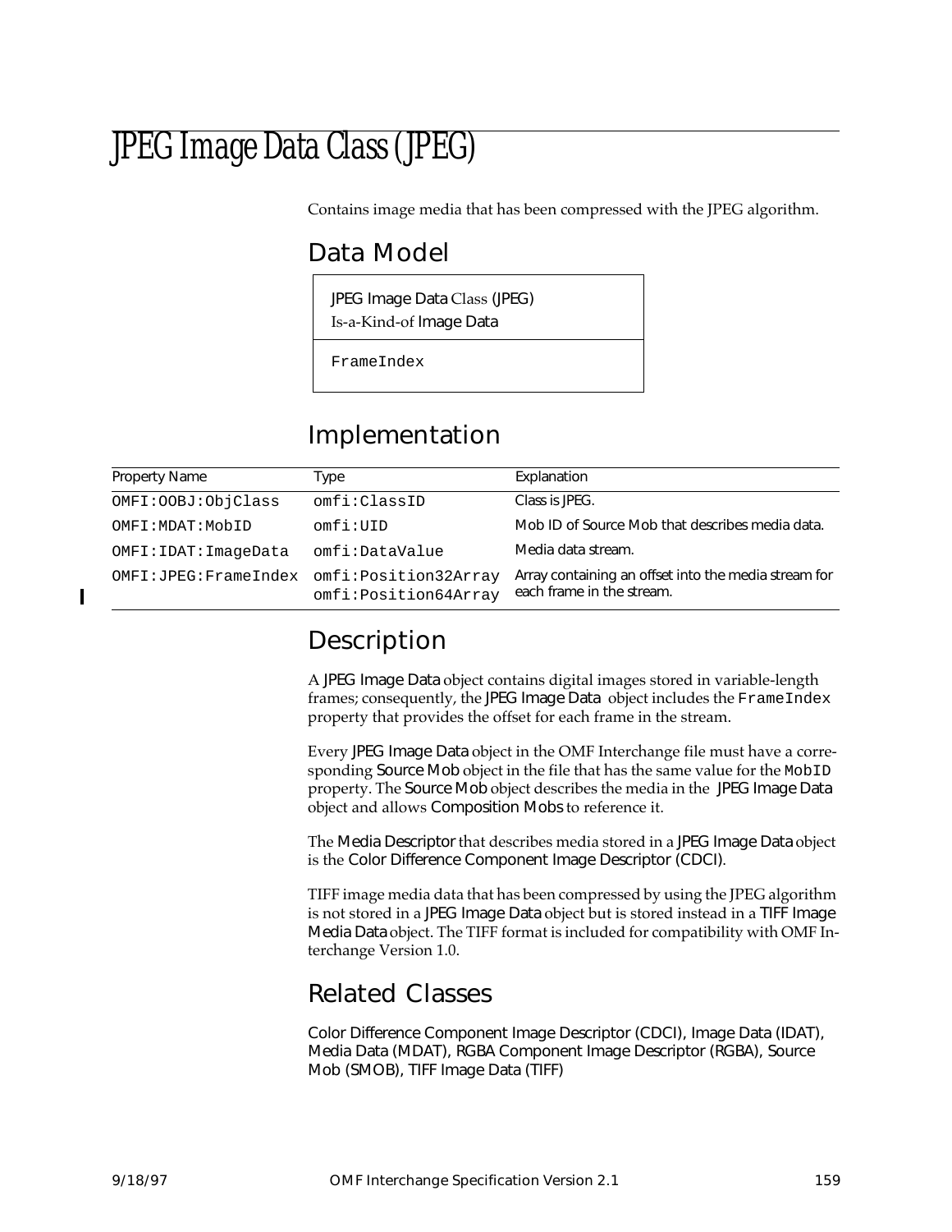# JPEG Image Data Class (JPEG)

Contains image media that has been compressed with the JPEG algorithm.

## Data Model

| JPEG Image Data Class (JPEG)<br>Is-a-Kind-of Image Data |
|---|
| FrameIndex |

## Implementation

| Property Name | Type | Explanation |
|---|---|---|
| OMFI:OOBJ:ObjClass | omfi:ClassID | Class is JPEG. |
| OMFI:MDAT:MobID | omfi:UID | Mob ID of Source Mob that describes media data. |
| OMFI:IDAT:ImageData | omfi:DataValue | Media data stream. |
| OMFI:JPEG:FrameIndex | omfi:Position32Array<br>omfi:Position64Array | Array containing an offset into the media stream for each frame in the stream. |

## Description

A JPEG Image Data object contains digital images stored in variable-length frames; consequently, the JPEG Image Data object includes the `FrameIndex` property that provides the offset for each frame in the stream.

Every JPEG Image Data object in the OMF Interchange file must have a corresponding Source Mob object in the file that has the same value for the `MobID` property. The Source Mob object describes the media in the JPEG Image Data object and allows Composition Mobs to reference it.

The Media Descriptor that describes media stored in a JPEG Image Data object is the Color Difference Component Image Descriptor (CDCI).

TIFF image media data that has been compressed by using the JPEG algorithm is not stored in a JPEG Image Data object but is stored instead in a TIFF Image Media Data object. The TIFF format is included for compatibility with OMF Interchange Version 1.0.

## Related Classes

Color Difference Component Image Descriptor (CDCI), Image Data (IDAT), Media Data (MDAT), RGBA Component Image Descriptor (RGBA), Source Mob (SMOB), TIFF Image Data (TIFF)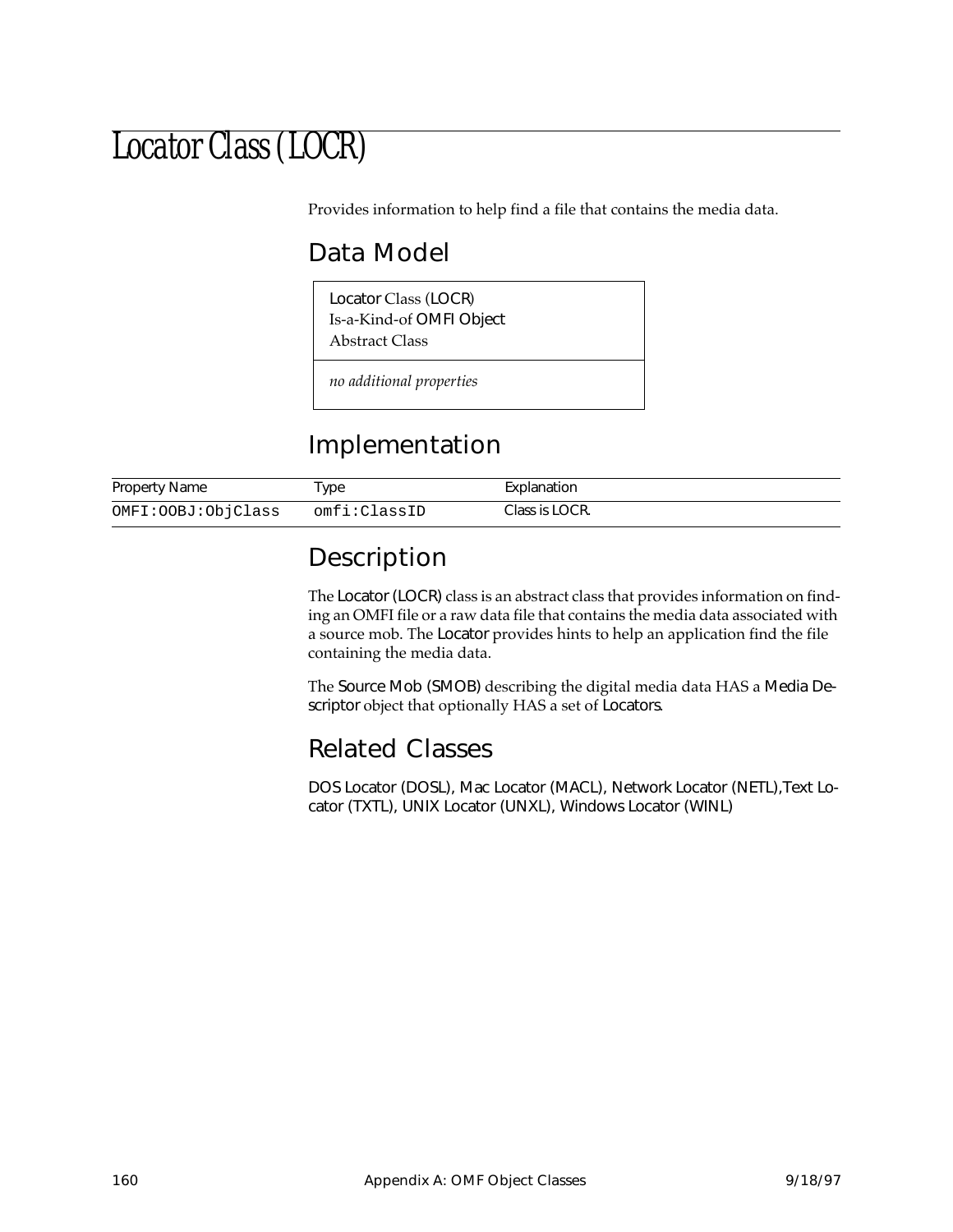# Locator Class (LOCR)

Provides information to help find a file that contains the media data.

## Data Model

| Locator Class (LOCR)<br>Is-a-Kind-of OMFI Object<br>Abstract Class |
|---|
| *no additional properties* |

## Implementation

| Property Name | Type | Explanation |
|---|---|---|
| `OMFI:OOBJ:ObjClass` | `omfi:ClassID` | Class is LOCR. |

## Description

The Locator (LOCR) class is an abstract class that provides information on finding an OMFI file or a raw data file that contains the media data associated with a source mob. The Locator provides hints to help an application find the file containing the media data.

The Source Mob (SMOB) describing the digital media data HAS a Media Descriptor object that optionally HAS a set of Locators.

## Related Classes

DOS Locator (DOSL), Mac Locator (MACL), Network Locator (NETL),Text Locator (TXTL), UNIX Locator (UNXL), Windows Locator (WINL)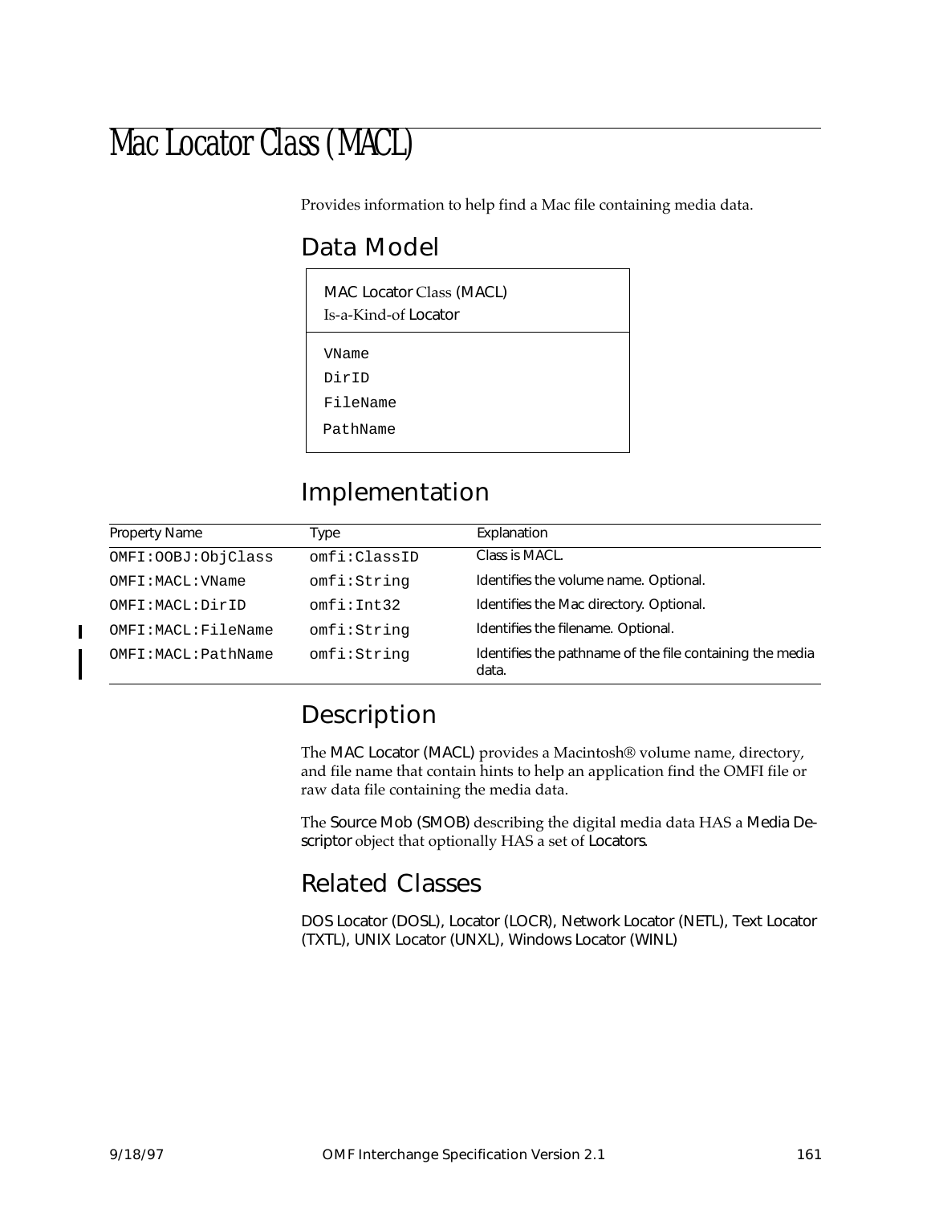# Mac Locator Class (MACL)

Provides information to help find a Mac file containing media data.

## Data Model

| MAC Locator Class (MACL) Is-a-Kind-of Locator |
|---|
| VName<br>DirID<br>FileName<br>PathName |

## Implementation

| Property Name | Type | Explanation |
|---|---|---|
| OMFI:OOBJ:ObjClass | omfi:ClassID | Class is MACL. |
| OMFI:MACL:VName | omfi:String | Identifies the volume name. Optional. |
| OMFI:MACL:DirID | omfi:Int32 | Identifies the Mac directory. Optional. |
| OMFI:MACL:FileName | omfi:String | Identifies the filename. Optional. |
| OMFI:MACL:PathName | omfi:String | Identifies the pathname of the file containing the media data. |

## Description

The MAC Locator (MACL) provides a Macintosh® volume name, directory, and file name that contain hints to help an application find the OMFI file or raw data file containing the media data.

The Source Mob (SMOB) describing the digital media data HAS a Media Descriptor object that optionally HAS a set of Locators.

## Related Classes

DOS Locator (DOSL), Locator (LOCR), Network Locator (NETL), Text Locator (TXTL), UNIX Locator (UNXL), Windows Locator (WINL)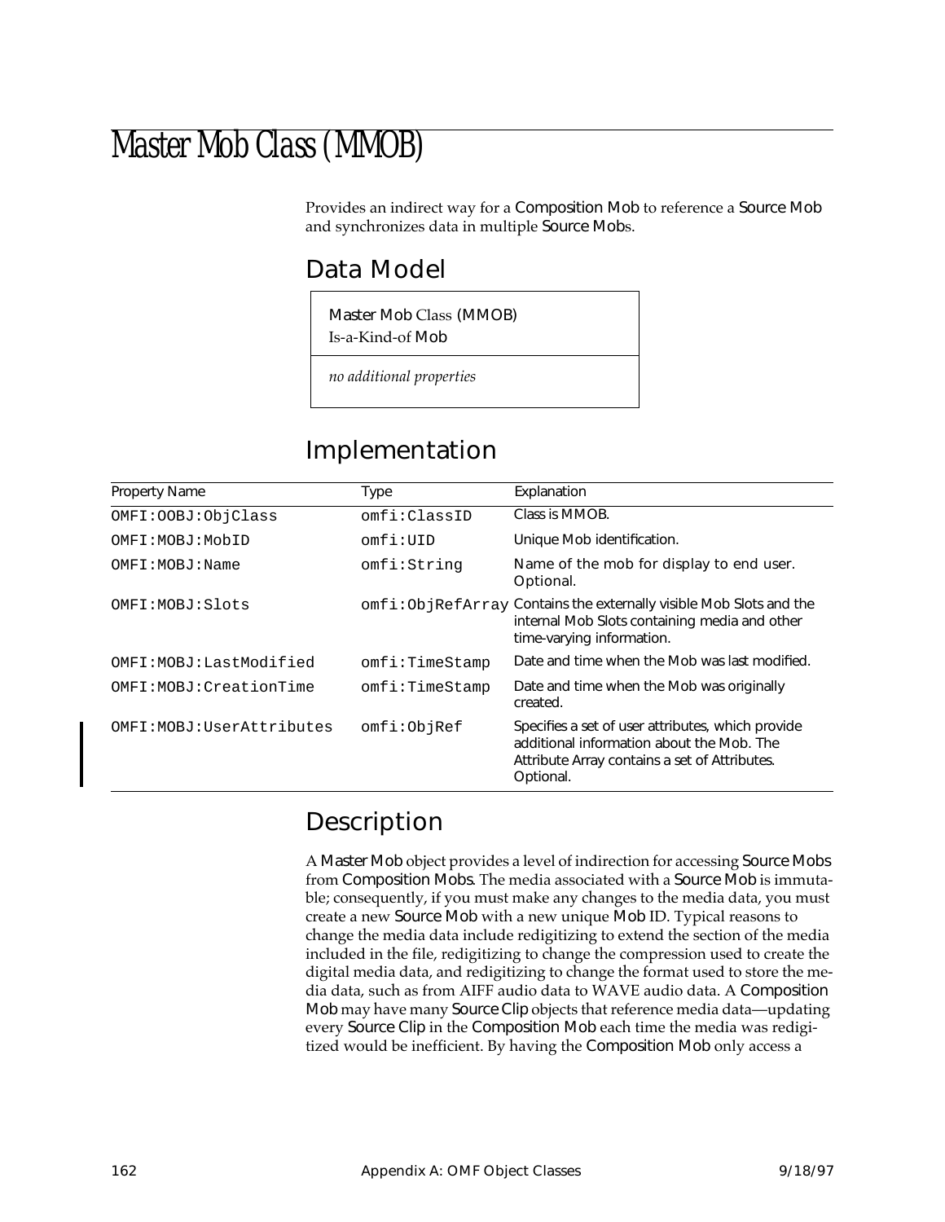# Master Mob Class (MMOB)

Provides an indirect way for a Composition Mob to reference a Source Mob and synchronizes data in multiple Source Mobs.

## Data Model

| Master Mob Class (MMOB)<br>Is-a-Kind-of Mob |
|---|
| *no additional properties* |

## Implementation

| Property Name | Type | Explanation |
|---|---|---|
| OMFI:OOBJ:ObjClass | omfi:ClassID | Class is MMOB. |
| OMFI:MOBJ:MobID | omfi:UID | Unique Mob identification. |
| OMFI:MOBJ:Name | omfi:String | Name of the mob for display to end user. Optional. |
| OMFI:MOBJ:Slots | omfi:ObjRefArray | Contains the externally visible Mob Slots and the internal Mob Slots containing media and other time-varying information. |
| OMFI:MOBJ:LastModified | omfi:TimeStamp | Date and time when the Mob was last modified. |
| OMFI:MOBJ:CreationTime | omfi:TimeStamp | Date and time when the Mob was originally created. |
| OMFI:MOBJ:UserAttributes | omfi:ObjRef | Specifies a set of user attributes, which provide additional information about the Mob. The Attribute Array contains a set of Attributes. Optional. |

## Description

A Master Mob object provides a level of indirection for accessing Source Mobs from Composition Mobs. The media associated with a Source Mob is immutable; consequently, if you must make any changes to the media data, you must create a new Source Mob with a new unique Mob ID. Typical reasons to change the media data include redigitizing to extend the section of the media included in the file, redigitizing to change the compression used to create the digital media data, and redigitizing to change the format used to store the media data, such as from AIFF audio data to WAVE audio data. A Composition Mob may have many Source Clip objects that reference media data—updating every Source Clip in the Composition Mob each time the media was redigitized would be inefficient. By having the Composition Mob only access a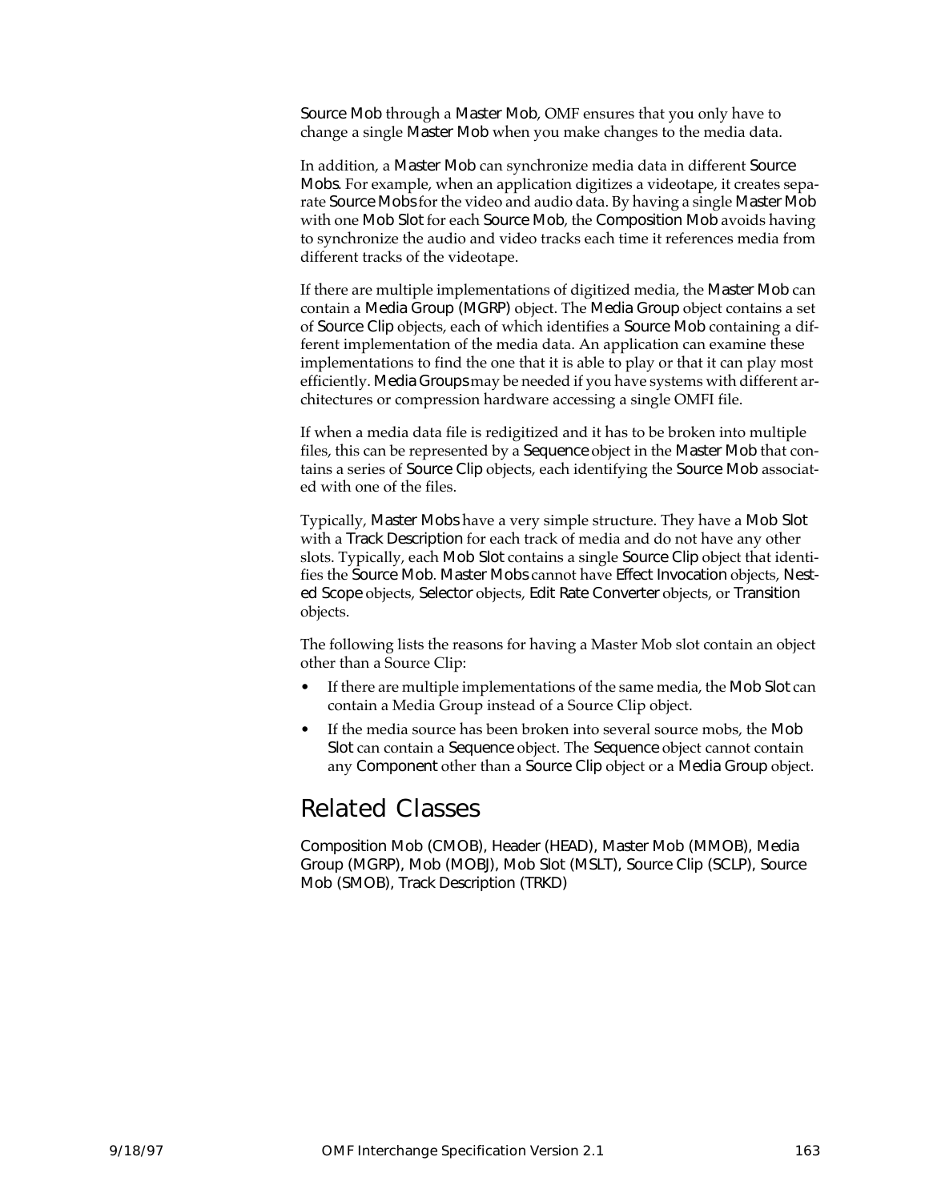Source Mob through a Master Mob, OMF ensures that you only have to change a single Master Mob when you make changes to the media data.

In addition, a Master Mob can synchronize media data in different Source Mobs. For example, when an application digitizes a videotape, it creates separate Source Mobs for the video and audio data. By having a single Master Mob with one Mob Slot for each Source Mob, the Composition Mob avoids having to synchronize the audio and video tracks each time it references media from different tracks of the videotape.

If there are multiple implementations of digitized media, the Master Mob can contain a Media Group (MGRP) object. The Media Group object contains a set of Source Clip objects, each of which identifies a Source Mob containing a different implementation of the media data. An application can examine these implementations to find the one that it is able to play or that it can play most efficiently. Media Groups may be needed if you have systems with different architectures or compression hardware accessing a single OMFI file.

If when a media data file is redigitized and it has to be broken into multiple files, this can be represented by a Sequence object in the Master Mob that contains a series of Source Clip objects, each identifying the Source Mob associated with one of the files.

Typically, Master Mobs have a very simple structure. They have a Mob Slot with a Track Description for each track of media and do not have any other slots. Typically, each Mob Slot contains a single Source Clip object that identifies the Source Mob. Master Mobs cannot have Effect Invocation objects, Nested Scope objects, Selector objects, Edit Rate Converter objects, or Transition objects.

The following lists the reasons for having a Master Mob slot contain an object other than a Source Clip:

- If there are multiple implementations of the same media, the Mob Slot can contain a Media Group instead of a Source Clip object.
- If the media source has been broken into several source mobs, the Mob Slot can contain a Sequence object. The Sequence object cannot contain any Component other than a Source Clip object or a Media Group object.

## Related Classes

Composition Mob (CMOB), Header (HEAD), Master Mob (MMOB), Media Group (MGRP), Mob (MOBJ), Mob Slot (MSLT), Source Clip (SCLP), Source Mob (SMOB), Track Description (TRKD)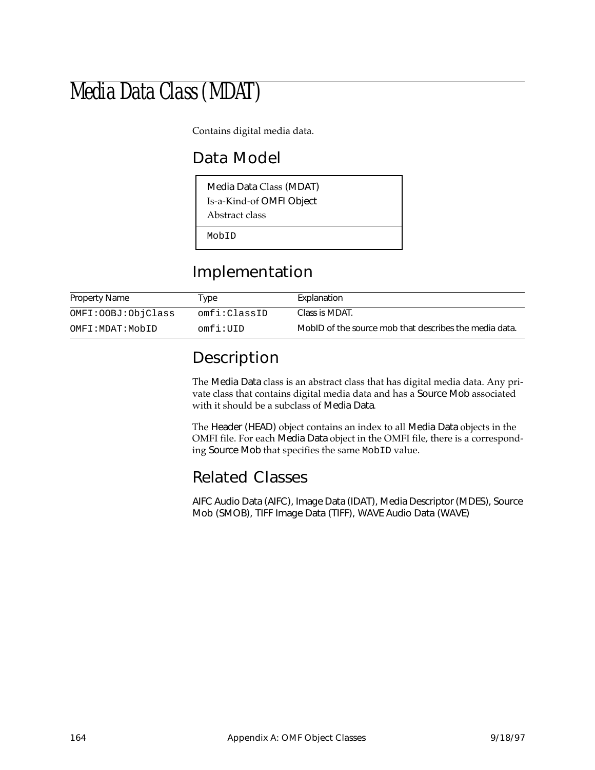# Media Data Class (MDAT)

Contains digital media data.

## Data Model

| Media Data Class (MDAT) |
| --- |
| Is-a-Kind-of OMFI Object |
| Abstract class |
| MobID |

## Implementation

| Property Name | Type | Explanation |
| --- | --- | --- |
| OMFI:OOBJ:ObjClass | omfi:ClassID | Class is MDAT. |
| OMFI:MDAT:MobID | omfi:UID | MobID of the source mob that describes the media data. |

## Description

The Media Data class is an abstract class that has digital media data. Any private class that contains digital media data and has a Source Mob associated with it should be a subclass of Media Data.

The Header (HEAD) object contains an index to all Media Data objects in the OMFI file. For each Media Data object in the OMFI file, there is a corresponding Source Mob that specifies the same `MobID` value.

## Related Classes

AIFC Audio Data (AIFC), Image Data (IDAT), Media Descriptor (MDES), Source Mob (SMOB), TIFF Image Data (TIFF), WAVE Audio Data (WAVE)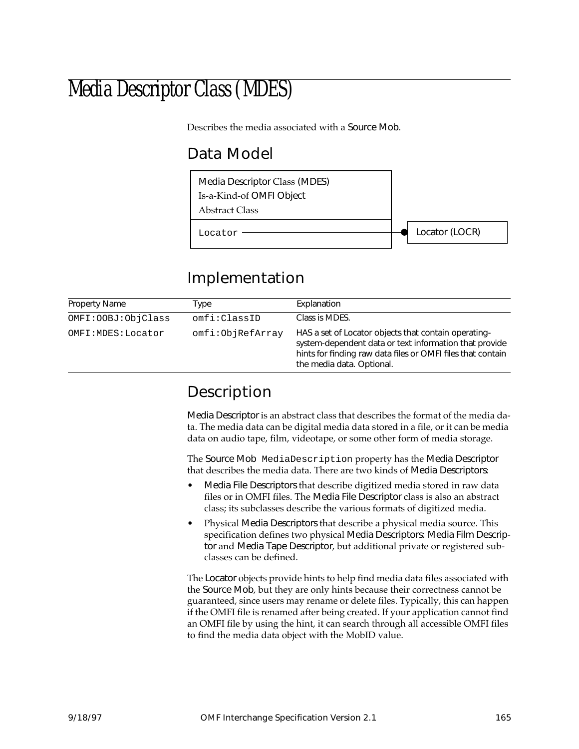# Media Descriptor Class (MDES)

Describes the media associated with a Source Mob.

## Data Model

Media Descriptor Class (MDES)
Is-a-Kind-of OMFI Object
Abstract Class

Locator ——● Locator (LOCR)

## Implementation

| Property Name | Type | Explanation |
|---|---|---|
| OMFI:OOBJ:ObjClass | omfi:ClassID | Class is MDES. |
| OMFI:MDES:Locator | omfi:ObjRefArray | HAS a set of Locator objects that contain operating-system-dependent data or text information that provide hints for finding raw data files or OMFI files that contain the media data. Optional. |

## Description

Media Descriptor is an abstract class that describes the format of the media data. The media data can be digital media data stored in a file, or it can be media data on audio tape, film, videotape, or some other form of media storage.

The Source Mob `MediaDescription` property has the Media Descriptor that describes the media data. There are two kinds of Media Descriptors:

- Media File Descriptors that describe digitized media stored in raw data files or in OMFI files. The Media File Descriptor class is also an abstract class; its subclasses describe the various formats of digitized media.
- Physical Media Descriptors that describe a physical media source. This specification defines two physical Media Descriptors: Media Film Descriptor and Media Tape Descriptor, but additional private or registered subclasses can be defined.

The Locator objects provide hints to help find media data files associated with the Source Mob, but they are only hints because their correctness cannot be guaranteed, since users may rename or delete files. Typically, this can happen if the OMFI file is renamed after being created. If your application cannot find an OMFI file by using the hint, it can search through all accessible OMFI files to find the media data object with the MobID value.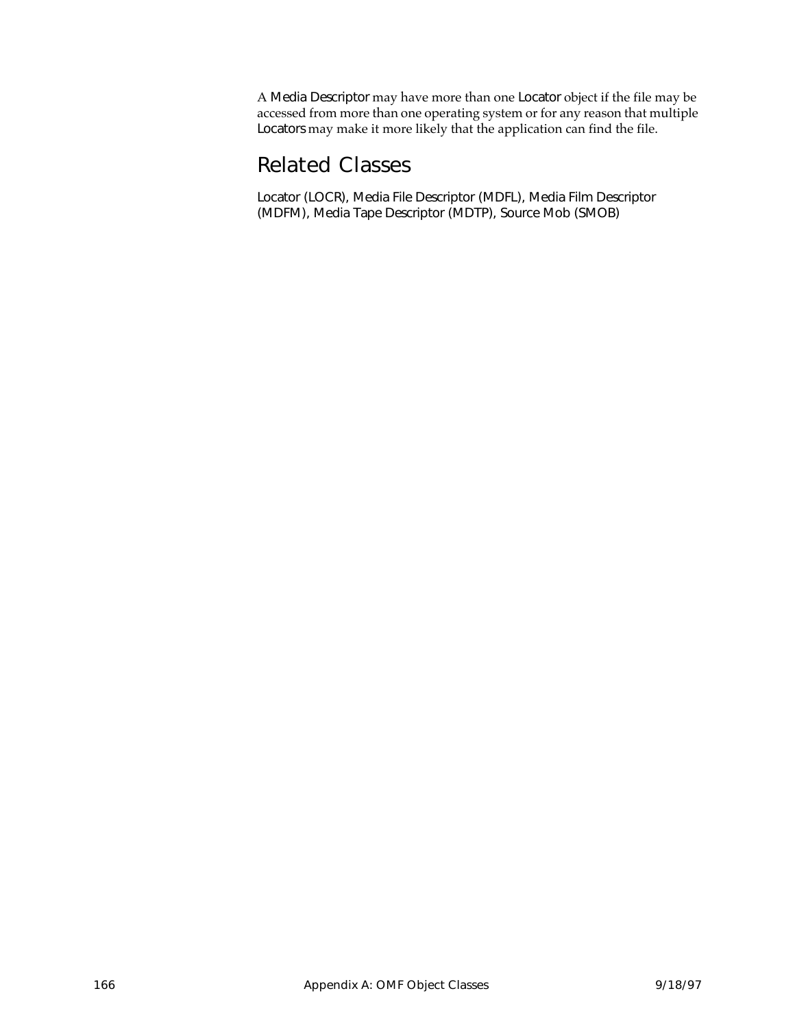A Media Descriptor may have more than one Locator object if the file may be accessed from more than one operating system or for any reason that multiple Locators may make it more likely that the application can find the file.

## Related Classes

Locator (LOCR), Media File Descriptor (MDFL), Media Film Descriptor (MDFM), Media Tape Descriptor (MDTP), Source Mob (SMOB)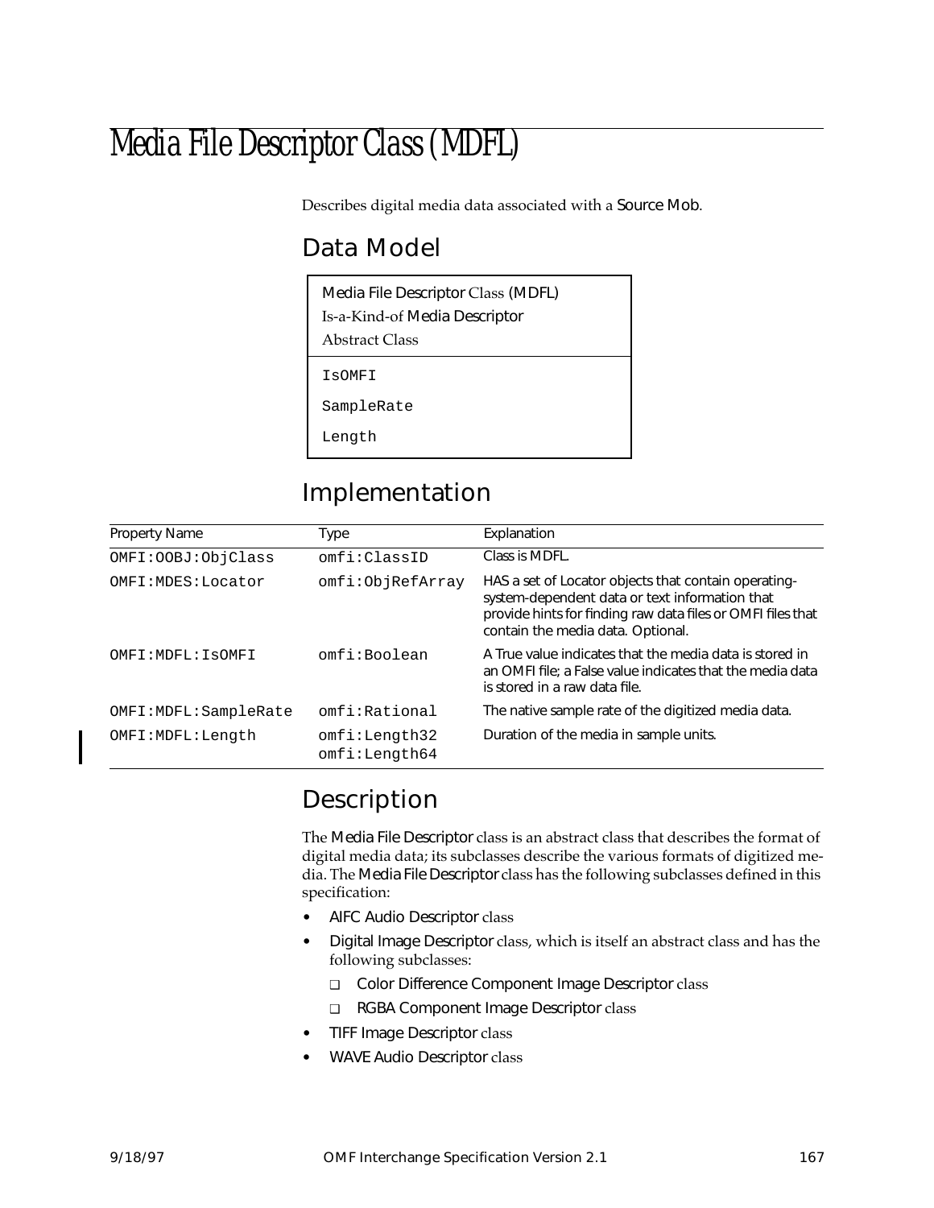# Media File Descriptor Class (MDFL)

Describes digital media data associated with a Source Mob.

## Data Model

| Media File Descriptor Class (MDFL)<br>Is-a-Kind-of Media Descriptor<br>Abstract Class |
|---|
| IsOMFI<br>SampleRate<br>Length |

## Implementation

| Property Name | Type | Explanation |
|---|---|---|
| OMFI:OOBJ:ObjClass | omfi:ClassID | Class is MDFL. |
| OMFI:MDES:Locator | omfi:ObjRefArray | HAS a set of Locator objects that contain operating-system-dependent data or text information that provide hints for finding raw data files or OMFI files that contain the media data. Optional. |
| OMFI:MDFL:IsOMFI | omfi:Boolean | A True value indicates that the media data is stored in an OMFI file; a False value indicates that the media data is stored in a raw data file. |
| OMFI:MDFL:SampleRate | omfi:Rational | The native sample rate of the digitized media data. |
| OMFI:MDFL:Length | omfi:Length32<br>omfi:Length64 | Duration of the media in sample units. |

## Description

The Media File Descriptor class is an abstract class that describes the format of digital media data; its subclasses describe the various formats of digitized media. The Media File Descriptor class has the following subclasses defined in this specification:

- AIFC Audio Descriptor class
- Digital Image Descriptor class, which is itself an abstract class and has the following subclasses:
  - Color Difference Component Image Descriptor class
  - RGBA Component Image Descriptor class
- TIFF Image Descriptor class
- WAVE Audio Descriptor class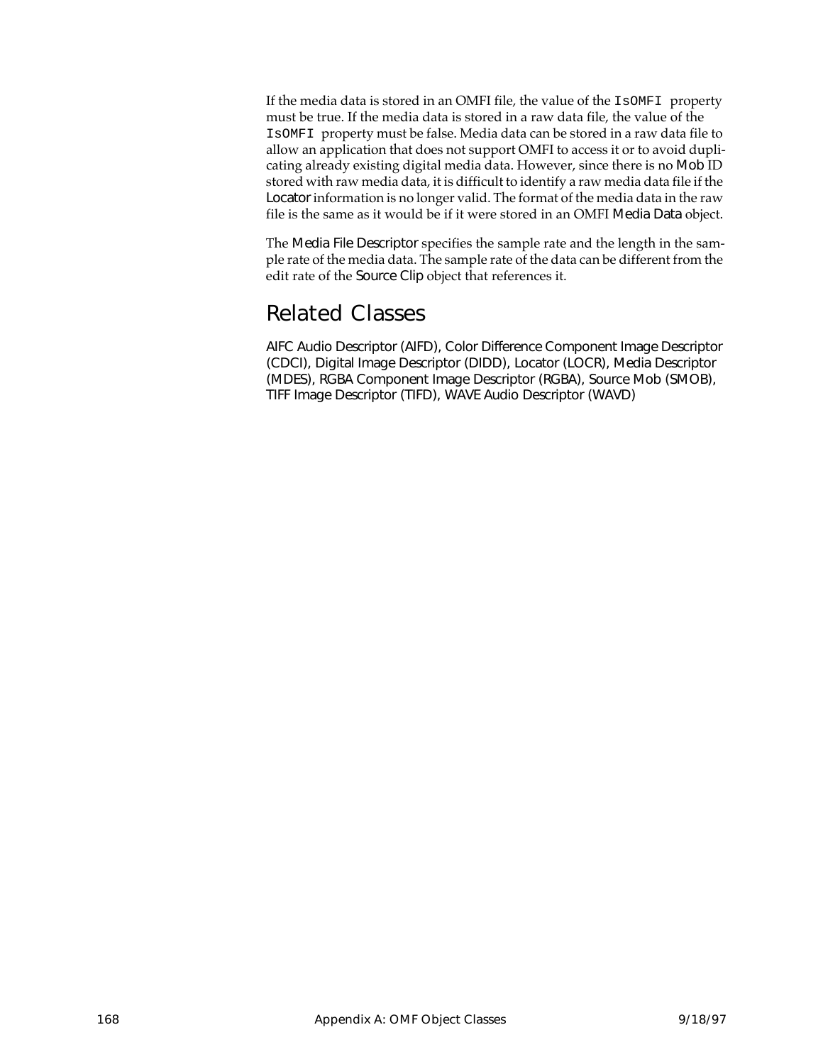If the media data is stored in an OMFI file, the value of the `IsOMFI` property must be true. If the media data is stored in a raw data file, the value of the `IsOMFI` property must be false. Media data can be stored in a raw data file to allow an application that does not support OMFI to access it or to avoid duplicating already existing digital media data. However, since there is no Mob ID stored with raw media data, it is difficult to identify a raw media data file if the Locator information is no longer valid. The format of the media data in the raw file is the same as it would be if it were stored in an OMFI Media Data object.

The Media File Descriptor specifies the sample rate and the length in the sample rate of the media data. The sample rate of the data can be different from the edit rate of the Source Clip object that references it.

## Related Classes

AIFC Audio Descriptor (AIFD), Color Difference Component Image Descriptor (CDCI), Digital Image Descriptor (DIDD), Locator (LOCR), Media Descriptor (MDES), RGBA Component Image Descriptor (RGBA), Source Mob (SMOB), TIFF Image Descriptor (TIFD), WAVE Audio Descriptor (WAVD)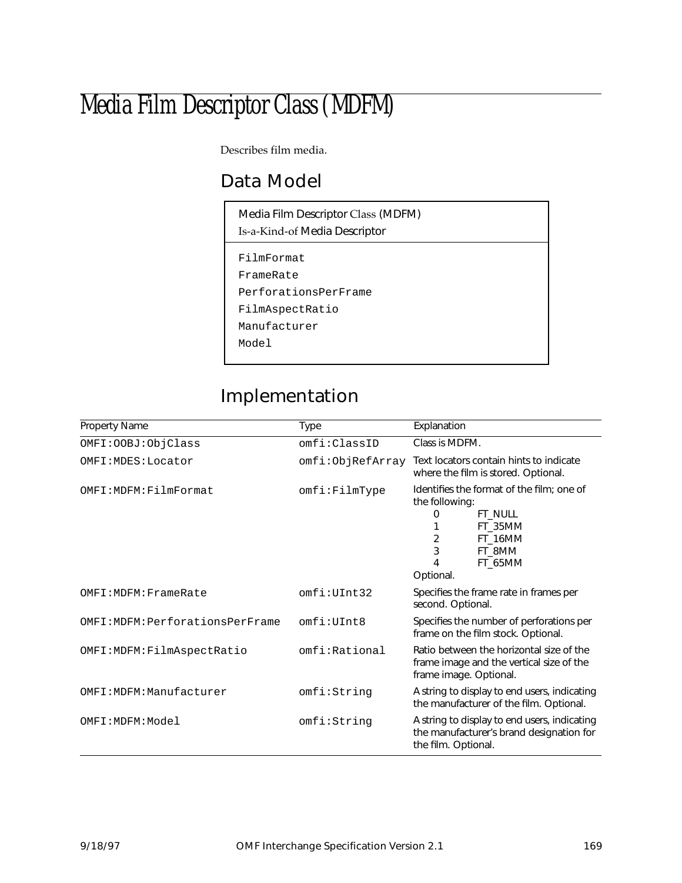# Media Film Descriptor Class (MDFM)

Describes film media.

## Data Model

**Media Film Descriptor Class (MDFM)**
Is-a-Kind-of Media Descriptor

```
FilmFormat
FrameRate
PerforationsPerFrame
FilmAspectRatio
Manufacturer
Model
```

## Implementation

| Property Name | Type | Explanation |
|---|---|---|
| OMFI:OOBJ:ObjClass | omfi:ClassID | Class is MDFM. |
| OMFI:MDES:Locator | omfi:ObjRefArray | Text locators contain hints to indicate where the film is stored. Optional. |
| OMFI:MDFM:FilmFormat | omfi:FilmType | Identifies the format of the film; one of the following:<br>0 FT_NULL<br>1 FT_35MM<br>2 FT_16MM<br>3 FT_8MM<br>4 FT_65MM<br>Optional. |
| OMFI:MDFM:FrameRate | omfi:UInt32 | Specifies the frame rate in frames per second. Optional. |
| OMFI:MDFM:PerforationsPerFrame | omfi:UInt8 | Specifies the number of perforations per frame on the film stock. Optional. |
| OMFI:MDFM:FilmAspectRatio | omfi:Rational | Ratio between the horizontal size of the frame image and the vertical size of the frame image. Optional. |
| OMFI:MDFM:Manufacturer | omfi:String | A string to display to end users, indicating the manufacturer of the film. Optional. |
| OMFI:MDFM:Model | omfi:String | A string to display to end users, indicating the manufacturer's brand designation for the film. Optional. |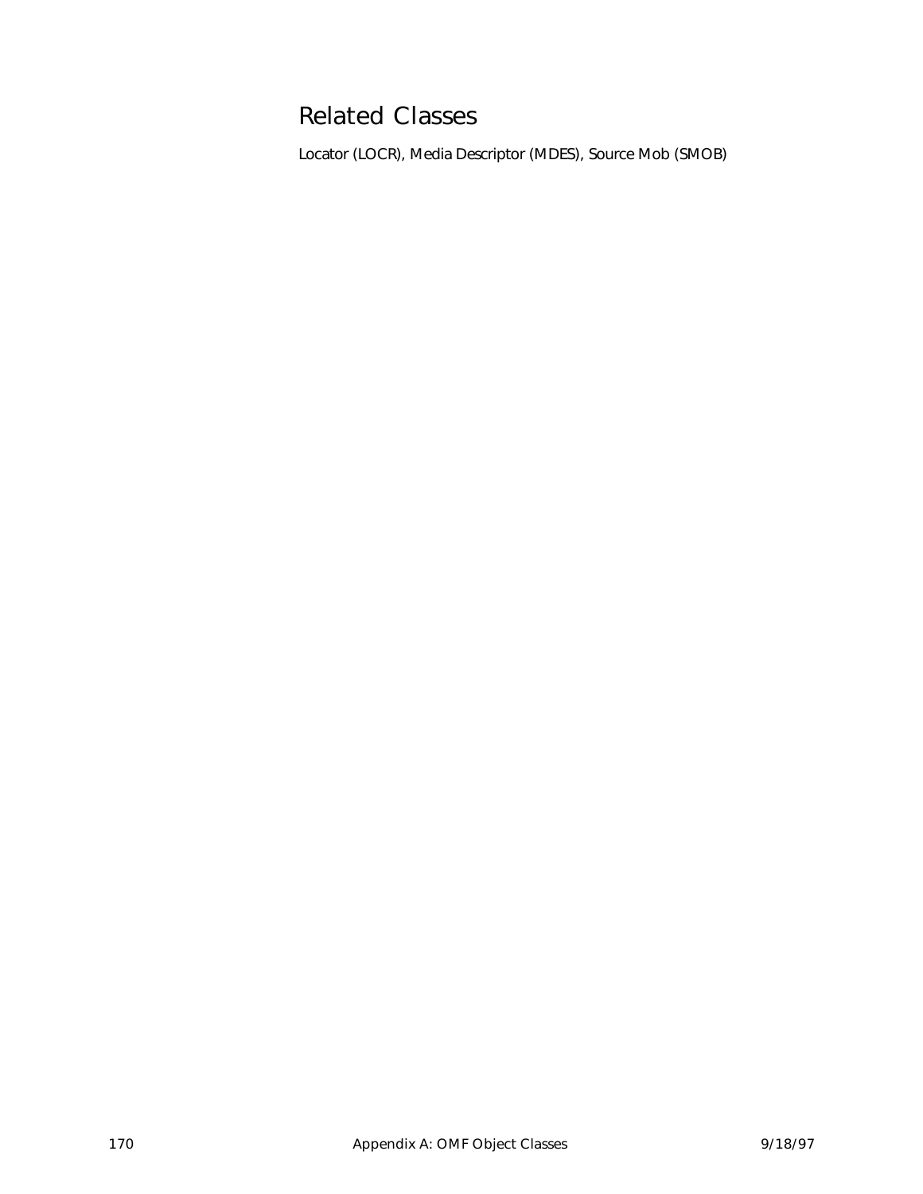## Related Classes

Locator (LOCR), Media Descriptor (MDES), Source Mob (SMOB)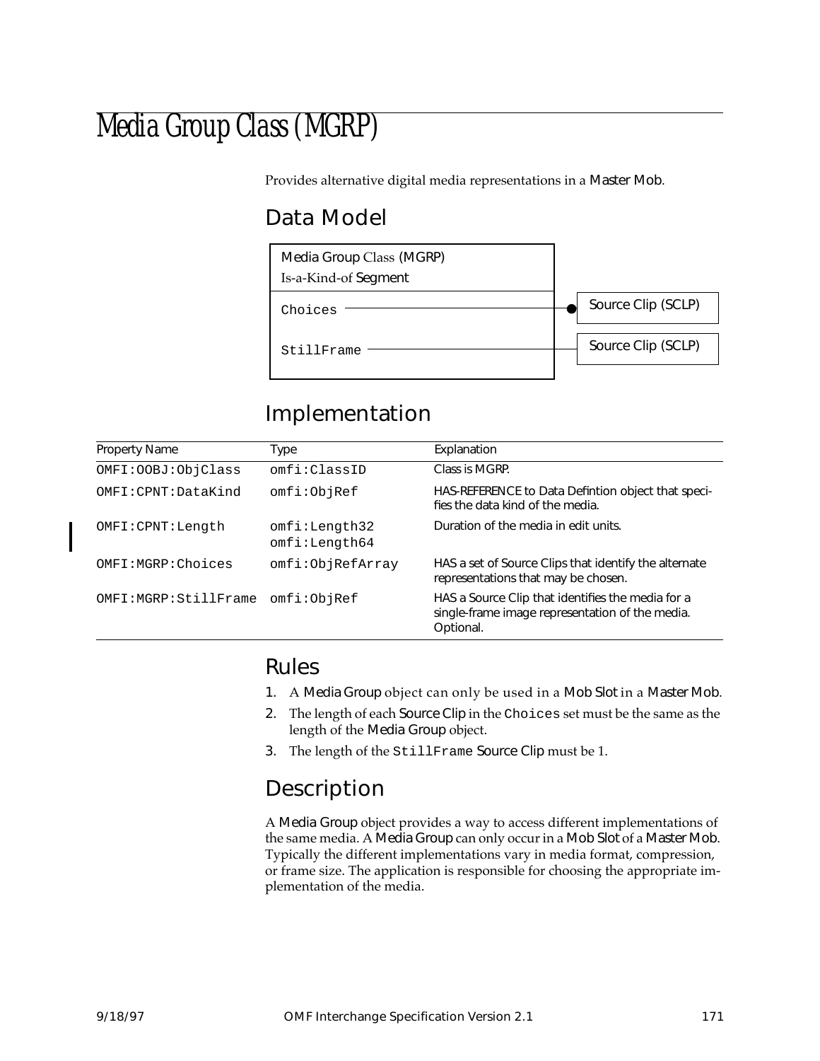# Media Group Class (MGRP)

Provides alternative digital media representations in a Master Mob.

## Data Model

Media Group Class (MGRP)
Is-a-Kind-of Segment

Choices ——● Source Clip (SCLP)

StillFrame —— Source Clip (SCLP)

## Implementation

| Property Name | Type | Explanation |
|---|---|---|
| OMFI:OOBJ:ObjClass | omfi:ClassID | Class is MGRP. |
| OMFI:CPNT:DataKind | omfi:ObjRef | HAS-REFERENCE to Data Defintion object that specifies the data kind of the media. |
| OMFI:CPNT:Length | omfi:Length32<br>omfi:Length64 | Duration of the media in edit units. |
| OMFI:MGRP:Choices | omfi:ObjRefArray | HAS a set of Source Clips that identify the alternate representations that may be chosen. |
| OMFI:MGRP:StillFrame | omfi:ObjRef | HAS a Source Clip that identifies the media for a single-frame image representation of the media. Optional. |

## Rules

1. A Media Group object can only be used in a Mob Slot in a Master Mob.
2. The length of each Source Clip in the `Choices` set must be the same as the length of the Media Group object.
3. The length of the `StillFrame` Source Clip must be 1.

## Description

A Media Group object provides a way to access different implementations of the same media. A Media Group can only occur in a Mob Slot of a Master Mob. Typically the different implementations vary in media format, compression, or frame size. The application is responsible for choosing the appropriate implementation of the media.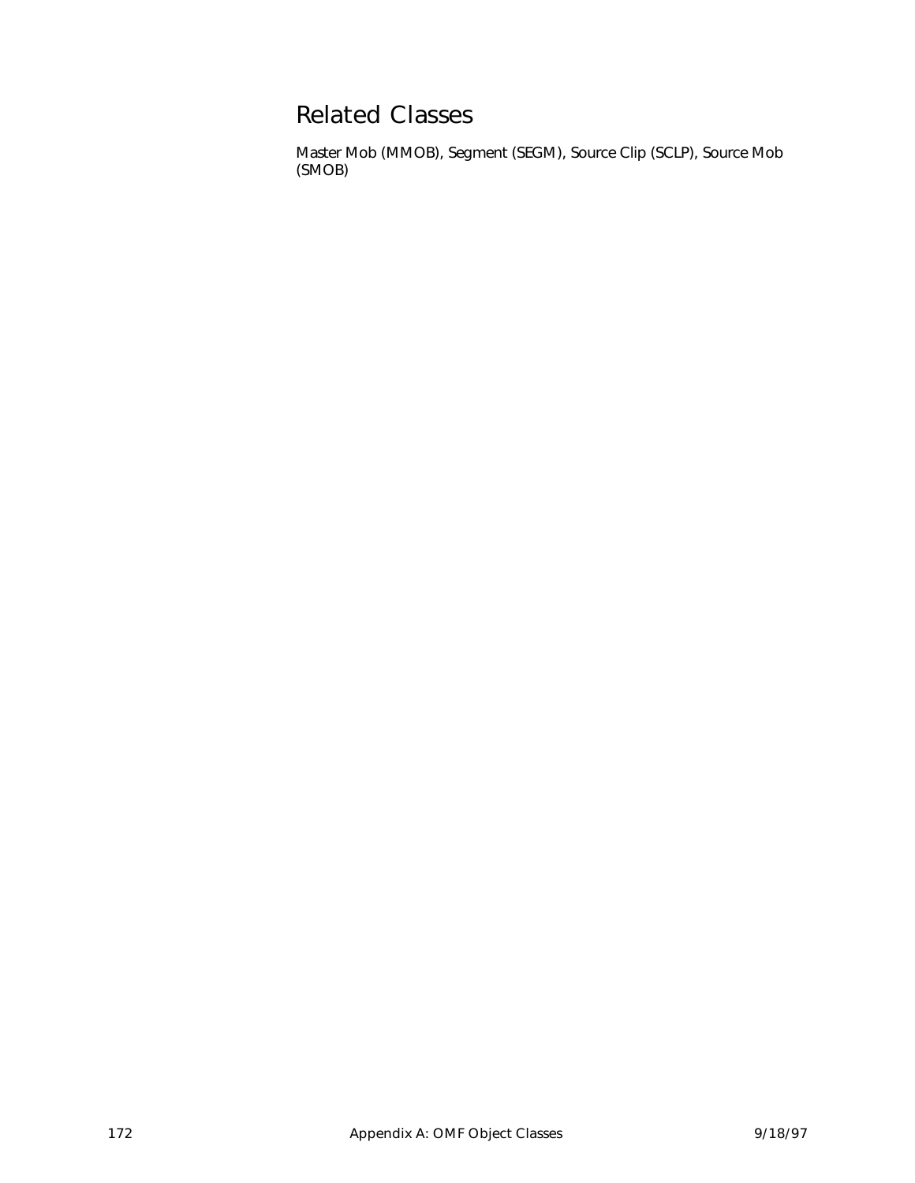## Related Classes

Master Mob (MMOB), Segment (SEGM), Source Clip (SCLP), Source Mob (SMOB)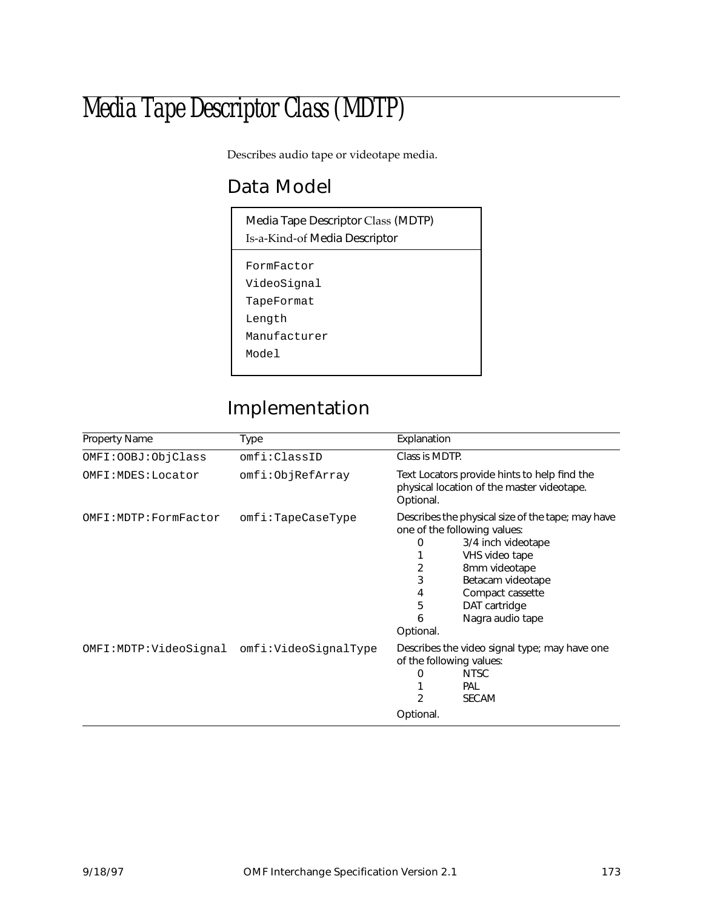# Media Tape Descriptor Class (MDTP)

Describes audio tape or videotape media.

## Data Model

| Media Tape Descriptor Class (MDTP) Is-a-Kind-of Media Descriptor |
|---|
| FormFactor<br>VideoSignal<br>TapeFormat<br>Length<br>Manufacturer<br>Model |

## Implementation

| Property Name | Type | Explanation |
|---|---|---|
| OMFI:OOBJ:ObjClass | omfi:ClassID | Class is MDTP. |
| OMFI:MDES:Locator | omfi:ObjRefArray | Text Locators provide hints to help find the physical location of the master videotape. Optional. |
| OMFI:MDTP:FormFactor | omfi:TapeCaseType | Describes the physical size of the tape; may have one of the following values:<br>0 3/4 inch videotape<br>1 VHS video tape<br>2 8mm videotape<br>3 Betacam videotape<br>4 Compact cassette<br>5 DAT cartridge<br>6 Nagra audio tape<br>Optional. |
| OMFI:MDTP:VideoSignal | omfi:VideoSignalType | Describes the video signal type; may have one of the following values:<br>0 NTSC<br>1 PAL<br>2 SECAM<br>Optional. |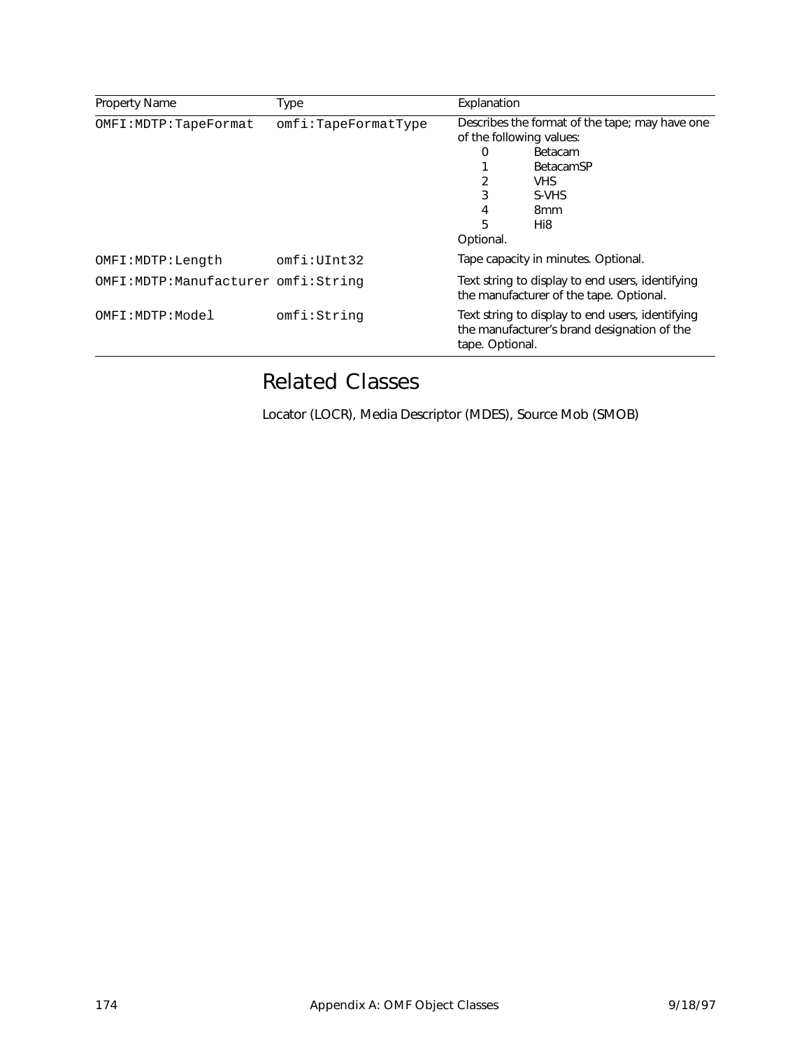| Property Name | Type | Explanation |
| --- | --- | --- |
| OMFI:MDTP:TapeFormat | omfi:TapeFormatType | Describes the format of the tape; may have one of the following values:<br>0 Betacam<br>1 BetacamSP<br>2 VHS<br>3 S-VHS<br>4 8mm<br>5 Hi8<br>Optional. |
| OMFI:MDTP:Length | omfi:UInt32 | Tape capacity in minutes. Optional. |
| OMFI:MDTP:Manufacturer | omfi:String | Text string to display to end users, identifying the manufacturer of the tape. Optional. |
| OMFI:MDTP:Model | omfi:String | Text string to display to end users, identifying the manufacturer's brand designation of the tape. Optional. |

## Related Classes

Locator (LOCR), Media Descriptor (MDES), Source Mob (SMOB)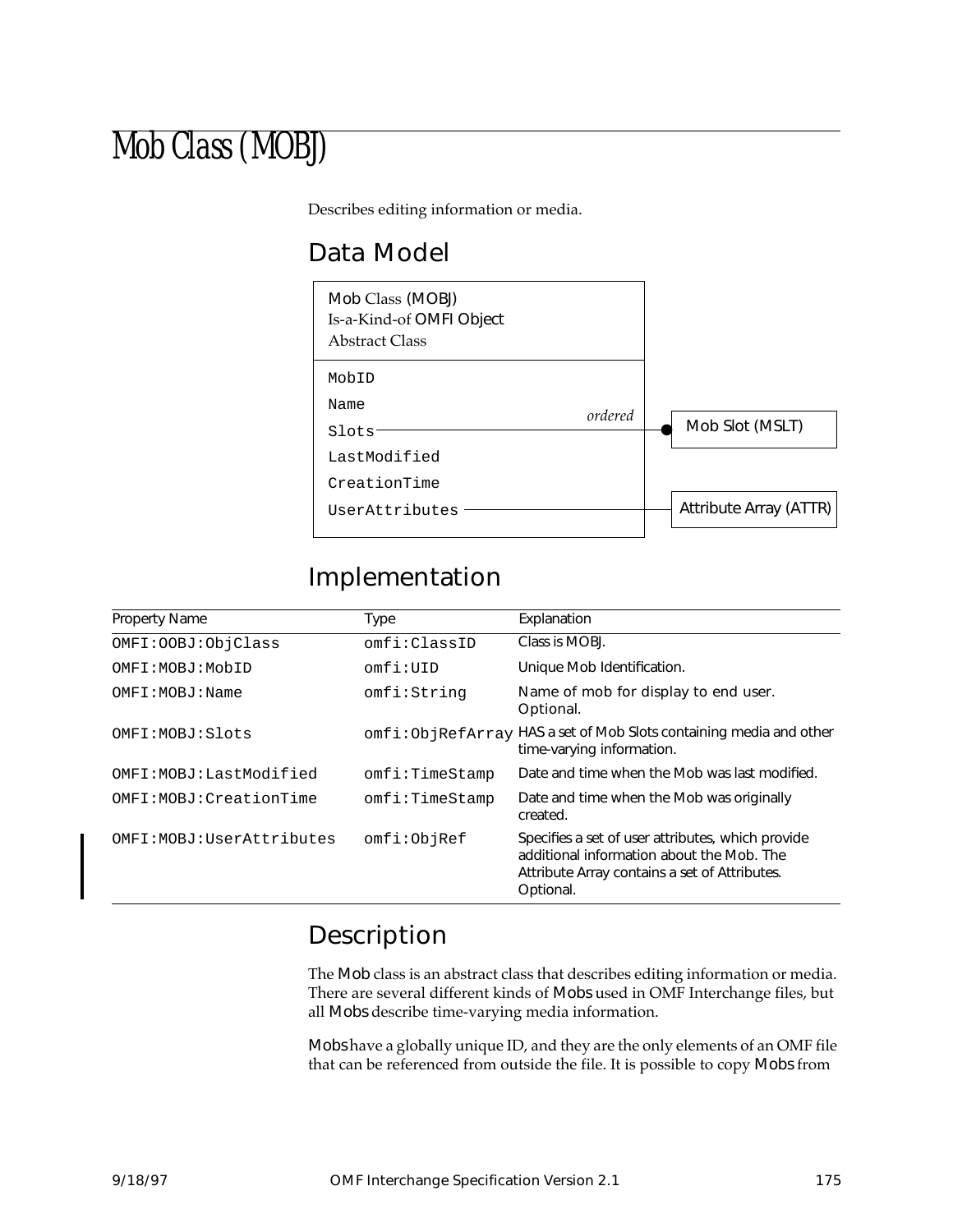# Mob Class (MOBJ)

Describes editing information or media.

## Data Model

Mob Class (MOBJ)
Is-a-Kind-of OMFI Object
Abstract Class

MobID
Name
Slots — *ordered* — Mob Slot (MSLT)
LastModified
CreationTime
UserAttributes — Attribute Array (ATTR)

## Implementation

| Property Name | Type | Explanation |
|---|---|---|
| OMFI:OOBJ:ObjClass | omfi:ClassID | Class is MOBJ. |
| OMFI:MOBJ:MobID | omfi:UID | Unique Mob Identification. |
| OMFI:MOBJ:Name | omfi:String | Name of mob for display to end user. Optional. |
| OMFI:MOBJ:Slots | omfi:ObjRefArray | HAS a set of Mob Slots containing media and other time-varying information. |
| OMFI:MOBJ:LastModified | omfi:TimeStamp | Date and time when the Mob was last modified. |
| OMFI:MOBJ:CreationTime | omfi:TimeStamp | Date and time when the Mob was originally created. |
| OMFI:MOBJ:UserAttributes | omfi:ObjRef | Specifies a set of user attributes, which provide additional information about the Mob. The Attribute Array contains a set of Attributes. Optional. |

## Description

The Mob class is an abstract class that describes editing information or media. There are several different kinds of Mobs used in OMF Interchange files, but all Mobs describe time-varying media information.

Mobs have a globally unique ID, and they are the only elements of an OMF file that can be referenced from outside the file. It is possible to copy Mobs from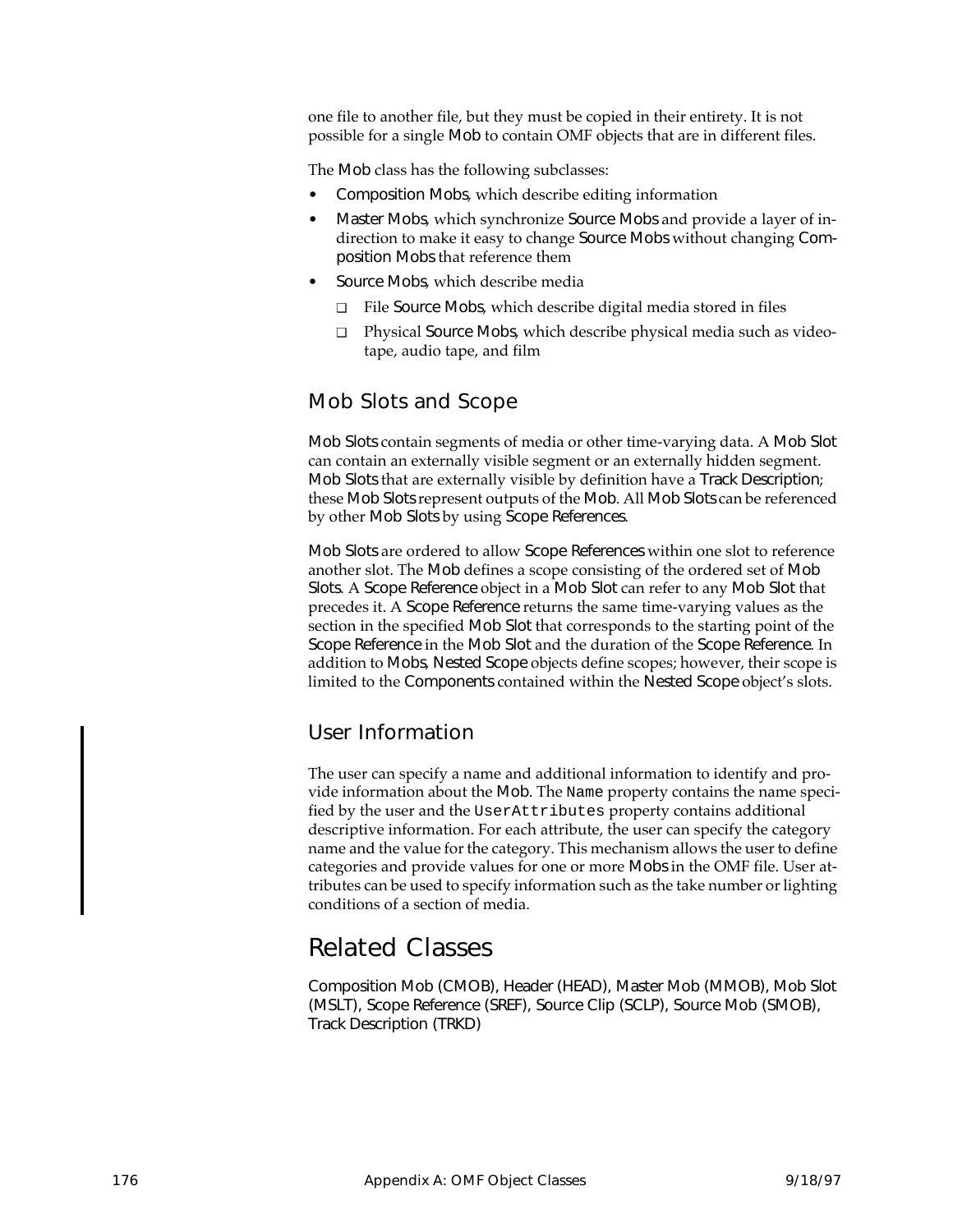one file to another file, but they must be copied in their entirety. It is not possible for a single Mob to contain OMF objects that are in different files.

The Mob class has the following subclasses:

- Composition Mobs, which describe editing information
- Master Mobs, which synchronize Source Mobs and provide a layer of indirection to make it easy to change Source Mobs without changing Composition Mobs that reference them
- Source Mobs, which describe media
  - File Source Mobs, which describe digital media stored in files
  - Physical Source Mobs, which describe physical media such as videotape, audio tape, and film

### Mob Slots and Scope

Mob Slots contain segments of media or other time-varying data. A Mob Slot can contain an externally visible segment or an externally hidden segment. Mob Slots that are externally visible by definition have a Track Description; these Mob Slots represent outputs of the Mob. All Mob Slots can be referenced by other Mob Slots by using Scope References.

Mob Slots are ordered to allow Scope References within one slot to reference another slot. The Mob defines a scope consisting of the ordered set of Mob Slots. A Scope Reference object in a Mob Slot can refer to any Mob Slot that precedes it. A Scope Reference returns the same time-varying values as the section in the specified Mob Slot that corresponds to the starting point of the Scope Reference in the Mob Slot and the duration of the Scope Reference. In addition to Mobs, Nested Scope objects define scopes; however, their scope is limited to the Components contained within the Nested Scope object's slots.

### User Information

The user can specify a name and additional information to identify and provide information about the Mob. The `Name` property contains the name specified by the user and the `UserAttributes` property contains additional descriptive information. For each attribute, the user can specify the category name and the value for the category. This mechanism allows the user to define categories and provide values for one or more Mobs in the OMF file. User attributes can be used to specify information such as the take number or lighting conditions of a section of media.

## Related Classes

Composition Mob (CMOB), Header (HEAD), Master Mob (MMOB), Mob Slot (MSLT), Scope Reference (SREF), Source Clip (SCLP), Source Mob (SMOB), Track Description (TRKD)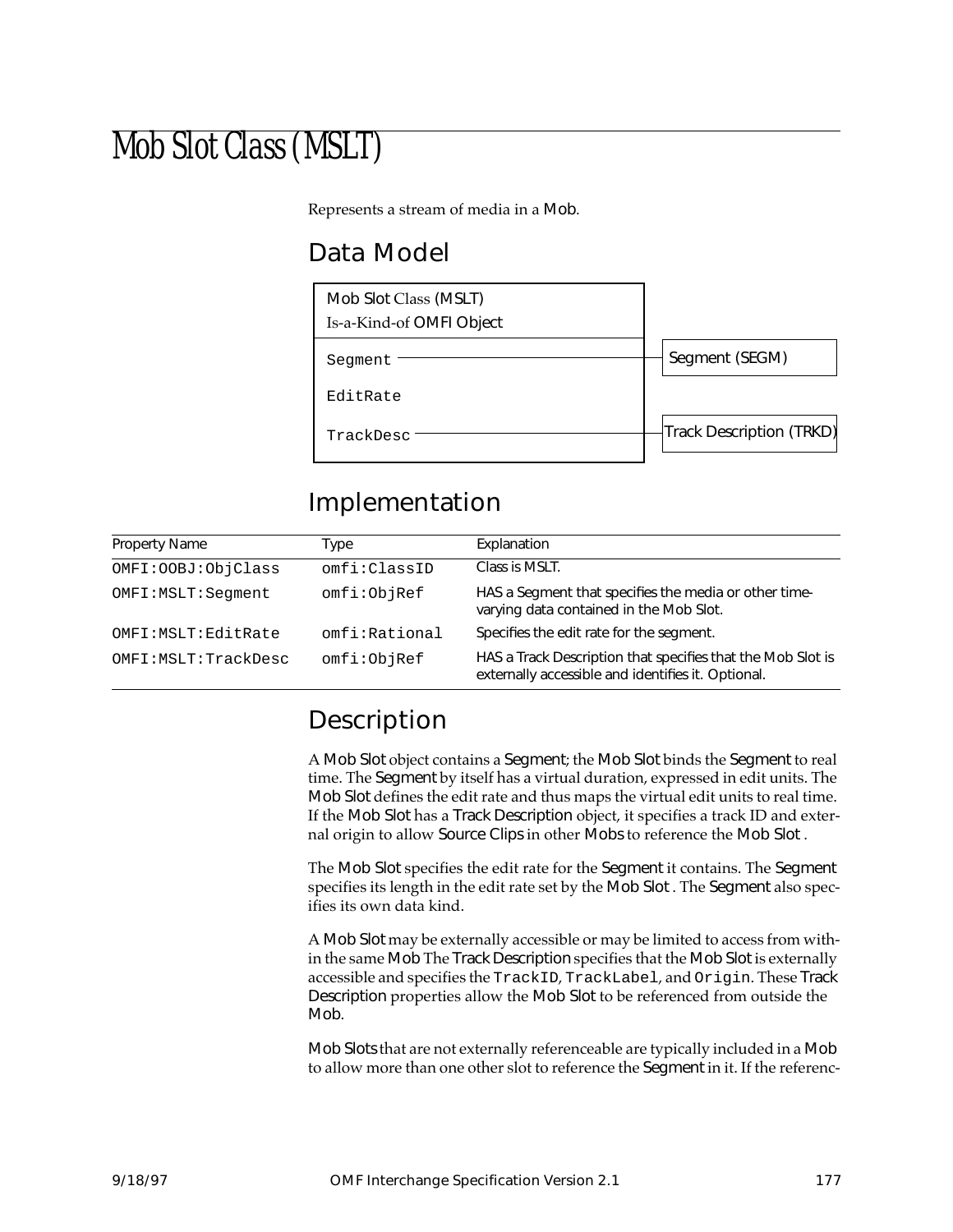# Mob Slot Class (MSLT)

Represents a stream of media in a Mob.

## Data Model

```
Mob Slot Class (MSLT)
Is-a-Kind-of OMFI Object

Segment ----------------------- Segment (SEGM)
EditRate
TrackDesc --------------------- Track Description (TRKD)
```

## Implementation

| Property Name | Type | Explanation |
|---|---|---|
| OMFI:OOBJ:ObjClass | omfi:ClassID | Class is MSLT. |
| OMFI:MSLT:Segment | omfi:ObjRef | HAS a Segment that specifies the media or other time-varying data contained in the Mob Slot. |
| OMFI:MSLT:EditRate | omfi:Rational | Specifies the edit rate for the segment. |
| OMFI:MSLT:TrackDesc | omfi:ObjRef | HAS a Track Description that specifies that the Mob Slot is externally accessible and identifies it. Optional. |

## Description

A Mob Slot object contains a Segment; the Mob Slot binds the Segment to real time. The Segment by itself has a virtual duration, expressed in edit units. The Mob Slot defines the edit rate and thus maps the virtual edit units to real time. If the Mob Slot has a Track Description object, it specifies a track ID and external origin to allow Source Clips in other Mobs to reference the Mob Slot .

The Mob Slot specifies the edit rate for the Segment it contains. The Segment specifies its length in the edit rate set by the Mob Slot . The Segment also specifies its own data kind.

A Mob Slot may be externally accessible or may be limited to access from within the same Mob The Track Description specifies that the Mob Slot is externally accessible and specifies the `TrackID`, `TrackLabel`, and `Origin`. These Track Description properties allow the Mob Slot to be referenced from outside the Mob.

Mob Slots that are not externally referenceable are typically included in a Mob to allow more than one other slot to reference the Segment in it. If the referenc-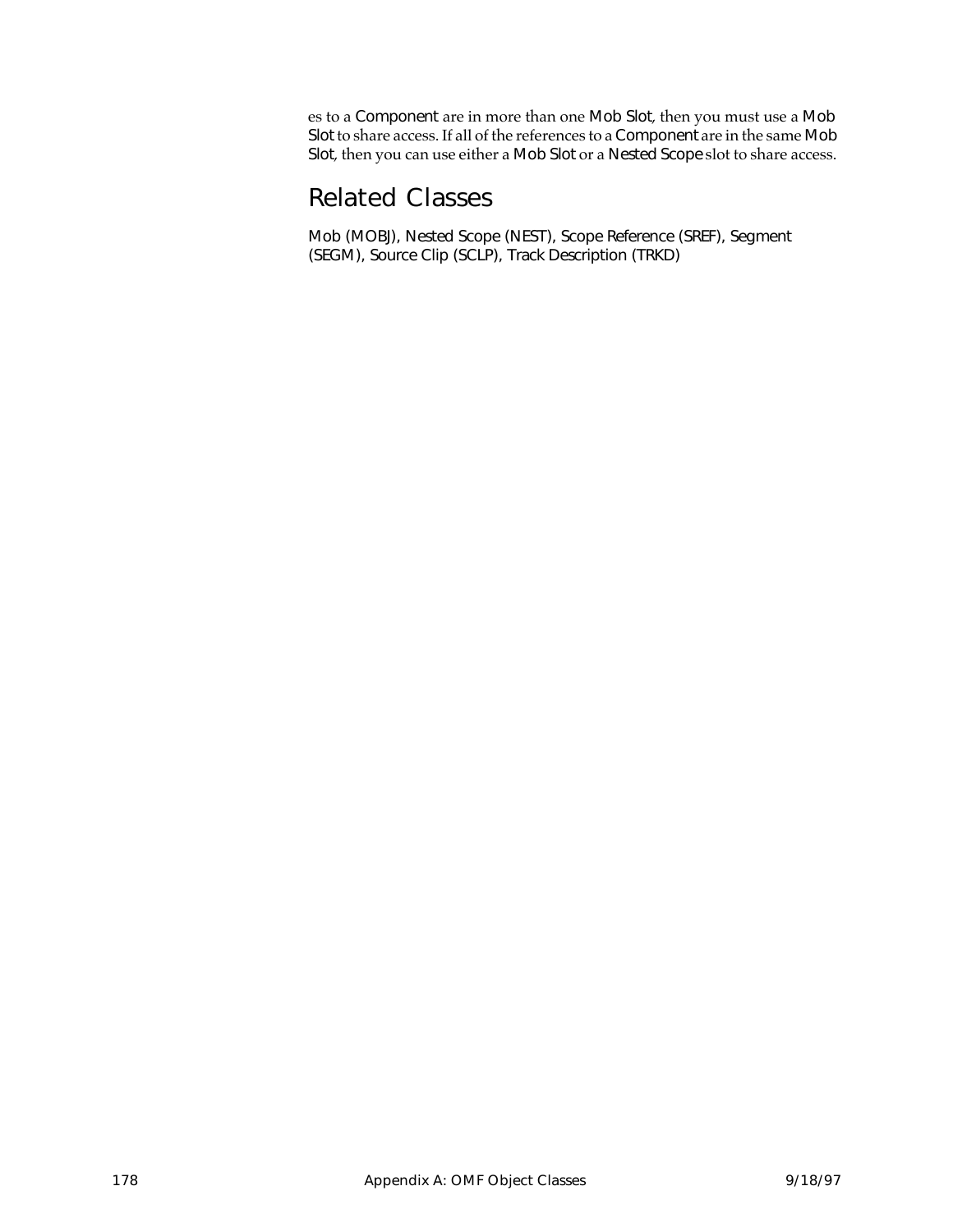es to a Component are in more than one Mob Slot, then you must use a Mob Slot to share access. If all of the references to a Component are in the same Mob Slot, then you can use either a Mob Slot or a Nested Scope slot to share access.

## Related Classes

Mob (MOBJ), Nested Scope (NEST), Scope Reference (SREF), Segment (SEGM), Source Clip (SCLP), Track Description (TRKD)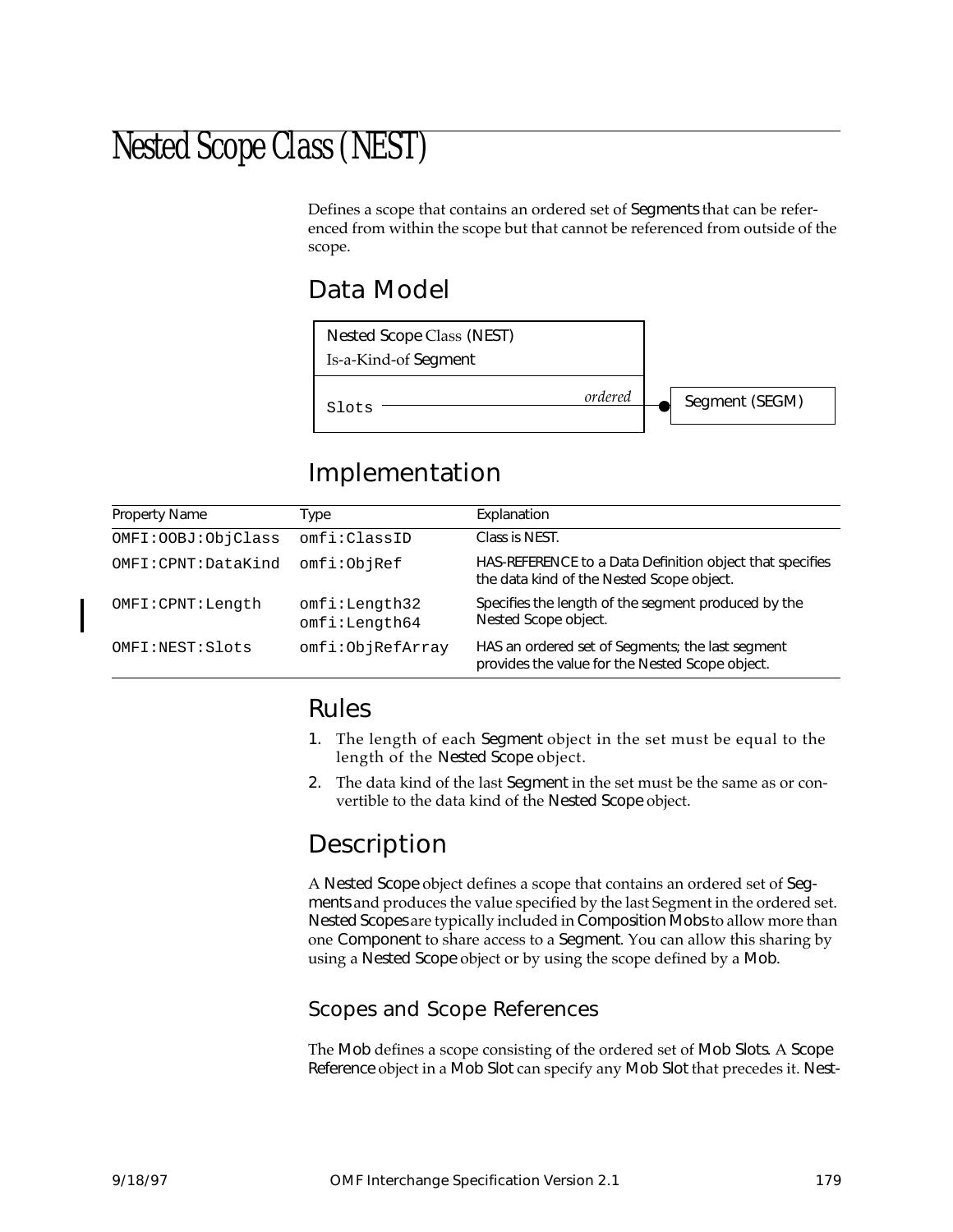# Nested Scope Class (NEST)

Defines a scope that contains an ordered set of Segments that can be referenced from within the scope but that cannot be referenced from outside of the scope.

## Data Model

| Nested Scope Class (NEST) Is-a-Kind-of Segment | | |
|---|---|---|
| Slots | *ordered* | Segment (SEGM) |

## Implementation

| Property Name | Type | Explanation |
|---|---|---|
| OMFI:OOBJ:ObjClass | omfi:ClassID | Class is NEST. |
| OMFI:CPNT:DataKind | omfi:ObjRef | HAS-REFERENCE to a Data Definition object that specifies the data kind of the Nested Scope object. |
| OMFI:CPNT:Length | omfi:Length32 omfi:Length64 | Specifies the length of the segment produced by the Nested Scope object. |
| OMFI:NEST:Slots | omfi:ObjRefArray | HAS an ordered set of Segments; the last segment provides the value for the Nested Scope object. |

## Rules

1. The length of each Segment object in the set must be equal to the length of the Nested Scope object.
2. The data kind of the last Segment in the set must be the same as or convertible to the data kind of the Nested Scope object.

## Description

A Nested Scope object defines a scope that contains an ordered set of Segments and produces the value specified by the last Segment in the ordered set. Nested Scopes are typically included in Composition Mobs to allow more than one Component to share access to a Segment. You can allow this sharing by using a Nested Scope object or by using the scope defined by a Mob.

### Scopes and Scope References

The Mob defines a scope consisting of the ordered set of Mob Slots. A Scope Reference object in a Mob Slot can specify any Mob Slot that precedes it. Nest-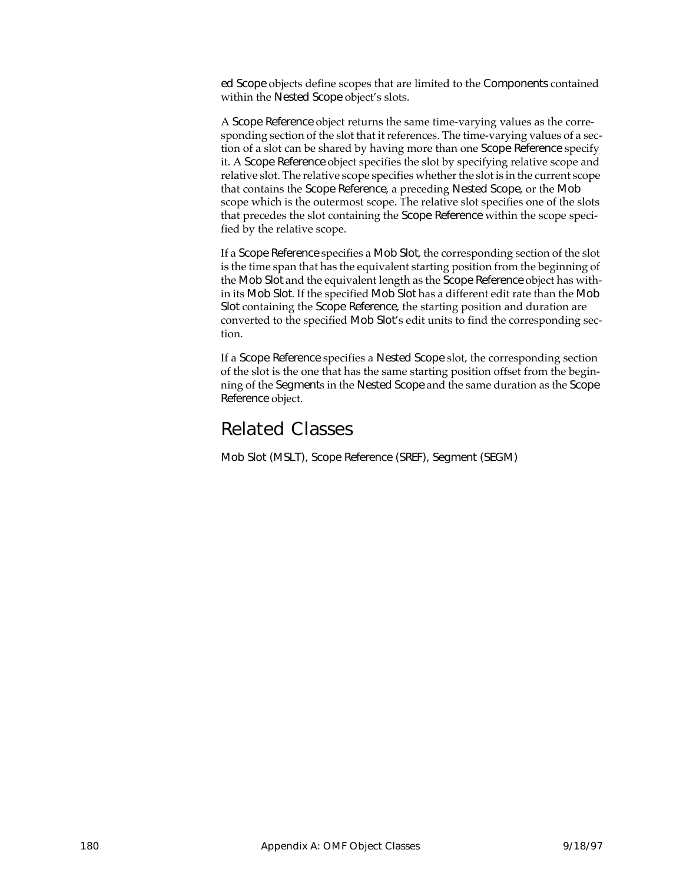ed Scope objects define scopes that are limited to the Components contained within the Nested Scope object's slots.

A Scope Reference object returns the same time-varying values as the corresponding section of the slot that it references. The time-varying values of a section of a slot can be shared by having more than one Scope Reference specify it. A Scope Reference object specifies the slot by specifying relative scope and relative slot. The relative scope specifies whether the slot is in the current scope that contains the Scope Reference, a preceding Nested Scope, or the Mob scope which is the outermost scope. The relative slot specifies one of the slots that precedes the slot containing the Scope Reference within the scope specified by the relative scope.

If a Scope Reference specifies a Mob Slot, the corresponding section of the slot is the time span that has the equivalent starting position from the beginning of the Mob Slot and the equivalent length as the Scope Reference object has within its Mob Slot. If the specified Mob Slot has a different edit rate than the Mob Slot containing the Scope Reference, the starting position and duration are converted to the specified Mob Slot's edit units to find the corresponding section.

If a Scope Reference specifies a Nested Scope slot, the corresponding section of the slot is the one that has the same starting position offset from the beginning of the Segments in the Nested Scope and the same duration as the Scope Reference object.

## Related Classes

Mob Slot (MSLT), Scope Reference (SREF), Segment (SEGM)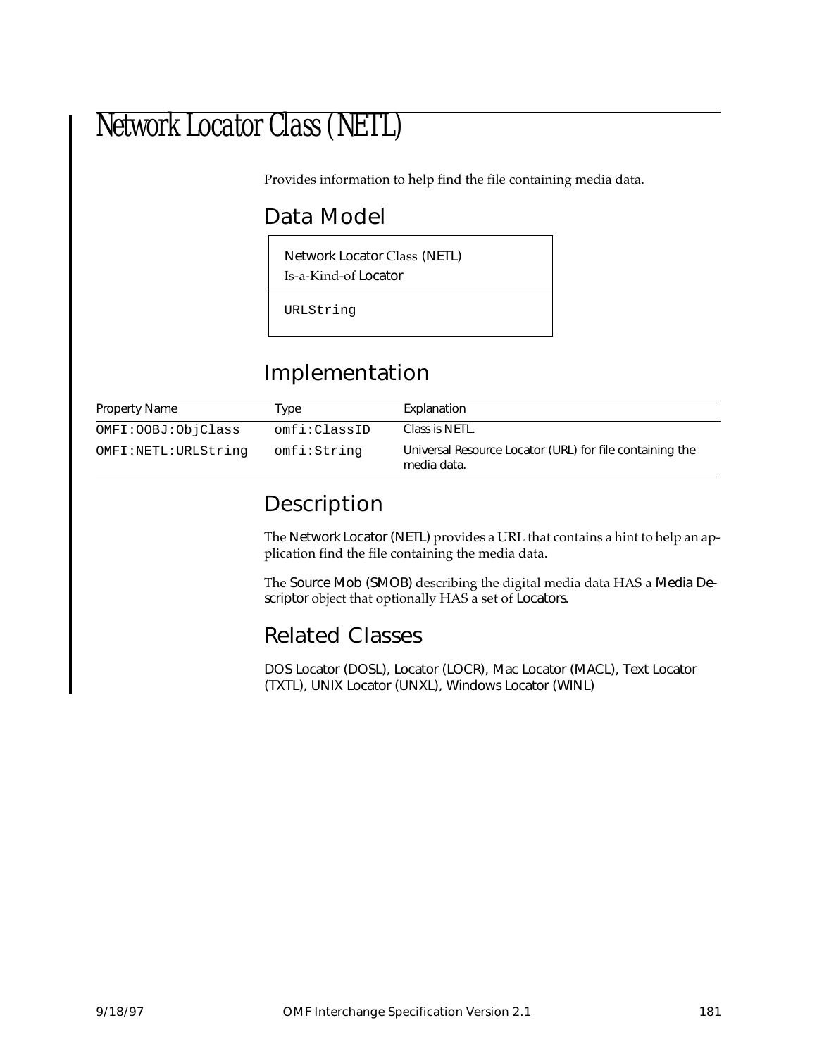# Network Locator Class (NETL)

Provides information to help find the file containing media data.

## Data Model

| Network Locator Class (NETL) Is-a-Kind-of Locator |
|---|
| URLString |

## Implementation

| Property Name | Type | Explanation |
|---|---|---|
| OMFI:OOBJ:ObjClass | omfi:ClassID | Class is NETL. |
| OMFI:NETL:URLString | omfi:String | Universal Resource Locator (URL) for file containing the media data. |

## Description

The Network Locator (NETL) provides a URL that contains a hint to help an application find the file containing the media data.

The Source Mob (SMOB) describing the digital media data HAS a Media Descriptor object that optionally HAS a set of Locators.

## Related Classes

DOS Locator (DOSL), Locator (LOCR), Mac Locator (MACL), Text Locator (TXTL), UNIX Locator (UNXL), Windows Locator (WINL)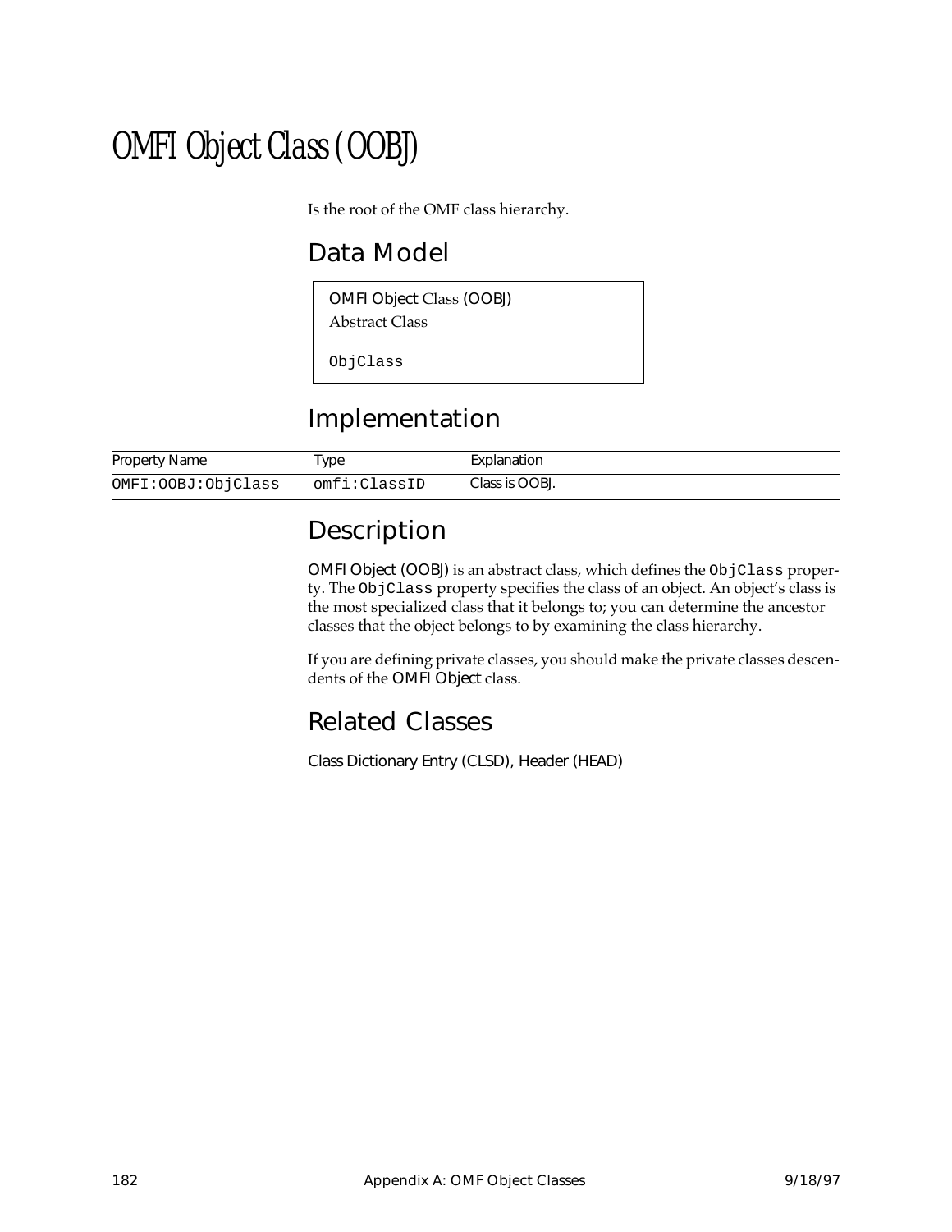# OMFI Object Class (OOBJ)

Is the root of the OMF class hierarchy.

## Data Model

| OMFI Object Class (OOBJ)<br>Abstract Class |
|---|
| `ObjClass` |

## Implementation

| Property Name | Type | Explanation |
|---|---|---|
| `OMFI:OOBJ:ObjClass` | `omfi:ClassID` | Class is OOBJ. |

## Description

OMFI Object (OOBJ) is an abstract class, which defines the `ObjClass` property. The `ObjClass` property specifies the class of an object. An object's class is the most specialized class that it belongs to; you can determine the ancestor classes that the object belongs to by examining the class hierarchy.

If you are defining private classes, you should make the private classes descendents of the OMFI Object class.

## Related Classes

Class Dictionary Entry (CLSD), Header (HEAD)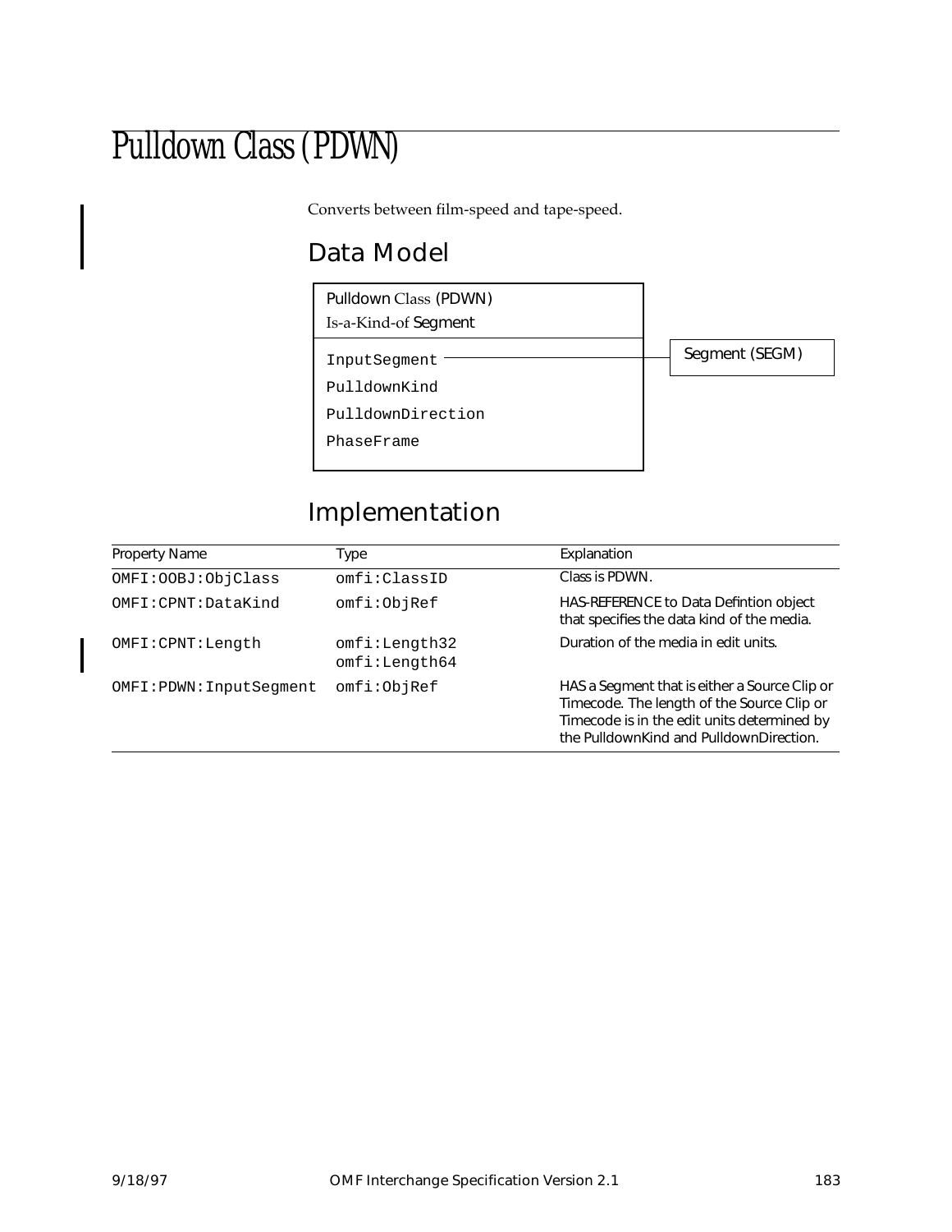# Pulldown Class (PDWN)

Converts between film-speed and tape-speed.

## Data Model

Pulldown Class (PDWN)
Is-a-Kind-of Segment

- InputSegment → Segment (SEGM)
- PulldownKind
- PulldownDirection
- PhaseFrame

## Implementation

| Property Name | Type | Explanation |
|---|---|---|
| OMFI:OOBJ:ObjClass | omfi:ClassID | Class is PDWN. |
| OMFI:CPNT:DataKind | omfi:ObjRef | HAS-REFERENCE to Data Defintion object that specifies the data kind of the media. |
| OMFI:CPNT:Length | omfi:Length32<br>omfi:Length64 | Duration of the media in edit units. |
| OMFI:PDWN:InputSegment | omfi:ObjRef | HAS a Segment that is either a Source Clip or Timecode. The length of the Source Clip or Timecode is in the edit units determined by the PulldownKind and PulldownDirection. |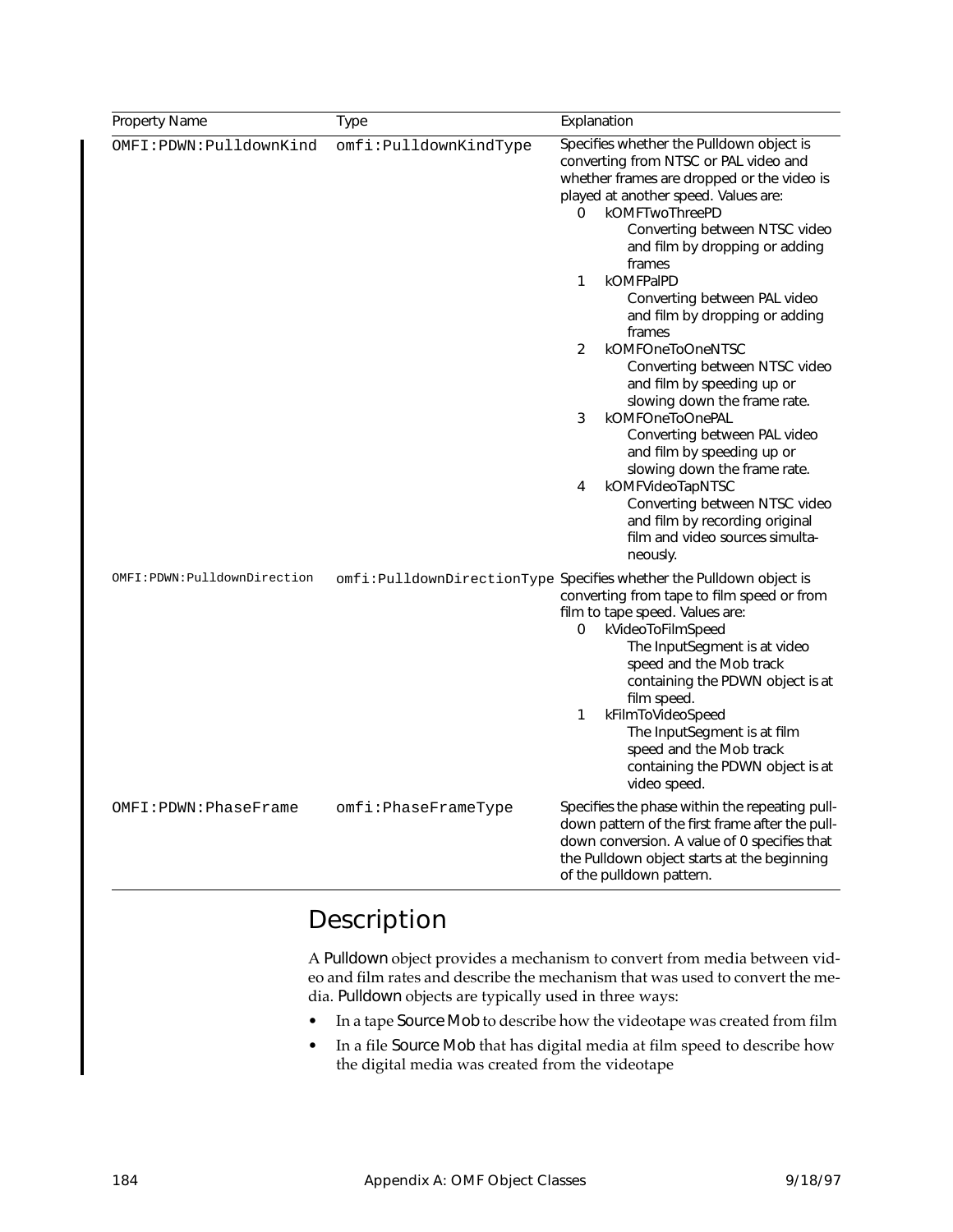| Property Name | Type | Explanation |
|---|---|---|
| OMFI:PDWN:PulldownKind | omfi:PulldownKindType | Specifies whether the Pulldown object is converting from NTSC or PAL video and whether frames are dropped or the video is played at another speed. Values are:<br>0 kOMFTwoThreePD<br>Converting between NTSC video and film by dropping or adding frames<br>1 kOMFPalPD<br>Converting between PAL video and film by dropping or adding frames<br>2 kOMFOneToOneNTSC<br>Converting between NTSC video and film by speeding up or slowing down the frame rate.<br>3 kOMFOneToOnePAL<br>Converting between PAL video and film by speeding up or slowing down the frame rate.<br>4 kOMFVideoTapNTSC<br>Converting between NTSC video and film by recording original film and video sources simultaneously. |
| OMFI:PDWN:PulldownDirection | omfi:PulldownDirectionType | Specifies whether the Pulldown object is converting from tape to film speed or from film to tape speed. Values are:<br>0 kVideoToFilmSpeed<br>The InputSegment is at video speed and the Mob track containing the PDWN object is at film speed.<br>1 kFilmToVideoSpeed<br>The InputSegment is at film speed and the Mob track containing the PDWN object is at video speed. |
| OMFI:PDWN:PhaseFrame | omfi:PhaseFrameType | Specifies the phase within the repeating pulldown pattern of the first frame after the pulldown conversion. A value of 0 specifies that the Pulldown object starts at the beginning of the pulldown pattern. |

## Description

A Pulldown object provides a mechanism to convert from media between video and film rates and describe the mechanism that was used to convert the media. Pulldown objects are typically used in three ways:

- In a tape Source Mob to describe how the videotape was created from film
- In a file Source Mob that has digital media at film speed to describe how the digital media was created from the videotape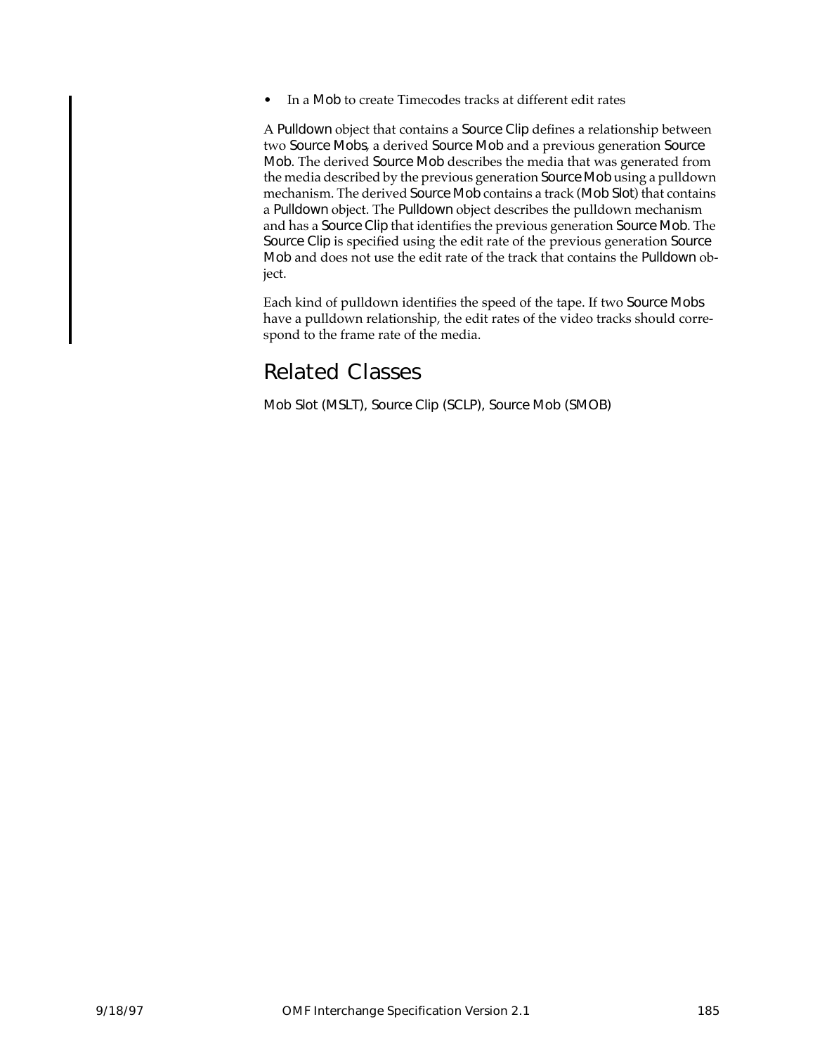- In a Mob to create Timecodes tracks at different edit rates

A Pulldown object that contains a Source Clip defines a relationship between two Source Mobs, a derived Source Mob and a previous generation Source Mob. The derived Source Mob describes the media that was generated from the media described by the previous generation Source Mob using a pulldown mechanism. The derived Source Mob contains a track (Mob Slot) that contains a Pulldown object. The Pulldown object describes the pulldown mechanism and has a Source Clip that identifies the previous generation Source Mob. The Source Clip is specified using the edit rate of the previous generation Source Mob and does not use the edit rate of the track that contains the Pulldown object.

Each kind of pulldown identifies the speed of the tape. If two Source Mobs have a pulldown relationship, the edit rates of the video tracks should correspond to the frame rate of the media.

## Related Classes

Mob Slot (MSLT), Source Clip (SCLP), Source Mob (SMOB)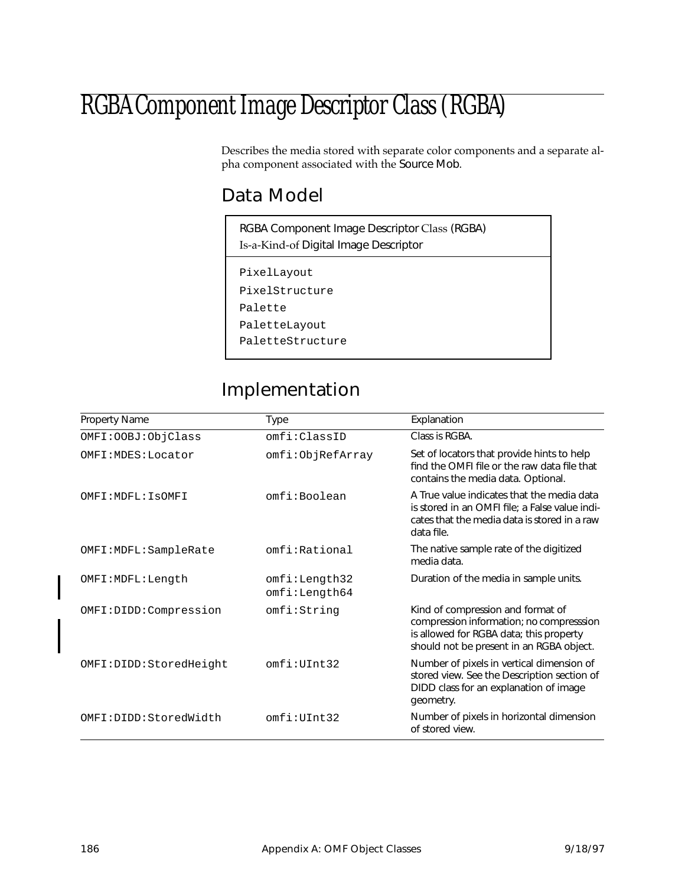# RGBA Component Image Descriptor Class (RGBA)

Describes the media stored with separate color components and a separate alpha component associated with the Source Mob.

## Data Model

| RGBA Component Image Descriptor Class (RGBA)<br>Is-a-Kind-of Digital Image Descriptor |
|---|
| PixelLayout<br>PixelStructure<br>Palette<br>PaletteLayout<br>PaletteStructure |

## Implementation

| Property Name | Type | Explanation |
|---|---|---|
| OMFI:OOBJ:ObjClass | omfi:ClassID | Class is RGBA. |
| OMFI:MDES:Locator | omfi:ObjRefArray | Set of locators that provide hints to help find the OMFI file or the raw data file that contains the media data. Optional. |
| OMFI:MDFL:IsOMFI | omfi:Boolean | A True value indicates that the media data is stored in an OMFI file; a False value indicates that the media data is stored in a raw data file. |
| OMFI:MDFL:SampleRate | omfi:Rational | The native sample rate of the digitized media data. |
| OMFI:MDFL:Length | omfi:Length32<br>omfi:Length64 | Duration of the media in sample units. |
| OMFI:DIDD:Compression | omfi:String | Kind of compression and format of compression information; no compresssion is allowed for RGBA data; this property should not be present in an RGBA object. |
| OMFI:DIDD:StoredHeight | omfi:UInt32 | Number of pixels in vertical dimension of stored view. See the Description section of DIDD class for an explanation of image geometry. |
| OMFI:DIDD:StoredWidth | omfi:UInt32 | Number of pixels in horizontal dimension of stored view. |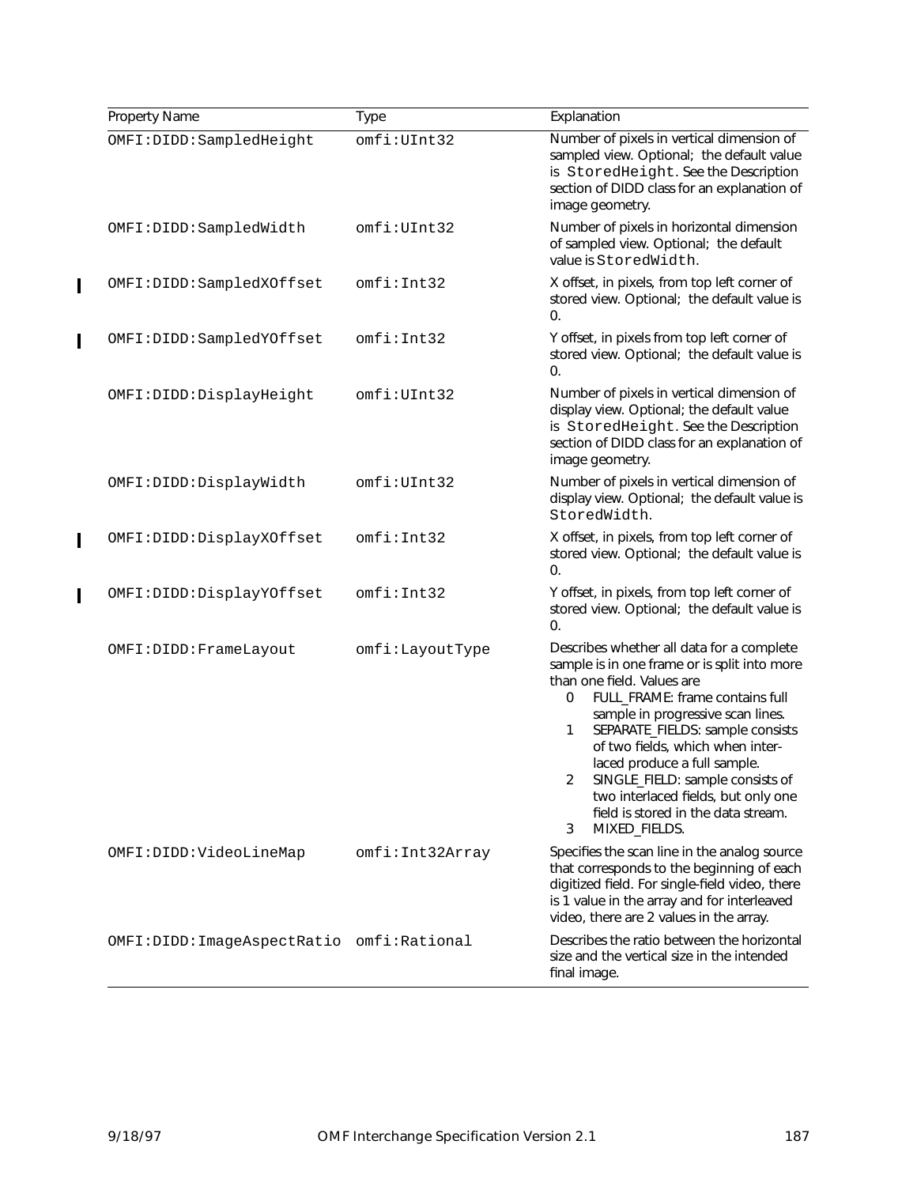| Property Name | Type | Explanation |
|---|---|---|
| OMFI:DIDD:SampledHeight | omfi:UInt32 | Number of pixels in vertical dimension of sampled view. Optional; the default value is StoredHeight. See the Description section of DIDD class for an explanation of image geometry. |
| OMFI:DIDD:SampledWidth | omfi:UInt32 | Number of pixels in horizontal dimension of sampled view. Optional; the default value is StoredWidth. |
| OMFI:DIDD:SampledXOffset | omfi:Int32 | X offset, in pixels, from top left corner of stored view. Optional; the default value is 0. |
| OMFI:DIDD:SampledYOffset | omfi:Int32 | Y offset, in pixels from top left corner of stored view. Optional; the default value is 0. |
| OMFI:DIDD:DisplayHeight | omfi:UInt32 | Number of pixels in vertical dimension of display view. Optional; the default value is StoredHeight. See the Description section of DIDD class for an explanation of image geometry. |
| OMFI:DIDD:DisplayWidth | omfi:UInt32 | Number of pixels in vertical dimension of display view. Optional; the default value is StoredWidth. |
| OMFI:DIDD:DisplayXOffset | omfi:Int32 | X offset, in pixels, from top left corner of stored view. Optional; the default value is 0. |
| OMFI:DIDD:DisplayYOffset | omfi:Int32 | Y offset, in pixels, from top left corner of stored view. Optional; the default value is 0. |
| OMFI:DIDD:FrameLayout | omfi:LayoutType | Describes whether all data for a complete sample is in one frame or is split into more than one field. Values are<br>0 FULL_FRAME: frame contains full sample in progressive scan lines.<br>1 SEPARATE_FIELDS: sample consists of two fields, which when interlaced produce a full sample.<br>2 SINGLE_FIELD: sample consists of two interlaced fields, but only one field is stored in the data stream.<br>3 MIXED_FIELDS. |
| OMFI:DIDD:VideoLineMap | omfi:Int32Array | Specifies the scan line in the analog source that corresponds to the beginning of each digitized field. For single-field video, there is 1 value in the array and for interleaved video, there are 2 values in the array. |
| OMFI:DIDD:ImageAspectRatio | omfi:Rational | Describes the ratio between the horizontal size and the vertical size in the intended final image. |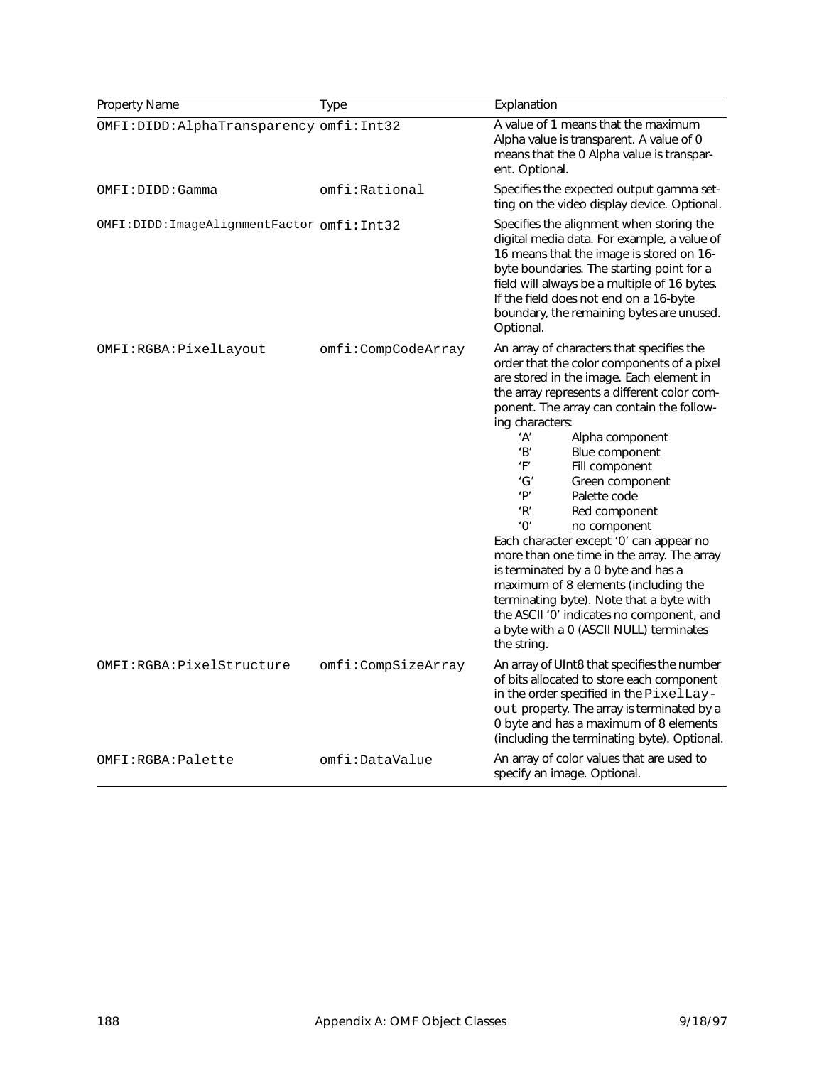| Property Name | Type | Explanation |
|---|---|---|
| OMFI:DIDD:AlphaTransparency | omfi:Int32 | A value of 1 means that the maximum Alpha value is transparent. A value of 0 means that the 0 Alpha value is transparent. Optional. |
| OMFI:DIDD:Gamma | omfi:Rational | Specifies the expected output gamma setting on the video display device. Optional. |
| OMFI:DIDD:ImageAlignmentFactor | omfi:Int32 | Specifies the alignment when storing the digital media data. For example, a value of 16 means that the image is stored on 16-byte boundaries. The starting point for a field will always be a multiple of 16 bytes. If the field does not end on a 16-byte boundary, the remaining bytes are unused. Optional. |
| OMFI:RGBA:PixelLayout | omfi:CompCodeArray | An array of characters that specifies the order that the color components of a pixel are stored in the image. Each element in the array represents a different color component. The array can contain the following characters:<br>'A' Alpha component<br>'B' Blue component<br>'F' Fill component<br>'G' Green component<br>'P' Palette code<br>'R' Red component<br>'0' no component<br>Each character except '0' can appear no more than one time in the array. The array is terminated by a 0 byte and has a maximum of 8 elements (including the terminating byte). Note that a byte with the ASCII '0' indicates no component, and a byte with a 0 (ASCII NULL) terminates the string. |
| OMFI:RGBA:PixelStructure | omfi:CompSizeArray | An array of UInt8 that specifies the number of bits allocated to store each component in the order specified in the PixelLayout property. The array is terminated by a 0 byte and has a maximum of 8 elements (including the terminating byte). Optional. |
| OMFI:RGBA:Palette | omfi:DataValue | An array of color values that are used to specify an image. Optional. |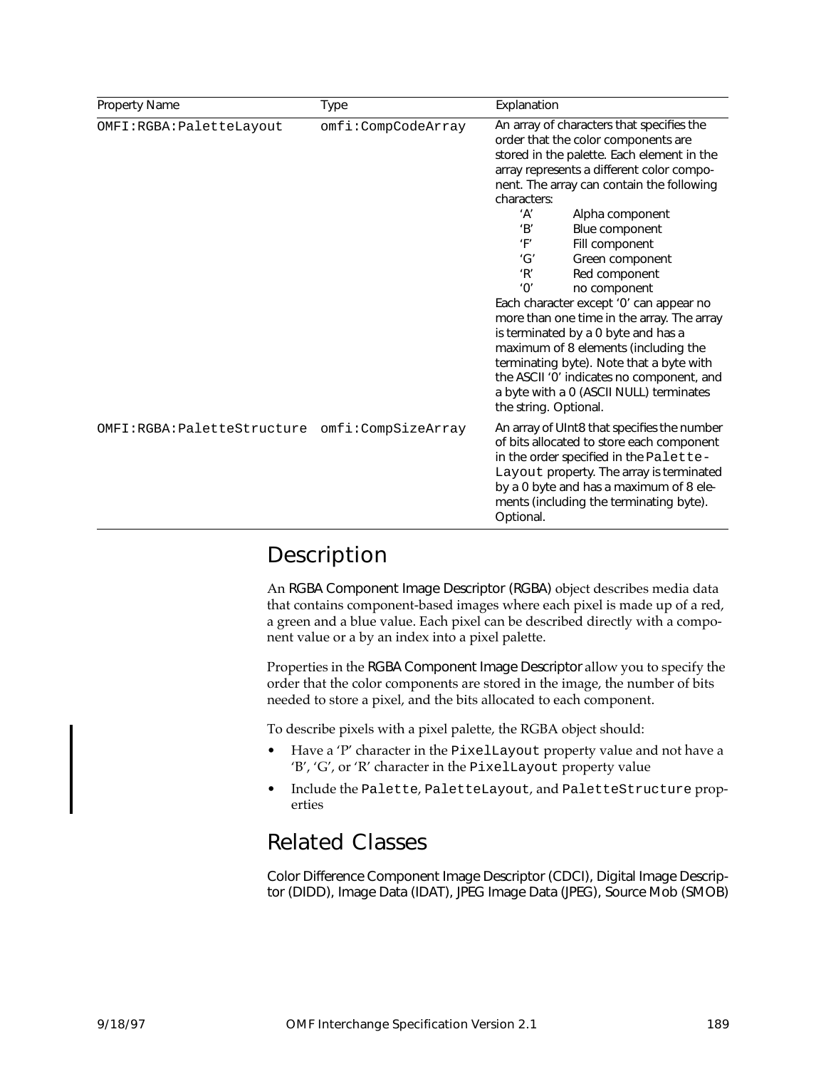| Property Name | Type | Explanation |
|---|---|---|
| OMFI:RGBA:PaletteLayout | omfi:CompCodeArray | An array of characters that specifies the order that the color components are stored in the palette. Each element in the array represents a different color component. The array can contain the following characters:<br>'A' Alpha component<br>'B' Blue component<br>'F' Fill component<br>'G' Green component<br>'R' Red component<br>'0' no component<br>Each character except '0' can appear no more than one time in the array. The array is terminated by a 0 byte and has a maximum of 8 elements (including the terminating byte). Note that a byte with the ASCII '0' indicates no component, and a byte with a 0 (ASCII NULL) terminates the string. Optional. |
| OMFI:RGBA:PaletteStructure | omfi:CompSizeArray | An array of UInt8 that specifies the number of bits allocated to store each component in the order specified in the `PaletteLayout` property. The array is terminated by a 0 byte and has a maximum of 8 elements (including the terminating byte). Optional. |

## Description

An RGBA Component Image Descriptor (RGBA) object describes media data that contains component-based images where each pixel is made up of a red, a green and a blue value. Each pixel can be described directly with a component value or a by an index into a pixel palette.

Properties in the RGBA Component Image Descriptor allow you to specify the order that the color components are stored in the image, the number of bits needed to store a pixel, and the bits allocated to each component.

To describe pixels with a pixel palette, the RGBA object should:

- Have a 'P' character in the `PixelLayout` property value and not have a 'B', 'G', or 'R' character in the `PixelLayout` property value
- Include the `Palette`, `PaletteLayout`, and `PaletteStructure` properties

## Related Classes

Color Difference Component Image Descriptor (CDCI), Digital Image Descriptor (DIDD), Image Data (IDAT), JPEG Image Data (JPEG), Source Mob (SMOB)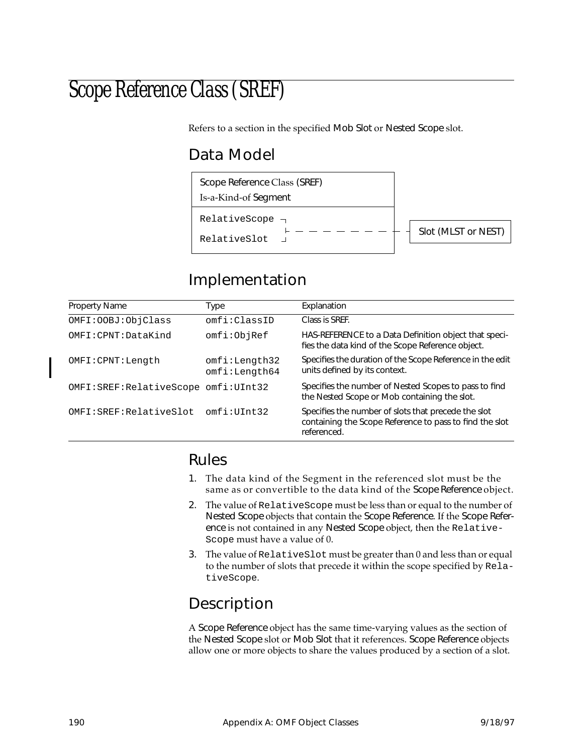# Scope Reference Class (SREF)

Refers to a section in the specified Mob Slot or Nested Scope slot.

## Data Model

| Scope Reference Class (SREF) |
|---|
| Is-a-Kind-of Segment |
| RelativeScope |
| RelativeSlot |

RelativeScope, RelativeSlot → Slot (MLST or NEST)

## Implementation

| Property Name | Type | Explanation |
|---|---|---|
| OMFI:OOBJ:ObjClass | omfi:ClassID | Class is SREF. |
| OMFI:CPNT:DataKind | omfi:ObjRef | HAS-REFERENCE to a Data Definition object that specifies the data kind of the Scope Reference object. |
| OMFI:CPNT:Length | omfi:Length32<br>omfi:Length64 | Specifies the duration of the Scope Reference in the edit units defined by its context. |
| OMFI:SREF:RelativeScope | omfi:UInt32 | Specifies the number of Nested Scopes to pass to find the Nested Scope or Mob containing the slot. |
| OMFI:SREF:RelativeSlot | omfi:UInt32 | Specifies the number of slots that precede the slot containing the Scope Reference to pass to find the slot referenced. |

## Rules

1. The data kind of the Segment in the referenced slot must be the same as or convertible to the data kind of the Scope Reference object.
2. The value of `RelativeScope` must be less than or equal to the number of Nested Scope objects that contain the Scope Reference. If the Scope Reference is not contained in any Nested Scope object, then the `RelativeScope` must have a value of 0.
3. The value of `RelativeSlot` must be greater than 0 and less than or equal to the number of slots that precede it within the scope specified by `RelativeScope`.

## Description

A Scope Reference object has the same time-varying values as the section of the Nested Scope slot or Mob Slot that it references. Scope Reference objects allow one or more objects to share the values produced by a section of a slot.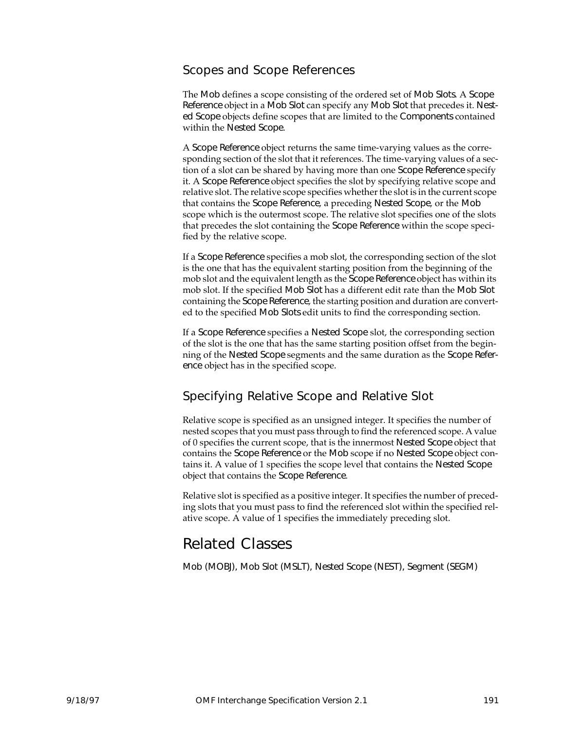### Scopes and Scope References

The Mob defines a scope consisting of the ordered set of Mob Slots. A Scope Reference object in a Mob Slot can specify any Mob Slot that precedes it. Nested Scope objects define scopes that are limited to the Components contained within the Nested Scope.

A Scope Reference object returns the same time-varying values as the corresponding section of the slot that it references. The time-varying values of a section of a slot can be shared by having more than one Scope Reference specify it. A Scope Reference object specifies the slot by specifying relative scope and relative slot. The relative scope specifies whether the slot is in the current scope that contains the Scope Reference, a preceding Nested Scope, or the Mob scope which is the outermost scope. The relative slot specifies one of the slots that precedes the slot containing the Scope Reference within the scope specified by the relative scope.

If a Scope Reference specifies a mob slot, the corresponding section of the slot is the one that has the equivalent starting position from the beginning of the mob slot and the equivalent length as the Scope Reference object has within its mob slot. If the specified Mob Slot has a different edit rate than the Mob Slot containing the Scope Reference, the starting position and duration are converted to the specified Mob Slots edit units to find the corresponding section.

If a Scope Reference specifies a Nested Scope slot, the corresponding section of the slot is the one that has the same starting position offset from the beginning of the Nested Scope segments and the same duration as the Scope Reference object has in the specified scope.

### Specifying Relative Scope and Relative Slot

Relative scope is specified as an unsigned integer. It specifies the number of nested scopes that you must pass through to find the referenced scope. A value of 0 specifies the current scope, that is the innermost Nested Scope object that contains the Scope Reference or the Mob scope if no Nested Scope object contains it. A value of 1 specifies the scope level that contains the Nested Scope object that contains the Scope Reference.

Relative slot is specified as a positive integer. It specifies the number of preceding slots that you must pass to find the referenced slot within the specified relative scope. A value of 1 specifies the immediately preceding slot.

## Related Classes

Mob (MOBJ), Mob Slot (MSLT), Nested Scope (NEST), Segment (SEGM)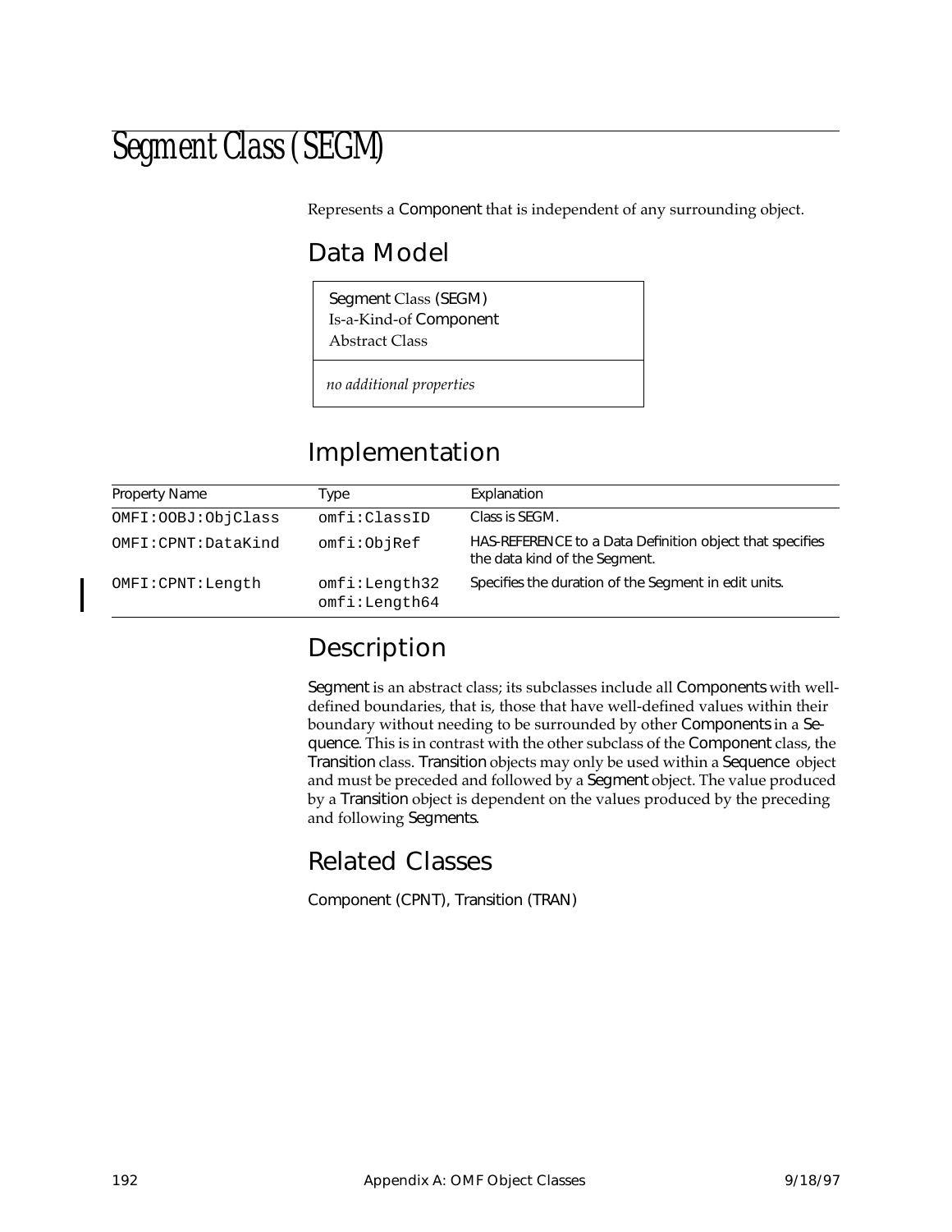# Segment Class (SEGM)

Represents a Component that is independent of any surrounding object.

## Data Model

| Segment Class (SEGM)<br>Is-a-Kind-of Component<br>Abstract Class |
|---|
| *no additional properties* |

## Implementation

| Property Name | Type | Explanation |
|---|---|---|
| OMFI:OOBJ:ObjClass | omfi:ClassID | Class is SEGM. |
| OMFI:CPNT:DataKind | omfi:ObjRef | HAS-REFERENCE to a Data Definition object that specifies the data kind of the Segment. |
| OMFI:CPNT:Length | omfi:Length32<br>omfi:Length64 | Specifies the duration of the Segment in edit units. |

## Description

Segment is an abstract class; its subclasses include all Components with well-defined boundaries, that is, those that have well-defined values within their boundary without needing to be surrounded by other Components in a Sequence. This is in contrast with the other subclass of the Component class, the Transition class. Transition objects may only be used within a Sequence object and must be preceded and followed by a Segment object. The value produced by a Transition object is dependent on the values produced by the preceding and following Segments.

## Related Classes

Component (CPNT), Transition (TRAN)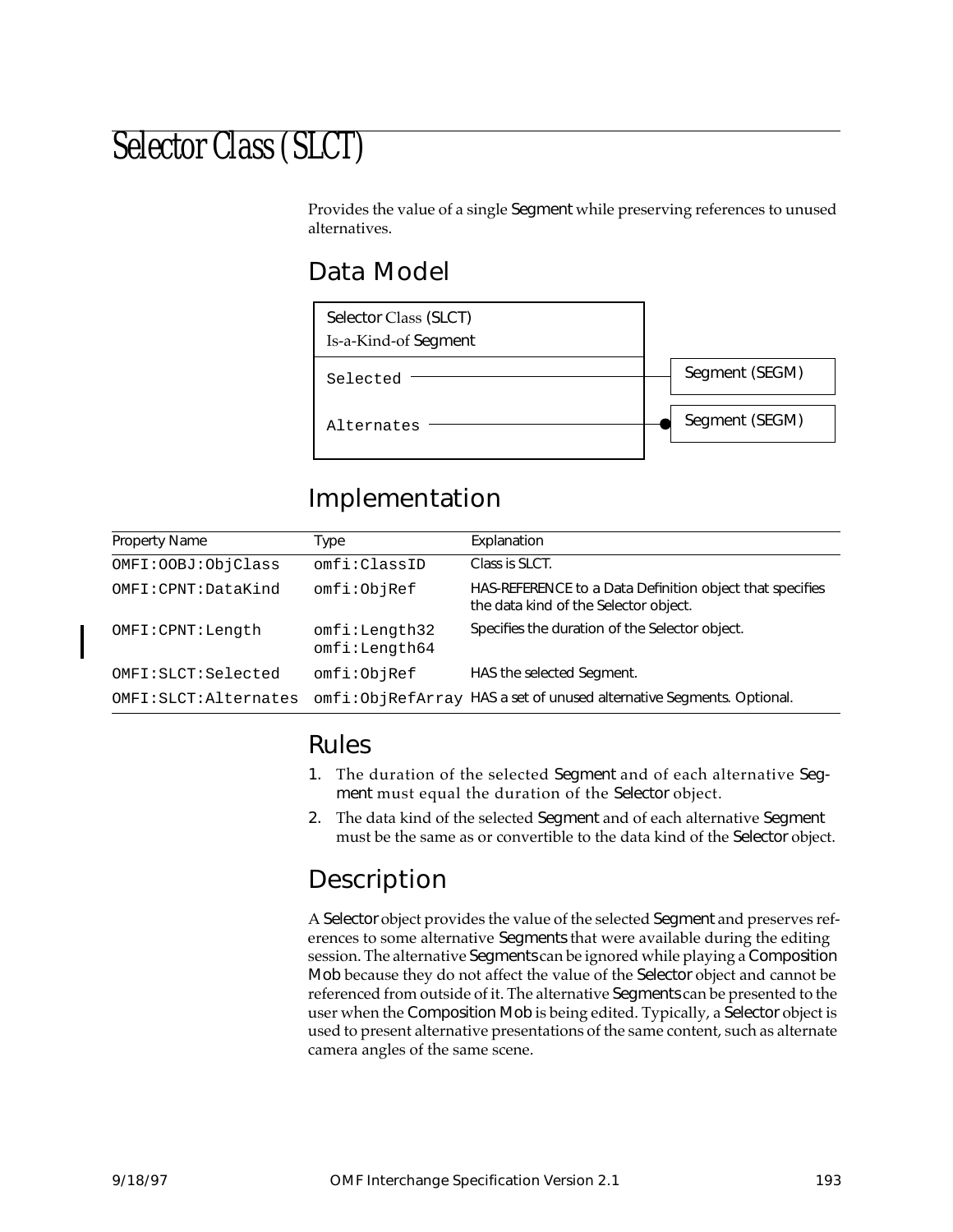# Selector Class (SLCT)

Provides the value of a single Segment while preserving references to unused alternatives.

## Data Model

Selector Class (SLCT)
Is-a-Kind-of Segment

| Property | Reference |
|---|---|
| Selected | Segment (SEGM) |
| Alternates | Segment (SEGM) (set) |

## Implementation

| Property Name | Type | Explanation |
|---|---|---|
| OMFI:OOBJ:ObjClass | omfi:ClassID | Class is SLCT. |
| OMFI:CPNT:DataKind | omfi:ObjRef | HAS-REFERENCE to a Data Definition object that specifies the data kind of the Selector object. |
| OMFI:CPNT:Length | omfi:Length32 omfi:Length64 | Specifies the duration of the Selector object. |
| OMFI:SLCT:Selected | omfi:ObjRef | HAS the selected Segment. |
| OMFI:SLCT:Alternates | omfi:ObjRefArray | HAS a set of unused alternative Segments. Optional. |

## Rules

1. The duration of the selected Segment and of each alternative Segment must equal the duration of the Selector object.
2. The data kind of the selected Segment and of each alternative Segment must be the same as or convertible to the data kind of the Selector object.

## Description

A Selector object provides the value of the selected Segment and preserves references to some alternative Segments that were available during the editing session. The alternative Segments can be ignored while playing a Composition Mob because they do not affect the value of the Selector object and cannot be referenced from outside of it. The alternative Segments can be presented to the user when the Composition Mob is being edited. Typically, a Selector object is used to present alternative presentations of the same content, such as alternate camera angles of the same scene.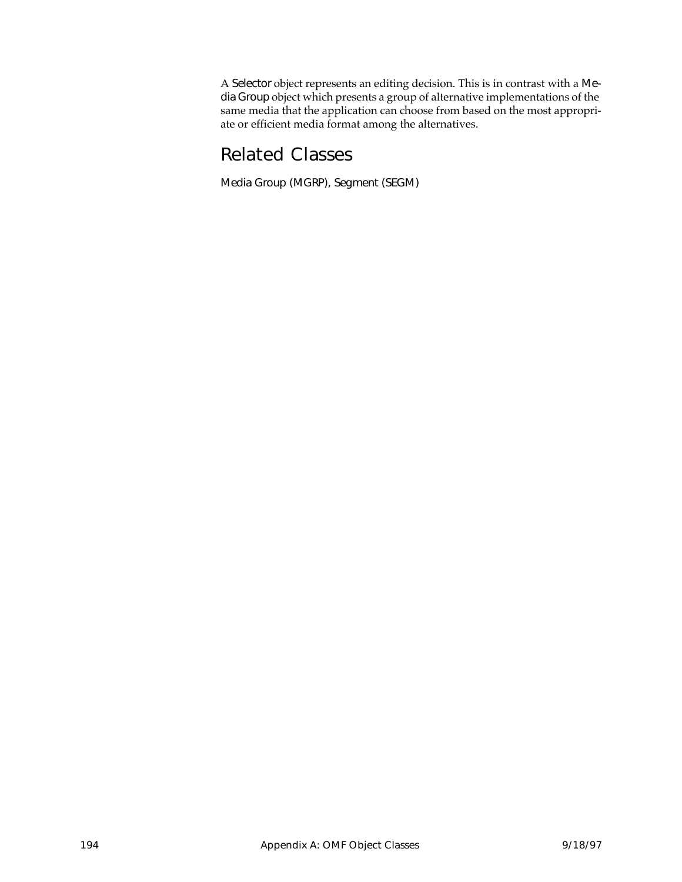A Selector object represents an editing decision. This is in contrast with a Media Group object which presents a group of alternative implementations of the same media that the application can choose from based on the most appropriate or efficient media format among the alternatives.

## Related Classes

Media Group (MGRP), Segment (SEGM)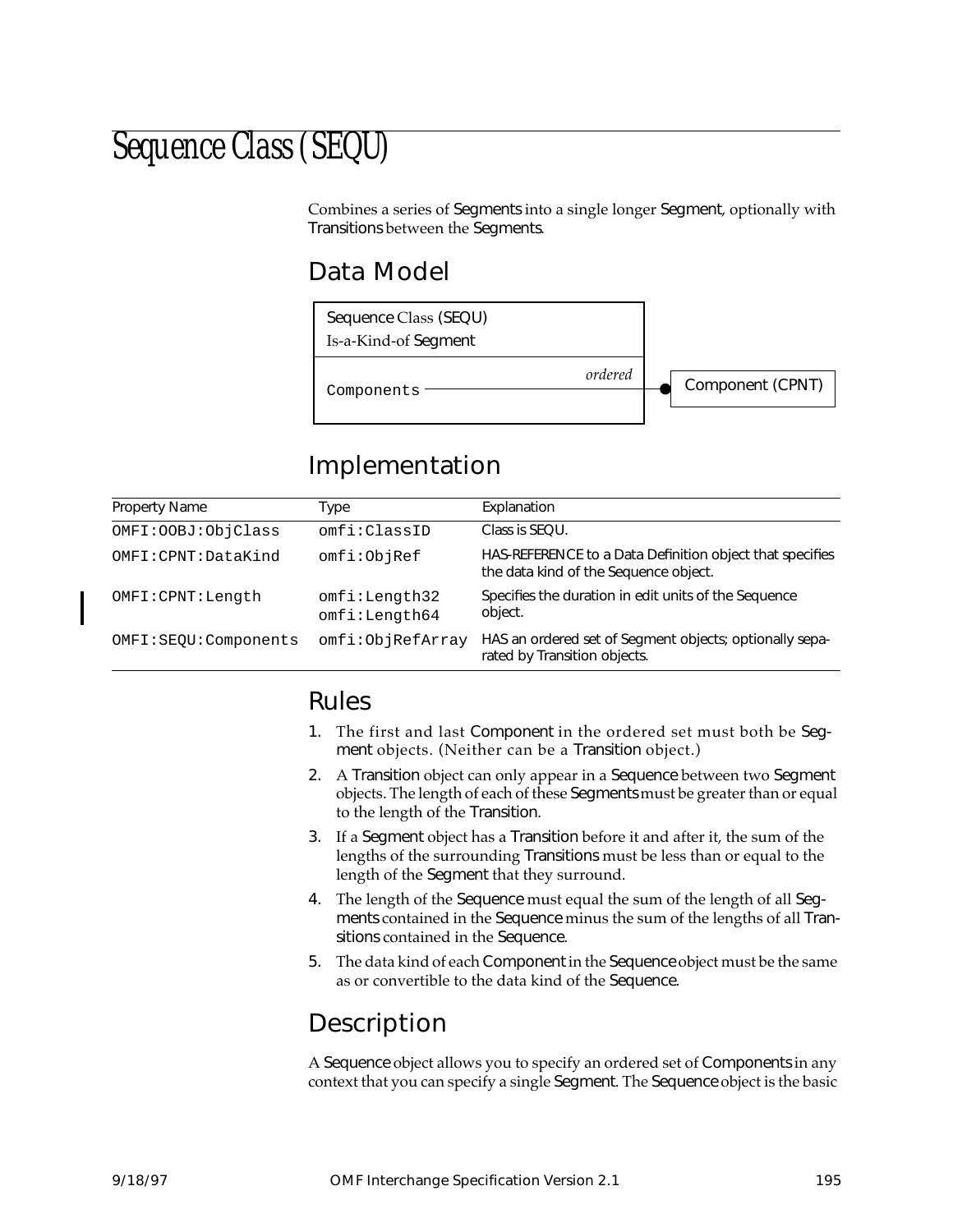# Sequence Class (SEQU)

Combines a series of Segments into a single longer Segment, optionally with Transitions between the Segments.

## Data Model

Sequence Class (SEQU)
Is-a-Kind-of Segment

Components — *ordered* — Component (CPNT)

## Implementation

| Property Name | Type | Explanation |
|---|---|---|
| OMFI:OOBJ:ObjClass | omfi:ClassID | Class is SEQU. |
| OMFI:CPNT:DataKind | omfi:ObjRef | HAS-REFERENCE to a Data Definition object that specifies the data kind of the Sequence object. |
| OMFI:CPNT:Length | omfi:Length32 omfi:Length64 | Specifies the duration in edit units of the Sequence object. |
| OMFI:SEQU:Components | omfi:ObjRefArray | HAS an ordered set of Segment objects; optionally separated by Transition objects. |

## Rules

1. The first and last Component in the ordered set must both be Segment objects. (Neither can be a Transition object.)
2. A Transition object can only appear in a Sequence between two Segment objects. The length of each of these Segments must be greater than or equal to the length of the Transition.
3. If a Segment object has a Transition before it and after it, the sum of the lengths of the surrounding Transitions must be less than or equal to the length of the Segment that they surround.
4. The length of the Sequence must equal the sum of the length of all Segments contained in the Sequence minus the sum of the lengths of all Transitions contained in the Sequence.
5. The data kind of each Component in the Sequence object must be the same as or convertible to the data kind of the Sequence.

## Description

A Sequence object allows you to specify an ordered set of Components in any context that you can specify a single Segment. The Sequence object is the basic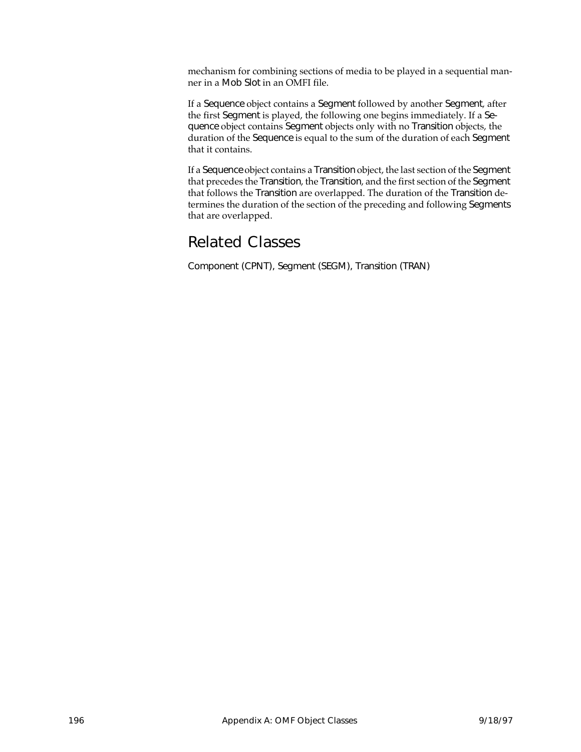mechanism for combining sections of media to be played in a sequential manner in a Mob Slot in an OMFI file.

If a Sequence object contains a Segment followed by another Segment, after the first Segment is played, the following one begins immediately. If a Sequence object contains Segment objects only with no Transition objects, the duration of the Sequence is equal to the sum of the duration of each Segment that it contains.

If a Sequence object contains a Transition object, the last section of the Segment that precedes the Transition, the Transition, and the first section of the Segment that follows the Transition are overlapped. The duration of the Transition determines the duration of the section of the preceding and following Segments that are overlapped.

## Related Classes

Component (CPNT), Segment (SEGM), Transition (TRAN)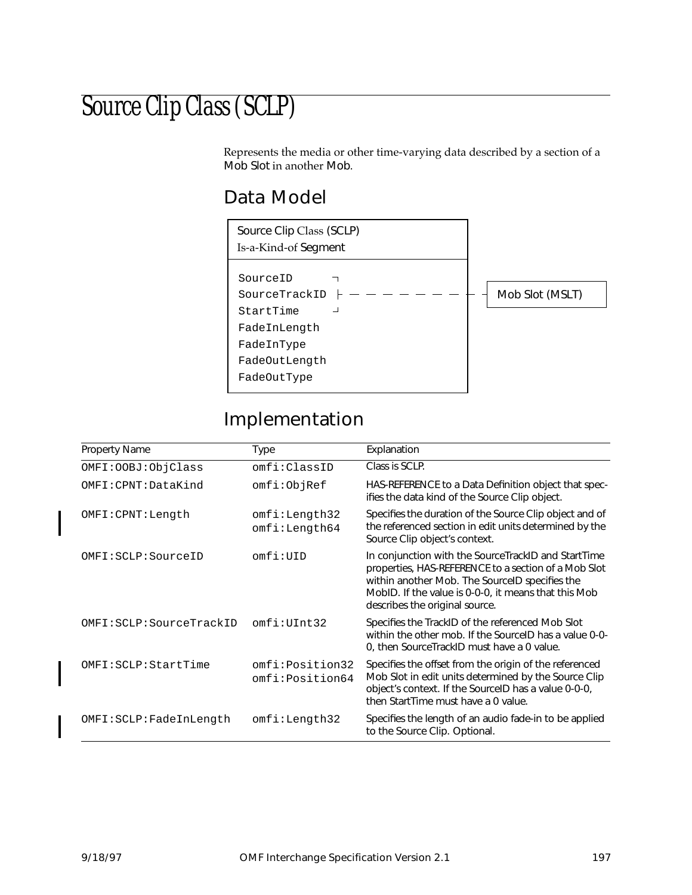# Source Clip Class (SCLP)

Represents the media or other time-varying data described by a section of a Mob Slot in another Mob.

## Data Model

Source Clip Class (SCLP)
Is-a-Kind-of Segment

```
SourceID
SourceTrackID  - - - - - - - - Mob Slot (MSLT)
StartTime
FadeInLength
FadeInType
FadeOutLength
FadeOutType
```

## Implementation

| Property Name | Type | Explanation |
|---|---|---|
| OMFI:OOBJ:ObjClass | omfi:ClassID | Class is SCLP. |
| OMFI:CPNT:DataKind | omfi:ObjRef | HAS-REFERENCE to a Data Definition object that specifies the data kind of the Source Clip object. |
| OMFI:CPNT:Length | omfi:Length32<br>omfi:Length64 | Specifies the duration of the Source Clip object and of the referenced section in edit units determined by the Source Clip object's context. |
| OMFI:SCLP:SourceID | omfi:UID | In conjunction with the SourceTrackID and StartTime properties, HAS-REFERENCE to a section of a Mob Slot within another Mob. The SourceID specifies the MobID. If the value is 0-0-0, it means that this Mob describes the original source. |
| OMFI:SCLP:SourceTrackID | omfi:UInt32 | Specifies the TrackID of the referenced Mob Slot within the other mob. If the SourceID has a value 0-0-0, then SourceTrackID must have a 0 value. |
| OMFI:SCLP:StartTime | omfi:Position32<br>omfi:Position64 | Specifies the offset from the origin of the referenced Mob Slot in edit units determined by the Source Clip object's context. If the SourceID has a value 0-0-0, then StartTime must have a 0 value. |
| OMFI:SCLP:FadeInLength | omfi:Length32 | Specifies the length of an audio fade-in to be applied to the Source Clip. Optional. |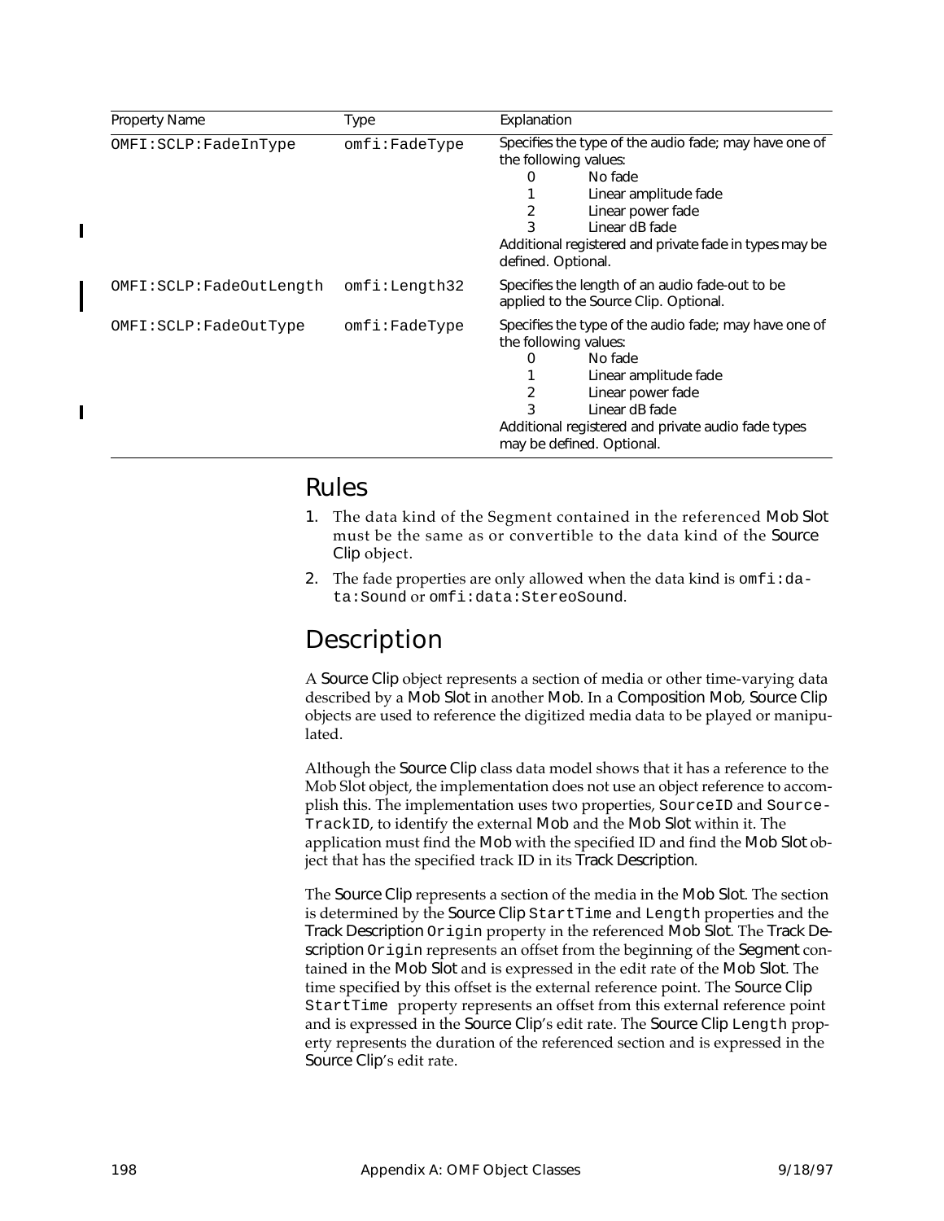| Property Name | Type | Explanation |
|---|---|---|
| OMFI:SCLP:FadeInType | omfi:FadeType | Specifies the type of the audio fade; may have one of the following values:<br>0 No fade<br>1 Linear amplitude fade<br>2 Linear power fade<br>3 Linear dB fade<br>Additional registered and private fade in types may be defined. Optional. |
| OMFI:SCLP:FadeOutLength | omfi:Length32 | Specifies the length of an audio fade-out to be applied to the Source Clip. Optional. |
| OMFI:SCLP:FadeOutType | omfi:FadeType | Specifies the type of the audio fade; may have one of the following values:<br>0 No fade<br>1 Linear amplitude fade<br>2 Linear power fade<br>3 Linear dB fade<br>Additional registered and private audio fade types may be defined. Optional. |

## Rules

1. The data kind of the Segment contained in the referenced Mob Slot must be the same as or convertible to the data kind of the Source Clip object.
2. The fade properties are only allowed when the data kind is `omfi:data:Sound` or `omfi:data:StereoSound`.

## Description

A Source Clip object represents a section of media or other time-varying data described by a Mob Slot in another Mob. In a Composition Mob, Source Clip objects are used to reference the digitized media data to be played or manipulated.

Although the Source Clip class data model shows that it has a reference to the Mob Slot object, the implementation does not use an object reference to accomplish this. The implementation uses two properties, `SourceID` and `SourceTrackID`, to identify the external Mob and the Mob Slot within it. The application must find the Mob with the specified ID and find the Mob Slot object that has the specified track ID in its Track Description.

The Source Clip represents a section of the media in the Mob Slot. The section is determined by the Source Clip `StartTime` and `Length` properties and the Track Description `Origin` property in the referenced Mob Slot. The Track Description `Origin` represents an offset from the beginning of the Segment contained in the Mob Slot and is expressed in the edit rate of the Mob Slot. The time specified by this offset is the external reference point. The Source Clip `StartTime` property represents an offset from this external reference point and is expressed in the Source Clip's edit rate. The Source Clip `Length` property represents the duration of the referenced section and is expressed in the Source Clip's edit rate.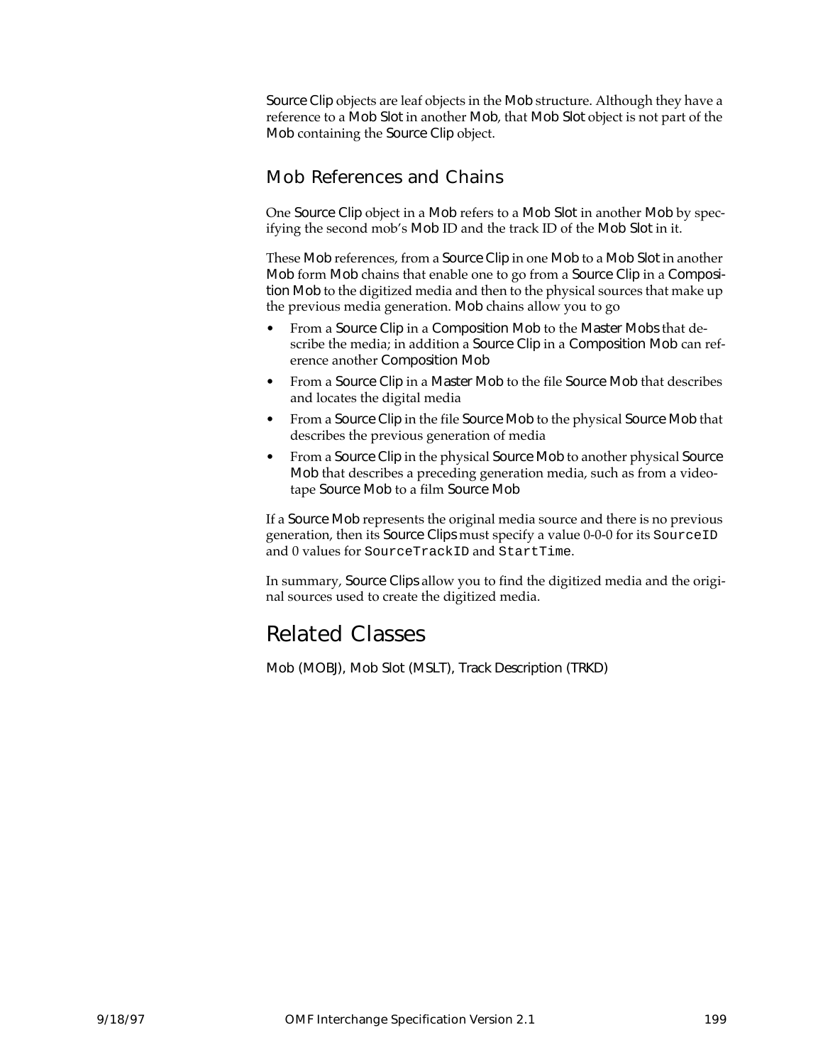Source Clip objects are leaf objects in the Mob structure. Although they have a reference to a Mob Slot in another Mob, that Mob Slot object is not part of the Mob containing the Source Clip object.

### Mob References and Chains

One Source Clip object in a Mob refers to a Mob Slot in another Mob by specifying the second mob's Mob ID and the track ID of the Mob Slot in it.

These Mob references, from a Source Clip in one Mob to a Mob Slot in another Mob form Mob chains that enable one to go from a Source Clip in a Composition Mob to the digitized media and then to the physical sources that make up the previous media generation. Mob chains allow you to go

- From a Source Clip in a Composition Mob to the Master Mobs that describe the media; in addition a Source Clip in a Composition Mob can reference another Composition Mob
- From a Source Clip in a Master Mob to the file Source Mob that describes and locates the digital media
- From a Source Clip in the file Source Mob to the physical Source Mob that describes the previous generation of media
- From a Source Clip in the physical Source Mob to another physical Source Mob that describes a preceding generation media, such as from a videotape Source Mob to a film Source Mob

If a Source Mob represents the original media source and there is no previous generation, then its Source Clips must specify a value 0-0-0 for its `SourceID` and 0 values for `SourceTrackID` and `StartTime`.

In summary, Source Clips allow you to find the digitized media and the original sources used to create the digitized media.

## Related Classes

Mob (MOBJ), Mob Slot (MSLT), Track Description (TRKD)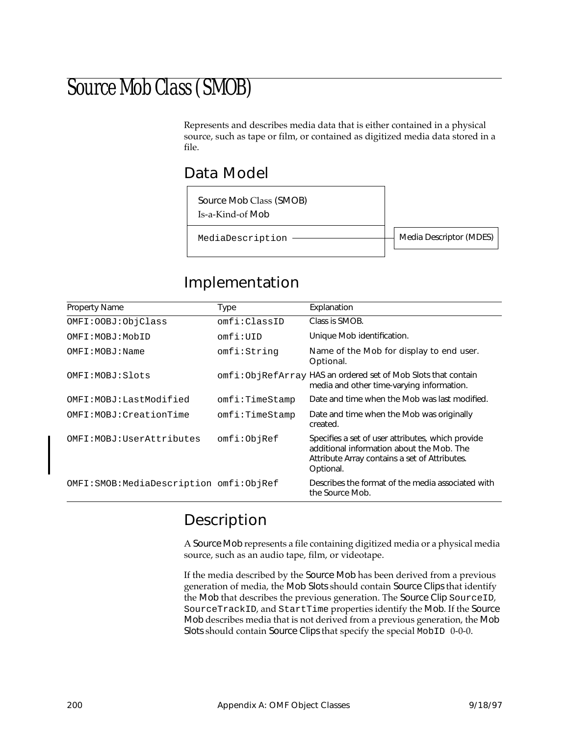# Source Mob Class (SMOB)

Represents and describes media data that is either contained in a physical source, such as tape or film, or contained as digitized media data stored in a file.

## Data Model

| Source Mob Class (SMOB)<br>Is-a-Kind-of Mob | |
|---|---|
| MediaDescription | Media Descriptor (MDES) |

## Implementation

| Property Name | Type | Explanation |
|---|---|---|
| OMFI:OOBJ:ObjClass | omfi:ClassID | Class is SMOB. |
| OMFI:MOBJ:MobID | omfi:UID | Unique Mob identification. |
| OMFI:MOBJ:Name | omfi:String | Name of the Mob for display to end user. Optional. |
| OMFI:MOBJ:Slots | omfi:ObjRefArray | HAS an ordered set of Mob Slots that contain media and other time-varying information. |
| OMFI:MOBJ:LastModified | omfi:TimeStamp | Date and time when the Mob was last modified. |
| OMFI:MOBJ:CreationTime | omfi:TimeStamp | Date and time when the Mob was originally created. |
| OMFI:MOBJ:UserAttributes | omfi:ObjRef | Specifies a set of user attributes, which provide additional information about the Mob. The Attribute Array contains a set of Attributes. Optional. |
| OMFI:SMOB:MediaDescription | omfi:ObjRef | Describes the format of the media associated with the Source Mob. |

## Description

A Source Mob represents a file containing digitized media or a physical media source, such as an audio tape, film, or videotape.

If the media described by the Source Mob has been derived from a previous generation of media, the Mob Slots should contain Source Clips that identify the Mob that describes the previous generation. The Source Clip `SourceID`, `SourceTrackID`, and `StartTime` properties identify the Mob. If the Source Mob describes media that is not derived from a previous generation, the Mob Slots should contain Source Clips that specify the special `MobID` 0-0-0.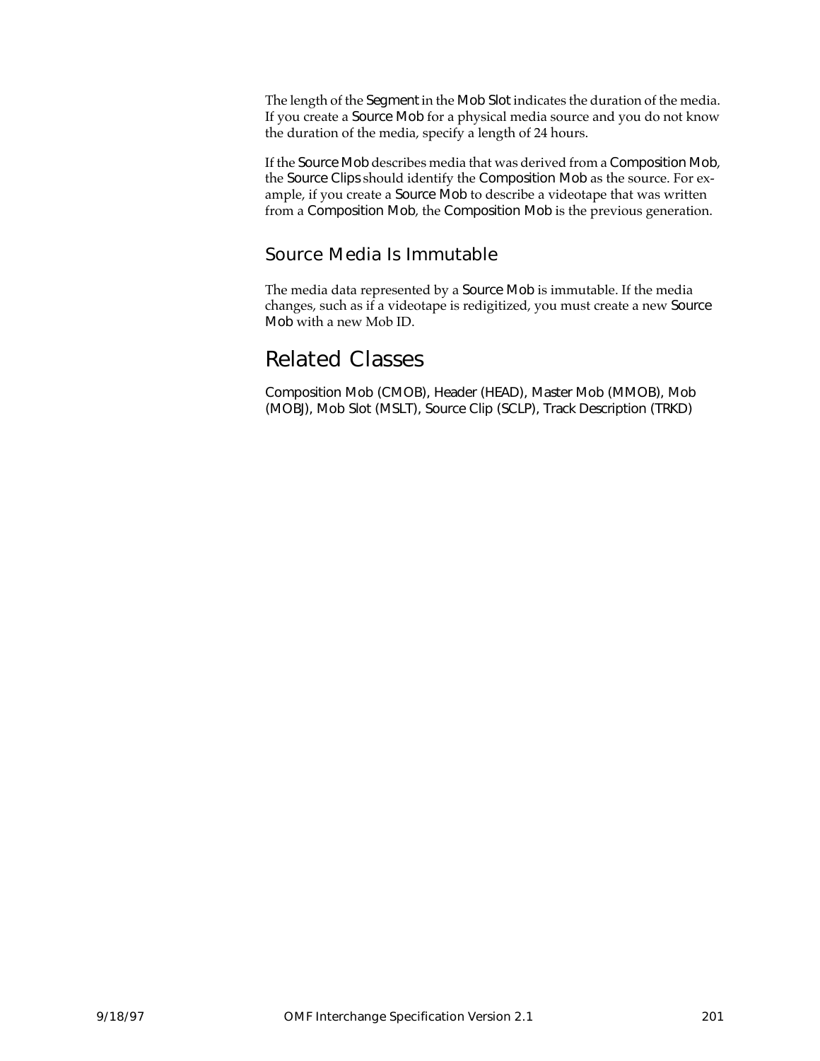The length of the Segment in the Mob Slot indicates the duration of the media. If you create a Source Mob for a physical media source and you do not know the duration of the media, specify a length of 24 hours.

If the Source Mob describes media that was derived from a Composition Mob, the Source Clips should identify the Composition Mob as the source. For example, if you create a Source Mob to describe a videotape that was written from a Composition Mob, the Composition Mob is the previous generation.

### Source Media Is Immutable

The media data represented by a Source Mob is immutable. If the media changes, such as if a videotape is redigitized, you must create a new Source Mob with a new Mob ID.

## Related Classes

Composition Mob (CMOB), Header (HEAD), Master Mob (MMOB), Mob (MOBJ), Mob Slot (MSLT), Source Clip (SCLP), Track Description (TRKD)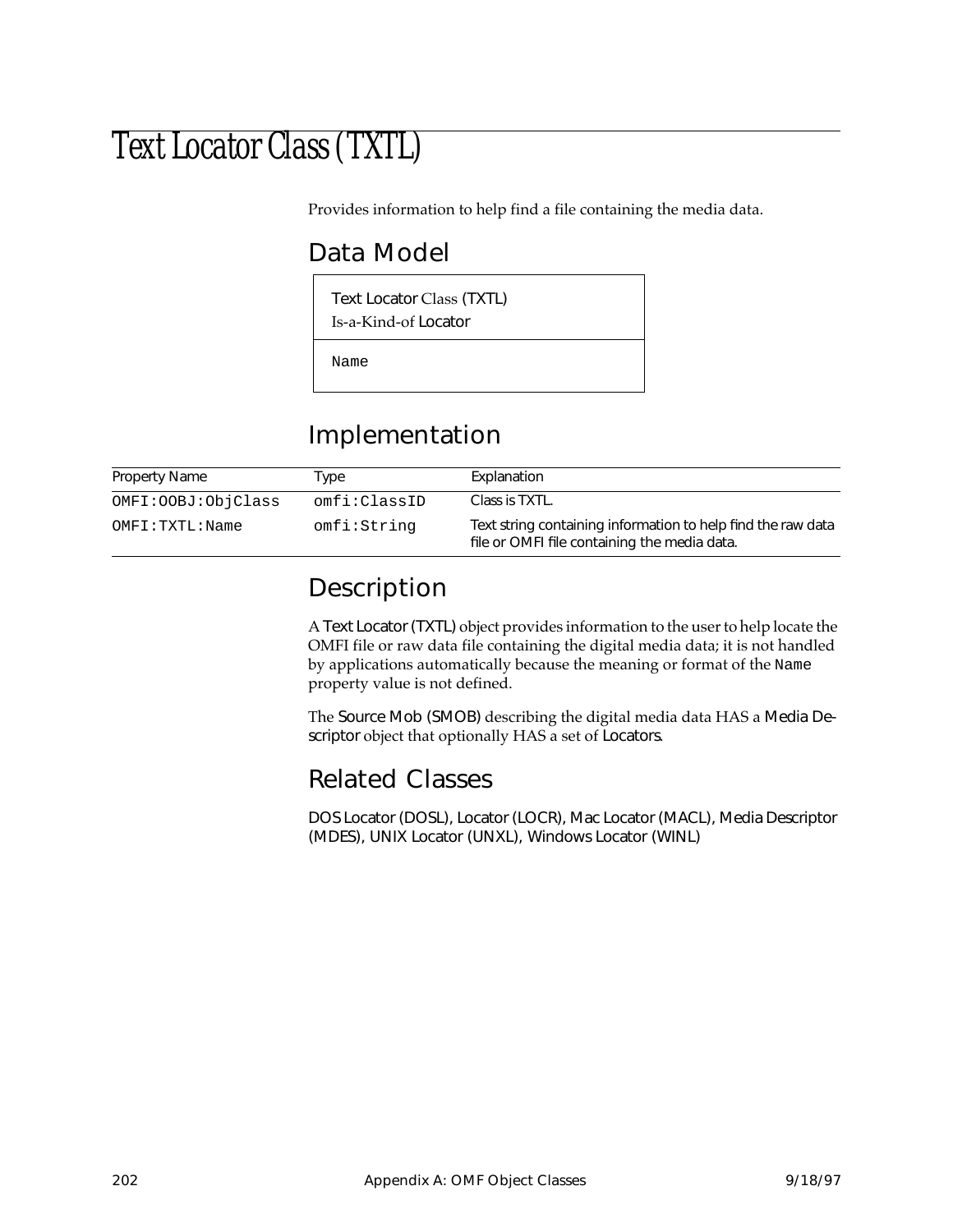# Text Locator Class (TXTL)

Provides information to help find a file containing the media data.

## Data Model

| Text Locator Class (TXTL) Is-a-Kind-of Locator |
|---|
| `Name` |

## Implementation

| Property Name | Type | Explanation |
|---|---|---|
| `OMFI:OOBJ:ObjClass` | `omfi:ClassID` | Class is TXTL. |
| `OMFI:TXTL:Name` | `omfi:String` | Text string containing information to help find the raw data file or OMFI file containing the media data. |

## Description

A Text Locator (TXTL) object provides information to the user to help locate the OMFI file or raw data file containing the digital media data; it is not handled by applications automatically because the meaning or format of the `Name` property value is not defined.

The Source Mob (SMOB) describing the digital media data HAS a Media Descriptor object that optionally HAS a set of Locators.

## Related Classes

DOS Locator (DOSL), Locator (LOCR), Mac Locator (MACL), Media Descriptor (MDES), UNIX Locator (UNXL), Windows Locator (WINL)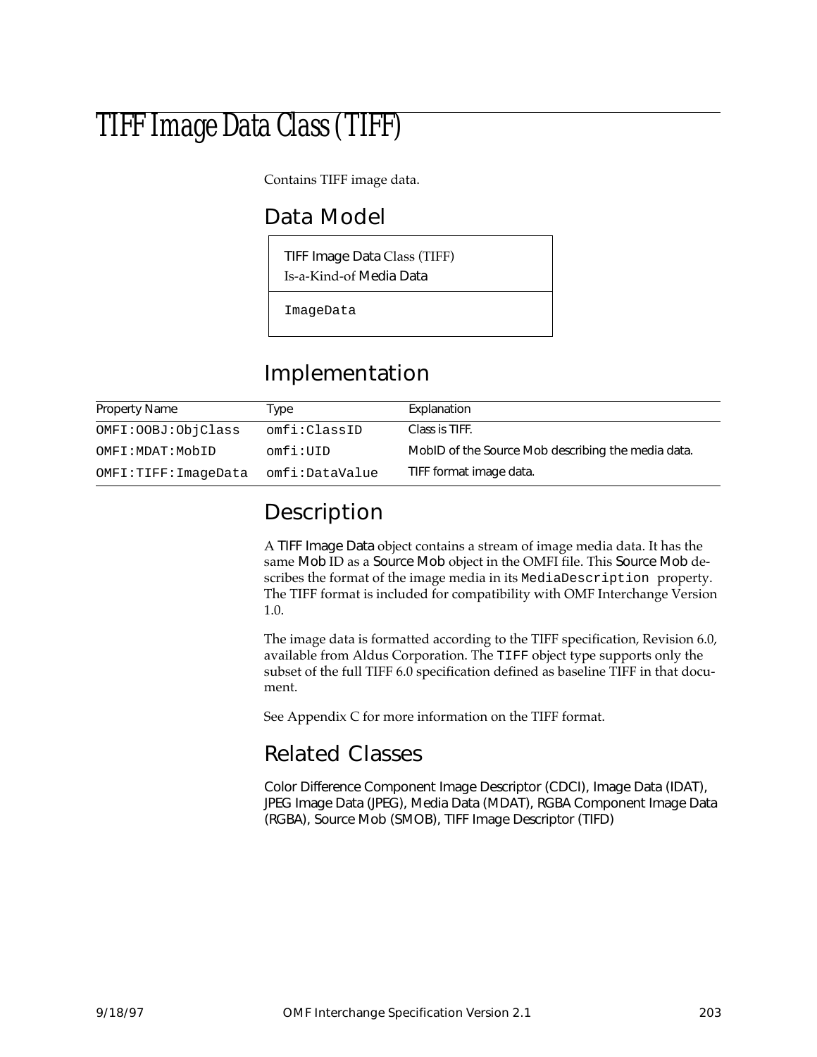# TIFF Image Data Class (TIFF)

Contains TIFF image data.

## Data Model

| TIFF Image Data Class (TIFF)<br>Is-a-Kind-of Media Data |
|---|
| `ImageData` |

## Implementation

| Property Name | Type | Explanation |
|---|---|---|
| `OMFI:OOBJ:ObjClass` | `omfi:ClassID` | Class is TIFF. |
| `OMFI:MDAT:MobID` | `omfi:UID` | MobID of the Source Mob describing the media data. |
| `OMFI:TIFF:ImageData` | `omfi:DataValue` | TIFF format image data. |

## Description

A TIFF Image Data object contains a stream of image media data. It has the same Mob ID as a Source Mob object in the OMFI file. This Source Mob describes the format of the image media in its `MediaDescription` property. The TIFF format is included for compatibility with OMF Interchange Version 1.0.

The image data is formatted according to the TIFF specification, Revision 6.0, available from Aldus Corporation. The `TIFF` object type supports only the subset of the full TIFF 6.0 specification defined as baseline TIFF in that document.

See Appendix C for more information on the TIFF format.

## Related Classes

Color Difference Component Image Descriptor (CDCI), Image Data (IDAT), JPEG Image Data (JPEG), Media Data (MDAT), RGBA Component Image Data (RGBA), Source Mob (SMOB), TIFF Image Descriptor (TIFD)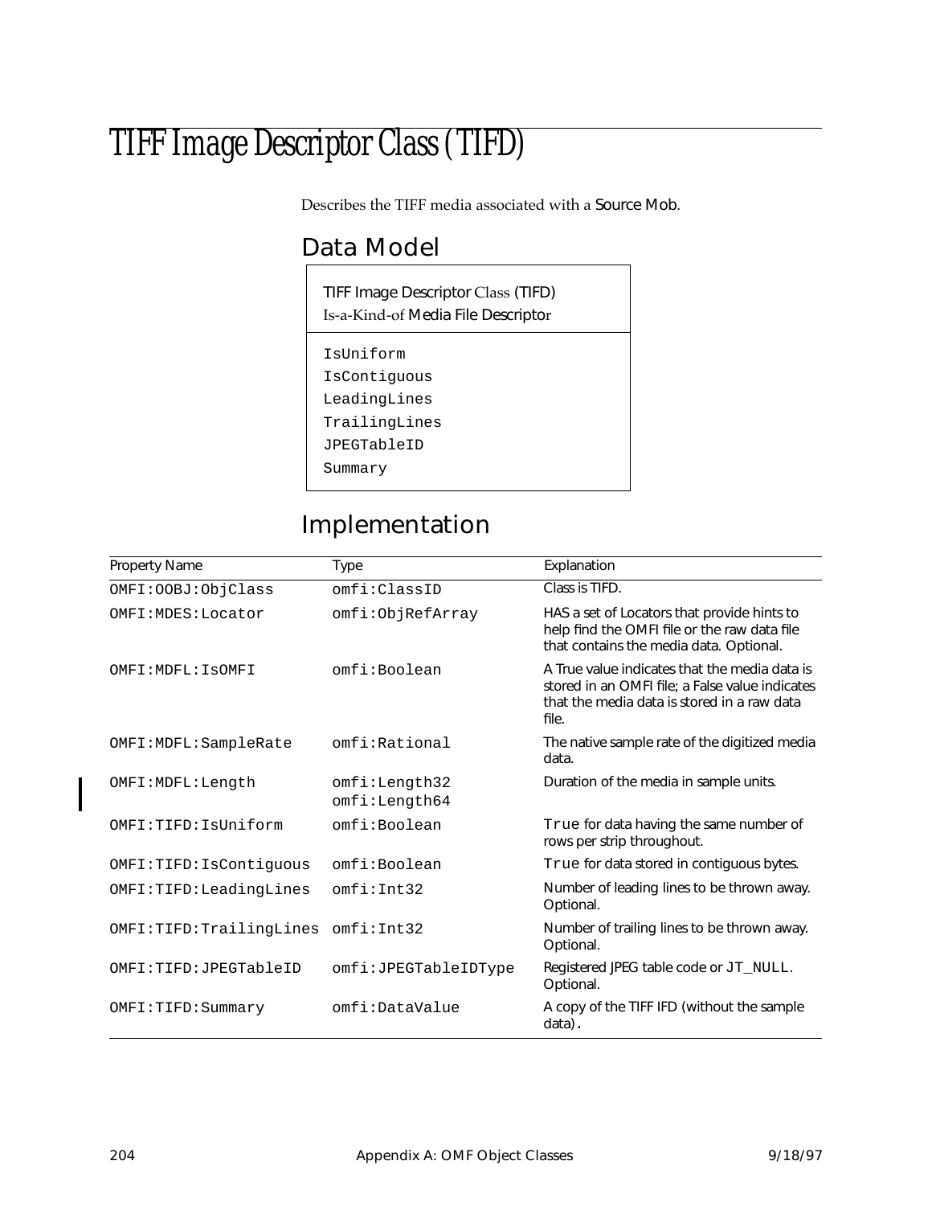# TIFF Image Descriptor Class (TIFD)

Describes the TIFF media associated with a Source Mob.

## Data Model

| TIFF Image Descriptor Class (TIFD)<br>Is-a-Kind-of Media File Descriptor |
|---|
| IsUniform<br>IsContiguous<br>LeadingLines<br>TrailingLines<br>JPEGTableID<br>Summary |

## Implementation

| Property Name | Type | Explanation |
|---|---|---|
| OMFI:OOBJ:ObjClass | omfi:ClassID | Class is TIFD. |
| OMFI:MDES:Locator | omfi:ObjRefArray | HAS a set of Locators that provide hints to help find the OMFI file or the raw data file that contains the media data. Optional. |
| OMFI:MDFL:IsOMFI | omfi:Boolean | A True value indicates that the media data is stored in an OMFI file; a False value indicates that the media data is stored in a raw data file. |
| OMFI:MDFL:SampleRate | omfi:Rational | The native sample rate of the digitized media data. |
| OMFI:MDFL:Length | omfi:Length32<br>omfi:Length64 | Duration of the media in sample units. |
| OMFI:TIFD:IsUniform | omfi:Boolean | True for data having the same number of rows per strip throughout. |
| OMFI:TIFD:IsContiguous | omfi:Boolean | True for data stored in contiguous bytes. |
| OMFI:TIFD:LeadingLines | omfi:Int32 | Number of leading lines to be thrown away. Optional. |
| OMFI:TIFD:TrailingLines | omfi:Int32 | Number of trailing lines to be thrown away. Optional. |
| OMFI:TIFD:JPEGTableID | omfi:JPEGTableIDType | Registered JPEG table code or JT_NULL. Optional. |
| OMFI:TIFD:Summary | omfi:DataValue | A copy of the TIFF IFD (without the sample data). |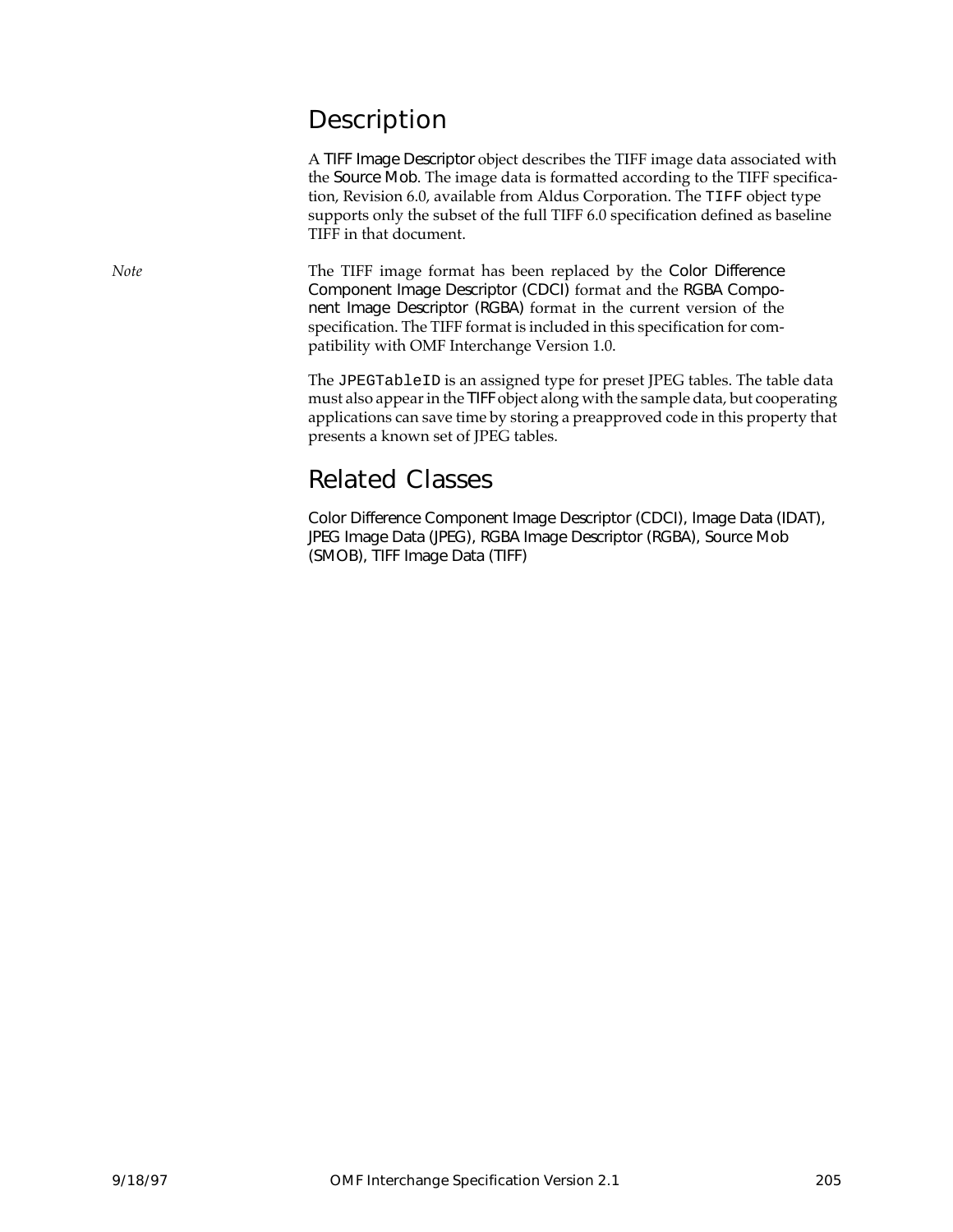## Description

A TIFF Image Descriptor object describes the TIFF image data associated with the Source Mob. The image data is formatted according to the TIFF specification, Revision 6.0, available from Aldus Corporation. The `TIFF` object type supports only the subset of the full TIFF 6.0 specification defined as baseline TIFF in that document.

*Note* The TIFF image format has been replaced by the Color Difference Component Image Descriptor (CDCI) format and the RGBA Component Image Descriptor (RGBA) format in the current version of the specification. The TIFF format is included in this specification for compatibility with OMF Interchange Version 1.0.

The `JPEGTableID` is an assigned type for preset JPEG tables. The table data must also appear in the TIFF object along with the sample data, but cooperating applications can save time by storing a preapproved code in this property that presents a known set of JPEG tables.

## Related Classes

Color Difference Component Image Descriptor (CDCI), Image Data (IDAT), JPEG Image Data (JPEG), RGBA Image Descriptor (RGBA), Source Mob (SMOB), TIFF Image Data (TIFF)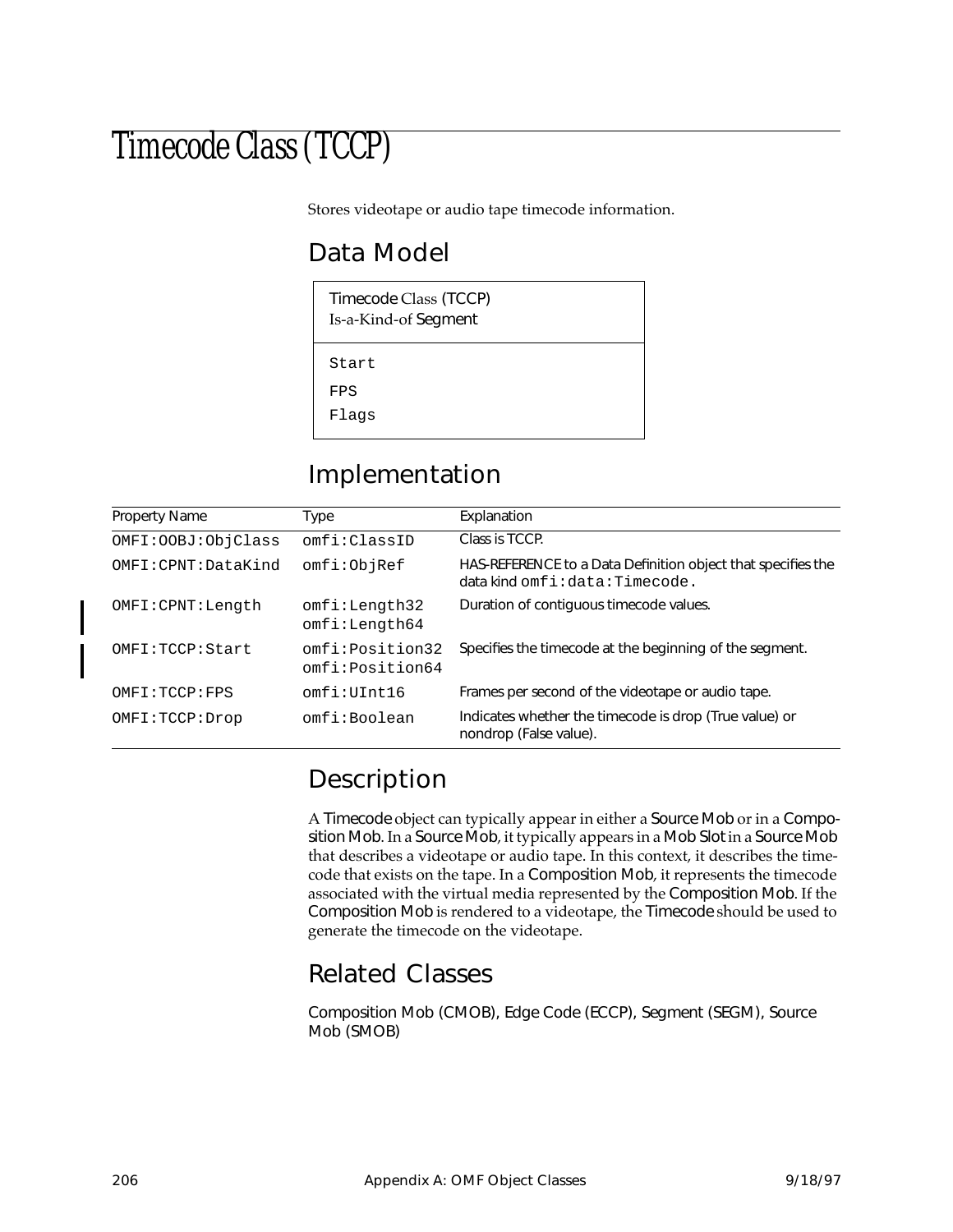―――

# Timecode Class (TCCP)

Stores videotape or audio tape timecode information.

## Data Model

| Timecode Class (TCCP)<br>Is-a-Kind-of Segment |
|---|
| Start<br>FPS<br>Flags |

## Implementation

| Property Name | Type | Explanation |
|---|---|---|
| OMFI:OOBJ:ObjClass | omfi:ClassID | Class is TCCP. |
| OMFI:CPNT:DataKind | omfi:ObjRef | HAS-REFERENCE to a Data Definition object that specifies the data kind omfi:data:Timecode. |
| OMFI:CPNT:Length | omfi:Length32<br>omfi:Length64 | Duration of contiguous timecode values. |
| OMFI:TCCP:Start | omfi:Position32<br>omfi:Position64 | Specifies the timecode at the beginning of the segment. |
| OMFI:TCCP:FPS | omfi:UInt16 | Frames per second of the videotape or audio tape. |
| OMFI:TCCP:Drop | omfi:Boolean | Indicates whether the timecode is drop (True value) or nondrop (False value). |

## Description

A Timecode object can typically appear in either a Source Mob or in a Composition Mob. In a Source Mob, it typically appears in a Mob Slot in a Source Mob that describes a videotape or audio tape. In this context, it describes the timecode that exists on the tape. In a Composition Mob, it represents the timecode associated with the virtual media represented by the Composition Mob. If the Composition Mob is rendered to a videotape, the Timecode should be used to generate the timecode on the videotape.

## Related Classes

Composition Mob (CMOB), Edge Code (ECCP), Segment (SEGM), Source Mob (SMOB)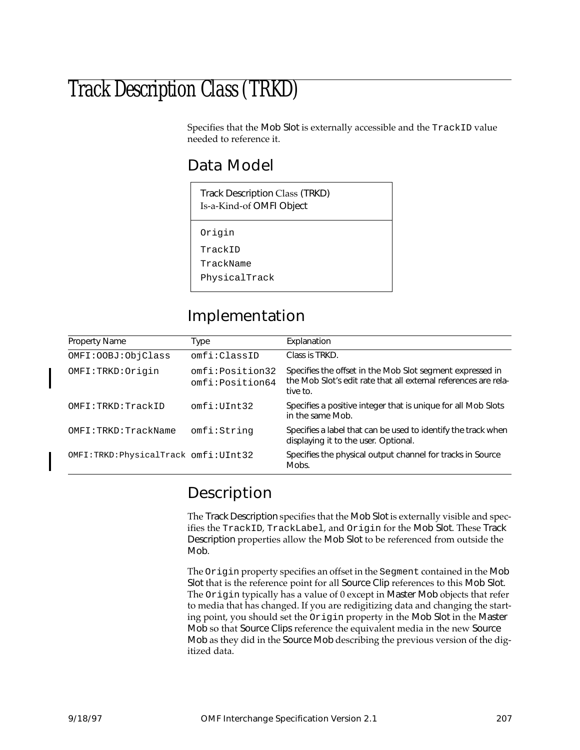# Track Description Class (TRKD)

Specifies that the Mob Slot is externally accessible and the `TrackID` value needed to reference it.

## Data Model

| Track Description Class (TRKD)<br>Is-a-Kind-of OMFI Object |
|---|
| Origin<br>TrackID<br>TrackName<br>PhysicalTrack |

## Implementation

| Property Name | Type | Explanation |
|---|---|---|
| OMFI:OOBJ:ObjClass | omfi:ClassID | Class is TRKD. |
| OMFI:TRKD:Origin | omfi:Position32<br>omfi:Position64 | Specifies the offset in the Mob Slot segment expressed in the Mob Slot's edit rate that all external references are relative to. |
| OMFI:TRKD:TrackID | omfi:UInt32 | Specifies a positive integer that is unique for all Mob Slots in the same Mob. |
| OMFI:TRKD:TrackName | omfi:String | Specifies a label that can be used to identify the track when displaying it to the user. Optional. |
| OMFI:TRKD:PhysicalTrack | omfi:UInt32 | Specifies the physical output channel for tracks in Source Mobs. |

## Description

The Track Description specifies that the Mob Slot is externally visible and specifies the `TrackID`, `TrackLabel`, and `Origin` for the Mob Slot. These Track Description properties allow the Mob Slot to be referenced from outside the Mob.

The `Origin` property specifies an offset in the `Segment` contained in the Mob Slot that is the reference point for all Source Clip references to this Mob Slot. The `Origin` typically has a value of 0 except in Master Mob objects that refer to media that has changed. If you are redigitizing data and changing the starting point, you should set the `Origin` property in the Mob Slot in the Master Mob so that Source Clips reference the equivalent media in the new Source Mob as they did in the Source Mob describing the previous version of the digitized data.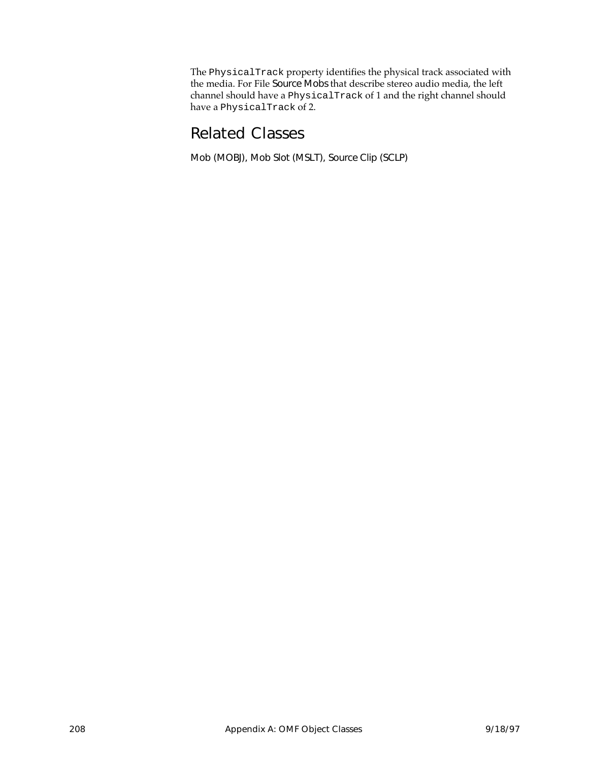The `PhysicalTrack` property identifies the physical track associated with the media. For File Source Mobs that describe stereo audio media, the left channel should have a `PhysicalTrack` of 1 and the right channel should have a `PhysicalTrack` of 2.

## Related Classes

Mob (MOBJ), Mob Slot (MSLT), Source Clip (SCLP)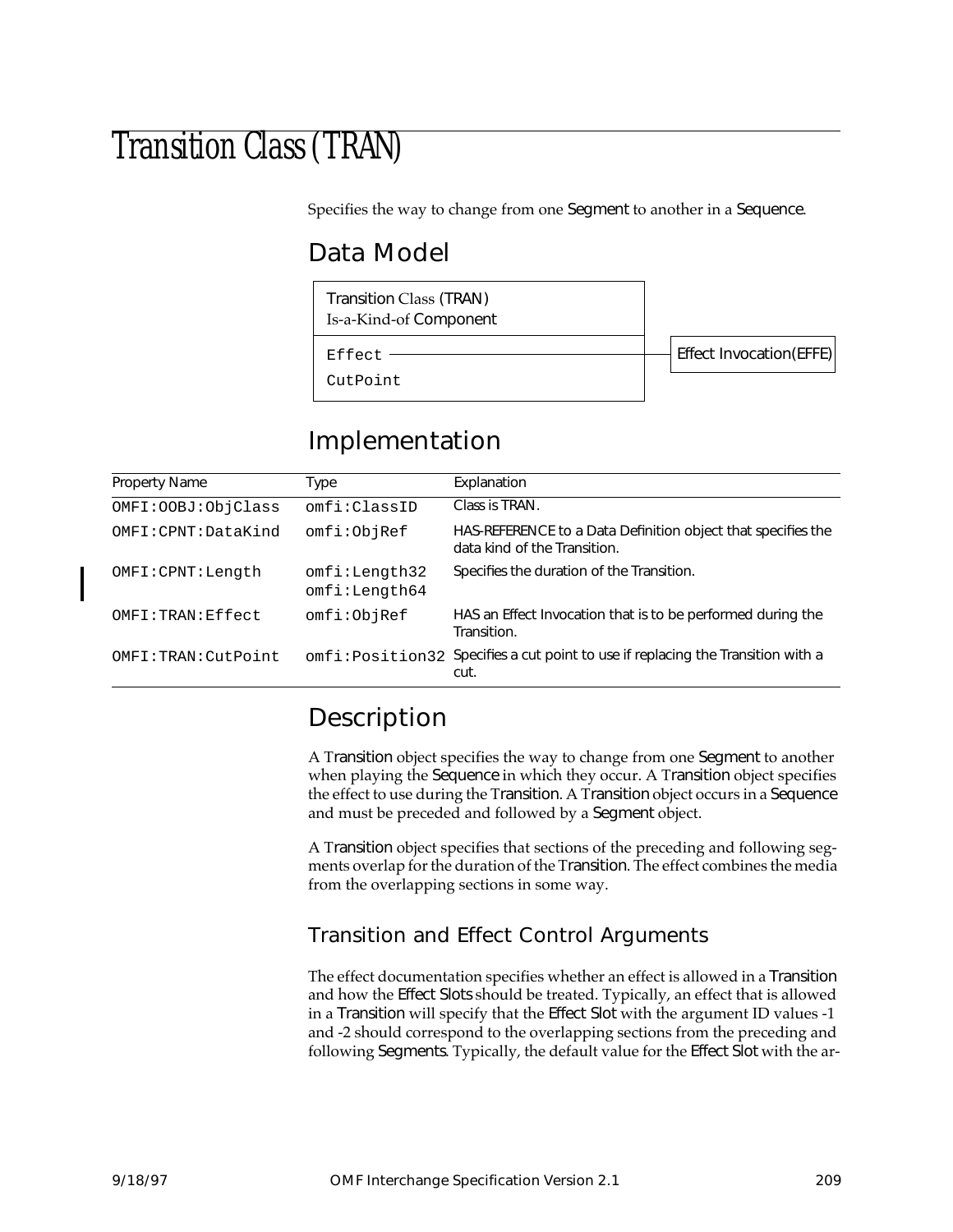# Transition Class (TRAN)

Specifies the way to change from one Segment to another in a Sequence.

## Data Model

| Transition Class (TRAN) Is-a-Kind-of Component | |
|---|---|
| Effect | → Effect Invocation(EFFE) |
| CutPoint | |

## Implementation

| Property Name | Type | Explanation |
|---|---|---|
| OMFI:OOBJ:ObjClass | omfi:ClassID | Class is TRAN. |
| OMFI:CPNT:DataKind | omfi:ObjRef | HAS-REFERENCE to a Data Definition object that specifies the data kind of the Transition. |
| OMFI:CPNT:Length | omfi:Length32 omfi:Length64 | Specifies the duration of the Transition. |
| OMFI:TRAN:Effect | omfi:ObjRef | HAS an Effect Invocation that is to be performed during the Transition. |
| OMFI:TRAN:CutPoint | omfi:Position32 | Specifies a cut point to use if replacing the Transition with a cut. |

## Description

A Transition object specifies the way to change from one Segment to another when playing the Sequence in which they occur. A Transition object specifies the effect to use during the Transition. A Transition object occurs in a Sequence and must be preceded and followed by a Segment object.

A Transition object specifies that sections of the preceding and following segments overlap for the duration of the Transition. The effect combines the media from the overlapping sections in some way.

### Transition and Effect Control Arguments

The effect documentation specifies whether an effect is allowed in a Transition and how the Effect Slots should be treated. Typically, an effect that is allowed in a Transition will specify that the Effect Slot with the argument ID values -1 and -2 should correspond to the overlapping sections from the preceding and following Segments. Typically, the default value for the Effect Slot with the ar-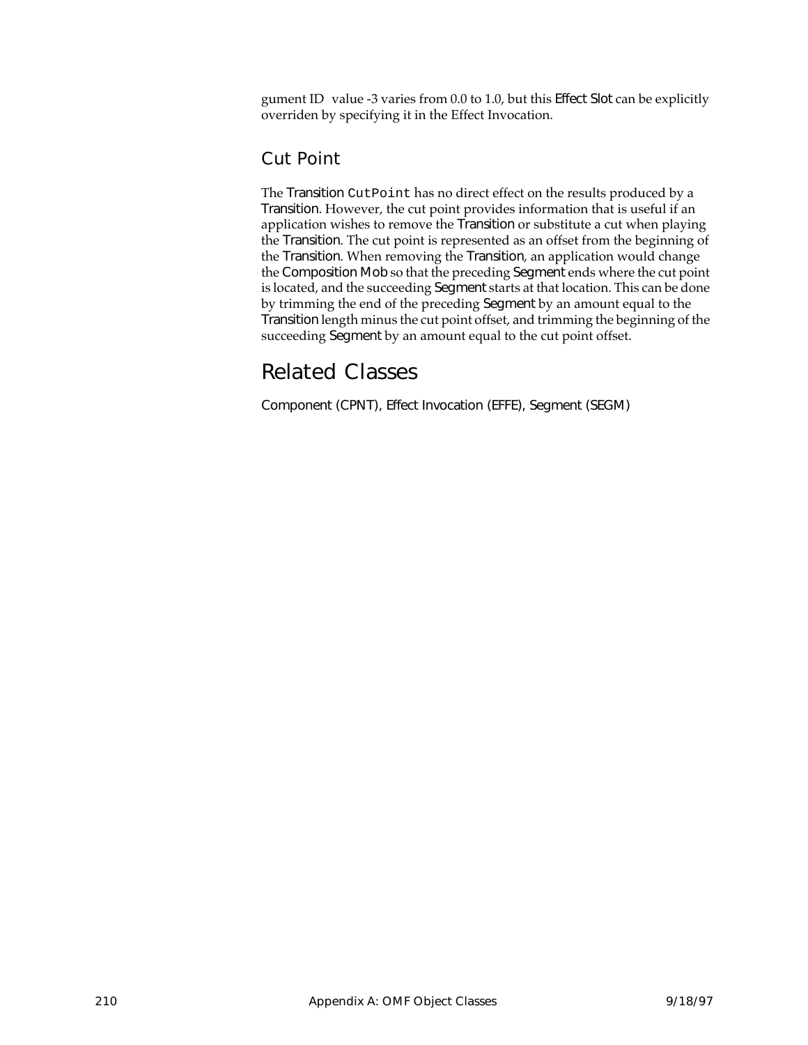gument ID value -3 varies from 0.0 to 1.0, but this Effect Slot can be explicitly overriden by specifying it in the Effect Invocation.

### Cut Point

The Transition `CutPoint` has no direct effect on the results produced by a Transition. However, the cut point provides information that is useful if an application wishes to remove the Transition or substitute a cut when playing the Transition. The cut point is represented as an offset from the beginning of the Transition. When removing the Transition, an application would change the Composition Mob so that the preceding Segment ends where the cut point is located, and the succeeding Segment starts at that location. This can be done by trimming the end of the preceding Segment by an amount equal to the Transition length minus the cut point offset, and trimming the beginning of the succeeding Segment by an amount equal to the cut point offset.

## Related Classes

Component (CPNT), Effect Invocation (EFFE), Segment (SEGM)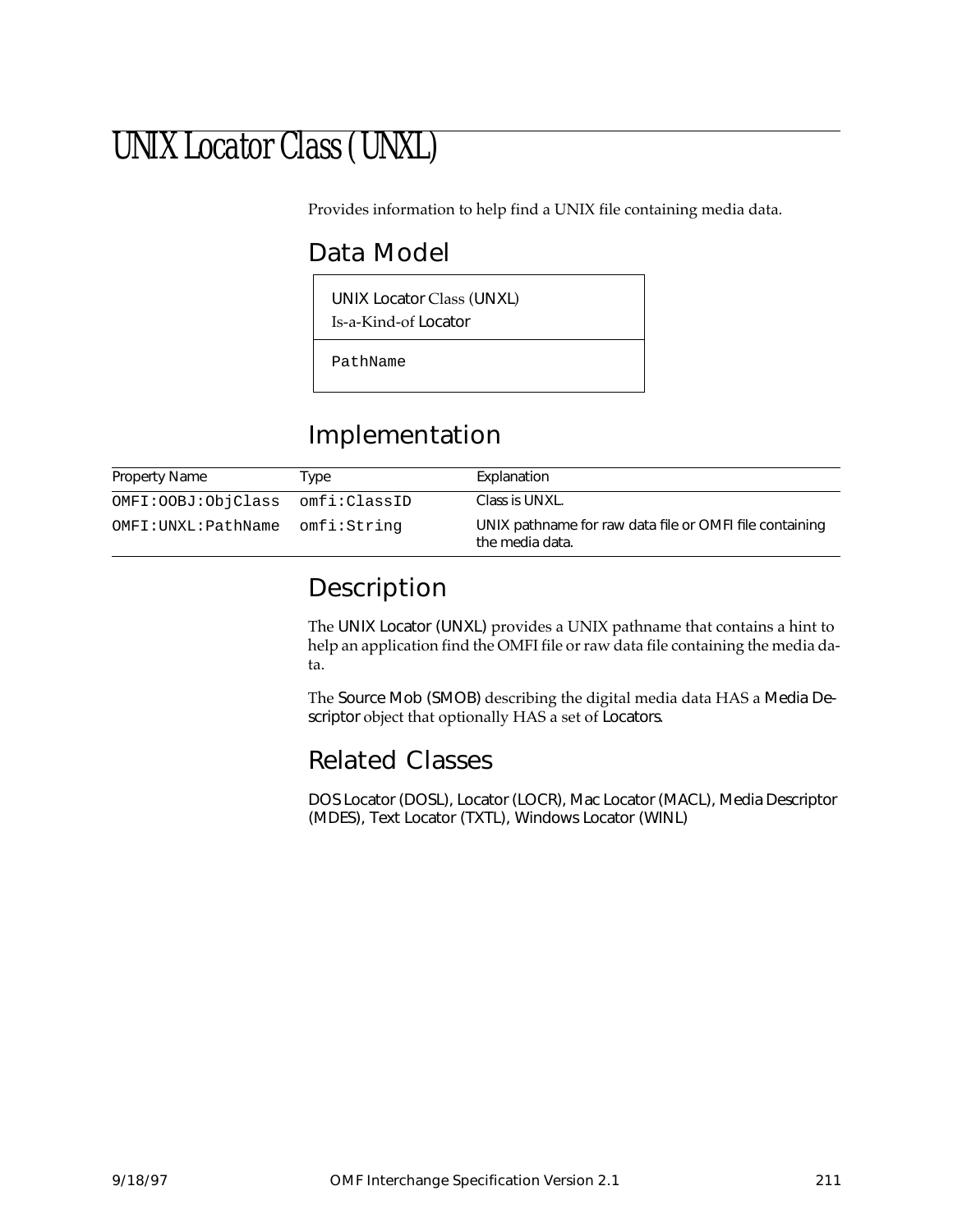# UNIX Locator Class (UNXL)

Provides information to help find a UNIX file containing media data.

## Data Model

| UNIX Locator Class (UNXL)<br>Is-a-Kind-of Locator |
|---|
| PathName |

## Implementation

| Property Name | Type | Explanation |
|---|---|---|
| OMFI:OOBJ:ObjClass | omfi:ClassID | Class is UNXL. |
| OMFI:UNXL:PathName | omfi:String | UNIX pathname for raw data file or OMFI file containing the media data. |

## Description

The UNIX Locator (UNXL) provides a UNIX pathname that contains a hint to help an application find the OMFI file or raw data file containing the media data.

The Source Mob (SMOB) describing the digital media data HAS a Media Descriptor object that optionally HAS a set of Locators.

## Related Classes

DOS Locator (DOSL), Locator (LOCR), Mac Locator (MACL), Media Descriptor (MDES), Text Locator (TXTL), Windows Locator (WINL)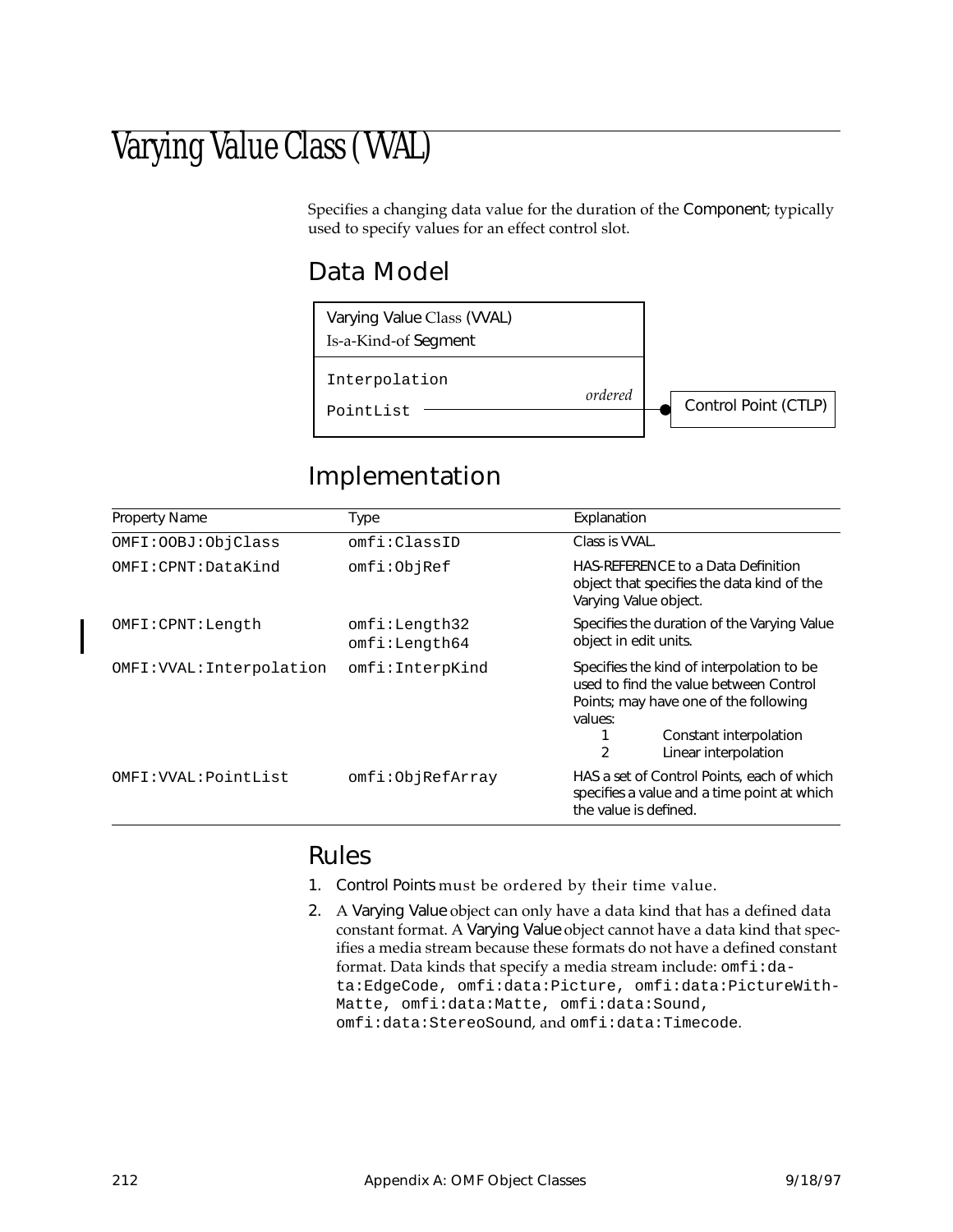# Varying Value Class (VVAL)

Specifies a changing data value for the duration of the Component; typically used to specify values for an effect control slot.

## Data Model

| Varying Value Class (VVAL) Is-a-Kind-of Segment |
|---|
| Interpolation |
| PointList — *ordered* → Control Point (CTLP) |

## Implementation

| Property Name | Type | Explanation |
|---|---|---|
| OMFI:OOBJ:ObjClass | omfi:ClassID | Class is VVAL. |
| OMFI:CPNT:DataKind | omfi:ObjRef | HAS-REFERENCE to a Data Definition object that specifies the data kind of the Varying Value object. |
| OMFI:CPNT:Length | omfi:Length32 omfi:Length64 | Specifies the duration of the Varying Value object in edit units. |
| OMFI:VVAL:Interpolation | omfi:InterpKind | Specifies the kind of interpolation to be used to find the value between Control Points; may have one of the following values: 1 Constant interpolation 2 Linear interpolation |
| OMFI:VVAL:PointList | omfi:ObjRefArray | HAS a set of Control Points, each of which specifies a value and a time point at which the value is defined. |

## Rules

1. Control Points must be ordered by their time value.
2. A Varying Value object can only have a data kind that has a defined data constant format. A Varying Value object cannot have a data kind that specifies a media stream because these formats do not have a defined constant format. Data kinds that specify a media stream include: omfi:data:EdgeCode, omfi:data:Picture, omfi:data:PictureWithMatte, omfi:data:Matte, omfi:data:Sound, omfi:data:StereoSound, and omfi:data:Timecode.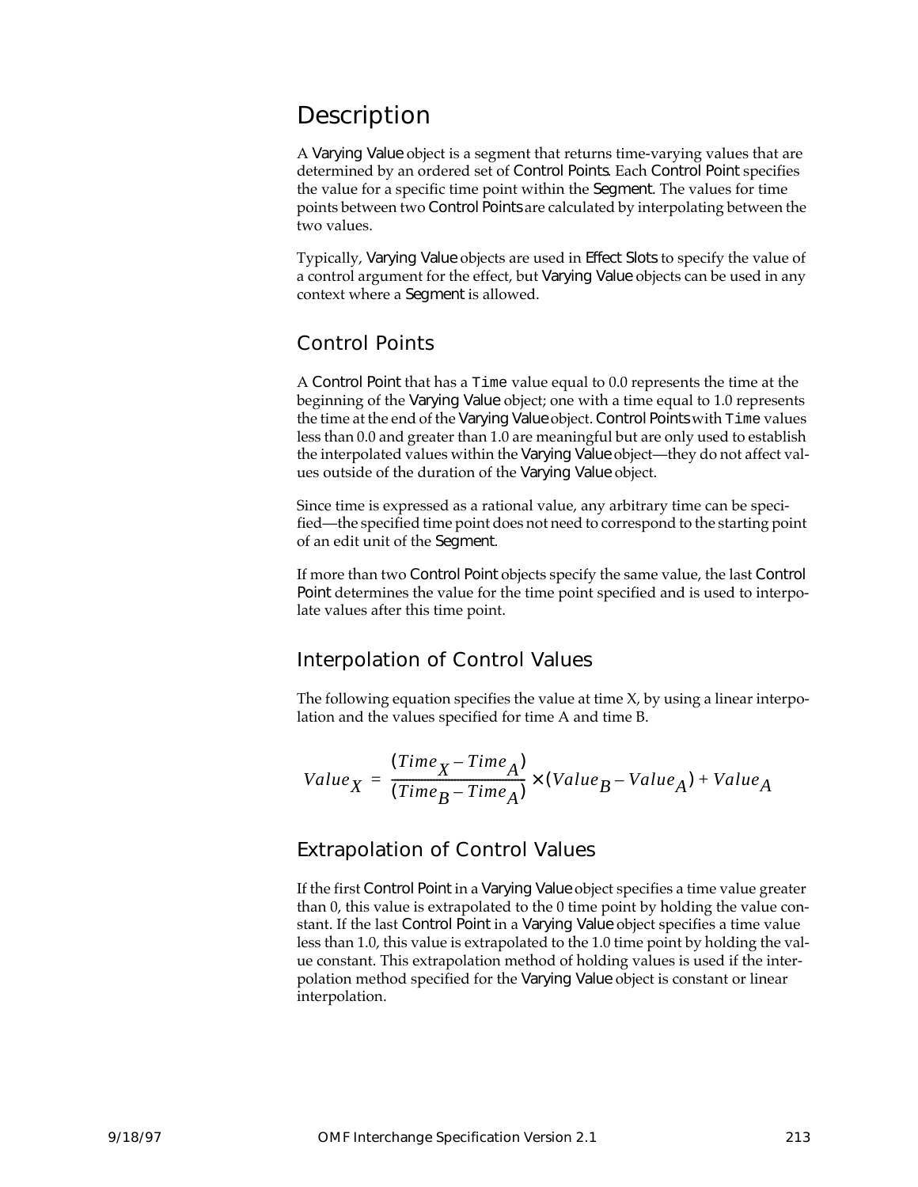## Description

A Varying Value object is a segment that returns time-varying values that are determined by an ordered set of Control Points. Each Control Point specifies the value for a specific time point within the Segment. The values for time points between two Control Points are calculated by interpolating between the two values.

Typically, Varying Value objects are used in Effect Slots to specify the value of a control argument for the effect, but Varying Value objects can be used in any context where a Segment is allowed.

### Control Points

A Control Point that has a `Time` value equal to 0.0 represents the time at the beginning of the Varying Value object; one with a time equal to 1.0 represents the time at the end of the Varying Value object. Control Points with `Time` values less than 0.0 and greater than 1.0 are meaningful but are only used to establish the interpolated values within the Varying Value object—they do not affect values outside of the duration of the Varying Value object.

Since time is expressed as a rational value, any arbitrary time can be specified—the specified time point does not need to correspond to the starting point of an edit unit of the Segment.

If more than two Control Point objects specify the same value, the last Control Point determines the value for the time point specified and is used to interpolate values after this time point.

### Interpolation of Control Values

The following equation specifies the value at time X, by using a linear interpolation and the values specified for time A and time B.

$$Value_X = \frac{(Time_X - Time_A)}{(Time_B - Time_A)} \times (Value_B - Value_A) + Value_A$$

### Extrapolation of Control Values

If the first Control Point in a Varying Value object specifies a time value greater than 0, this value is extrapolated to the 0 time point by holding the value constant. If the last Control Point in a Varying Value object specifies a time value less than 1.0, this value is extrapolated to the 1.0 time point by holding the value constant. This extrapolation method of holding values is used if the interpolation method specified for the Varying Value object is constant or linear interpolation.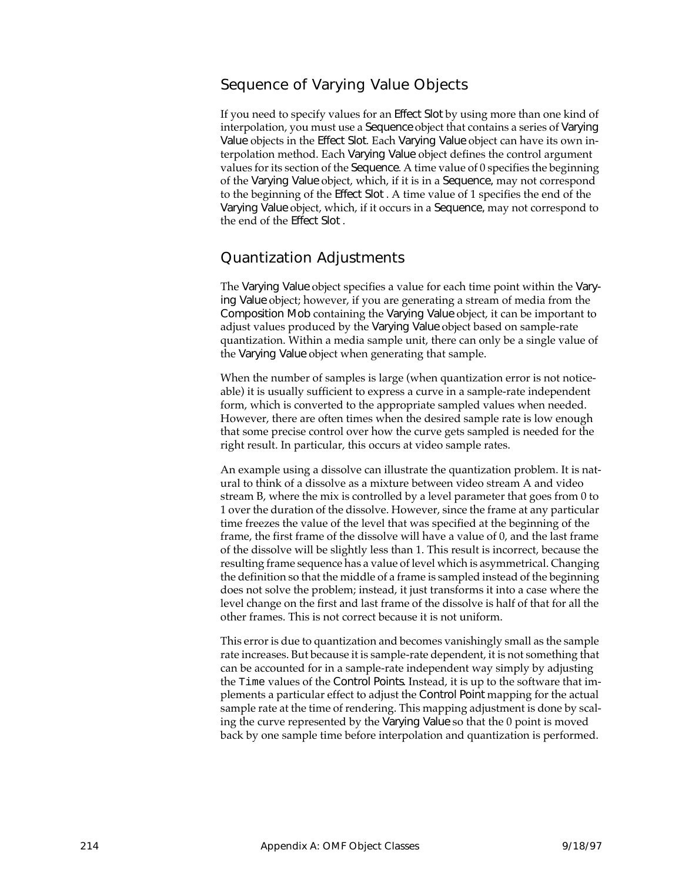## Sequence of Varying Value Objects

If you need to specify values for an Effect Slot by using more than one kind of interpolation, you must use a Sequence object that contains a series of Varying Value objects in the Effect Slot. Each Varying Value object can have its own interpolation method. Each Varying Value object defines the control argument values for its section of the Sequence. A time value of 0 specifies the beginning of the Varying Value object, which, if it is in a Sequence, may not correspond to the beginning of the Effect Slot . A time value of 1 specifies the end of the Varying Value object, which, if it occurs in a Sequence, may not correspond to the end of the Effect Slot .

## Quantization Adjustments

The Varying Value object specifies a value for each time point within the Varying Value object; however, if you are generating a stream of media from the Composition Mob containing the Varying Value object, it can be important to adjust values produced by the Varying Value object based on sample-rate quantization. Within a media sample unit, there can only be a single value of the Varying Value object when generating that sample.

When the number of samples is large (when quantization error is not noticeable) it is usually sufficient to express a curve in a sample-rate independent form, which is converted to the appropriate sampled values when needed. However, there are often times when the desired sample rate is low enough that some precise control over how the curve gets sampled is needed for the right result. In particular, this occurs at video sample rates.

An example using a dissolve can illustrate the quantization problem. It is natural to think of a dissolve as a mixture between video stream A and video stream B, where the mix is controlled by a level parameter that goes from 0 to 1 over the duration of the dissolve. However, since the frame at any particular time freezes the value of the level that was specified at the beginning of the frame, the first frame of the dissolve will have a value of 0, and the last frame of the dissolve will be slightly less than 1. This result is incorrect, because the resulting frame sequence has a value of level which is asymmetrical. Changing the definition so that the middle of a frame is sampled instead of the beginning does not solve the problem; instead, it just transforms it into a case where the level change on the first and last frame of the dissolve is half of that for all the other frames. This is not correct because it is not uniform.

This error is due to quantization and becomes vanishingly small as the sample rate increases. But because it is sample-rate dependent, it is not something that can be accounted for in a sample-rate independent way simply by adjusting the `Time` values of the Control Points. Instead, it is up to the software that implements a particular effect to adjust the Control Point mapping for the actual sample rate at the time of rendering. This mapping adjustment is done by scaling the curve represented by the Varying Value so that the 0 point is moved back by one sample time before interpolation and quantization is performed.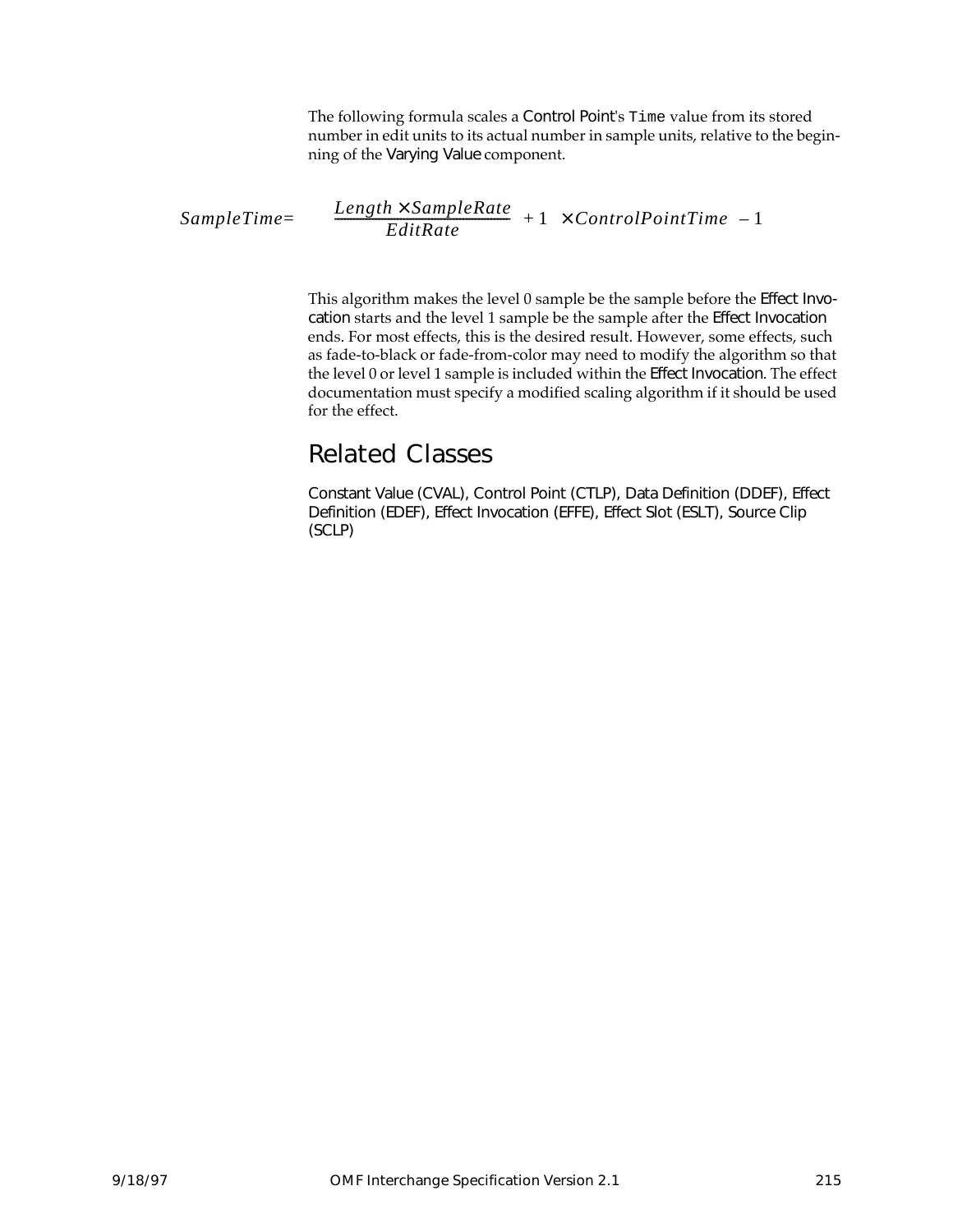The following formula scales a Control Point's `Time` value from its stored number in edit units to its actual number in sample units, relative to the beginning of the Varying Value component.

$$SampleTime = \left( \left( \frac{Length \times SampleRate}{EditRate} + 1 \right) \times ControlPointTime \right) - 1$$

This algorithm makes the level 0 sample be the sample before the Effect Invocation starts and the level 1 sample be the sample after the Effect Invocation ends. For most effects, this is the desired result. However, some effects, such as fade-to-black or fade-from-color may need to modify the algorithm so that the level 0 or level 1 sample is included within the Effect Invocation. The effect documentation must specify a modified scaling algorithm if it should be used for the effect.

## Related Classes

Constant Value (CVAL), Control Point (CTLP), Data Definition (DDEF), Effect Definition (EDEF), Effect Invocation (EFFE), Effect Slot (ESLT), Source Clip (SCLP)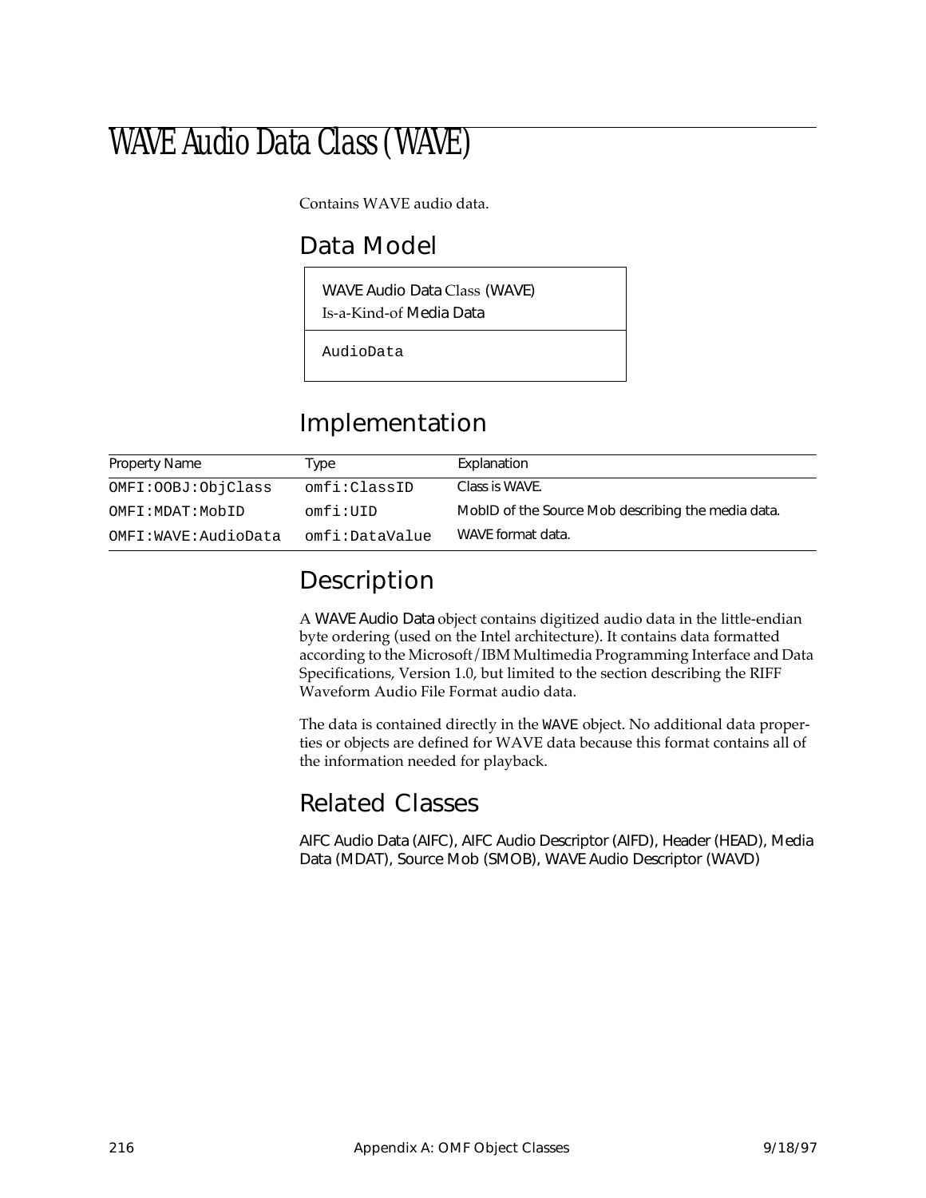# WAVE Audio Data Class (WAVE)

Contains WAVE audio data.

## Data Model

| WAVE Audio Data Class (WAVE) Is-a-Kind-of Media Data |
|---|
| AudioData |

## Implementation

| Property Name | Type | Explanation |
|---|---|---|
| OMFI:OOBJ:ObjClass | omfi:ClassID | Class is WAVE. |
| OMFI:MDAT:MobID | omfi:UID | MobID of the Source Mob describing the media data. |
| OMFI:WAVE:AudioData | omfi:DataValue | WAVE format data. |

## Description

A WAVE Audio Data object contains digitized audio data in the little-endian byte ordering (used on the Intel architecture). It contains data formatted according to the Microsoft/IBM Multimedia Programming Interface and Data Specifications, Version 1.0, but limited to the section describing the RIFF Waveform Audio File Format audio data.

The data is contained directly in the WAVE object. No additional data properties or objects are defined for WAVE data because this format contains all of the information needed for playback.

## Related Classes

AIFC Audio Data (AIFC), AIFC Audio Descriptor (AIFD), Header (HEAD), Media Data (MDAT), Source Mob (SMOB), WAVE Audio Descriptor (WAVD)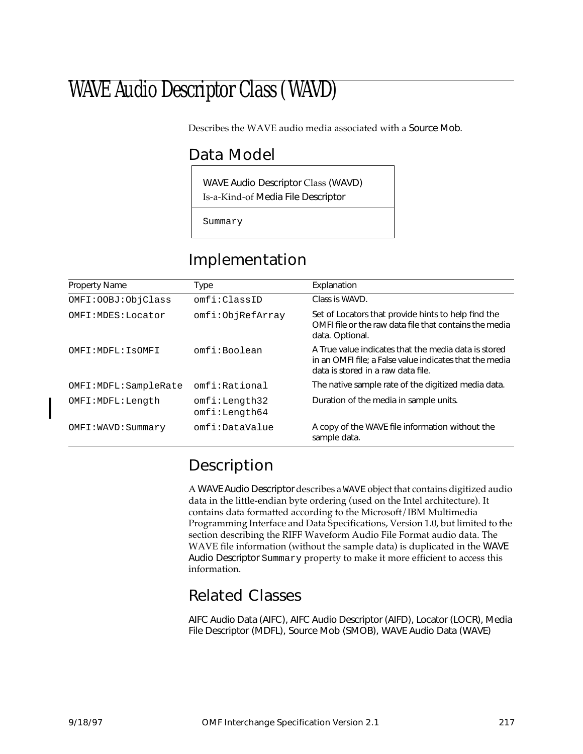# WAVE Audio Descriptor Class (WAVD)

Describes the WAVE audio media associated with a Source Mob.

## Data Model

| WAVE Audio Descriptor Class (WAVD)<br>Is-a-Kind-of Media File Descriptor |
| --- |
| `Summary` |

## Implementation

| Property Name | Type | Explanation |
| --- | --- | --- |
| `OMFI:OOBJ:ObjClass` | `omfi:ClassID` | Class is WAVD. |
| `OMFI:MDES:Locator` | `omfi:ObjRefArray` | Set of Locators that provide hints to help find the OMFI file or the raw data file that contains the media data. Optional. |
| `OMFI:MDFL:IsOMFI` | `omfi:Boolean` | A True value indicates that the media data is stored in an OMFI file; a False value indicates that the media data is stored in a raw data file. |
| `OMFI:MDFL:SampleRate` | `omfi:Rational` | The native sample rate of the digitized media data. |
| `OMFI:MDFL:Length` | `omfi:Length32`<br>`omfi:Length64` | Duration of the media in sample units. |
| `OMFI:WAVD:Summary` | `omfi:DataValue` | A copy of the WAVE file information without the sample data. |

## Description

A WAVE Audio Descriptor describes a WAVE object that contains digitized audio data in the little-endian byte ordering (used on the Intel architecture). It contains data formatted according to the Microsoft/IBM Multimedia Programming Interface and Data Specifications, Version 1.0, but limited to the section describing the RIFF Waveform Audio File Format audio data. The WAVE file information (without the sample data) is duplicated in the WAVE Audio Descriptor `Summary` property to make it more efficient to access this information.

## Related Classes

AIFC Audio Data (AIFC), AIFC Audio Descriptor (AIFD), Locator (LOCR), Media File Descriptor (MDFL), Source Mob (SMOB), WAVE Audio Data (WAVE)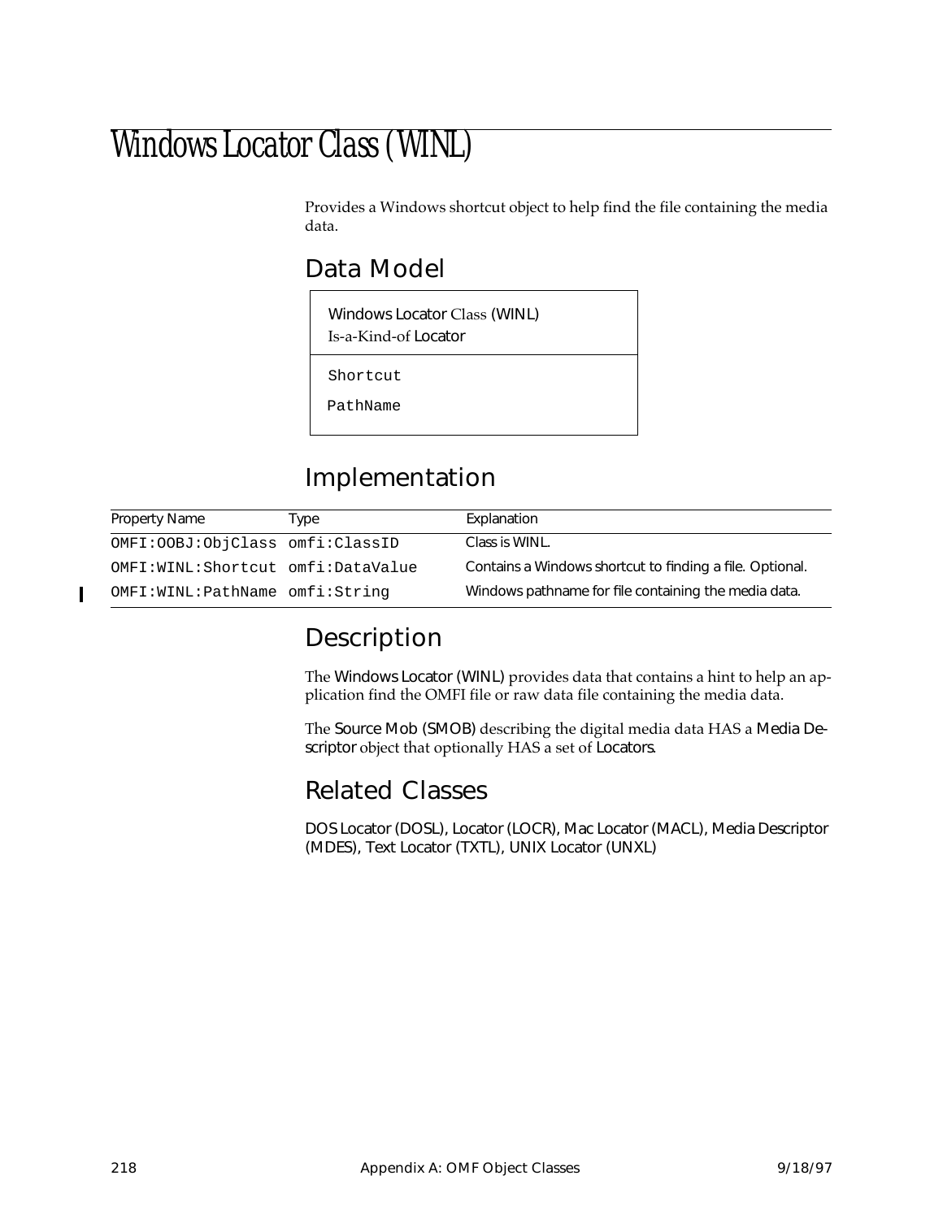# Windows Locator Class (WINL)

Provides a Windows shortcut object to help find the file containing the media data.

## Data Model

| Windows Locator Class (WINL)<br>Is-a-Kind-of Locator |
|---|
| Shortcut<br>PathName |

## Implementation

| Property Name | Type | Explanation |
|---|---|---|
| OMFI:OOBJ:ObjClass | omfi:ClassID | Class is WINL. |
| OMFI:WINL:Shortcut | omfi:DataValue | Contains a Windows shortcut to finding a file. Optional. |
| OMFI:WINL:PathName | omfi:String | Windows pathname for file containing the media data. |

## Description

The Windows Locator (WINL) provides data that contains a hint to help an application find the OMFI file or raw data file containing the media data.

The Source Mob (SMOB) describing the digital media data HAS a Media Descriptor object that optionally HAS a set of Locators.

## Related Classes

DOS Locator (DOSL), Locator (LOCR), Mac Locator (MACL), Media Descriptor (MDES), Text Locator (TXTL), UNIX Locator (UNXL)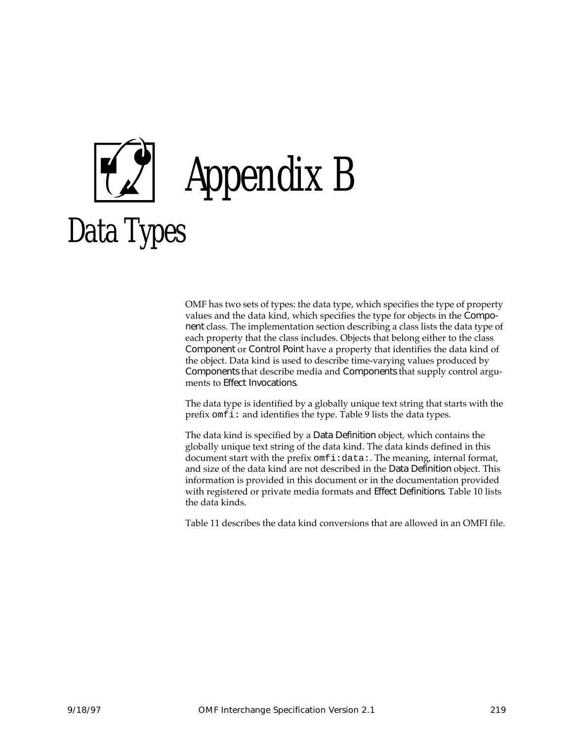# Appendix B

# Data Types

OMF has two sets of types: the data type, which specifies the type of property values and the data kind, which specifies the type for objects in the Component class. The implementation section describing a class lists the data type of each property that the class includes. Objects that belong either to the class Component or Control Point have a property that identifies the data kind of the object. Data kind is used to describe time-varying values produced by Components that describe media and Components that supply control arguments to Effect Invocations.

The data type is identified by a globally unique text string that starts with the prefix `omfi:` and identifies the type. Table 9 lists the data types.

The data kind is specified by a Data Definition object, which contains the globally unique text string of the data kind. The data kinds defined in this document start with the prefix `omfi:data:`. The meaning, internal format, and size of the data kind are not described in the Data Definition object. This information is provided in this document or in the documentation provided with registered or private media formats and Effect Definitions. Table 10 lists the data kinds.

Table 11 describes the data kind conversions that are allowed in an OMFI file.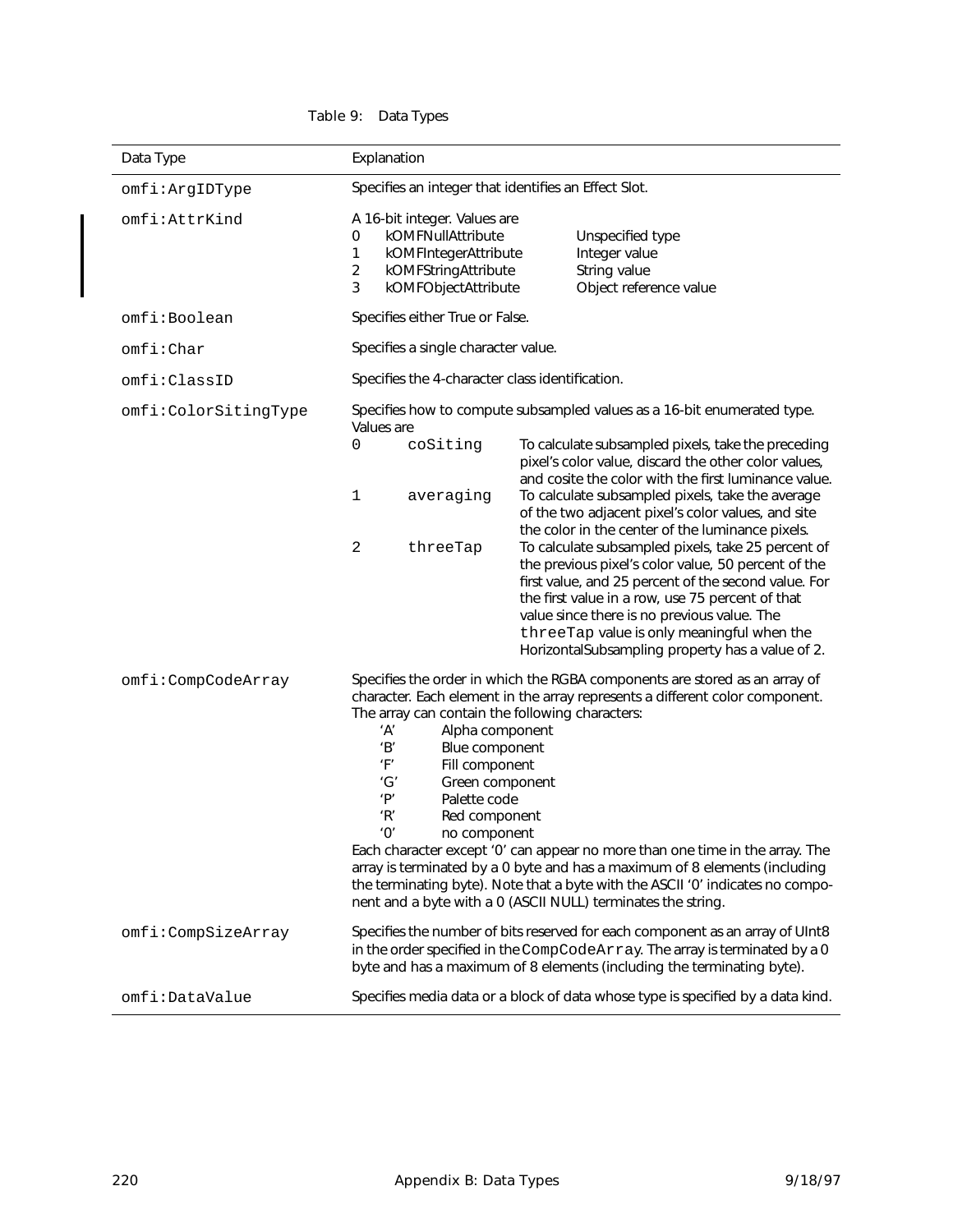Table 9: Data Types

| Data Type | Explanation |
|---|---|
| `omfi:ArgIDType` | Specifies an integer that identifies an Effect Slot. |
| `omfi:AttrKind` | A 16-bit integer. Values are<br>0 kOMFNullAttribute Unspecified type<br>1 kOMFIntegerAttribute Integer value<br>2 kOMFStringAttribute String value<br>3 kOMFObjectAttribute Object reference value |
| `omfi:Boolean` | Specifies either True or False. |
| `omfi:Char` | Specifies a single character value. |
| `omfi:ClassID` | Specifies the 4-character class identification. |
| `omfi:ColorSitingType` | Specifies how to compute subsampled values as a 16-bit enumerated type. Values are<br>0 `coSiting` To calculate subsampled pixels, take the preceding pixel's color value, discard the other color values, and cosite the color with the first luminance value.<br>1 `averaging` To calculate subsampled pixels, take the average of the two adjacent pixel's color values, and site the color in the center of the luminance pixels.<br>2 `threeTap` To calculate subsampled pixels, take 25 percent of the previous pixel's color value, 50 percent of the first value, and 25 percent of the second value. For the first value in a row, use 75 percent of that value since there is no previous value. The `threeTap` value is only meaningful when the HorizontalSubsampling property has a value of 2. |
| `omfi:CompCodeArray` | Specifies the order in which the RGBA components are stored as an array of character. Each element in the array represents a different color component. The array can contain the following characters:<br>'A' Alpha component<br>'B' Blue component<br>'F' Fill component<br>'G' Green component<br>'P' Palette code<br>'R' Red component<br>'0' no component<br>Each character except '0' can appear no more than one time in the array. The array is terminated by a 0 byte and has a maximum of 8 elements (including the terminating byte). Note that a byte with the ASCII '0' indicates no component and a byte with a 0 (ASCII NULL) terminates the string. |
| `omfi:CompSizeArray` | Specifies the number of bits reserved for each component as an array of UInt8 in the order specified in the `CompCodeArray`. The array is terminated by a 0 byte and has a maximum of 8 elements (including the terminating byte). |
| `omfi:DataValue` | Specifies media data or a block of data whose type is specified by a data kind. |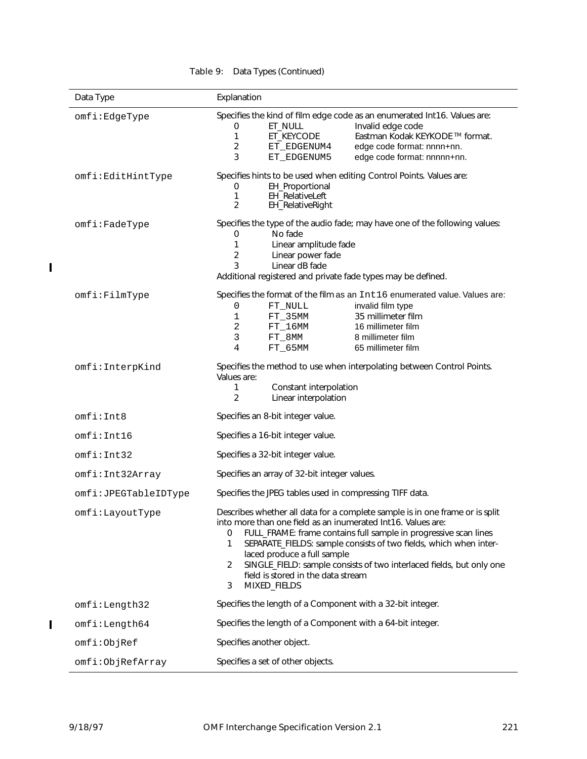Table 9: Data Types (Continued)

| Data Type | Explanation |
|---|---|
| omfi:EdgeType | Specifies the kind of film edge code as an enumerated Int16. Values are:<br>0 ET_NULL Invalid edge code<br>1 ET_KEYCODE Eastman Kodak KEYKODE™ format.<br>2 ET_EDGENUM4 edge code format: nnnn+nn.<br>3 ET_EDGENUM5 edge code format: nnnnn+nn. |
| omfi:EditHintType | Specifies hints to be used when editing Control Points. Values are:<br>0 EH_Proportional<br>1 EH_RelativeLeft<br>2 EH_RelativeRight |
| omfi:FadeType | Specifies the type of the audio fade; may have one of the following values:<br>0 No fade<br>1 Linear amplitude fade<br>2 Linear power fade<br>3 Linear dB fade<br>Additional registered and private fade types may be defined. |
| omfi:FilmType | Specifies the format of the film as an Int16 enumerated value. Values are:<br>0 FT_NULL invalid film type<br>1 FT_35MM 35 millimeter film<br>2 FT_16MM 16 millimeter film<br>3 FT_8MM 8 millimeter film<br>4 FT_65MM 65 millimeter film |
| omfi:InterpKind | Specifies the method to use when interpolating between Control Points. Values are:<br>1 Constant interpolation<br>2 Linear interpolation |
| omfi:Int8 | Specifies an 8-bit integer value. |
| omfi:Int16 | Specifies a 16-bit integer value. |
| omfi:Int32 | Specifies a 32-bit integer value. |
| omfi:Int32Array | Specifies an array of 32-bit integer values. |
| omfi:JPEGTableIDType | Specifies the JPEG tables used in compressing TIFF data. |
| omfi:LayoutType | Describes whether all data for a complete sample is in one frame or is split into more than one field as an inumerated Int16. Values are:<br>0 FULL_FRAME: frame contains full sample in progressive scan lines<br>1 SEPARATE_FIELDS: sample consists of two fields, which when interlaced produce a full sample<br>2 SINGLE_FIELD: sample consists of two interlaced fields, but only one field is stored in the data stream<br>3 MIXED_FIELDS |
| omfi:Length32 | Specifies the length of a Component with a 32-bit integer. |
| omfi:Length64 | Specifies the length of a Component with a 64-bit integer. |
| omfi:ObjRef | Specifies another object. |
| omfi:ObjRefArray | Specifies a set of other objects. |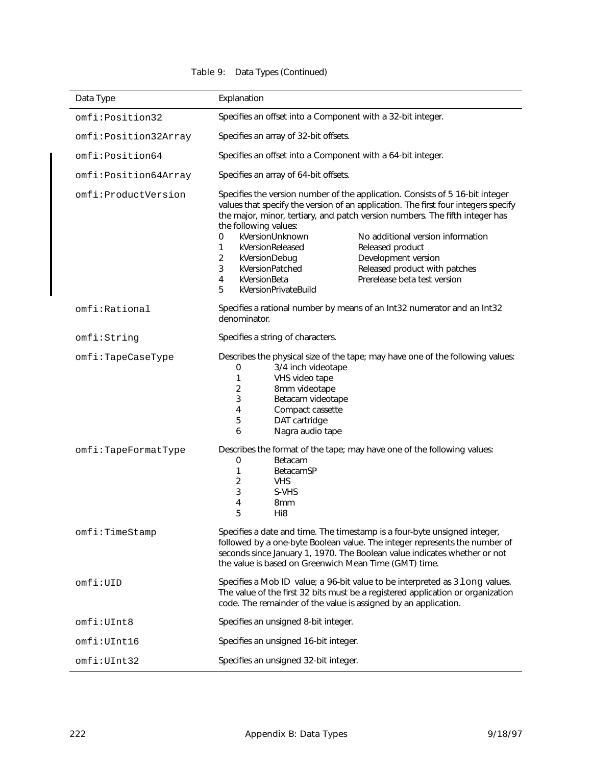Table 9: Data Types (Continued)

| Data Type | Explanation |
| --- | --- |
| omfi:Position32 | Specifies an offset into a Component with a 32-bit integer. |
| omfi:Position32Array | Specifies an array of 32-bit offsets. |
| omfi:Position64 | Specifies an offset into a Component with a 64-bit integer. |
| omfi:Position64Array | Specifies an array of 64-bit offsets. |
| omfi:ProductVersion | Specifies the version number of the application. Consists of 5 16-bit integer values that specify the version of an application. The first four integers specify the major, minor, tertiary, and patch version numbers. The fifth integer has the following values:<br>0 kVersionUnknown — No additional version information<br>1 kVersionReleased — Released product<br>2 kVersionDebug — Development version<br>3 kVersionPatched — Released product with patches<br>4 kVersionBeta — Prerelease beta test version<br>5 kVersionPrivateBuild |
| omfi:Rational | Specifies a rational number by means of an Int32 numerator and an Int32 denominator. |
| omfi:String | Specifies a string of characters. |
| omfi:TapeCaseType | Describes the physical size of the tape; may have one of the following values:<br>0 3/4 inch videotape<br>1 VHS video tape<br>2 8mm videotape<br>3 Betacam videotape<br>4 Compact cassette<br>5 DAT cartridge<br>6 Nagra audio tape |
| omfi:TapeFormatType | Describes the format of the tape; may have one of the following values:<br>0 Betacam<br>1 BetacamSP<br>2 VHS<br>3 S-VHS<br>4 8mm<br>5 Hi8 |
| omfi:TimeStamp | Specifies a date and time. The timestamp is a four-byte unsigned integer, followed by a one-byte Boolean value. The integer represents the number of seconds since January 1, 1970. The Boolean value indicates whether or not the value is based on Greenwich Mean Time (GMT) time. |
| omfi:UID | Specifies a Mob ID value; a 96-bit value to be interpreted as 3 `long` values. The value of the first 32 bits must be a registered application or organization code. The remainder of the value is assigned by an application. |
| omfi:UInt8 | Specifies an unsigned 8-bit integer. |
| omfi:UInt16 | Specifies an unsigned 16-bit integer. |
| omfi:UInt32 | Specifies an unsigned 32-bit integer. |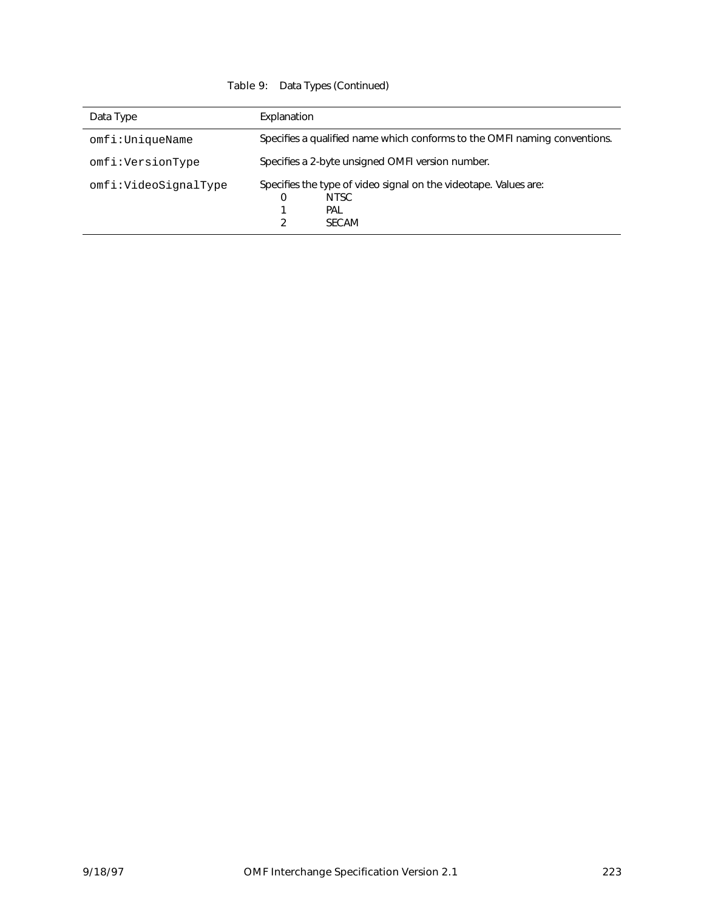Table 9: Data Types (Continued)

| Data Type | Explanation |
|---|---|
| `omfi:UniqueName` | Specifies a qualified name which conforms to the OMFI naming conventions. |
| `omfi:VersionType` | Specifies a 2-byte unsigned OMFI version number. |
| `omfi:VideoSignalType` | Specifies the type of video signal on the videotape. Values are:<br>0 NTSC<br>1 PAL<br>2 SECAM |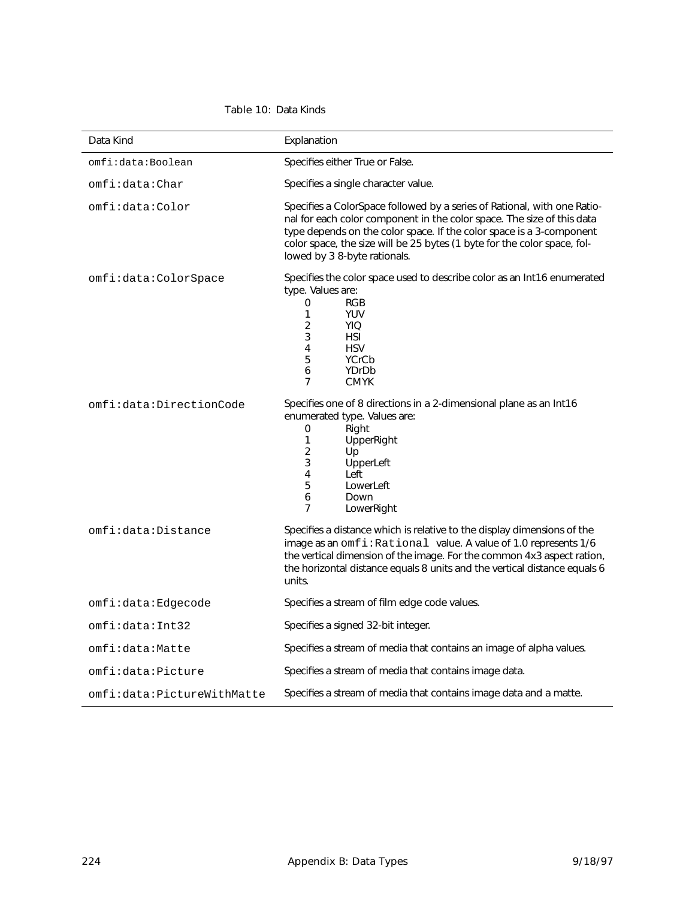Table 10: Data Kinds

| Data Kind | Explanation |
|---|---|
| omfi:data:Boolean | Specifies either True or False. |
| omfi:data:Char | Specifies a single character value. |
| omfi:data:Color | Specifies a ColorSpace followed by a series of Rational, with one Rational for each color component in the color space. The size of this data type depends on the color space. If the color space is a 3-component color space, the size will be 25 bytes (1 byte for the color space, followed by 3 8-byte rationals. |
| omfi:data:ColorSpace | Specifies the color space used to describe color as an Int16 enumerated type. Values are:<br>0 RGB<br>1 YUV<br>2 YIQ<br>3 HSI<br>4 HSV<br>5 YCrCb<br>6 YDrDb<br>7 CMYK |
| omfi:data:DirectionCode | Specifies one of 8 directions in a 2-dimensional plane as an Int16 enumerated type. Values are:<br>0 Right<br>1 UpperRight<br>2 Up<br>3 UpperLeft<br>4 Left<br>5 LowerLeft<br>6 Down<br>7 LowerRight |
| omfi:data:Distance | Specifies a distance which is relative to the display dimensions of the image as an omfi:Rational value. A value of 1.0 represents 1/6 the vertical dimension of the image. For the common 4x3 aspect ration, the horizontal distance equals 8 units and the vertical distance equals 6 units. |
| omfi:data:Edgecode | Specifies a stream of film edge code values. |
| omfi:data:Int32 | Specifies a signed 32-bit integer. |
| omfi:data:Matte | Specifies a stream of media that contains an image of alpha values. |
| omfi:data:Picture | Specifies a stream of media that contains image data. |
| omfi:data:PictureWithMatte | Specifies a stream of media that contains image data and a matte. |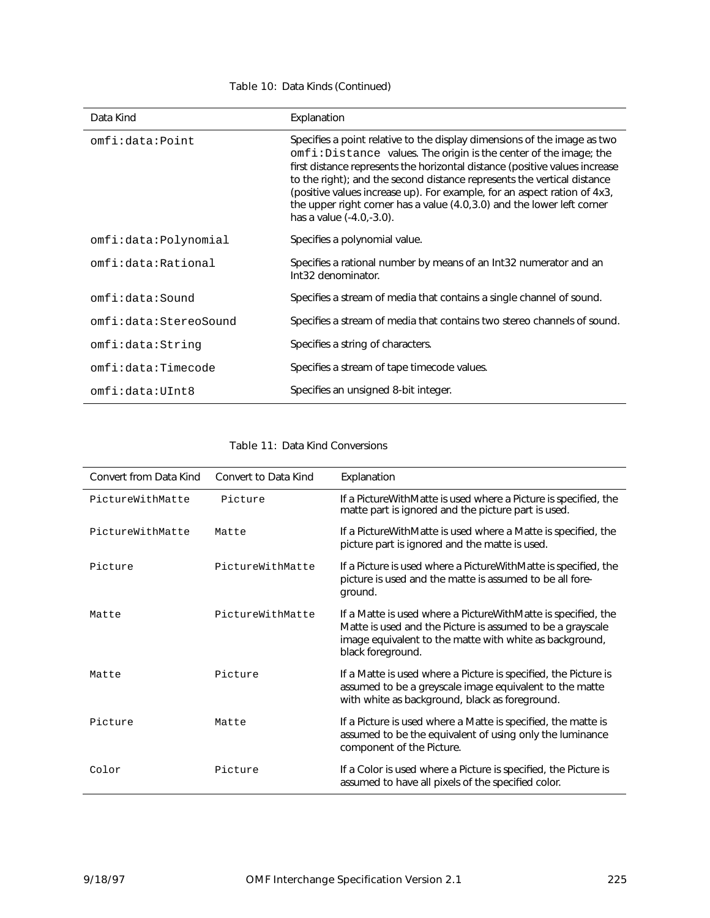Table 10: Data Kinds (Continued)

| Data Kind | Explanation |
|---|---|
| `omfi:data:Point` | Specifies a point relative to the display dimensions of the image as two `omfi:Distance` values. The origin is the center of the image; the first distance represents the horizontal distance (positive values increase to the right); and the second distance represents the vertical distance (positive values increase up). For example, for an aspect ration of 4x3, the upper right corner has a value (4.0,3.0) and the lower left corner has a value (-4.0,-3.0). |
| `omfi:data:Polynomial` | Specifies a polynomial value. |
| `omfi:data:Rational` | Specifies a rational number by means of an Int32 numerator and an Int32 denominator. |
| `omfi:data:Sound` | Specifies a stream of media that contains a single channel of sound. |
| `omfi:data:StereoSound` | Specifies a stream of media that contains two stereo channels of sound. |
| `omfi:data:String` | Specifies a string of characters. |
| `omfi:data:Timecode` | Specifies a stream of tape timecode values. |
| `omfi:data:UInt8` | Specifies an unsigned 8-bit integer. |

Table 11: Data Kind Conversions

| Convert from Data Kind | Convert to Data Kind | Explanation |
|---|---|---|
| `PictureWithMatte` | `Picture` | If a PictureWithMatte is used where a Picture is specified, the matte part is ignored and the picture part is used. |
| `PictureWithMatte` | `Matte` | If a PictureWithMatte is used where a Matte is specified, the picture part is ignored and the matte is used. |
| `Picture` | `PictureWithMatte` | If a Picture is used where a PictureWithMatte is specified, the picture is used and the matte is assumed to be all foreground. |
| `Matte` | `PictureWithMatte` | If a Matte is used where a PictureWithMatte is specified, the Matte is used and the Picture is assumed to be a grayscale image equivalent to the matte with white as background, black foreground. |
| `Matte` | `Picture` | If a Matte is used where a Picture is specified, the Picture is assumed to be a greyscale image equivalent to the matte with white as background, black as foreground. |
| `Picture` | `Matte` | If a Picture is used where a Matte is specified, the matte is assumed to be the equivalent of using only the luminance component of the Picture. |
| `Color` | `Picture` | If a Color is used where a Picture is specified, the Picture is assumed to have all pixels of the specified color. |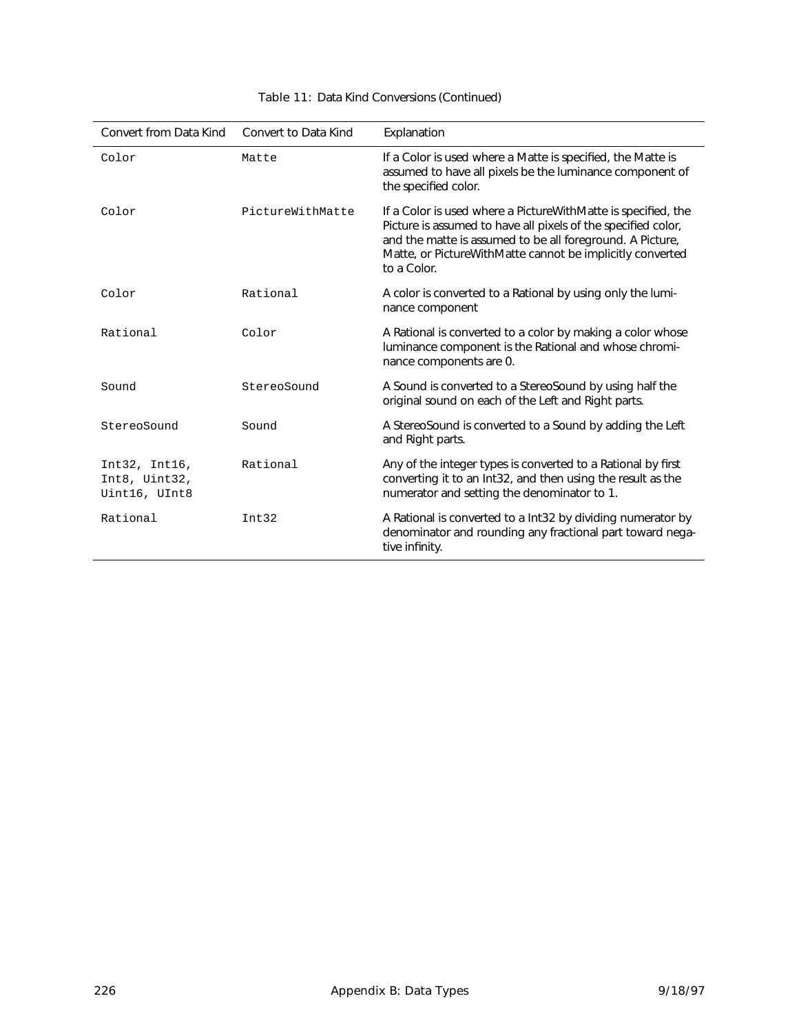Table 11: Data Kind Conversions (Continued)

| Convert from Data Kind | Convert to Data Kind | Explanation |
|---|---|---|
| `Color` | `Matte` | If a Color is used where a Matte is specified, the Matte is assumed to have all pixels be the luminance component of the specified color. |
| `Color` | `PictureWithMatte` | If a Color is used where a PictureWithMatte is specified, the Picture is assumed to have all pixels of the specified color, and the matte is assumed to be all foreground. A Picture, Matte, or PictureWithMatte cannot be implicitly converted to a Color. |
| `Color` | `Rational` | A color is converted to a Rational by using only the luminance component |
| `Rational` | `Color` | A Rational is converted to a color by making a color whose luminance component is the Rational and whose chrominance components are 0. |
| `Sound` | `StereoSound` | A Sound is converted to a StereoSound by using half the original sound on each of the Left and Right parts. |
| `StereoSound` | `Sound` | A StereoSound is converted to a Sound by adding the Left and Right parts. |
| `Int32, Int16, Int8, Uint32, Uint16, UInt8` | `Rational` | Any of the integer types is converted to a Rational by first converting it to an Int32, and then using the result as the numerator and setting the denominator to 1. |
| `Rational` | `Int32` | A Rational is converted to a Int32 by dividing numerator by denominator and rounding any fractional part toward negative infinity. |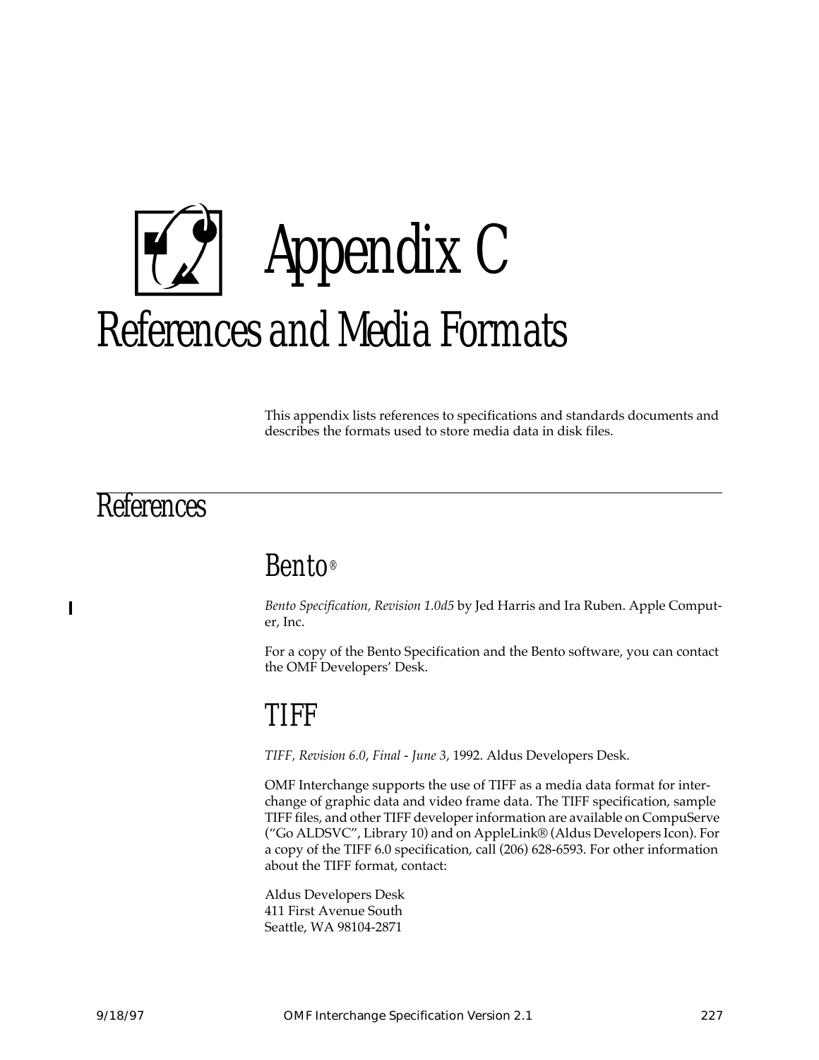# Appendix C
# References and Media Formats

This appendix lists references to specifications and standards documents and describes the formats used to store media data in disk files.

## References

### Bento®

*Bento Specification, Revision 1.0d5* by Jed Harris and Ira Ruben. Apple Computer, Inc.

For a copy of the Bento Specification and the Bento software, you can contact the OMF Developers' Desk.

### TIFF

*TIFF, Revision 6.0, Final - June 3*, 1992. Aldus Developers Desk.

OMF Interchange supports the use of TIFF as a media data format for interchange of graphic data and video frame data. The TIFF specification, sample TIFF files, and other TIFF developer information are available on CompuServe ("Go ALDSVC", Library 10) and on AppleLink® (Aldus Developers Icon). For a copy of the TIFF 6.0 specification, call (206) 628-6593. For other information about the TIFF format, contact:

Aldus Developers Desk
411 First Avenue South
Seattle, WA 98104-2871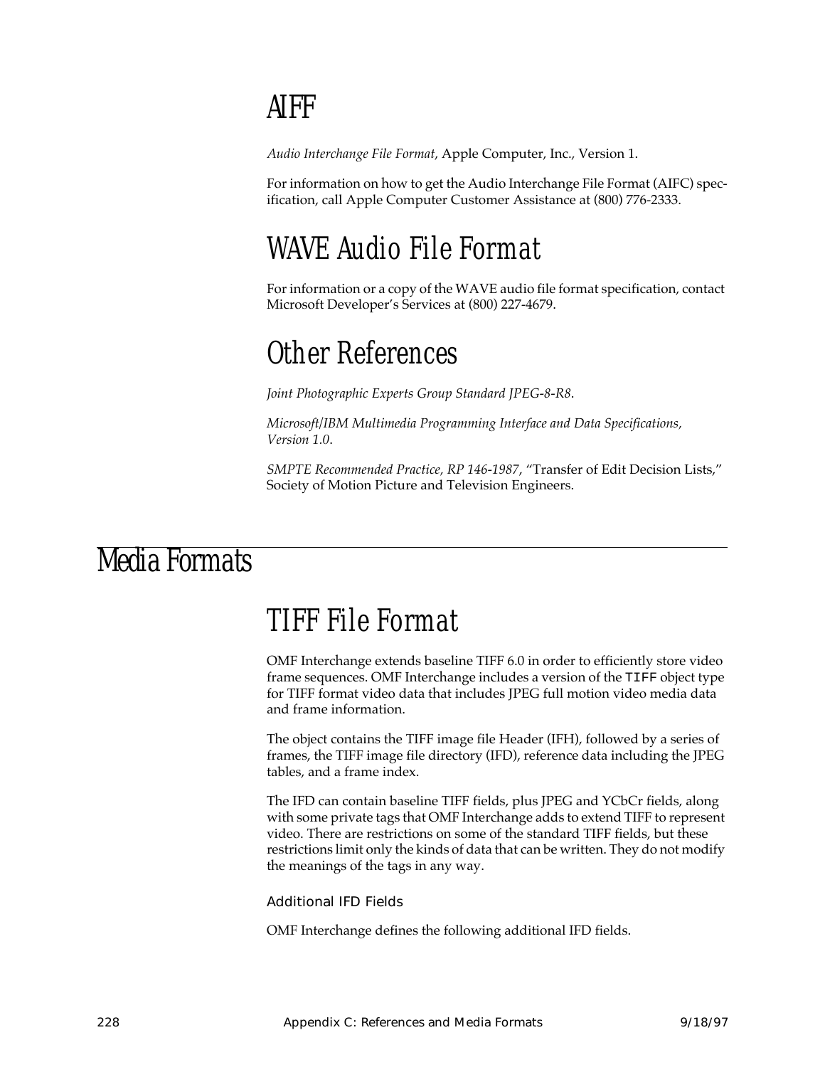## AIFF

*Audio Interchange File Format*, Apple Computer, Inc., Version 1.

For information on how to get the Audio Interchange File Format (AIFC) specification, call Apple Computer Customer Assistance at (800) 776-2333.

## WAVE Audio File Format

For information or a copy of the WAVE audio file format specification, contact Microsoft Developer's Services at (800) 227-4679.

## Other References

*Joint Photographic Experts Group Standard JPEG-8-R8*.

*Microsoft/IBM Multimedia Programming Interface and Data Specifications, Version 1.0*.

*SMPTE Recommended Practice, RP 146-1987*, "Transfer of Edit Decision Lists," Society of Motion Picture and Television Engineers.

# Media Formats

## TIFF File Format

OMF Interchange extends baseline TIFF 6.0 in order to efficiently store video frame sequences. OMF Interchange includes a version of the `TIFF` object type for TIFF format video data that includes JPEG full motion video media data and frame information.

The object contains the TIFF image file Header (IFH), followed by a series of frames, the TIFF image file directory (IFD), reference data including the JPEG tables, and a frame index.

The IFD can contain baseline TIFF fields, plus JPEG and YCbCr fields, along with some private tags that OMF Interchange adds to extend TIFF to represent video. There are restrictions on some of the standard TIFF fields, but these restrictions limit only the kinds of data that can be written. They do not modify the meanings of the tags in any way.

### Additional IFD Fields

OMF Interchange defines the following additional IFD fields.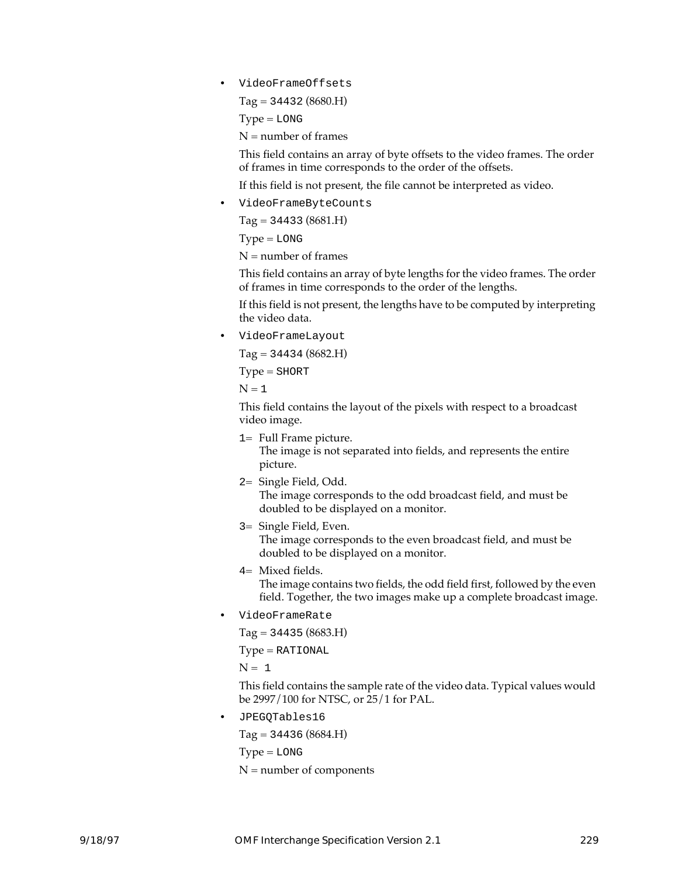- `VideoFrameOffsets`

  Tag = `34432` (8680.H)

  Type = `LONG`

  N = number of frames

  This field contains an array of byte offsets to the video frames. The order of frames in time corresponds to the order of the offsets.

  If this field is not present, the file cannot be interpreted as video.

- `VideoFrameByteCounts`

  Tag = `34433` (8681.H)

  Type = `LONG`

  N = number of frames

  This field contains an array of byte lengths for the video frames. The order of frames in time corresponds to the order of the lengths.

  If this field is not present, the lengths have to be computed by interpreting the video data.

- `VideoFrameLayout`

  Tag = `34434` (8682.H)

  Type = `SHORT`

  N = `1`

  This field contains the layout of the pixels with respect to a broadcast video image.

  `1`= Full Frame picture.
  The image is not separated into fields, and represents the entire picture.

  `2`= Single Field, Odd.
  The image corresponds to the odd broadcast field, and must be doubled to be displayed on a monitor.

  `3`= Single Field, Even.
  The image corresponds to the even broadcast field, and must be doubled to be displayed on a monitor.

  `4`= Mixed fields.
  The image contains two fields, the odd field first, followed by the even field. Together, the two images make up a complete broadcast image.

- `VideoFrameRate`

  Tag = `34435` (8683.H)

  Type = `RATIONAL`

  N = `1`

  This field contains the sample rate of the video data. Typical values would be 2997/100 for NTSC, or 25/1 for PAL.

- `JPEGQTables16`

  Tag = `34436` (8684.H)

  Type = `LONG`

  N = number of components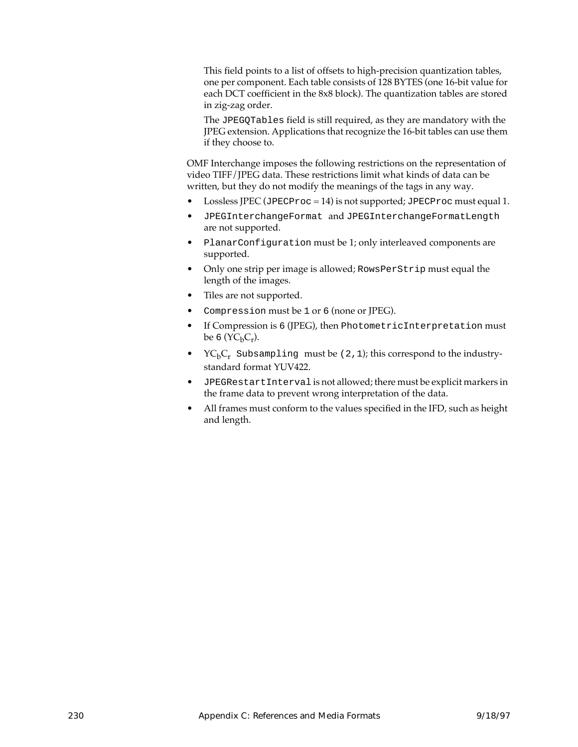This field points to a list of offsets to high-precision quantization tables, one per component. Each table consists of 128 BYTES (one 16-bit value for each DCT coefficient in the 8x8 block). The quantization tables are stored in zig-zag order.

The `JPEGQTables` field is still required, as they are mandatory with the JPEG extension. Applications that recognize the 16-bit tables can use them if they choose to.

OMF Interchange imposes the following restrictions on the representation of video TIFF/JPEG data. These restrictions limit what kinds of data can be written, but they do not modify the meanings of the tags in any way.

- Lossless JPEC (`JPECProc` = 14) is not supported; `JPECProc` must equal 1.
- `JPEGInterchangeFormat` and `JPEGInterchangeFormatLength` are not supported.
- `PlanarConfiguration` must be 1; only interleaved components are supported.
- Only one strip per image is allowed; `RowsPerStrip` must equal the length of the images.
- Tiles are not supported.
- `Compression` must be `1` or `6` (none or JPEG).
- If Compression is `6` (JPEG), then `PhotometricInterpretation` must be `6` ($YC_bC_r$).
- $YC_bC_r$ `Subsampling` must be `(2,1)`; this correspond to the industry-standard format YUV422.
- `JPEGRestartInterval` is not allowed; there must be explicit markers in the frame data to prevent wrong interpretation of the data.
- All frames must conform to the values specified in the IFD, such as height and length.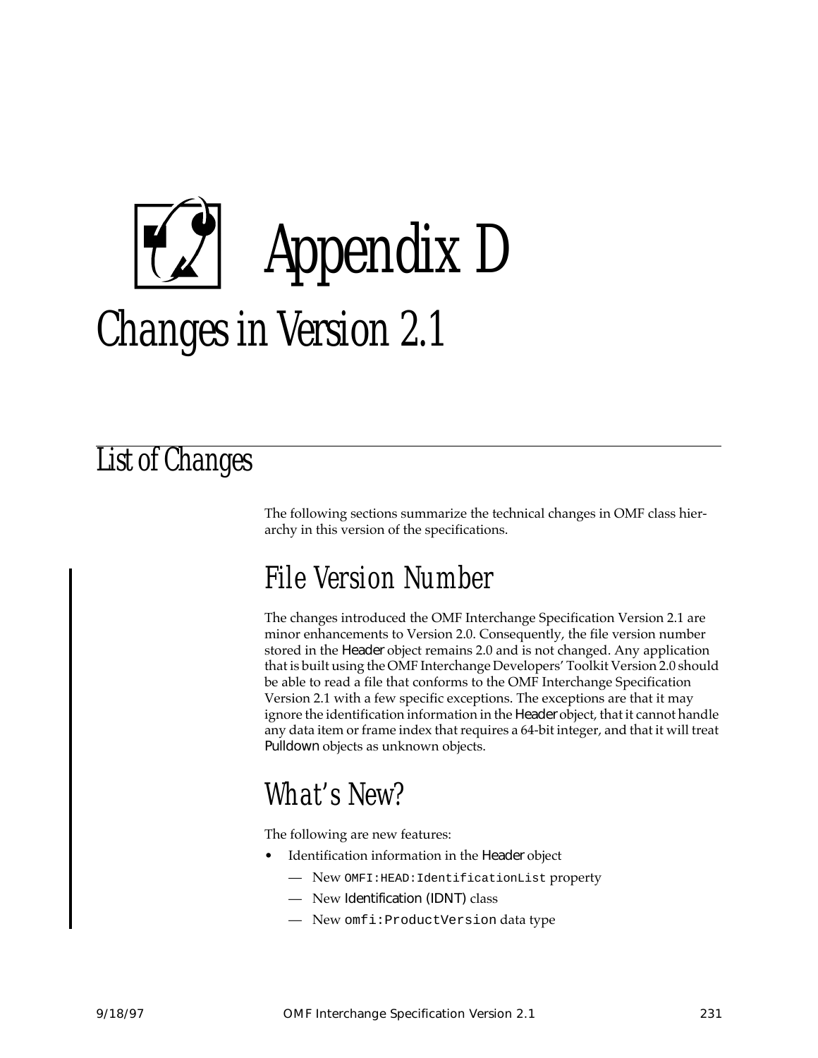# Appendix D

# Changes in Version 2.1

## List of Changes

The following sections summarize the technical changes in OMF class hierarchy in this version of the specifications.

### File Version Number

The changes introduced the OMF Interchange Specification Version 2.1 are minor enhancements to Version 2.0. Consequently, the file version number stored in the Header object remains 2.0 and is not changed. Any application that is built using the OMF Interchange Developers' Toolkit Version 2.0 should be able to read a file that conforms to the OMF Interchange Specification Version 2.1 with a few specific exceptions. The exceptions are that it may ignore the identification information in the Header object, that it cannot handle any data item or frame index that requires a 64-bit integer, and that it will treat Pulldown objects as unknown objects.

### What's New?

The following are new features:

- Identification information in the Header object
  - — New `OMFI:HEAD:IdentificationList` property
  - — New Identification (IDNT) class
  - — New `omfi:ProductVersion` data type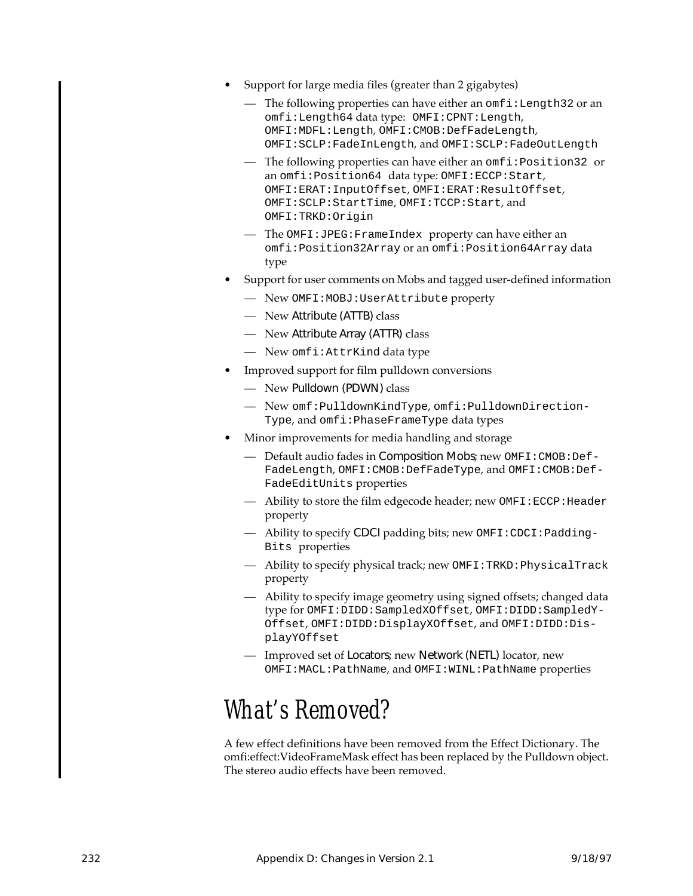- Support for large media files (greater than 2 gigabytes)
  - The following properties can have either an `omfi:Length32` or an `omfi:Length64` data type: `OMFI:CPNT:Length`, `OMFI:MDFL:Length`, `OMFI:CMOB:DefFadeLength`, `OMFI:SCLP:FadeInLength`, and `OMFI:SCLP:FadeOutLength`
  - The following properties can have either an `omfi:Position32` or an `omfi:Position64` data type: `OMFI:ECCP:Start`, `OMFI:ERAT:InputOffset`, `OMFI:ERAT:ResultOffset`, `OMFI:SCLP:StartTime`, `OMFI:TCCP:Start`, and `OMFI:TRKD:Origin`
  - The `OMFI:JPEG:FrameIndex` property can have either an `omfi:Position32Array` or an `omfi:Position64Array` data type
- Support for user comments on Mobs and tagged user-defined information
  - New `OMFI:MOBJ:UserAttribute` property
  - New Attribute (ATTB) class
  - New Attribute Array (ATTR) class
  - New `omfi:AttrKind` data type
- Improved support for film pulldown conversions
  - New Pulldown (PDWN) class
  - New `omf:PulldownKindType`, `omfi:PulldownDirection-Type`, and `omfi:PhaseFrameType` data types
- Minor improvements for media handling and storage
  - Default audio fades in Composition Mobs; new `OMFI:CMOB:Def-FadeLength`, `OMFI:CMOB:DefFadeType`, and `OMFI:CMOB:Def-FadeEditUnits` properties
  - Ability to store the film edgecode header; new `OMFI:ECCP:Header` property
  - Ability to specify CDCI padding bits; new `OMFI:CDCI:Padding-Bits` properties
  - Ability to specify physical track; new `OMFI:TRKD:PhysicalTrack` property
  - Ability to specify image geometry using signed offsets; changed data type for `OMFI:DIDD:SampledXOffset`, `OMFI:DIDD:SampledY-Offset`, `OMFI:DIDD:DisplayXOffset`, and `OMFI:DIDD:Dis-playYOffset`
  - Improved set of Locators; new Network (NETL) locator, new `OMFI:MACL:PathName`, and `OMFI:WINL:PathName` properties

# What's Removed?

A few effect definitions have been removed from the Effect Dictionary. The omfi:effect:VideoFrameMask effect has been replaced by the Pulldown object. The stereo audio effects have been removed.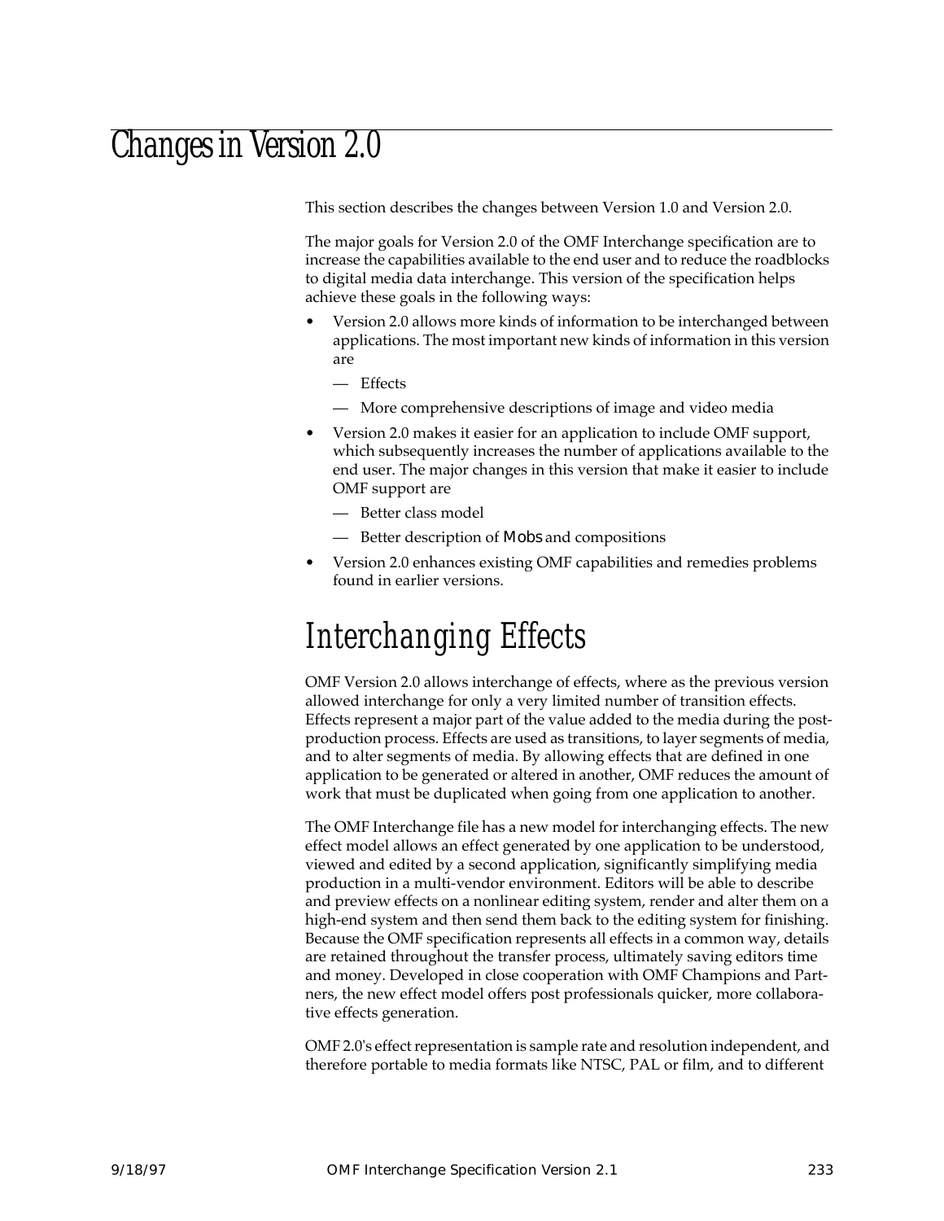# Changes in Version 2.0

This section describes the changes between Version 1.0 and Version 2.0.

The major goals for Version 2.0 of the OMF Interchange specification are to increase the capabilities available to the end user and to reduce the roadblocks to digital media data interchange. This version of the specification helps achieve these goals in the following ways:

- Version 2.0 allows more kinds of information to be interchanged between applications. The most important new kinds of information in this version are
  - Effects
  - More comprehensive descriptions of image and video media
- Version 2.0 makes it easier for an application to include OMF support, which subsequently increases the number of applications available to the end user. The major changes in this version that make it easier to include OMF support are
  - Better class model
  - Better description of Mobs and compositions
- Version 2.0 enhances existing OMF capabilities and remedies problems found in earlier versions.

## Interchanging Effects

OMF Version 2.0 allows interchange of effects, where as the previous version allowed interchange for only a very limited number of transition effects. Effects represent a major part of the value added to the media during the post-production process. Effects are used as transitions, to layer segments of media, and to alter segments of media. By allowing effects that are defined in one application to be generated or altered in another, OMF reduces the amount of work that must be duplicated when going from one application to another.

The OMF Interchange file has a new model for interchanging effects. The new effect model allows an effect generated by one application to be understood, viewed and edited by a second application, significantly simplifying media production in a multi-vendor environment. Editors will be able to describe and preview effects on a nonlinear editing system, render and alter them on a high-end system and then send them back to the editing system for finishing. Because the OMF specification represents all effects in a common way, details are retained throughout the transfer process, ultimately saving editors time and money. Developed in close cooperation with OMF Champions and Partners, the new effect model offers post professionals quicker, more collaborative effects generation.

OMF 2.0's effect representation is sample rate and resolution independent, and therefore portable to media formats like NTSC, PAL or film, and to different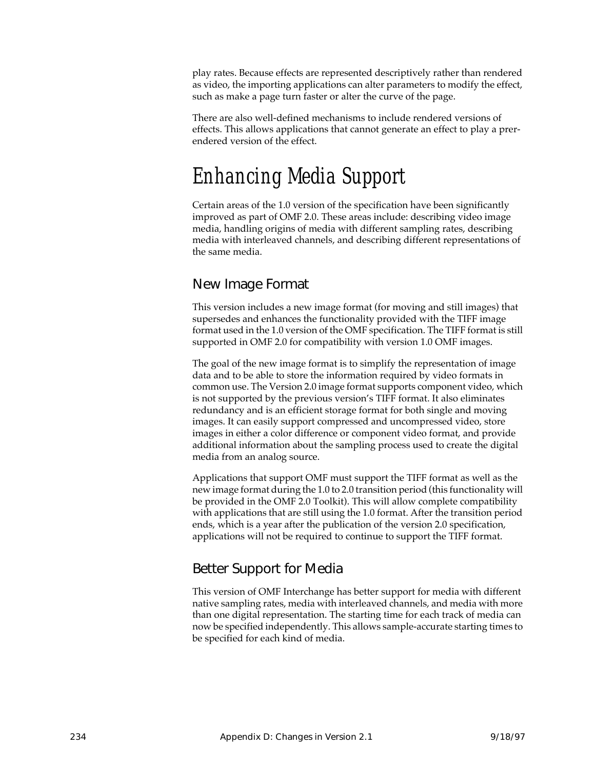play rates. Because effects are represented descriptively rather than rendered as video, the importing applications can alter parameters to modify the effect, such as make a page turn faster or alter the curve of the page.

There are also well-defined mechanisms to include rendered versions of effects. This allows applications that cannot generate an effect to play a prerendered version of the effect.

# Enhancing Media Support

Certain areas of the 1.0 version of the specification have been significantly improved as part of OMF 2.0. These areas include: describing video image media, handling origins of media with different sampling rates, describing media with interleaved channels, and describing different representations of the same media.

## New Image Format

This version includes a new image format (for moving and still images) that supersedes and enhances the functionality provided with the TIFF image format used in the 1.0 version of the OMF specification. The TIFF format is still supported in OMF 2.0 for compatibility with version 1.0 OMF images.

The goal of the new image format is to simplify the representation of image data and to be able to store the information required by video formats in common use. The Version 2.0 image format supports component video, which is not supported by the previous version's TIFF format. It also eliminates redundancy and is an efficient storage format for both single and moving images. It can easily support compressed and uncompressed video, store images in either a color difference or component video format, and provide additional information about the sampling process used to create the digital media from an analog source.

Applications that support OMF must support the TIFF format as well as the new image format during the 1.0 to 2.0 transition period (this functionality will be provided in the OMF 2.0 Toolkit). This will allow complete compatibility with applications that are still using the 1.0 format. After the transition period ends, which is a year after the publication of the version 2.0 specification, applications will not be required to continue to support the TIFF format.

## Better Support for Media

This version of OMF Interchange has better support for media with different native sampling rates, media with interleaved channels, and media with more than one digital representation. The starting time for each track of media can now be specified independently. This allows sample-accurate starting times to be specified for each kind of media.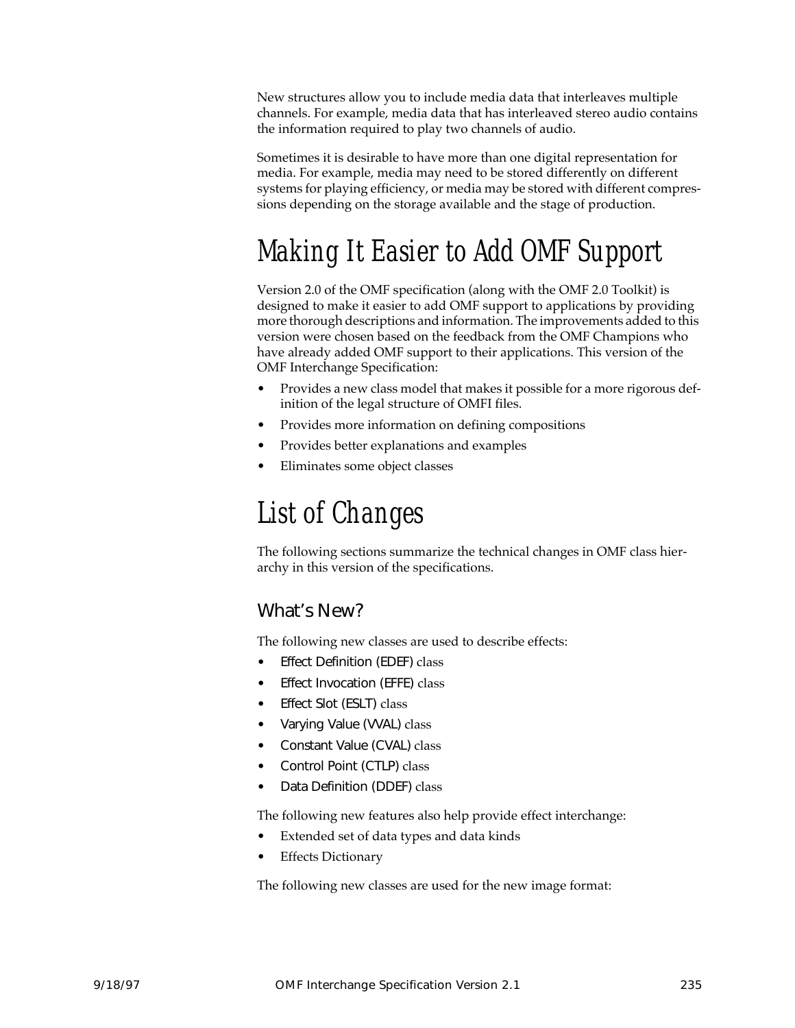New structures allow you to include media data that interleaves multiple channels. For example, media data that has interleaved stereo audio contains the information required to play two channels of audio.

Sometimes it is desirable to have more than one digital representation for media. For example, media may need to be stored differently on different systems for playing efficiency, or media may be stored with different compressions depending on the storage available and the stage of production.

# Making It Easier to Add OMF Support

Version 2.0 of the OMF specification (along with the OMF 2.0 Toolkit) is designed to make it easier to add OMF support to applications by providing more thorough descriptions and information. The improvements added to this version were chosen based on the feedback from the OMF Champions who have already added OMF support to their applications. This version of the OMF Interchange Specification:

- Provides a new class model that makes it possible for a more rigorous definition of the legal structure of OMFI files.
- Provides more information on defining compositions
- Provides better explanations and examples
- Eliminates some object classes

# List of Changes

The following sections summarize the technical changes in OMF class hierarchy in this version of the specifications.

## What's New?

The following new classes are used to describe effects:

- Effect Definition (EDEF) class
- Effect Invocation (EFFE) class
- Effect Slot (ESLT) class
- Varying Value (VVAL) class
- Constant Value (CVAL) class
- Control Point (CTLP) class
- Data Definition (DDEF) class

The following new features also help provide effect interchange:

- Extended set of data types and data kinds
- Effects Dictionary

The following new classes are used for the new image format: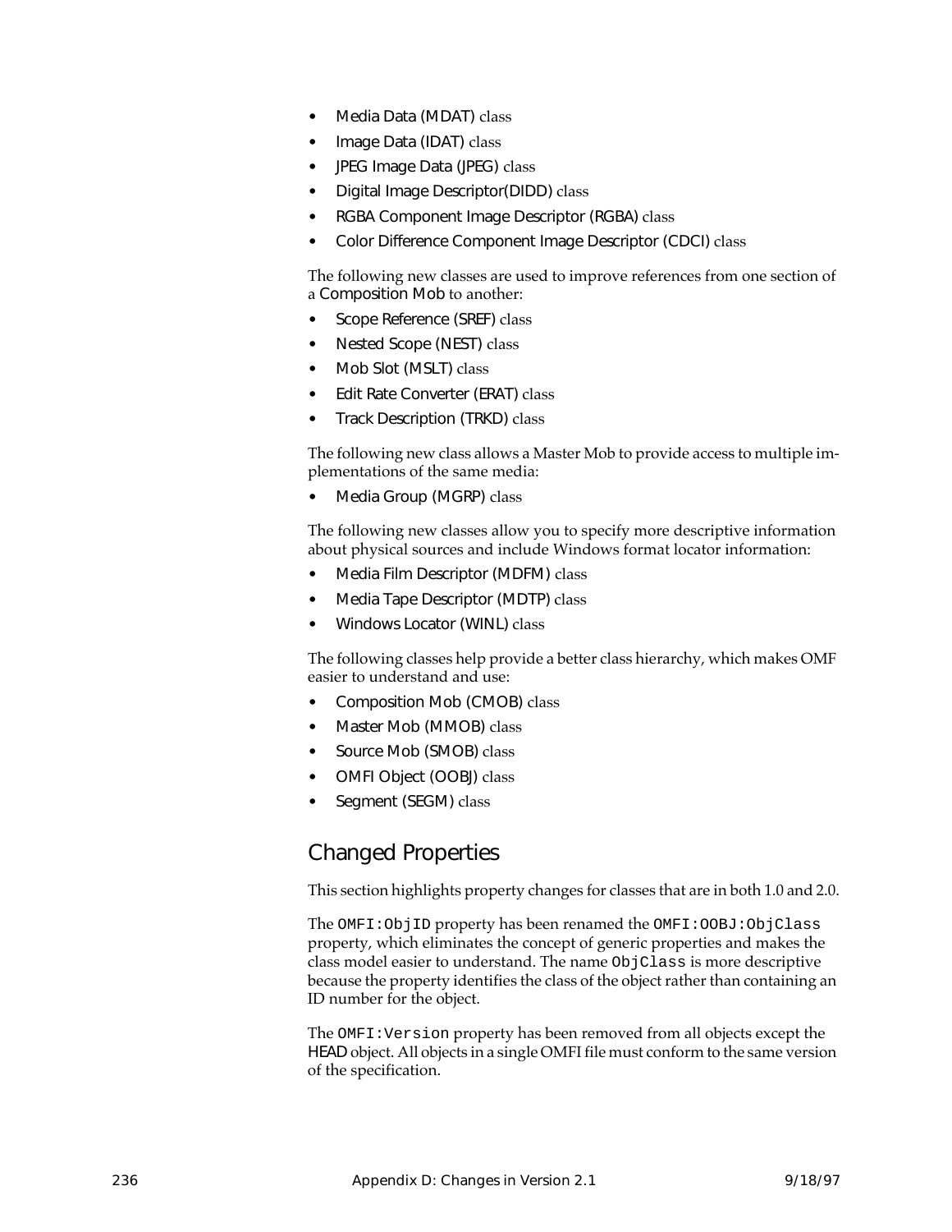- Media Data (MDAT) class
- Image Data (IDAT) class
- JPEG Image Data (JPEG) class
- Digital Image Descriptor(DIDD) class
- RGBA Component Image Descriptor (RGBA) class
- Color Difference Component Image Descriptor (CDCI) class

The following new classes are used to improve references from one section of a Composition Mob to another:

- Scope Reference (SREF) class
- Nested Scope (NEST) class
- Mob Slot (MSLT) class
- Edit Rate Converter (ERAT) class
- Track Description (TRKD) class

The following new class allows a Master Mob to provide access to multiple implementations of the same media:

- Media Group (MGRP) class

The following new classes allow you to specify more descriptive information about physical sources and include Windows format locator information:

- Media Film Descriptor (MDFM) class
- Media Tape Descriptor (MDTP) class
- Windows Locator (WINL) class

The following classes help provide a better class hierarchy, which makes OMF easier to understand and use:

- Composition Mob (CMOB) class
- Master Mob (MMOB) class
- Source Mob (SMOB) class
- OMFI Object (OOBJ) class
- Segment (SEGM) class

## Changed Properties

This section highlights property changes for classes that are in both 1.0 and 2.0.

The `OMFI:ObjID` property has been renamed the `OMFI:OOBJ:ObjClass` property, which eliminates the concept of generic properties and makes the class model easier to understand. The name `ObjClass` is more descriptive because the property identifies the class of the object rather than containing an ID number for the object.

The `OMFI:Version` property has been removed from all objects except the HEAD object. All objects in a single OMFI file must conform to the same version of the specification.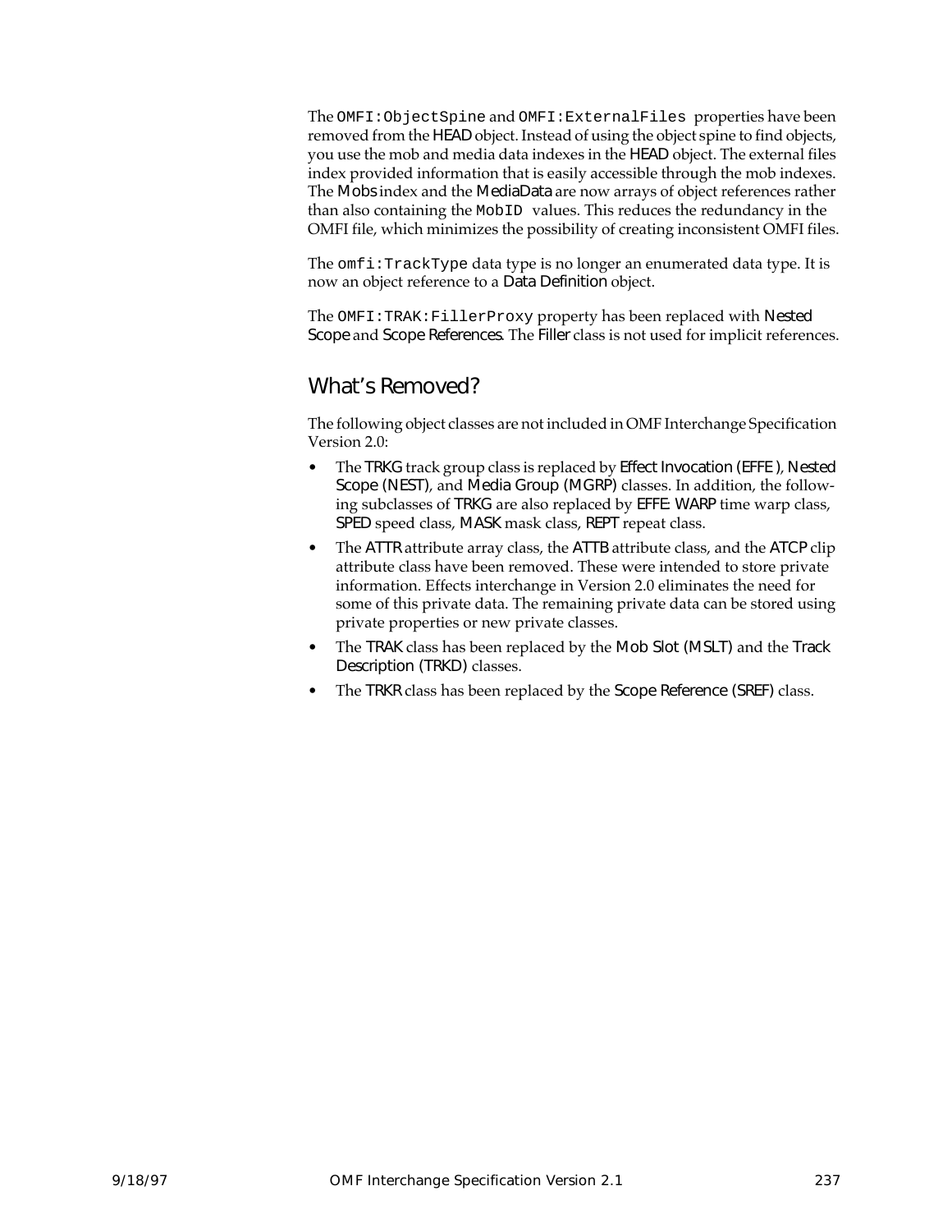The `OMFI:ObjectSpine` and `OMFI:ExternalFiles` properties have been removed from the HEAD object. Instead of using the object spine to find objects, you use the mob and media data indexes in the HEAD object. The external files index provided information that is easily accessible through the mob indexes. The Mobs index and the MediaData are now arrays of object references rather than also containing the `MobID` values. This reduces the redundancy in the OMFI file, which minimizes the possibility of creating inconsistent OMFI files.

The `omfi:TrackType` data type is no longer an enumerated data type. It is now an object reference to a Data Definition object.

The `OMFI:TRAK:FillerProxy` property has been replaced with Nested Scope and Scope References. The Filler class is not used for implicit references.

## What's Removed?

The following object classes are not included in OMF Interchange Specification Version 2.0:

- The TRKG track group class is replaced by Effect Invocation (EFFE ), Nested Scope (NEST), and Media Group (MGRP) classes. In addition, the following subclasses of TRKG are also replaced by EFFE: WARP time warp class, SPED speed class, MASK mask class, REPT repeat class.
- The ATTR attribute array class, the ATTB attribute class, and the ATCP clip attribute class have been removed. These were intended to store private information. Effects interchange in Version 2.0 eliminates the need for some of this private data. The remaining private data can be stored using private properties or new private classes.
- The TRAK class has been replaced by the Mob Slot (MSLT) and the Track Description (TRKD) classes.
- The TRKR class has been replaced by the Scope Reference (SREF) class.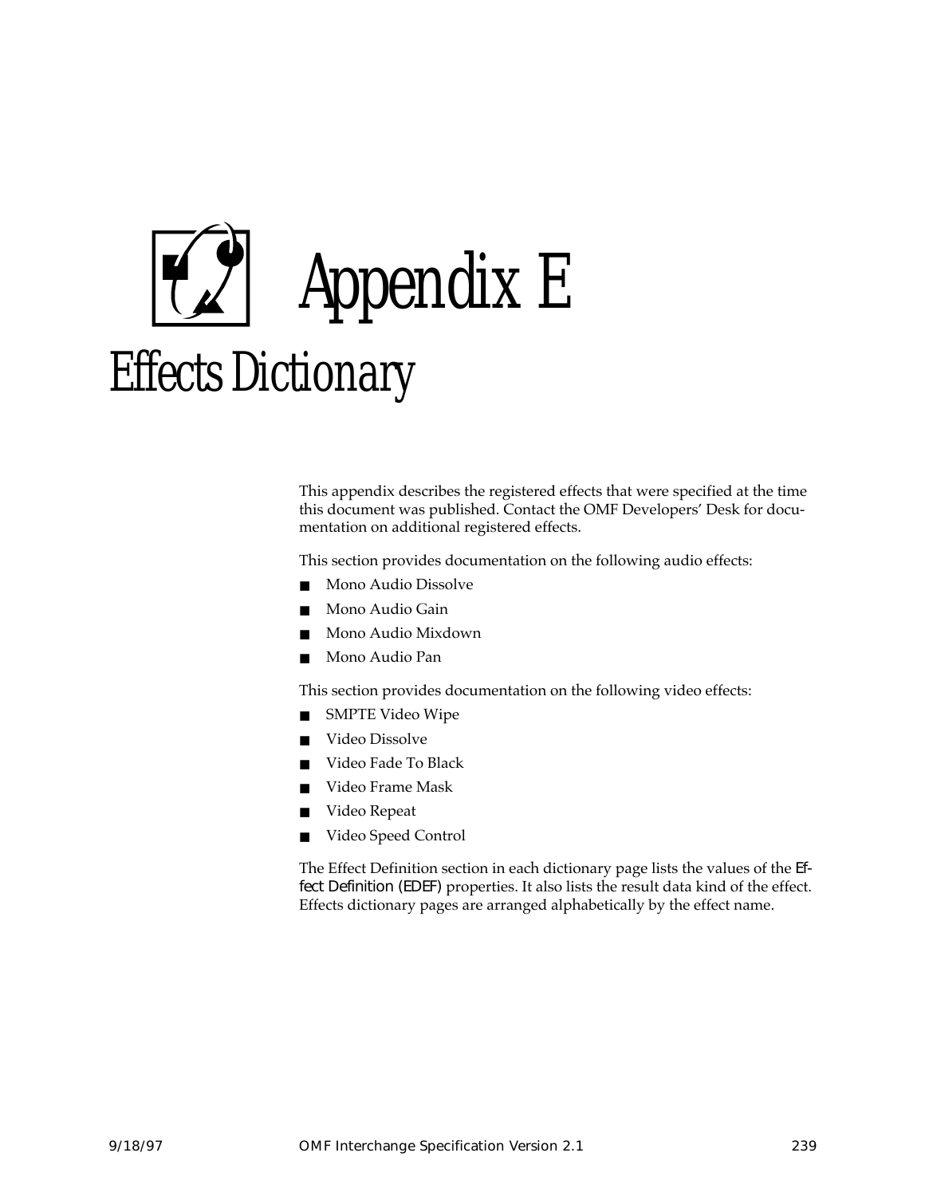# Appendix E

# Effects Dictionary

This appendix describes the registered effects that were specified at the time this document was published. Contact the OMF Developers' Desk for documentation on additional registered effects.

This section provides documentation on the following audio effects:

- Mono Audio Dissolve
- Mono Audio Gain
- Mono Audio Mixdown
- Mono Audio Pan

This section provides documentation on the following video effects:

- SMPTE Video Wipe
- Video Dissolve
- Video Fade To Black
- Video Frame Mask
- Video Repeat
- Video Speed Control

The Effect Definition section in each dictionary page lists the values of the Effect Definition (EDEF) properties. It also lists the result data kind of the effect. Effects dictionary pages are arranged alphabetically by the effect name.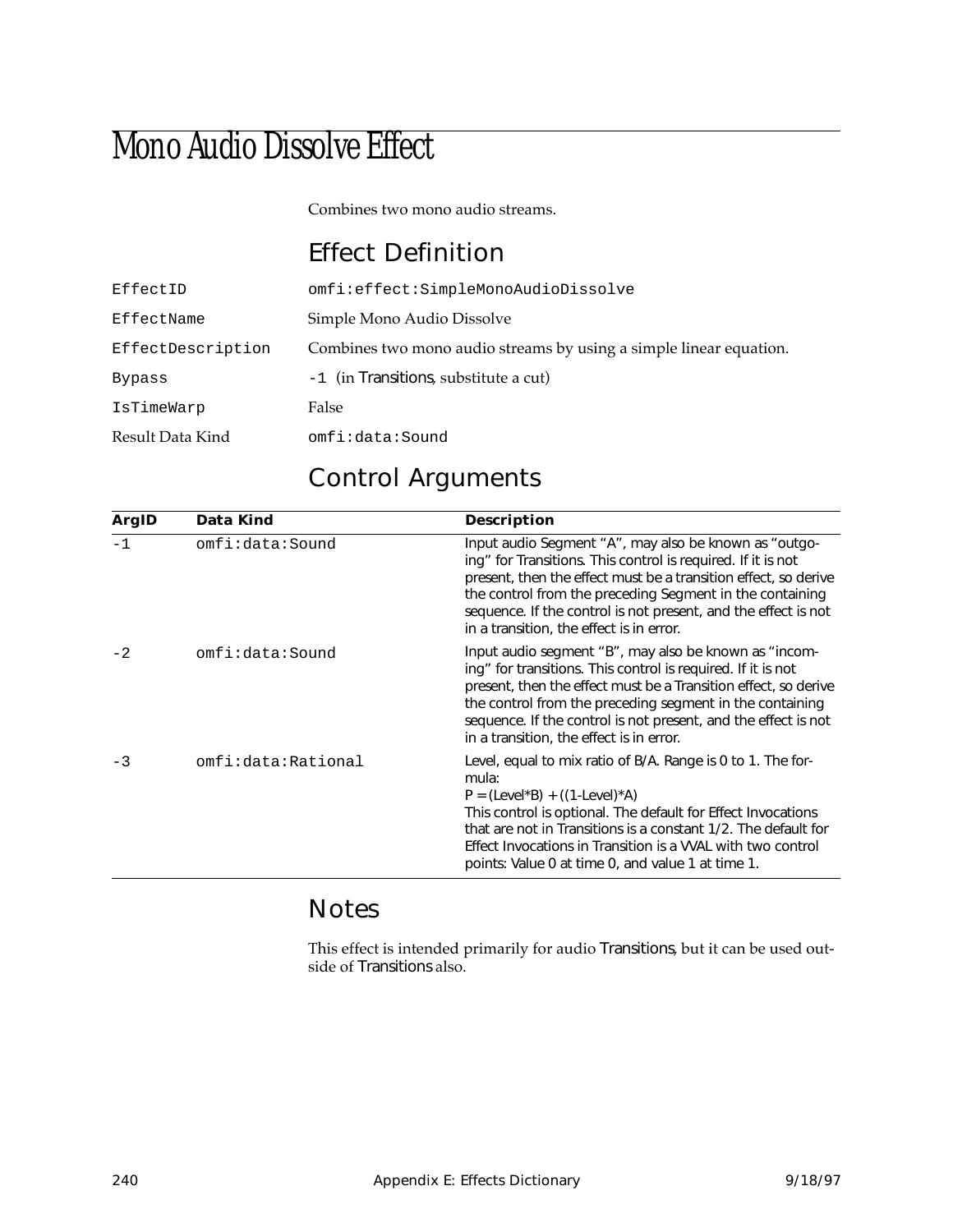# Mono Audio Dissolve Effect

Combines two mono audio streams.

## Effect Definition

| | |
|---|---|
| `EffectID` | `omfi:effect:SimpleMonoAudioDissolve` |
| `EffectName` | Simple Mono Audio Dissolve |
| `EffectDescription` | Combines two mono audio streams by using a simple linear equation. |
| `Bypass` | `-1` (in Transitions, substitute a cut) |
| `IsTimeWarp` | False |
| Result Data Kind | `omfi:data:Sound` |

## Control Arguments

| ArgID | Data Kind | Description |
|---|---|---|
| -1 | omfi:data:Sound | Input audio Segment “A”, may also be known as “outgoing” for Transitions. This control is required. If it is not present, then the effect must be a transition effect, so derive the control from the preceding Segment in the containing sequence. If the control is not present, and the effect is not in a transition, the effect is in error. |
| -2 | omfi:data:Sound | Input audio segment “B”, may also be known as “incoming” for transitions. This control is required. If it is not present, then the effect must be a Transition effect, so derive the control from the preceding segment in the containing sequence. If the control is not present, and the effect is not in a transition, the effect is in error. |
| -3 | omfi:data:Rational | Level, equal to mix ratio of B/A. Range is 0 to 1. The formula: P = (Level*B) + ((1-Level)*A) This control is optional. The default for Effect Invocations that are not in Transitions is a constant 1/2. The default for Effect Invocations in Transition is a VVAL with two control points: Value 0 at time 0, and value 1 at time 1. |

## Notes

This effect is intended primarily for audio Transitions, but it can be used outside of Transitions also.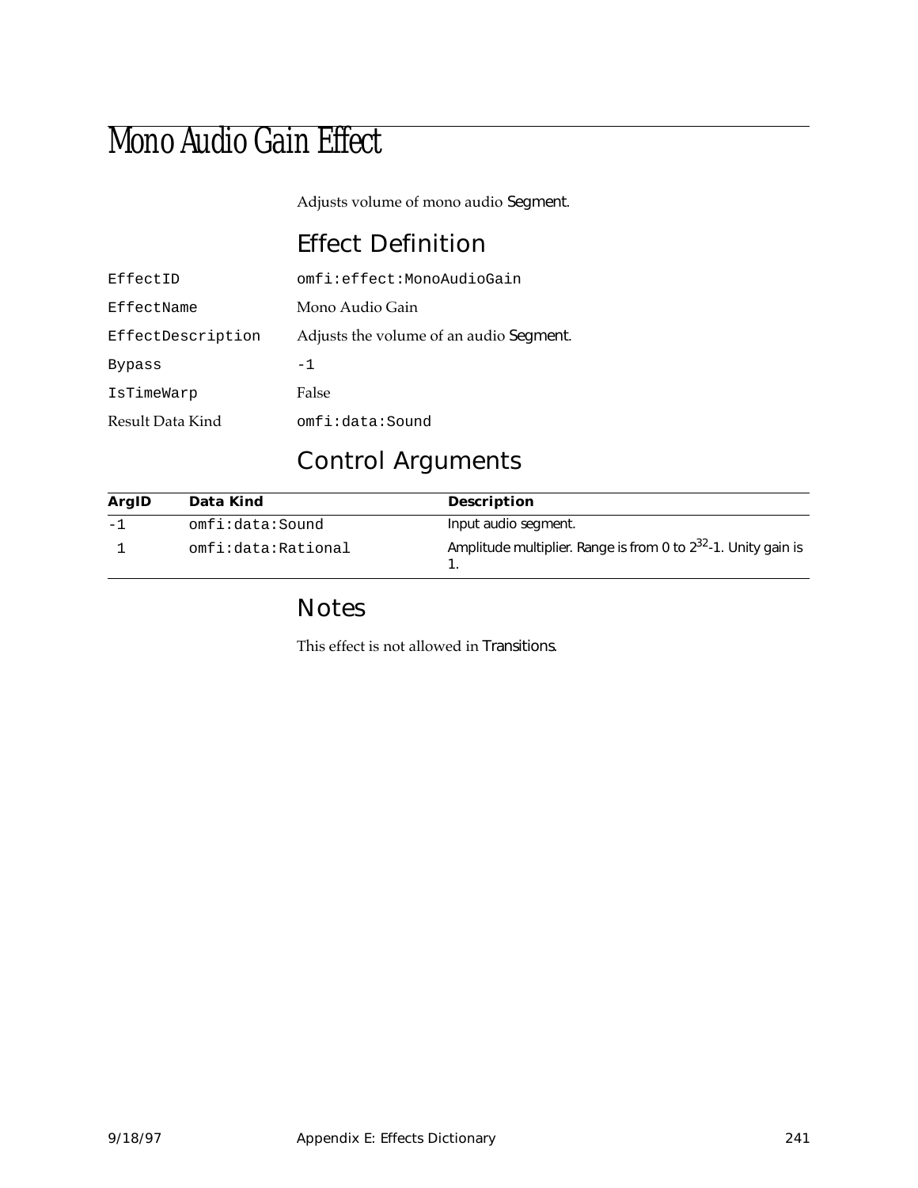# Mono Audio Gain Effect

Adjusts volume of mono audio Segment.

## Effect Definition

| | |
|---|---|
| EffectID | omfi:effect:MonoAudioGain |
| EffectName | Mono Audio Gain |
| EffectDescription | Adjusts the volume of an audio Segment. |
| Bypass | -1 |
| IsTimeWarp | False |
| Result Data Kind | omfi:data:Sound |

## Control Arguments

| ArgID | Data Kind | Description |
|---|---|---|
| -1 | omfi:data:Sound | Input audio segment. |
| 1 | omfi:data:Rational | Amplitude multiplier. Range is from 0 to $2^{32}$-1. Unity gain is 1. |

## Notes

This effect is not allowed in Transitions.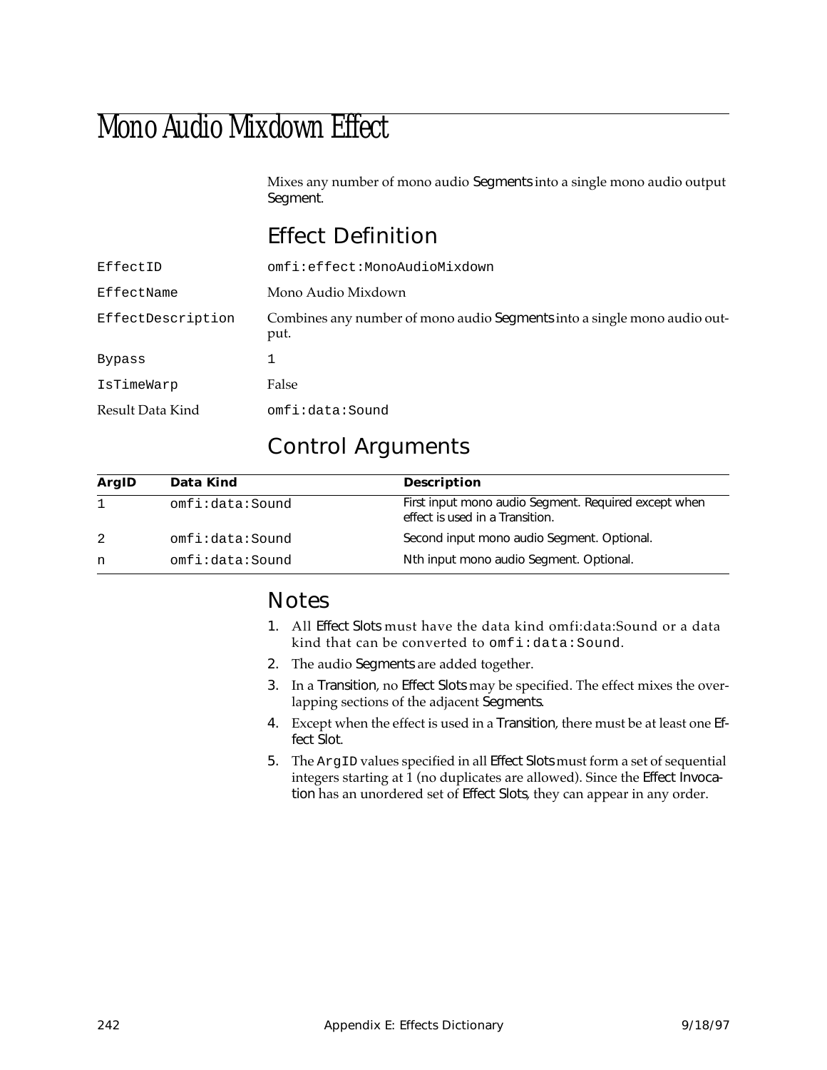# Mono Audio Mixdown Effect

Mixes any number of mono audio Segments into a single mono audio output Segment.

## Effect Definition

| | |
|---|---|
| EffectID | omfi:effect:MonoAudioMixdown |
| EffectName | Mono Audio Mixdown |
| EffectDescription | Combines any number of mono audio Segments into a single mono audio output. |
| Bypass | 1 |
| IsTimeWarp | False |
| Result Data Kind | omfi:data:Sound |

## Control Arguments

| ArgID | Data Kind | Description |
|---|---|---|
| 1 | omfi:data:Sound | First input mono audio Segment. Required except when effect is used in a Transition. |
| 2 | omfi:data:Sound | Second input mono audio Segment. Optional. |
| n | omfi:data:Sound | Nth input mono audio Segment. Optional. |

## Notes

1. All Effect Slots must have the data kind omfi:data:Sound or a data kind that can be converted to `omfi:data:Sound`.
2. The audio Segments are added together.
3. In a Transition, no Effect Slots may be specified. The effect mixes the overlapping sections of the adjacent Segments.
4. Except when the effect is used in a Transition, there must be at least one Effect Slot.
5. The `ArgID` values specified in all Effect Slots must form a set of sequential integers starting at 1 (no duplicates are allowed). Since the Effect Invocation has an unordered set of Effect Slots, they can appear in any order.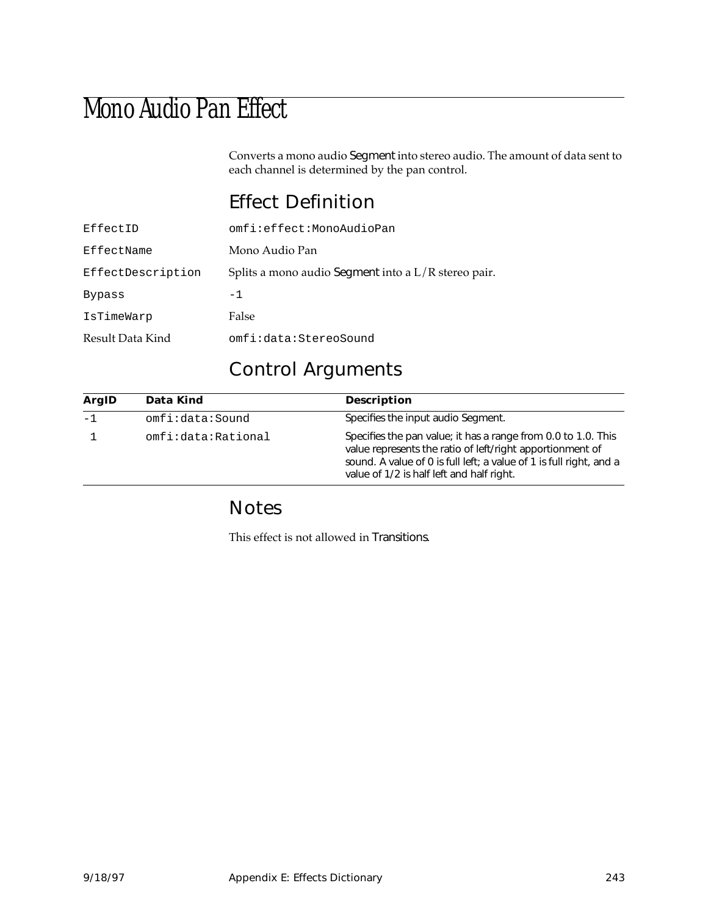# Mono Audio Pan Effect

Converts a mono audio Segment into stereo audio. The amount of data sent to each channel is determined by the pan control.

## Effect Definition

| | |
|---|---|
| EffectID | omfi:effect:MonoAudioPan |
| EffectName | Mono Audio Pan |
| EffectDescription | Splits a mono audio Segment into a L/R stereo pair. |
| Bypass | -1 |
| IsTimeWarp | False |
| Result Data Kind | omfi:data:StereoSound |

## Control Arguments

| ArgID | Data Kind | Description |
|---|---|---|
| -1 | omfi:data:Sound | Specifies the input audio Segment. |
| 1 | omfi:data:Rational | Specifies the pan value; it has a range from 0.0 to 1.0. This value represents the ratio of left/right apportionment of sound. A value of 0 is full left; a value of 1 is full right, and a value of 1/2 is half left and half right. |

## Notes

This effect is not allowed in Transitions.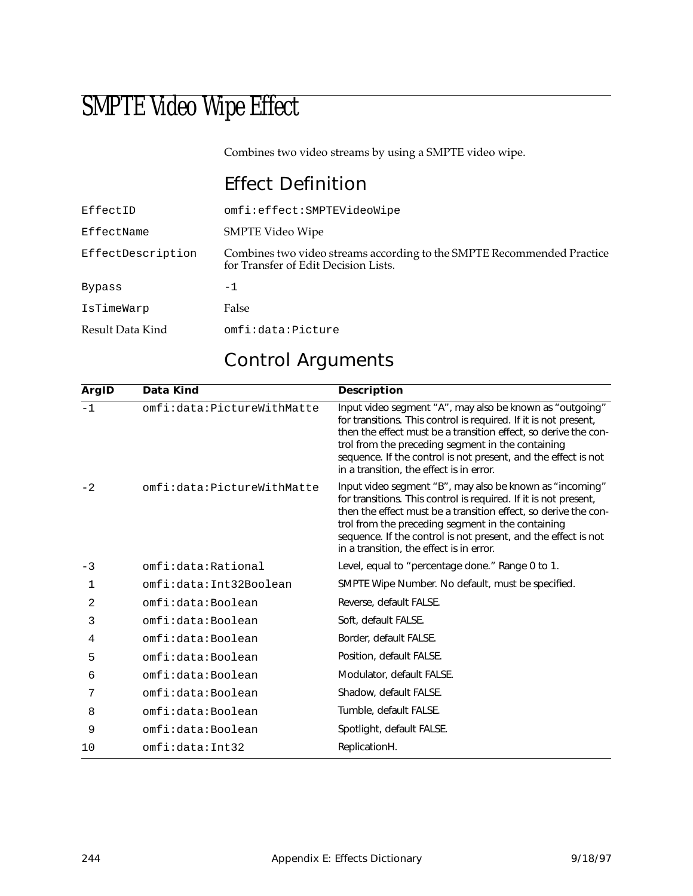# SMPTE Video Wipe Effect

Combines two video streams by using a SMPTE video wipe.

## Effect Definition

| | |
|---|---|
| EffectID | omfi:effect:SMPTEVideoWipe |
| EffectName | SMPTE Video Wipe |
| EffectDescription | Combines two video streams according to the SMPTE Recommended Practice for Transfer of Edit Decision Lists. |
| Bypass | -1 |
| IsTimeWarp | False |
| Result Data Kind | omfi:data:Picture |

## Control Arguments

| ArgID | Data Kind | Description |
|---|---|---|
| -1 | omfi:data:PictureWithMatte | Input video segment “A”, may also be known as “outgoing” for transitions. This control is required. If it is not present, then the effect must be a transition effect, so derive the control from the preceding segment in the containing sequence. If the control is not present, and the effect is not in a transition, the effect is in error. |
| -2 | omfi:data:PictureWithMatte | Input video segment “B”, may also be known as “incoming” for transitions. This control is required. If it is not present, then the effect must be a transition effect, so derive the control from the preceding segment in the containing sequence. If the control is not present, and the effect is not in a transition, the effect is in error. |
| -3 | omfi:data:Rational | Level, equal to “percentage done.” Range 0 to 1. |
| 1 | omfi:data:Int32Boolean | SMPTE Wipe Number. No default, must be specified. |
| 2 | omfi:data:Boolean | Reverse, default FALSE. |
| 3 | omfi:data:Boolean | Soft, default FALSE. |
| 4 | omfi:data:Boolean | Border, default FALSE. |
| 5 | omfi:data:Boolean | Position, default FALSE. |
| 6 | omfi:data:Boolean | Modulator, default FALSE. |
| 7 | omfi:data:Boolean | Shadow, default FALSE. |
| 8 | omfi:data:Boolean | Tumble, default FALSE. |
| 9 | omfi:data:Boolean | Spotlight, default FALSE. |
| 10 | omfi:data:Int32 | ReplicationH. |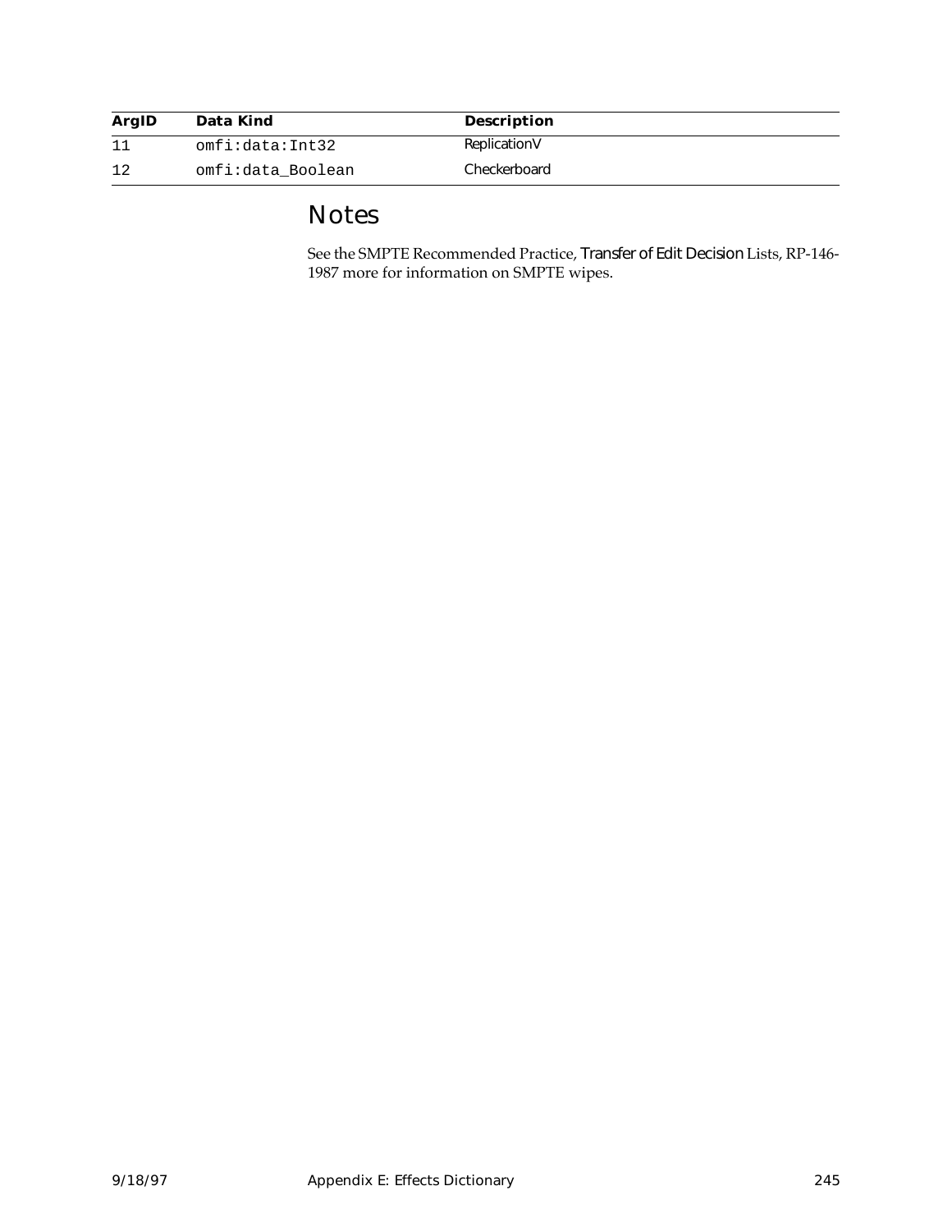| ArgID | Data Kind | Description |
|---|---|---|
| 11 | omfi:data:Int32 | ReplicationV |
| 12 | omfi:data_Boolean | Checkerboard |

## Notes

See the SMPTE Recommended Practice, Transfer of Edit Decision Lists, RP-146-1987 more for information on SMPTE wipes.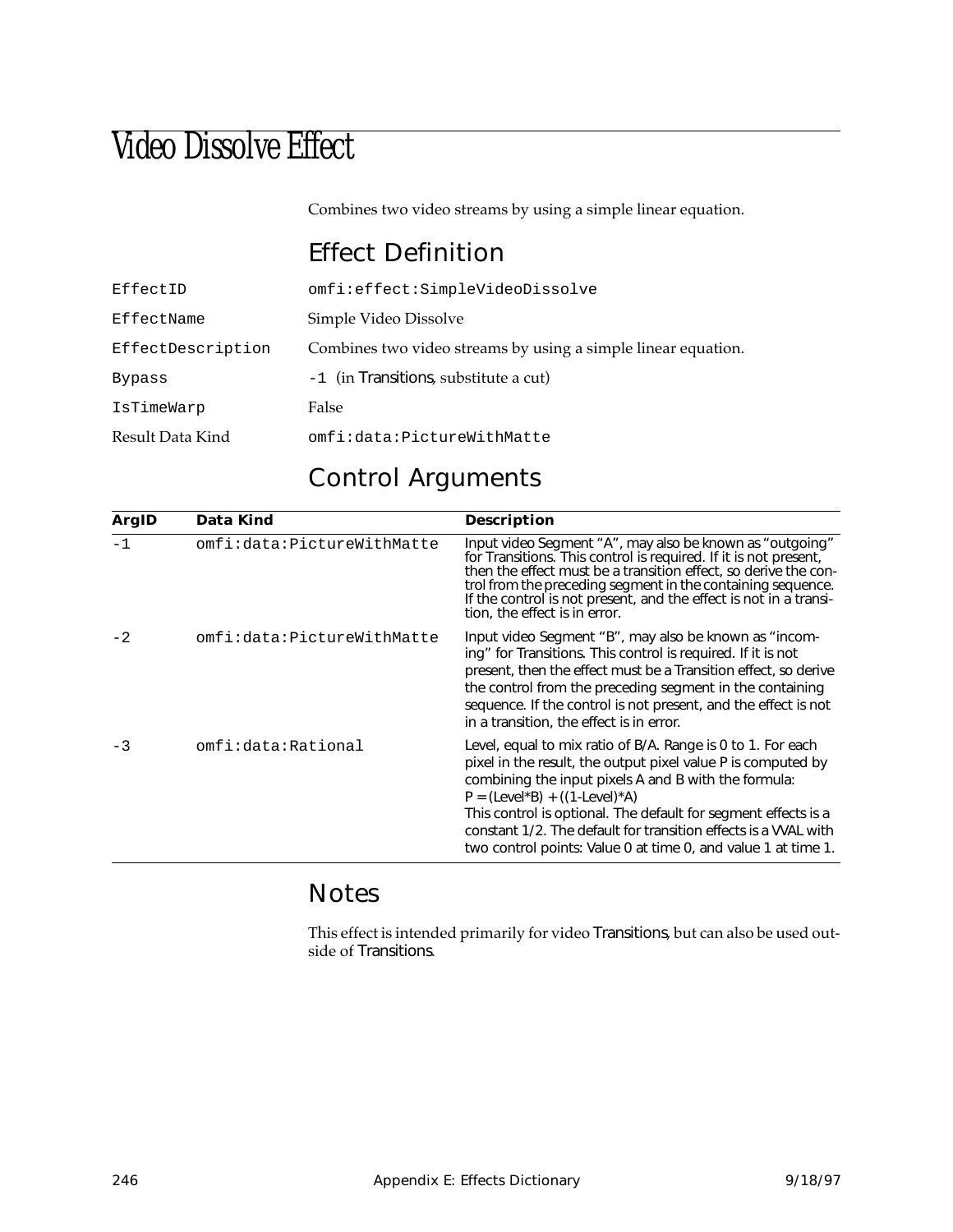# Video Dissolve Effect

Combines two video streams by using a simple linear equation.

## Effect Definition

| | |
|---|---|
| EffectID | omfi:effect:SimpleVideoDissolve |
| EffectName | Simple Video Dissolve |
| EffectDescription | Combines two video streams by using a simple linear equation. |
| Bypass | -1 (in Transitions, substitute a cut) |
| IsTimeWarp | False |
| Result Data Kind | omfi:data:PictureWithMatte |

## Control Arguments

| ArgID | Data Kind | Description |
|---|---|---|
| -1 | omfi:data:PictureWithMatte | Input video Segment "A", may also be known as "outgoing" for Transitions. This control is required. If it is not present, then the effect must be a transition effect, so derive the control from the preceding segment in the containing sequence. If the control is not present, and the effect is not in a transition, the effect is in error. |
| -2 | omfi:data:PictureWithMatte | Input video Segment "B", may also be known as "incoming" for Transitions. This control is required. If it is not present, then the effect must be a Transition effect, so derive the control from the preceding segment in the containing sequence. If the control is not present, and the effect is not in a transition, the effect is in error. |
| -3 | omfi:data:Rational | Level, equal to mix ratio of B/A. Range is 0 to 1. For each pixel in the result, the output pixel value P is computed by combining the input pixels A and B with the formula: P = (Level*B) + ((1-Level)*A) This control is optional. The default for segment effects is a constant 1/2. The default for transition effects is a VVAL with two control points: Value 0 at time 0, and value 1 at time 1. |

## Notes

This effect is intended primarily for video Transitions, but can also be used outside of Transitions.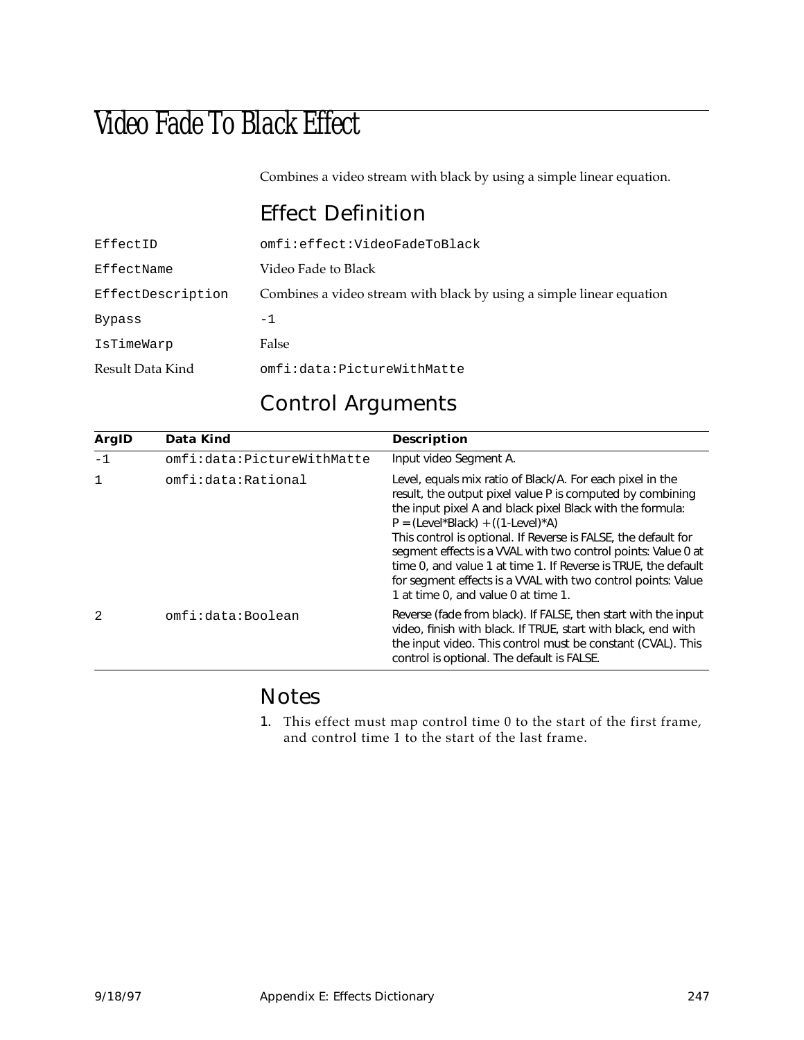# Video Fade To Black Effect

Combines a video stream with black by using a simple linear equation.

## Effect Definition

| | |
|---|---|
| EffectID | omfi:effect:VideoFadeToBlack |
| EffectName | Video Fade to Black |
| EffectDescription | Combines a video stream with black by using a simple linear equation |
| Bypass | -1 |
| IsTimeWarp | False |
| Result Data Kind | omfi:data:PictureWithMatte |

## Control Arguments

| ArgID | Data Kind | Description |
|---|---|---|
| -1 | omfi:data:PictureWithMatte | Input video Segment A. |
| 1 | omfi:data:Rational | Level, equals mix ratio of Black/A. For each pixel in the result, the output pixel value P is computed by combining the input pixel A and black pixel Black with the formula: P = (Level*Black) + ((1-Level)*A) This control is optional. If Reverse is FALSE, the default for segment effects is a VVAL with two control points: Value 0 at time 0, and value 1 at time 1. If Reverse is TRUE, the default for segment effects is a VVAL with two control points: Value 1 at time 0, and value 0 at time 1. |
| 2 | omfi:data:Boolean | Reverse (fade from black). If FALSE, then start with the input video, finish with black. If TRUE, start with black, end with the input video. This control must be constant (CVAL). This control is optional. The default is FALSE. |

## Notes

1. This effect must map control time 0 to the start of the first frame, and control time 1 to the start of the last frame.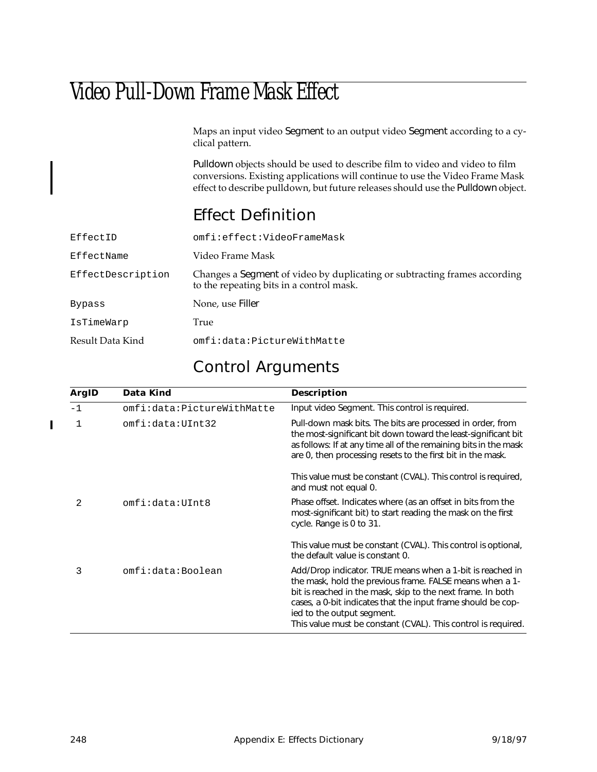# Video Pull-Down Frame Mask Effect

Maps an input video Segment to an output video Segment according to a cyclical pattern.

Pulldown objects should be used to describe film to video and video to film conversions. Existing applications will continue to use the Video Frame Mask effect to describe pulldown, but future releases should use the Pulldown object.

## Effect Definition

| | |
|---|---|
| EffectID | omfi:effect:VideoFrameMask |
| EffectName | Video Frame Mask |
| EffectDescription | Changes a Segment of video by duplicating or subtracting frames according to the repeating bits in a control mask. |
| Bypass | None, use Filler |
| IsTimeWarp | True |
| Result Data Kind | omfi:data:PictureWithMatte |

## Control Arguments

| ArgID | Data Kind | Description |
|---|---|---|
| -1 | omfi:data:PictureWithMatte | Input video Segment. This control is required. |
| 1 | omfi:data:UInt32 | Pull-down mask bits. The bits are processed in order, from the most-significant bit down toward the least-significant bit as follows: If at any time all of the remaining bits in the mask are 0, then processing resets to the first bit in the mask.<br><br>This value must be constant (CVAL). This control is required, and must not equal 0. |
| 2 | omfi:data:UInt8 | Phase offset. Indicates where (as an offset in bits from the most-significant bit) to start reading the mask on the first cycle. Range is 0 to 31.<br><br>This value must be constant (CVAL). This control is optional, the default value is constant 0. |
| 3 | omfi:data:Boolean | Add/Drop indicator. TRUE means when a 1-bit is reached in the mask, hold the previous frame. FALSE means when a 1-bit is reached in the mask, skip to the next frame. In both cases, a 0-bit indicates that the input frame should be copied to the output segment.<br>This value must be constant (CVAL). This control is required. |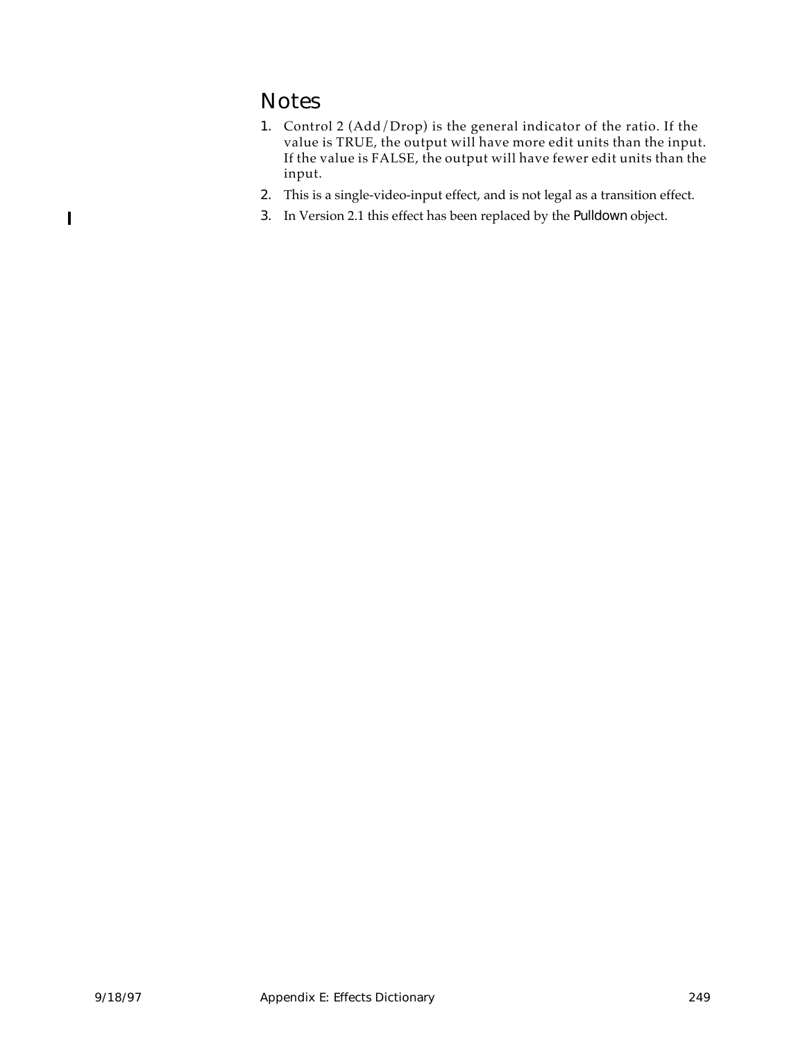## Notes

1. Control 2 (Add/Drop) is the general indicator of the ratio. If the value is TRUE, the output will have more edit units than the input. If the value is FALSE, the output will have fewer edit units than the input.
2. This is a single-video-input effect, and is not legal as a transition effect.
3. In Version 2.1 this effect has been replaced by the Pulldown object.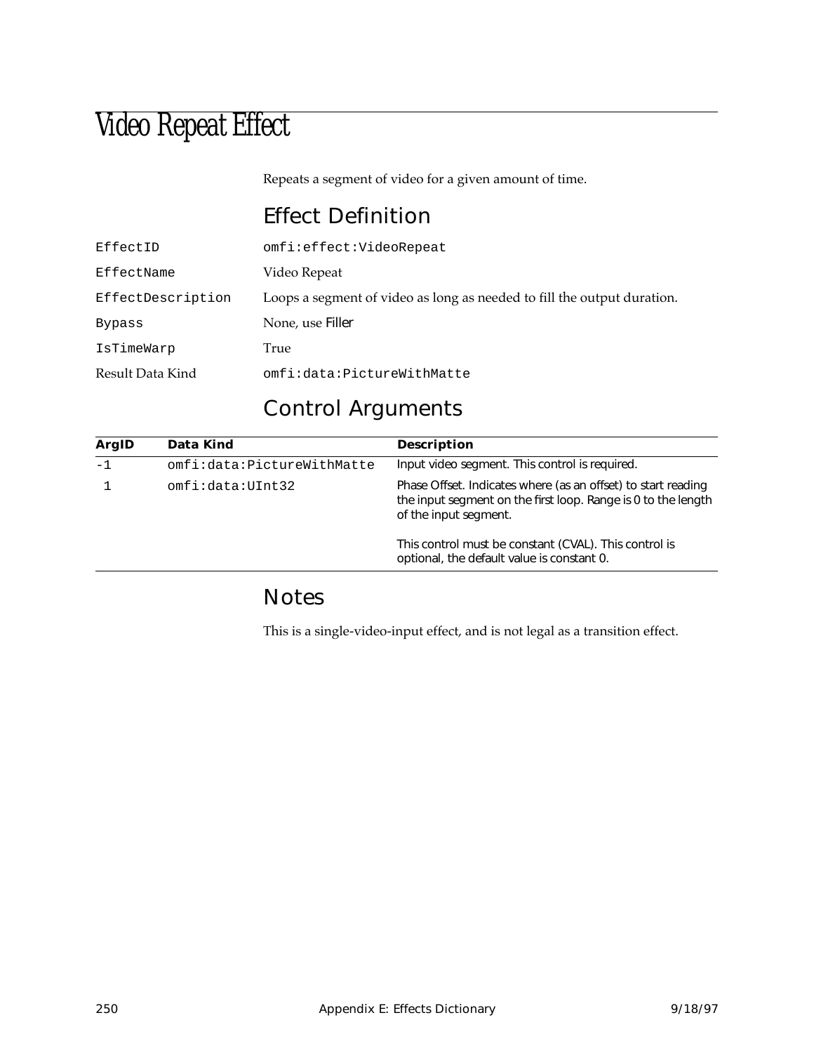# Video Repeat Effect

Repeats a segment of video for a given amount of time.

## Effect Definition

| | |
|---|---|
| `EffectID` | `omfi:effect:VideoRepeat` |
| `EffectName` | Video Repeat |
| `EffectDescription` | Loops a segment of video as long as needed to fill the output duration. |
| `Bypass` | None, use Filler |
| `IsTimeWarp` | True |
| Result Data Kind | `omfi:data:PictureWithMatte` |

## Control Arguments

| ArgID | Data Kind | Description |
|---|---|---|
| -1 | `omfi:data:PictureWithMatte` | Input video segment. This control is required. |
| 1 | `omfi:data:UInt32` | Phase Offset. Indicates where (as an offset) to start reading the input segment on the first loop. Range is 0 to the length of the input segment.<br><br>This control must be constant (CVAL). This control is optional, the default value is constant 0. |

## Notes

This is a single-video-input effect, and is not legal as a transition effect.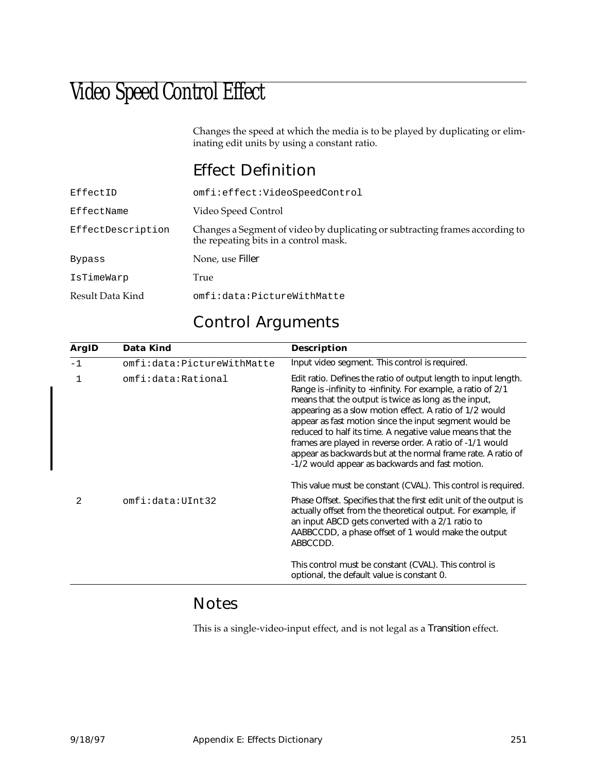# Video Speed Control Effect

Changes the speed at which the media is to be played by duplicating or eliminating edit units by using a constant ratio.

## Effect Definition

| | |
|---|---|
| EffectID | omfi:effect:VideoSpeedControl |
| EffectName | Video Speed Control |
| EffectDescription | Changes a Segment of video by duplicating or subtracting frames according to the repeating bits in a control mask. |
| Bypass | None, use Filler |
| IsTimeWarp | True |
| Result Data Kind | omfi:data:PictureWithMatte |

## Control Arguments

| ArgID | Data Kind | Description |
|---|---|---|
| -1 | omfi:data:PictureWithMatte | Input video segment. This control is required. |
| 1 | omfi:data:Rational | Edit ratio. Defines the ratio of output length to input length. Range is -infinity to +infinity. For example, a ratio of 2/1 means that the output is twice as long as the input, appearing as a slow motion effect. A ratio of 1/2 would appear as fast motion since the input segment would be reduced to half its time. A negative value means that the frames are played in reverse order. A ratio of -1/1 would appear as backwards but at the normal frame rate. A ratio of -1/2 would appear as backwards and fast motion.<br><br>This value must be constant (CVAL). This control is required. |
| 2 | omfi:data:UInt32 | Phase Offset. Specifies that the first edit unit of the output is actually offset from the theoretical output. For example, if an input ABCD gets converted with a 2/1 ratio to AABBCCDD, a phase offset of 1 would make the output ABBCCDD.<br><br>This control must be constant (CVAL). This control is optional, the default value is constant 0. |

## Notes

This is a single-video-input effect, and is not legal as a Transition effect.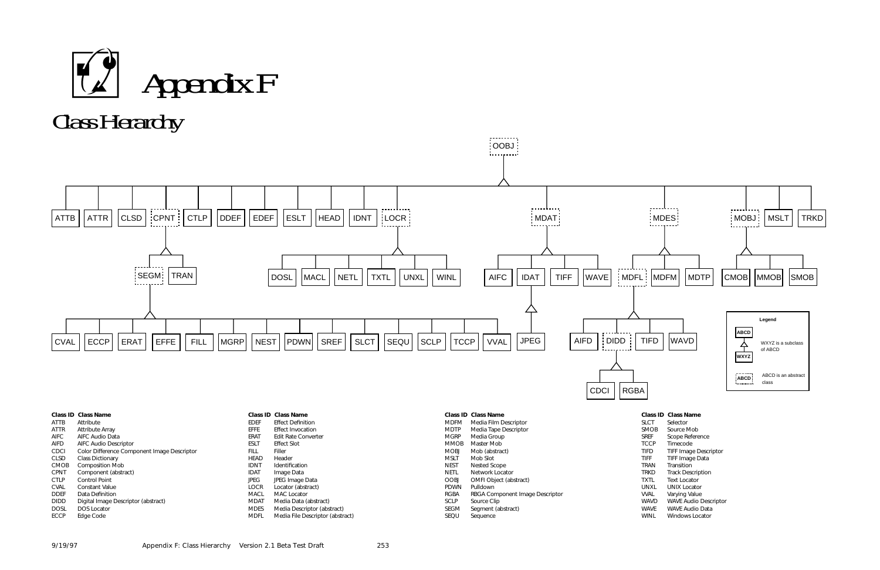# Appendix F

## Class Hierarchy

OOBJ

ATTB | ATTR | CLSD | CPNT | CTLP | DDEF | EDEF | ESLT | HEAD | IDNT | LOCR | MDAT | MDES | MOBJ | MSLT | TRKD

SEGM | TRAN

DOSL | MACL | NETL | TXTL | UNXL | WINL

AIFC | IDAT | TIFF | WAVE

MDFL | MDFM | MDTP

CMOB | MMOB | SMOB

CVAL | ECCP | ERAT | EFFE | FILL | MGRP | NEST | PDWN | SREF | SLCT | SEQU | SCLP | TCCP | VVAL

JPEG

AIFD | DIDD | TIFD | WAVD

CDCI | RGBA

**Legend**

ABCD / WXYZ: WXYZ is a subclass of ABCD

ABCD (dotted box): ABCD is an abstract class

| Class ID | Class Name |
|---|---|
| ATTB | Attribute |
| ATTR | Attribute Array |
| AIFC | AIFC Audio Data |
| AIFD | AIFC Audio Descriptor |
| CDCI | Color Difference Component Image Descriptor |
| CLSD | Class Dictionary |
| CMOB | Composition Mob |
| CPNT | Component (abstract) |
| CTLP | Control Point |
| CVAL | Constant Value |
| DDEF | Data Definition |
| DIDD | Digital Image Descriptor (abstract) |
| DOSL | DOS Locator |
| ECCP | Edge Code |
| EDEF | Effect Definition |
| EFFE | Effect Invocation |
| ERAT | Edit Rate Converter |
| ESLT | Effect Slot |
| FILL | Filler |
| HEAD | Header |
| IDNT | Identification |
| IDAT | Image Data |
| JPEG | JPEG Image Data |
| LOCR | Locator (abstract) |
| MACL | MAC Locator |
| MDAT | Media Data (abstract) |
| MDES | Media Descriptor (abstract) |
| MDFL | Media File Descriptor (abstract) |
| MDFM | Media Film Descriptor |
| MDTP | Media Tape Descriptor |
| MGRP | Media Group |
| MMOB | Master Mob |
| MOBJ | Mob (abstract) |
| MSLT | Mob Slot |
| NEST | Nested Scope |
| NETL | Network Locator |
| OOBJ | OMFI Object (abstract) |
| PDWN | Pulldown |
| RGBA | RBGA Component Image Descriptor |
| SCLP | Source Clip |
| SEGM | Segment (abstract) |
| SEQU | Sequence |
| SLCT | Selector |
| SMOB | Source Mob |
| SREF | Scope Reference |
| TCCP | Timecode |
| TIFD | TIFF Image Descriptor |
| TIFF | TIFF Image Data |
| TRAN | Transition |
| TRKD | Track Description |
| TXTL | Text Locator |
| UNXL | UNIX Locator |
| VVAL | Varying Value |
| WAVD | WAVE Audio Descriptor |
| WAVE | WAVE Audio Data |
| WINL | Windows Locator |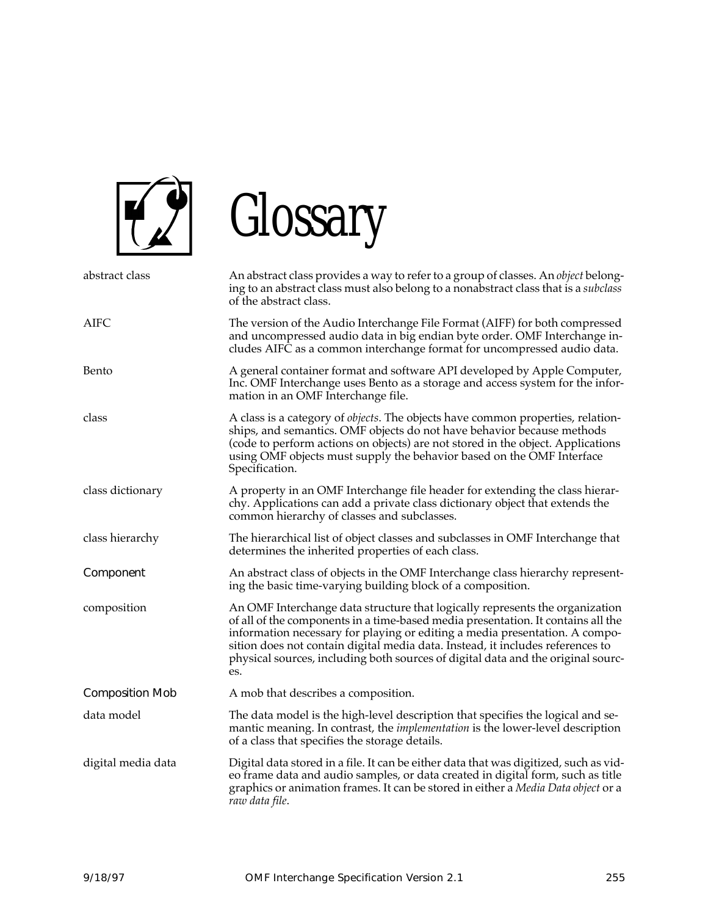# Glossary

| | |
|---|---|
| abstract class | An abstract class provides a way to refer to a group of classes. An *object* belonging to an abstract class must also belong to a nonabstract class that is a *subclass* of the abstract class. |
| AIFC | The version of the Audio Interchange File Format (AIFF) for both compressed and uncompressed audio data in big endian byte order. OMF Interchange includes AIFC as a common interchange format for uncompressed audio data. |
| Bento | A general container format and software API developed by Apple Computer, Inc. OMF Interchange uses Bento as a storage and access system for the information in an OMF Interchange file. |
| class | A class is a category of *objects*. The objects have common properties, relationships, and semantics. OMF objects do not have behavior because methods (code to perform actions on objects) are not stored in the object. Applications using OMF objects must supply the behavior based on the OMF Interface Specification. |
| class dictionary | A property in an OMF Interchange file header for extending the class hierarchy. Applications can add a private class dictionary object that extends the common hierarchy of classes and subclasses. |
| class hierarchy | The hierarchical list of object classes and subclasses in OMF Interchange that determines the inherited properties of each class. |
| Component | An abstract class of objects in the OMF Interchange class hierarchy representing the basic time-varying building block of a composition. |
| composition | An OMF Interchange data structure that logically represents the organization of all of the components in a time-based media presentation. It contains all the information necessary for playing or editing a media presentation. A composition does not contain digital media data. Instead, it includes references to physical sources, including both sources of digital data and the original sources. |
| Composition Mob | A mob that describes a composition. |
| data model | The data model is the high-level description that specifies the logical and semantic meaning. In contrast, the *implementation* is the lower-level description of a class that specifies the storage details. |
| digital media data | Digital data stored in a file. It can be either data that was digitized, such as video frame data and audio samples, or data created in digital form, such as title graphics or animation frames. It can be stored in either a *Media Data object* or a *raw data file*. |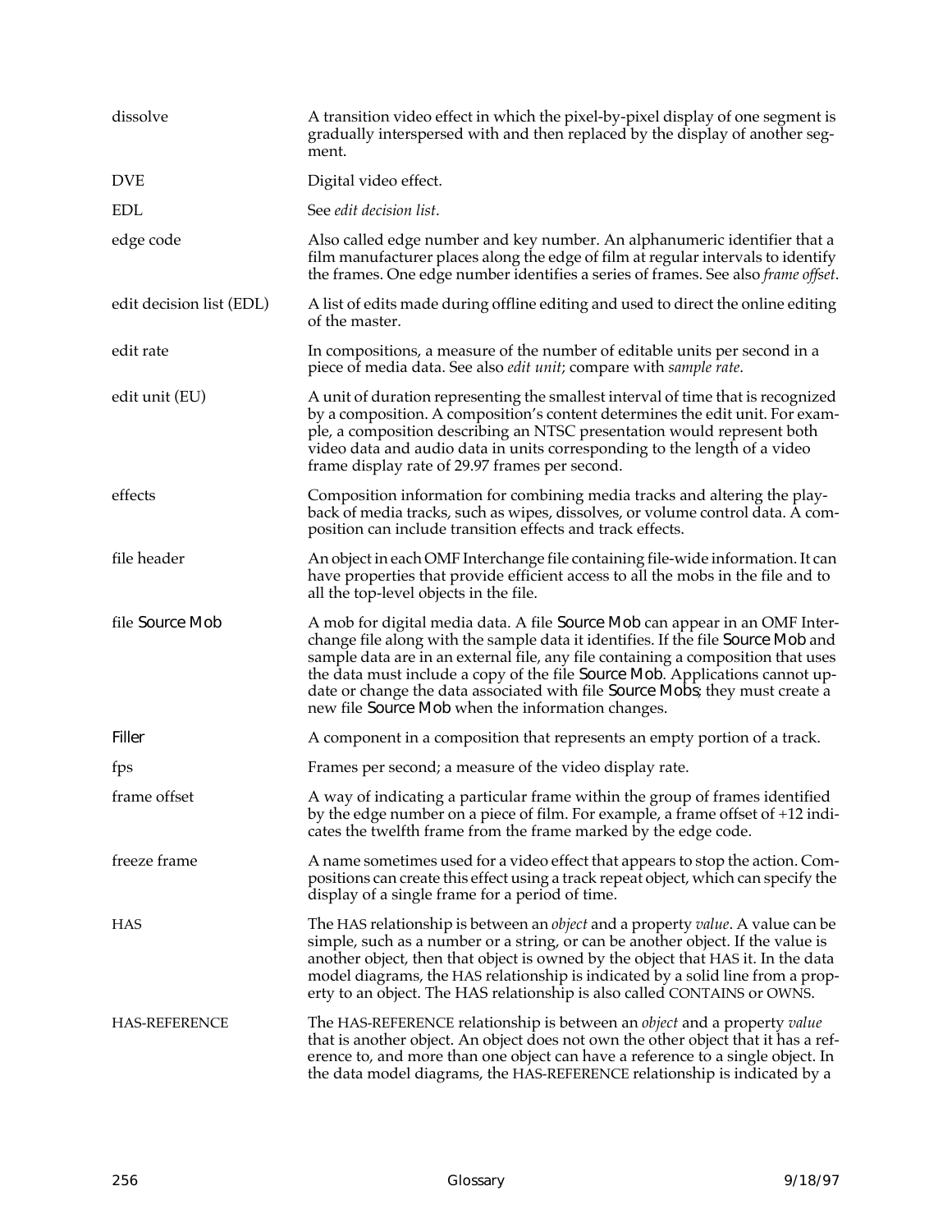**dissolve**
A transition video effect in which the pixel-by-pixel display of one segment is gradually interspersed with and then replaced by the display of another segment.

**DVE**
Digital video effect.

**EDL**
See *edit decision list*.

**edge code**
Also called edge number and key number. An alphanumeric identifier that a film manufacturer places along the edge of film at regular intervals to identify the frames. One edge number identifies a series of frames. See also *frame offset*.

**edit decision list (EDL)**
A list of edits made during offline editing and used to direct the online editing of the master.

**edit rate**
In compositions, a measure of the number of editable units per second in a piece of media data. See also *edit unit*; compare with *sample rate*.

**edit unit (EU)**
A unit of duration representing the smallest interval of time that is recognized by a composition. A composition's content determines the edit unit. For example, a composition describing an NTSC presentation would represent both video data and audio data in units corresponding to the length of a video frame display rate of 29.97 frames per second.

**effects**
Composition information for combining media tracks and altering the playback of media tracks, such as wipes, dissolves, or volume control data. A composition can include transition effects and track effects.

**file header**
An object in each OMF Interchange file containing file-wide information. It can have properties that provide efficient access to all the mobs in the file and to all the top-level objects in the file.

**file Source Mob**
A mob for digital media data. A file Source Mob can appear in an OMF Interchange file along with the sample data it identifies. If the file Source Mob and sample data are in an external file, any file containing a composition that uses the data must include a copy of the file Source Mob. Applications cannot update or change the data associated with file Source Mobs; they must create a new file Source Mob when the information changes.

**Filler**
A component in a composition that represents an empty portion of a track.

**fps**
Frames per second; a measure of the video display rate.

**frame offset**
A way of indicating a particular frame within the group of frames identified by the edge number on a piece of film. For example, a frame offset of +12 indicates the twelfth frame from the frame marked by the edge code.

**freeze frame**
A name sometimes used for a video effect that appears to stop the action. Compositions can create this effect using a track repeat object, which can specify the display of a single frame for a period of time.

**HAS**
The HAS relationship is between an *object* and a property *value*. A value can be simple, such as a number or a string, or can be another object. If the value is another object, then that object is owned by the object that HAS it. In the data model diagrams, the HAS relationship is indicated by a solid line from a property to an object. The HAS relationship is also called CONTAINS or OWNS.

**HAS-REFERENCE**
The HAS-REFERENCE relationship is between an *object* and a property *value* that is another object. An object does not own the other object that it has a reference to, and more than one object can have a reference to a single object. In the data model diagrams, the HAS-REFERENCE relationship is indicated by a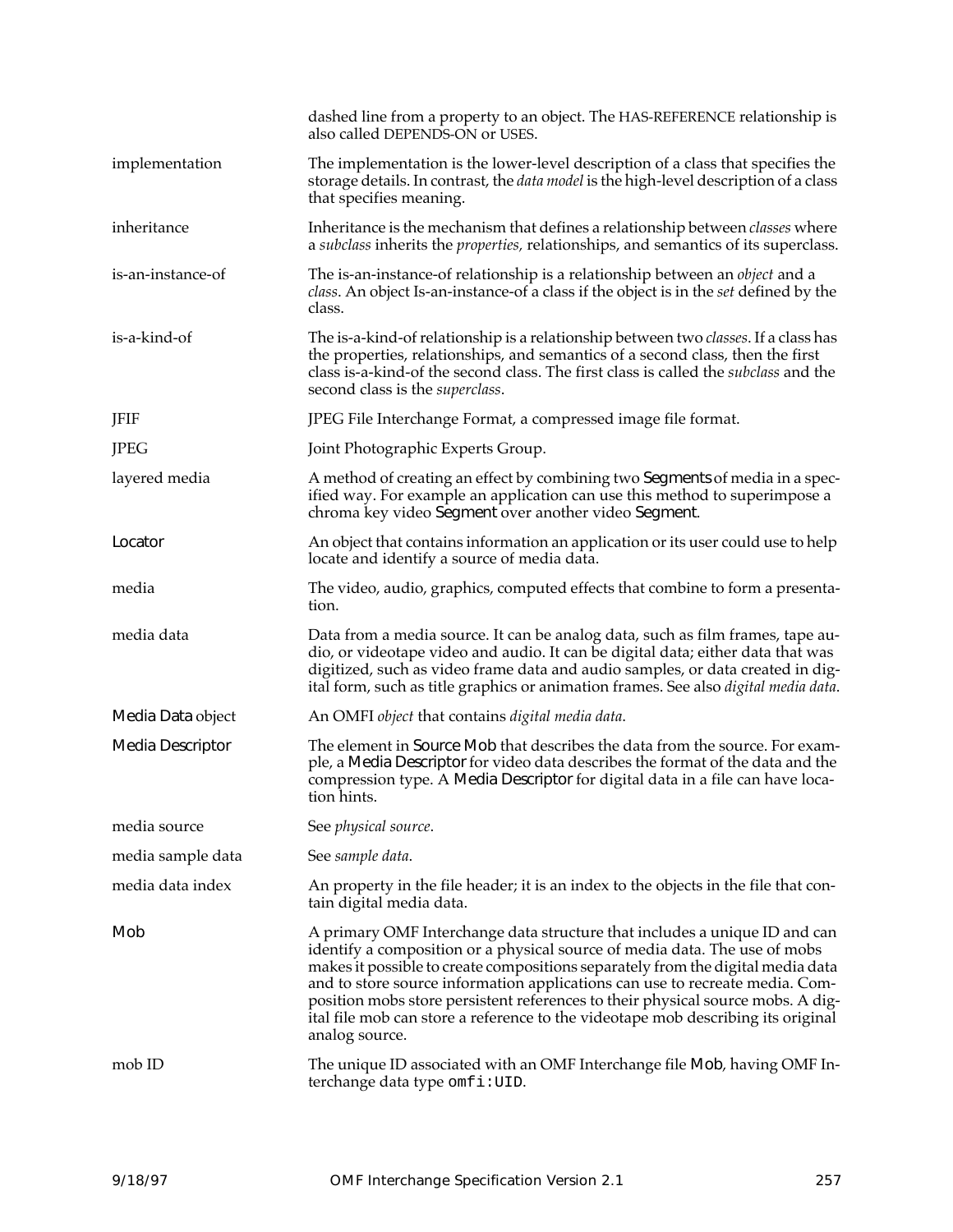dashed line from a property to an object. The HAS-REFERENCE relationship is also called DEPENDS-ON or USES.

**implementation**
The implementation is the lower-level description of a class that specifies the storage details. In contrast, the *data model* is the high-level description of a class that specifies meaning.

**inheritance**
Inheritance is the mechanism that defines a relationship between *classes* where a *subclass* inherits the *properties,* relationships, and semantics of its superclass.

**is-an-instance-of**
The is-an-instance-of relationship is a relationship between an *object* and a *class*. An object Is-an-instance-of a class if the object is in the *set* defined by the class.

**is-a-kind-of**
The is-a-kind-of relationship is a relationship between two *classes*. If a class has the properties, relationships, and semantics of a second class, then the first class is-a-kind-of the second class. The first class is called the *subclass* and the second class is the *superclass*.

**JFIF**
JPEG File Interchange Format, a compressed image file format.

**JPEG**
Joint Photographic Experts Group.

**layered media**
A method of creating an effect by combining two Segments of media in a specified way. For example an application can use this method to superimpose a chroma key video Segment over another video Segment.

**Locator**
An object that contains information an application or its user could use to help locate and identify a source of media data.

**media**
The video, audio, graphics, computed effects that combine to form a presentation.

**media data**
Data from a media source. It can be analog data, such as film frames, tape audio, or videotape video and audio. It can be digital data; either data that was digitized, such as video frame data and audio samples, or data created in digital form, such as title graphics or animation frames. See also *digital media data*.

**Media Data object**
An OMFI *object* that contains *digital media data*.

**Media Descriptor**
The element in Source Mob that describes the data from the source. For example, a Media Descriptor for video data describes the format of the data and the compression type. A Media Descriptor for digital data in a file can have location hints.

**media source**
See *physical source*.

**media sample data**
See *sample data*.

**media data index**
An property in the file header; it is an index to the objects in the file that contain digital media data.

**Mob**
A primary OMF Interchange data structure that includes a unique ID and can identify a composition or a physical source of media data. The use of mobs makes it possible to create compositions separately from the digital media data and to store source information applications can use to recreate media. Composition mobs store persistent references to their physical source mobs. A digital file mob can store a reference to the videotape mob describing its original analog source.

**mob ID**
The unique ID associated with an OMF Interchange file Mob, having OMF Interchange data type `omfi:UID`.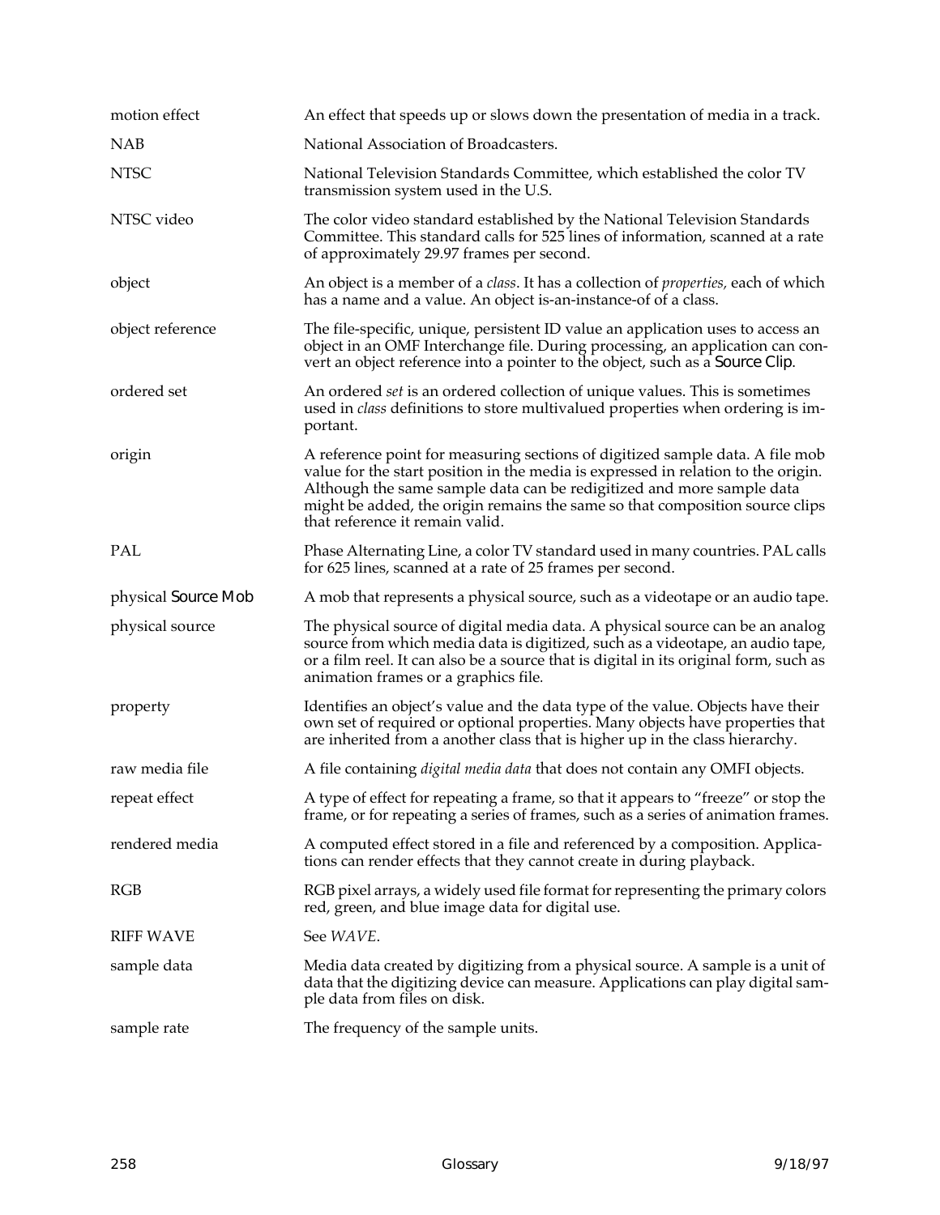| | |
|---|---|
| motion effect | An effect that speeds up or slows down the presentation of media in a track. |
| NAB | National Association of Broadcasters. |
| NTSC | National Television Standards Committee, which established the color TV transmission system used in the U.S. |
| NTSC video | The color video standard established by the National Television Standards Committee. This standard calls for 525 lines of information, scanned at a rate of approximately 29.97 frames per second. |
| object | An object is a member of a *class*. It has a collection of *properties,* each of which has a name and a value. An object is-an-instance-of of a class. |
| object reference | The file-specific, unique, persistent ID value an application uses to access an object in an OMF Interchange file. During processing, an application can convert an object reference into a pointer to the object, such as a Source Clip. |
| ordered set | An ordered *set* is an ordered collection of unique values. This is sometimes used in *class* definitions to store multivalued properties when ordering is important. |
| origin | A reference point for measuring sections of digitized sample data. A file mob value for the start position in the media is expressed in relation to the origin. Although the same sample data can be redigitized and more sample data might be added, the origin remains the same so that composition source clips that reference it remain valid. |
| PAL | Phase Alternating Line, a color TV standard used in many countries. PAL calls for 625 lines, scanned at a rate of 25 frames per second. |
| physical Source Mob | A mob that represents a physical source, such as a videotape or an audio tape. |
| physical source | The physical source of digital media data. A physical source can be an analog source from which media data is digitized, such as a videotape, an audio tape, or a film reel. It can also be a source that is digital in its original form, such as animation frames or a graphics file. |
| property | Identifies an object's value and the data type of the value. Objects have their own set of required or optional properties. Many objects have properties that are inherited from a another class that is higher up in the class hierarchy. |
| raw media file | A file containing *digital media data* that does not contain any OMFI objects. |
| repeat effect | A type of effect for repeating a frame, so that it appears to "freeze" or stop the frame, or for repeating a series of frames, such as a series of animation frames. |
| rendered media | A computed effect stored in a file and referenced by a composition. Applications can render effects that they cannot create in during playback. |
| RGB | RGB pixel arrays, a widely used file format for representing the primary colors red, green, and blue image data for digital use. |
| RIFF WAVE | See *WAVE*. |
| sample data | Media data created by digitizing from a physical source. A sample is a unit of data that the digitizing device can measure. Applications can play digital sample data from files on disk. |
| sample rate | The frequency of the sample units. |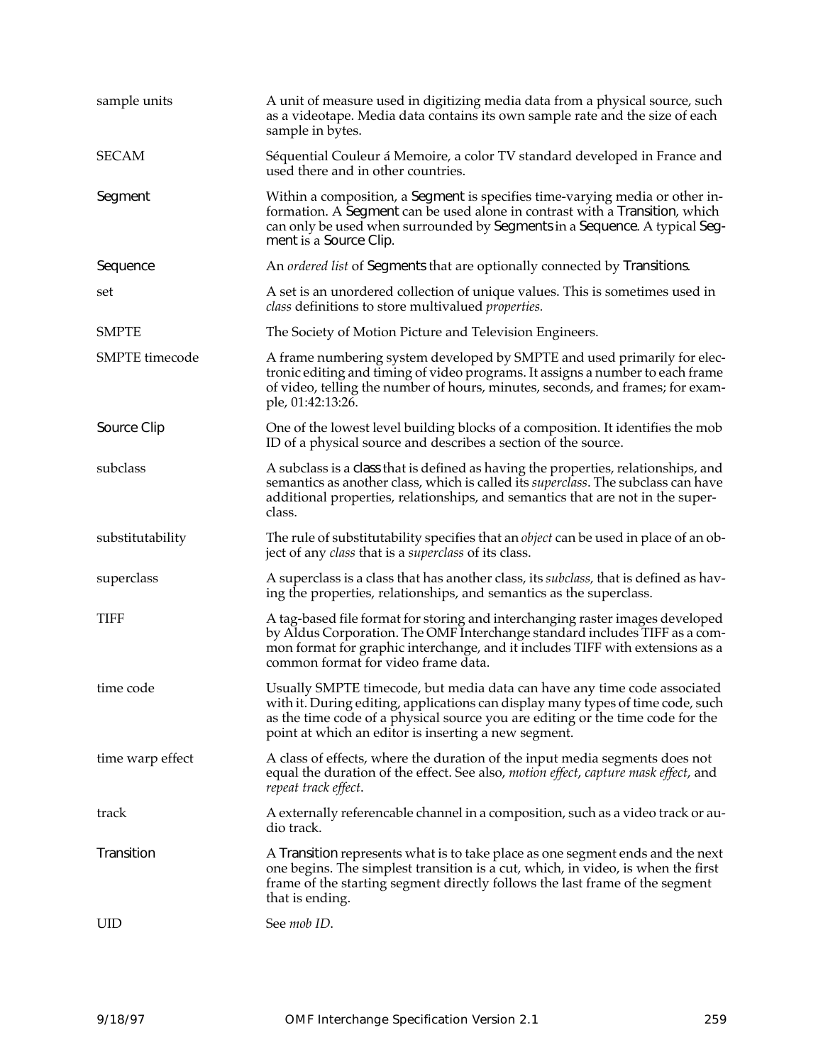| | |
|---|---|
| sample units | A unit of measure used in digitizing media data from a physical source, such as a videotape. Media data contains its own sample rate and the size of each sample in bytes. |
| SECAM | Séquential Couleur á Memoire, a color TV standard developed in France and used there and in other countries. |
| Segment | Within a composition, a Segment is specifies time-varying media or other information. A Segment can be used alone in contrast with a Transition, which can only be used when surrounded by Segments in a Sequence. A typical Segment is a Source Clip. |
| Sequence | An *ordered list* of Segments that are optionally connected by Transitions. |
| set | A set is an unordered collection of unique values. This is sometimes used in *class* definitions to store multivalued *properties.* |
| SMPTE | The Society of Motion Picture and Television Engineers. |
| SMPTE timecode | A frame numbering system developed by SMPTE and used primarily for electronic editing and timing of video programs. It assigns a number to each frame of video, telling the number of hours, minutes, seconds, and frames; for example, 01:42:13:26. |
| Source Clip | One of the lowest level building blocks of a composition. It identifies the mob ID of a physical source and describes a section of the source. |
| subclass | A subclass is a class that is defined as having the properties, relationships, and semantics as another class, which is called its *superclass*. The subclass can have additional properties, relationships, and semantics that are not in the superclass. |
| substitutability | The rule of substitutability specifies that an *object* can be used in place of an object of any *class* that is a *superclass* of its class. |
| superclass | A superclass is a class that has another class, its *subclass,* that is defined as having the properties, relationships, and semantics as the superclass. |
| TIFF | A tag-based file format for storing and interchanging raster images developed by Aldus Corporation. The OMF Interchange standard includes TIFF as a common format for graphic interchange, and it includes TIFF with extensions as a common format for video frame data. |
| time code | Usually SMPTE timecode, but media data can have any time code associated with it. During editing, applications can display many types of time code, such as the time code of a physical source you are editing or the time code for the point at which an editor is inserting a new segment. |
| time warp effect | A class of effects, where the duration of the input media segments does not equal the duration of the effect. See also, *motion effect*, *capture mask effect*, and *repeat track effect*. |
| track | A externally referencable channel in a composition, such as a video track or audio track. |
| Transition | A Transition represents what is to take place as one segment ends and the next one begins. The simplest transition is a cut, which, in video, is when the first frame of the starting segment directly follows the last frame of the segment that is ending. |
| UID | See *mob ID*. |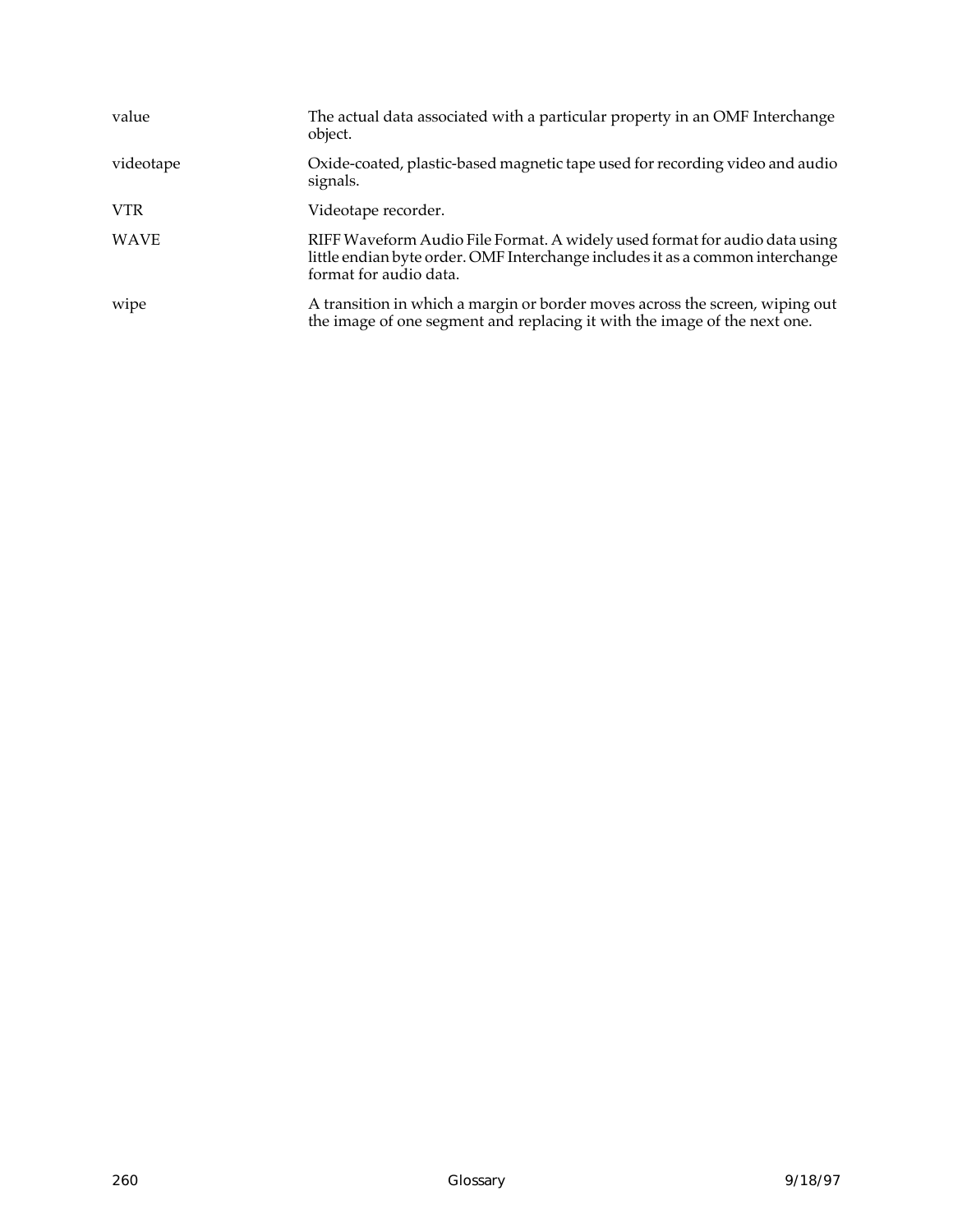| | |
|---|---|
| value | The actual data associated with a particular property in an OMF Interchange object. |
| videotape | Oxide-coated, plastic-based magnetic tape used for recording video and audio signals. |
| VTR | Videotape recorder. |
| WAVE | RIFF Waveform Audio File Format. A widely used format for audio data using little endian byte order. OMF Interchange includes it as a common interchange format for audio data. |
| wipe | A transition in which a margin or border moves across the screen, wiping out the image of one segment and replacing it with the image of the next one. |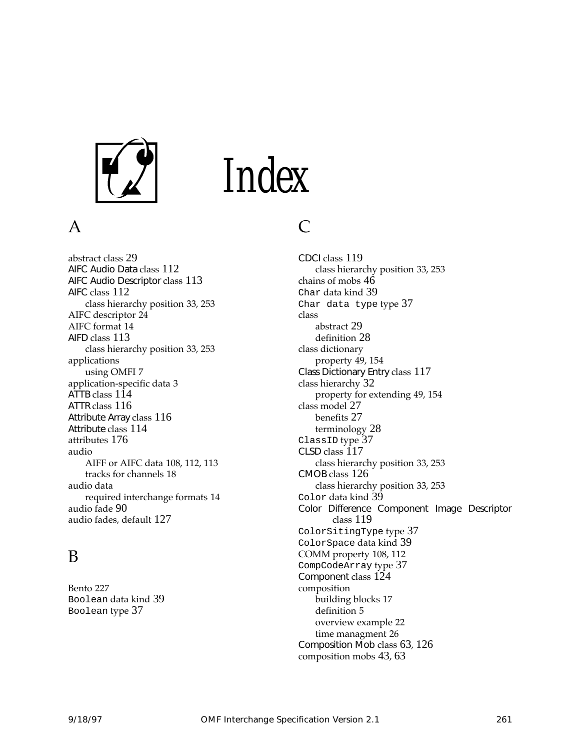# Index

## A

abstract class 29
AIFC Audio Data class 112
AIFC Audio Descriptor class 113
AIFC class 112
    class hierarchy position 33, 253
AIFC descriptor 24
AIFC format 14
AIFD class 113
    class hierarchy position 33, 253
applications
    using OMFI 7
application-specific data 3
ATTB class 114
ATTR class 116
Attribute Array class 116
Attribute class 114
attributes 176
audio
    AIFF or AIFC data 108, 112, 113
    tracks for channels 18
audio data
    required interchange formats 14
audio fade 90
audio fades, default 127

## B

Bento 227
`Boolean` data kind 39
`Boolean` type 37

## C

CDCI class 119
    class hierarchy position 33, 253
chains of mobs 46
`Char` data kind 39
`Char data type` type 37
class
    abstract 29
    definition 28
class dictionary
    property 49, 154
Class Dictionary Entry class 117
class hierarchy 32
    property for extending 49, 154
class model 27
    benefits 27
    terminology 28
`ClassID` type 37
CLSD class 117
    class hierarchy position 33, 253
CMOB class 126
    class hierarchy position 33, 253
`Color` data kind 39
Color Difference Component Image Descriptor class 119
`ColorSitingType` type 37
`ColorSpace` data kind 39
COMM property 108, 112
`CompCodeArray` type 37
Component class 124
composition
    building blocks 17
    definition 5
    overview example 22
    time managment 26
Composition Mob class 63, 126
composition mobs 43, 63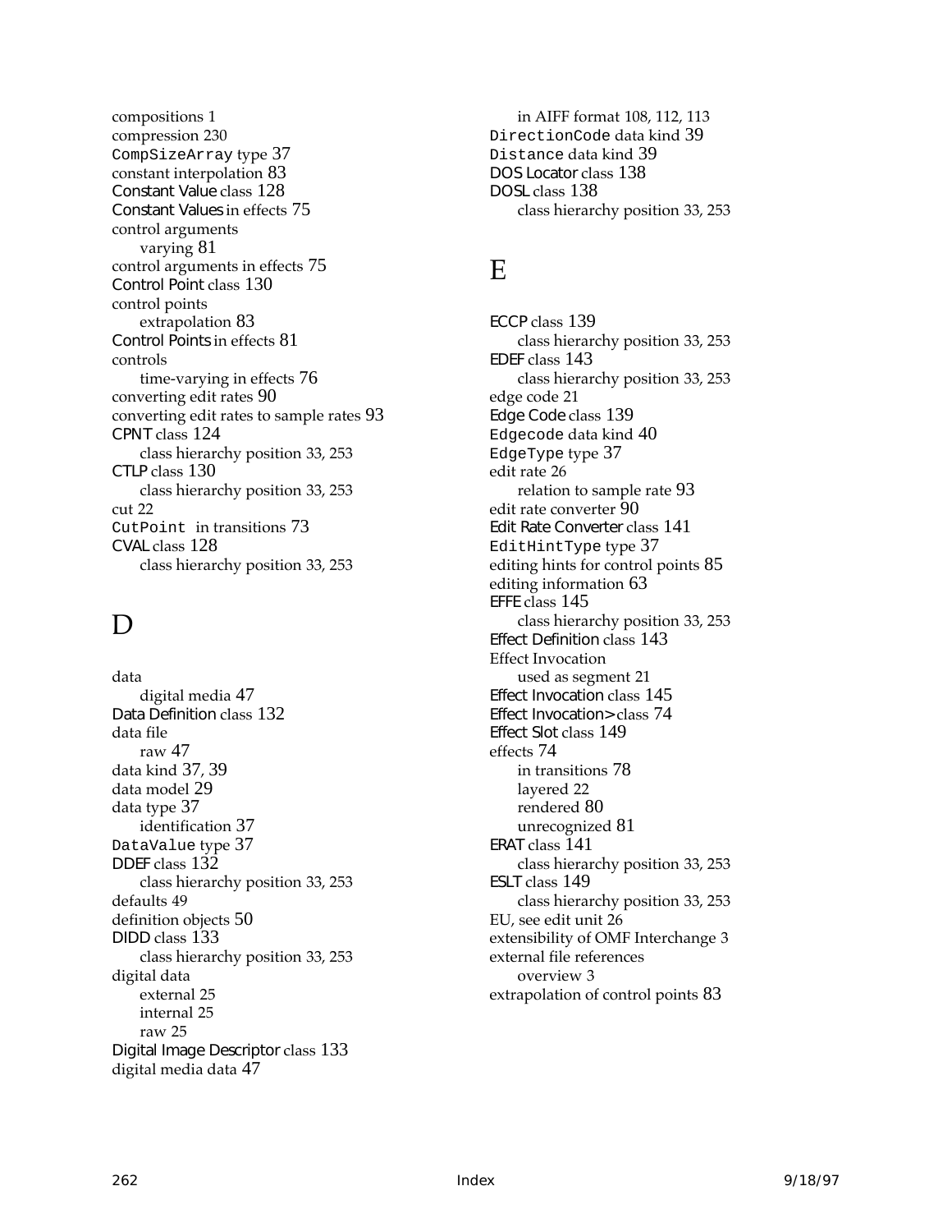compositions 1
compression 230
`CompSizeArray` type 37
constant interpolation 83
Constant Value class 128
Constant Values in effects 75
control arguments
    varying 81
control arguments in effects 75
Control Point class 130
control points
    extrapolation 83
Control Points in effects 81
controls
    time-varying in effects 76
converting edit rates 90
converting edit rates to sample rates 93
CPNT class 124
    class hierarchy position 33, 253
CTLP class 130
    class hierarchy position 33, 253
cut 22
`CutPoint` in transitions 73
CVAL class 128
    class hierarchy position 33, 253

# D

data
    digital media 47
Data Definition class 132
data file
    raw 47
data kind 37, 39
data model 29
data type 37
    identification 37
`DataValue` type 37
DDEF class 132
    class hierarchy position 33, 253
defaults 49
definition objects 50
DIDD class 133
    class hierarchy position 33, 253
digital data
    external 25
    internal 25
    raw 25
Digital Image Descriptor class 133
digital media data 47
    in AIFF format 108, 112, 113
`DirectionCode` data kind 39
`Distance` data kind 39
DOS Locator class 138
DOSL class 138
    class hierarchy position 33, 253

# E

ECCP class 139
    class hierarchy position 33, 253
EDEF class 143
    class hierarchy position 33, 253
edge code 21
Edge Code class 139
`Edgecode` data kind 40
`EdgeType` type 37
edit rate 26
    relation to sample rate 93
edit rate converter 90
Edit Rate Converter class 141
`EditHintType` type 37
editing hints for control points 85
editing information 63
EFFE class 145
    class hierarchy position 33, 253
Effect Definition class 143
Effect Invocation
    used as segment 21
Effect Invocation class 145
Effect Invocation> class 74
Effect Slot class 149
effects 74
    in transitions 78
    layered 22
    rendered 80
    unrecognized 81
ERAT class 141
    class hierarchy position 33, 253
ESLT class 149
    class hierarchy position 33, 253
EU, see edit unit 26
extensibility of OMF Interchange 3
external file references
    overview 3
extrapolation of control points 83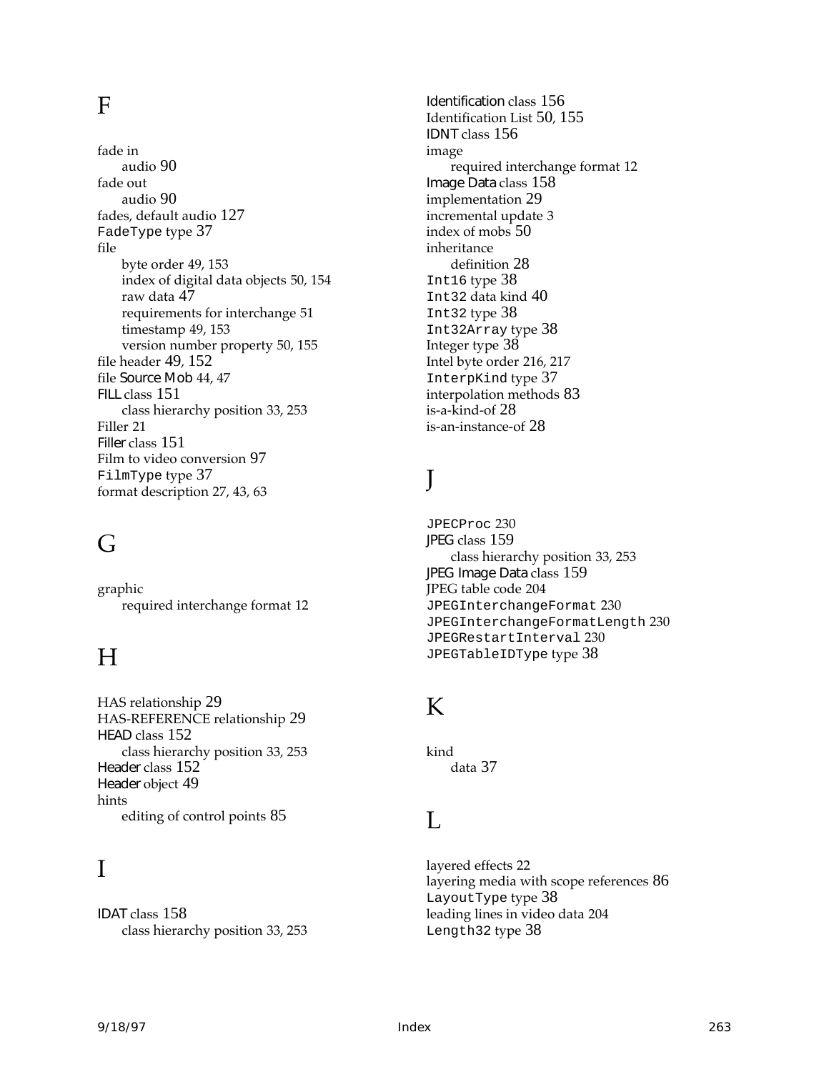## F

fade in
- audio 90

fade out
- audio 90

fades, default audio 127
`FadeType` type 37
file
- byte order 49, 153
- index of digital data objects 50, 154
- raw data 47
- requirements for interchange 51
- timestamp 49, 153
- version number property 50, 155

file header 49, 152
file Source Mob 44, 47
FILL class 151
- class hierarchy position 33, 253

Filler 21
Filler class 151
Film to video conversion 97
`FilmType` type 37
format description 27, 43, 63

## G

graphic
- required interchange format 12

## H

HAS relationship 29
HAS-REFERENCE relationship 29
HEAD class 152
- class hierarchy position 33, 253

Header class 152
Header object 49
hints
- editing of control points 85

## I

IDAT class 158
- class hierarchy position 33, 253

Identification class 156
Identification List 50, 155
IDNT class 156
image
- required interchange format 12

Image Data class 158
implementation 29
incremental update 3
index of mobs 50
inheritance
- definition 28

`Int16` type 38
`Int32` data kind 40
`Int32` type 38
`Int32Array` type 38
Integer type 38
Intel byte order 216, 217
`InterpKind` type 37
interpolation methods 83
is-a-kind-of 28
is-an-instance-of 28

## J

`JPECProc` 230
JPEG class 159
- class hierarchy position 33, 253

JPEG Image Data class 159
JPEG table code 204
`JPEGInterchangeFormat` 230
`JPEGInterchangeFormatLength` 230
`JPEGRestartInterval` 230
`JPEGTableIDType` type 38

## K

kind
- data 37

## L

layered effects 22
layering media with scope references 86
`LayoutType` type 38
leading lines in video data 204
`Length32` type 38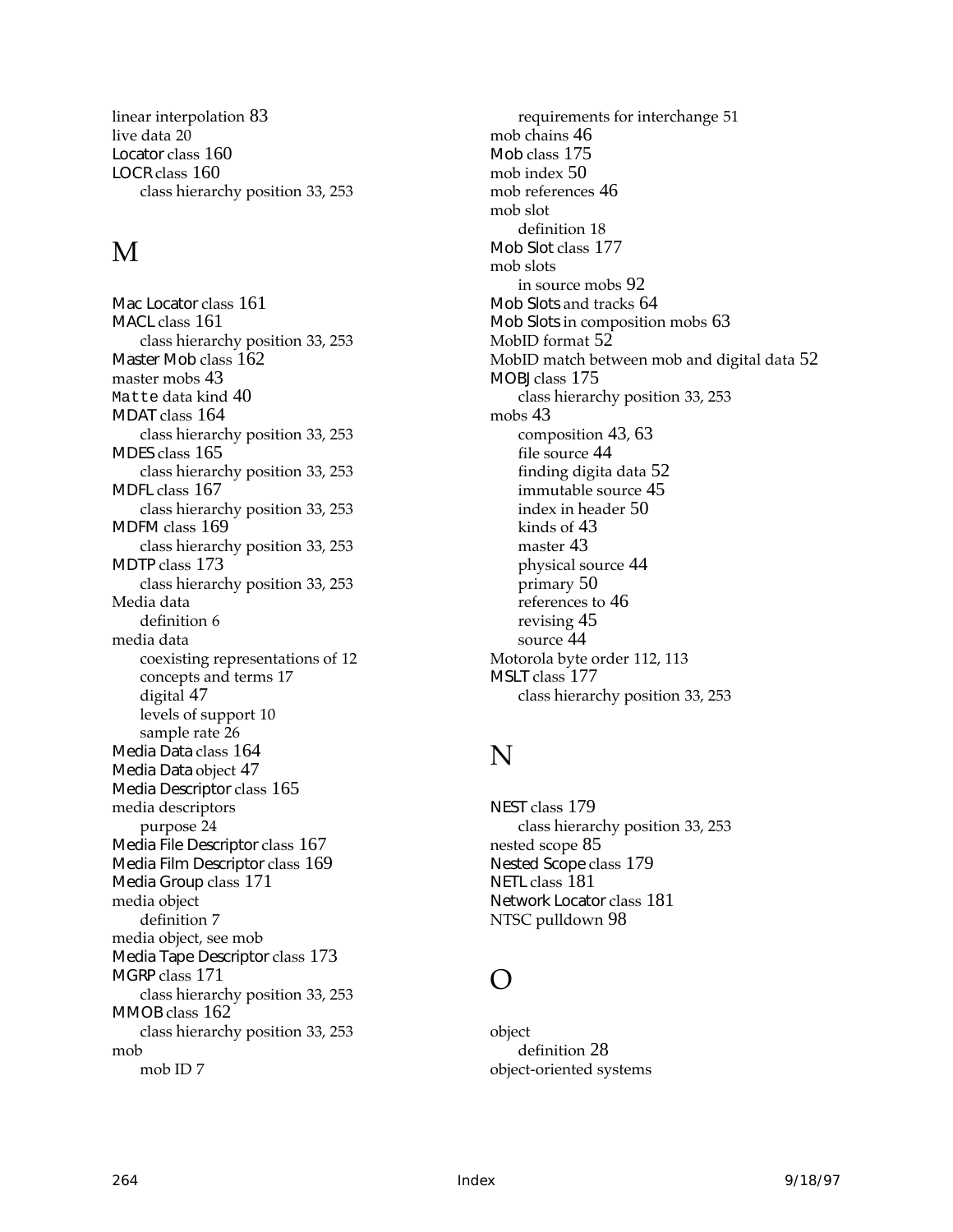linear interpolation 83
live data 20
Locator class 160
LOCR class 160
  class hierarchy position 33, 253

## M

Mac Locator class 161
MACL class 161
  class hierarchy position 33, 253
Master Mob class 162
master mobs 43
`Matte` data kind 40
MDAT class 164
  class hierarchy position 33, 253
MDES class 165
  class hierarchy position 33, 253
MDFL class 167
  class hierarchy position 33, 253
MDFM class 169
  class hierarchy position 33, 253
MDTP class 173
  class hierarchy position 33, 253
Media data
  definition 6
media data
  coexisting representations of 12
  concepts and terms 17
  digital 47
  levels of support 10
  sample rate 26
Media Data class 164
Media Data object 47
Media Descriptor class 165
media descriptors
  purpose 24
Media File Descriptor class 167
Media Film Descriptor class 169
Media Group class 171
media object
  definition 7
media object, see mob
Media Tape Descriptor class 173
MGRP class 171
  class hierarchy position 33, 253
MMOB class 162
  class hierarchy position 33, 253
mob
  mob ID 7
  requirements for interchange 51
mob chains 46
Mob class 175
mob index 50
mob references 46
mob slot
  definition 18
Mob Slot class 177
mob slots
  in source mobs 92
Mob Slots and tracks 64
Mob Slots in composition mobs 63
MobID format 52
MobID match between mob and digital data 52
MOBJ class 175
  class hierarchy position 33, 253
mobs 43
  composition 43, 63
  file source 44
  finding digita data 52
  immutable source 45
  index in header 50
  kinds of 43
  master 43
  physical source 44
  primary 50
  references to 46
  revising 45
  source 44
Motorola byte order 112, 113
MSLT class 177
  class hierarchy position 33, 253

## N

NEST class 179
  class hierarchy position 33, 253
nested scope 85
Nested Scope class 179
NETL class 181
Network Locator class 181
NTSC pulldown 98

## O

object
  definition 28
object-oriented systems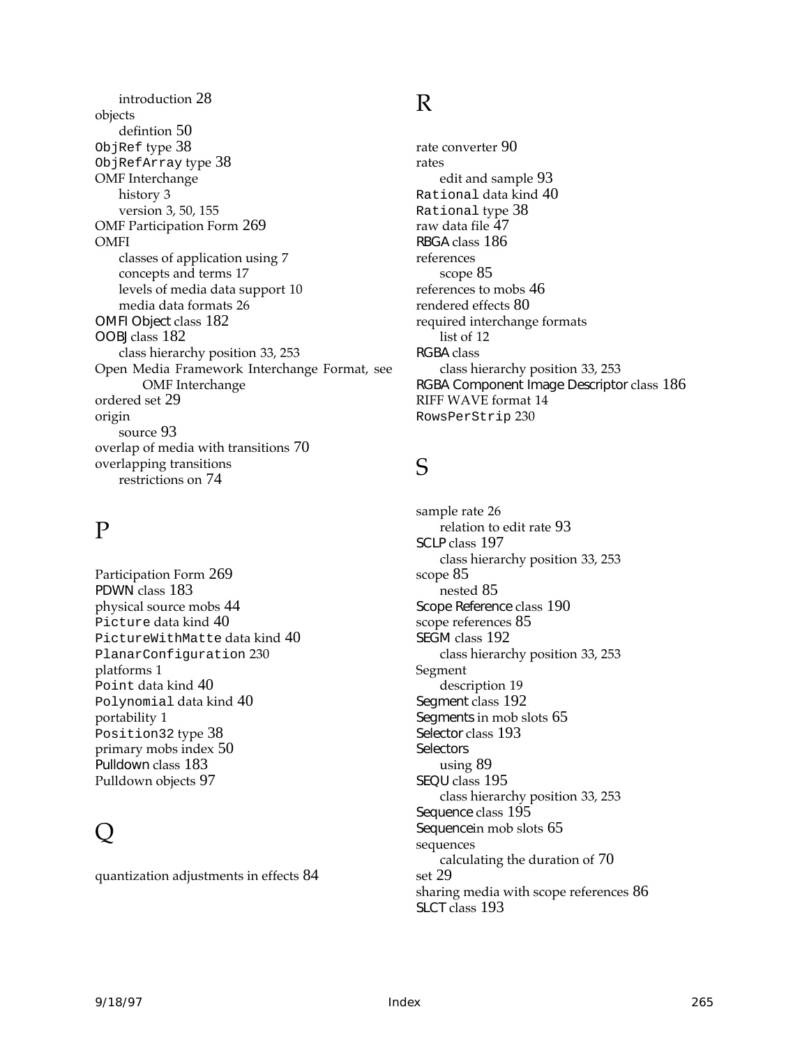introduction 28
objects
  defintion 50
`ObjRef` type 38
`ObjRefArray` type 38
OMF Interchange
  history 3
  version 3, 50, 155
OMF Participation Form 269
OMFI
  classes of application using 7
  concepts and terms 17
  levels of media data support 10
  media data formats 26
OMFI Object class 182
OOBJ class 182
  class hierarchy position 33, 253
Open Media Framework Interchange Format, see OMF Interchange
ordered set 29
origin
  source 93
overlap of media with transitions 70
overlapping transitions
  restrictions on 74

# P

Participation Form 269
PDWN class 183
physical source mobs 44
`Picture` data kind 40
`PictureWithMatte` data kind 40
`PlanarConfiguration` 230
platforms 1
`Point` data kind 40
`Polynomial` data kind 40
portability 1
`Position32` type 38
primary mobs index 50
Pulldown class 183
Pulldown objects 97

# Q

quantization adjustments in effects 84

# R

rate converter 90
rates
  edit and sample 93
`Rational` data kind 40
`Rational` type 38
raw data file 47
RBGA class 186
references
  scope 85
references to mobs 46
rendered effects 80
required interchange formats
  list of 12
RGBA class
  class hierarchy position 33, 253
RGBA Component Image Descriptor class 186
RIFF WAVE format 14
`RowsPerStrip` 230

# S

sample rate 26
  relation to edit rate 93
SCLP class 197
  class hierarchy position 33, 253
scope 85
  nested 85
Scope Reference class 190
scope references 85
SEGM class 192
  class hierarchy position 33, 253
Segment
  description 19
Segment class 192
Segments in mob slots 65
Selector class 193
Selectors
  using 89
SEQU class 195
  class hierarchy position 33, 253
Sequence class 195
Sequencein mob slots 65
sequences
  calculating the duration of 70
set 29
sharing media with scope references 86
SLCT class 193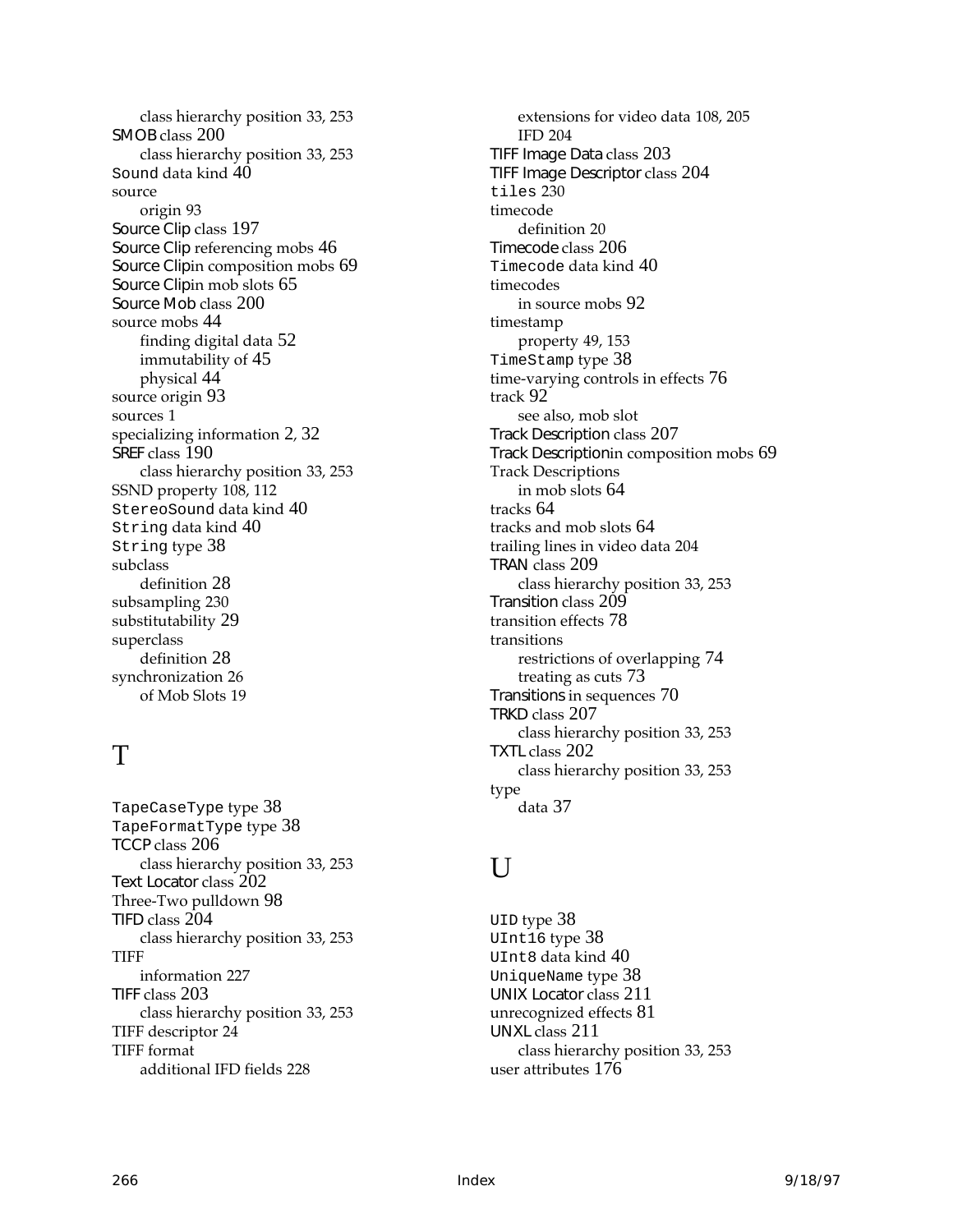class hierarchy position 33, 253
SMOB class 200
class hierarchy position 33, 253
`Sound` data kind 40
source
origin 93
Source Clip class 197
Source Clip referencing mobs 46
Source Clipin composition mobs 69
Source Clipin mob slots 65
Source Mob class 200
source mobs 44
finding digital data 52
immutability of 45
physical 44
source origin 93
sources 1
specializing information 2, 32
SREF class 190
class hierarchy position 33, 253
SSND property 108, 112
`StereoSound` data kind 40
`String` data kind 40
`String` type 38
subclass
definition 28
subsampling 230
substitutability 29
superclass
definition 28
synchronization 26
of Mob Slots 19

# T

`TapeCaseType` type 38
`TapeFormatType` type 38
TCCP class 206
class hierarchy position 33, 253
Text Locator class 202
Three-Two pulldown 98
TIFD class 204
class hierarchy position 33, 253
TIFF
information 227
TIFF class 203
class hierarchy position 33, 253
TIFF descriptor 24
TIFF format
additional IFD fields 228
extensions for video data 108, 205
IFD 204
TIFF Image Data class 203
TIFF Image Descriptor class 204
`tiles` 230
timecode
definition 20
Timecode class 206
`Timecode` data kind 40
timecodes
in source mobs 92
timestamp
property 49, 153
`TimeStamp` type 38
time-varying controls in effects 76
track 92
see also, mob slot
Track Description class 207
Track Descriptionin composition mobs 69
Track Descriptions
in mob slots 64
tracks 64
tracks and mob slots 64
trailing lines in video data 204
TRAN class 209
class hierarchy position 33, 253
Transition class 209
transition effects 78
transitions
restrictions of overlapping 74
treating as cuts 73
Transitions in sequences 70
TRKD class 207
class hierarchy position 33, 253
TXTL class 202
class hierarchy position 33, 253
type
data 37

# U

`UID` type 38
`UInt16` type 38
`UInt8` data kind 40
`UniqueName` type 38
UNIX Locator class 211
unrecognized effects 81
UNXL class 211
class hierarchy position 33, 253
user attributes 176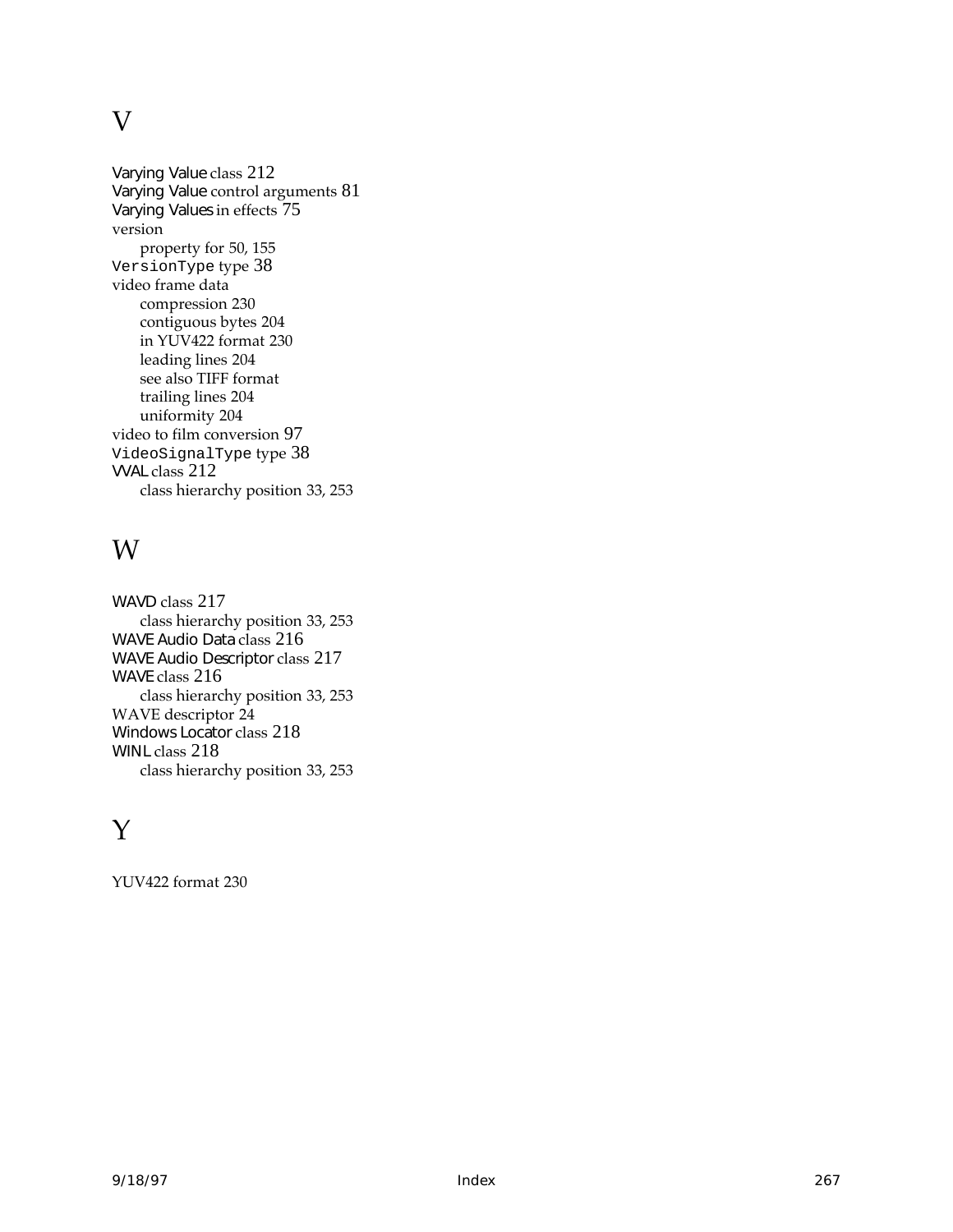# V

Varying Value class 212
Varying Value control arguments 81
Varying Values in effects 75
version
  property for 50, 155
`VersionType` type 38
video frame data
  compression 230
  contiguous bytes 204
  in YUV422 format 230
  leading lines 204
  see also TIFF format
  trailing lines 204
  uniformity 204
video to film conversion 97
`VideoSignalType` type 38
VVAL class 212
  class hierarchy position 33, 253

# W

WAVD class 217
  class hierarchy position 33, 253
WAVE Audio Data class 216
WAVE Audio Descriptor class 217
WAVE class 216
  class hierarchy position 33, 253
WAVE descriptor 24
Windows Locator class 218
WINL class 218
  class hierarchy position 33, 253

# Y

YUV422 format 230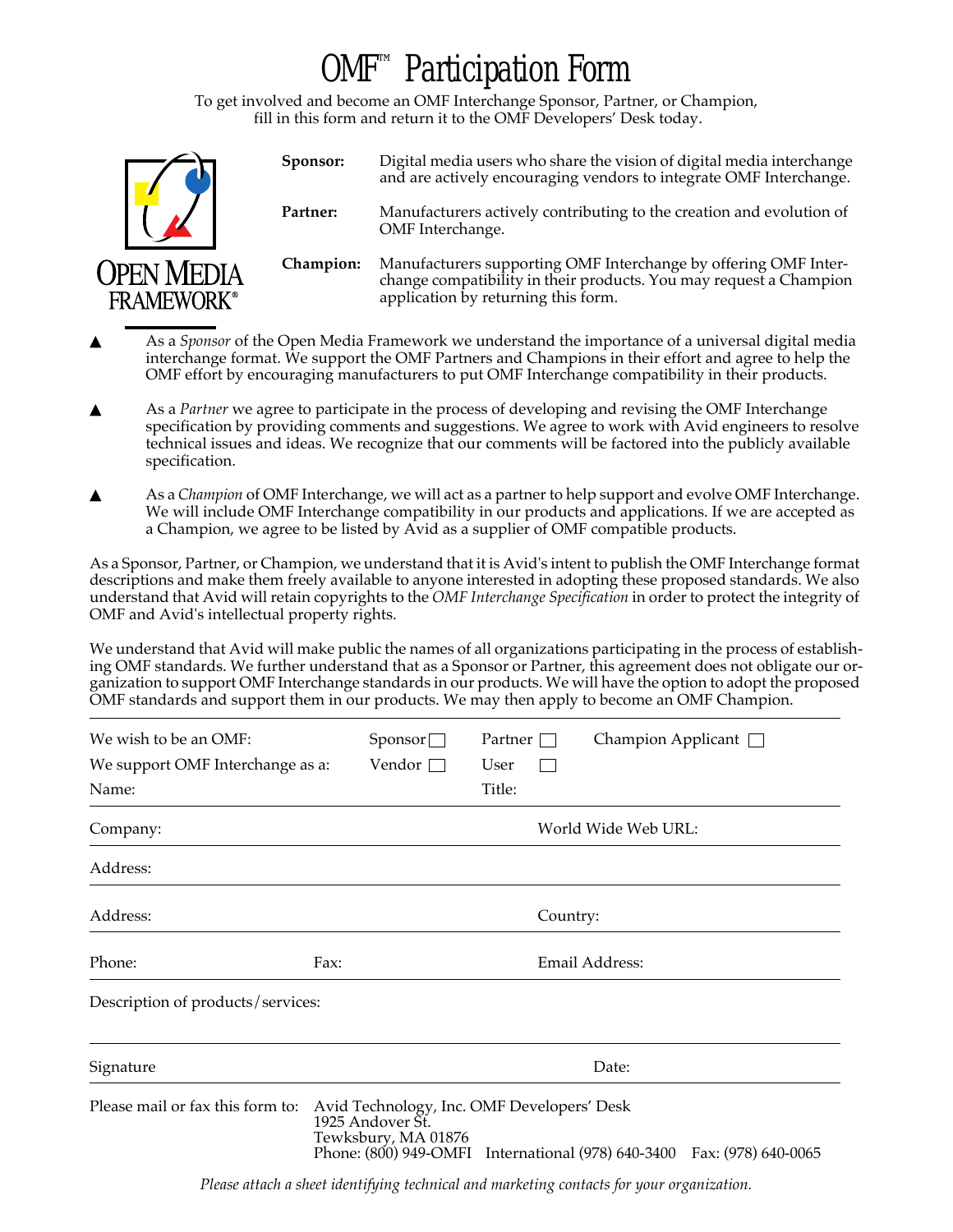# OMF™ Participation Form

To get involved and become an OMF Interchange Sponsor, Partner, or Champion, fill in this form and return it to the OMF Developers' Desk today.

OPEN MEDIA FRAMEWORK®

**Sponsor:** Digital media users who share the vision of digital media interchange and are actively encouraging vendors to integrate OMF Interchange.

**Partner:** Manufacturers actively contributing to the creation and evolution of OMF Interchange.

**Champion:** Manufacturers supporting OMF Interchange by offering OMF Interchange compatibility in their products. You may request a Champion application by returning this form.

▲ As a *Sponsor* of the Open Media Framework we understand the importance of a universal digital media interchange format. We support the OMF Partners and Champions in their effort and agree to help the OMF effort by encouraging manufacturers to put OMF Interchange compatibility in their products.

▲ As a *Partner* we agree to participate in the process of developing and revising the OMF Interchange specification by providing comments and suggestions. We agree to work with Avid engineers to resolve technical issues and ideas. We recognize that our comments will be factored into the publicly available specification.

▲ As a *Champion* of OMF Interchange, we will act as a partner to help support and evolve OMF Interchange. We will include OMF Interchange compatibility in our products and applications. If we are accepted as a Champion, we agree to be listed by Avid as a supplier of OMF compatible products.

As a Sponsor, Partner, or Champion, we understand that it is Avid's intent to publish the OMF Interchange format descriptions and make them freely available to anyone interested in adopting these proposed standards. We also understand that Avid will retain copyrights to the *OMF Interchange Specification* in order to protect the integrity of OMF and Avid's intellectual property rights.

We understand that Avid will make public the names of all organizations participating in the process of establishing OMF standards. We further understand that as a Sponsor or Partner, this agreement does not obligate our organization to support OMF Interchange standards in our products. We will have the option to adopt the proposed OMF standards and support them in our products. We may then apply to become an OMF Champion.

We wish to be an OMF: Sponsor ☐ Partner ☐ Champion Applicant ☐

We support OMF Interchange as a: Vendor ☐ User ☐

Name: Title:

Company: World Wide Web URL:

Address:

Address: Country:

Phone: Fax: Email Address:

Description of products/services:

Signature Date:

Please mail or fax this form to: Avid Technology, Inc. OMF Developers' Desk
1925 Andover St.
Tewksbury, MA 01876
Phone: (800) 949-OMFI International (978) 640-3400 Fax: (978) 640-0065

*Please attach a sheet identifying technical and marketing contacts for your organization.*